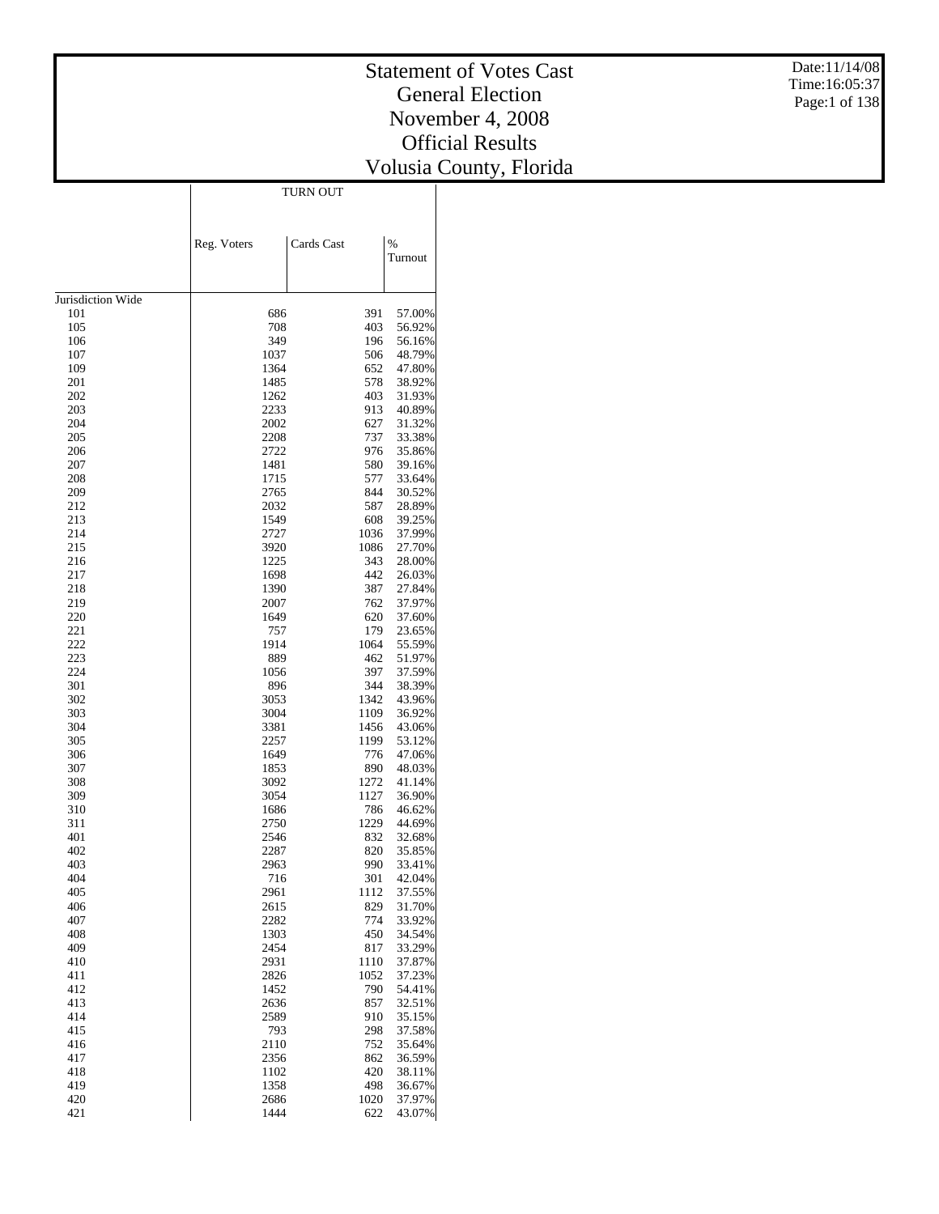# Statement of Votes Cast
# General Election
# November 4, 2008
# Official Results
# Volusia County, Florida

| | TURN OUT | | |
|---|---|---|---|
| | Reg. Voters | Cards Cast | % Turnout |
| Jurisdiction Wide | | | |
| 101 | 686 | 391 | 57.00% |
| 105 | 708 | 403 | 56.92% |
| 106 | 349 | 196 | 56.16% |
| 107 | 1037 | 506 | 48.79% |
| 109 | 1364 | 652 | 47.80% |
| 201 | 1485 | 578 | 38.92% |
| 202 | 1262 | 403 | 31.93% |
| 203 | 2233 | 913 | 40.89% |
| 204 | 2002 | 627 | 31.32% |
| 205 | 2208 | 737 | 33.38% |
| 206 | 2722 | 976 | 35.86% |
| 207 | 1481 | 580 | 39.16% |
| 208 | 1715 | 577 | 33.64% |
| 209 | 2765 | 844 | 30.52% |
| 212 | 2032 | 587 | 28.89% |
| 213 | 1549 | 608 | 39.25% |
| 214 | 2727 | 1036 | 37.99% |
| 215 | 3920 | 1086 | 27.70% |
| 216 | 1225 | 343 | 28.00% |
| 217 | 1698 | 442 | 26.03% |
| 218 | 1390 | 387 | 27.84% |
| 219 | 2007 | 762 | 37.97% |
| 220 | 1649 | 620 | 37.60% |
| 221 | 757 | 179 | 23.65% |
| 222 | 1914 | 1064 | 55.59% |
| 223 | 889 | 462 | 51.97% |
| 224 | 1056 | 397 | 37.59% |
| 301 | 896 | 344 | 38.39% |
| 302 | 3053 | 1342 | 43.96% |
| 303 | 3004 | 1109 | 36.92% |
| 304 | 3381 | 1456 | 43.06% |
| 305 | 2257 | 1199 | 53.12% |
| 306 | 1649 | 776 | 47.06% |
| 307 | 1853 | 890 | 48.03% |
| 308 | 3092 | 1272 | 41.14% |
| 309 | 3054 | 1127 | 36.90% |
| 310 | 1686 | 786 | 46.62% |
| 311 | 2750 | 1229 | 44.69% |
| 401 | 2546 | 832 | 32.68% |
| 402 | 2287 | 820 | 35.85% |
| 403 | 2963 | 990 | 33.41% |
| 404 | 716 | 301 | 42.04% |
| 405 | 2961 | 1112 | 37.55% |
| 406 | 2615 | 829 | 31.70% |
| 407 | 2282 | 774 | 33.92% |
| 408 | 1303 | 450 | 34.54% |
| 409 | 2454 | 817 | 33.29% |
| 410 | 2931 | 1110 | 37.87% |
| 411 | 2826 | 1052 | 37.23% |
| 412 | 1452 | 790 | 54.41% |
| 413 | 2636 | 857 | 32.51% |
| 414 | 2589 | 910 | 35.15% |
| 415 | 793 | 298 | 37.58% |
| 416 | 2110 | 752 | 35.64% |
| 417 | 2356 | 862 | 36.59% |
| 418 | 1102 | 420 | 38.11% |
| 419 | 1358 | 498 | 36.67% |
| 420 | 2686 | 1020 | 37.97% |
| 421 | 1444 | 622 | 43.07% |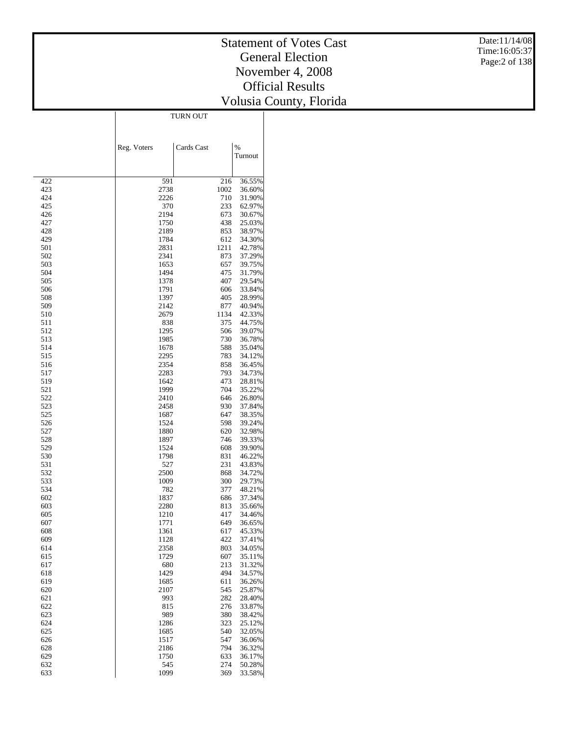# Statement of Votes Cast
## General Election
## November 4, 2008
## Official Results
## Volusia County, Florida

| | TURN OUT | | |
|---|---|---|---|
| | Reg. Voters | Cards Cast | % Turnout |
| 422 | 591 | 216 | 36.55% |
| 423 | 2738 | 1002 | 36.60% |
| 424 | 2226 | 710 | 31.90% |
| 425 | 370 | 233 | 62.97% |
| 426 | 2194 | 673 | 30.67% |
| 427 | 1750 | 438 | 25.03% |
| 428 | 2189 | 853 | 38.97% |
| 429 | 1784 | 612 | 34.30% |
| 501 | 2831 | 1211 | 42.78% |
| 502 | 2341 | 873 | 37.29% |
| 503 | 1653 | 657 | 39.75% |
| 504 | 1494 | 475 | 31.79% |
| 505 | 1378 | 407 | 29.54% |
| 506 | 1791 | 606 | 33.84% |
| 508 | 1397 | 405 | 28.99% |
| 509 | 2142 | 877 | 40.94% |
| 510 | 2679 | 1134 | 42.33% |
| 511 | 838 | 375 | 44.75% |
| 512 | 1295 | 506 | 39.07% |
| 513 | 1985 | 730 | 36.78% |
| 514 | 1678 | 588 | 35.04% |
| 515 | 2295 | 783 | 34.12% |
| 516 | 2354 | 858 | 36.45% |
| 517 | 2283 | 793 | 34.73% |
| 519 | 1642 | 473 | 28.81% |
| 521 | 1999 | 704 | 35.22% |
| 522 | 2410 | 646 | 26.80% |
| 523 | 2458 | 930 | 37.84% |
| 525 | 1687 | 647 | 38.35% |
| 526 | 1524 | 598 | 39.24% |
| 527 | 1880 | 620 | 32.98% |
| 528 | 1897 | 746 | 39.33% |
| 529 | 1524 | 608 | 39.90% |
| 530 | 1798 | 831 | 46.22% |
| 531 | 527 | 231 | 43.83% |
| 532 | 2500 | 868 | 34.72% |
| 533 | 1009 | 300 | 29.73% |
| 534 | 782 | 377 | 48.21% |
| 602 | 1837 | 686 | 37.34% |
| 603 | 2280 | 813 | 35.66% |
| 605 | 1210 | 417 | 34.46% |
| 607 | 1771 | 649 | 36.65% |
| 608 | 1361 | 617 | 45.33% |
| 609 | 1128 | 422 | 37.41% |
| 614 | 2358 | 803 | 34.05% |
| 615 | 1729 | 607 | 35.11% |
| 617 | 680 | 213 | 31.32% |
| 618 | 1429 | 494 | 34.57% |
| 619 | 1685 | 611 | 36.26% |
| 620 | 2107 | 545 | 25.87% |
| 621 | 993 | 282 | 28.40% |
| 622 | 815 | 276 | 33.87% |
| 623 | 989 | 380 | 38.42% |
| 624 | 1286 | 323 | 25.12% |
| 625 | 1685 | 540 | 32.05% |
| 626 | 1517 | 547 | 36.06% |
| 628 | 2186 | 794 | 36.32% |
| 629 | 1750 | 633 | 36.17% |
| 632 | 545 | 274 | 50.28% |
| 633 | 1099 | 369 | 33.58% |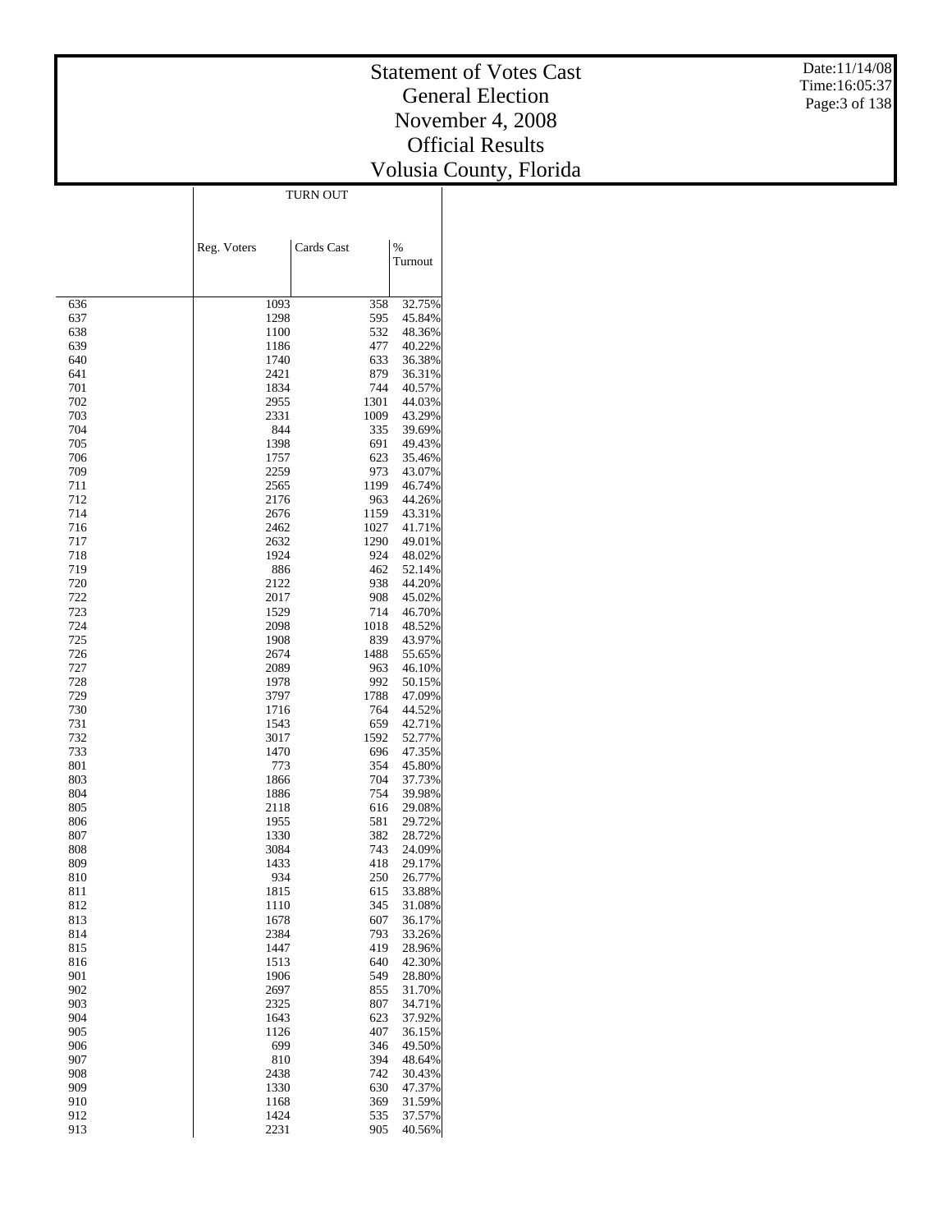# Statement of Votes Cast
## General Election
## November 4, 2008
## Official Results
## Volusia County, Florida

| | TURN OUT | | |
|---|---|---|---|
| | Reg. Voters | Cards Cast | % Turnout |
| 636 | 1093 | 358 | 32.75% |
| 637 | 1298 | 595 | 45.84% |
| 638 | 1100 | 532 | 48.36% |
| 639 | 1186 | 477 | 40.22% |
| 640 | 1740 | 633 | 36.38% |
| 641 | 2421 | 879 | 36.31% |
| 701 | 1834 | 744 | 40.57% |
| 702 | 2955 | 1301 | 44.03% |
| 703 | 2331 | 1009 | 43.29% |
| 704 | 844 | 335 | 39.69% |
| 705 | 1398 | 691 | 49.43% |
| 706 | 1757 | 623 | 35.46% |
| 709 | 2259 | 973 | 43.07% |
| 711 | 2565 | 1199 | 46.74% |
| 712 | 2176 | 963 | 44.26% |
| 714 | 2676 | 1159 | 43.31% |
| 716 | 2462 | 1027 | 41.71% |
| 717 | 2632 | 1290 | 49.01% |
| 718 | 1924 | 924 | 48.02% |
| 719 | 886 | 462 | 52.14% |
| 720 | 2122 | 938 | 44.20% |
| 722 | 2017 | 908 | 45.02% |
| 723 | 1529 | 714 | 46.70% |
| 724 | 2098 | 1018 | 48.52% |
| 725 | 1908 | 839 | 43.97% |
| 726 | 2674 | 1488 | 55.65% |
| 727 | 2089 | 963 | 46.10% |
| 728 | 1978 | 992 | 50.15% |
| 729 | 3797 | 1788 | 47.09% |
| 730 | 1716 | 764 | 44.52% |
| 731 | 1543 | 659 | 42.71% |
| 732 | 3017 | 1592 | 52.77% |
| 733 | 1470 | 696 | 47.35% |
| 801 | 773 | 354 | 45.80% |
| 803 | 1866 | 704 | 37.73% |
| 804 | 1886 | 754 | 39.98% |
| 805 | 2118 | 616 | 29.08% |
| 806 | 1955 | 581 | 29.72% |
| 807 | 1330 | 382 | 28.72% |
| 808 | 3084 | 743 | 24.09% |
| 809 | 1433 | 418 | 29.17% |
| 810 | 934 | 250 | 26.77% |
| 811 | 1815 | 615 | 33.88% |
| 812 | 1110 | 345 | 31.08% |
| 813 | 1678 | 607 | 36.17% |
| 814 | 2384 | 793 | 33.26% |
| 815 | 1447 | 419 | 28.96% |
| 816 | 1513 | 640 | 42.30% |
| 901 | 1906 | 549 | 28.80% |
| 902 | 2697 | 855 | 31.70% |
| 903 | 2325 | 807 | 34.71% |
| 904 | 1643 | 623 | 37.92% |
| 905 | 1126 | 407 | 36.15% |
| 906 | 699 | 346 | 49.50% |
| 907 | 810 | 394 | 48.64% |
| 908 | 2438 | 742 | 30.43% |
| 909 | 1330 | 630 | 47.37% |
| 910 | 1168 | 369 | 31.59% |
| 912 | 1424 | 535 | 37.57% |
| 913 | 2231 | 905 | 40.56% |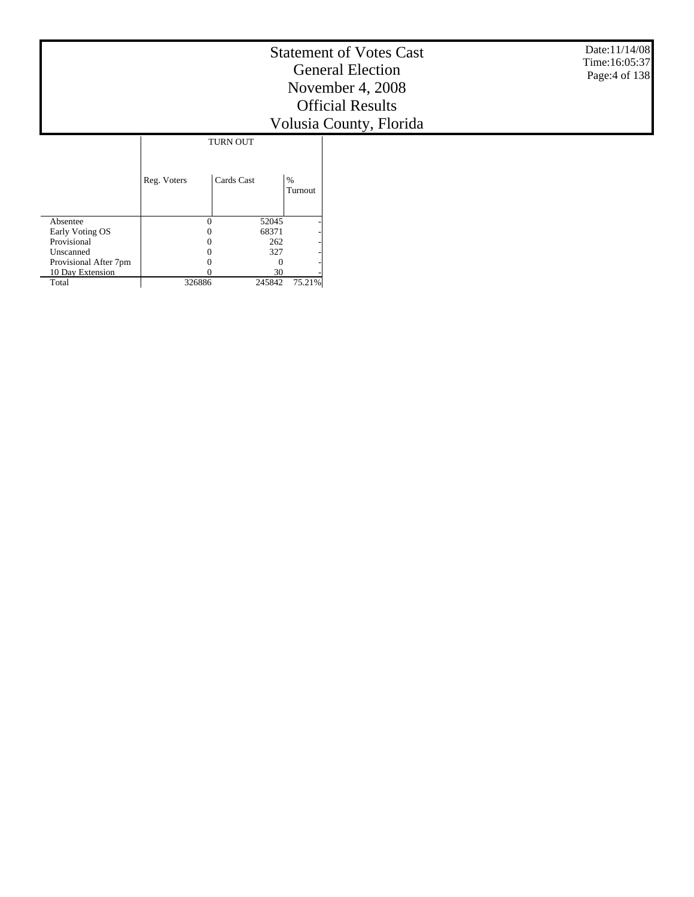# Statement of Votes Cast
## General Election
## November 4, 2008
## Official Results
## Volusia County, Florida

Date:11/14/08
Time:16:05:37

| | TURN OUT | | |
|---|---|---|---|
| | Reg. Voters | Cards Cast | % Turnout |
| Absentee | 0 | 52045 | - |
| Early Voting OS | 0 | 68371 | - |
| Provisional | 0 | 262 | - |
| Unscanned | 0 | 327 | - |
| Provisional After 7pm | 0 | 0 | - |
| 10 Day Extension | 0 | 30 | - |
| Total | 326886 | 245842 | 75.21% |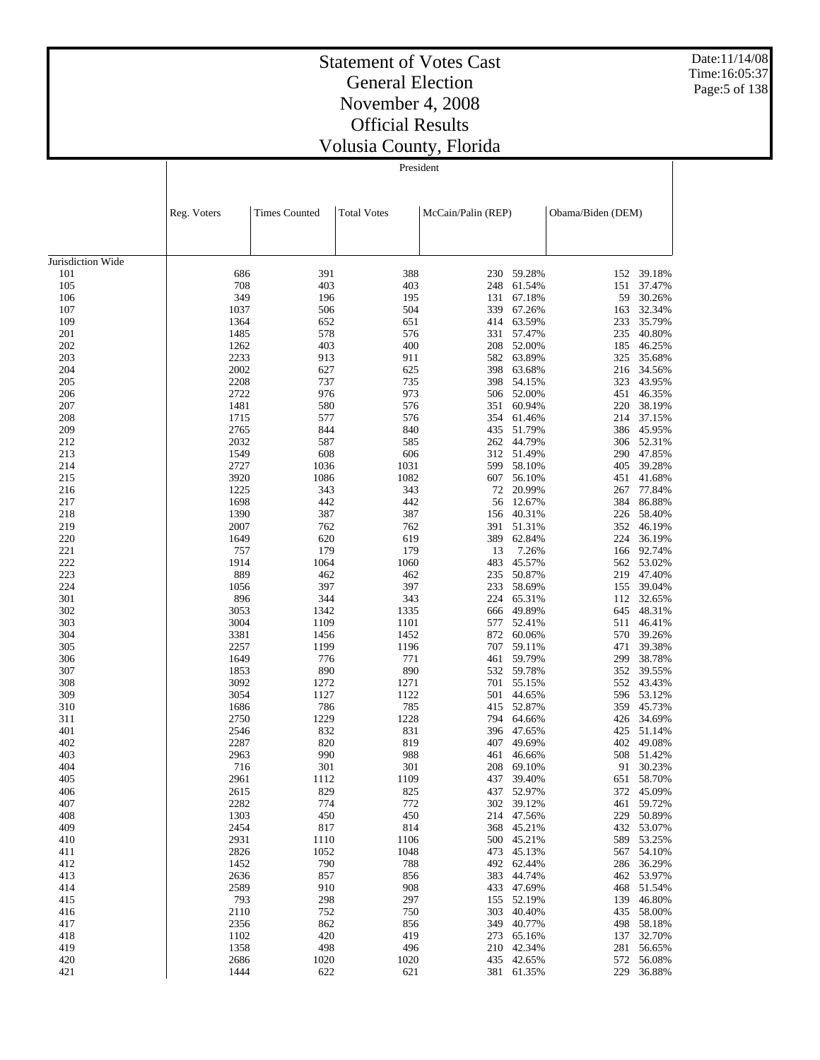# Statement of Votes Cast
## General Election
## November 4, 2008
## Official Results
## Volusia County, Florida

| | President | | | | | | |
|---|---|---|---|---|---|---|---|
| | Reg. Voters | Times Counted | Total Votes | McCain/Palin (REP) | | Obama/Biden (DEM) | |
| Jurisdiction Wide | | | | | | | |
| 101 | 686 | 391 | 388 | 230 | 59.28% | 152 | 39.18% |
| 105 | 708 | 403 | 403 | 248 | 61.54% | 151 | 37.47% |
| 106 | 349 | 196 | 195 | 131 | 67.18% | 59 | 30.26% |
| 107 | 1037 | 506 | 504 | 339 | 67.26% | 163 | 32.34% |
| 109 | 1364 | 652 | 651 | 414 | 63.59% | 233 | 35.79% |
| 201 | 1485 | 578 | 576 | 331 | 57.47% | 235 | 40.80% |
| 202 | 1262 | 403 | 400 | 208 | 52.00% | 185 | 46.25% |
| 203 | 2233 | 913 | 911 | 582 | 63.89% | 325 | 35.68% |
| 204 | 2002 | 627 | 625 | 398 | 63.68% | 216 | 34.56% |
| 205 | 2208 | 737 | 735 | 398 | 54.15% | 323 | 43.95% |
| 206 | 2722 | 976 | 973 | 506 | 52.00% | 451 | 46.35% |
| 207 | 1481 | 580 | 576 | 351 | 60.94% | 220 | 38.19% |
| 208 | 1715 | 577 | 576 | 354 | 61.46% | 214 | 37.15% |
| 209 | 2765 | 844 | 840 | 435 | 51.79% | 386 | 45.95% |
| 212 | 2032 | 587 | 585 | 262 | 44.79% | 306 | 52.31% |
| 213 | 1549 | 608 | 606 | 312 | 51.49% | 290 | 47.85% |
| 214 | 2727 | 1036 | 1031 | 599 | 58.10% | 405 | 39.28% |
| 215 | 3920 | 1086 | 1082 | 607 | 56.10% | 451 | 41.68% |
| 216 | 1225 | 343 | 343 | 72 | 20.99% | 267 | 77.84% |
| 217 | 1698 | 442 | 442 | 56 | 12.67% | 384 | 86.88% |
| 218 | 1390 | 387 | 387 | 156 | 40.31% | 226 | 58.40% |
| 219 | 2007 | 762 | 762 | 391 | 51.31% | 352 | 46.19% |
| 220 | 1649 | 620 | 619 | 389 | 62.84% | 224 | 36.19% |
| 221 | 757 | 179 | 179 | 13 | 7.26% | 166 | 92.74% |
| 222 | 1914 | 1064 | 1060 | 483 | 45.57% | 562 | 53.02% |
| 223 | 889 | 462 | 462 | 235 | 50.87% | 219 | 47.40% |
| 224 | 1056 | 397 | 397 | 233 | 58.69% | 155 | 39.04% |
| 301 | 896 | 344 | 343 | 224 | 65.31% | 112 | 32.65% |
| 302 | 3053 | 1342 | 1335 | 666 | 49.89% | 645 | 48.31% |
| 303 | 3004 | 1109 | 1101 | 577 | 52.41% | 511 | 46.41% |
| 304 | 3381 | 1456 | 1452 | 872 | 60.06% | 570 | 39.26% |
| 305 | 2257 | 1199 | 1196 | 707 | 59.11% | 471 | 39.38% |
| 306 | 1649 | 776 | 771 | 461 | 59.79% | 299 | 38.78% |
| 307 | 1853 | 890 | 890 | 532 | 59.78% | 352 | 39.55% |
| 308 | 3092 | 1272 | 1271 | 701 | 55.15% | 552 | 43.43% |
| 309 | 3054 | 1127 | 1122 | 501 | 44.65% | 596 | 53.12% |
| 310 | 1686 | 786 | 785 | 415 | 52.87% | 359 | 45.73% |
| 311 | 2750 | 1229 | 1228 | 794 | 64.66% | 426 | 34.69% |
| 401 | 2546 | 832 | 831 | 396 | 47.65% | 425 | 51.14% |
| 402 | 2287 | 820 | 819 | 407 | 49.69% | 402 | 49.08% |
| 403 | 2963 | 990 | 988 | 461 | 46.66% | 508 | 51.42% |
| 404 | 716 | 301 | 301 | 208 | 69.10% | 91 | 30.23% |
| 405 | 2961 | 1112 | 1109 | 437 | 39.40% | 651 | 58.70% |
| 406 | 2615 | 829 | 825 | 437 | 52.97% | 372 | 45.09% |
| 407 | 2282 | 774 | 772 | 302 | 39.12% | 461 | 59.72% |
| 408 | 1303 | 450 | 450 | 214 | 47.56% | 229 | 50.89% |
| 409 | 2454 | 817 | 814 | 368 | 45.21% | 432 | 53.07% |
| 410 | 2931 | 1110 | 1106 | 500 | 45.21% | 589 | 53.25% |
| 411 | 2826 | 1052 | 1048 | 473 | 45.13% | 567 | 54.10% |
| 412 | 1452 | 790 | 788 | 492 | 62.44% | 286 | 36.29% |
| 413 | 2636 | 857 | 856 | 383 | 44.74% | 462 | 53.97% |
| 414 | 2589 | 910 | 908 | 433 | 47.69% | 468 | 51.54% |
| 415 | 793 | 298 | 297 | 155 | 52.19% | 139 | 46.80% |
| 416 | 2110 | 752 | 750 | 303 | 40.40% | 435 | 58.00% |
| 417 | 2356 | 862 | 856 | 349 | 40.77% | 498 | 58.18% |
| 418 | 1102 | 420 | 419 | 273 | 65.16% | 137 | 32.70% |
| 419 | 1358 | 498 | 496 | 210 | 42.34% | 281 | 56.65% |
| 420 | 2686 | 1020 | 1020 | 435 | 42.65% | 572 | 56.08% |
| 421 | 1444 | 622 | 621 | 381 | 61.35% | 229 | 36.88% |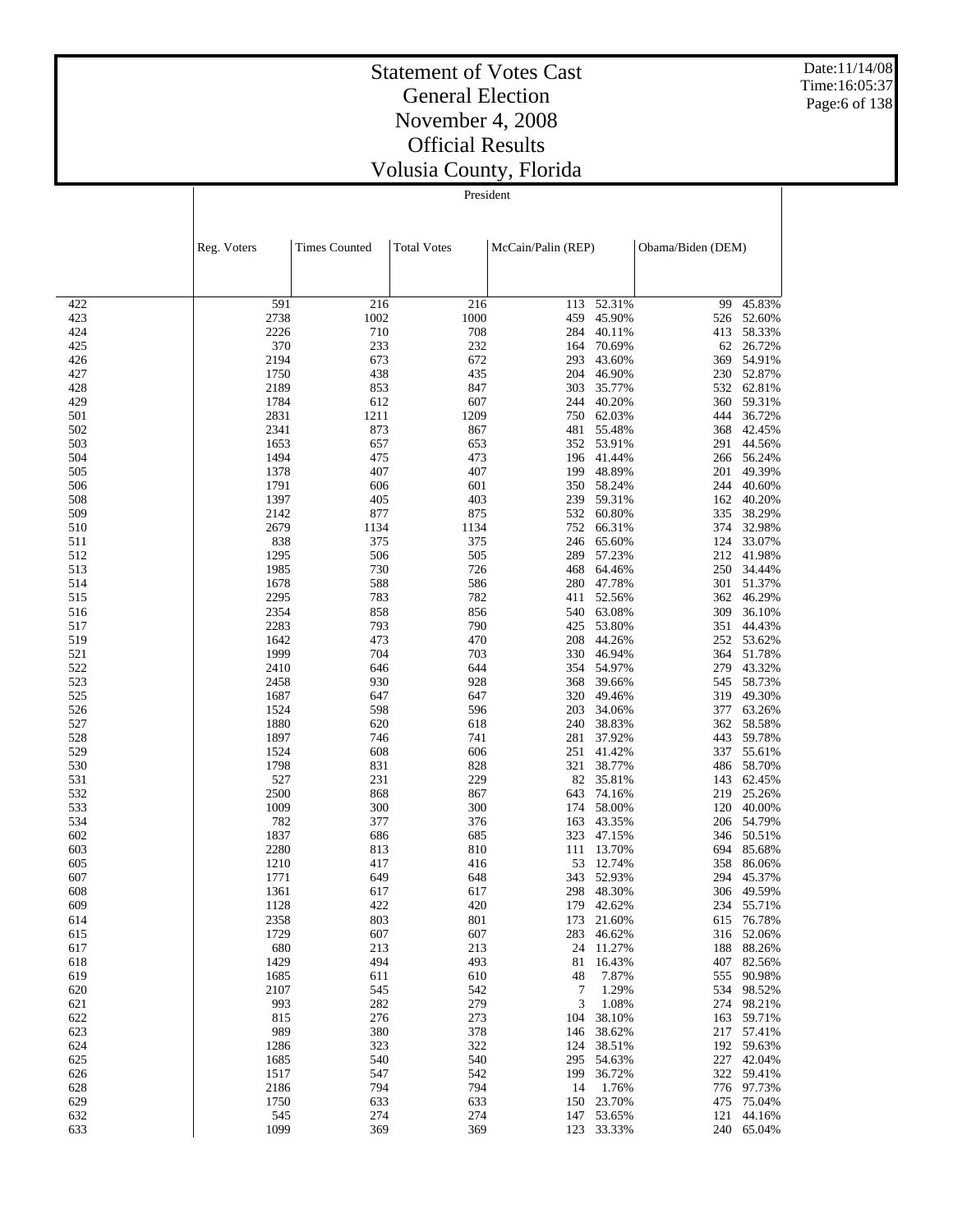# Statement of Votes Cast
## General Election
## November 4, 2008
## Official Results
## Volusia County, Florida

President

| | Reg. Voters | Times Counted | Total Votes | McCain/Palin (REP) | | Obama/Biden (DEM) | |
|---|---|---|---|---|---|---|---|
| 422 | 591 | 216 | 216 | 113 | 52.31% | 99 | 45.83% |
| 423 | 2738 | 1002 | 1000 | 459 | 45.90% | 526 | 52.60% |
| 424 | 2226 | 710 | 708 | 284 | 40.11% | 413 | 58.33% |
| 425 | 370 | 233 | 232 | 164 | 70.69% | 62 | 26.72% |
| 426 | 2194 | 673 | 672 | 293 | 43.60% | 369 | 54.91% |
| 427 | 1750 | 438 | 435 | 204 | 46.90% | 230 | 52.87% |
| 428 | 2189 | 853 | 847 | 303 | 35.77% | 532 | 62.81% |
| 429 | 1784 | 612 | 607 | 244 | 40.20% | 360 | 59.31% |
| 501 | 2831 | 1211 | 1209 | 750 | 62.03% | 444 | 36.72% |
| 502 | 2341 | 873 | 867 | 481 | 55.48% | 368 | 42.45% |
| 503 | 1653 | 657 | 653 | 352 | 53.91% | 291 | 44.56% |
| 504 | 1494 | 475 | 473 | 196 | 41.44% | 266 | 56.24% |
| 505 | 1378 | 407 | 407 | 199 | 48.89% | 201 | 49.39% |
| 506 | 1791 | 606 | 601 | 350 | 58.24% | 244 | 40.60% |
| 508 | 1397 | 405 | 403 | 239 | 59.31% | 162 | 40.20% |
| 509 | 2142 | 877 | 875 | 532 | 60.80% | 335 | 38.29% |
| 510 | 2679 | 1134 | 1134 | 752 | 66.31% | 374 | 32.98% |
| 511 | 838 | 375 | 375 | 246 | 65.60% | 124 | 33.07% |
| 512 | 1295 | 506 | 505 | 289 | 57.23% | 212 | 41.98% |
| 513 | 1985 | 730 | 726 | 468 | 64.46% | 250 | 34.44% |
| 514 | 1678 | 588 | 586 | 280 | 47.78% | 301 | 51.37% |
| 515 | 2295 | 783 | 782 | 411 | 52.56% | 362 | 46.29% |
| 516 | 2354 | 858 | 856 | 540 | 63.08% | 309 | 36.10% |
| 517 | 2283 | 793 | 790 | 425 | 53.80% | 351 | 44.43% |
| 519 | 1642 | 473 | 470 | 208 | 44.26% | 252 | 53.62% |
| 521 | 1999 | 704 | 703 | 330 | 46.94% | 364 | 51.78% |
| 522 | 2410 | 646 | 644 | 354 | 54.97% | 279 | 43.32% |
| 523 | 2458 | 930 | 928 | 368 | 39.66% | 545 | 58.73% |
| 525 | 1687 | 647 | 647 | 320 | 49.46% | 319 | 49.30% |
| 526 | 1524 | 598 | 596 | 203 | 34.06% | 377 | 63.26% |
| 527 | 1880 | 620 | 618 | 240 | 38.83% | 362 | 58.58% |
| 528 | 1897 | 746 | 741 | 281 | 37.92% | 443 | 59.78% |
| 529 | 1524 | 608 | 606 | 251 | 41.42% | 337 | 55.61% |
| 530 | 1798 | 831 | 828 | 321 | 38.77% | 486 | 58.70% |
| 531 | 527 | 231 | 229 | 82 | 35.81% | 143 | 62.45% |
| 532 | 2500 | 868 | 867 | 643 | 74.16% | 219 | 25.26% |
| 533 | 1009 | 300 | 300 | 174 | 58.00% | 120 | 40.00% |
| 534 | 782 | 377 | 376 | 163 | 43.35% | 206 | 54.79% |
| 602 | 1837 | 686 | 685 | 323 | 47.15% | 346 | 50.51% |
| 603 | 2280 | 813 | 810 | 111 | 13.70% | 694 | 85.68% |
| 605 | 1210 | 417 | 416 | 53 | 12.74% | 358 | 86.06% |
| 607 | 1771 | 649 | 648 | 343 | 52.93% | 294 | 45.37% |
| 608 | 1361 | 617 | 617 | 298 | 48.30% | 306 | 49.59% |
| 609 | 1128 | 422 | 420 | 179 | 42.62% | 234 | 55.71% |
| 614 | 2358 | 803 | 801 | 173 | 21.60% | 615 | 76.78% |
| 615 | 1729 | 607 | 607 | 283 | 46.62% | 316 | 52.06% |
| 617 | 680 | 213 | 213 | 24 | 11.27% | 188 | 88.26% |
| 618 | 1429 | 494 | 493 | 81 | 16.43% | 407 | 82.56% |
| 619 | 1685 | 611 | 610 | 48 | 7.87% | 555 | 90.98% |
| 620 | 2107 | 545 | 542 | 7 | 1.29% | 534 | 98.52% |
| 621 | 993 | 282 | 279 | 3 | 1.08% | 274 | 98.21% |
| 622 | 815 | 276 | 273 | 104 | 38.10% | 163 | 59.71% |
| 623 | 989 | 380 | 378 | 146 | 38.62% | 217 | 57.41% |
| 624 | 1286 | 323 | 322 | 124 | 38.51% | 192 | 59.63% |
| 625 | 1685 | 540 | 540 | 295 | 54.63% | 227 | 42.04% |
| 626 | 1517 | 547 | 542 | 199 | 36.72% | 322 | 59.41% |
| 628 | 2186 | 794 | 794 | 14 | 1.76% | 776 | 97.73% |
| 629 | 1750 | 633 | 633 | 150 | 23.70% | 475 | 75.04% |
| 632 | 545 | 274 | 274 | 147 | 53.65% | 121 | 44.16% |
| 633 | 1099 | 369 | 369 | 123 | 33.33% | 240 | 65.04% |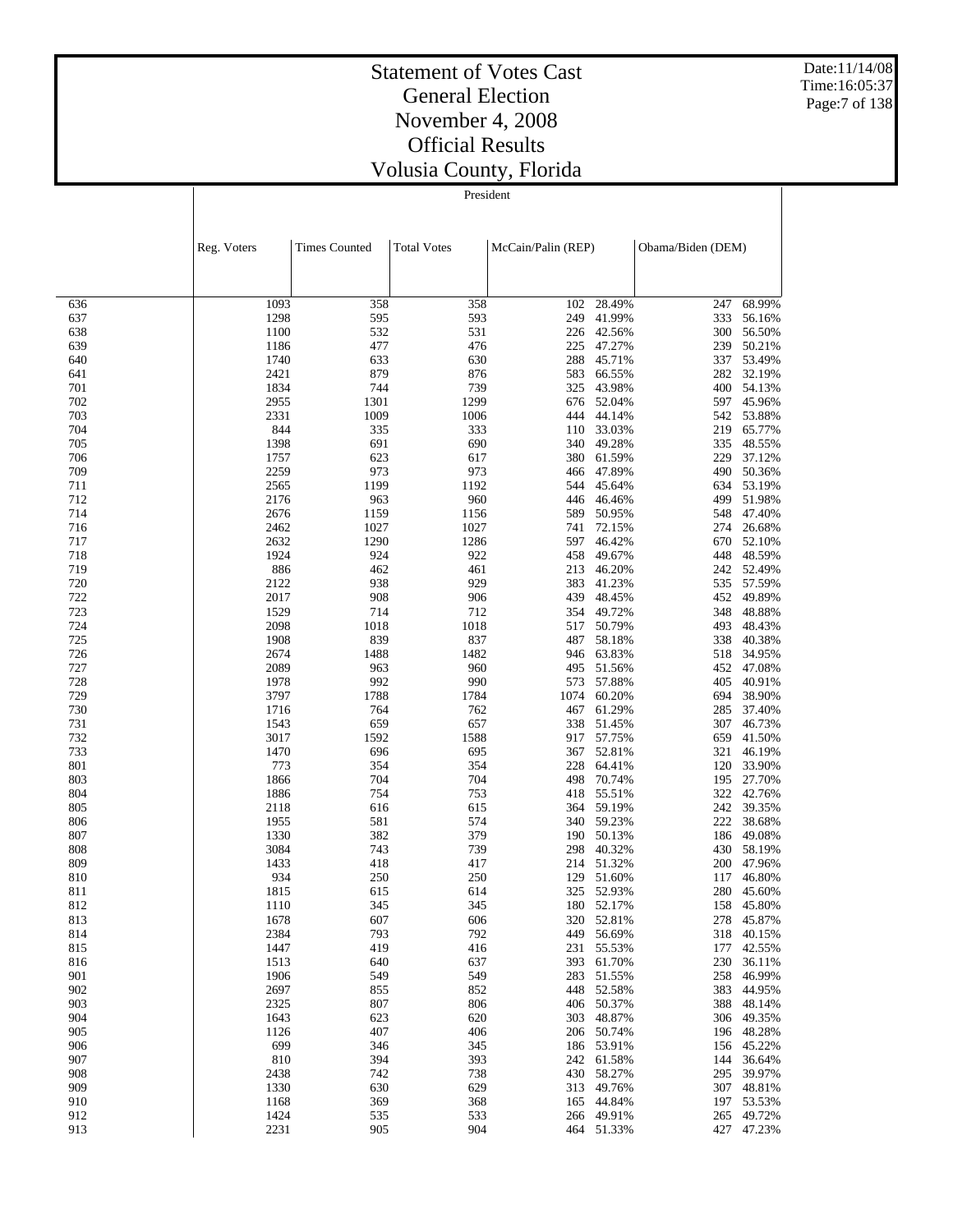# Statement of Votes Cast
## General Election
## November 4, 2008
## Official Results
## Volusia County, Florida

President

| | Reg. Voters | Times Counted | Total Votes | McCain/Palin (REP) | | Obama/Biden (DEM) | |
|---|---|---|---|---|---|---|---|
| 636 | 1093 | 358 | 358 | 102 | 28.49% | 247 | 68.99% |
| 637 | 1298 | 595 | 593 | 249 | 41.99% | 333 | 56.16% |
| 638 | 1100 | 532 | 531 | 226 | 42.56% | 300 | 56.50% |
| 639 | 1186 | 477 | 476 | 225 | 47.27% | 239 | 50.21% |
| 640 | 1740 | 633 | 630 | 288 | 45.71% | 337 | 53.49% |
| 641 | 2421 | 879 | 876 | 583 | 66.55% | 282 | 32.19% |
| 701 | 1834 | 744 | 739 | 325 | 43.98% | 400 | 54.13% |
| 702 | 2955 | 1301 | 1299 | 676 | 52.04% | 597 | 45.96% |
| 703 | 2331 | 1009 | 1006 | 444 | 44.14% | 542 | 53.88% |
| 704 | 844 | 335 | 333 | 110 | 33.03% | 219 | 65.77% |
| 705 | 1398 | 691 | 690 | 340 | 49.28% | 335 | 48.55% |
| 706 | 1757 | 623 | 617 | 380 | 61.59% | 229 | 37.12% |
| 709 | 2259 | 973 | 973 | 466 | 47.89% | 490 | 50.36% |
| 711 | 2565 | 1199 | 1192 | 544 | 45.64% | 634 | 53.19% |
| 712 | 2176 | 963 | 960 | 446 | 46.46% | 499 | 51.98% |
| 714 | 2676 | 1159 | 1156 | 589 | 50.95% | 548 | 47.40% |
| 716 | 2462 | 1027 | 1027 | 741 | 72.15% | 274 | 26.68% |
| 717 | 2632 | 1290 | 1286 | 597 | 46.42% | 670 | 52.10% |
| 718 | 1924 | 924 | 922 | 458 | 49.67% | 448 | 48.59% |
| 719 | 886 | 462 | 461 | 213 | 46.20% | 242 | 52.49% |
| 720 | 2122 | 938 | 929 | 383 | 41.23% | 535 | 57.59% |
| 722 | 2017 | 908 | 906 | 439 | 48.45% | 452 | 49.89% |
| 723 | 1529 | 714 | 712 | 354 | 49.72% | 348 | 48.88% |
| 724 | 2098 | 1018 | 1018 | 517 | 50.79% | 493 | 48.43% |
| 725 | 1908 | 839 | 837 | 487 | 58.18% | 338 | 40.38% |
| 726 | 2674 | 1488 | 1482 | 946 | 63.83% | 518 | 34.95% |
| 727 | 2089 | 963 | 960 | 495 | 51.56% | 452 | 47.08% |
| 728 | 1978 | 992 | 990 | 573 | 57.88% | 405 | 40.91% |
| 729 | 3797 | 1788 | 1784 | 1074 | 60.20% | 694 | 38.90% |
| 730 | 1716 | 764 | 762 | 467 | 61.29% | 285 | 37.40% |
| 731 | 1543 | 659 | 657 | 338 | 51.45% | 307 | 46.73% |
| 732 | 3017 | 1592 | 1588 | 917 | 57.75% | 659 | 41.50% |
| 733 | 1470 | 696 | 695 | 367 | 52.81% | 321 | 46.19% |
| 801 | 773 | 354 | 354 | 228 | 64.41% | 120 | 33.90% |
| 803 | 1866 | 704 | 704 | 498 | 70.74% | 195 | 27.70% |
| 804 | 1886 | 754 | 753 | 418 | 55.51% | 322 | 42.76% |
| 805 | 2118 | 616 | 615 | 364 | 59.19% | 242 | 39.35% |
| 806 | 1955 | 581 | 574 | 340 | 59.23% | 222 | 38.68% |
| 807 | 1330 | 382 | 379 | 190 | 50.13% | 186 | 49.08% |
| 808 | 3084 | 743 | 739 | 298 | 40.32% | 430 | 58.19% |
| 809 | 1433 | 418 | 417 | 214 | 51.32% | 200 | 47.96% |
| 810 | 934 | 250 | 250 | 129 | 51.60% | 117 | 46.80% |
| 811 | 1815 | 615 | 614 | 325 | 52.93% | 280 | 45.60% |
| 812 | 1110 | 345 | 345 | 180 | 52.17% | 158 | 45.80% |
| 813 | 1678 | 607 | 606 | 320 | 52.81% | 278 | 45.87% |
| 814 | 2384 | 793 | 792 | 449 | 56.69% | 318 | 40.15% |
| 815 | 1447 | 419 | 416 | 231 | 55.53% | 177 | 42.55% |
| 816 | 1513 | 640 | 637 | 393 | 61.70% | 230 | 36.11% |
| 901 | 1906 | 549 | 549 | 283 | 51.55% | 258 | 46.99% |
| 902 | 2697 | 855 | 852 | 448 | 52.58% | 383 | 44.95% |
| 903 | 2325 | 807 | 806 | 406 | 50.37% | 388 | 48.14% |
| 904 | 1643 | 623 | 620 | 303 | 48.87% | 306 | 49.35% |
| 905 | 1126 | 407 | 406 | 206 | 50.74% | 196 | 48.28% |
| 906 | 699 | 346 | 345 | 186 | 53.91% | 156 | 45.22% |
| 907 | 810 | 394 | 393 | 242 | 61.58% | 144 | 36.64% |
| 908 | 2438 | 742 | 738 | 430 | 58.27% | 295 | 39.97% |
| 909 | 1330 | 630 | 629 | 313 | 49.76% | 307 | 48.81% |
| 910 | 1168 | 369 | 368 | 165 | 44.84% | 197 | 53.53% |
| 912 | 1424 | 535 | 533 | 266 | 49.91% | 265 | 49.72% |
| 913 | 2231 | 905 | 904 | 464 | 51.33% | 427 | 47.23% |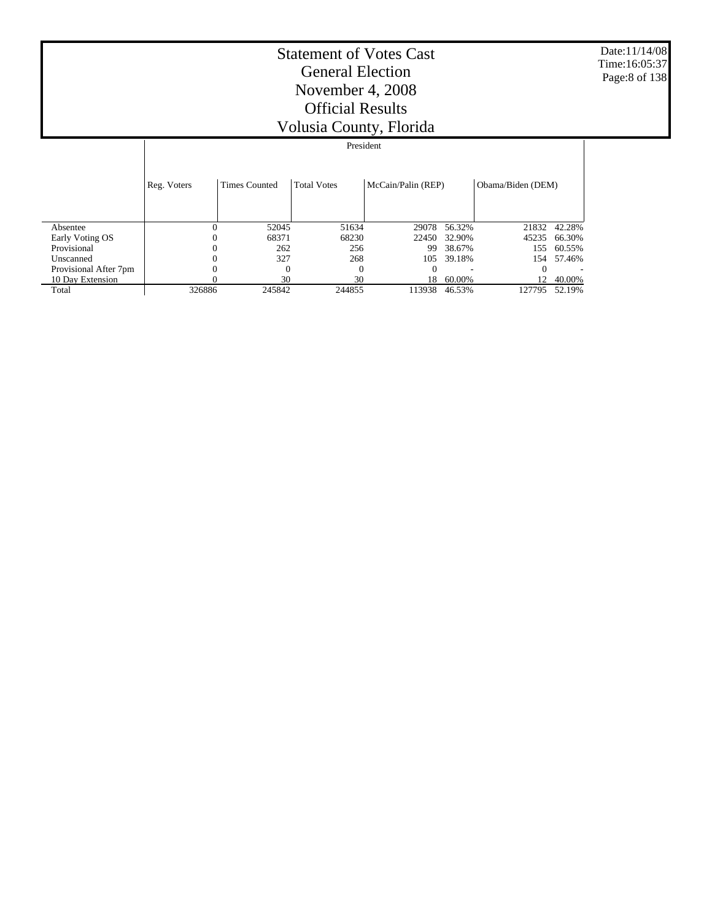# Statement of Votes Cast
# General Election
# November 4, 2008
# Official Results
# Volusia County, Florida

Date:11/14/08
Time:16:05:37

| | President | | | | | | |
|---|---|---|---|---|---|---|---|
| | Reg. Voters | Times Counted | Total Votes | McCain/Palin (REP) | | Obama/Biden (DEM) | |
| Absentee | 0 | 52045 | 51634 | 29078 | 56.32% | 21832 | 42.28% |
| Early Voting OS | 0 | 68371 | 68230 | 22450 | 32.90% | 45235 | 66.30% |
| Provisional | 0 | 262 | 256 | 99 | 38.67% | 155 | 60.55% |
| Unscanned | 0 | 327 | 268 | 105 | 39.18% | 154 | 57.46% |
| Provisional After 7pm | 0 | 0 | 0 | 0 | - | 0 | - |
| 10 Day Extension | 0 | 30 | 30 | 18 | 60.00% | 12 | 40.00% |
| Total | 326886 | 245842 | 244855 | 113938 | 46.53% | 127795 | 52.19% |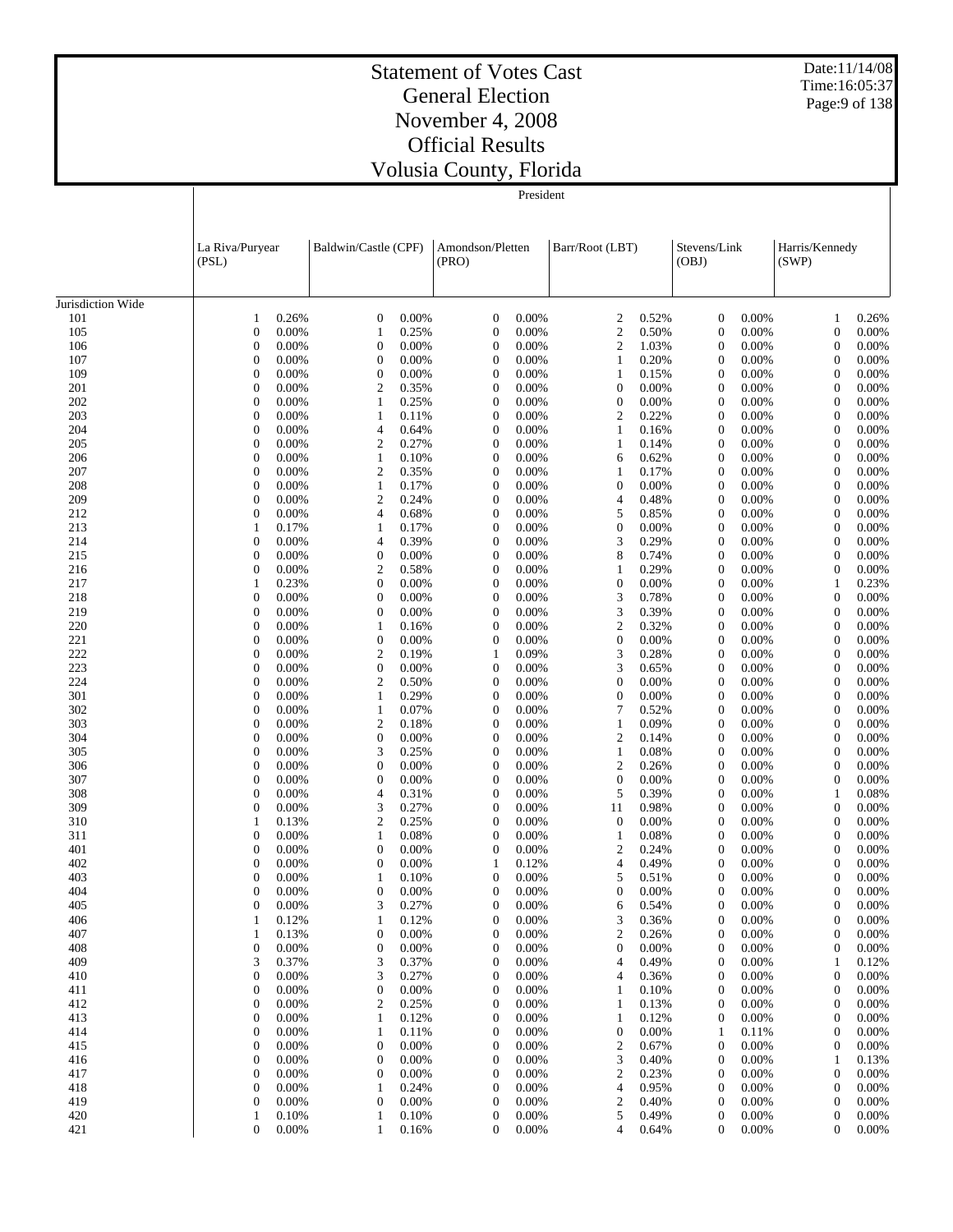# Statement of Votes Cast
## General Election
## November 4, 2008
## Official Results
## Volusia County, Florida

Date:11/14/08
Time:16:05:37

President

| | La Riva/Puryear (PSL) | | Baldwin/Castle (CPF) | | Amondson/Pletten (PRO) | | Barr/Root (LBT) | | Stevens/Link (OBJ) | | Harris/Kennedy (SWP) | |
|---|---|---|---|---|---|---|---|---|---|---|---|---|
| Jurisdiction Wide | | | | | | | | | | | | |
| 101 | 1 | 0.26% | 0 | 0.00% | 0 | 0.00% | 2 | 0.52% | 0 | 0.00% | 1 | 0.26% |
| 105 | 0 | 0.00% | 1 | 0.25% | 0 | 0.00% | 2 | 0.50% | 0 | 0.00% | 0 | 0.00% |
| 106 | 0 | 0.00% | 0 | 0.00% | 0 | 0.00% | 2 | 1.03% | 0 | 0.00% | 0 | 0.00% |
| 107 | 0 | 0.00% | 0 | 0.00% | 0 | 0.00% | 1 | 0.20% | 0 | 0.00% | 0 | 0.00% |
| 109 | 0 | 0.00% | 0 | 0.00% | 0 | 0.00% | 1 | 0.15% | 0 | 0.00% | 0 | 0.00% |
| 201 | 0 | 0.00% | 2 | 0.35% | 0 | 0.00% | 0 | 0.00% | 0 | 0.00% | 0 | 0.00% |
| 202 | 0 | 0.00% | 1 | 0.25% | 0 | 0.00% | 0 | 0.00% | 0 | 0.00% | 0 | 0.00% |
| 203 | 0 | 0.00% | 1 | 0.11% | 0 | 0.00% | 2 | 0.22% | 0 | 0.00% | 0 | 0.00% |
| 204 | 0 | 0.00% | 4 | 0.64% | 0 | 0.00% | 1 | 0.16% | 0 | 0.00% | 0 | 0.00% |
| 205 | 0 | 0.00% | 2 | 0.27% | 0 | 0.00% | 1 | 0.14% | 0 | 0.00% | 0 | 0.00% |
| 206 | 0 | 0.00% | 1 | 0.10% | 0 | 0.00% | 6 | 0.62% | 0 | 0.00% | 0 | 0.00% |
| 207 | 0 | 0.00% | 2 | 0.35% | 0 | 0.00% | 1 | 0.17% | 0 | 0.00% | 0 | 0.00% |
| 208 | 0 | 0.00% | 1 | 0.17% | 0 | 0.00% | 0 | 0.00% | 0 | 0.00% | 0 | 0.00% |
| 209 | 0 | 0.00% | 2 | 0.24% | 0 | 0.00% | 4 | 0.48% | 0 | 0.00% | 0 | 0.00% |
| 212 | 0 | 0.00% | 4 | 0.68% | 0 | 0.00% | 5 | 0.85% | 0 | 0.00% | 0 | 0.00% |
| 213 | 1 | 0.17% | 1 | 0.17% | 0 | 0.00% | 0 | 0.00% | 0 | 0.00% | 0 | 0.00% |
| 214 | 0 | 0.00% | 4 | 0.39% | 0 | 0.00% | 3 | 0.29% | 0 | 0.00% | 0 | 0.00% |
| 215 | 0 | 0.00% | 0 | 0.00% | 0 | 0.00% | 8 | 0.74% | 0 | 0.00% | 0 | 0.00% |
| 216 | 0 | 0.00% | 2 | 0.58% | 0 | 0.00% | 1 | 0.29% | 0 | 0.00% | 0 | 0.00% |
| 217 | 1 | 0.23% | 0 | 0.00% | 0 | 0.00% | 0 | 0.00% | 0 | 0.00% | 1 | 0.23% |
| 218 | 0 | 0.00% | 0 | 0.00% | 0 | 0.00% | 3 | 0.78% | 0 | 0.00% | 0 | 0.00% |
| 219 | 0 | 0.00% | 0 | 0.00% | 0 | 0.00% | 3 | 0.39% | 0 | 0.00% | 0 | 0.00% |
| 220 | 0 | 0.00% | 1 | 0.16% | 0 | 0.00% | 2 | 0.32% | 0 | 0.00% | 0 | 0.00% |
| 221 | 0 | 0.00% | 0 | 0.00% | 0 | 0.00% | 0 | 0.00% | 0 | 0.00% | 0 | 0.00% |
| 222 | 0 | 0.00% | 2 | 0.19% | 1 | 0.09% | 3 | 0.28% | 0 | 0.00% | 0 | 0.00% |
| 223 | 0 | 0.00% | 0 | 0.00% | 0 | 0.00% | 3 | 0.65% | 0 | 0.00% | 0 | 0.00% |
| 224 | 0 | 0.00% | 2 | 0.50% | 0 | 0.00% | 0 | 0.00% | 0 | 0.00% | 0 | 0.00% |
| 301 | 0 | 0.00% | 1 | 0.29% | 0 | 0.00% | 0 | 0.00% | 0 | 0.00% | 0 | 0.00% |
| 302 | 0 | 0.00% | 1 | 0.07% | 0 | 0.00% | 7 | 0.52% | 0 | 0.00% | 0 | 0.00% |
| 303 | 0 | 0.00% | 2 | 0.18% | 0 | 0.00% | 1 | 0.09% | 0 | 0.00% | 0 | 0.00% |
| 304 | 0 | 0.00% | 0 | 0.00% | 0 | 0.00% | 2 | 0.14% | 0 | 0.00% | 0 | 0.00% |
| 305 | 0 | 0.00% | 3 | 0.25% | 0 | 0.00% | 1 | 0.08% | 0 | 0.00% | 0 | 0.00% |
| 306 | 0 | 0.00% | 0 | 0.00% | 0 | 0.00% | 2 | 0.26% | 0 | 0.00% | 0 | 0.00% |
| 307 | 0 | 0.00% | 0 | 0.00% | 0 | 0.00% | 0 | 0.00% | 0 | 0.00% | 0 | 0.00% |
| 308 | 0 | 0.00% | 4 | 0.31% | 0 | 0.00% | 5 | 0.39% | 0 | 0.00% | 1 | 0.08% |
| 309 | 0 | 0.00% | 3 | 0.27% | 0 | 0.00% | 11 | 0.98% | 0 | 0.00% | 0 | 0.00% |
| 310 | 1 | 0.13% | 2 | 0.25% | 0 | 0.00% | 0 | 0.00% | 0 | 0.00% | 0 | 0.00% |
| 311 | 0 | 0.00% | 1 | 0.08% | 0 | 0.00% | 1 | 0.08% | 0 | 0.00% | 0 | 0.00% |
| 401 | 0 | 0.00% | 0 | 0.00% | 0 | 0.00% | 2 | 0.24% | 0 | 0.00% | 0 | 0.00% |
| 402 | 0 | 0.00% | 0 | 0.00% | 1 | 0.12% | 4 | 0.49% | 0 | 0.00% | 0 | 0.00% |
| 403 | 0 | 0.00% | 1 | 0.10% | 0 | 0.00% | 5 | 0.51% | 0 | 0.00% | 0 | 0.00% |
| 404 | 0 | 0.00% | 0 | 0.00% | 0 | 0.00% | 0 | 0.00% | 0 | 0.00% | 0 | 0.00% |
| 405 | 0 | 0.00% | 3 | 0.27% | 0 | 0.00% | 6 | 0.54% | 0 | 0.00% | 0 | 0.00% |
| 406 | 1 | 0.12% | 1 | 0.12% | 0 | 0.00% | 3 | 0.36% | 0 | 0.00% | 0 | 0.00% |
| 407 | 1 | 0.13% | 0 | 0.00% | 0 | 0.00% | 2 | 0.26% | 0 | 0.00% | 0 | 0.00% |
| 408 | 0 | 0.00% | 0 | 0.00% | 0 | 0.00% | 0 | 0.00% | 0 | 0.00% | 0 | 0.00% |
| 409 | 3 | 0.37% | 3 | 0.37% | 0 | 0.00% | 4 | 0.49% | 0 | 0.00% | 1 | 0.12% |
| 410 | 0 | 0.00% | 3 | 0.27% | 0 | 0.00% | 4 | 0.36% | 0 | 0.00% | 0 | 0.00% |
| 411 | 0 | 0.00% | 0 | 0.00% | 0 | 0.00% | 1 | 0.10% | 0 | 0.00% | 0 | 0.00% |
| 412 | 0 | 0.00% | 2 | 0.25% | 0 | 0.00% | 1 | 0.13% | 0 | 0.00% | 0 | 0.00% |
| 413 | 0 | 0.00% | 1 | 0.12% | 0 | 0.00% | 1 | 0.12% | 0 | 0.00% | 0 | 0.00% |
| 414 | 0 | 0.00% | 1 | 0.11% | 0 | 0.00% | 0 | 0.00% | 1 | 0.11% | 0 | 0.00% |
| 415 | 0 | 0.00% | 0 | 0.00% | 0 | 0.00% | 2 | 0.67% | 0 | 0.00% | 0 | 0.00% |
| 416 | 0 | 0.00% | 0 | 0.00% | 0 | 0.00% | 3 | 0.40% | 0 | 0.00% | 1 | 0.13% |
| 417 | 0 | 0.00% | 0 | 0.00% | 0 | 0.00% | 2 | 0.23% | 0 | 0.00% | 0 | 0.00% |
| 418 | 0 | 0.00% | 1 | 0.24% | 0 | 0.00% | 4 | 0.95% | 0 | 0.00% | 0 | 0.00% |
| 419 | 0 | 0.00% | 0 | 0.00% | 0 | 0.00% | 2 | 0.40% | 0 | 0.00% | 0 | 0.00% |
| 420 | 1 | 0.10% | 1 | 0.10% | 0 | 0.00% | 5 | 0.49% | 0 | 0.00% | 0 | 0.00% |
| 421 | 0 | 0.00% | 1 | 0.16% | 0 | 0.00% | 4 | 0.64% | 0 | 0.00% | 0 | 0.00% |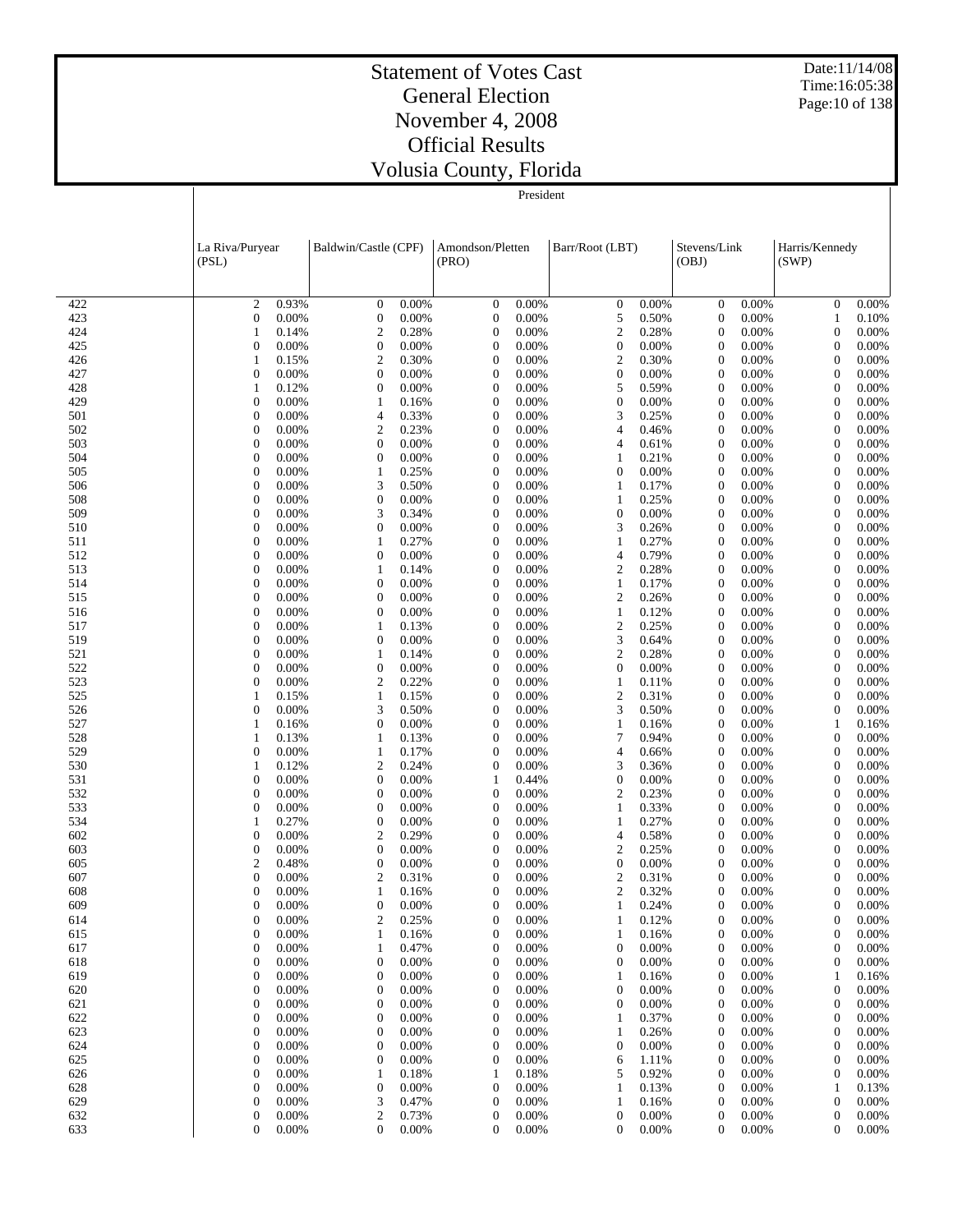# Statement of Votes Cast
## General Election
## November 4, 2008
## Official Results
## Volusia County, Florida

Date:11/14/08
Time:16:05:38

President

| | La Riva/Puryear (PSL) | | Baldwin/Castle (CPF) | | Amondson/Pletten (PRO) | | Barr/Root (LBT) | | Stevens/Link (OBJ) | | Harris/Kennedy (SWP) | |
|---|---|---|---|---|---|---|---|---|---|---|---|---|
| 422 | 2 | 0.93% | 0 | 0.00% | 0 | 0.00% | 0 | 0.00% | 0 | 0.00% | 0 | 0.00% |
| 423 | 0 | 0.00% | 0 | 0.00% | 0 | 0.00% | 5 | 0.50% | 0 | 0.00% | 1 | 0.10% |
| 424 | 1 | 0.14% | 2 | 0.28% | 0 | 0.00% | 2 | 0.28% | 0 | 0.00% | 0 | 0.00% |
| 425 | 0 | 0.00% | 0 | 0.00% | 0 | 0.00% | 0 | 0.00% | 0 | 0.00% | 0 | 0.00% |
| 426 | 1 | 0.15% | 2 | 0.30% | 0 | 0.00% | 2 | 0.30% | 0 | 0.00% | 0 | 0.00% |
| 427 | 0 | 0.00% | 0 | 0.00% | 0 | 0.00% | 0 | 0.00% | 0 | 0.00% | 0 | 0.00% |
| 428 | 1 | 0.12% | 0 | 0.00% | 0 | 0.00% | 5 | 0.59% | 0 | 0.00% | 0 | 0.00% |
| 429 | 0 | 0.00% | 1 | 0.16% | 0 | 0.00% | 0 | 0.00% | 0 | 0.00% | 0 | 0.00% |
| 501 | 0 | 0.00% | 4 | 0.33% | 0 | 0.00% | 3 | 0.25% | 0 | 0.00% | 0 | 0.00% |
| 502 | 0 | 0.00% | 2 | 0.23% | 0 | 0.00% | 4 | 0.46% | 0 | 0.00% | 0 | 0.00% |
| 503 | 0 | 0.00% | 0 | 0.00% | 0 | 0.00% | 4 | 0.61% | 0 | 0.00% | 0 | 0.00% |
| 504 | 0 | 0.00% | 0 | 0.00% | 0 | 0.00% | 1 | 0.21% | 0 | 0.00% | 0 | 0.00% |
| 505 | 0 | 0.00% | 1 | 0.25% | 0 | 0.00% | 0 | 0.00% | 0 | 0.00% | 0 | 0.00% |
| 506 | 0 | 0.00% | 3 | 0.50% | 0 | 0.00% | 1 | 0.17% | 0 | 0.00% | 0 | 0.00% |
| 508 | 0 | 0.00% | 0 | 0.00% | 0 | 0.00% | 1 | 0.25% | 0 | 0.00% | 0 | 0.00% |
| 509 | 0 | 0.00% | 3 | 0.34% | 0 | 0.00% | 0 | 0.00% | 0 | 0.00% | 0 | 0.00% |
| 510 | 0 | 0.00% | 0 | 0.00% | 0 | 0.00% | 3 | 0.26% | 0 | 0.00% | 0 | 0.00% |
| 511 | 0 | 0.00% | 1 | 0.27% | 0 | 0.00% | 1 | 0.27% | 0 | 0.00% | 0 | 0.00% |
| 512 | 0 | 0.00% | 0 | 0.00% | 0 | 0.00% | 4 | 0.79% | 0 | 0.00% | 0 | 0.00% |
| 513 | 0 | 0.00% | 1 | 0.14% | 0 | 0.00% | 2 | 0.28% | 0 | 0.00% | 0 | 0.00% |
| 514 | 0 | 0.00% | 0 | 0.00% | 0 | 0.00% | 1 | 0.17% | 0 | 0.00% | 0 | 0.00% |
| 515 | 0 | 0.00% | 0 | 0.00% | 0 | 0.00% | 2 | 0.26% | 0 | 0.00% | 0 | 0.00% |
| 516 | 0 | 0.00% | 0 | 0.00% | 0 | 0.00% | 1 | 0.12% | 0 | 0.00% | 0 | 0.00% |
| 517 | 0 | 0.00% | 1 | 0.13% | 0 | 0.00% | 2 | 0.25% | 0 | 0.00% | 0 | 0.00% |
| 519 | 0 | 0.00% | 0 | 0.00% | 0 | 0.00% | 3 | 0.64% | 0 | 0.00% | 0 | 0.00% |
| 521 | 0 | 0.00% | 1 | 0.14% | 0 | 0.00% | 2 | 0.28% | 0 | 0.00% | 0 | 0.00% |
| 522 | 0 | 0.00% | 0 | 0.00% | 0 | 0.00% | 0 | 0.00% | 0 | 0.00% | 0 | 0.00% |
| 523 | 0 | 0.00% | 2 | 0.22% | 0 | 0.00% | 1 | 0.11% | 0 | 0.00% | 0 | 0.00% |
| 525 | 1 | 0.15% | 1 | 0.15% | 0 | 0.00% | 2 | 0.31% | 0 | 0.00% | 0 | 0.00% |
| 526 | 0 | 0.00% | 3 | 0.50% | 0 | 0.00% | 3 | 0.50% | 0 | 0.00% | 0 | 0.00% |
| 527 | 1 | 0.16% | 0 | 0.00% | 0 | 0.00% | 1 | 0.16% | 0 | 0.00% | 1 | 0.16% |
| 528 | 1 | 0.13% | 1 | 0.13% | 0 | 0.00% | 7 | 0.94% | 0 | 0.00% | 0 | 0.00% |
| 529 | 0 | 0.00% | 1 | 0.17% | 0 | 0.00% | 4 | 0.66% | 0 | 0.00% | 0 | 0.00% |
| 530 | 1 | 0.12% | 2 | 0.24% | 0 | 0.00% | 3 | 0.36% | 0 | 0.00% | 0 | 0.00% |
| 531 | 0 | 0.00% | 0 | 0.00% | 1 | 0.44% | 0 | 0.00% | 0 | 0.00% | 0 | 0.00% |
| 532 | 0 | 0.00% | 0 | 0.00% | 0 | 0.00% | 2 | 0.23% | 0 | 0.00% | 0 | 0.00% |
| 533 | 0 | 0.00% | 0 | 0.00% | 0 | 0.00% | 1 | 0.33% | 0 | 0.00% | 0 | 0.00% |
| 534 | 1 | 0.27% | 0 | 0.00% | 0 | 0.00% | 1 | 0.27% | 0 | 0.00% | 0 | 0.00% |
| 602 | 0 | 0.00% | 2 | 0.29% | 0 | 0.00% | 4 | 0.58% | 0 | 0.00% | 0 | 0.00% |
| 603 | 0 | 0.00% | 0 | 0.00% | 0 | 0.00% | 2 | 0.25% | 0 | 0.00% | 0 | 0.00% |
| 605 | 2 | 0.48% | 0 | 0.00% | 0 | 0.00% | 0 | 0.00% | 0 | 0.00% | 0 | 0.00% |
| 607 | 0 | 0.00% | 2 | 0.31% | 0 | 0.00% | 2 | 0.31% | 0 | 0.00% | 0 | 0.00% |
| 608 | 0 | 0.00% | 1 | 0.16% | 0 | 0.00% | 2 | 0.32% | 0 | 0.00% | 0 | 0.00% |
| 609 | 0 | 0.00% | 0 | 0.00% | 0 | 0.00% | 1 | 0.24% | 0 | 0.00% | 0 | 0.00% |
| 614 | 0 | 0.00% | 2 | 0.25% | 0 | 0.00% | 1 | 0.12% | 0 | 0.00% | 0 | 0.00% |
| 615 | 0 | 0.00% | 1 | 0.16% | 0 | 0.00% | 1 | 0.16% | 0 | 0.00% | 0 | 0.00% |
| 617 | 0 | 0.00% | 1 | 0.47% | 0 | 0.00% | 0 | 0.00% | 0 | 0.00% | 0 | 0.00% |
| 618 | 0 | 0.00% | 0 | 0.00% | 0 | 0.00% | 0 | 0.00% | 0 | 0.00% | 0 | 0.00% |
| 619 | 0 | 0.00% | 0 | 0.00% | 0 | 0.00% | 1 | 0.16% | 0 | 0.00% | 1 | 0.16% |
| 620 | 0 | 0.00% | 0 | 0.00% | 0 | 0.00% | 0 | 0.00% | 0 | 0.00% | 0 | 0.00% |
| 621 | 0 | 0.00% | 0 | 0.00% | 0 | 0.00% | 0 | 0.00% | 0 | 0.00% | 0 | 0.00% |
| 622 | 0 | 0.00% | 0 | 0.00% | 0 | 0.00% | 1 | 0.37% | 0 | 0.00% | 0 | 0.00% |
| 623 | 0 | 0.00% | 0 | 0.00% | 0 | 0.00% | 1 | 0.26% | 0 | 0.00% | 0 | 0.00% |
| 624 | 0 | 0.00% | 0 | 0.00% | 0 | 0.00% | 0 | 0.00% | 0 | 0.00% | 0 | 0.00% |
| 625 | 0 | 0.00% | 0 | 0.00% | 0 | 0.00% | 6 | 1.11% | 0 | 0.00% | 0 | 0.00% |
| 626 | 0 | 0.00% | 1 | 0.18% | 1 | 0.18% | 5 | 0.92% | 0 | 0.00% | 0 | 0.00% |
| 628 | 0 | 0.00% | 0 | 0.00% | 0 | 0.00% | 1 | 0.13% | 0 | 0.00% | 1 | 0.13% |
| 629 | 0 | 0.00% | 3 | 0.47% | 0 | 0.00% | 1 | 0.16% | 0 | 0.00% | 0 | 0.00% |
| 632 | 0 | 0.00% | 2 | 0.73% | 0 | 0.00% | 0 | 0.00% | 0 | 0.00% | 0 | 0.00% |
| 633 | 0 | 0.00% | 0 | 0.00% | 0 | 0.00% | 0 | 0.00% | 0 | 0.00% | 0 | 0.00% |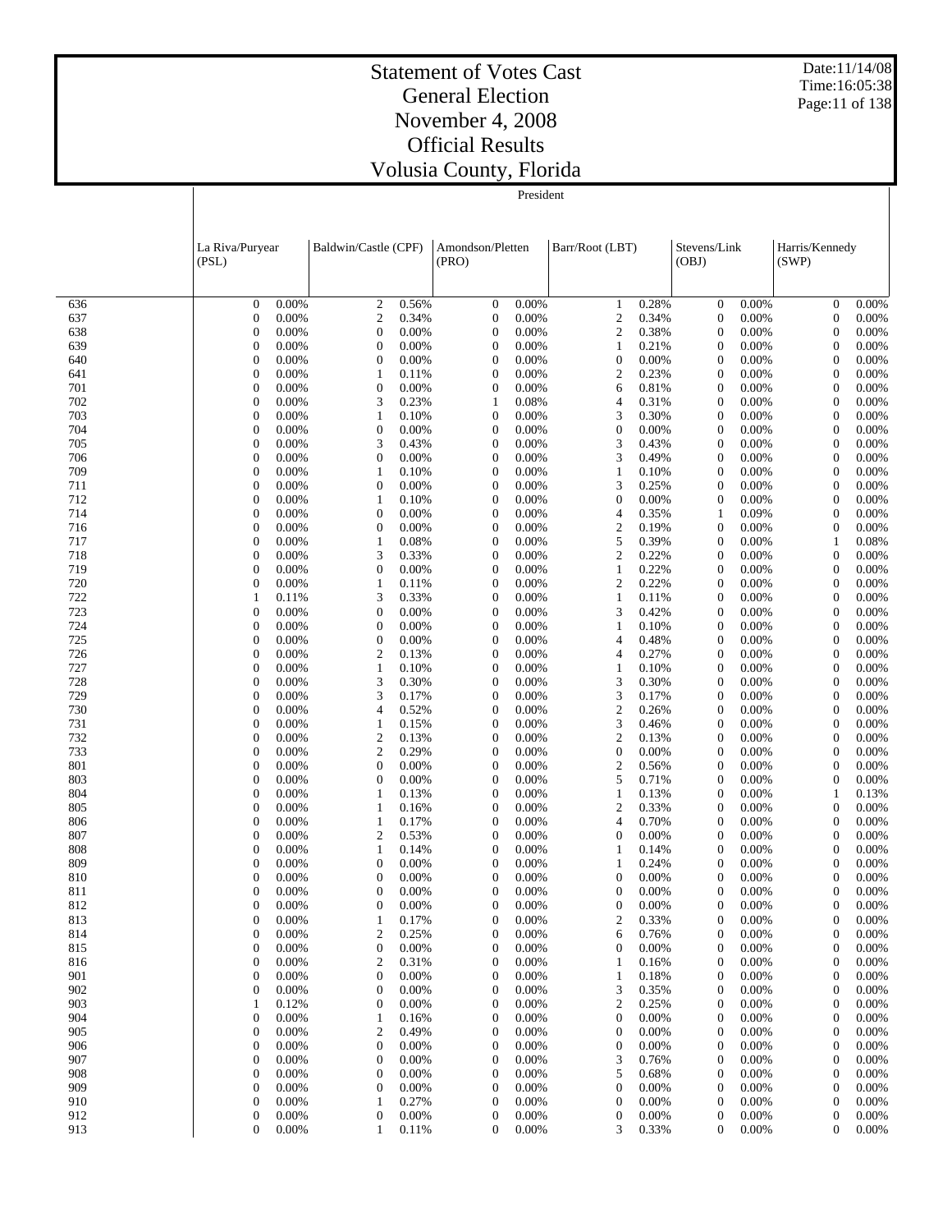# Statement of Votes Cast
## General Election
## November 4, 2008
## Official Results
## Volusia County, Florida

Date:11/14/08
Time:16:05:38

President

| | La Riva/Puryear (PSL) | | Baldwin/Castle (CPF) | | Amondson/Pletten (PRO) | | Barr/Root (LBT) | | Stevens/Link (OBJ) | | Harris/Kennedy (SWP) | |
|---|---|---|---|---|---|---|---|---|---|---|---|---|
| 636 | 0 | 0.00% | 2 | 0.56% | 0 | 0.00% | 1 | 0.28% | 0 | 0.00% | 0 | 0.00% |
| 637 | 0 | 0.00% | 2 | 0.34% | 0 | 0.00% | 2 | 0.34% | 0 | 0.00% | 0 | 0.00% |
| 638 | 0 | 0.00% | 0 | 0.00% | 0 | 0.00% | 2 | 0.38% | 0 | 0.00% | 0 | 0.00% |
| 639 | 0 | 0.00% | 0 | 0.00% | 0 | 0.00% | 1 | 0.21% | 0 | 0.00% | 0 | 0.00% |
| 640 | 0 | 0.00% | 0 | 0.00% | 0 | 0.00% | 0 | 0.00% | 0 | 0.00% | 0 | 0.00% |
| 641 | 0 | 0.00% | 1 | 0.11% | 0 | 0.00% | 2 | 0.23% | 0 | 0.00% | 0 | 0.00% |
| 701 | 0 | 0.00% | 0 | 0.00% | 0 | 0.00% | 6 | 0.81% | 0 | 0.00% | 0 | 0.00% |
| 702 | 0 | 0.00% | 3 | 0.23% | 1 | 0.08% | 4 | 0.31% | 0 | 0.00% | 0 | 0.00% |
| 703 | 0 | 0.00% | 1 | 0.10% | 0 | 0.00% | 3 | 0.30% | 0 | 0.00% | 0 | 0.00% |
| 704 | 0 | 0.00% | 0 | 0.00% | 0 | 0.00% | 0 | 0.00% | 0 | 0.00% | 0 | 0.00% |
| 705 | 0 | 0.00% | 3 | 0.43% | 0 | 0.00% | 3 | 0.43% | 0 | 0.00% | 0 | 0.00% |
| 706 | 0 | 0.00% | 0 | 0.00% | 0 | 0.00% | 3 | 0.49% | 0 | 0.00% | 0 | 0.00% |
| 709 | 0 | 0.00% | 1 | 0.10% | 0 | 0.00% | 1 | 0.10% | 0 | 0.00% | 0 | 0.00% |
| 711 | 0 | 0.00% | 0 | 0.00% | 0 | 0.00% | 3 | 0.25% | 0 | 0.00% | 0 | 0.00% |
| 712 | 0 | 0.00% | 1 | 0.10% | 0 | 0.00% | 0 | 0.00% | 0 | 0.00% | 0 | 0.00% |
| 714 | 0 | 0.00% | 0 | 0.00% | 0 | 0.00% | 4 | 0.35% | 1 | 0.09% | 0 | 0.00% |
| 716 | 0 | 0.00% | 0 | 0.00% | 0 | 0.00% | 2 | 0.19% | 0 | 0.00% | 0 | 0.00% |
| 717 | 0 | 0.00% | 1 | 0.08% | 0 | 0.00% | 5 | 0.39% | 0 | 0.00% | 1 | 0.08% |
| 718 | 0 | 0.00% | 3 | 0.33% | 0 | 0.00% | 2 | 0.22% | 0 | 0.00% | 0 | 0.00% |
| 719 | 0 | 0.00% | 0 | 0.00% | 0 | 0.00% | 1 | 0.22% | 0 | 0.00% | 0 | 0.00% |
| 720 | 0 | 0.00% | 1 | 0.11% | 0 | 0.00% | 2 | 0.22% | 0 | 0.00% | 0 | 0.00% |
| 722 | 1 | 0.11% | 3 | 0.33% | 0 | 0.00% | 1 | 0.11% | 0 | 0.00% | 0 | 0.00% |
| 723 | 0 | 0.00% | 0 | 0.00% | 0 | 0.00% | 3 | 0.42% | 0 | 0.00% | 0 | 0.00% |
| 724 | 0 | 0.00% | 0 | 0.00% | 0 | 0.00% | 1 | 0.10% | 0 | 0.00% | 0 | 0.00% |
| 725 | 0 | 0.00% | 0 | 0.00% | 0 | 0.00% | 4 | 0.48% | 0 | 0.00% | 0 | 0.00% |
| 726 | 0 | 0.00% | 2 | 0.13% | 0 | 0.00% | 4 | 0.27% | 0 | 0.00% | 0 | 0.00% |
| 727 | 0 | 0.00% | 1 | 0.10% | 0 | 0.00% | 1 | 0.10% | 0 | 0.00% | 0 | 0.00% |
| 728 | 0 | 0.00% | 3 | 0.30% | 0 | 0.00% | 3 | 0.30% | 0 | 0.00% | 0 | 0.00% |
| 729 | 0 | 0.00% | 3 | 0.17% | 0 | 0.00% | 3 | 0.17% | 0 | 0.00% | 0 | 0.00% |
| 730 | 0 | 0.00% | 4 | 0.52% | 0 | 0.00% | 2 | 0.26% | 0 | 0.00% | 0 | 0.00% |
| 731 | 0 | 0.00% | 1 | 0.15% | 0 | 0.00% | 3 | 0.46% | 0 | 0.00% | 0 | 0.00% |
| 732 | 0 | 0.00% | 2 | 0.13% | 0 | 0.00% | 2 | 0.13% | 0 | 0.00% | 0 | 0.00% |
| 733 | 0 | 0.00% | 2 | 0.29% | 0 | 0.00% | 0 | 0.00% | 0 | 0.00% | 0 | 0.00% |
| 801 | 0 | 0.00% | 0 | 0.00% | 0 | 0.00% | 2 | 0.56% | 0 | 0.00% | 0 | 0.00% |
| 803 | 0 | 0.00% | 0 | 0.00% | 0 | 0.00% | 5 | 0.71% | 0 | 0.00% | 0 | 0.00% |
| 804 | 0 | 0.00% | 1 | 0.13% | 0 | 0.00% | 1 | 0.13% | 0 | 0.00% | 1 | 0.13% |
| 805 | 0 | 0.00% | 1 | 0.16% | 0 | 0.00% | 2 | 0.33% | 0 | 0.00% | 0 | 0.00% |
| 806 | 0 | 0.00% | 1 | 0.17% | 0 | 0.00% | 4 | 0.70% | 0 | 0.00% | 0 | 0.00% |
| 807 | 0 | 0.00% | 2 | 0.53% | 0 | 0.00% | 0 | 0.00% | 0 | 0.00% | 0 | 0.00% |
| 808 | 0 | 0.00% | 1 | 0.14% | 0 | 0.00% | 1 | 0.14% | 0 | 0.00% | 0 | 0.00% |
| 809 | 0 | 0.00% | 0 | 0.00% | 0 | 0.00% | 1 | 0.24% | 0 | 0.00% | 0 | 0.00% |
| 810 | 0 | 0.00% | 0 | 0.00% | 0 | 0.00% | 0 | 0.00% | 0 | 0.00% | 0 | 0.00% |
| 811 | 0 | 0.00% | 0 | 0.00% | 0 | 0.00% | 0 | 0.00% | 0 | 0.00% | 0 | 0.00% |
| 812 | 0 | 0.00% | 0 | 0.00% | 0 | 0.00% | 0 | 0.00% | 0 | 0.00% | 0 | 0.00% |
| 813 | 0 | 0.00% | 1 | 0.17% | 0 | 0.00% | 2 | 0.33% | 0 | 0.00% | 0 | 0.00% |
| 814 | 0 | 0.00% | 2 | 0.25% | 0 | 0.00% | 6 | 0.76% | 0 | 0.00% | 0 | 0.00% |
| 815 | 0 | 0.00% | 0 | 0.00% | 0 | 0.00% | 0 | 0.00% | 0 | 0.00% | 0 | 0.00% |
| 816 | 0 | 0.00% | 2 | 0.31% | 0 | 0.00% | 1 | 0.16% | 0 | 0.00% | 0 | 0.00% |
| 901 | 0 | 0.00% | 0 | 0.00% | 0 | 0.00% | 1 | 0.18% | 0 | 0.00% | 0 | 0.00% |
| 902 | 0 | 0.00% | 0 | 0.00% | 0 | 0.00% | 3 | 0.35% | 0 | 0.00% | 0 | 0.00% |
| 903 | 1 | 0.12% | 0 | 0.00% | 0 | 0.00% | 2 | 0.25% | 0 | 0.00% | 0 | 0.00% |
| 904 | 0 | 0.00% | 1 | 0.16% | 0 | 0.00% | 0 | 0.00% | 0 | 0.00% | 0 | 0.00% |
| 905 | 0 | 0.00% | 2 | 0.49% | 0 | 0.00% | 0 | 0.00% | 0 | 0.00% | 0 | 0.00% |
| 906 | 0 | 0.00% | 0 | 0.00% | 0 | 0.00% | 0 | 0.00% | 0 | 0.00% | 0 | 0.00% |
| 907 | 0 | 0.00% | 0 | 0.00% | 0 | 0.00% | 3 | 0.76% | 0 | 0.00% | 0 | 0.00% |
| 908 | 0 | 0.00% | 0 | 0.00% | 0 | 0.00% | 5 | 0.68% | 0 | 0.00% | 0 | 0.00% |
| 909 | 0 | 0.00% | 0 | 0.00% | 0 | 0.00% | 0 | 0.00% | 0 | 0.00% | 0 | 0.00% |
| 910 | 0 | 0.00% | 1 | 0.27% | 0 | 0.00% | 0 | 0.00% | 0 | 0.00% | 0 | 0.00% |
| 912 | 0 | 0.00% | 0 | 0.00% | 0 | 0.00% | 0 | 0.00% | 0 | 0.00% | 0 | 0.00% |
| 913 | 0 | 0.00% | 1 | 0.11% | 0 | 0.00% | 3 | 0.33% | 0 | 0.00% | 0 | 0.00% |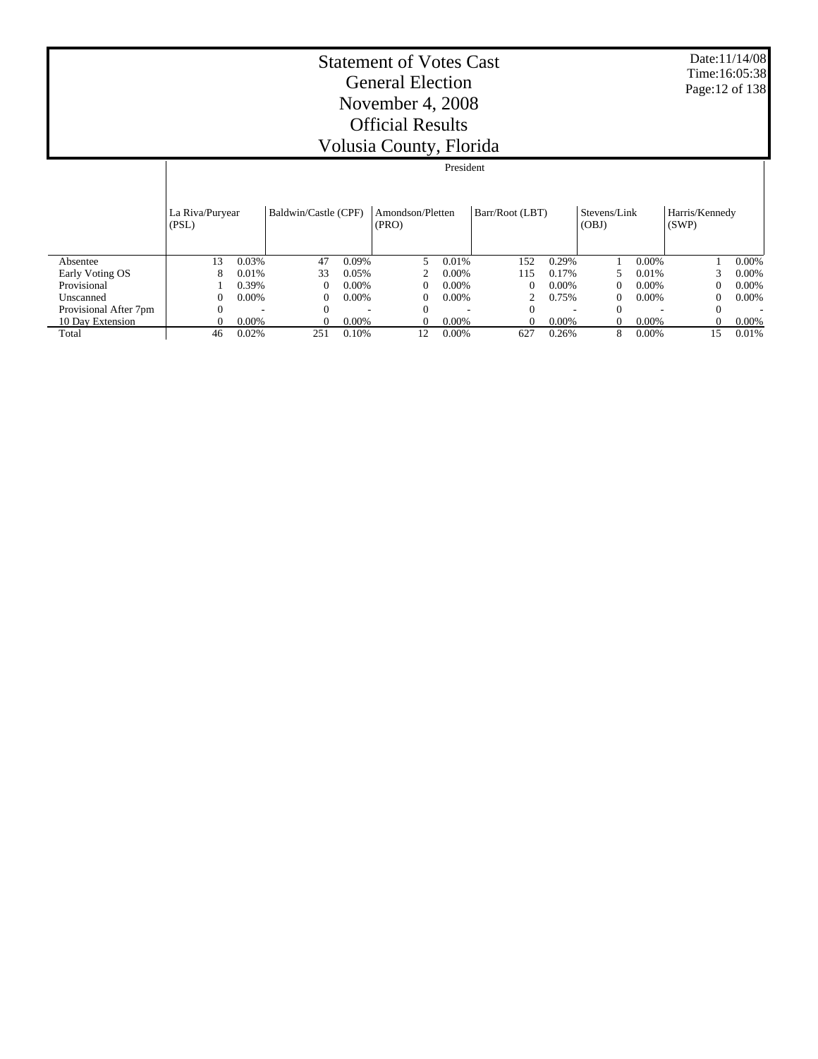# Statement of Votes Cast
## General Election
## November 4, 2008
## Official Results
## Volusia County, Florida

Date:11/14/08
Time:16:05:38

| | President | | | | | | | | | | | |
|---|---|---|---|---|---|---|---|---|---|---|---|---|
| | La Riva/Puryear (PSL) | | Baldwin/Castle (CPF) | | Amondson/Pletten (PRO) | | Barr/Root (LBT) | | Stevens/Link (OBJ) | | Harris/Kennedy (SWP) | |
| Absentee | 13 | 0.03% | 47 | 0.09% | 5 | 0.01% | 152 | 0.29% | 1 | 0.00% | 1 | 0.00% |
| Early Voting OS | 8 | 0.01% | 33 | 0.05% | 2 | 0.00% | 115 | 0.17% | 5 | 0.01% | 3 | 0.00% |
| Provisional | 1 | 0.39% | 0 | 0.00% | 0 | 0.00% | 0 | 0.00% | 0 | 0.00% | 0 | 0.00% |
| Unscanned | 0 | 0.00% | 0 | 0.00% | 0 | 0.00% | 2 | 0.75% | 0 | 0.00% | 0 | 0.00% |
| Provisional After 7pm | 0 | - | 0 | - | 0 | - | 0 | - | 0 | - | 0 | - |
| 10 Day Extension | 0 | 0.00% | 0 | 0.00% | 0 | 0.00% | 0 | 0.00% | 0 | 0.00% | 0 | 0.00% |
| Total | 46 | 0.02% | 251 | 0.10% | 12 | 0.00% | 627 | 0.26% | 8 | 0.00% | 15 | 0.01% |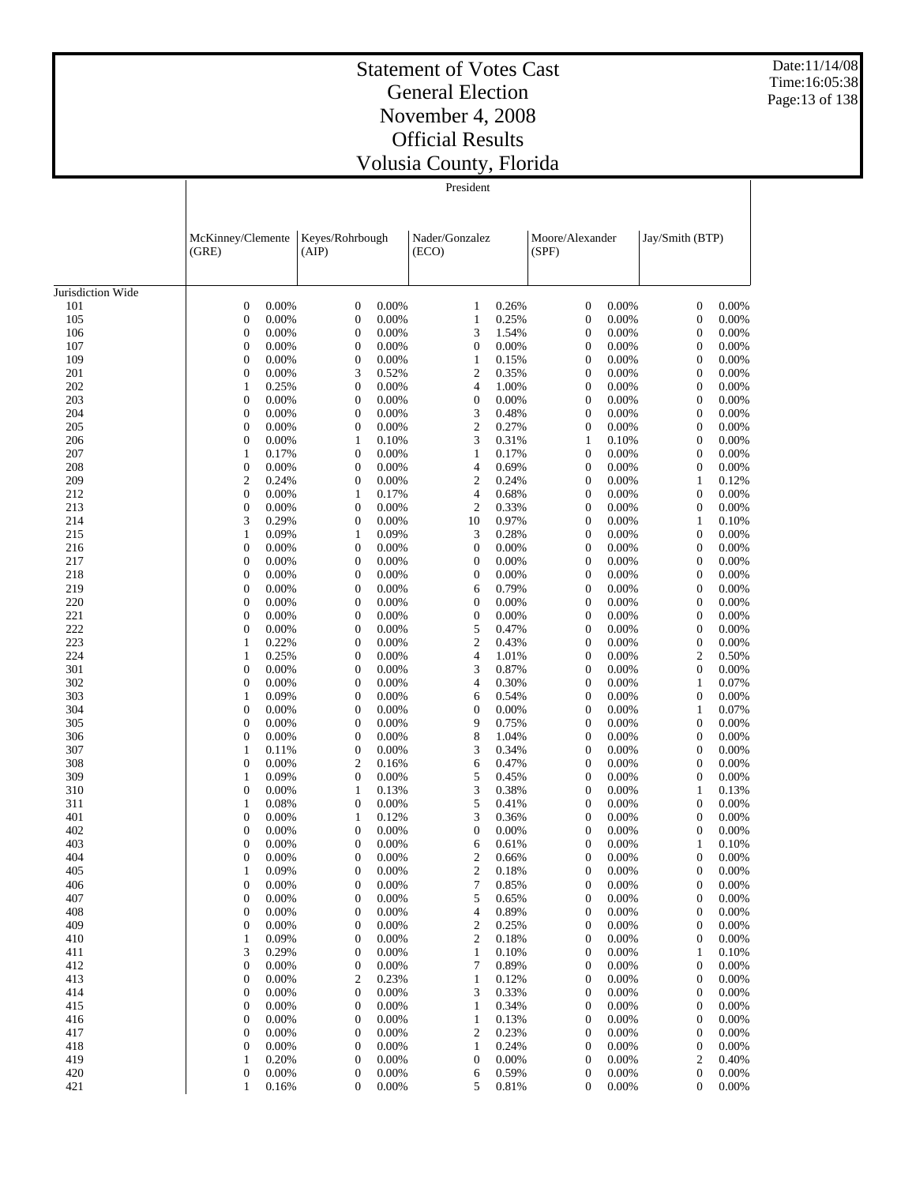# Statement of Votes Cast
## General Election
## November 4, 2008
## Official Results
## Volusia County, Florida

Date:11/14/08
Time:16:05:38

President

| | McKinney/Clemente (GRE) | | Keyes/Rohrbough (AIP) | | Nader/Gonzalez (ECO) | | Moore/Alexander (SPF) | | Jay/Smith (BTP) | |
|---|---|---|---|---|---|---|---|---|---|---|
| Jurisdiction Wide | | | | | | | | | | |
| 101 | 0 | 0.00% | 0 | 0.00% | 1 | 0.26% | 0 | 0.00% | 0 | 0.00% |
| 105 | 0 | 0.00% | 0 | 0.00% | 1 | 0.25% | 0 | 0.00% | 0 | 0.00% |
| 106 | 0 | 0.00% | 0 | 0.00% | 3 | 1.54% | 0 | 0.00% | 0 | 0.00% |
| 107 | 0 | 0.00% | 0 | 0.00% | 0 | 0.00% | 0 | 0.00% | 0 | 0.00% |
| 109 | 0 | 0.00% | 0 | 0.00% | 1 | 0.15% | 0 | 0.00% | 0 | 0.00% |
| 201 | 0 | 0.00% | 3 | 0.52% | 2 | 0.35% | 0 | 0.00% | 0 | 0.00% |
| 202 | 1 | 0.25% | 0 | 0.00% | 4 | 1.00% | 0 | 0.00% | 0 | 0.00% |
| 203 | 0 | 0.00% | 0 | 0.00% | 0 | 0.00% | 0 | 0.00% | 0 | 0.00% |
| 204 | 0 | 0.00% | 0 | 0.00% | 3 | 0.48% | 0 | 0.00% | 0 | 0.00% |
| 205 | 0 | 0.00% | 0 | 0.00% | 2 | 0.27% | 0 | 0.00% | 0 | 0.00% |
| 206 | 0 | 0.00% | 1 | 0.10% | 3 | 0.31% | 1 | 0.10% | 0 | 0.00% |
| 207 | 1 | 0.17% | 0 | 0.00% | 1 | 0.17% | 0 | 0.00% | 0 | 0.00% |
| 208 | 0 | 0.00% | 0 | 0.00% | 4 | 0.69% | 0 | 0.00% | 0 | 0.00% |
| 209 | 2 | 0.24% | 0 | 0.00% | 2 | 0.24% | 0 | 0.00% | 1 | 0.12% |
| 212 | 0 | 0.00% | 1 | 0.17% | 4 | 0.68% | 0 | 0.00% | 0 | 0.00% |
| 213 | 0 | 0.00% | 0 | 0.00% | 2 | 0.33% | 0 | 0.00% | 0 | 0.00% |
| 214 | 3 | 0.29% | 0 | 0.00% | 10 | 0.97% | 0 | 0.00% | 1 | 0.10% |
| 215 | 1 | 0.09% | 1 | 0.09% | 3 | 0.28% | 0 | 0.00% | 0 | 0.00% |
| 216 | 0 | 0.00% | 0 | 0.00% | 0 | 0.00% | 0 | 0.00% | 0 | 0.00% |
| 217 | 0 | 0.00% | 0 | 0.00% | 0 | 0.00% | 0 | 0.00% | 0 | 0.00% |
| 218 | 0 | 0.00% | 0 | 0.00% | 0 | 0.00% | 0 | 0.00% | 0 | 0.00% |
| 219 | 0 | 0.00% | 0 | 0.00% | 6 | 0.79% | 0 | 0.00% | 0 | 0.00% |
| 220 | 0 | 0.00% | 0 | 0.00% | 0 | 0.00% | 0 | 0.00% | 0 | 0.00% |
| 221 | 0 | 0.00% | 0 | 0.00% | 0 | 0.00% | 0 | 0.00% | 0 | 0.00% |
| 222 | 0 | 0.00% | 0 | 0.00% | 5 | 0.47% | 0 | 0.00% | 0 | 0.00% |
| 223 | 1 | 0.22% | 0 | 0.00% | 2 | 0.43% | 0 | 0.00% | 0 | 0.00% |
| 224 | 1 | 0.25% | 0 | 0.00% | 4 | 1.01% | 0 | 0.00% | 2 | 0.50% |
| 301 | 0 | 0.00% | 0 | 0.00% | 3 | 0.87% | 0 | 0.00% | 0 | 0.00% |
| 302 | 0 | 0.00% | 0 | 0.00% | 4 | 0.30% | 0 | 0.00% | 1 | 0.07% |
| 303 | 1 | 0.09% | 0 | 0.00% | 6 | 0.54% | 0 | 0.00% | 0 | 0.00% |
| 304 | 0 | 0.00% | 0 | 0.00% | 0 | 0.00% | 0 | 0.00% | 1 | 0.07% |
| 305 | 0 | 0.00% | 0 | 0.00% | 9 | 0.75% | 0 | 0.00% | 0 | 0.00% |
| 306 | 0 | 0.00% | 0 | 0.00% | 8 | 1.04% | 0 | 0.00% | 0 | 0.00% |
| 307 | 1 | 0.11% | 0 | 0.00% | 3 | 0.34% | 0 | 0.00% | 0 | 0.00% |
| 308 | 0 | 0.00% | 2 | 0.16% | 6 | 0.47% | 0 | 0.00% | 0 | 0.00% |
| 309 | 1 | 0.09% | 0 | 0.00% | 5 | 0.45% | 0 | 0.00% | 0 | 0.00% |
| 310 | 0 | 0.00% | 1 | 0.13% | 3 | 0.38% | 0 | 0.00% | 1 | 0.13% |
| 311 | 1 | 0.08% | 0 | 0.00% | 5 | 0.41% | 0 | 0.00% | 0 | 0.00% |
| 401 | 0 | 0.00% | 1 | 0.12% | 3 | 0.36% | 0 | 0.00% | 0 | 0.00% |
| 402 | 0 | 0.00% | 0 | 0.00% | 0 | 0.00% | 0 | 0.00% | 0 | 0.00% |
| 403 | 0 | 0.00% | 0 | 0.00% | 6 | 0.61% | 0 | 0.00% | 1 | 0.10% |
| 404 | 0 | 0.00% | 0 | 0.00% | 2 | 0.66% | 0 | 0.00% | 0 | 0.00% |
| 405 | 1 | 0.09% | 0 | 0.00% | 2 | 0.18% | 0 | 0.00% | 0 | 0.00% |
| 406 | 0 | 0.00% | 0 | 0.00% | 7 | 0.85% | 0 | 0.00% | 0 | 0.00% |
| 407 | 0 | 0.00% | 0 | 0.00% | 5 | 0.65% | 0 | 0.00% | 0 | 0.00% |
| 408 | 0 | 0.00% | 0 | 0.00% | 4 | 0.89% | 0 | 0.00% | 0 | 0.00% |
| 409 | 0 | 0.00% | 0 | 0.00% | 2 | 0.25% | 0 | 0.00% | 0 | 0.00% |
| 410 | 1 | 0.09% | 0 | 0.00% | 2 | 0.18% | 0 | 0.00% | 0 | 0.00% |
| 411 | 3 | 0.29% | 0 | 0.00% | 1 | 0.10% | 0 | 0.00% | 1 | 0.10% |
| 412 | 0 | 0.00% | 0 | 0.00% | 7 | 0.89% | 0 | 0.00% | 0 | 0.00% |
| 413 | 0 | 0.00% | 2 | 0.23% | 1 | 0.12% | 0 | 0.00% | 0 | 0.00% |
| 414 | 0 | 0.00% | 0 | 0.00% | 3 | 0.33% | 0 | 0.00% | 0 | 0.00% |
| 415 | 0 | 0.00% | 0 | 0.00% | 1 | 0.34% | 0 | 0.00% | 0 | 0.00% |
| 416 | 0 | 0.00% | 0 | 0.00% | 1 | 0.13% | 0 | 0.00% | 0 | 0.00% |
| 417 | 0 | 0.00% | 0 | 0.00% | 2 | 0.23% | 0 | 0.00% | 0 | 0.00% |
| 418 | 0 | 0.00% | 0 | 0.00% | 1 | 0.24% | 0 | 0.00% | 0 | 0.00% |
| 419 | 1 | 0.20% | 0 | 0.00% | 0 | 0.00% | 0 | 0.00% | 2 | 0.40% |
| 420 | 0 | 0.00% | 0 | 0.00% | 6 | 0.59% | 0 | 0.00% | 0 | 0.00% |
| 421 | 1 | 0.16% | 0 | 0.00% | 5 | 0.81% | 0 | 0.00% | 0 | 0.00% |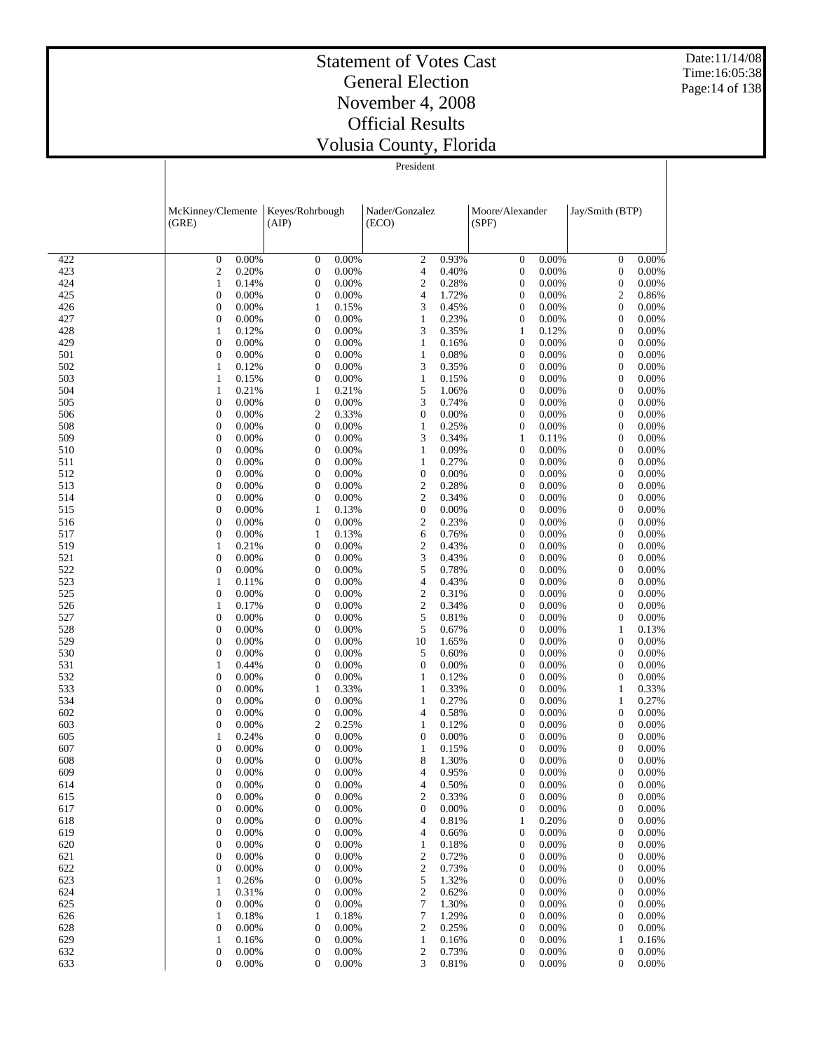# Statement of Votes Cast
## General Election
## November 4, 2008
## Official Results
## Volusia County, Florida

Date:11/14/08
Time:16:05:38

President

| | McKinney/Clemente (GRE) | | Keyes/Rohrbough (AIP) | | Nader/Gonzalez (ECO) | | Moore/Alexander (SPF) | | Jay/Smith (BTP) | |
|---|---|---|---|---|---|---|---|---|---|---|
| 422 | 0 | 0.00% | 0 | 0.00% | 2 | 0.93% | 0 | 0.00% | 0 | 0.00% |
| 423 | 2 | 0.20% | 0 | 0.00% | 4 | 0.40% | 0 | 0.00% | 0 | 0.00% |
| 424 | 1 | 0.14% | 0 | 0.00% | 2 | 0.28% | 0 | 0.00% | 0 | 0.00% |
| 425 | 0 | 0.00% | 0 | 0.00% | 4 | 1.72% | 0 | 0.00% | 2 | 0.86% |
| 426 | 0 | 0.00% | 1 | 0.15% | 3 | 0.45% | 0 | 0.00% | 0 | 0.00% |
| 427 | 0 | 0.00% | 0 | 0.00% | 1 | 0.23% | 0 | 0.00% | 0 | 0.00% |
| 428 | 1 | 0.12% | 0 | 0.00% | 3 | 0.35% | 1 | 0.12% | 0 | 0.00% |
| 429 | 0 | 0.00% | 0 | 0.00% | 1 | 0.16% | 0 | 0.00% | 0 | 0.00% |
| 501 | 0 | 0.00% | 0 | 0.00% | 1 | 0.08% | 0 | 0.00% | 0 | 0.00% |
| 502 | 1 | 0.12% | 0 | 0.00% | 3 | 0.35% | 0 | 0.00% | 0 | 0.00% |
| 503 | 1 | 0.15% | 0 | 0.00% | 1 | 0.15% | 0 | 0.00% | 0 | 0.00% |
| 504 | 1 | 0.21% | 1 | 0.21% | 5 | 1.06% | 0 | 0.00% | 0 | 0.00% |
| 505 | 0 | 0.00% | 0 | 0.00% | 3 | 0.74% | 0 | 0.00% | 0 | 0.00% |
| 506 | 0 | 0.00% | 2 | 0.33% | 0 | 0.00% | 0 | 0.00% | 0 | 0.00% |
| 508 | 0 | 0.00% | 0 | 0.00% | 1 | 0.25% | 0 | 0.00% | 0 | 0.00% |
| 509 | 0 | 0.00% | 0 | 0.00% | 3 | 0.34% | 1 | 0.11% | 0 | 0.00% |
| 510 | 0 | 0.00% | 0 | 0.00% | 1 | 0.09% | 0 | 0.00% | 0 | 0.00% |
| 511 | 0 | 0.00% | 0 | 0.00% | 1 | 0.27% | 0 | 0.00% | 0 | 0.00% |
| 512 | 0 | 0.00% | 0 | 0.00% | 0 | 0.00% | 0 | 0.00% | 0 | 0.00% |
| 513 | 0 | 0.00% | 0 | 0.00% | 2 | 0.28% | 0 | 0.00% | 0 | 0.00% |
| 514 | 0 | 0.00% | 0 | 0.00% | 2 | 0.34% | 0 | 0.00% | 0 | 0.00% |
| 515 | 0 | 0.00% | 1 | 0.13% | 0 | 0.00% | 0 | 0.00% | 0 | 0.00% |
| 516 | 0 | 0.00% | 0 | 0.00% | 2 | 0.23% | 0 | 0.00% | 0 | 0.00% |
| 517 | 0 | 0.00% | 1 | 0.13% | 6 | 0.76% | 0 | 0.00% | 0 | 0.00% |
| 519 | 1 | 0.21% | 0 | 0.00% | 2 | 0.43% | 0 | 0.00% | 0 | 0.00% |
| 521 | 0 | 0.00% | 0 | 0.00% | 3 | 0.43% | 0 | 0.00% | 0 | 0.00% |
| 522 | 0 | 0.00% | 0 | 0.00% | 5 | 0.78% | 0 | 0.00% | 0 | 0.00% |
| 523 | 1 | 0.11% | 0 | 0.00% | 4 | 0.43% | 0 | 0.00% | 0 | 0.00% |
| 525 | 0 | 0.00% | 0 | 0.00% | 2 | 0.31% | 0 | 0.00% | 0 | 0.00% |
| 526 | 1 | 0.17% | 0 | 0.00% | 2 | 0.34% | 0 | 0.00% | 0 | 0.00% |
| 527 | 0 | 0.00% | 0 | 0.00% | 5 | 0.81% | 0 | 0.00% | 0 | 0.00% |
| 528 | 0 | 0.00% | 0 | 0.00% | 5 | 0.67% | 0 | 0.00% | 1 | 0.13% |
| 529 | 0 | 0.00% | 0 | 0.00% | 10 | 1.65% | 0 | 0.00% | 0 | 0.00% |
| 530 | 0 | 0.00% | 0 | 0.00% | 5 | 0.60% | 0 | 0.00% | 0 | 0.00% |
| 531 | 1 | 0.44% | 0 | 0.00% | 0 | 0.00% | 0 | 0.00% | 0 | 0.00% |
| 532 | 0 | 0.00% | 0 | 0.00% | 1 | 0.12% | 0 | 0.00% | 0 | 0.00% |
| 533 | 0 | 0.00% | 1 | 0.33% | 1 | 0.33% | 0 | 0.00% | 1 | 0.33% |
| 534 | 0 | 0.00% | 0 | 0.00% | 1 | 0.27% | 0 | 0.00% | 1 | 0.27% |
| 602 | 0 | 0.00% | 0 | 0.00% | 4 | 0.58% | 0 | 0.00% | 0 | 0.00% |
| 603 | 0 | 0.00% | 2 | 0.25% | 1 | 0.12% | 0 | 0.00% | 0 | 0.00% |
| 605 | 1 | 0.24% | 0 | 0.00% | 0 | 0.00% | 0 | 0.00% | 0 | 0.00% |
| 607 | 0 | 0.00% | 0 | 0.00% | 1 | 0.15% | 0 | 0.00% | 0 | 0.00% |
| 608 | 0 | 0.00% | 0 | 0.00% | 8 | 1.30% | 0 | 0.00% | 0 | 0.00% |
| 609 | 0 | 0.00% | 0 | 0.00% | 4 | 0.95% | 0 | 0.00% | 0 | 0.00% |
| 614 | 0 | 0.00% | 0 | 0.00% | 4 | 0.50% | 0 | 0.00% | 0 | 0.00% |
| 615 | 0 | 0.00% | 0 | 0.00% | 2 | 0.33% | 0 | 0.00% | 0 | 0.00% |
| 617 | 0 | 0.00% | 0 | 0.00% | 0 | 0.00% | 0 | 0.00% | 0 | 0.00% |
| 618 | 0 | 0.00% | 0 | 0.00% | 4 | 0.81% | 1 | 0.20% | 0 | 0.00% |
| 619 | 0 | 0.00% | 0 | 0.00% | 4 | 0.66% | 0 | 0.00% | 0 | 0.00% |
| 620 | 0 | 0.00% | 0 | 0.00% | 1 | 0.18% | 0 | 0.00% | 0 | 0.00% |
| 621 | 0 | 0.00% | 0 | 0.00% | 2 | 0.72% | 0 | 0.00% | 0 | 0.00% |
| 622 | 0 | 0.00% | 0 | 0.00% | 2 | 0.73% | 0 | 0.00% | 0 | 0.00% |
| 623 | 1 | 0.26% | 0 | 0.00% | 5 | 1.32% | 0 | 0.00% | 0 | 0.00% |
| 624 | 1 | 0.31% | 0 | 0.00% | 2 | 0.62% | 0 | 0.00% | 0 | 0.00% |
| 625 | 0 | 0.00% | 0 | 0.00% | 7 | 1.30% | 0 | 0.00% | 0 | 0.00% |
| 626 | 1 | 0.18% | 1 | 0.18% | 7 | 1.29% | 0 | 0.00% | 0 | 0.00% |
| 628 | 0 | 0.00% | 0 | 0.00% | 2 | 0.25% | 0 | 0.00% | 0 | 0.00% |
| 629 | 1 | 0.16% | 0 | 0.00% | 1 | 0.16% | 0 | 0.00% | 1 | 0.16% |
| 632 | 0 | 0.00% | 0 | 0.00% | 2 | 0.73% | 0 | 0.00% | 0 | 0.00% |
| 633 | 0 | 0.00% | 0 | 0.00% | 3 | 0.81% | 0 | 0.00% | 0 | 0.00% |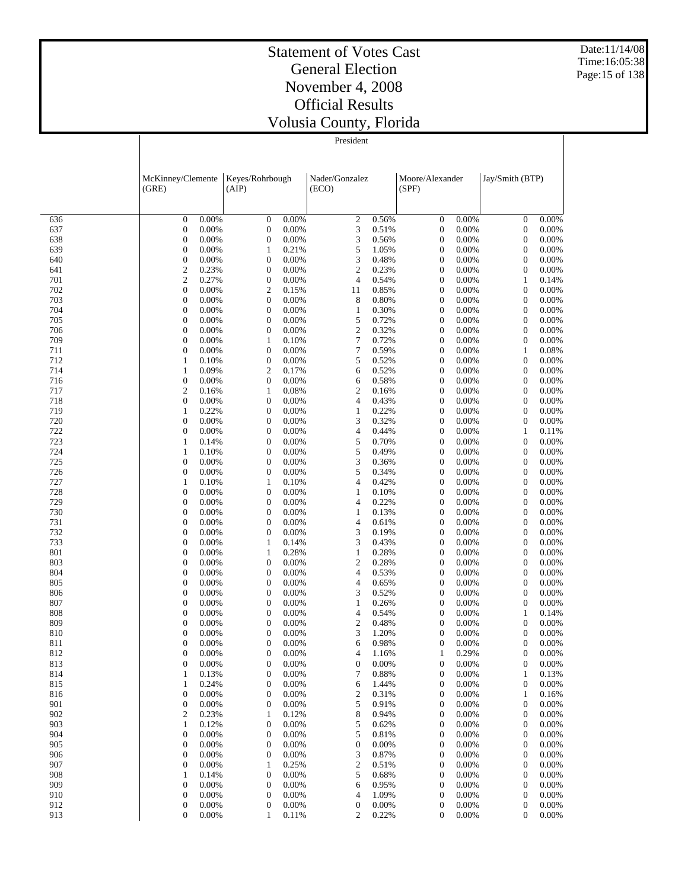# Statement of Votes Cast
## General Election
## November 4, 2008
## Official Results
## Volusia County, Florida

President

| | McKinney/Clemente (GRE) | | Keyes/Rohrbough (AIP) | | Nader/Gonzalez (ECO) | | Moore/Alexander (SPF) | | Jay/Smith (BTP) | |
|---|---|---|---|---|---|---|---|---|---|---|
| 636 | 0 | 0.00% | 0 | 0.00% | 2 | 0.56% | 0 | 0.00% | 0 | 0.00% |
| 637 | 0 | 0.00% | 0 | 0.00% | 3 | 0.51% | 0 | 0.00% | 0 | 0.00% |
| 638 | 0 | 0.00% | 0 | 0.00% | 3 | 0.56% | 0 | 0.00% | 0 | 0.00% |
| 639 | 0 | 0.00% | 1 | 0.21% | 5 | 1.05% | 0 | 0.00% | 0 | 0.00% |
| 640 | 0 | 0.00% | 0 | 0.00% | 3 | 0.48% | 0 | 0.00% | 0 | 0.00% |
| 641 | 2 | 0.23% | 0 | 0.00% | 2 | 0.23% | 0 | 0.00% | 0 | 0.00% |
| 701 | 2 | 0.27% | 0 | 0.00% | 4 | 0.54% | 0 | 0.00% | 1 | 0.14% |
| 702 | 0 | 0.00% | 2 | 0.15% | 11 | 0.85% | 0 | 0.00% | 0 | 0.00% |
| 703 | 0 | 0.00% | 0 | 0.00% | 8 | 0.80% | 0 | 0.00% | 0 | 0.00% |
| 704 | 0 | 0.00% | 0 | 0.00% | 1 | 0.30% | 0 | 0.00% | 0 | 0.00% |
| 705 | 0 | 0.00% | 0 | 0.00% | 5 | 0.72% | 0 | 0.00% | 0 | 0.00% |
| 706 | 0 | 0.00% | 0 | 0.00% | 2 | 0.32% | 0 | 0.00% | 0 | 0.00% |
| 709 | 0 | 0.00% | 1 | 0.10% | 7 | 0.72% | 0 | 0.00% | 0 | 0.00% |
| 711 | 0 | 0.00% | 0 | 0.00% | 7 | 0.59% | 0 | 0.00% | 1 | 0.08% |
| 712 | 1 | 0.10% | 0 | 0.00% | 5 | 0.52% | 0 | 0.00% | 0 | 0.00% |
| 714 | 1 | 0.09% | 2 | 0.17% | 6 | 0.52% | 0 | 0.00% | 0 | 0.00% |
| 716 | 0 | 0.00% | 0 | 0.00% | 6 | 0.58% | 0 | 0.00% | 0 | 0.00% |
| 717 | 2 | 0.16% | 1 | 0.08% | 2 | 0.16% | 0 | 0.00% | 0 | 0.00% |
| 718 | 0 | 0.00% | 0 | 0.00% | 4 | 0.43% | 0 | 0.00% | 0 | 0.00% |
| 719 | 1 | 0.22% | 0 | 0.00% | 1 | 0.22% | 0 | 0.00% | 0 | 0.00% |
| 720 | 0 | 0.00% | 0 | 0.00% | 3 | 0.32% | 0 | 0.00% | 0 | 0.00% |
| 722 | 0 | 0.00% | 0 | 0.00% | 4 | 0.44% | 0 | 0.00% | 1 | 0.11% |
| 723 | 1 | 0.14% | 0 | 0.00% | 5 | 0.70% | 0 | 0.00% | 0 | 0.00% |
| 724 | 1 | 0.10% | 0 | 0.00% | 5 | 0.49% | 0 | 0.00% | 0 | 0.00% |
| 725 | 0 | 0.00% | 0 | 0.00% | 3 | 0.36% | 0 | 0.00% | 0 | 0.00% |
| 726 | 0 | 0.00% | 0 | 0.00% | 5 | 0.34% | 0 | 0.00% | 0 | 0.00% |
| 727 | 1 | 0.10% | 1 | 0.10% | 4 | 0.42% | 0 | 0.00% | 0 | 0.00% |
| 728 | 0 | 0.00% | 0 | 0.00% | 1 | 0.10% | 0 | 0.00% | 0 | 0.00% |
| 729 | 0 | 0.00% | 0 | 0.00% | 4 | 0.22% | 0 | 0.00% | 0 | 0.00% |
| 730 | 0 | 0.00% | 0 | 0.00% | 1 | 0.13% | 0 | 0.00% | 0 | 0.00% |
| 731 | 0 | 0.00% | 0 | 0.00% | 4 | 0.61% | 0 | 0.00% | 0 | 0.00% |
| 732 | 0 | 0.00% | 0 | 0.00% | 3 | 0.19% | 0 | 0.00% | 0 | 0.00% |
| 733 | 0 | 0.00% | 1 | 0.14% | 3 | 0.43% | 0 | 0.00% | 0 | 0.00% |
| 801 | 0 | 0.00% | 1 | 0.28% | 1 | 0.28% | 0 | 0.00% | 0 | 0.00% |
| 803 | 0 | 0.00% | 0 | 0.00% | 2 | 0.28% | 0 | 0.00% | 0 | 0.00% |
| 804 | 0 | 0.00% | 0 | 0.00% | 4 | 0.53% | 0 | 0.00% | 0 | 0.00% |
| 805 | 0 | 0.00% | 0 | 0.00% | 4 | 0.65% | 0 | 0.00% | 0 | 0.00% |
| 806 | 0 | 0.00% | 0 | 0.00% | 3 | 0.52% | 0 | 0.00% | 0 | 0.00% |
| 807 | 0 | 0.00% | 0 | 0.00% | 1 | 0.26% | 0 | 0.00% | 0 | 0.00% |
| 808 | 0 | 0.00% | 0 | 0.00% | 4 | 0.54% | 0 | 0.00% | 1 | 0.14% |
| 809 | 0 | 0.00% | 0 | 0.00% | 2 | 0.48% | 0 | 0.00% | 0 | 0.00% |
| 810 | 0 | 0.00% | 0 | 0.00% | 3 | 1.20% | 0 | 0.00% | 0 | 0.00% |
| 811 | 0 | 0.00% | 0 | 0.00% | 6 | 0.98% | 0 | 0.00% | 0 | 0.00% |
| 812 | 0 | 0.00% | 0 | 0.00% | 4 | 1.16% | 1 | 0.29% | 0 | 0.00% |
| 813 | 0 | 0.00% | 0 | 0.00% | 0 | 0.00% | 0 | 0.00% | 0 | 0.00% |
| 814 | 1 | 0.13% | 0 | 0.00% | 7 | 0.88% | 0 | 0.00% | 1 | 0.13% |
| 815 | 1 | 0.24% | 0 | 0.00% | 6 | 1.44% | 0 | 0.00% | 0 | 0.00% |
| 816 | 0 | 0.00% | 0 | 0.00% | 2 | 0.31% | 0 | 0.00% | 1 | 0.16% |
| 901 | 0 | 0.00% | 0 | 0.00% | 5 | 0.91% | 0 | 0.00% | 0 | 0.00% |
| 902 | 2 | 0.23% | 1 | 0.12% | 8 | 0.94% | 0 | 0.00% | 0 | 0.00% |
| 903 | 1 | 0.12% | 0 | 0.00% | 5 | 0.62% | 0 | 0.00% | 0 | 0.00% |
| 904 | 0 | 0.00% | 0 | 0.00% | 5 | 0.81% | 0 | 0.00% | 0 | 0.00% |
| 905 | 0 | 0.00% | 0 | 0.00% | 0 | 0.00% | 0 | 0.00% | 0 | 0.00% |
| 906 | 0 | 0.00% | 0 | 0.00% | 3 | 0.87% | 0 | 0.00% | 0 | 0.00% |
| 907 | 0 | 0.00% | 1 | 0.25% | 2 | 0.51% | 0 | 0.00% | 0 | 0.00% |
| 908 | 1 | 0.14% | 0 | 0.00% | 5 | 0.68% | 0 | 0.00% | 0 | 0.00% |
| 909 | 0 | 0.00% | 0 | 0.00% | 6 | 0.95% | 0 | 0.00% | 0 | 0.00% |
| 910 | 0 | 0.00% | 0 | 0.00% | 4 | 1.09% | 0 | 0.00% | 0 | 0.00% |
| 912 | 0 | 0.00% | 0 | 0.00% | 0 | 0.00% | 0 | 0.00% | 0 | 0.00% |
| 913 | 0 | 0.00% | 1 | 0.11% | 2 | 0.22% | 0 | 0.00% | 0 | 0.00% |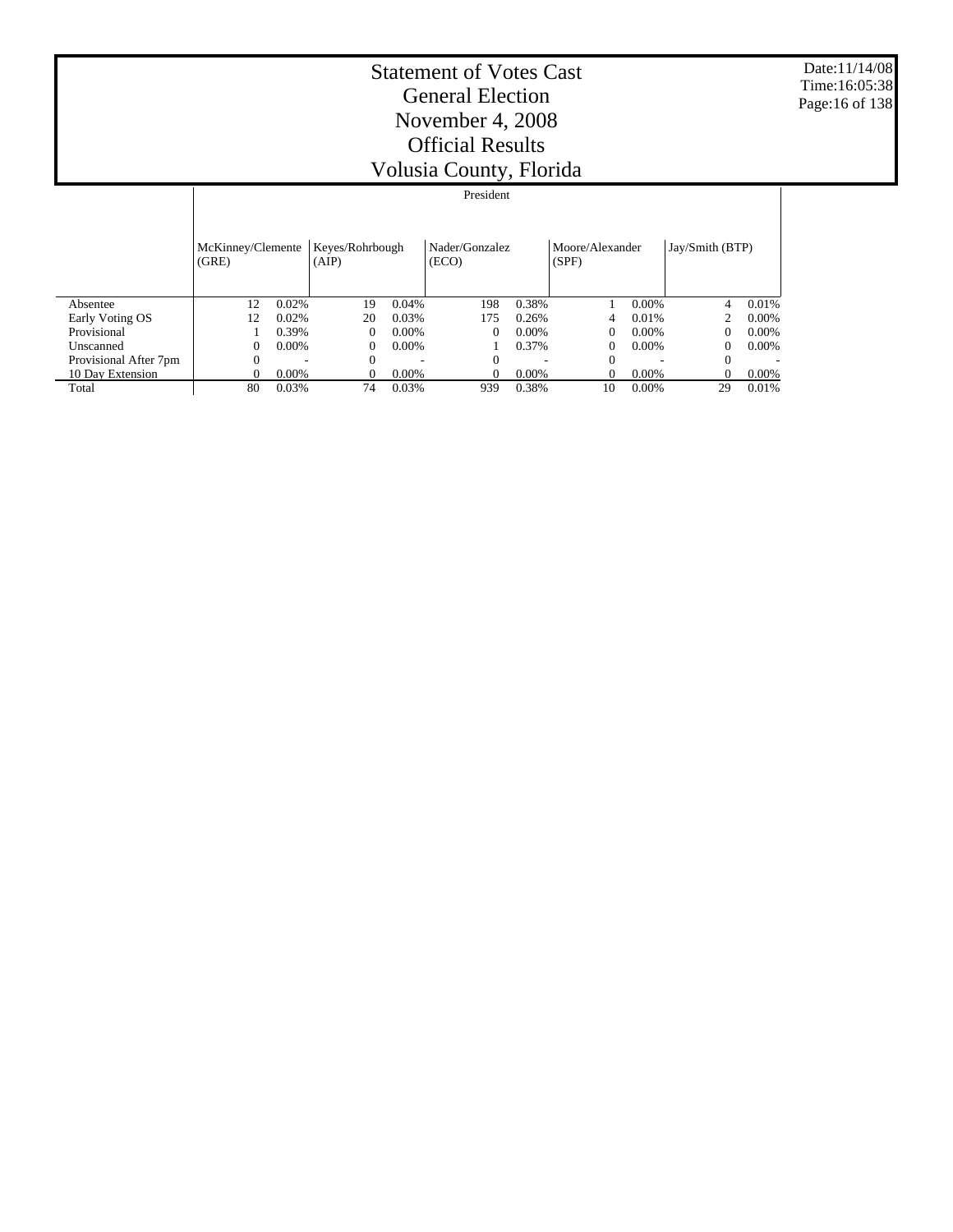# Statement of Votes Cast
## General Election
## November 4, 2008
## Official Results
## Volusia County, Florida

Date:11/14/08
Time:16:05:38

| | President | | | | | | | | | |
|---|---|---|---|---|---|---|---|---|---|---|
| | McKinney/Clemente (GRE) | | Keyes/Rohrbough (AIP) | | Nader/Gonzalez (ECO) | | Moore/Alexander (SPF) | | Jay/Smith (BTP) | |
| Absentee | 12 | 0.02% | 19 | 0.04% | 198 | 0.38% | 1 | 0.00% | 4 | 0.01% |
| Early Voting OS | 12 | 0.02% | 20 | 0.03% | 175 | 0.26% | 4 | 0.01% | 2 | 0.00% |
| Provisional | 1 | 0.39% | 0 | 0.00% | 0 | 0.00% | 0 | 0.00% | 0 | 0.00% |
| Unscanned | 0 | 0.00% | 0 | 0.00% | 1 | 0.37% | 0 | 0.00% | 0 | 0.00% |
| Provisional After 7pm | 0 | - | 0 | - | 0 | - | 0 | - | 0 | - |
| 10 Day Extension | 0 | 0.00% | 0 | 0.00% | 0 | 0.00% | 0 | 0.00% | 0 | 0.00% |
| Total | 80 | 0.03% | 74 | 0.03% | 939 | 0.38% | 10 | 0.00% | 29 | 0.01% |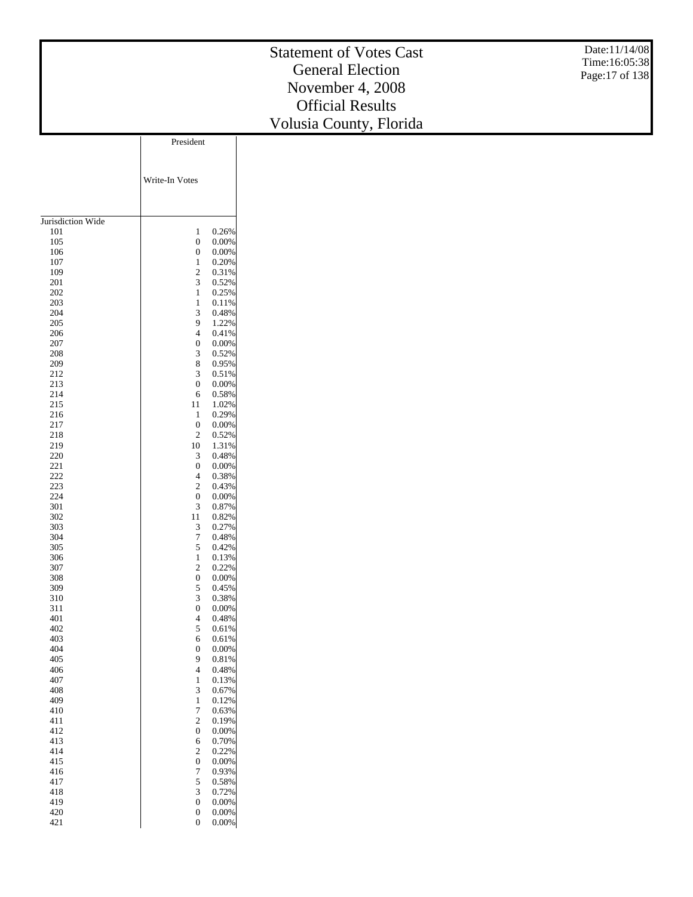# Statement of Votes Cast
## General Election
## November 4, 2008
## Official Results
## Volusia County, Florida

Date:11/14/08
Time:16:05:38

| | President | |
|---|---|---|
| | Write-In Votes | |
| Jurisdiction Wide | | |
| 101 | 1 | 0.26% |
| 105 | 0 | 0.00% |
| 106 | 0 | 0.00% |
| 107 | 1 | 0.20% |
| 109 | 2 | 0.31% |
| 201 | 3 | 0.52% |
| 202 | 1 | 0.25% |
| 203 | 1 | 0.11% |
| 204 | 3 | 0.48% |
| 205 | 9 | 1.22% |
| 206 | 4 | 0.41% |
| 207 | 0 | 0.00% |
| 208 | 3 | 0.52% |
| 209 | 8 | 0.95% |
| 212 | 3 | 0.51% |
| 213 | 0 | 0.00% |
| 214 | 6 | 0.58% |
| 215 | 11 | 1.02% |
| 216 | 1 | 0.29% |
| 217 | 0 | 0.00% |
| 218 | 2 | 0.52% |
| 219 | 10 | 1.31% |
| 220 | 3 | 0.48% |
| 221 | 0 | 0.00% |
| 222 | 4 | 0.38% |
| 223 | 2 | 0.43% |
| 224 | 0 | 0.00% |
| 301 | 3 | 0.87% |
| 302 | 11 | 0.82% |
| 303 | 3 | 0.27% |
| 304 | 7 | 0.48% |
| 305 | 5 | 0.42% |
| 306 | 1 | 0.13% |
| 307 | 2 | 0.22% |
| 308 | 0 | 0.00% |
| 309 | 5 | 0.45% |
| 310 | 3 | 0.38% |
| 311 | 0 | 0.00% |
| 401 | 4 | 0.48% |
| 402 | 5 | 0.61% |
| 403 | 6 | 0.61% |
| 404 | 0 | 0.00% |
| 405 | 9 | 0.81% |
| 406 | 4 | 0.48% |
| 407 | 1 | 0.13% |
| 408 | 3 | 0.67% |
| 409 | 1 | 0.12% |
| 410 | 7 | 0.63% |
| 411 | 2 | 0.19% |
| 412 | 0 | 0.00% |
| 413 | 6 | 0.70% |
| 414 | 2 | 0.22% |
| 415 | 0 | 0.00% |
| 416 | 7 | 0.93% |
| 417 | 5 | 0.58% |
| 418 | 3 | 0.72% |
| 419 | 0 | 0.00% |
| 420 | 0 | 0.00% |
| 421 | 0 | 0.00% |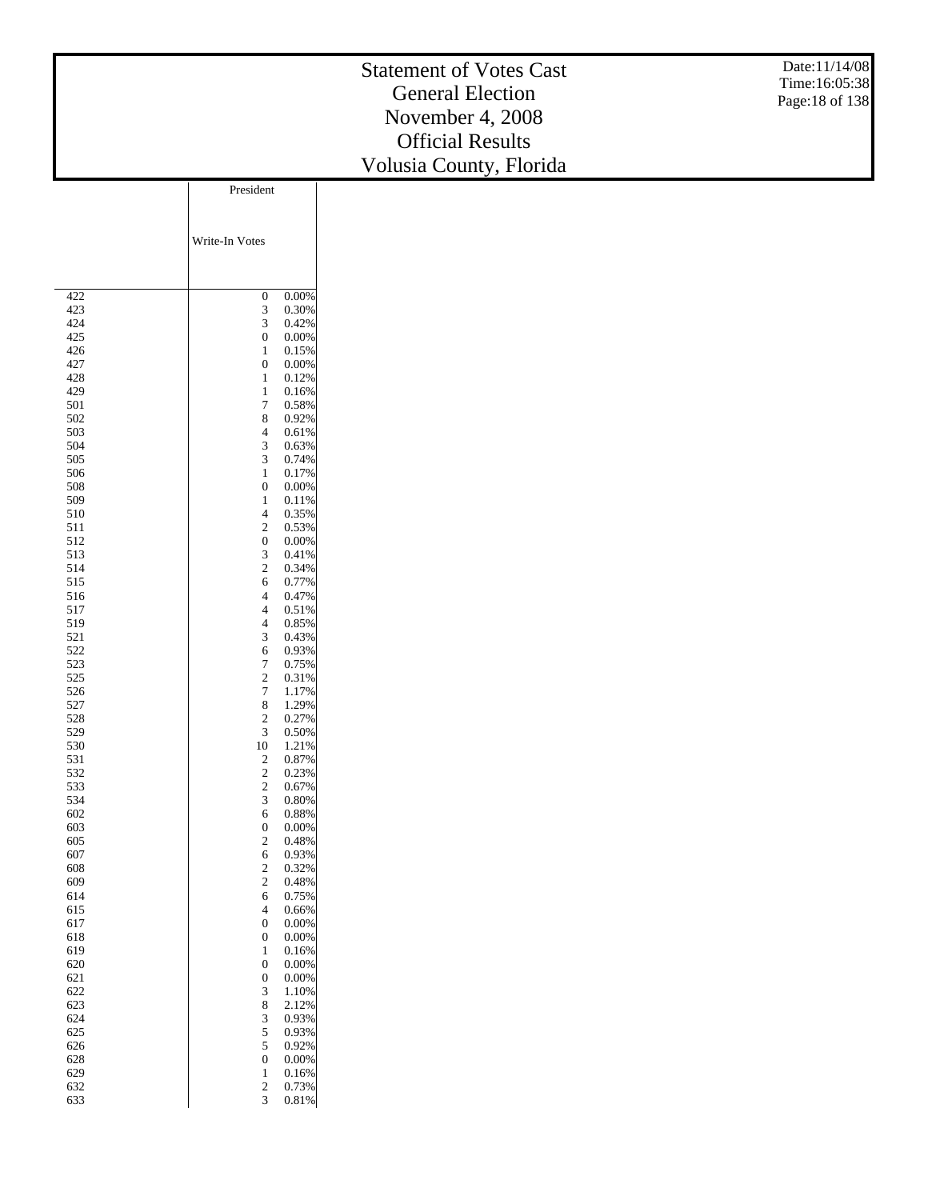# Statement of Votes Cast
## General Election
## November 4, 2008
## Official Results
## Volusia County, Florida

| | President | |
|---|---|---|
| | Write-In Votes | |
| 422 | 0 | 0.00% |
| 423 | 3 | 0.30% |
| 424 | 3 | 0.42% |
| 425 | 0 | 0.00% |
| 426 | 1 | 0.15% |
| 427 | 0 | 0.00% |
| 428 | 1 | 0.12% |
| 429 | 1 | 0.16% |
| 501 | 7 | 0.58% |
| 502 | 8 | 0.92% |
| 503 | 4 | 0.61% |
| 504 | 3 | 0.63% |
| 505 | 3 | 0.74% |
| 506 | 1 | 0.17% |
| 508 | 0 | 0.00% |
| 509 | 1 | 0.11% |
| 510 | 4 | 0.35% |
| 511 | 2 | 0.53% |
| 512 | 0 | 0.00% |
| 513 | 3 | 0.41% |
| 514 | 2 | 0.34% |
| 515 | 6 | 0.77% |
| 516 | 4 | 0.47% |
| 517 | 4 | 0.51% |
| 519 | 4 | 0.85% |
| 521 | 3 | 0.43% |
| 522 | 6 | 0.93% |
| 523 | 7 | 0.75% |
| 525 | 2 | 0.31% |
| 526 | 7 | 1.17% |
| 527 | 8 | 1.29% |
| 528 | 2 | 0.27% |
| 529 | 3 | 0.50% |
| 530 | 10 | 1.21% |
| 531 | 2 | 0.87% |
| 532 | 2 | 0.23% |
| 533 | 2 | 0.67% |
| 534 | 3 | 0.80% |
| 602 | 6 | 0.88% |
| 603 | 0 | 0.00% |
| 605 | 2 | 0.48% |
| 607 | 6 | 0.93% |
| 608 | 2 | 0.32% |
| 609 | 2 | 0.48% |
| 614 | 6 | 0.75% |
| 615 | 4 | 0.66% |
| 617 | 0 | 0.00% |
| 618 | 0 | 0.00% |
| 619 | 1 | 0.16% |
| 620 | 0 | 0.00% |
| 621 | 0 | 0.00% |
| 622 | 3 | 1.10% |
| 623 | 8 | 2.12% |
| 624 | 3 | 0.93% |
| 625 | 5 | 0.93% |
| 626 | 5 | 0.92% |
| 628 | 0 | 0.00% |
| 629 | 1 | 0.16% |
| 632 | 2 | 0.73% |
| 633 | 3 | 0.81% |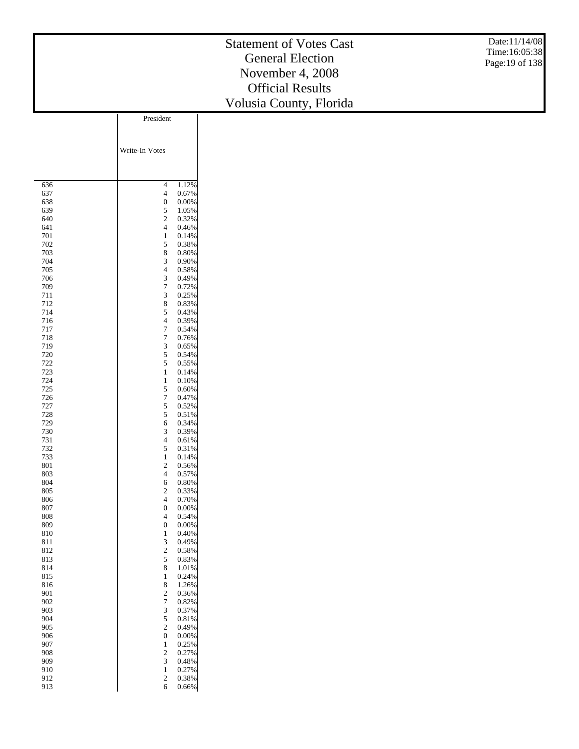# Statement of Votes Cast
## General Election
## November 4, 2008
## Official Results
## Volusia County, Florida

Date:11/14/08
Time:16:05:38

| | President | |
|---|---|---|
| | Write-In Votes | |
| 636 | 4 | 1.12% |
| 637 | 4 | 0.67% |
| 638 | 0 | 0.00% |
| 639 | 5 | 1.05% |
| 640 | 2 | 0.32% |
| 641 | 4 | 0.46% |
| 701 | 1 | 0.14% |
| 702 | 5 | 0.38% |
| 703 | 8 | 0.80% |
| 704 | 3 | 0.90% |
| 705 | 4 | 0.58% |
| 706 | 3 | 0.49% |
| 709 | 7 | 0.72% |
| 711 | 3 | 0.25% |
| 712 | 8 | 0.83% |
| 714 | 5 | 0.43% |
| 716 | 4 | 0.39% |
| 717 | 7 | 0.54% |
| 718 | 7 | 0.76% |
| 719 | 3 | 0.65% |
| 720 | 5 | 0.54% |
| 722 | 5 | 0.55% |
| 723 | 1 | 0.14% |
| 724 | 1 | 0.10% |
| 725 | 5 | 0.60% |
| 726 | 7 | 0.47% |
| 727 | 5 | 0.52% |
| 728 | 5 | 0.51% |
| 729 | 6 | 0.34% |
| 730 | 3 | 0.39% |
| 731 | 4 | 0.61% |
| 732 | 5 | 0.31% |
| 733 | 1 | 0.14% |
| 801 | 2 | 0.56% |
| 803 | 4 | 0.57% |
| 804 | 6 | 0.80% |
| 805 | 2 | 0.33% |
| 806 | 4 | 0.70% |
| 807 | 0 | 0.00% |
| 808 | 4 | 0.54% |
| 809 | 0 | 0.00% |
| 810 | 1 | 0.40% |
| 811 | 3 | 0.49% |
| 812 | 2 | 0.58% |
| 813 | 5 | 0.83% |
| 814 | 8 | 1.01% |
| 815 | 1 | 0.24% |
| 816 | 8 | 1.26% |
| 901 | 2 | 0.36% |
| 902 | 7 | 0.82% |
| 903 | 3 | 0.37% |
| 904 | 5 | 0.81% |
| 905 | 2 | 0.49% |
| 906 | 0 | 0.00% |
| 907 | 1 | 0.25% |
| 908 | 2 | 0.27% |
| 909 | 3 | 0.48% |
| 910 | 1 | 0.27% |
| 912 | 2 | 0.38% |
| 913 | 6 | 0.66% |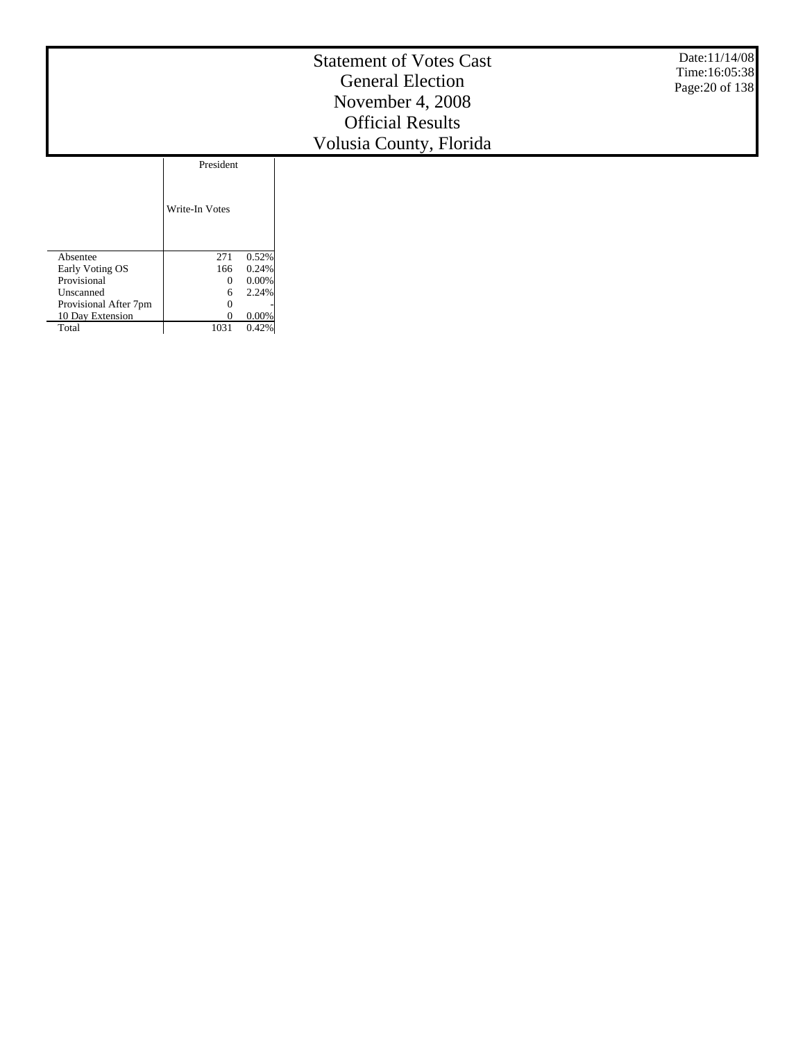# Statement of Votes Cast
## General Election
## November 4, 2008
## Official Results
## Volusia County, Florida

| | President | |
|---|---|---|
| | Write-In Votes | |
| Absentee | 271 | 0.52% |
| Early Voting OS | 166 | 0.24% |
| Provisional | 0 | 0.00% |
| Unscanned | 6 | 2.24% |
| Provisional After 7pm | 0 | - |
| 10 Day Extension | 0 | 0.00% |
| Total | 1031 | 0.42% |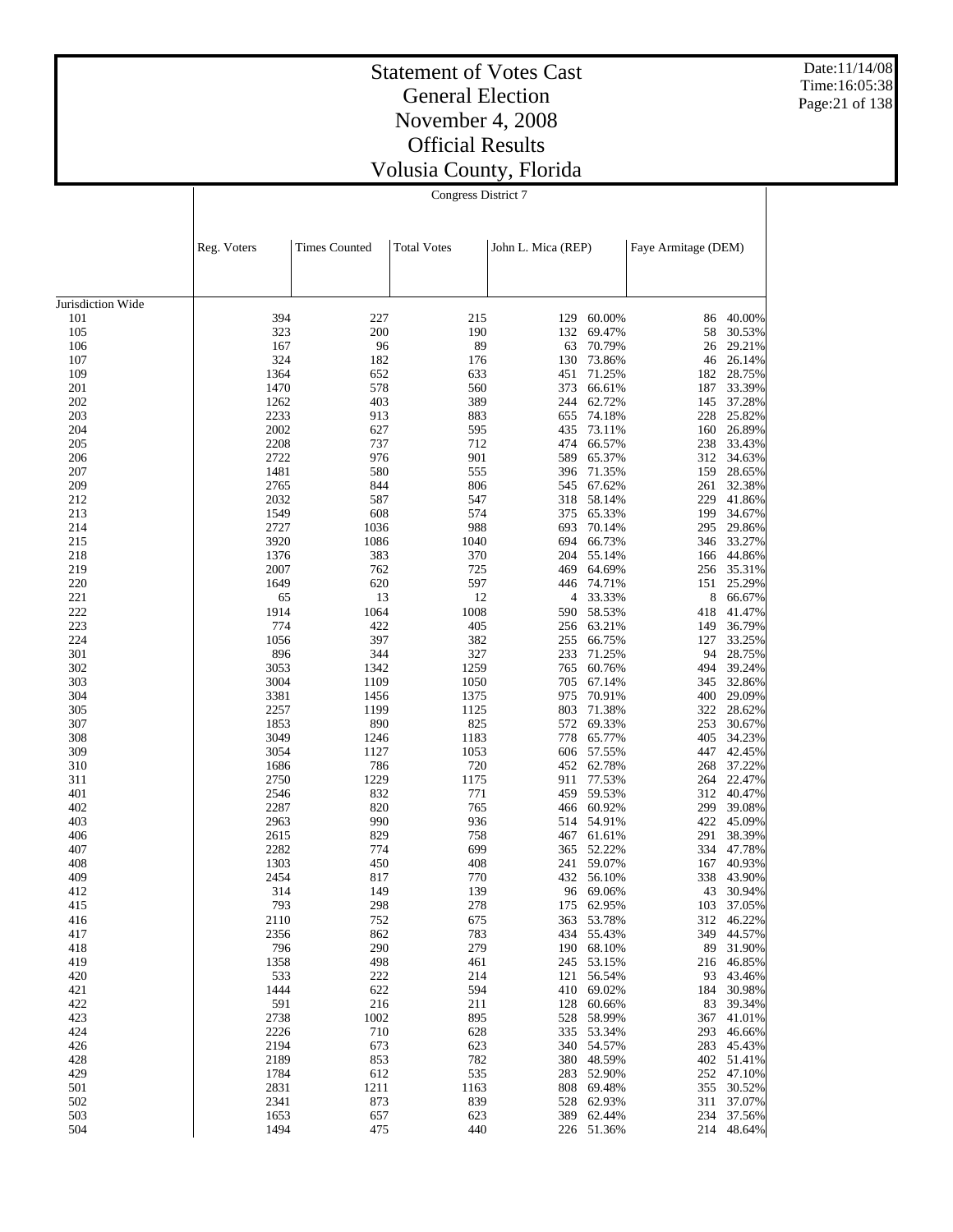# Statement of Votes Cast
## General Election
## November 4, 2008
## Official Results
## Volusia County, Florida

Date:11/14/08
Time:16:05:38

Congress District 7

| | Reg. Voters | Times Counted | Total Votes | John L. Mica (REP) | | Faye Armitage (DEM) | |
|---|---|---|---|---|---|---|---|
| Jurisdiction Wide | | | | | | | |
| 101 | 394 | 227 | 215 | 129 | 60.00% | 86 | 40.00% |
| 105 | 323 | 200 | 190 | 132 | 69.47% | 58 | 30.53% |
| 106 | 167 | 96 | 89 | 63 | 70.79% | 26 | 29.21% |
| 107 | 324 | 182 | 176 | 130 | 73.86% | 46 | 26.14% |
| 109 | 1364 | 652 | 633 | 451 | 71.25% | 182 | 28.75% |
| 201 | 1470 | 578 | 560 | 373 | 66.61% | 187 | 33.39% |
| 202 | 1262 | 403 | 389 | 244 | 62.72% | 145 | 37.28% |
| 203 | 2233 | 913 | 883 | 655 | 74.18% | 228 | 25.82% |
| 204 | 2002 | 627 | 595 | 435 | 73.11% | 160 | 26.89% |
| 205 | 2208 | 737 | 712 | 474 | 66.57% | 238 | 33.43% |
| 206 | 2722 | 976 | 901 | 589 | 65.37% | 312 | 34.63% |
| 207 | 1481 | 580 | 555 | 396 | 71.35% | 159 | 28.65% |
| 209 | 2765 | 844 | 806 | 545 | 67.62% | 261 | 32.38% |
| 212 | 2032 | 587 | 547 | 318 | 58.14% | 229 | 41.86% |
| 213 | 1549 | 608 | 574 | 375 | 65.33% | 199 | 34.67% |
| 214 | 2727 | 1036 | 988 | 693 | 70.14% | 295 | 29.86% |
| 215 | 3920 | 1086 | 1040 | 694 | 66.73% | 346 | 33.27% |
| 218 | 1376 | 383 | 370 | 204 | 55.14% | 166 | 44.86% |
| 219 | 2007 | 762 | 725 | 469 | 64.69% | 256 | 35.31% |
| 220 | 1649 | 620 | 597 | 446 | 74.71% | 151 | 25.29% |
| 221 | 65 | 13 | 12 | 4 | 33.33% | 8 | 66.67% |
| 222 | 1914 | 1064 | 1008 | 590 | 58.53% | 418 | 41.47% |
| 223 | 774 | 422 | 405 | 256 | 63.21% | 149 | 36.79% |
| 224 | 1056 | 397 | 382 | 255 | 66.75% | 127 | 33.25% |
| 301 | 896 | 344 | 327 | 233 | 71.25% | 94 | 28.75% |
| 302 | 3053 | 1342 | 1259 | 765 | 60.76% | 494 | 39.24% |
| 303 | 3004 | 1109 | 1050 | 705 | 67.14% | 345 | 32.86% |
| 304 | 3381 | 1456 | 1375 | 975 | 70.91% | 400 | 29.09% |
| 305 | 2257 | 1199 | 1125 | 803 | 71.38% | 322 | 28.62% |
| 307 | 1853 | 890 | 825 | 572 | 69.33% | 253 | 30.67% |
| 308 | 3049 | 1246 | 1183 | 778 | 65.77% | 405 | 34.23% |
| 309 | 3054 | 1127 | 1053 | 606 | 57.55% | 447 | 42.45% |
| 310 | 1686 | 786 | 720 | 452 | 62.78% | 268 | 37.22% |
| 311 | 2750 | 1229 | 1175 | 911 | 77.53% | 264 | 22.47% |
| 401 | 2546 | 832 | 771 | 459 | 59.53% | 312 | 40.47% |
| 402 | 2287 | 820 | 765 | 466 | 60.92% | 299 | 39.08% |
| 403 | 2963 | 990 | 936 | 514 | 54.91% | 422 | 45.09% |
| 406 | 2615 | 829 | 758 | 467 | 61.61% | 291 | 38.39% |
| 407 | 2282 | 774 | 699 | 365 | 52.22% | 334 | 47.78% |
| 408 | 1303 | 450 | 408 | 241 | 59.07% | 167 | 40.93% |
| 409 | 2454 | 817 | 770 | 432 | 56.10% | 338 | 43.90% |
| 412 | 314 | 149 | 139 | 96 | 69.06% | 43 | 30.94% |
| 415 | 793 | 298 | 278 | 175 | 62.95% | 103 | 37.05% |
| 416 | 2110 | 752 | 675 | 363 | 53.78% | 312 | 46.22% |
| 417 | 2356 | 862 | 783 | 434 | 55.43% | 349 | 44.57% |
| 418 | 796 | 290 | 279 | 190 | 68.10% | 89 | 31.90% |
| 419 | 1358 | 498 | 461 | 245 | 53.15% | 216 | 46.85% |
| 420 | 533 | 222 | 214 | 121 | 56.54% | 93 | 43.46% |
| 421 | 1444 | 622 | 594 | 410 | 69.02% | 184 | 30.98% |
| 422 | 591 | 216 | 211 | 128 | 60.66% | 83 | 39.34% |
| 423 | 2738 | 1002 | 895 | 528 | 58.99% | 367 | 41.01% |
| 424 | 2226 | 710 | 628 | 335 | 53.34% | 293 | 46.66% |
| 426 | 2194 | 673 | 623 | 340 | 54.57% | 283 | 45.43% |
| 428 | 2189 | 853 | 782 | 380 | 48.59% | 402 | 51.41% |
| 429 | 1784 | 612 | 535 | 283 | 52.90% | 252 | 47.10% |
| 501 | 2831 | 1211 | 1163 | 808 | 69.48% | 355 | 30.52% |
| 502 | 2341 | 873 | 839 | 528 | 62.93% | 311 | 37.07% |
| 503 | 1653 | 657 | 623 | 389 | 62.44% | 234 | 37.56% |
| 504 | 1494 | 475 | 440 | 226 | 51.36% | 214 | 48.64% |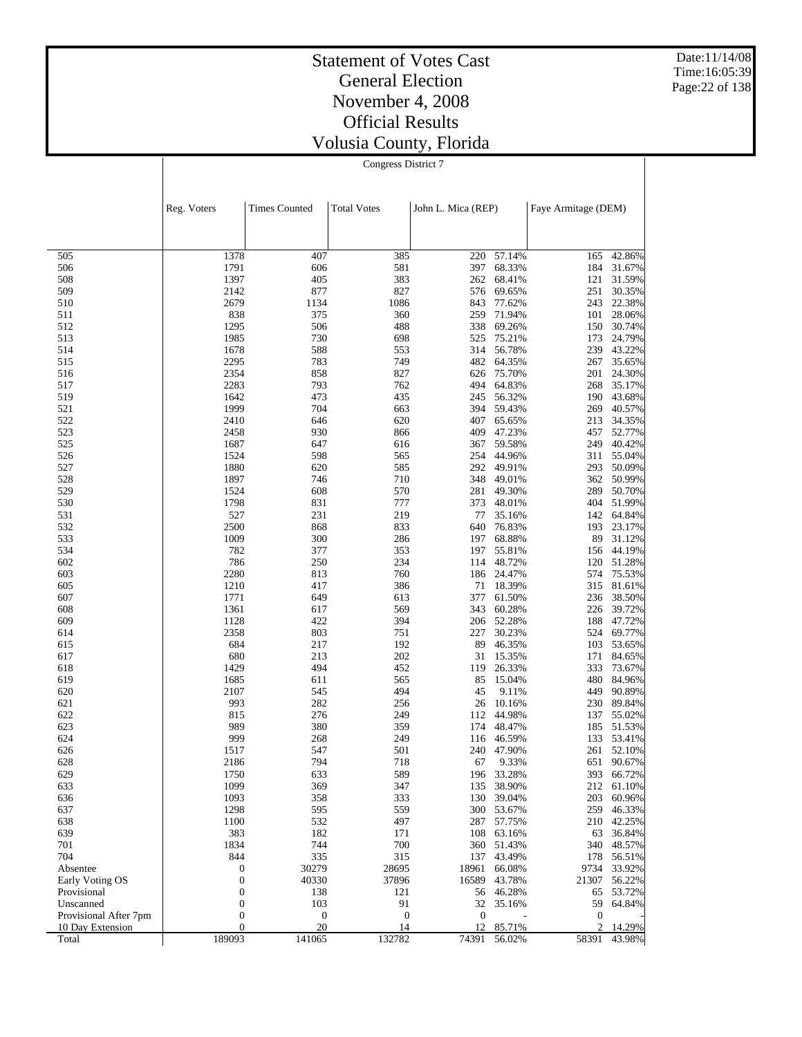# Statement of Votes Cast
## General Election
## November 4, 2008
## Official Results
## Volusia County, Florida

Congress District 7

| | Reg. Voters | Times Counted | Total Votes | John L. Mica (REP) | | Faye Armitage (DEM) | |
|---|---|---|---|---|---|---|---|
| 505 | 1378 | 407 | 385 | 220 | 57.14% | 165 | 42.86% |
| 506 | 1791 | 606 | 581 | 397 | 68.33% | 184 | 31.67% |
| 508 | 1397 | 405 | 383 | 262 | 68.41% | 121 | 31.59% |
| 509 | 2142 | 877 | 827 | 576 | 69.65% | 251 | 30.35% |
| 510 | 2679 | 1134 | 1086 | 843 | 77.62% | 243 | 22.38% |
| 511 | 838 | 375 | 360 | 259 | 71.94% | 101 | 28.06% |
| 512 | 1295 | 506 | 488 | 338 | 69.26% | 150 | 30.74% |
| 513 | 1985 | 730 | 698 | 525 | 75.21% | 173 | 24.79% |
| 514 | 1678 | 588 | 553 | 314 | 56.78% | 239 | 43.22% |
| 515 | 2295 | 783 | 749 | 482 | 64.35% | 267 | 35.65% |
| 516 | 2354 | 858 | 827 | 626 | 75.70% | 201 | 24.30% |
| 517 | 2283 | 793 | 762 | 494 | 64.83% | 268 | 35.17% |
| 519 | 1642 | 473 | 435 | 245 | 56.32% | 190 | 43.68% |
| 521 | 1999 | 704 | 663 | 394 | 59.43% | 269 | 40.57% |
| 522 | 2410 | 646 | 620 | 407 | 65.65% | 213 | 34.35% |
| 523 | 2458 | 930 | 866 | 409 | 47.23% | 457 | 52.77% |
| 525 | 1687 | 647 | 616 | 367 | 59.58% | 249 | 40.42% |
| 526 | 1524 | 598 | 565 | 254 | 44.96% | 311 | 55.04% |
| 527 | 1880 | 620 | 585 | 292 | 49.91% | 293 | 50.09% |
| 528 | 1897 | 746 | 710 | 348 | 49.01% | 362 | 50.99% |
| 529 | 1524 | 608 | 570 | 281 | 49.30% | 289 | 50.70% |
| 530 | 1798 | 831 | 777 | 373 | 48.01% | 404 | 51.99% |
| 531 | 527 | 231 | 219 | 77 | 35.16% | 142 | 64.84% |
| 532 | 2500 | 868 | 833 | 640 | 76.83% | 193 | 23.17% |
| 533 | 1009 | 300 | 286 | 197 | 68.88% | 89 | 31.12% |
| 534 | 782 | 377 | 353 | 197 | 55.81% | 156 | 44.19% |
| 602 | 786 | 250 | 234 | 114 | 48.72% | 120 | 51.28% |
| 603 | 2280 | 813 | 760 | 186 | 24.47% | 574 | 75.53% |
| 605 | 1210 | 417 | 386 | 71 | 18.39% | 315 | 81.61% |
| 607 | 1771 | 649 | 613 | 377 | 61.50% | 236 | 38.50% |
| 608 | 1361 | 617 | 569 | 343 | 60.28% | 226 | 39.72% |
| 609 | 1128 | 422 | 394 | 206 | 52.28% | 188 | 47.72% |
| 614 | 2358 | 803 | 751 | 227 | 30.23% | 524 | 69.77% |
| 615 | 684 | 217 | 192 | 89 | 46.35% | 103 | 53.65% |
| 617 | 680 | 213 | 202 | 31 | 15.35% | 171 | 84.65% |
| 618 | 1429 | 494 | 452 | 119 | 26.33% | 333 | 73.67% |
| 619 | 1685 | 611 | 565 | 85 | 15.04% | 480 | 84.96% |
| 620 | 2107 | 545 | 494 | 45 | 9.11% | 449 | 90.89% |
| 621 | 993 | 282 | 256 | 26 | 10.16% | 230 | 89.84% |
| 622 | 815 | 276 | 249 | 112 | 44.98% | 137 | 55.02% |
| 623 | 989 | 380 | 359 | 174 | 48.47% | 185 | 51.53% |
| 624 | 999 | 268 | 249 | 116 | 46.59% | 133 | 53.41% |
| 626 | 1517 | 547 | 501 | 240 | 47.90% | 261 | 52.10% |
| 628 | 2186 | 794 | 718 | 67 | 9.33% | 651 | 90.67% |
| 629 | 1750 | 633 | 589 | 196 | 33.28% | 393 | 66.72% |
| 633 | 1099 | 369 | 347 | 135 | 38.90% | 212 | 61.10% |
| 636 | 1093 | 358 | 333 | 130 | 39.04% | 203 | 60.96% |
| 637 | 1298 | 595 | 559 | 300 | 53.67% | 259 | 46.33% |
| 638 | 1100 | 532 | 497 | 287 | 57.75% | 210 | 42.25% |
| 639 | 383 | 182 | 171 | 108 | 63.16% | 63 | 36.84% |
| 701 | 1834 | 744 | 700 | 360 | 51.43% | 340 | 48.57% |
| 704 | 844 | 335 | 315 | 137 | 43.49% | 178 | 56.51% |
| Absentee | 0 | 30279 | 28695 | 18961 | 66.08% | 9734 | 33.92% |
| Early Voting OS | 0 | 40330 | 37896 | 16589 | 43.78% | 21307 | 56.22% |
| Provisional | 0 | 138 | 121 | 56 | 46.28% | 65 | 53.72% |
| Unscanned | 0 | 103 | 91 | 32 | 35.16% | 59 | 64.84% |
| Provisional After 7pm | 0 | 0 | 0 | 0 | - | 0 | - |
| 10 Day Extension | 0 | 20 | 14 | 12 | 85.71% | 2 | 14.29% |
| Total | 189093 | 141065 | 132782 | 74391 | 56.02% | 58391 | 43.98% |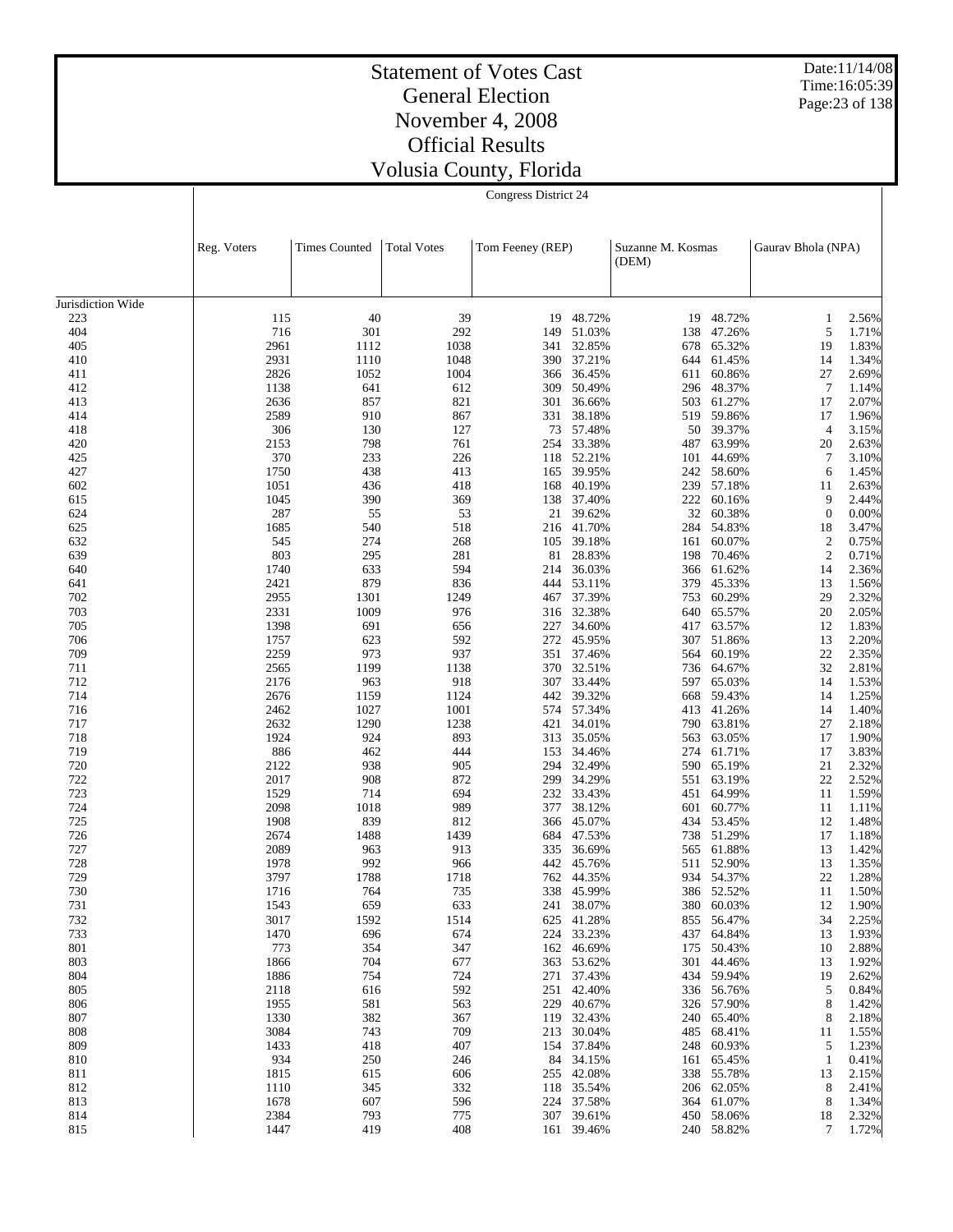# Statement of Votes Cast
## General Election
## November 4, 2008
## Official Results
## Volusia County, Florida

Date:11/14/08
Time:16:05:39

Congress District 24

| | Reg. Voters | Times Counted | Total Votes | Tom Feeney (REP) | | Suzanne M. Kosmas (DEM) | | Gaurav Bhola (NPA) | |
|---|---|---|---|---|---|---|---|---|---|
| Jurisdiction Wide | | | | | | | | | |
| 223 | 115 | 40 | 39 | 19 | 48.72% | 19 | 48.72% | 1 | 2.56% |
| 404 | 716 | 301 | 292 | 149 | 51.03% | 138 | 47.26% | 5 | 1.71% |
| 405 | 2961 | 1112 | 1038 | 341 | 32.85% | 678 | 65.32% | 19 | 1.83% |
| 410 | 2931 | 1110 | 1048 | 390 | 37.21% | 644 | 61.45% | 14 | 1.34% |
| 411 | 2826 | 1052 | 1004 | 366 | 36.45% | 611 | 60.86% | 27 | 2.69% |
| 412 | 1138 | 641 | 612 | 309 | 50.49% | 296 | 48.37% | 7 | 1.14% |
| 413 | 2636 | 857 | 821 | 301 | 36.66% | 503 | 61.27% | 17 | 2.07% |
| 414 | 2589 | 910 | 867 | 331 | 38.18% | 519 | 59.86% | 17 | 1.96% |
| 418 | 306 | 130 | 127 | 73 | 57.48% | 50 | 39.37% | 4 | 3.15% |
| 420 | 2153 | 798 | 761 | 254 | 33.38% | 487 | 63.99% | 20 | 2.63% |
| 425 | 370 | 233 | 226 | 118 | 52.21% | 101 | 44.69% | 7 | 3.10% |
| 427 | 1750 | 438 | 413 | 165 | 39.95% | 242 | 58.60% | 6 | 1.45% |
| 602 | 1051 | 436 | 418 | 168 | 40.19% | 239 | 57.18% | 11 | 2.63% |
| 615 | 1045 | 390 | 369 | 138 | 37.40% | 222 | 60.16% | 9 | 2.44% |
| 624 | 287 | 55 | 53 | 21 | 39.62% | 32 | 60.38% | 0 | 0.00% |
| 625 | 1685 | 540 | 518 | 216 | 41.70% | 284 | 54.83% | 18 | 3.47% |
| 632 | 545 | 274 | 268 | 105 | 39.18% | 161 | 60.07% | 2 | 0.75% |
| 639 | 803 | 295 | 281 | 81 | 28.83% | 198 | 70.46% | 2 | 0.71% |
| 640 | 1740 | 633 | 594 | 214 | 36.03% | 366 | 61.62% | 14 | 2.36% |
| 641 | 2421 | 879 | 836 | 444 | 53.11% | 379 | 45.33% | 13 | 1.56% |
| 702 | 2955 | 1301 | 1249 | 467 | 37.39% | 753 | 60.29% | 29 | 2.32% |
| 703 | 2331 | 1009 | 976 | 316 | 32.38% | 640 | 65.57% | 20 | 2.05% |
| 705 | 1398 | 691 | 656 | 227 | 34.60% | 417 | 63.57% | 12 | 1.83% |
| 706 | 1757 | 623 | 592 | 272 | 45.95% | 307 | 51.86% | 13 | 2.20% |
| 709 | 2259 | 973 | 937 | 351 | 37.46% | 564 | 60.19% | 22 | 2.35% |
| 711 | 2565 | 1199 | 1138 | 370 | 32.51% | 736 | 64.67% | 32 | 2.81% |
| 712 | 2176 | 963 | 918 | 307 | 33.44% | 597 | 65.03% | 14 | 1.53% |
| 714 | 2676 | 1159 | 1124 | 442 | 39.32% | 668 | 59.43% | 14 | 1.25% |
| 716 | 2462 | 1027 | 1001 | 574 | 57.34% | 413 | 41.26% | 14 | 1.40% |
| 717 | 2632 | 1290 | 1238 | 421 | 34.01% | 790 | 63.81% | 27 | 2.18% |
| 718 | 1924 | 924 | 893 | 313 | 35.05% | 563 | 63.05% | 17 | 1.90% |
| 719 | 886 | 462 | 444 | 153 | 34.46% | 274 | 61.71% | 17 | 3.83% |
| 720 | 2122 | 938 | 905 | 294 | 32.49% | 590 | 65.19% | 21 | 2.32% |
| 722 | 2017 | 908 | 872 | 299 | 34.29% | 551 | 63.19% | 22 | 2.52% |
| 723 | 1529 | 714 | 694 | 232 | 33.43% | 451 | 64.99% | 11 | 1.59% |
| 724 | 2098 | 1018 | 989 | 377 | 38.12% | 601 | 60.77% | 11 | 1.11% |
| 725 | 1908 | 839 | 812 | 366 | 45.07% | 434 | 53.45% | 12 | 1.48% |
| 726 | 2674 | 1488 | 1439 | 684 | 47.53% | 738 | 51.29% | 17 | 1.18% |
| 727 | 2089 | 963 | 913 | 335 | 36.69% | 565 | 61.88% | 13 | 1.42% |
| 728 | 1978 | 992 | 966 | 442 | 45.76% | 511 | 52.90% | 13 | 1.35% |
| 729 | 3797 | 1788 | 1718 | 762 | 44.35% | 934 | 54.37% | 22 | 1.28% |
| 730 | 1716 | 764 | 735 | 338 | 45.99% | 386 | 52.52% | 11 | 1.50% |
| 731 | 1543 | 659 | 633 | 241 | 38.07% | 380 | 60.03% | 12 | 1.90% |
| 732 | 3017 | 1592 | 1514 | 625 | 41.28% | 855 | 56.47% | 34 | 2.25% |
| 733 | 1470 | 696 | 674 | 224 | 33.23% | 437 | 64.84% | 13 | 1.93% |
| 801 | 773 | 354 | 347 | 162 | 46.69% | 175 | 50.43% | 10 | 2.88% |
| 803 | 1866 | 704 | 677 | 363 | 53.62% | 301 | 44.46% | 13 | 1.92% |
| 804 | 1886 | 754 | 724 | 271 | 37.43% | 434 | 59.94% | 19 | 2.62% |
| 805 | 2118 | 616 | 592 | 251 | 42.40% | 336 | 56.76% | 5 | 0.84% |
| 806 | 1955 | 581 | 563 | 229 | 40.67% | 326 | 57.90% | 8 | 1.42% |
| 807 | 1330 | 382 | 367 | 119 | 32.43% | 240 | 65.40% | 8 | 2.18% |
| 808 | 3084 | 743 | 709 | 213 | 30.04% | 485 | 68.41% | 11 | 1.55% |
| 809 | 1433 | 418 | 407 | 154 | 37.84% | 248 | 60.93% | 5 | 1.23% |
| 810 | 934 | 250 | 246 | 84 | 34.15% | 161 | 65.45% | 1 | 0.41% |
| 811 | 1815 | 615 | 606 | 255 | 42.08% | 338 | 55.78% | 13 | 2.15% |
| 812 | 1110 | 345 | 332 | 118 | 35.54% | 206 | 62.05% | 8 | 2.41% |
| 813 | 1678 | 607 | 596 | 224 | 37.58% | 364 | 61.07% | 8 | 1.34% |
| 814 | 2384 | 793 | 775 | 307 | 39.61% | 450 | 58.06% | 18 | 2.32% |
| 815 | 1447 | 419 | 408 | 161 | 39.46% | 240 | 58.82% | 7 | 1.72% |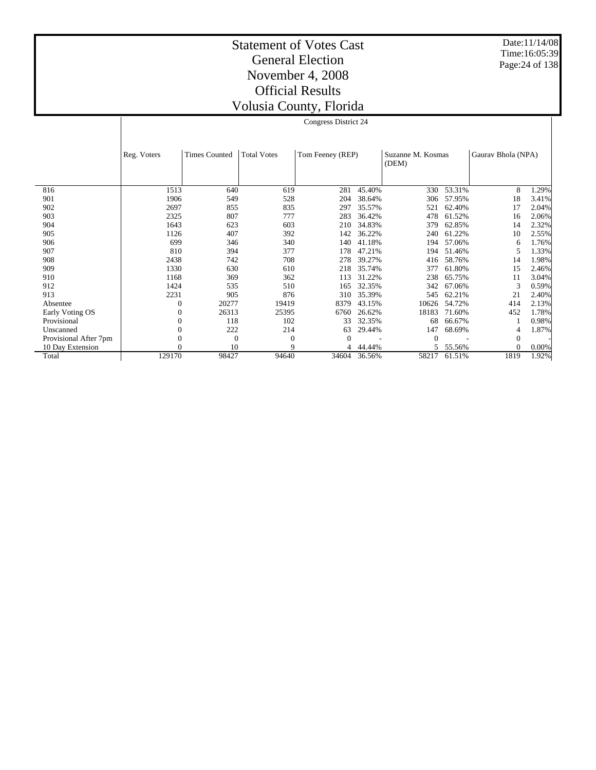# Statement of Votes Cast
# General Election
# November 4, 2008
# Official Results
# Volusia County, Florida

Date:11/14/08
Time:16:05:39

Congress District 24

| | Reg. Voters | Times Counted | Total Votes | Tom Feeney (REP) | | Suzanne M. Kosmas (DEM) | | Gaurav Bhola (NPA) | |
|---|---|---|---|---|---|---|---|---|---|
| 816 | 1513 | 640 | 619 | 281 | 45.40% | 330 | 53.31% | 8 | 1.29% |
| 901 | 1906 | 549 | 528 | 204 | 38.64% | 306 | 57.95% | 18 | 3.41% |
| 902 | 2697 | 855 | 835 | 297 | 35.57% | 521 | 62.40% | 17 | 2.04% |
| 903 | 2325 | 807 | 777 | 283 | 36.42% | 478 | 61.52% | 16 | 2.06% |
| 904 | 1643 | 623 | 603 | 210 | 34.83% | 379 | 62.85% | 14 | 2.32% |
| 905 | 1126 | 407 | 392 | 142 | 36.22% | 240 | 61.22% | 10 | 2.55% |
| 906 | 699 | 346 | 340 | 140 | 41.18% | 194 | 57.06% | 6 | 1.76% |
| 907 | 810 | 394 | 377 | 178 | 47.21% | 194 | 51.46% | 5 | 1.33% |
| 908 | 2438 | 742 | 708 | 278 | 39.27% | 416 | 58.76% | 14 | 1.98% |
| 909 | 1330 | 630 | 610 | 218 | 35.74% | 377 | 61.80% | 15 | 2.46% |
| 910 | 1168 | 369 | 362 | 113 | 31.22% | 238 | 65.75% | 11 | 3.04% |
| 912 | 1424 | 535 | 510 | 165 | 32.35% | 342 | 67.06% | 3 | 0.59% |
| 913 | 2231 | 905 | 876 | 310 | 35.39% | 545 | 62.21% | 21 | 2.40% |
| Absentee | 0 | 20277 | 19419 | 8379 | 43.15% | 10626 | 54.72% | 414 | 2.13% |
| Early Voting OS | 0 | 26313 | 25395 | 6760 | 26.62% | 18183 | 71.60% | 452 | 1.78% |
| Provisional | 0 | 118 | 102 | 33 | 32.35% | 68 | 66.67% | 1 | 0.98% |
| Unscanned | 0 | 222 | 214 | 63 | 29.44% | 147 | 68.69% | 4 | 1.87% |
| Provisional After 7pm | 0 | 0 | 0 | 0 | - | 0 | - | 0 | - |
| 10 Day Extension | 0 | 10 | 9 | 4 | 44.44% | 5 | 55.56% | 0 | 0.00% |
| Total | 129170 | 98427 | 94640 | 34604 | 36.56% | 58217 | 61.51% | 1819 | 1.92% |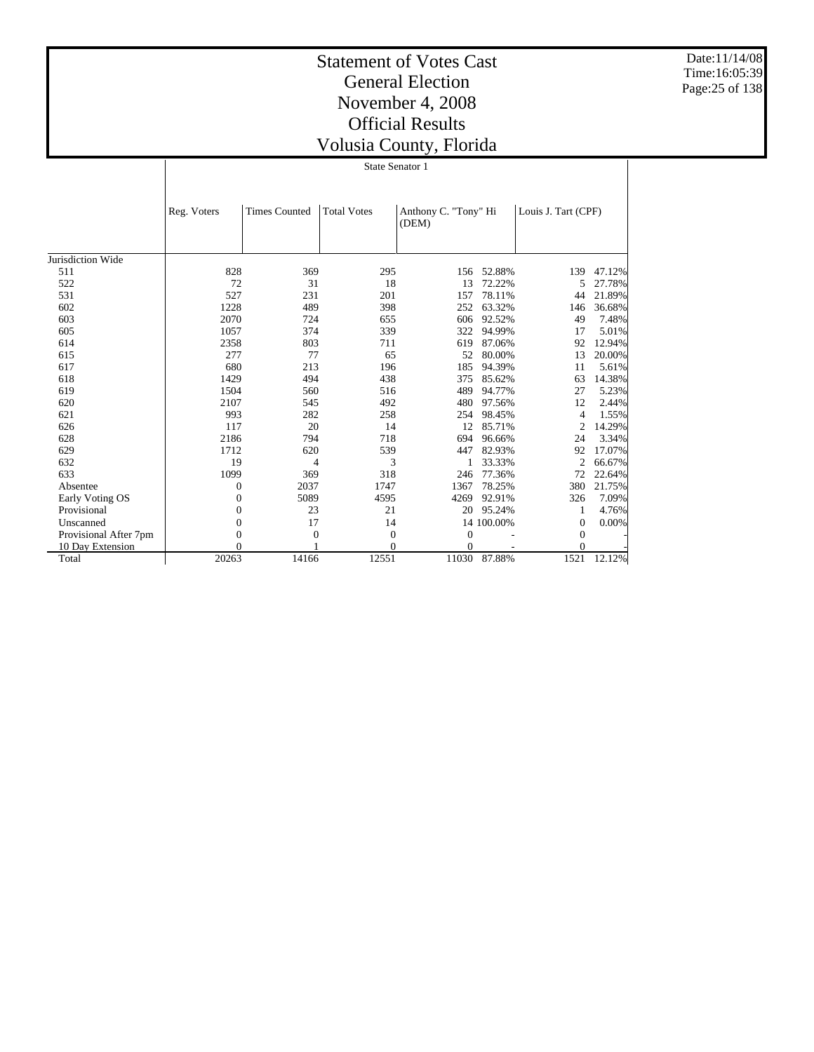# Statement of Votes Cast
# General Election
# November 4, 2008
# Official Results
# Volusia County, Florida

Date:11/14/08
Time:16:05:39

State Senator 1

| | Reg. Voters | Times Counted | Total Votes | Anthony C. "Tony" Hi (DEM) | | Louis J. Tart (CPF) | |
|---|---|---|---|---|---|---|---|
| Jurisdiction Wide | | | | | | | |
| 511 | 828 | 369 | 295 | 156 | 52.88% | 139 | 47.12% |
| 522 | 72 | 31 | 18 | 13 | 72.22% | 5 | 27.78% |
| 531 | 527 | 231 | 201 | 157 | 78.11% | 44 | 21.89% |
| 602 | 1228 | 489 | 398 | 252 | 63.32% | 146 | 36.68% |
| 603 | 2070 | 724 | 655 | 606 | 92.52% | 49 | 7.48% |
| 605 | 1057 | 374 | 339 | 322 | 94.99% | 17 | 5.01% |
| 614 | 2358 | 803 | 711 | 619 | 87.06% | 92 | 12.94% |
| 615 | 277 | 77 | 65 | 52 | 80.00% | 13 | 20.00% |
| 617 | 680 | 213 | 196 | 185 | 94.39% | 11 | 5.61% |
| 618 | 1429 | 494 | 438 | 375 | 85.62% | 63 | 14.38% |
| 619 | 1504 | 560 | 516 | 489 | 94.77% | 27 | 5.23% |
| 620 | 2107 | 545 | 492 | 480 | 97.56% | 12 | 2.44% |
| 621 | 993 | 282 | 258 | 254 | 98.45% | 4 | 1.55% |
| 626 | 117 | 20 | 14 | 12 | 85.71% | 2 | 14.29% |
| 628 | 2186 | 794 | 718 | 694 | 96.66% | 24 | 3.34% |
| 629 | 1712 | 620 | 539 | 447 | 82.93% | 92 | 17.07% |
| 632 | 19 | 4 | 3 | 1 | 33.33% | 2 | 66.67% |
| 633 | 1099 | 369 | 318 | 246 | 77.36% | 72 | 22.64% |
| Absentee | 0 | 2037 | 1747 | 1367 | 78.25% | 380 | 21.75% |
| Early Voting OS | 0 | 5089 | 4595 | 4269 | 92.91% | 326 | 7.09% |
| Provisional | 0 | 23 | 21 | 20 | 95.24% | 1 | 4.76% |
| Unscanned | 0 | 17 | 14 | 14 | 100.00% | 0 | 0.00% |
| Provisional After 7pm | 0 | 0 | 0 | 0 | - | 0 | - |
| 10 Day Extension | 0 | 1 | 0 | 0 | - | 0 | - |
| Total | 20263 | 14166 | 12551 | 11030 | 87.88% | 1521 | 12.12% |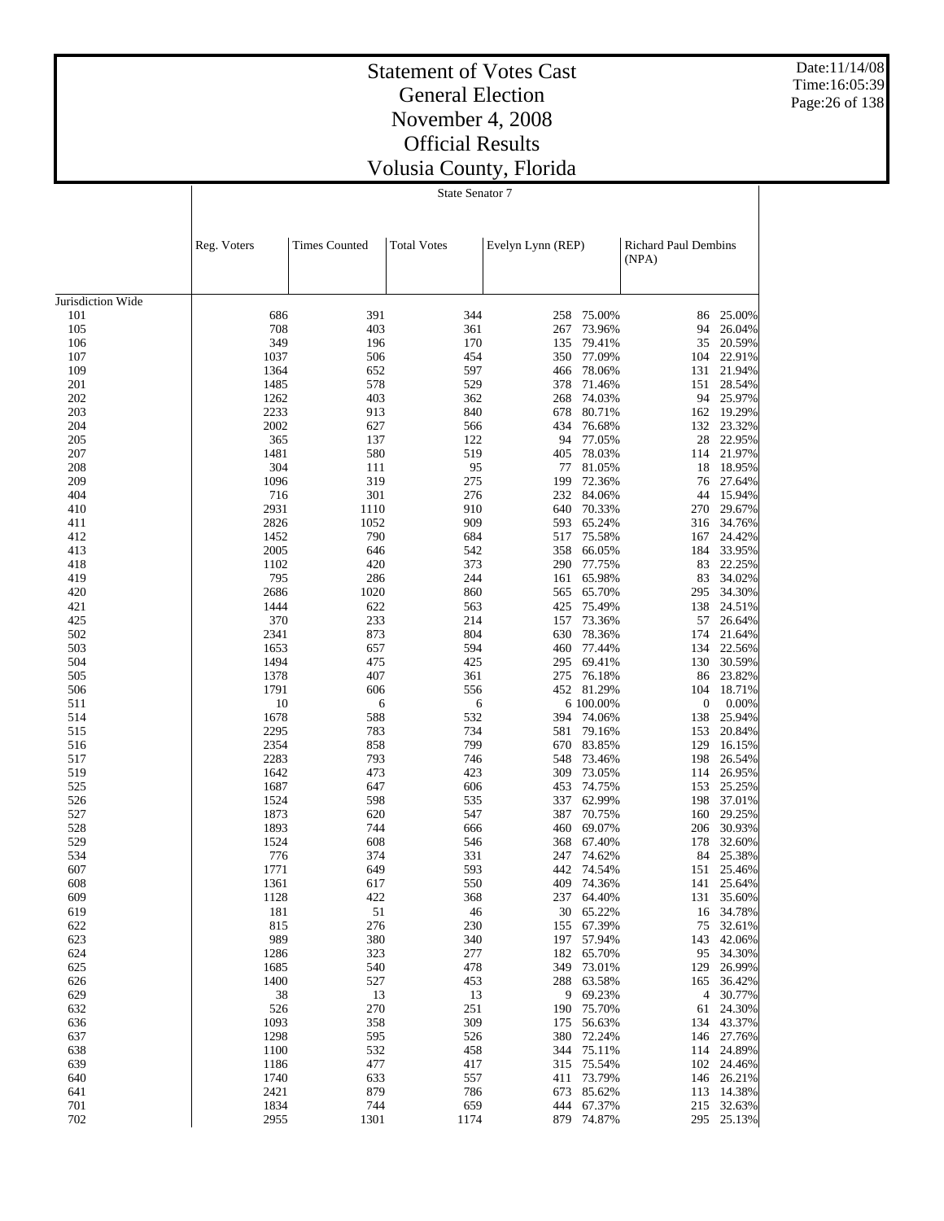# Statement of Votes Cast
## General Election
## November 4, 2008
## Official Results
## Volusia County, Florida

State Senator 7

| | Reg. Voters | Times Counted | Total Votes | Evelyn Lynn (REP) | | Richard Paul Dembins (NPA) | |
|---|---|---|---|---|---|---|---|
| Jurisdiction Wide | | | | | | | |
| 101 | 686 | 391 | 344 | 258 | 75.00% | 86 | 25.00% |
| 105 | 708 | 403 | 361 | 267 | 73.96% | 94 | 26.04% |
| 106 | 349 | 196 | 170 | 135 | 79.41% | 35 | 20.59% |
| 107 | 1037 | 506 | 454 | 350 | 77.09% | 104 | 22.91% |
| 109 | 1364 | 652 | 597 | 466 | 78.06% | 131 | 21.94% |
| 201 | 1485 | 578 | 529 | 378 | 71.46% | 151 | 28.54% |
| 202 | 1262 | 403 | 362 | 268 | 74.03% | 94 | 25.97% |
| 203 | 2233 | 913 | 840 | 678 | 80.71% | 162 | 19.29% |
| 204 | 2002 | 627 | 566 | 434 | 76.68% | 132 | 23.32% |
| 205 | 365 | 137 | 122 | 94 | 77.05% | 28 | 22.95% |
| 207 | 1481 | 580 | 519 | 405 | 78.03% | 114 | 21.97% |
| 208 | 304 | 111 | 95 | 77 | 81.05% | 18 | 18.95% |
| 209 | 1096 | 319 | 275 | 199 | 72.36% | 76 | 27.64% |
| 404 | 716 | 301 | 276 | 232 | 84.06% | 44 | 15.94% |
| 410 | 2931 | 1110 | 910 | 640 | 70.33% | 270 | 29.67% |
| 411 | 2826 | 1052 | 909 | 593 | 65.24% | 316 | 34.76% |
| 412 | 1452 | 790 | 684 | 517 | 75.58% | 167 | 24.42% |
| 413 | 2005 | 646 | 542 | 358 | 66.05% | 184 | 33.95% |
| 418 | 1102 | 420 | 373 | 290 | 77.75% | 83 | 22.25% |
| 419 | 795 | 286 | 244 | 161 | 65.98% | 83 | 34.02% |
| 420 | 2686 | 1020 | 860 | 565 | 65.70% | 295 | 34.30% |
| 421 | 1444 | 622 | 563 | 425 | 75.49% | 138 | 24.51% |
| 425 | 370 | 233 | 214 | 157 | 73.36% | 57 | 26.64% |
| 502 | 2341 | 873 | 804 | 630 | 78.36% | 174 | 21.64% |
| 503 | 1653 | 657 | 594 | 460 | 77.44% | 134 | 22.56% |
| 504 | 1494 | 475 | 425 | 295 | 69.41% | 130 | 30.59% |
| 505 | 1378 | 407 | 361 | 275 | 76.18% | 86 | 23.82% |
| 506 | 1791 | 606 | 556 | 452 | 81.29% | 104 | 18.71% |
| 511 | 10 | 6 | 6 | 6 | 100.00% | 0 | 0.00% |
| 514 | 1678 | 588 | 532 | 394 | 74.06% | 138 | 25.94% |
| 515 | 2295 | 783 | 734 | 581 | 79.16% | 153 | 20.84% |
| 516 | 2354 | 858 | 799 | 670 | 83.85% | 129 | 16.15% |
| 517 | 2283 | 793 | 746 | 548 | 73.46% | 198 | 26.54% |
| 519 | 1642 | 473 | 423 | 309 | 73.05% | 114 | 26.95% |
| 525 | 1687 | 647 | 606 | 453 | 74.75% | 153 | 25.25% |
| 526 | 1524 | 598 | 535 | 337 | 62.99% | 198 | 37.01% |
| 527 | 1873 | 620 | 547 | 387 | 70.75% | 160 | 29.25% |
| 528 | 1893 | 744 | 666 | 460 | 69.07% | 206 | 30.93% |
| 529 | 1524 | 608 | 546 | 368 | 67.40% | 178 | 32.60% |
| 534 | 776 | 374 | 331 | 247 | 74.62% | 84 | 25.38% |
| 607 | 1771 | 649 | 593 | 442 | 74.54% | 151 | 25.46% |
| 608 | 1361 | 617 | 550 | 409 | 74.36% | 141 | 25.64% |
| 609 | 1128 | 422 | 368 | 237 | 64.40% | 131 | 35.60% |
| 619 | 181 | 51 | 46 | 30 | 65.22% | 16 | 34.78% |
| 622 | 815 | 276 | 230 | 155 | 67.39% | 75 | 32.61% |
| 623 | 989 | 380 | 340 | 197 | 57.94% | 143 | 42.06% |
| 624 | 1286 | 323 | 277 | 182 | 65.70% | 95 | 34.30% |
| 625 | 1685 | 540 | 478 | 349 | 73.01% | 129 | 26.99% |
| 626 | 1400 | 527 | 453 | 288 | 63.58% | 165 | 36.42% |
| 629 | 38 | 13 | 13 | 9 | 69.23% | 4 | 30.77% |
| 632 | 526 | 270 | 251 | 190 | 75.70% | 61 | 24.30% |
| 636 | 1093 | 358 | 309 | 175 | 56.63% | 134 | 43.37% |
| 637 | 1298 | 595 | 526 | 380 | 72.24% | 146 | 27.76% |
| 638 | 1100 | 532 | 458 | 344 | 75.11% | 114 | 24.89% |
| 639 | 1186 | 477 | 417 | 315 | 75.54% | 102 | 24.46% |
| 640 | 1740 | 633 | 557 | 411 | 73.79% | 146 | 26.21% |
| 641 | 2421 | 879 | 786 | 673 | 85.62% | 113 | 14.38% |
| 701 | 1834 | 744 | 659 | 444 | 67.37% | 215 | 32.63% |
| 702 | 2955 | 1301 | 1174 | 879 | 74.87% | 295 | 25.13% |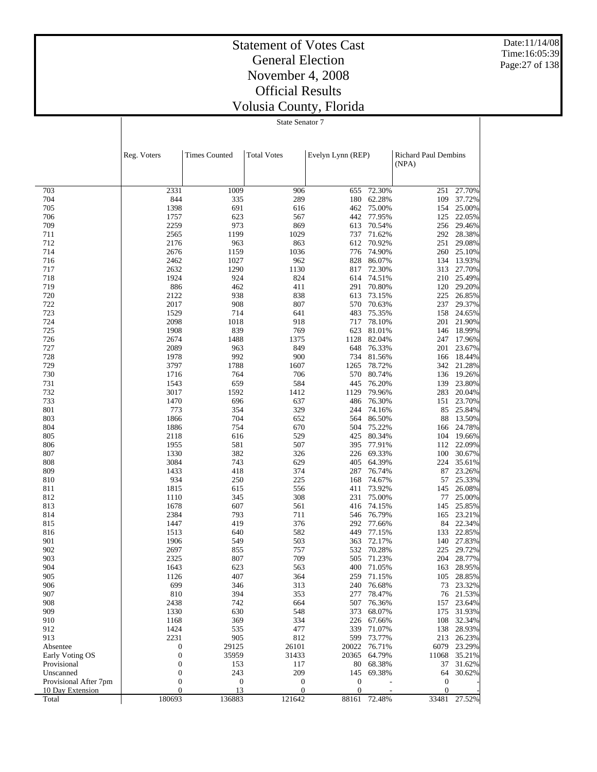# Statement of Votes Cast
## General Election
## November 4, 2008
## Official Results
## Volusia County, Florida

State Senator 7

| | Reg. Voters | Times Counted | Total Votes | Evelyn Lynn (REP) | | Richard Paul Dembins (NPA) | |
|---|---|---|---|---|---|---|---|
| 703 | 2331 | 1009 | 906 | 655 | 72.30% | 251 | 27.70% |
| 704 | 844 | 335 | 289 | 180 | 62.28% | 109 | 37.72% |
| 705 | 1398 | 691 | 616 | 462 | 75.00% | 154 | 25.00% |
| 706 | 1757 | 623 | 567 | 442 | 77.95% | 125 | 22.05% |
| 709 | 2259 | 973 | 869 | 613 | 70.54% | 256 | 29.46% |
| 711 | 2565 | 1199 | 1029 | 737 | 71.62% | 292 | 28.38% |
| 712 | 2176 | 963 | 863 | 612 | 70.92% | 251 | 29.08% |
| 714 | 2676 | 1159 | 1036 | 776 | 74.90% | 260 | 25.10% |
| 716 | 2462 | 1027 | 962 | 828 | 86.07% | 134 | 13.93% |
| 717 | 2632 | 1290 | 1130 | 817 | 72.30% | 313 | 27.70% |
| 718 | 1924 | 924 | 824 | 614 | 74.51% | 210 | 25.49% |
| 719 | 886 | 462 | 411 | 291 | 70.80% | 120 | 29.20% |
| 720 | 2122 | 938 | 838 | 613 | 73.15% | 225 | 26.85% |
| 722 | 2017 | 908 | 807 | 570 | 70.63% | 237 | 29.37% |
| 723 | 1529 | 714 | 641 | 483 | 75.35% | 158 | 24.65% |
| 724 | 2098 | 1018 | 918 | 717 | 78.10% | 201 | 21.90% |
| 725 | 1908 | 839 | 769 | 623 | 81.01% | 146 | 18.99% |
| 726 | 2674 | 1488 | 1375 | 1128 | 82.04% | 247 | 17.96% |
| 727 | 2089 | 963 | 849 | 648 | 76.33% | 201 | 23.67% |
| 728 | 1978 | 992 | 900 | 734 | 81.56% | 166 | 18.44% |
| 729 | 3797 | 1788 | 1607 | 1265 | 78.72% | 342 | 21.28% |
| 730 | 1716 | 764 | 706 | 570 | 80.74% | 136 | 19.26% |
| 731 | 1543 | 659 | 584 | 445 | 76.20% | 139 | 23.80% |
| 732 | 3017 | 1592 | 1412 | 1129 | 79.96% | 283 | 20.04% |
| 733 | 1470 | 696 | 637 | 486 | 76.30% | 151 | 23.70% |
| 801 | 773 | 354 | 329 | 244 | 74.16% | 85 | 25.84% |
| 803 | 1866 | 704 | 652 | 564 | 86.50% | 88 | 13.50% |
| 804 | 1886 | 754 | 670 | 504 | 75.22% | 166 | 24.78% |
| 805 | 2118 | 616 | 529 | 425 | 80.34% | 104 | 19.66% |
| 806 | 1955 | 581 | 507 | 395 | 77.91% | 112 | 22.09% |
| 807 | 1330 | 382 | 326 | 226 | 69.33% | 100 | 30.67% |
| 808 | 3084 | 743 | 629 | 405 | 64.39% | 224 | 35.61% |
| 809 | 1433 | 418 | 374 | 287 | 76.74% | 87 | 23.26% |
| 810 | 934 | 250 | 225 | 168 | 74.67% | 57 | 25.33% |
| 811 | 1815 | 615 | 556 | 411 | 73.92% | 145 | 26.08% |
| 812 | 1110 | 345 | 308 | 231 | 75.00% | 77 | 25.00% |
| 813 | 1678 | 607 | 561 | 416 | 74.15% | 145 | 25.85% |
| 814 | 2384 | 793 | 711 | 546 | 76.79% | 165 | 23.21% |
| 815 | 1447 | 419 | 376 | 292 | 77.66% | 84 | 22.34% |
| 816 | 1513 | 640 | 582 | 449 | 77.15% | 133 | 22.85% |
| 901 | 1906 | 549 | 503 | 363 | 72.17% | 140 | 27.83% |
| 902 | 2697 | 855 | 757 | 532 | 70.28% | 225 | 29.72% |
| 903 | 2325 | 807 | 709 | 505 | 71.23% | 204 | 28.77% |
| 904 | 1643 | 623 | 563 | 400 | 71.05% | 163 | 28.95% |
| 905 | 1126 | 407 | 364 | 259 | 71.15% | 105 | 28.85% |
| 906 | 699 | 346 | 313 | 240 | 76.68% | 73 | 23.32% |
| 907 | 810 | 394 | 353 | 277 | 78.47% | 76 | 21.53% |
| 908 | 2438 | 742 | 664 | 507 | 76.36% | 157 | 23.64% |
| 909 | 1330 | 630 | 548 | 373 | 68.07% | 175 | 31.93% |
| 910 | 1168 | 369 | 334 | 226 | 67.66% | 108 | 32.34% |
| 912 | 1424 | 535 | 477 | 339 | 71.07% | 138 | 28.93% |
| 913 | 2231 | 905 | 812 | 599 | 73.77% | 213 | 26.23% |
| Absentee | 0 | 29125 | 26101 | 20022 | 76.71% | 6079 | 23.29% |
| Early Voting OS | 0 | 35959 | 31433 | 20365 | 64.79% | 11068 | 35.21% |
| Provisional | 0 | 153 | 117 | 80 | 68.38% | 37 | 31.62% |
| Unscanned | 0 | 243 | 209 | 145 | 69.38% | 64 | 30.62% |
| Provisional After 7pm | 0 | 0 | 0 | 0 | - | 0 | - |
| 10 Day Extension | 0 | 13 | 0 | 0 | - | 0 | - |
| Total | 180693 | 136883 | 121642 | 88161 | 72.48% | 33481 | 27.52% |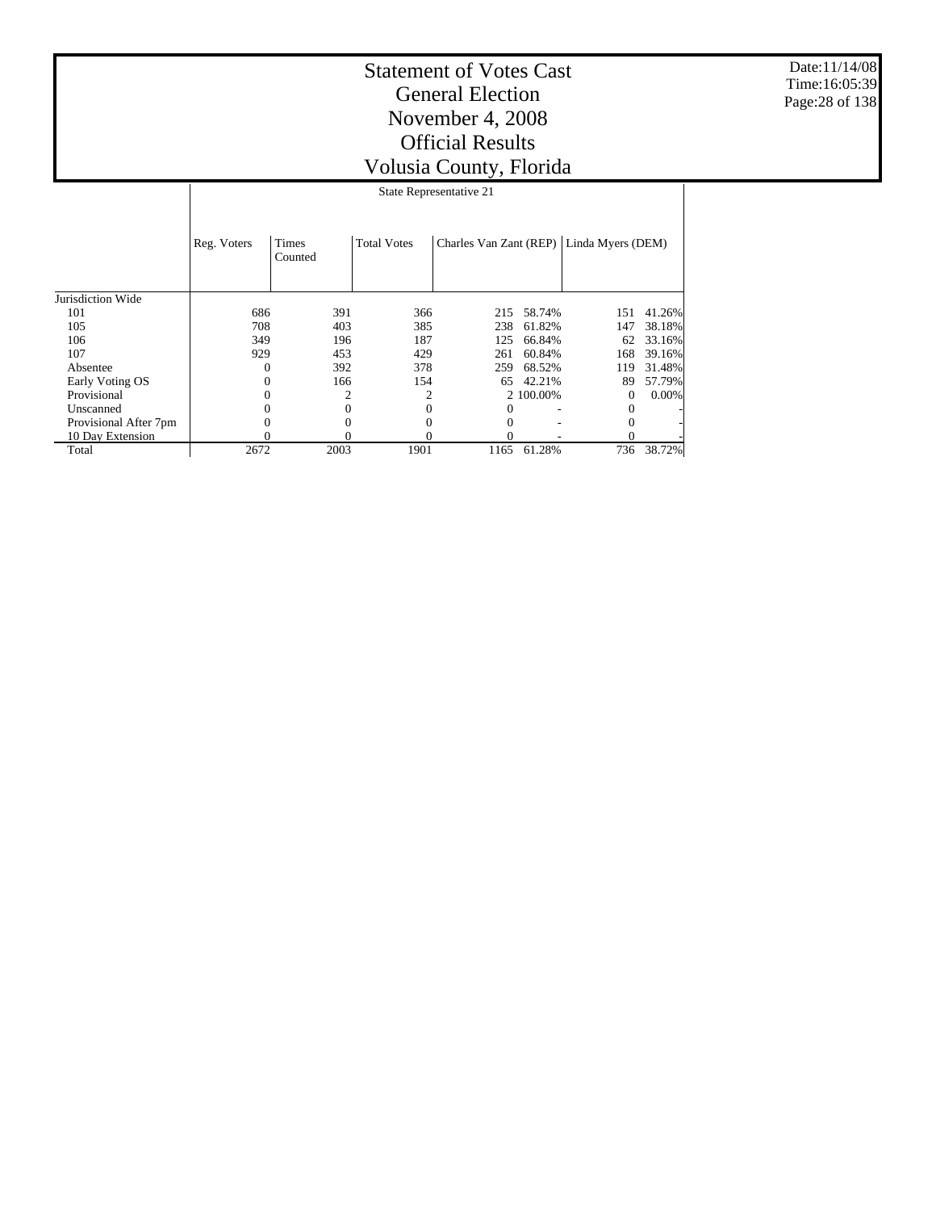# Statement of Votes Cast
## General Election
## November 4, 2008
## Official Results
## Volusia County, Florida

Date:11/14/08
Time:16:05:39

### State Representative 21

| | Reg. Voters | Times Counted | Total Votes | Charles Van Zant (REP) | | Linda Myers (DEM) | |
|---|---|---|---|---|---|---|---|
| Jurisdiction Wide | | | | | | | |
| 101 | 686 | 391 | 366 | 215 | 58.74% | 151 | 41.26% |
| 105 | 708 | 403 | 385 | 238 | 61.82% | 147 | 38.18% |
| 106 | 349 | 196 | 187 | 125 | 66.84% | 62 | 33.16% |
| 107 | 929 | 453 | 429 | 261 | 60.84% | 168 | 39.16% |
| Absentee | 0 | 392 | 378 | 259 | 68.52% | 119 | 31.48% |
| Early Voting OS | 0 | 166 | 154 | 65 | 42.21% | 89 | 57.79% |
| Provisional | 0 | 2 | 2 | 2 | 100.00% | 0 | 0.00% |
| Unscanned | 0 | 0 | 0 | 0 | - | 0 | - |
| Provisional After 7pm | 0 | 0 | 0 | 0 | - | 0 | - |
| 10 Day Extension | 0 | 0 | 0 | 0 | - | 0 | - |
| Total | 2672 | 2003 | 1901 | 1165 | 61.28% | 736 | 38.72% |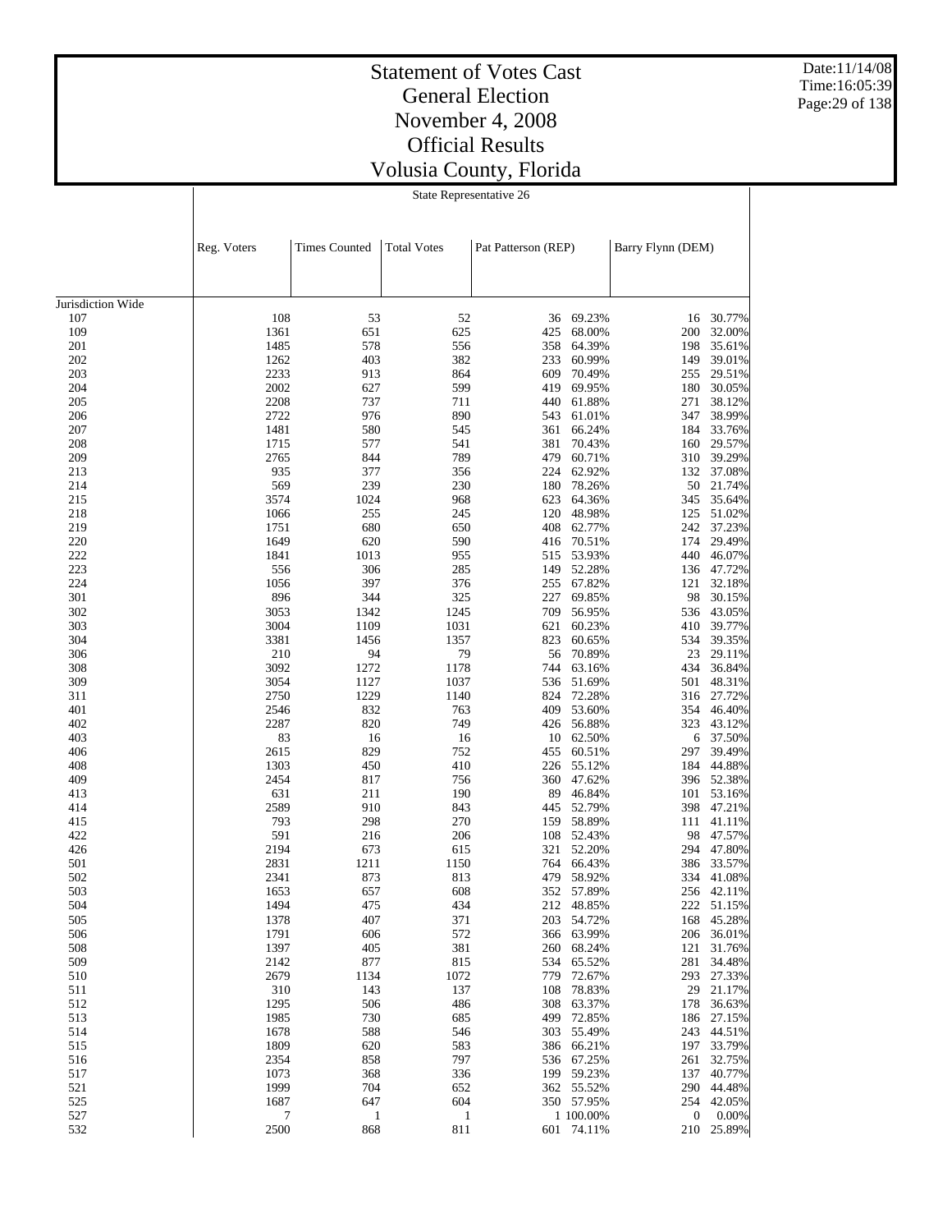# Statement of Votes Cast
# General Election
# November 4, 2008
# Official Results
# Volusia County, Florida

State Representative 26

| | Reg. Voters | Times Counted | Total Votes | Pat Patterson (REP) | | Barry Flynn (DEM) | |
|---|---|---|---|---|---|---|---|
| Jurisdiction Wide | | | | | | | |
| 107 | 108 | 53 | 52 | 36 | 69.23% | 16 | 30.77% |
| 109 | 1361 | 651 | 625 | 425 | 68.00% | 200 | 32.00% |
| 201 | 1485 | 578 | 556 | 358 | 64.39% | 198 | 35.61% |
| 202 | 1262 | 403 | 382 | 233 | 60.99% | 149 | 39.01% |
| 203 | 2233 | 913 | 864 | 609 | 70.49% | 255 | 29.51% |
| 204 | 2002 | 627 | 599 | 419 | 69.95% | 180 | 30.05% |
| 205 | 2208 | 737 | 711 | 440 | 61.88% | 271 | 38.12% |
| 206 | 2722 | 976 | 890 | 543 | 61.01% | 347 | 38.99% |
| 207 | 1481 | 580 | 545 | 361 | 66.24% | 184 | 33.76% |
| 208 | 1715 | 577 | 541 | 381 | 70.43% | 160 | 29.57% |
| 209 | 2765 | 844 | 789 | 479 | 60.71% | 310 | 39.29% |
| 213 | 935 | 377 | 356 | 224 | 62.92% | 132 | 37.08% |
| 214 | 569 | 239 | 230 | 180 | 78.26% | 50 | 21.74% |
| 215 | 3574 | 1024 | 968 | 623 | 64.36% | 345 | 35.64% |
| 218 | 1066 | 255 | 245 | 120 | 48.98% | 125 | 51.02% |
| 219 | 1751 | 680 | 650 | 408 | 62.77% | 242 | 37.23% |
| 220 | 1649 | 620 | 590 | 416 | 70.51% | 174 | 29.49% |
| 222 | 1841 | 1013 | 955 | 515 | 53.93% | 440 | 46.07% |
| 223 | 556 | 306 | 285 | 149 | 52.28% | 136 | 47.72% |
| 224 | 1056 | 397 | 376 | 255 | 67.82% | 121 | 32.18% |
| 301 | 896 | 344 | 325 | 227 | 69.85% | 98 | 30.15% |
| 302 | 3053 | 1342 | 1245 | 709 | 56.95% | 536 | 43.05% |
| 303 | 3004 | 1109 | 1031 | 621 | 60.23% | 410 | 39.77% |
| 304 | 3381 | 1456 | 1357 | 823 | 60.65% | 534 | 39.35% |
| 306 | 210 | 94 | 79 | 56 | 70.89% | 23 | 29.11% |
| 308 | 3092 | 1272 | 1178 | 744 | 63.16% | 434 | 36.84% |
| 309 | 3054 | 1127 | 1037 | 536 | 51.69% | 501 | 48.31% |
| 311 | 2750 | 1229 | 1140 | 824 | 72.28% | 316 | 27.72% |
| 401 | 2546 | 832 | 763 | 409 | 53.60% | 354 | 46.40% |
| 402 | 2287 | 820 | 749 | 426 | 56.88% | 323 | 43.12% |
| 403 | 83 | 16 | 16 | 10 | 62.50% | 6 | 37.50% |
| 406 | 2615 | 829 | 752 | 455 | 60.51% | 297 | 39.49% |
| 408 | 1303 | 450 | 410 | 226 | 55.12% | 184 | 44.88% |
| 409 | 2454 | 817 | 756 | 360 | 47.62% | 396 | 52.38% |
| 413 | 631 | 211 | 190 | 89 | 46.84% | 101 | 53.16% |
| 414 | 2589 | 910 | 843 | 445 | 52.79% | 398 | 47.21% |
| 415 | 793 | 298 | 270 | 159 | 58.89% | 111 | 41.11% |
| 422 | 591 | 216 | 206 | 108 | 52.43% | 98 | 47.57% |
| 426 | 2194 | 673 | 615 | 321 | 52.20% | 294 | 47.80% |
| 501 | 2831 | 1211 | 1150 | 764 | 66.43% | 386 | 33.57% |
| 502 | 2341 | 873 | 813 | 479 | 58.92% | 334 | 41.08% |
| 503 | 1653 | 657 | 608 | 352 | 57.89% | 256 | 42.11% |
| 504 | 1494 | 475 | 434 | 212 | 48.85% | 222 | 51.15% |
| 505 | 1378 | 407 | 371 | 203 | 54.72% | 168 | 45.28% |
| 506 | 1791 | 606 | 572 | 366 | 63.99% | 206 | 36.01% |
| 508 | 1397 | 405 | 381 | 260 | 68.24% | 121 | 31.76% |
| 509 | 2142 | 877 | 815 | 534 | 65.52% | 281 | 34.48% |
| 510 | 2679 | 1134 | 1072 | 779 | 72.67% | 293 | 27.33% |
| 511 | 310 | 143 | 137 | 108 | 78.83% | 29 | 21.17% |
| 512 | 1295 | 506 | 486 | 308 | 63.37% | 178 | 36.63% |
| 513 | 1985 | 730 | 685 | 499 | 72.85% | 186 | 27.15% |
| 514 | 1678 | 588 | 546 | 303 | 55.49% | 243 | 44.51% |
| 515 | 1809 | 620 | 583 | 386 | 66.21% | 197 | 33.79% |
| 516 | 2354 | 858 | 797 | 536 | 67.25% | 261 | 32.75% |
| 517 | 1073 | 368 | 336 | 199 | 59.23% | 137 | 40.77% |
| 521 | 1999 | 704 | 652 | 362 | 55.52% | 290 | 44.48% |
| 525 | 1687 | 647 | 604 | 350 | 57.95% | 254 | 42.05% |
| 527 | 7 | 1 | 1 | 1 | 100.00% | 0 | 0.00% |
| 532 | 2500 | 868 | 811 | 601 | 74.11% | 210 | 25.89% |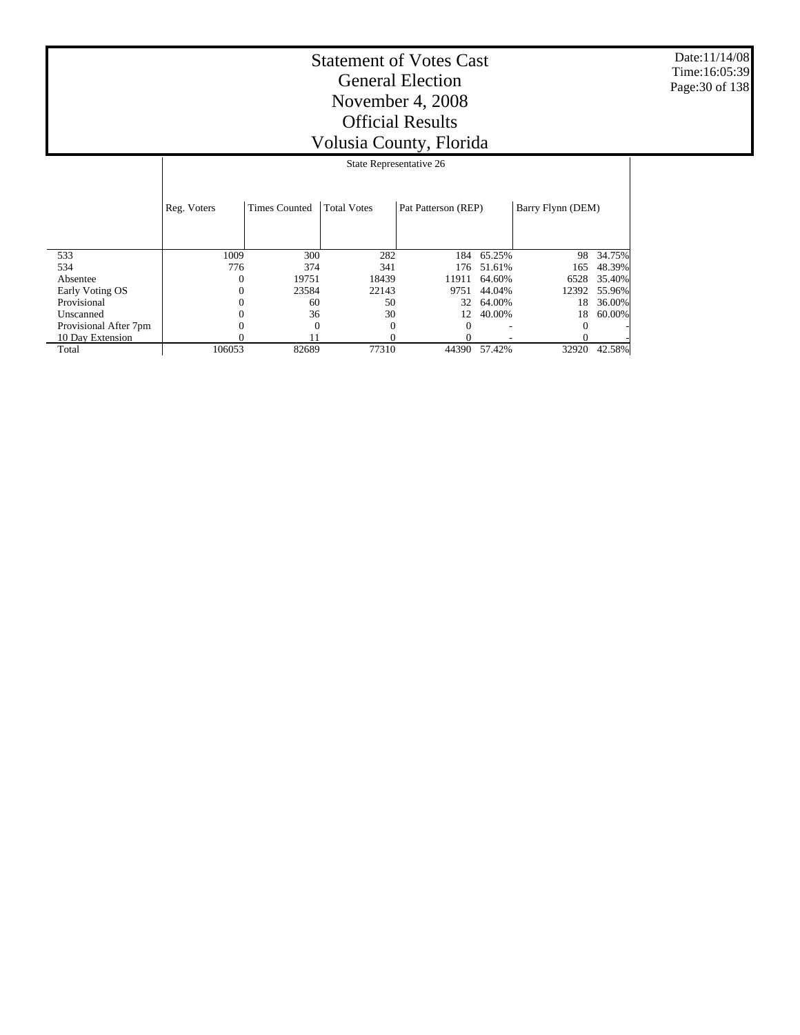# Statement of Votes Cast
# General Election
# November 4, 2008
# Official Results
# Volusia County, Florida

Date:11/14/08
Time:16:05:39

State Representative 26

| | Reg. Voters | Times Counted | Total Votes | Pat Patterson (REP) | | Barry Flynn (DEM) | |
|---|---|---|---|---|---|---|---|
| 533 | 1009 | 300 | 282 | 184 | 65.25% | 98 | 34.75% |
| 534 | 776 | 374 | 341 | 176 | 51.61% | 165 | 48.39% |
| Absentee | 0 | 19751 | 18439 | 11911 | 64.60% | 6528 | 35.40% |
| Early Voting OS | 0 | 23584 | 22143 | 9751 | 44.04% | 12392 | 55.96% |
| Provisional | 0 | 60 | 50 | 32 | 64.00% | 18 | 36.00% |
| Unscanned | 0 | 36 | 30 | 12 | 40.00% | 18 | 60.00% |
| Provisional After 7pm | 0 | 0 | 0 | 0 | - | 0 | - |
| 10 Day Extension | 0 | 11 | 0 | 0 | - | 0 | - |
| Total | 106053 | 82689 | 77310 | 44390 | 57.42% | 32920 | 42.58% |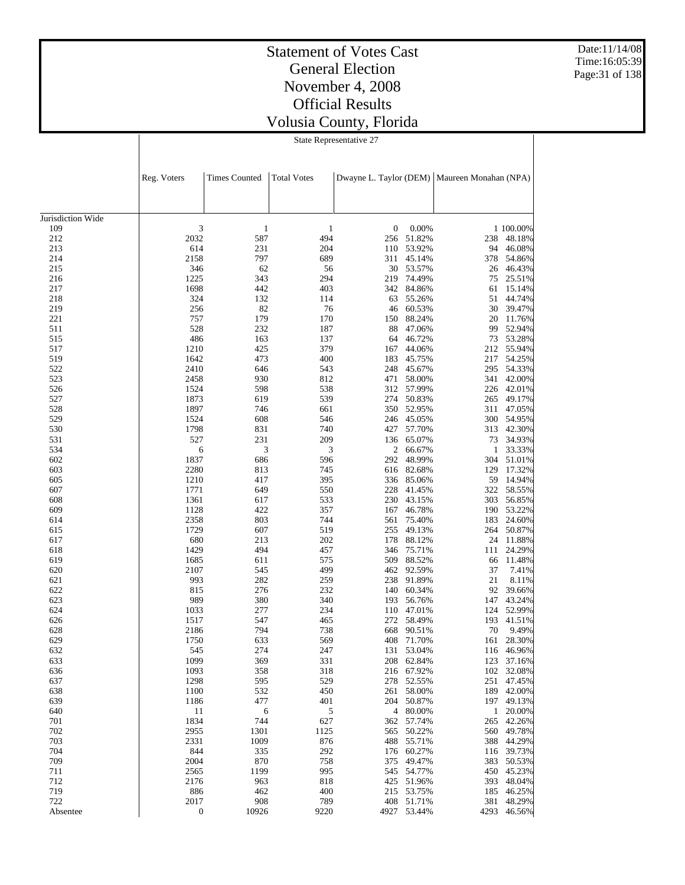# Statement of Votes Cast
## General Election
## November 4, 2008
## Official Results
## Volusia County, Florida

State Representative 27

| | Reg. Voters | Times Counted | Total Votes | Dwayne L. Taylor (DEM) | | Maureen Monahan (NPA) | |
|---|---|---|---|---|---|---|---|
| Jurisdiction Wide | | | | | | | |
| 109 | 3 | 1 | 1 | 0 | 0.00% | 1 | 100.00% |
| 212 | 2032 | 587 | 494 | 256 | 51.82% | 238 | 48.18% |
| 213 | 614 | 231 | 204 | 110 | 53.92% | 94 | 46.08% |
| 214 | 2158 | 797 | 689 | 311 | 45.14% | 378 | 54.86% |
| 215 | 346 | 62 | 56 | 30 | 53.57% | 26 | 46.43% |
| 216 | 1225 | 343 | 294 | 219 | 74.49% | 75 | 25.51% |
| 217 | 1698 | 442 | 403 | 342 | 84.86% | 61 | 15.14% |
| 218 | 324 | 132 | 114 | 63 | 55.26% | 51 | 44.74% |
| 219 | 256 | 82 | 76 | 46 | 60.53% | 30 | 39.47% |
| 221 | 757 | 179 | 170 | 150 | 88.24% | 20 | 11.76% |
| 511 | 528 | 232 | 187 | 88 | 47.06% | 99 | 52.94% |
| 515 | 486 | 163 | 137 | 64 | 46.72% | 73 | 53.28% |
| 517 | 1210 | 425 | 379 | 167 | 44.06% | 212 | 55.94% |
| 519 | 1642 | 473 | 400 | 183 | 45.75% | 217 | 54.25% |
| 522 | 2410 | 646 | 543 | 248 | 45.67% | 295 | 54.33% |
| 523 | 2458 | 930 | 812 | 471 | 58.00% | 341 | 42.00% |
| 526 | 1524 | 598 | 538 | 312 | 57.99% | 226 | 42.01% |
| 527 | 1873 | 619 | 539 | 274 | 50.83% | 265 | 49.17% |
| 528 | 1897 | 746 | 661 | 350 | 52.95% | 311 | 47.05% |
| 529 | 1524 | 608 | 546 | 246 | 45.05% | 300 | 54.95% |
| 530 | 1798 | 831 | 740 | 427 | 57.70% | 313 | 42.30% |
| 531 | 527 | 231 | 209 | 136 | 65.07% | 73 | 34.93% |
| 534 | 6 | 3 | 3 | 2 | 66.67% | 1 | 33.33% |
| 602 | 1837 | 686 | 596 | 292 | 48.99% | 304 | 51.01% |
| 603 | 2280 | 813 | 745 | 616 | 82.68% | 129 | 17.32% |
| 605 | 1210 | 417 | 395 | 336 | 85.06% | 59 | 14.94% |
| 607 | 1771 | 649 | 550 | 228 | 41.45% | 322 | 58.55% |
| 608 | 1361 | 617 | 533 | 230 | 43.15% | 303 | 56.85% |
| 609 | 1128 | 422 | 357 | 167 | 46.78% | 190 | 53.22% |
| 614 | 2358 | 803 | 744 | 561 | 75.40% | 183 | 24.60% |
| 615 | 1729 | 607 | 519 | 255 | 49.13% | 264 | 50.87% |
| 617 | 680 | 213 | 202 | 178 | 88.12% | 24 | 11.88% |
| 618 | 1429 | 494 | 457 | 346 | 75.71% | 111 | 24.29% |
| 619 | 1685 | 611 | 575 | 509 | 88.52% | 66 | 11.48% |
| 620 | 2107 | 545 | 499 | 462 | 92.59% | 37 | 7.41% |
| 621 | 993 | 282 | 259 | 238 | 91.89% | 21 | 8.11% |
| 622 | 815 | 276 | 232 | 140 | 60.34% | 92 | 39.66% |
| 623 | 989 | 380 | 340 | 193 | 56.76% | 147 | 43.24% |
| 624 | 1033 | 277 | 234 | 110 | 47.01% | 124 | 52.99% |
| 626 | 1517 | 547 | 465 | 272 | 58.49% | 193 | 41.51% |
| 628 | 2186 | 794 | 738 | 668 | 90.51% | 70 | 9.49% |
| 629 | 1750 | 633 | 569 | 408 | 71.70% | 161 | 28.30% |
| 632 | 545 | 274 | 247 | 131 | 53.04% | 116 | 46.96% |
| 633 | 1099 | 369 | 331 | 208 | 62.84% | 123 | 37.16% |
| 636 | 1093 | 358 | 318 | 216 | 67.92% | 102 | 32.08% |
| 637 | 1298 | 595 | 529 | 278 | 52.55% | 251 | 47.45% |
| 638 | 1100 | 532 | 450 | 261 | 58.00% | 189 | 42.00% |
| 639 | 1186 | 477 | 401 | 204 | 50.87% | 197 | 49.13% |
| 640 | 11 | 6 | 5 | 4 | 80.00% | 1 | 20.00% |
| 701 | 1834 | 744 | 627 | 362 | 57.74% | 265 | 42.26% |
| 702 | 2955 | 1301 | 1125 | 565 | 50.22% | 560 | 49.78% |
| 703 | 2331 | 1009 | 876 | 488 | 55.71% | 388 | 44.29% |
| 704 | 844 | 335 | 292 | 176 | 60.27% | 116 | 39.73% |
| 709 | 2004 | 870 | 758 | 375 | 49.47% | 383 | 50.53% |
| 711 | 2565 | 1199 | 995 | 545 | 54.77% | 450 | 45.23% |
| 712 | 2176 | 963 | 818 | 425 | 51.96% | 393 | 48.04% |
| 719 | 886 | 462 | 400 | 215 | 53.75% | 185 | 46.25% |
| 722 | 2017 | 908 | 789 | 408 | 51.71% | 381 | 48.29% |
| Absentee | 0 | 10926 | 9220 | 4927 | 53.44% | 4293 | 46.56% |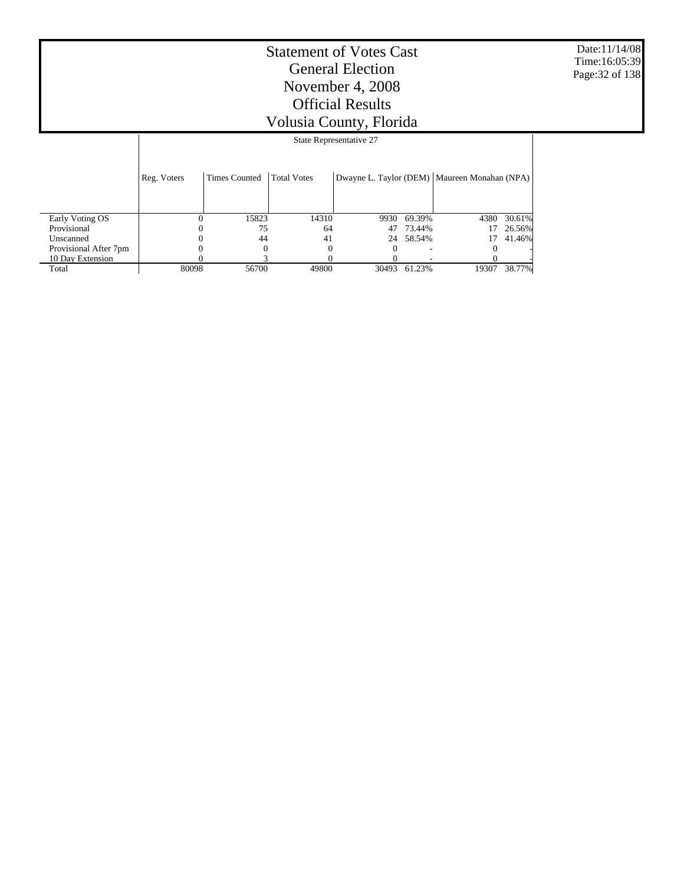# Statement of Votes Cast
# General Election
# November 4, 2008
# Official Results
# Volusia County, Florida

Date:11/14/08
Time:16:05:39

| | State Representative 27 | | | | | | |
|---|---|---|---|---|---|---|---|
| | Reg. Voters | Times Counted | Total Votes | Dwayne L. Taylor (DEM) | | Maureen Monahan (NPA) | |
| Early Voting OS | 0 | 15823 | 14310 | 9930 | 69.39% | 4380 | 30.61% |
| Provisional | 0 | 75 | 64 | 47 | 73.44% | 17 | 26.56% |
| Unscanned | 0 | 44 | 41 | 24 | 58.54% | 17 | 41.46% |
| Provisional After 7pm | 0 | 0 | 0 | 0 | - | 0 | - |
| 10 Day Extension | 0 | 3 | 0 | 0 | - | 0 | - |
| Total | 80098 | 56700 | 49800 | 30493 | 61.23% | 19307 | 38.77% |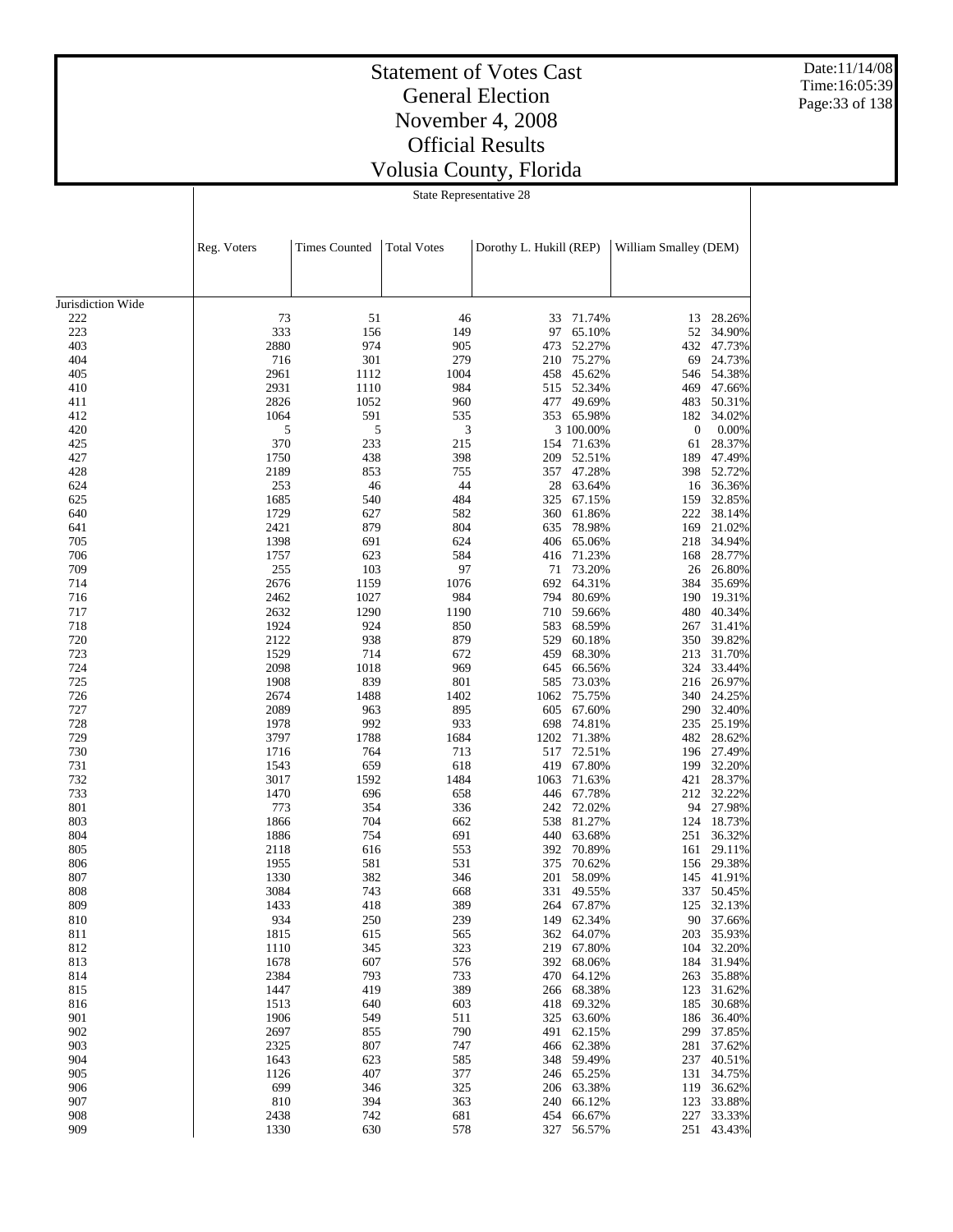# Statement of Votes Cast
# General Election
# November 4, 2008
# Official Results
# Volusia County, Florida

Date:11/14/08
Time:16:05:39

State Representative 28

| | Reg. Voters | Times Counted | Total Votes | Dorothy L. Hukill (REP) | | William Smalley (DEM) | |
|---|---|---|---|---|---|---|---|
| Jurisdiction Wide | | | | | | | |
| 222 | 73 | 51 | 46 | 33 | 71.74% | 13 | 28.26% |
| 223 | 333 | 156 | 149 | 97 | 65.10% | 52 | 34.90% |
| 403 | 2880 | 974 | 905 | 473 | 52.27% | 432 | 47.73% |
| 404 | 716 | 301 | 279 | 210 | 75.27% | 69 | 24.73% |
| 405 | 2961 | 1112 | 1004 | 458 | 45.62% | 546 | 54.38% |
| 410 | 2931 | 1110 | 984 | 515 | 52.34% | 469 | 47.66% |
| 411 | 2826 | 1052 | 960 | 477 | 49.69% | 483 | 50.31% |
| 412 | 1064 | 591 | 535 | 353 | 65.98% | 182 | 34.02% |
| 420 | 5 | 5 | 3 | 3 | 100.00% | 0 | 0.00% |
| 425 | 370 | 233 | 215 | 154 | 71.63% | 61 | 28.37% |
| 427 | 1750 | 438 | 398 | 209 | 52.51% | 189 | 47.49% |
| 428 | 2189 | 853 | 755 | 357 | 47.28% | 398 | 52.72% |
| 624 | 253 | 46 | 44 | 28 | 63.64% | 16 | 36.36% |
| 625 | 1685 | 540 | 484 | 325 | 67.15% | 159 | 32.85% |
| 640 | 1729 | 627 | 582 | 360 | 61.86% | 222 | 38.14% |
| 641 | 2421 | 879 | 804 | 635 | 78.98% | 169 | 21.02% |
| 705 | 1398 | 691 | 624 | 406 | 65.06% | 218 | 34.94% |
| 706 | 1757 | 623 | 584 | 416 | 71.23% | 168 | 28.77% |
| 709 | 255 | 103 | 97 | 71 | 73.20% | 26 | 26.80% |
| 714 | 2676 | 1159 | 1076 | 692 | 64.31% | 384 | 35.69% |
| 716 | 2462 | 1027 | 984 | 794 | 80.69% | 190 | 19.31% |
| 717 | 2632 | 1290 | 1190 | 710 | 59.66% | 480 | 40.34% |
| 718 | 1924 | 924 | 850 | 583 | 68.59% | 267 | 31.41% |
| 720 | 2122 | 938 | 879 | 529 | 60.18% | 350 | 39.82% |
| 723 | 1529 | 714 | 672 | 459 | 68.30% | 213 | 31.70% |
| 724 | 2098 | 1018 | 969 | 645 | 66.56% | 324 | 33.44% |
| 725 | 1908 | 839 | 801 | 585 | 73.03% | 216 | 26.97% |
| 726 | 2674 | 1488 | 1402 | 1062 | 75.75% | 340 | 24.25% |
| 727 | 2089 | 963 | 895 | 605 | 67.60% | 290 | 32.40% |
| 728 | 1978 | 992 | 933 | 698 | 74.81% | 235 | 25.19% |
| 729 | 3797 | 1788 | 1684 | 1202 | 71.38% | 482 | 28.62% |
| 730 | 1716 | 764 | 713 | 517 | 72.51% | 196 | 27.49% |
| 731 | 1543 | 659 | 618 | 419 | 67.80% | 199 | 32.20% |
| 732 | 3017 | 1592 | 1484 | 1063 | 71.63% | 421 | 28.37% |
| 733 | 1470 | 696 | 658 | 446 | 67.78% | 212 | 32.22% |
| 801 | 773 | 354 | 336 | 242 | 72.02% | 94 | 27.98% |
| 803 | 1866 | 704 | 662 | 538 | 81.27% | 124 | 18.73% |
| 804 | 1886 | 754 | 691 | 440 | 63.68% | 251 | 36.32% |
| 805 | 2118 | 616 | 553 | 392 | 70.89% | 161 | 29.11% |
| 806 | 1955 | 581 | 531 | 375 | 70.62% | 156 | 29.38% |
| 807 | 1330 | 382 | 346 | 201 | 58.09% | 145 | 41.91% |
| 808 | 3084 | 743 | 668 | 331 | 49.55% | 337 | 50.45% |
| 809 | 1433 | 418 | 389 | 264 | 67.87% | 125 | 32.13% |
| 810 | 934 | 250 | 239 | 149 | 62.34% | 90 | 37.66% |
| 811 | 1815 | 615 | 565 | 362 | 64.07% | 203 | 35.93% |
| 812 | 1110 | 345 | 323 | 219 | 67.80% | 104 | 32.20% |
| 813 | 1678 | 607 | 576 | 392 | 68.06% | 184 | 31.94% |
| 814 | 2384 | 793 | 733 | 470 | 64.12% | 263 | 35.88% |
| 815 | 1447 | 419 | 389 | 266 | 68.38% | 123 | 31.62% |
| 816 | 1513 | 640 | 603 | 418 | 69.32% | 185 | 30.68% |
| 901 | 1906 | 549 | 511 | 325 | 63.60% | 186 | 36.40% |
| 902 | 2697 | 855 | 790 | 491 | 62.15% | 299 | 37.85% |
| 903 | 2325 | 807 | 747 | 466 | 62.38% | 281 | 37.62% |
| 904 | 1643 | 623 | 585 | 348 | 59.49% | 237 | 40.51% |
| 905 | 1126 | 407 | 377 | 246 | 65.25% | 131 | 34.75% |
| 906 | 699 | 346 | 325 | 206 | 63.38% | 119 | 36.62% |
| 907 | 810 | 394 | 363 | 240 | 66.12% | 123 | 33.88% |
| 908 | 2438 | 742 | 681 | 454 | 66.67% | 227 | 33.33% |
| 909 | 1330 | 630 | 578 | 327 | 56.57% | 251 | 43.43% |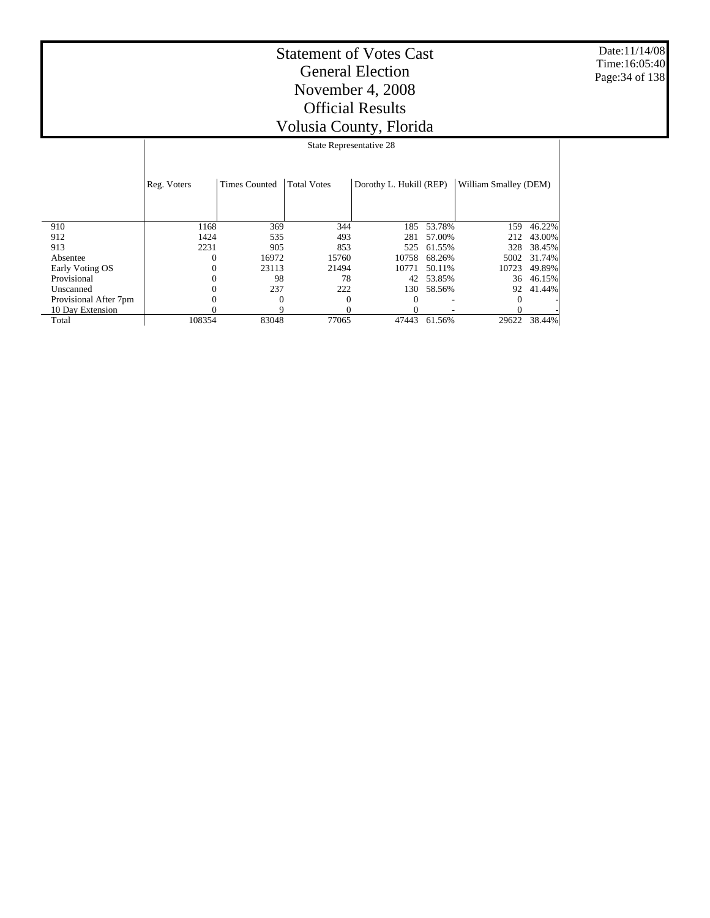# Statement of Votes Cast
## General Election
## November 4, 2008
## Official Results
## Volusia County, Florida

Date:11/14/08
Time:16:05:40

State Representative 28

| | Reg. Voters | Times Counted | Total Votes | Dorothy L. Hukill (REP) | | William Smalley (DEM) | |
|---|---|---|---|---|---|---|---|
| 910 | 1168 | 369 | 344 | 185 | 53.78% | 159 | 46.22% |
| 912 | 1424 | 535 | 493 | 281 | 57.00% | 212 | 43.00% |
| 913 | 2231 | 905 | 853 | 525 | 61.55% | 328 | 38.45% |
| Absentee | 0 | 16972 | 15760 | 10758 | 68.26% | 5002 | 31.74% |
| Early Voting OS | 0 | 23113 | 21494 | 10771 | 50.11% | 10723 | 49.89% |
| Provisional | 0 | 98 | 78 | 42 | 53.85% | 36 | 46.15% |
| Unscanned | 0 | 237 | 222 | 130 | 58.56% | 92 | 41.44% |
| Provisional After 7pm | 0 | 0 | 0 | 0 | - | 0 | - |
| 10 Day Extension | 0 | 9 | 0 | 0 | - | 0 | - |
| Total | 108354 | 83048 | 77065 | 47443 | 61.56% | 29622 | 38.44% |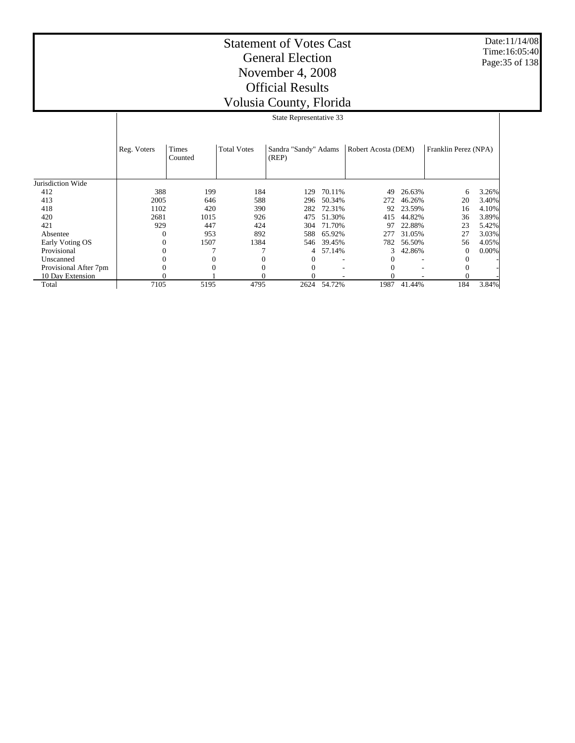# Statement of Votes Cast
# General Election
# November 4, 2008
# Official Results
# Volusia County, Florida

Date:11/14/08
Time:16:05:40

## State Representative 33

| | Reg. Voters | Times Counted | Total Votes | Sandra "Sandy" Adams (REP) | | Robert Acosta (DEM) | | Franklin Perez (NPA) | |
|---|---|---|---|---|---|---|---|---|---|
| Jurisdiction Wide | | | | | | | | | |
| 412 | 388 | 199 | 184 | 129 | 70.11% | 49 | 26.63% | 6 | 3.26% |
| 413 | 2005 | 646 | 588 | 296 | 50.34% | 272 | 46.26% | 20 | 3.40% |
| 418 | 1102 | 420 | 390 | 282 | 72.31% | 92 | 23.59% | 16 | 4.10% |
| 420 | 2681 | 1015 | 926 | 475 | 51.30% | 415 | 44.82% | 36 | 3.89% |
| 421 | 929 | 447 | 424 | 304 | 71.70% | 97 | 22.88% | 23 | 5.42% |
| Absentee | 0 | 953 | 892 | 588 | 65.92% | 277 | 31.05% | 27 | 3.03% |
| Early Voting OS | 0 | 1507 | 1384 | 546 | 39.45% | 782 | 56.50% | 56 | 4.05% |
| Provisional | 0 | 7 | 7 | 4 | 57.14% | 3 | 42.86% | 0 | 0.00% |
| Unscanned | 0 | 0 | 0 | 0 | - | 0 | - | 0 | - |
| Provisional After 7pm | 0 | 0 | 0 | 0 | - | 0 | - | 0 | - |
| 10 Day Extension | 0 | 1 | 0 | 0 | - | 0 | - | 0 | - |
| Total | 7105 | 5195 | 4795 | 2624 | 54.72% | 1987 | 41.44% | 184 | 3.84% |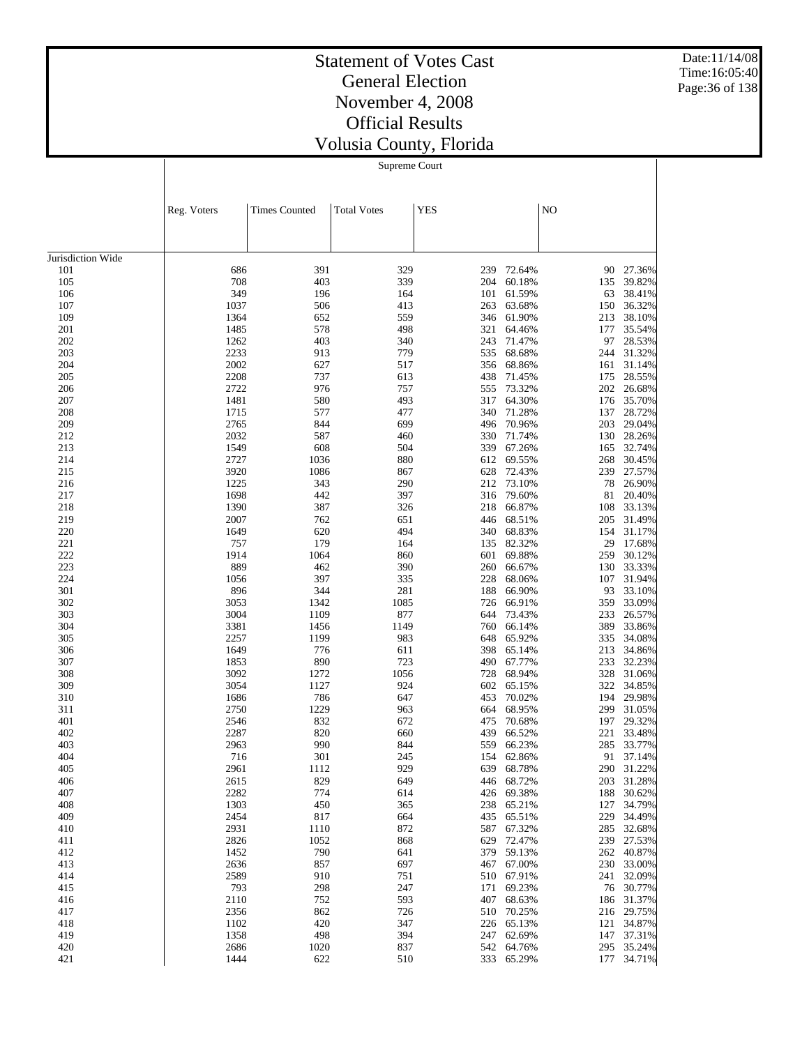# Statement of Votes Cast
## General Election
## November 4, 2008
## Official Results
## Volusia County, Florida

Supreme Court

| | Reg. Voters | Times Counted | Total Votes | YES | | NO | |
|---|---|---|---|---|---|---|---|
| Jurisdiction Wide | | | | | | | |
| 101 | 686 | 391 | 329 | 239 | 72.64% | 90 | 27.36% |
| 105 | 708 | 403 | 339 | 204 | 60.18% | 135 | 39.82% |
| 106 | 349 | 196 | 164 | 101 | 61.59% | 63 | 38.41% |
| 107 | 1037 | 506 | 413 | 263 | 63.68% | 150 | 36.32% |
| 109 | 1364 | 652 | 559 | 346 | 61.90% | 213 | 38.10% |
| 201 | 1485 | 578 | 498 | 321 | 64.46% | 177 | 35.54% |
| 202 | 1262 | 403 | 340 | 243 | 71.47% | 97 | 28.53% |
| 203 | 2233 | 913 | 779 | 535 | 68.68% | 244 | 31.32% |
| 204 | 2002 | 627 | 517 | 356 | 68.86% | 161 | 31.14% |
| 205 | 2208 | 737 | 613 | 438 | 71.45% | 175 | 28.55% |
| 206 | 2722 | 976 | 757 | 555 | 73.32% | 202 | 26.68% |
| 207 | 1481 | 580 | 493 | 317 | 64.30% | 176 | 35.70% |
| 208 | 1715 | 577 | 477 | 340 | 71.28% | 137 | 28.72% |
| 209 | 2765 | 844 | 699 | 496 | 70.96% | 203 | 29.04% |
| 212 | 2032 | 587 | 460 | 330 | 71.74% | 130 | 28.26% |
| 213 | 1549 | 608 | 504 | 339 | 67.26% | 165 | 32.74% |
| 214 | 2727 | 1036 | 880 | 612 | 69.55% | 268 | 30.45% |
| 215 | 3920 | 1086 | 867 | 628 | 72.43% | 239 | 27.57% |
| 216 | 1225 | 343 | 290 | 212 | 73.10% | 78 | 26.90% |
| 217 | 1698 | 442 | 397 | 316 | 79.60% | 81 | 20.40% |
| 218 | 1390 | 387 | 326 | 218 | 66.87% | 108 | 33.13% |
| 219 | 2007 | 762 | 651 | 446 | 68.51% | 205 | 31.49% |
| 220 | 1649 | 620 | 494 | 340 | 68.83% | 154 | 31.17% |
| 221 | 757 | 179 | 164 | 135 | 82.32% | 29 | 17.68% |
| 222 | 1914 | 1064 | 860 | 601 | 69.88% | 259 | 30.12% |
| 223 | 889 | 462 | 390 | 260 | 66.67% | 130 | 33.33% |
| 224 | 1056 | 397 | 335 | 228 | 68.06% | 107 | 31.94% |
| 301 | 896 | 344 | 281 | 188 | 66.90% | 93 | 33.10% |
| 302 | 3053 | 1342 | 1085 | 726 | 66.91% | 359 | 33.09% |
| 303 | 3004 | 1109 | 877 | 644 | 73.43% | 233 | 26.57% |
| 304 | 3381 | 1456 | 1149 | 760 | 66.14% | 389 | 33.86% |
| 305 | 2257 | 1199 | 983 | 648 | 65.92% | 335 | 34.08% |
| 306 | 1649 | 776 | 611 | 398 | 65.14% | 213 | 34.86% |
| 307 | 1853 | 890 | 723 | 490 | 67.77% | 233 | 32.23% |
| 308 | 3092 | 1272 | 1056 | 728 | 68.94% | 328 | 31.06% |
| 309 | 3054 | 1127 | 924 | 602 | 65.15% | 322 | 34.85% |
| 310 | 1686 | 786 | 647 | 453 | 70.02% | 194 | 29.98% |
| 311 | 2750 | 1229 | 963 | 664 | 68.95% | 299 | 31.05% |
| 401 | 2546 | 832 | 672 | 475 | 70.68% | 197 | 29.32% |
| 402 | 2287 | 820 | 660 | 439 | 66.52% | 221 | 33.48% |
| 403 | 2963 | 990 | 844 | 559 | 66.23% | 285 | 33.77% |
| 404 | 716 | 301 | 245 | 154 | 62.86% | 91 | 37.14% |
| 405 | 2961 | 1112 | 929 | 639 | 68.78% | 290 | 31.22% |
| 406 | 2615 | 829 | 649 | 446 | 68.72% | 203 | 31.28% |
| 407 | 2282 | 774 | 614 | 426 | 69.38% | 188 | 30.62% |
| 408 | 1303 | 450 | 365 | 238 | 65.21% | 127 | 34.79% |
| 409 | 2454 | 817 | 664 | 435 | 65.51% | 229 | 34.49% |
| 410 | 2931 | 1110 | 872 | 587 | 67.32% | 285 | 32.68% |
| 411 | 2826 | 1052 | 868 | 629 | 72.47% | 239 | 27.53% |
| 412 | 1452 | 790 | 641 | 379 | 59.13% | 262 | 40.87% |
| 413 | 2636 | 857 | 697 | 467 | 67.00% | 230 | 33.00% |
| 414 | 2589 | 910 | 751 | 510 | 67.91% | 241 | 32.09% |
| 415 | 793 | 298 | 247 | 171 | 69.23% | 76 | 30.77% |
| 416 | 2110 | 752 | 593 | 407 | 68.63% | 186 | 31.37% |
| 417 | 2356 | 862 | 726 | 510 | 70.25% | 216 | 29.75% |
| 418 | 1102 | 420 | 347 | 226 | 65.13% | 121 | 34.87% |
| 419 | 1358 | 498 | 394 | 247 | 62.69% | 147 | 37.31% |
| 420 | 2686 | 1020 | 837 | 542 | 64.76% | 295 | 35.24% |
| 421 | 1444 | 622 | 510 | 333 | 65.29% | 177 | 34.71% |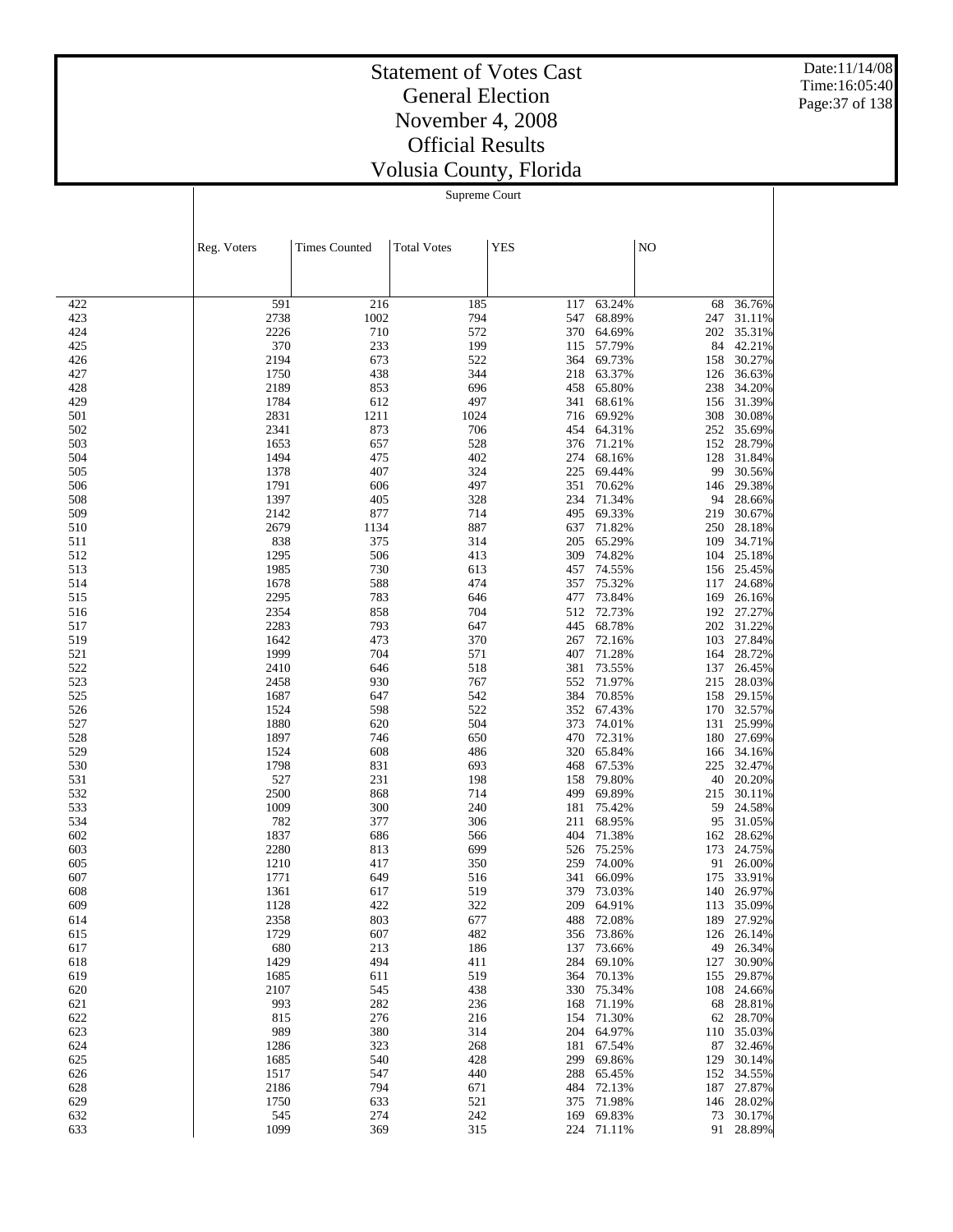# Statement of Votes Cast
## General Election
## November 4, 2008
## Official Results
## Volusia County, Florida

Date:11/14/08
Time:16:05:40

Supreme Court

| | Reg. Voters | Times Counted | Total Votes | YES | | NO | |
|---|---|---|---|---|---|---|---|
| 422 | 591 | 216 | 185 | 117 | 63.24% | 68 | 36.76% |
| 423 | 2738 | 1002 | 794 | 547 | 68.89% | 247 | 31.11% |
| 424 | 2226 | 710 | 572 | 370 | 64.69% | 202 | 35.31% |
| 425 | 370 | 233 | 199 | 115 | 57.79% | 84 | 42.21% |
| 426 | 2194 | 673 | 522 | 364 | 69.73% | 158 | 30.27% |
| 427 | 1750 | 438 | 344 | 218 | 63.37% | 126 | 36.63% |
| 428 | 2189 | 853 | 696 | 458 | 65.80% | 238 | 34.20% |
| 429 | 1784 | 612 | 497 | 341 | 68.61% | 156 | 31.39% |
| 501 | 2831 | 1211 | 1024 | 716 | 69.92% | 308 | 30.08% |
| 502 | 2341 | 873 | 706 | 454 | 64.31% | 252 | 35.69% |
| 503 | 1653 | 657 | 528 | 376 | 71.21% | 152 | 28.79% |
| 504 | 1494 | 475 | 402 | 274 | 68.16% | 128 | 31.84% |
| 505 | 1378 | 407 | 324 | 225 | 69.44% | 99 | 30.56% |
| 506 | 1791 | 606 | 497 | 351 | 70.62% | 146 | 29.38% |
| 508 | 1397 | 405 | 328 | 234 | 71.34% | 94 | 28.66% |
| 509 | 2142 | 877 | 714 | 495 | 69.33% | 219 | 30.67% |
| 510 | 2679 | 1134 | 887 | 637 | 71.82% | 250 | 28.18% |
| 511 | 838 | 375 | 314 | 205 | 65.29% | 109 | 34.71% |
| 512 | 1295 | 506 | 413 | 309 | 74.82% | 104 | 25.18% |
| 513 | 1985 | 730 | 613 | 457 | 74.55% | 156 | 25.45% |
| 514 | 1678 | 588 | 474 | 357 | 75.32% | 117 | 24.68% |
| 515 | 2295 | 783 | 646 | 477 | 73.84% | 169 | 26.16% |
| 516 | 2354 | 858 | 704 | 512 | 72.73% | 192 | 27.27% |
| 517 | 2283 | 793 | 647 | 445 | 68.78% | 202 | 31.22% |
| 519 | 1642 | 473 | 370 | 267 | 72.16% | 103 | 27.84% |
| 521 | 1999 | 704 | 571 | 407 | 71.28% | 164 | 28.72% |
| 522 | 2410 | 646 | 518 | 381 | 73.55% | 137 | 26.45% |
| 523 | 2458 | 930 | 767 | 552 | 71.97% | 215 | 28.03% |
| 525 | 1687 | 647 | 542 | 384 | 70.85% | 158 | 29.15% |
| 526 | 1524 | 598 | 522 | 352 | 67.43% | 170 | 32.57% |
| 527 | 1880 | 620 | 504 | 373 | 74.01% | 131 | 25.99% |
| 528 | 1897 | 746 | 650 | 470 | 72.31% | 180 | 27.69% |
| 529 | 1524 | 608 | 486 | 320 | 65.84% | 166 | 34.16% |
| 530 | 1798 | 831 | 693 | 468 | 67.53% | 225 | 32.47% |
| 531 | 527 | 231 | 198 | 158 | 79.80% | 40 | 20.20% |
| 532 | 2500 | 868 | 714 | 499 | 69.89% | 215 | 30.11% |
| 533 | 1009 | 300 | 240 | 181 | 75.42% | 59 | 24.58% |
| 534 | 782 | 377 | 306 | 211 | 68.95% | 95 | 31.05% |
| 602 | 1837 | 686 | 566 | 404 | 71.38% | 162 | 28.62% |
| 603 | 2280 | 813 | 699 | 526 | 75.25% | 173 | 24.75% |
| 605 | 1210 | 417 | 350 | 259 | 74.00% | 91 | 26.00% |
| 607 | 1771 | 649 | 516 | 341 | 66.09% | 175 | 33.91% |
| 608 | 1361 | 617 | 519 | 379 | 73.03% | 140 | 26.97% |
| 609 | 1128 | 422 | 322 | 209 | 64.91% | 113 | 35.09% |
| 614 | 2358 | 803 | 677 | 488 | 72.08% | 189 | 27.92% |
| 615 | 1729 | 607 | 482 | 356 | 73.86% | 126 | 26.14% |
| 617 | 680 | 213 | 186 | 137 | 73.66% | 49 | 26.34% |
| 618 | 1429 | 494 | 411 | 284 | 69.10% | 127 | 30.90% |
| 619 | 1685 | 611 | 519 | 364 | 70.13% | 155 | 29.87% |
| 620 | 2107 | 545 | 438 | 330 | 75.34% | 108 | 24.66% |
| 621 | 993 | 282 | 236 | 168 | 71.19% | 68 | 28.81% |
| 622 | 815 | 276 | 216 | 154 | 71.30% | 62 | 28.70% |
| 623 | 989 | 380 | 314 | 204 | 64.97% | 110 | 35.03% |
| 624 | 1286 | 323 | 268 | 181 | 67.54% | 87 | 32.46% |
| 625 | 1685 | 540 | 428 | 299 | 69.86% | 129 | 30.14% |
| 626 | 1517 | 547 | 440 | 288 | 65.45% | 152 | 34.55% |
| 628 | 2186 | 794 | 671 | 484 | 72.13% | 187 | 27.87% |
| 629 | 1750 | 633 | 521 | 375 | 71.98% | 146 | 28.02% |
| 632 | 545 | 274 | 242 | 169 | 69.83% | 73 | 30.17% |
| 633 | 1099 | 369 | 315 | 224 | 71.11% | 91 | 28.89% |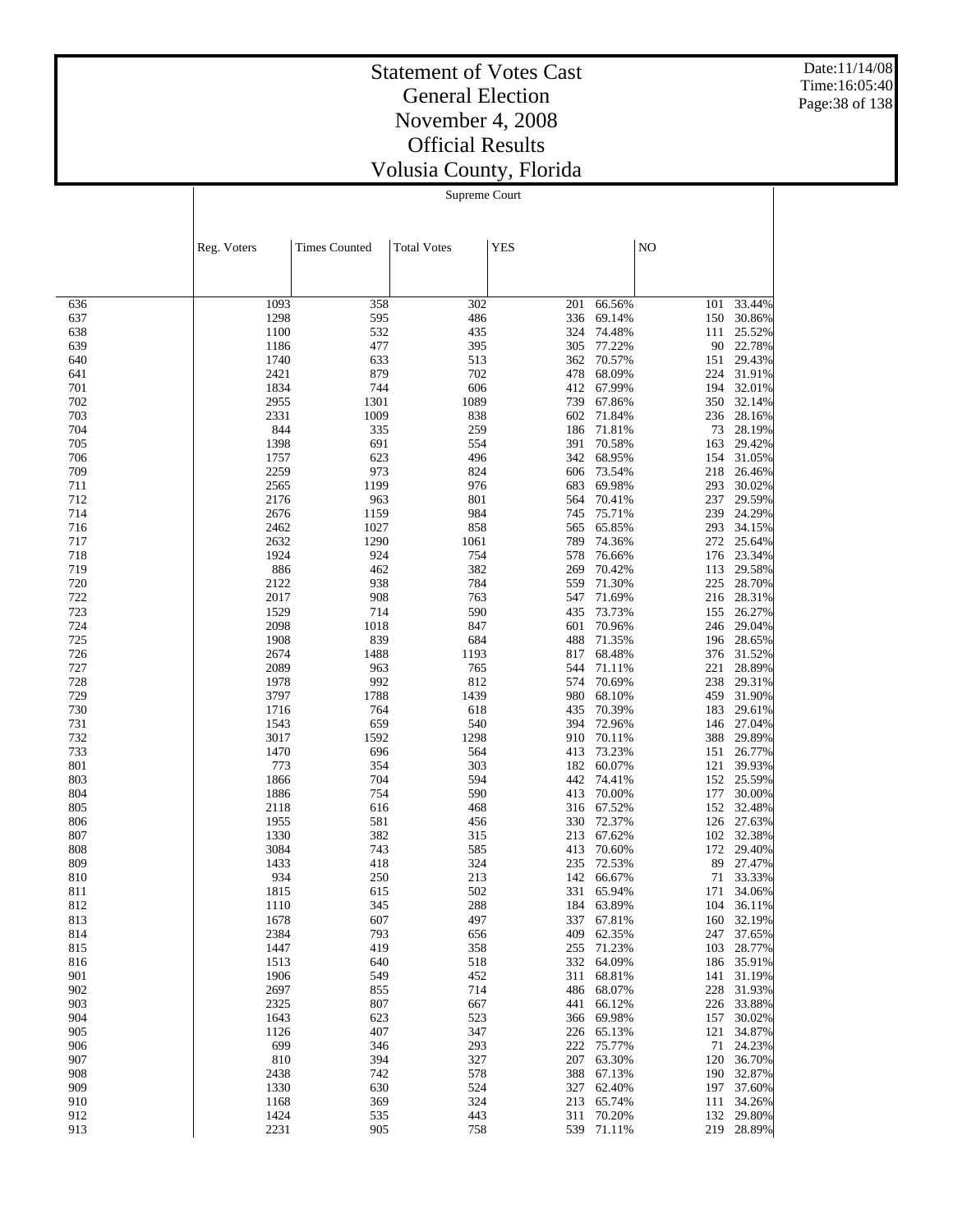# Statement of Votes Cast
## General Election
## November 4, 2008
## Official Results
## Volusia County, Florida

Date:11/14/08
Time:16:05:40

Supreme Court

| | Reg. Voters | Times Counted | Total Votes | YES | | NO | |
|---|---|---|---|---|---|---|---|
| 636 | 1093 | 358 | 302 | 201 | 66.56% | 101 | 33.44% |
| 637 | 1298 | 595 | 486 | 336 | 69.14% | 150 | 30.86% |
| 638 | 1100 | 532 | 435 | 324 | 74.48% | 111 | 25.52% |
| 639 | 1186 | 477 | 395 | 305 | 77.22% | 90 | 22.78% |
| 640 | 1740 | 633 | 513 | 362 | 70.57% | 151 | 29.43% |
| 641 | 2421 | 879 | 702 | 478 | 68.09% | 224 | 31.91% |
| 701 | 1834 | 744 | 606 | 412 | 67.99% | 194 | 32.01% |
| 702 | 2955 | 1301 | 1089 | 739 | 67.86% | 350 | 32.14% |
| 703 | 2331 | 1009 | 838 | 602 | 71.84% | 236 | 28.16% |
| 704 | 844 | 335 | 259 | 186 | 71.81% | 73 | 28.19% |
| 705 | 1398 | 691 | 554 | 391 | 70.58% | 163 | 29.42% |
| 706 | 1757 | 623 | 496 | 342 | 68.95% | 154 | 31.05% |
| 709 | 2259 | 973 | 824 | 606 | 73.54% | 218 | 26.46% |
| 711 | 2565 | 1199 | 976 | 683 | 69.98% | 293 | 30.02% |
| 712 | 2176 | 963 | 801 | 564 | 70.41% | 237 | 29.59% |
| 714 | 2676 | 1159 | 984 | 745 | 75.71% | 239 | 24.29% |
| 716 | 2462 | 1027 | 858 | 565 | 65.85% | 293 | 34.15% |
| 717 | 2632 | 1290 | 1061 | 789 | 74.36% | 272 | 25.64% |
| 718 | 1924 | 924 | 754 | 578 | 76.66% | 176 | 23.34% |
| 719 | 886 | 462 | 382 | 269 | 70.42% | 113 | 29.58% |
| 720 | 2122 | 938 | 784 | 559 | 71.30% | 225 | 28.70% |
| 722 | 2017 | 908 | 763 | 547 | 71.69% | 216 | 28.31% |
| 723 | 1529 | 714 | 590 | 435 | 73.73% | 155 | 26.27% |
| 724 | 2098 | 1018 | 847 | 601 | 70.96% | 246 | 29.04% |
| 725 | 1908 | 839 | 684 | 488 | 71.35% | 196 | 28.65% |
| 726 | 2674 | 1488 | 1193 | 817 | 68.48% | 376 | 31.52% |
| 727 | 2089 | 963 | 765 | 544 | 71.11% | 221 | 28.89% |
| 728 | 1978 | 992 | 812 | 574 | 70.69% | 238 | 29.31% |
| 729 | 3797 | 1788 | 1439 | 980 | 68.10% | 459 | 31.90% |
| 730 | 1716 | 764 | 618 | 435 | 70.39% | 183 | 29.61% |
| 731 | 1543 | 659 | 540 | 394 | 72.96% | 146 | 27.04% |
| 732 | 3017 | 1592 | 1298 | 910 | 70.11% | 388 | 29.89% |
| 733 | 1470 | 696 | 564 | 413 | 73.23% | 151 | 26.77% |
| 801 | 773 | 354 | 303 | 182 | 60.07% | 121 | 39.93% |
| 803 | 1866 | 704 | 594 | 442 | 74.41% | 152 | 25.59% |
| 804 | 1886 | 754 | 590 | 413 | 70.00% | 177 | 30.00% |
| 805 | 2118 | 616 | 468 | 316 | 67.52% | 152 | 32.48% |
| 806 | 1955 | 581 | 456 | 330 | 72.37% | 126 | 27.63% |
| 807 | 1330 | 382 | 315 | 213 | 67.62% | 102 | 32.38% |
| 808 | 3084 | 743 | 585 | 413 | 70.60% | 172 | 29.40% |
| 809 | 1433 | 418 | 324 | 235 | 72.53% | 89 | 27.47% |
| 810 | 934 | 250 | 213 | 142 | 66.67% | 71 | 33.33% |
| 811 | 1815 | 615 | 502 | 331 | 65.94% | 171 | 34.06% |
| 812 | 1110 | 345 | 288 | 184 | 63.89% | 104 | 36.11% |
| 813 | 1678 | 607 | 497 | 337 | 67.81% | 160 | 32.19% |
| 814 | 2384 | 793 | 656 | 409 | 62.35% | 247 | 37.65% |
| 815 | 1447 | 419 | 358 | 255 | 71.23% | 103 | 28.77% |
| 816 | 1513 | 640 | 518 | 332 | 64.09% | 186 | 35.91% |
| 901 | 1906 | 549 | 452 | 311 | 68.81% | 141 | 31.19% |
| 902 | 2697 | 855 | 714 | 486 | 68.07% | 228 | 31.93% |
| 903 | 2325 | 807 | 667 | 441 | 66.12% | 226 | 33.88% |
| 904 | 1643 | 623 | 523 | 366 | 69.98% | 157 | 30.02% |
| 905 | 1126 | 407 | 347 | 226 | 65.13% | 121 | 34.87% |
| 906 | 699 | 346 | 293 | 222 | 75.77% | 71 | 24.23% |
| 907 | 810 | 394 | 327 | 207 | 63.30% | 120 | 36.70% |
| 908 | 2438 | 742 | 578 | 388 | 67.13% | 190 | 32.87% |
| 909 | 1330 | 630 | 524 | 327 | 62.40% | 197 | 37.60% |
| 910 | 1168 | 369 | 324 | 213 | 65.74% | 111 | 34.26% |
| 912 | 1424 | 535 | 443 | 311 | 70.20% | 132 | 29.80% |
| 913 | 2231 | 905 | 758 | 539 | 71.11% | 219 | 28.89% |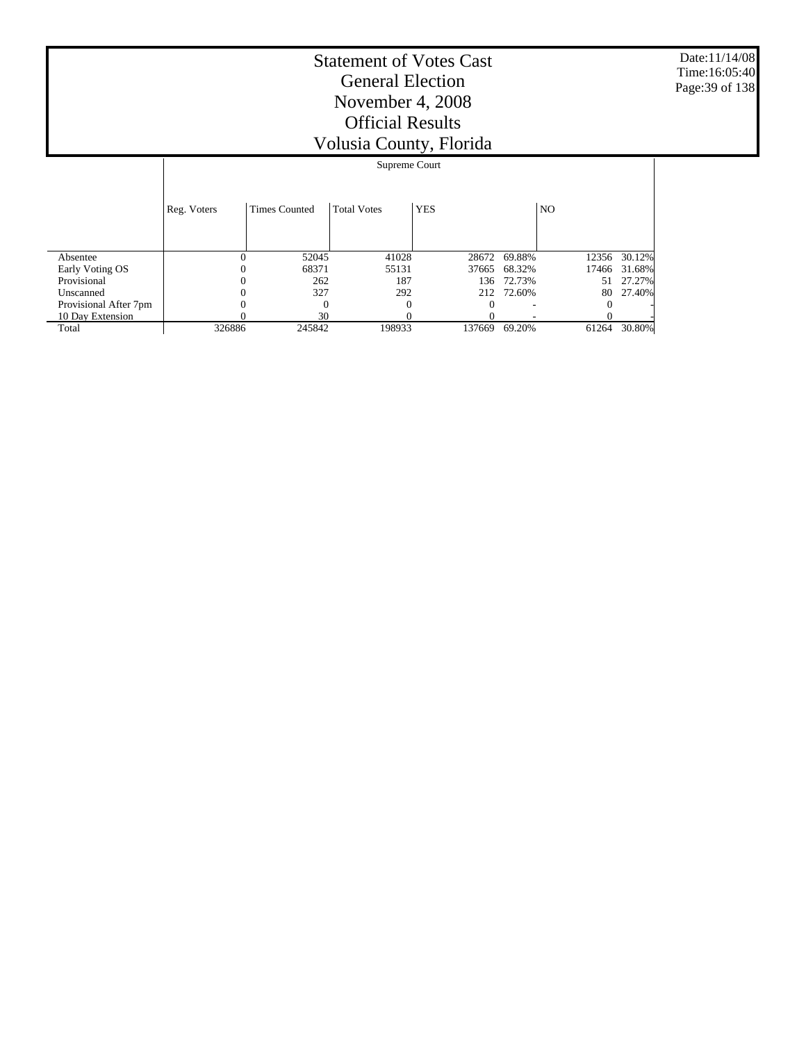# Statement of Votes Cast
## General Election
## November 4, 2008
## Official Results
## Volusia County, Florida

Date:11/14/08
Time:16:05:40

| | Supreme Court | | | | | | |
|---|---|---|---|---|---|---|---|
| | Reg. Voters | Times Counted | Total Votes | YES | | NO | |
| Absentee | 0 | 52045 | 41028 | 28672 | 69.88% | 12356 | 30.12% |
| Early Voting OS | 0 | 68371 | 55131 | 37665 | 68.32% | 17466 | 31.68% |
| Provisional | 0 | 262 | 187 | 136 | 72.73% | 51 | 27.27% |
| Unscanned | 0 | 327 | 292 | 212 | 72.60% | 80 | 27.40% |
| Provisional After 7pm | 0 | 0 | 0 | 0 | - | 0 | - |
| 10 Day Extension | 0 | 30 | 0 | 0 | - | 0 | - |
| Total | 326886 | 245842 | 198933 | 137669 | 69.20% | 61264 | 30.80% |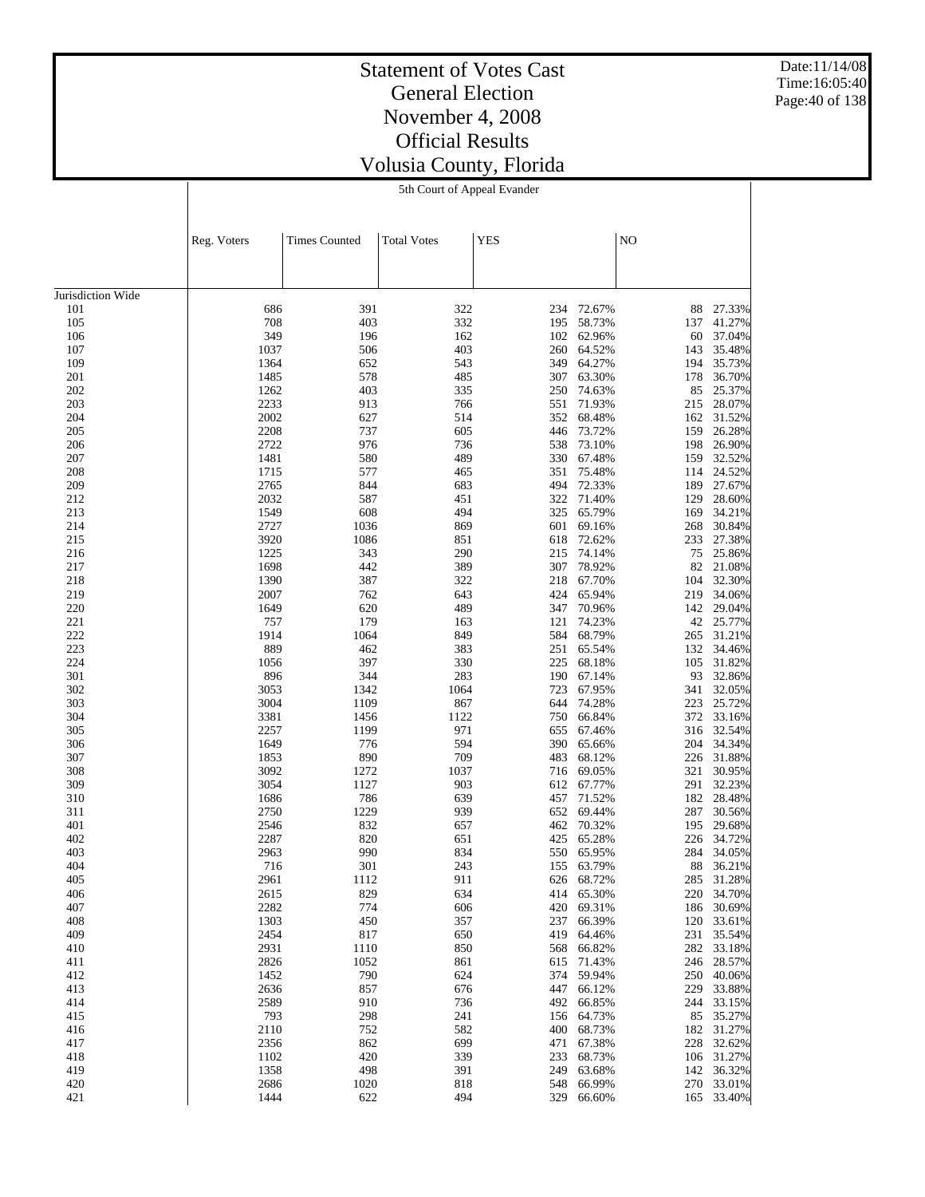# Statement of Votes Cast
# General Election
# November 4, 2008
# Official Results
# Volusia County, Florida

5th Court of Appeal Evander

| | Reg. Voters | Times Counted | Total Votes | YES | | NO | |
|---|---|---|---|---|---|---|---|
| Jurisdiction Wide | | | | | | | |
| 101 | 686 | 391 | 322 | 234 | 72.67% | 88 | 27.33% |
| 105 | 708 | 403 | 332 | 195 | 58.73% | 137 | 41.27% |
| 106 | 349 | 196 | 162 | 102 | 62.96% | 60 | 37.04% |
| 107 | 1037 | 506 | 403 | 260 | 64.52% | 143 | 35.48% |
| 109 | 1364 | 652 | 543 | 349 | 64.27% | 194 | 35.73% |
| 201 | 1485 | 578 | 485 | 307 | 63.30% | 178 | 36.70% |
| 202 | 1262 | 403 | 335 | 250 | 74.63% | 85 | 25.37% |
| 203 | 2233 | 913 | 766 | 551 | 71.93% | 215 | 28.07% |
| 204 | 2002 | 627 | 514 | 352 | 68.48% | 162 | 31.52% |
| 205 | 2208 | 737 | 605 | 446 | 73.72% | 159 | 26.28% |
| 206 | 2722 | 976 | 736 | 538 | 73.10% | 198 | 26.90% |
| 207 | 1481 | 580 | 489 | 330 | 67.48% | 159 | 32.52% |
| 208 | 1715 | 577 | 465 | 351 | 75.48% | 114 | 24.52% |
| 209 | 2765 | 844 | 683 | 494 | 72.33% | 189 | 27.67% |
| 212 | 2032 | 587 | 451 | 322 | 71.40% | 129 | 28.60% |
| 213 | 1549 | 608 | 494 | 325 | 65.79% | 169 | 34.21% |
| 214 | 2727 | 1036 | 869 | 601 | 69.16% | 268 | 30.84% |
| 215 | 3920 | 1086 | 851 | 618 | 72.62% | 233 | 27.38% |
| 216 | 1225 | 343 | 290 | 215 | 74.14% | 75 | 25.86% |
| 217 | 1698 | 442 | 389 | 307 | 78.92% | 82 | 21.08% |
| 218 | 1390 | 387 | 322 | 218 | 67.70% | 104 | 32.30% |
| 219 | 2007 | 762 | 643 | 424 | 65.94% | 219 | 34.06% |
| 220 | 1649 | 620 | 489 | 347 | 70.96% | 142 | 29.04% |
| 221 | 757 | 179 | 163 | 121 | 74.23% | 42 | 25.77% |
| 222 | 1914 | 1064 | 849 | 584 | 68.79% | 265 | 31.21% |
| 223 | 889 | 462 | 383 | 251 | 65.54% | 132 | 34.46% |
| 224 | 1056 | 397 | 330 | 225 | 68.18% | 105 | 31.82% |
| 301 | 896 | 344 | 283 | 190 | 67.14% | 93 | 32.86% |
| 302 | 3053 | 1342 | 1064 | 723 | 67.95% | 341 | 32.05% |
| 303 | 3004 | 1109 | 867 | 644 | 74.28% | 223 | 25.72% |
| 304 | 3381 | 1456 | 1122 | 750 | 66.84% | 372 | 33.16% |
| 305 | 2257 | 1199 | 971 | 655 | 67.46% | 316 | 32.54% |
| 306 | 1649 | 776 | 594 | 390 | 65.66% | 204 | 34.34% |
| 307 | 1853 | 890 | 709 | 483 | 68.12% | 226 | 31.88% |
| 308 | 3092 | 1272 | 1037 | 716 | 69.05% | 321 | 30.95% |
| 309 | 3054 | 1127 | 903 | 612 | 67.77% | 291 | 32.23% |
| 310 | 1686 | 786 | 639 | 457 | 71.52% | 182 | 28.48% |
| 311 | 2750 | 1229 | 939 | 652 | 69.44% | 287 | 30.56% |
| 401 | 2546 | 832 | 657 | 462 | 70.32% | 195 | 29.68% |
| 402 | 2287 | 820 | 651 | 425 | 65.28% | 226 | 34.72% |
| 403 | 2963 | 990 | 834 | 550 | 65.95% | 284 | 34.05% |
| 404 | 716 | 301 | 243 | 155 | 63.79% | 88 | 36.21% |
| 405 | 2961 | 1112 | 911 | 626 | 68.72% | 285 | 31.28% |
| 406 | 2615 | 829 | 634 | 414 | 65.30% | 220 | 34.70% |
| 407 | 2282 | 774 | 606 | 420 | 69.31% | 186 | 30.69% |
| 408 | 1303 | 450 | 357 | 237 | 66.39% | 120 | 33.61% |
| 409 | 2454 | 817 | 650 | 419 | 64.46% | 231 | 35.54% |
| 410 | 2931 | 1110 | 850 | 568 | 66.82% | 282 | 33.18% |
| 411 | 2826 | 1052 | 861 | 615 | 71.43% | 246 | 28.57% |
| 412 | 1452 | 790 | 624 | 374 | 59.94% | 250 | 40.06% |
| 413 | 2636 | 857 | 676 | 447 | 66.12% | 229 | 33.88% |
| 414 | 2589 | 910 | 736 | 492 | 66.85% | 244 | 33.15% |
| 415 | 793 | 298 | 241 | 156 | 64.73% | 85 | 35.27% |
| 416 | 2110 | 752 | 582 | 400 | 68.73% | 182 | 31.27% |
| 417 | 2356 | 862 | 699 | 471 | 67.38% | 228 | 32.62% |
| 418 | 1102 | 420 | 339 | 233 | 68.73% | 106 | 31.27% |
| 419 | 1358 | 498 | 391 | 249 | 63.68% | 142 | 36.32% |
| 420 | 2686 | 1020 | 818 | 548 | 66.99% | 270 | 33.01% |
| 421 | 1444 | 622 | 494 | 329 | 66.60% | 165 | 33.40% |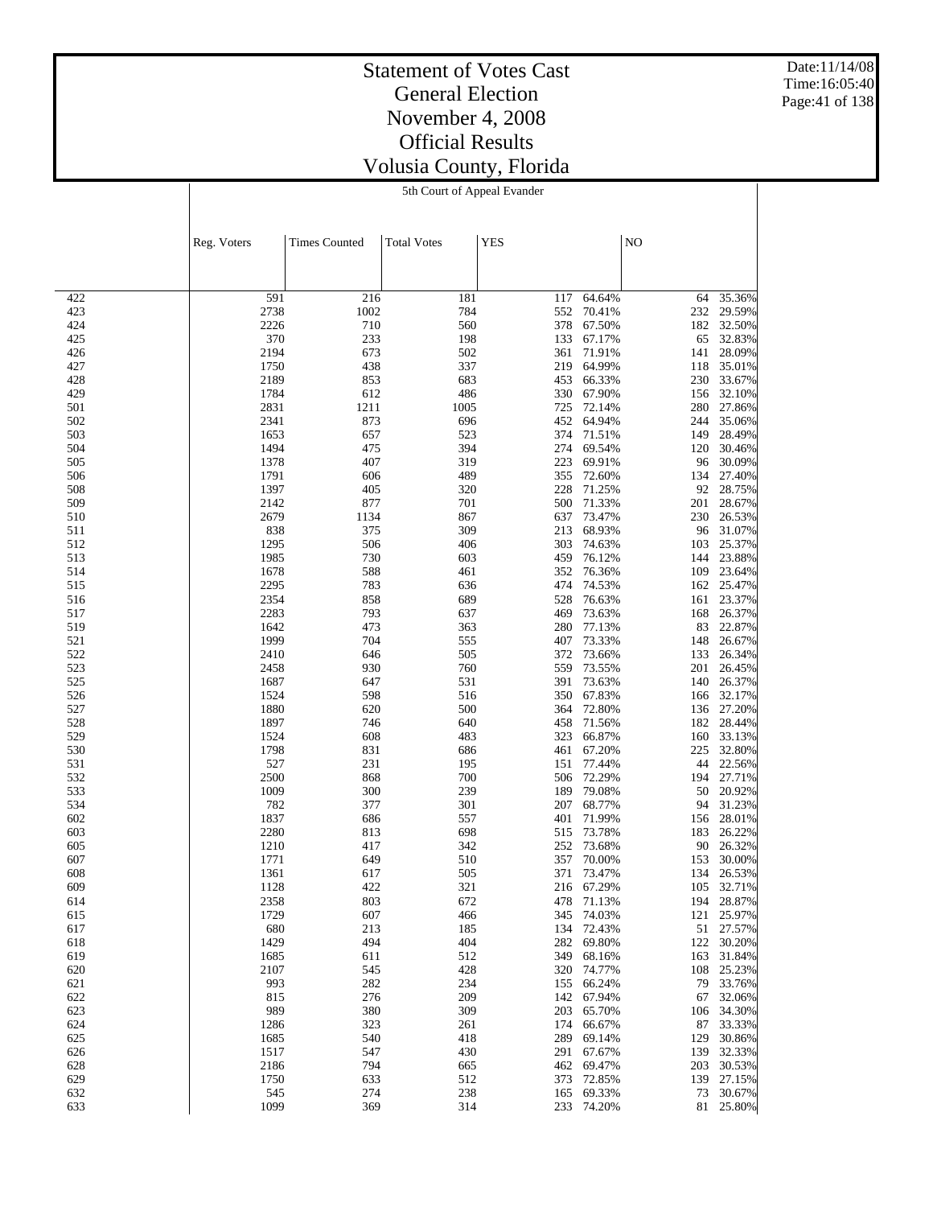# Statement of Votes Cast
## General Election
## November 4, 2008
## Official Results
## Volusia County, Florida

Date:11/14/08
Time:16:05:40

### 5th Court of Appeal Evander

| | Reg. Voters | Times Counted | Total Votes | YES | | NO | |
|---|---|---|---|---|---|---|---|
| 422 | 591 | 216 | 181 | 117 | 64.64% | 64 | 35.36% |
| 423 | 2738 | 1002 | 784 | 552 | 70.41% | 232 | 29.59% |
| 424 | 2226 | 710 | 560 | 378 | 67.50% | 182 | 32.50% |
| 425 | 370 | 233 | 198 | 133 | 67.17% | 65 | 32.83% |
| 426 | 2194 | 673 | 502 | 361 | 71.91% | 141 | 28.09% |
| 427 | 1750 | 438 | 337 | 219 | 64.99% | 118 | 35.01% |
| 428 | 2189 | 853 | 683 | 453 | 66.33% | 230 | 33.67% |
| 429 | 1784 | 612 | 486 | 330 | 67.90% | 156 | 32.10% |
| 501 | 2831 | 1211 | 1005 | 725 | 72.14% | 280 | 27.86% |
| 502 | 2341 | 873 | 696 | 452 | 64.94% | 244 | 35.06% |
| 503 | 1653 | 657 | 523 | 374 | 71.51% | 149 | 28.49% |
| 504 | 1494 | 475 | 394 | 274 | 69.54% | 120 | 30.46% |
| 505 | 1378 | 407 | 319 | 223 | 69.91% | 96 | 30.09% |
| 506 | 1791 | 606 | 489 | 355 | 72.60% | 134 | 27.40% |
| 508 | 1397 | 405 | 320 | 228 | 71.25% | 92 | 28.75% |
| 509 | 2142 | 877 | 701 | 500 | 71.33% | 201 | 28.67% |
| 510 | 2679 | 1134 | 867 | 637 | 73.47% | 230 | 26.53% |
| 511 | 838 | 375 | 309 | 213 | 68.93% | 96 | 31.07% |
| 512 | 1295 | 506 | 406 | 303 | 74.63% | 103 | 25.37% |
| 513 | 1985 | 730 | 603 | 459 | 76.12% | 144 | 23.88% |
| 514 | 1678 | 588 | 461 | 352 | 76.36% | 109 | 23.64% |
| 515 | 2295 | 783 | 636 | 474 | 74.53% | 162 | 25.47% |
| 516 | 2354 | 858 | 689 | 528 | 76.63% | 161 | 23.37% |
| 517 | 2283 | 793 | 637 | 469 | 73.63% | 168 | 26.37% |
| 519 | 1642 | 473 | 363 | 280 | 77.13% | 83 | 22.87% |
| 521 | 1999 | 704 | 555 | 407 | 73.33% | 148 | 26.67% |
| 522 | 2410 | 646 | 505 | 372 | 73.66% | 133 | 26.34% |
| 523 | 2458 | 930 | 760 | 559 | 73.55% | 201 | 26.45% |
| 525 | 1687 | 647 | 531 | 391 | 73.63% | 140 | 26.37% |
| 526 | 1524 | 598 | 516 | 350 | 67.83% | 166 | 32.17% |
| 527 | 1880 | 620 | 500 | 364 | 72.80% | 136 | 27.20% |
| 528 | 1897 | 746 | 640 | 458 | 71.56% | 182 | 28.44% |
| 529 | 1524 | 608 | 483 | 323 | 66.87% | 160 | 33.13% |
| 530 | 1798 | 831 | 686 | 461 | 67.20% | 225 | 32.80% |
| 531 | 527 | 231 | 195 | 151 | 77.44% | 44 | 22.56% |
| 532 | 2500 | 868 | 700 | 506 | 72.29% | 194 | 27.71% |
| 533 | 1009 | 300 | 239 | 189 | 79.08% | 50 | 20.92% |
| 534 | 782 | 377 | 301 | 207 | 68.77% | 94 | 31.23% |
| 602 | 1837 | 686 | 557 | 401 | 71.99% | 156 | 28.01% |
| 603 | 2280 | 813 | 698 | 515 | 73.78% | 183 | 26.22% |
| 605 | 1210 | 417 | 342 | 252 | 73.68% | 90 | 26.32% |
| 607 | 1771 | 649 | 510 | 357 | 70.00% | 153 | 30.00% |
| 608 | 1361 | 617 | 505 | 371 | 73.47% | 134 | 26.53% |
| 609 | 1128 | 422 | 321 | 216 | 67.29% | 105 | 32.71% |
| 614 | 2358 | 803 | 672 | 478 | 71.13% | 194 | 28.87% |
| 615 | 1729 | 607 | 466 | 345 | 74.03% | 121 | 25.97% |
| 617 | 680 | 213 | 185 | 134 | 72.43% | 51 | 27.57% |
| 618 | 1429 | 494 | 404 | 282 | 69.80% | 122 | 30.20% |
| 619 | 1685 | 611 | 512 | 349 | 68.16% | 163 | 31.84% |
| 620 | 2107 | 545 | 428 | 320 | 74.77% | 108 | 25.23% |
| 621 | 993 | 282 | 234 | 155 | 66.24% | 79 | 33.76% |
| 622 | 815 | 276 | 209 | 142 | 67.94% | 67 | 32.06% |
| 623 | 989 | 380 | 309 | 203 | 65.70% | 106 | 34.30% |
| 624 | 1286 | 323 | 261 | 174 | 66.67% | 87 | 33.33% |
| 625 | 1685 | 540 | 418 | 289 | 69.14% | 129 | 30.86% |
| 626 | 1517 | 547 | 430 | 291 | 67.67% | 139 | 32.33% |
| 628 | 2186 | 794 | 665 | 462 | 69.47% | 203 | 30.53% |
| 629 | 1750 | 633 | 512 | 373 | 72.85% | 139 | 27.15% |
| 632 | 545 | 274 | 238 | 165 | 69.33% | 73 | 30.67% |
| 633 | 1099 | 369 | 314 | 233 | 74.20% | 81 | 25.80% |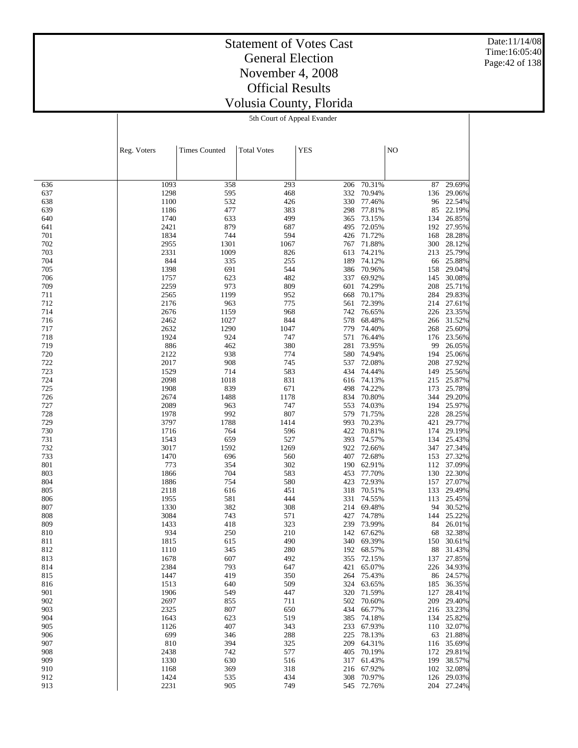# Statement of Votes Cast
## General Election
## November 4, 2008
## Official Results
## Volusia County, Florida

Date:11/14/08
Time:16:05:40

5th Court of Appeal Evander

| | Reg. Voters | Times Counted | Total Votes | YES | | NO | |
|---|---|---|---|---|---|---|---|
| 636 | 1093 | 358 | 293 | 206 | 70.31% | 87 | 29.69% |
| 637 | 1298 | 595 | 468 | 332 | 70.94% | 136 | 29.06% |
| 638 | 1100 | 532 | 426 | 330 | 77.46% | 96 | 22.54% |
| 639 | 1186 | 477 | 383 | 298 | 77.81% | 85 | 22.19% |
| 640 | 1740 | 633 | 499 | 365 | 73.15% | 134 | 26.85% |
| 641 | 2421 | 879 | 687 | 495 | 72.05% | 192 | 27.95% |
| 701 | 1834 | 744 | 594 | 426 | 71.72% | 168 | 28.28% |
| 702 | 2955 | 1301 | 1067 | 767 | 71.88% | 300 | 28.12% |
| 703 | 2331 | 1009 | 826 | 613 | 74.21% | 213 | 25.79% |
| 704 | 844 | 335 | 255 | 189 | 74.12% | 66 | 25.88% |
| 705 | 1398 | 691 | 544 | 386 | 70.96% | 158 | 29.04% |
| 706 | 1757 | 623 | 482 | 337 | 69.92% | 145 | 30.08% |
| 709 | 2259 | 973 | 809 | 601 | 74.29% | 208 | 25.71% |
| 711 | 2565 | 1199 | 952 | 668 | 70.17% | 284 | 29.83% |
| 712 | 2176 | 963 | 775 | 561 | 72.39% | 214 | 27.61% |
| 714 | 2676 | 1159 | 968 | 742 | 76.65% | 226 | 23.35% |
| 716 | 2462 | 1027 | 844 | 578 | 68.48% | 266 | 31.52% |
| 717 | 2632 | 1290 | 1047 | 779 | 74.40% | 268 | 25.60% |
| 718 | 1924 | 924 | 747 | 571 | 76.44% | 176 | 23.56% |
| 719 | 886 | 462 | 380 | 281 | 73.95% | 99 | 26.05% |
| 720 | 2122 | 938 | 774 | 580 | 74.94% | 194 | 25.06% |
| 722 | 2017 | 908 | 745 | 537 | 72.08% | 208 | 27.92% |
| 723 | 1529 | 714 | 583 | 434 | 74.44% | 149 | 25.56% |
| 724 | 2098 | 1018 | 831 | 616 | 74.13% | 215 | 25.87% |
| 725 | 1908 | 839 | 671 | 498 | 74.22% | 173 | 25.78% |
| 726 | 2674 | 1488 | 1178 | 834 | 70.80% | 344 | 29.20% |
| 727 | 2089 | 963 | 747 | 553 | 74.03% | 194 | 25.97% |
| 728 | 1978 | 992 | 807 | 579 | 71.75% | 228 | 28.25% |
| 729 | 3797 | 1788 | 1414 | 993 | 70.23% | 421 | 29.77% |
| 730 | 1716 | 764 | 596 | 422 | 70.81% | 174 | 29.19% |
| 731 | 1543 | 659 | 527 | 393 | 74.57% | 134 | 25.43% |
| 732 | 3017 | 1592 | 1269 | 922 | 72.66% | 347 | 27.34% |
| 733 | 1470 | 696 | 560 | 407 | 72.68% | 153 | 27.32% |
| 801 | 773 | 354 | 302 | 190 | 62.91% | 112 | 37.09% |
| 803 | 1866 | 704 | 583 | 453 | 77.70% | 130 | 22.30% |
| 804 | 1886 | 754 | 580 | 423 | 72.93% | 157 | 27.07% |
| 805 | 2118 | 616 | 451 | 318 | 70.51% | 133 | 29.49% |
| 806 | 1955 | 581 | 444 | 331 | 74.55% | 113 | 25.45% |
| 807 | 1330 | 382 | 308 | 214 | 69.48% | 94 | 30.52% |
| 808 | 3084 | 743 | 571 | 427 | 74.78% | 144 | 25.22% |
| 809 | 1433 | 418 | 323 | 239 | 73.99% | 84 | 26.01% |
| 810 | 934 | 250 | 210 | 142 | 67.62% | 68 | 32.38% |
| 811 | 1815 | 615 | 490 | 340 | 69.39% | 150 | 30.61% |
| 812 | 1110 | 345 | 280 | 192 | 68.57% | 88 | 31.43% |
| 813 | 1678 | 607 | 492 | 355 | 72.15% | 137 | 27.85% |
| 814 | 2384 | 793 | 647 | 421 | 65.07% | 226 | 34.93% |
| 815 | 1447 | 419 | 350 | 264 | 75.43% | 86 | 24.57% |
| 816 | 1513 | 640 | 509 | 324 | 63.65% | 185 | 36.35% |
| 901 | 1906 | 549 | 447 | 320 | 71.59% | 127 | 28.41% |
| 902 | 2697 | 855 | 711 | 502 | 70.60% | 209 | 29.40% |
| 903 | 2325 | 807 | 650 | 434 | 66.77% | 216 | 33.23% |
| 904 | 1643 | 623 | 519 | 385 | 74.18% | 134 | 25.82% |
| 905 | 1126 | 407 | 343 | 233 | 67.93% | 110 | 32.07% |
| 906 | 699 | 346 | 288 | 225 | 78.13% | 63 | 21.88% |
| 907 | 810 | 394 | 325 | 209 | 64.31% | 116 | 35.69% |
| 908 | 2438 | 742 | 577 | 405 | 70.19% | 172 | 29.81% |
| 909 | 1330 | 630 | 516 | 317 | 61.43% | 199 | 38.57% |
| 910 | 1168 | 369 | 318 | 216 | 67.92% | 102 | 32.08% |
| 912 | 1424 | 535 | 434 | 308 | 70.97% | 126 | 29.03% |
| 913 | 2231 | 905 | 749 | 545 | 72.76% | 204 | 27.24% |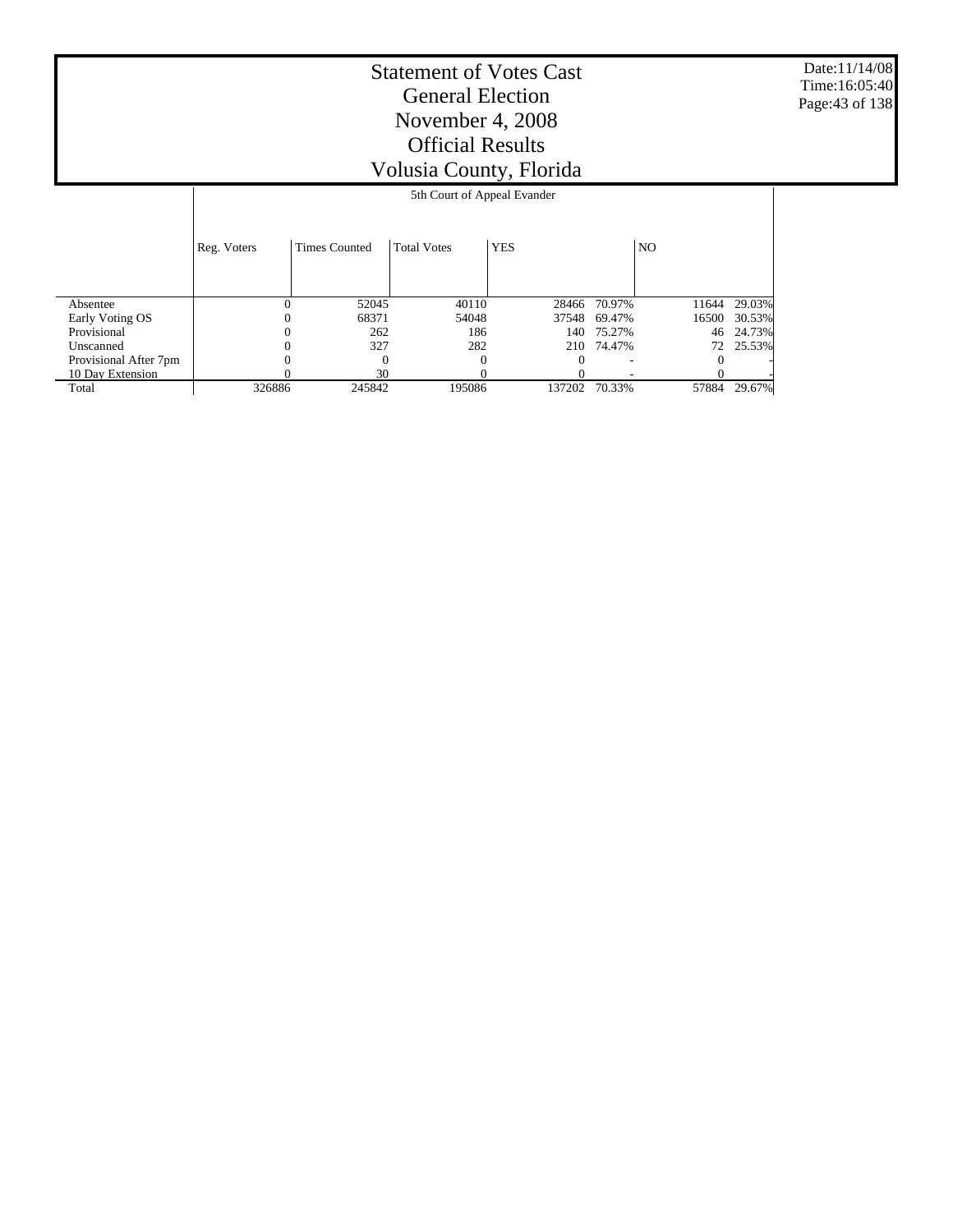# Statement of Votes Cast
# General Election
# November 4, 2008
# Official Results
# Volusia County, Florida

Date:11/14/08
Time:16:05:40

| | 5th Court of Appeal Evander | | | | | | |
|---|---|---|---|---|---|---|---|
| | Reg. Voters | Times Counted | Total Votes | YES | | NO | |
| Absentee | 0 | 52045 | 40110 | 28466 | 70.97% | 11644 | 29.03% |
| Early Voting OS | 0 | 68371 | 54048 | 37548 | 69.47% | 16500 | 30.53% |
| Provisional | 0 | 262 | 186 | 140 | 75.27% | 46 | 24.73% |
| Unscanned | 0 | 327 | 282 | 210 | 74.47% | 72 | 25.53% |
| Provisional After 7pm | 0 | 0 | 0 | 0 | - | 0 | - |
| 10 Day Extension | 0 | 30 | 0 | 0 | - | 0 | - |
| Total | 326886 | 245842 | 195086 | 137202 | 70.33% | 57884 | 29.67% |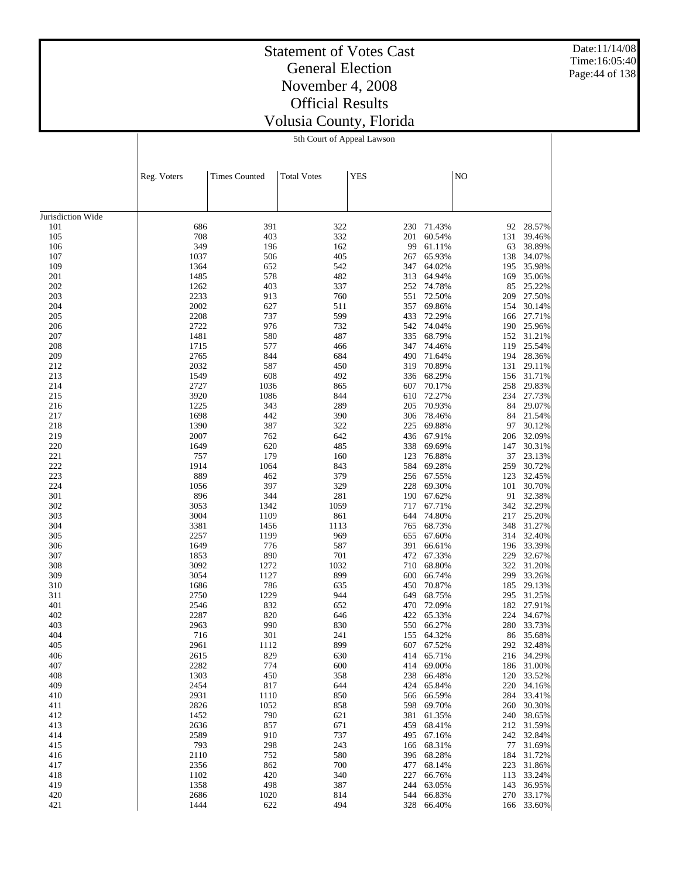# Statement of Votes Cast
# General Election
# November 4, 2008
# Official Results
# Volusia County, Florida

Date:11/14/08
Time:16:05:40

## 5th Court of Appeal Lawson

| | Reg. Voters | Times Counted | Total Votes | YES | | NO | |
|---|---|---|---|---|---|---|---|
| Jurisdiction Wide | | | | | | | |
| 101 | 686 | 391 | 322 | 230 | 71.43% | 92 | 28.57% |
| 105 | 708 | 403 | 332 | 201 | 60.54% | 131 | 39.46% |
| 106 | 349 | 196 | 162 | 99 | 61.11% | 63 | 38.89% |
| 107 | 1037 | 506 | 405 | 267 | 65.93% | 138 | 34.07% |
| 109 | 1364 | 652 | 542 | 347 | 64.02% | 195 | 35.98% |
| 201 | 1485 | 578 | 482 | 313 | 64.94% | 169 | 35.06% |
| 202 | 1262 | 403 | 337 | 252 | 74.78% | 85 | 25.22% |
| 203 | 2233 | 913 | 760 | 551 | 72.50% | 209 | 27.50% |
| 204 | 2002 | 627 | 511 | 357 | 69.86% | 154 | 30.14% |
| 205 | 2208 | 737 | 599 | 433 | 72.29% | 166 | 27.71% |
| 206 | 2722 | 976 | 732 | 542 | 74.04% | 190 | 25.96% |
| 207 | 1481 | 580 | 487 | 335 | 68.79% | 152 | 31.21% |
| 208 | 1715 | 577 | 466 | 347 | 74.46% | 119 | 25.54% |
| 209 | 2765 | 844 | 684 | 490 | 71.64% | 194 | 28.36% |
| 212 | 2032 | 587 | 450 | 319 | 70.89% | 131 | 29.11% |
| 213 | 1549 | 608 | 492 | 336 | 68.29% | 156 | 31.71% |
| 214 | 2727 | 1036 | 865 | 607 | 70.17% | 258 | 29.83% |
| 215 | 3920 | 1086 | 844 | 610 | 72.27% | 234 | 27.73% |
| 216 | 1225 | 343 | 289 | 205 | 70.93% | 84 | 29.07% |
| 217 | 1698 | 442 | 390 | 306 | 78.46% | 84 | 21.54% |
| 218 | 1390 | 387 | 322 | 225 | 69.88% | 97 | 30.12% |
| 219 | 2007 | 762 | 642 | 436 | 67.91% | 206 | 32.09% |
| 220 | 1649 | 620 | 485 | 338 | 69.69% | 147 | 30.31% |
| 221 | 757 | 179 | 160 | 123 | 76.88% | 37 | 23.13% |
| 222 | 1914 | 1064 | 843 | 584 | 69.28% | 259 | 30.72% |
| 223 | 889 | 462 | 379 | 256 | 67.55% | 123 | 32.45% |
| 224 | 1056 | 397 | 329 | 228 | 69.30% | 101 | 30.70% |
| 301 | 896 | 344 | 281 | 190 | 67.62% | 91 | 32.38% |
| 302 | 3053 | 1342 | 1059 | 717 | 67.71% | 342 | 32.29% |
| 303 | 3004 | 1109 | 861 | 644 | 74.80% | 217 | 25.20% |
| 304 | 3381 | 1456 | 1113 | 765 | 68.73% | 348 | 31.27% |
| 305 | 2257 | 1199 | 969 | 655 | 67.60% | 314 | 32.40% |
| 306 | 1649 | 776 | 587 | 391 | 66.61% | 196 | 33.39% |
| 307 | 1853 | 890 | 701 | 472 | 67.33% | 229 | 32.67% |
| 308 | 3092 | 1272 | 1032 | 710 | 68.80% | 322 | 31.20% |
| 309 | 3054 | 1127 | 899 | 600 | 66.74% | 299 | 33.26% |
| 310 | 1686 | 786 | 635 | 450 | 70.87% | 185 | 29.13% |
| 311 | 2750 | 1229 | 944 | 649 | 68.75% | 295 | 31.25% |
| 401 | 2546 | 832 | 652 | 470 | 72.09% | 182 | 27.91% |
| 402 | 2287 | 820 | 646 | 422 | 65.33% | 224 | 34.67% |
| 403 | 2963 | 990 | 830 | 550 | 66.27% | 280 | 33.73% |
| 404 | 716 | 301 | 241 | 155 | 64.32% | 86 | 35.68% |
| 405 | 2961 | 1112 | 899 | 607 | 67.52% | 292 | 32.48% |
| 406 | 2615 | 829 | 630 | 414 | 65.71% | 216 | 34.29% |
| 407 | 2282 | 774 | 600 | 414 | 69.00% | 186 | 31.00% |
| 408 | 1303 | 450 | 358 | 238 | 66.48% | 120 | 33.52% |
| 409 | 2454 | 817 | 644 | 424 | 65.84% | 220 | 34.16% |
| 410 | 2931 | 1110 | 850 | 566 | 66.59% | 284 | 33.41% |
| 411 | 2826 | 1052 | 858 | 598 | 69.70% | 260 | 30.30% |
| 412 | 1452 | 790 | 621 | 381 | 61.35% | 240 | 38.65% |
| 413 | 2636 | 857 | 671 | 459 | 68.41% | 212 | 31.59% |
| 414 | 2589 | 910 | 737 | 495 | 67.16% | 242 | 32.84% |
| 415 | 793 | 298 | 243 | 166 | 68.31% | 77 | 31.69% |
| 416 | 2110 | 752 | 580 | 396 | 68.28% | 184 | 31.72% |
| 417 | 2356 | 862 | 700 | 477 | 68.14% | 223 | 31.86% |
| 418 | 1102 | 420 | 340 | 227 | 66.76% | 113 | 33.24% |
| 419 | 1358 | 498 | 387 | 244 | 63.05% | 143 | 36.95% |
| 420 | 2686 | 1020 | 814 | 544 | 66.83% | 270 | 33.17% |
| 421 | 1444 | 622 | 494 | 328 | 66.40% | 166 | 33.60% |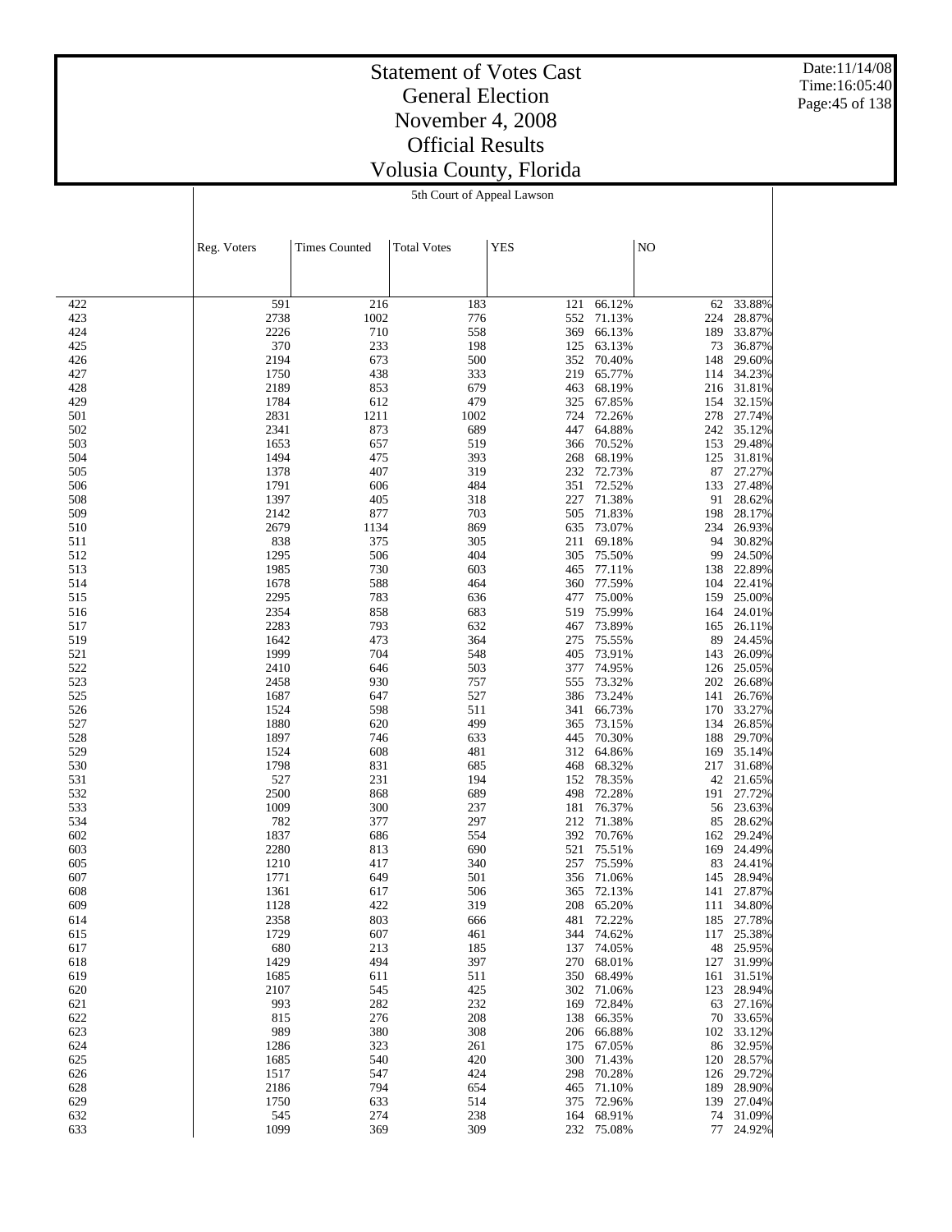# Statement of Votes Cast
## General Election
## November 4, 2008
## Official Results
## Volusia County, Florida

Date:11/14/08
Time:16:05:40

### 5th Court of Appeal Lawson

| | Reg. Voters | Times Counted | Total Votes | YES | | NO | |
|---|---|---|---|---|---|---|---|
| 422 | 591 | 216 | 183 | 121 | 66.12% | 62 | 33.88% |
| 423 | 2738 | 1002 | 776 | 552 | 71.13% | 224 | 28.87% |
| 424 | 2226 | 710 | 558 | 369 | 66.13% | 189 | 33.87% |
| 425 | 370 | 233 | 198 | 125 | 63.13% | 73 | 36.87% |
| 426 | 2194 | 673 | 500 | 352 | 70.40% | 148 | 29.60% |
| 427 | 1750 | 438 | 333 | 219 | 65.77% | 114 | 34.23% |
| 428 | 2189 | 853 | 679 | 463 | 68.19% | 216 | 31.81% |
| 429 | 1784 | 612 | 479 | 325 | 67.85% | 154 | 32.15% |
| 501 | 2831 | 1211 | 1002 | 724 | 72.26% | 278 | 27.74% |
| 502 | 2341 | 873 | 689 | 447 | 64.88% | 242 | 35.12% |
| 503 | 1653 | 657 | 519 | 366 | 70.52% | 153 | 29.48% |
| 504 | 1494 | 475 | 393 | 268 | 68.19% | 125 | 31.81% |
| 505 | 1378 | 407 | 319 | 232 | 72.73% | 87 | 27.27% |
| 506 | 1791 | 606 | 484 | 351 | 72.52% | 133 | 27.48% |
| 508 | 1397 | 405 | 318 | 227 | 71.38% | 91 | 28.62% |
| 509 | 2142 | 877 | 703 | 505 | 71.83% | 198 | 28.17% |
| 510 | 2679 | 1134 | 869 | 635 | 73.07% | 234 | 26.93% |
| 511 | 838 | 375 | 305 | 211 | 69.18% | 94 | 30.82% |
| 512 | 1295 | 506 | 404 | 305 | 75.50% | 99 | 24.50% |
| 513 | 1985 | 730 | 603 | 465 | 77.11% | 138 | 22.89% |
| 514 | 1678 | 588 | 464 | 360 | 77.59% | 104 | 22.41% |
| 515 | 2295 | 783 | 636 | 477 | 75.00% | 159 | 25.00% |
| 516 | 2354 | 858 | 683 | 519 | 75.99% | 164 | 24.01% |
| 517 | 2283 | 793 | 632 | 467 | 73.89% | 165 | 26.11% |
| 519 | 1642 | 473 | 364 | 275 | 75.55% | 89 | 24.45% |
| 521 | 1999 | 704 | 548 | 405 | 73.91% | 143 | 26.09% |
| 522 | 2410 | 646 | 503 | 377 | 74.95% | 126 | 25.05% |
| 523 | 2458 | 930 | 757 | 555 | 73.32% | 202 | 26.68% |
| 525 | 1687 | 647 | 527 | 386 | 73.24% | 141 | 26.76% |
| 526 | 1524 | 598 | 511 | 341 | 66.73% | 170 | 33.27% |
| 527 | 1880 | 620 | 499 | 365 | 73.15% | 134 | 26.85% |
| 528 | 1897 | 746 | 633 | 445 | 70.30% | 188 | 29.70% |
| 529 | 1524 | 608 | 481 | 312 | 64.86% | 169 | 35.14% |
| 530 | 1798 | 831 | 685 | 468 | 68.32% | 217 | 31.68% |
| 531 | 527 | 231 | 194 | 152 | 78.35% | 42 | 21.65% |
| 532 | 2500 | 868 | 689 | 498 | 72.28% | 191 | 27.72% |
| 533 | 1009 | 300 | 237 | 181 | 76.37% | 56 | 23.63% |
| 534 | 782 | 377 | 297 | 212 | 71.38% | 85 | 28.62% |
| 602 | 1837 | 686 | 554 | 392 | 70.76% | 162 | 29.24% |
| 603 | 2280 | 813 | 690 | 521 | 75.51% | 169 | 24.49% |
| 605 | 1210 | 417 | 340 | 257 | 75.59% | 83 | 24.41% |
| 607 | 1771 | 649 | 501 | 356 | 71.06% | 145 | 28.94% |
| 608 | 1361 | 617 | 506 | 365 | 72.13% | 141 | 27.87% |
| 609 | 1128 | 422 | 319 | 208 | 65.20% | 111 | 34.80% |
| 614 | 2358 | 803 | 666 | 481 | 72.22% | 185 | 27.78% |
| 615 | 1729 | 607 | 461 | 344 | 74.62% | 117 | 25.38% |
| 617 | 680 | 213 | 185 | 137 | 74.05% | 48 | 25.95% |
| 618 | 1429 | 494 | 397 | 270 | 68.01% | 127 | 31.99% |
| 619 | 1685 | 611 | 511 | 350 | 68.49% | 161 | 31.51% |
| 620 | 2107 | 545 | 425 | 302 | 71.06% | 123 | 28.94% |
| 621 | 993 | 282 | 232 | 169 | 72.84% | 63 | 27.16% |
| 622 | 815 | 276 | 208 | 138 | 66.35% | 70 | 33.65% |
| 623 | 989 | 380 | 308 | 206 | 66.88% | 102 | 33.12% |
| 624 | 1286 | 323 | 261 | 175 | 67.05% | 86 | 32.95% |
| 625 | 1685 | 540 | 420 | 300 | 71.43% | 120 | 28.57% |
| 626 | 1517 | 547 | 424 | 298 | 70.28% | 126 | 29.72% |
| 628 | 2186 | 794 | 654 | 465 | 71.10% | 189 | 28.90% |
| 629 | 1750 | 633 | 514 | 375 | 72.96% | 139 | 27.04% |
| 632 | 545 | 274 | 238 | 164 | 68.91% | 74 | 31.09% |
| 633 | 1099 | 369 | 309 | 232 | 75.08% | 77 | 24.92% |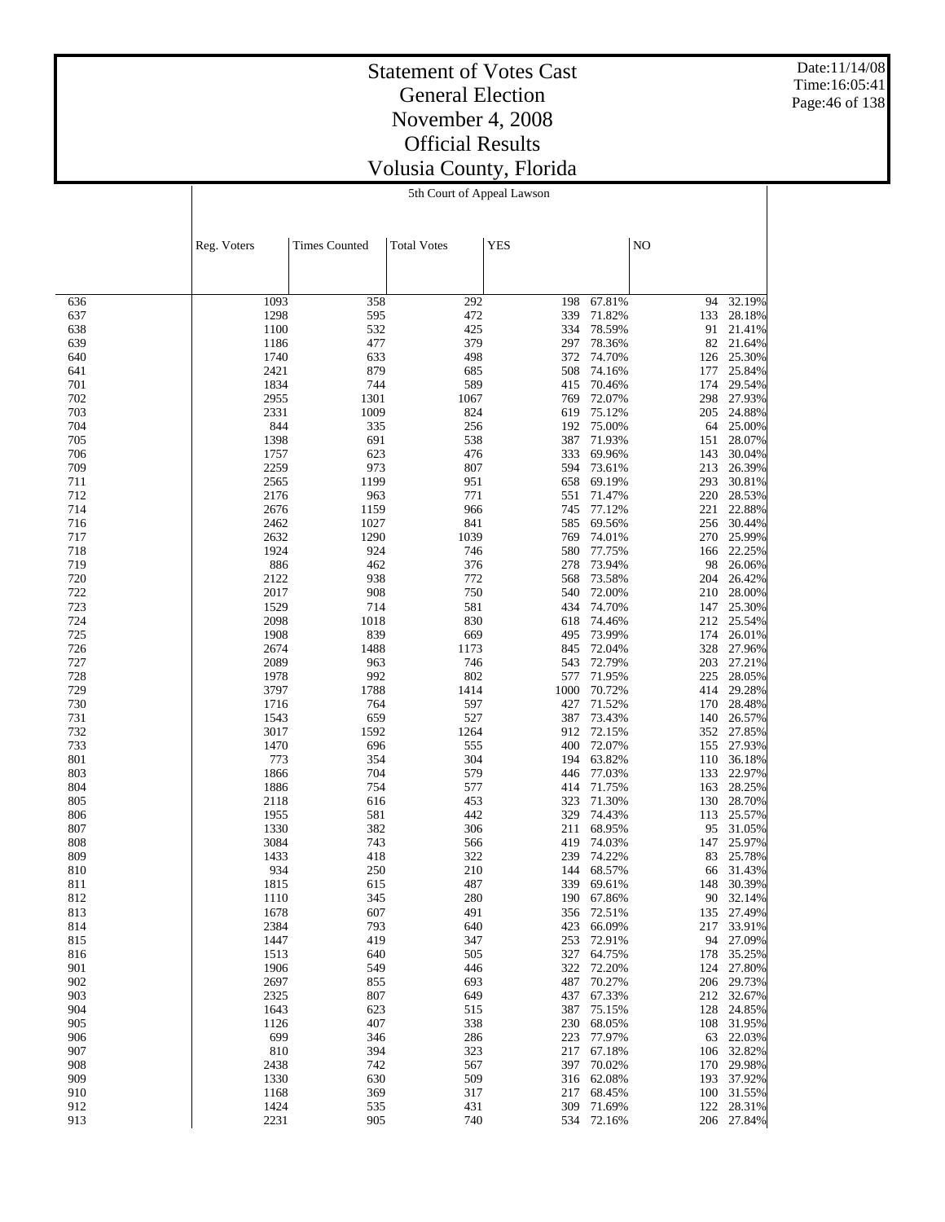# Statement of Votes Cast
## General Election
## November 4, 2008
## Official Results
## Volusia County, Florida

Date:11/14/08
Time:16:05:41

5th Court of Appeal Lawson

| | Reg. Voters | Times Counted | Total Votes | YES | | NO | |
|---|---|---|---|---|---|---|---|
| 636 | 1093 | 358 | 292 | 198 | 67.81% | 94 | 32.19% |
| 637 | 1298 | 595 | 472 | 339 | 71.82% | 133 | 28.18% |
| 638 | 1100 | 532 | 425 | 334 | 78.59% | 91 | 21.41% |
| 639 | 1186 | 477 | 379 | 297 | 78.36% | 82 | 21.64% |
| 640 | 1740 | 633 | 498 | 372 | 74.70% | 126 | 25.30% |
| 641 | 2421 | 879 | 685 | 508 | 74.16% | 177 | 25.84% |
| 701 | 1834 | 744 | 589 | 415 | 70.46% | 174 | 29.54% |
| 702 | 2955 | 1301 | 1067 | 769 | 72.07% | 298 | 27.93% |
| 703 | 2331 | 1009 | 824 | 619 | 75.12% | 205 | 24.88% |
| 704 | 844 | 335 | 256 | 192 | 75.00% | 64 | 25.00% |
| 705 | 1398 | 691 | 538 | 387 | 71.93% | 151 | 28.07% |
| 706 | 1757 | 623 | 476 | 333 | 69.96% | 143 | 30.04% |
| 709 | 2259 | 973 | 807 | 594 | 73.61% | 213 | 26.39% |
| 711 | 2565 | 1199 | 951 | 658 | 69.19% | 293 | 30.81% |
| 712 | 2176 | 963 | 771 | 551 | 71.47% | 220 | 28.53% |
| 714 | 2676 | 1159 | 966 | 745 | 77.12% | 221 | 22.88% |
| 716 | 2462 | 1027 | 841 | 585 | 69.56% | 256 | 30.44% |
| 717 | 2632 | 1290 | 1039 | 769 | 74.01% | 270 | 25.99% |
| 718 | 1924 | 924 | 746 | 580 | 77.75% | 166 | 22.25% |
| 719 | 886 | 462 | 376 | 278 | 73.94% | 98 | 26.06% |
| 720 | 2122 | 938 | 772 | 568 | 73.58% | 204 | 26.42% |
| 722 | 2017 | 908 | 750 | 540 | 72.00% | 210 | 28.00% |
| 723 | 1529 | 714 | 581 | 434 | 74.70% | 147 | 25.30% |
| 724 | 2098 | 1018 | 830 | 618 | 74.46% | 212 | 25.54% |
| 725 | 1908 | 839 | 669 | 495 | 73.99% | 174 | 26.01% |
| 726 | 2674 | 1488 | 1173 | 845 | 72.04% | 328 | 27.96% |
| 727 | 2089 | 963 | 746 | 543 | 72.79% | 203 | 27.21% |
| 728 | 1978 | 992 | 802 | 577 | 71.95% | 225 | 28.05% |
| 729 | 3797 | 1788 | 1414 | 1000 | 70.72% | 414 | 29.28% |
| 730 | 1716 | 764 | 597 | 427 | 71.52% | 170 | 28.48% |
| 731 | 1543 | 659 | 527 | 387 | 73.43% | 140 | 26.57% |
| 732 | 3017 | 1592 | 1264 | 912 | 72.15% | 352 | 27.85% |
| 733 | 1470 | 696 | 555 | 400 | 72.07% | 155 | 27.93% |
| 801 | 773 | 354 | 304 | 194 | 63.82% | 110 | 36.18% |
| 803 | 1866 | 704 | 579 | 446 | 77.03% | 133 | 22.97% |
| 804 | 1886 | 754 | 577 | 414 | 71.75% | 163 | 28.25% |
| 805 | 2118 | 616 | 453 | 323 | 71.30% | 130 | 28.70% |
| 806 | 1955 | 581 | 442 | 329 | 74.43% | 113 | 25.57% |
| 807 | 1330 | 382 | 306 | 211 | 68.95% | 95 | 31.05% |
| 808 | 3084 | 743 | 566 | 419 | 74.03% | 147 | 25.97% |
| 809 | 1433 | 418 | 322 | 239 | 74.22% | 83 | 25.78% |
| 810 | 934 | 250 | 210 | 144 | 68.57% | 66 | 31.43% |
| 811 | 1815 | 615 | 487 | 339 | 69.61% | 148 | 30.39% |
| 812 | 1110 | 345 | 280 | 190 | 67.86% | 90 | 32.14% |
| 813 | 1678 | 607 | 491 | 356 | 72.51% | 135 | 27.49% |
| 814 | 2384 | 793 | 640 | 423 | 66.09% | 217 | 33.91% |
| 815 | 1447 | 419 | 347 | 253 | 72.91% | 94 | 27.09% |
| 816 | 1513 | 640 | 505 | 327 | 64.75% | 178 | 35.25% |
| 901 | 1906 | 549 | 446 | 322 | 72.20% | 124 | 27.80% |
| 902 | 2697 | 855 | 693 | 487 | 70.27% | 206 | 29.73% |
| 903 | 2325 | 807 | 649 | 437 | 67.33% | 212 | 32.67% |
| 904 | 1643 | 623 | 515 | 387 | 75.15% | 128 | 24.85% |
| 905 | 1126 | 407 | 338 | 230 | 68.05% | 108 | 31.95% |
| 906 | 699 | 346 | 286 | 223 | 77.97% | 63 | 22.03% |
| 907 | 810 | 394 | 323 | 217 | 67.18% | 106 | 32.82% |
| 908 | 2438 | 742 | 567 | 397 | 70.02% | 170 | 29.98% |
| 909 | 1330 | 630 | 509 | 316 | 62.08% | 193 | 37.92% |
| 910 | 1168 | 369 | 317 | 217 | 68.45% | 100 | 31.55% |
| 912 | 1424 | 535 | 431 | 309 | 71.69% | 122 | 28.31% |
| 913 | 2231 | 905 | 740 | 534 | 72.16% | 206 | 27.84% |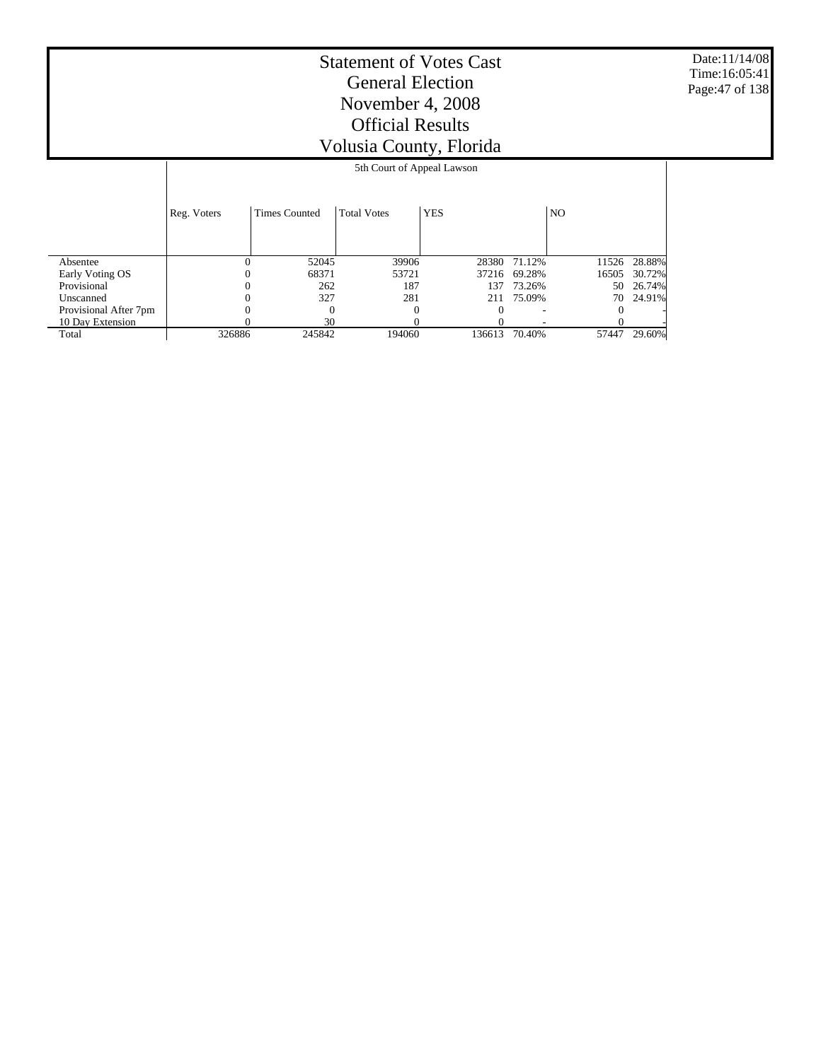# Statement of Votes Cast
# General Election
# November 4, 2008
# Official Results
# Volusia County, Florida

Date:11/14/08
Time:16:05:41

| | 5th Court of Appeal Lawson | | | | | | |
|---|---|---|---|---|---|---|---|
| | Reg. Voters | Times Counted | Total Votes | YES | | NO | |
| Absentee | 0 | 52045 | 39906 | 28380 | 71.12% | 11526 | 28.88% |
| Early Voting OS | 0 | 68371 | 53721 | 37216 | 69.28% | 16505 | 30.72% |
| Provisional | 0 | 262 | 187 | 137 | 73.26% | 50 | 26.74% |
| Unscanned | 0 | 327 | 281 | 211 | 75.09% | 70 | 24.91% |
| Provisional After 7pm | 0 | 0 | 0 | 0 | - | 0 | - |
| 10 Day Extension | 0 | 30 | 0 | 0 | - | 0 | - |
| Total | 326886 | 245842 | 194060 | 136613 | 70.40% | 57447 | 29.60% |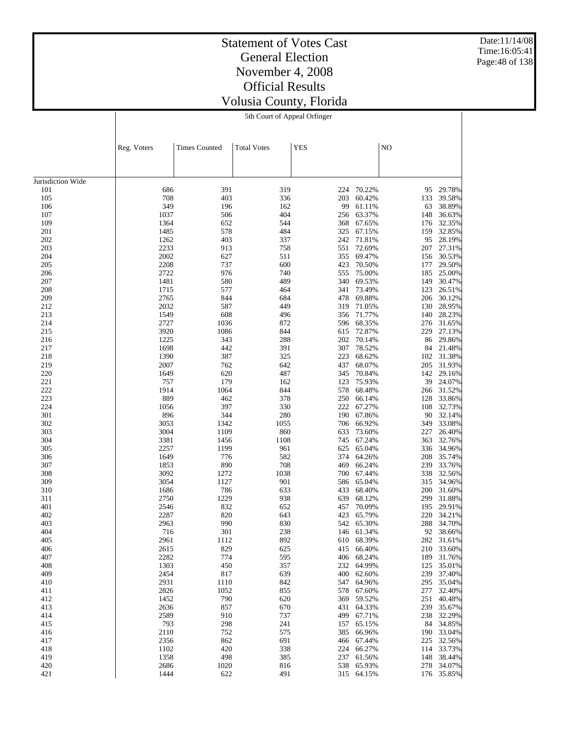# Statement of Votes Cast
# General Election
# November 4, 2008
# Official Results
# Volusia County, Florida

Date:11/14/08
Time:16:05:41

5th Court of Appeal Orfinger

| | Reg. Voters | Times Counted | Total Votes | YES | | NO | |
|---|---|---|---|---|---|---|---|
| Jurisdiction Wide | | | | | | | |
| 101 | 686 | 391 | 319 | 224 | 70.22% | 95 | 29.78% |
| 105 | 708 | 403 | 336 | 203 | 60.42% | 133 | 39.58% |
| 106 | 349 | 196 | 162 | 99 | 61.11% | 63 | 38.89% |
| 107 | 1037 | 506 | 404 | 256 | 63.37% | 148 | 36.63% |
| 109 | 1364 | 652 | 544 | 368 | 67.65% | 176 | 32.35% |
| 201 | 1485 | 578 | 484 | 325 | 67.15% | 159 | 32.85% |
| 202 | 1262 | 403 | 337 | 242 | 71.81% | 95 | 28.19% |
| 203 | 2233 | 913 | 758 | 551 | 72.69% | 207 | 27.31% |
| 204 | 2002 | 627 | 511 | 355 | 69.47% | 156 | 30.53% |
| 205 | 2208 | 737 | 600 | 423 | 70.50% | 177 | 29.50% |
| 206 | 2722 | 976 | 740 | 555 | 75.00% | 185 | 25.00% |
| 207 | 1481 | 580 | 489 | 340 | 69.53% | 149 | 30.47% |
| 208 | 1715 | 577 | 464 | 341 | 73.49% | 123 | 26.51% |
| 209 | 2765 | 844 | 684 | 478 | 69.88% | 206 | 30.12% |
| 212 | 2032 | 587 | 449 | 319 | 71.05% | 130 | 28.95% |
| 213 | 1549 | 608 | 496 | 356 | 71.77% | 140 | 28.23% |
| 214 | 2727 | 1036 | 872 | 596 | 68.35% | 276 | 31.65% |
| 215 | 3920 | 1086 | 844 | 615 | 72.87% | 229 | 27.13% |
| 216 | 1225 | 343 | 288 | 202 | 70.14% | 86 | 29.86% |
| 217 | 1698 | 442 | 391 | 307 | 78.52% | 84 | 21.48% |
| 218 | 1390 | 387 | 325 | 223 | 68.62% | 102 | 31.38% |
| 219 | 2007 | 762 | 642 | 437 | 68.07% | 205 | 31.93% |
| 220 | 1649 | 620 | 487 | 345 | 70.84% | 142 | 29.16% |
| 221 | 757 | 179 | 162 | 123 | 75.93% | 39 | 24.07% |
| 222 | 1914 | 1064 | 844 | 578 | 68.48% | 266 | 31.52% |
| 223 | 889 | 462 | 378 | 250 | 66.14% | 128 | 33.86% |
| 224 | 1056 | 397 | 330 | 222 | 67.27% | 108 | 32.73% |
| 301 | 896 | 344 | 280 | 190 | 67.86% | 90 | 32.14% |
| 302 | 3053 | 1342 | 1055 | 706 | 66.92% | 349 | 33.08% |
| 303 | 3004 | 1109 | 860 | 633 | 73.60% | 227 | 26.40% |
| 304 | 3381 | 1456 | 1108 | 745 | 67.24% | 363 | 32.76% |
| 305 | 2257 | 1199 | 961 | 625 | 65.04% | 336 | 34.96% |
| 306 | 1649 | 776 | 582 | 374 | 64.26% | 208 | 35.74% |
| 307 | 1853 | 890 | 708 | 469 | 66.24% | 239 | 33.76% |
| 308 | 3092 | 1272 | 1038 | 700 | 67.44% | 338 | 32.56% |
| 309 | 3054 | 1127 | 901 | 586 | 65.04% | 315 | 34.96% |
| 310 | 1686 | 786 | 633 | 433 | 68.40% | 200 | 31.60% |
| 311 | 2750 | 1229 | 938 | 639 | 68.12% | 299 | 31.88% |
| 401 | 2546 | 832 | 652 | 457 | 70.09% | 195 | 29.91% |
| 402 | 2287 | 820 | 643 | 423 | 65.79% | 220 | 34.21% |
| 403 | 2963 | 990 | 830 | 542 | 65.30% | 288 | 34.70% |
| 404 | 716 | 301 | 238 | 146 | 61.34% | 92 | 38.66% |
| 405 | 2961 | 1112 | 892 | 610 | 68.39% | 282 | 31.61% |
| 406 | 2615 | 829 | 625 | 415 | 66.40% | 210 | 33.60% |
| 407 | 2282 | 774 | 595 | 406 | 68.24% | 189 | 31.76% |
| 408 | 1303 | 450 | 357 | 232 | 64.99% | 125 | 35.01% |
| 409 | 2454 | 817 | 639 | 400 | 62.60% | 239 | 37.40% |
| 410 | 2931 | 1110 | 842 | 547 | 64.96% | 295 | 35.04% |
| 411 | 2826 | 1052 | 855 | 578 | 67.60% | 277 | 32.40% |
| 412 | 1452 | 790 | 620 | 369 | 59.52% | 251 | 40.48% |
| 413 | 2636 | 857 | 670 | 431 | 64.33% | 239 | 35.67% |
| 414 | 2589 | 910 | 737 | 499 | 67.71% | 238 | 32.29% |
| 415 | 793 | 298 | 241 | 157 | 65.15% | 84 | 34.85% |
| 416 | 2110 | 752 | 575 | 385 | 66.96% | 190 | 33.04% |
| 417 | 2356 | 862 | 691 | 466 | 67.44% | 225 | 32.56% |
| 418 | 1102 | 420 | 338 | 224 | 66.27% | 114 | 33.73% |
| 419 | 1358 | 498 | 385 | 237 | 61.56% | 148 | 38.44% |
| 420 | 2686 | 1020 | 816 | 538 | 65.93% | 278 | 34.07% |
| 421 | 1444 | 622 | 491 | 315 | 64.15% | 176 | 35.85% |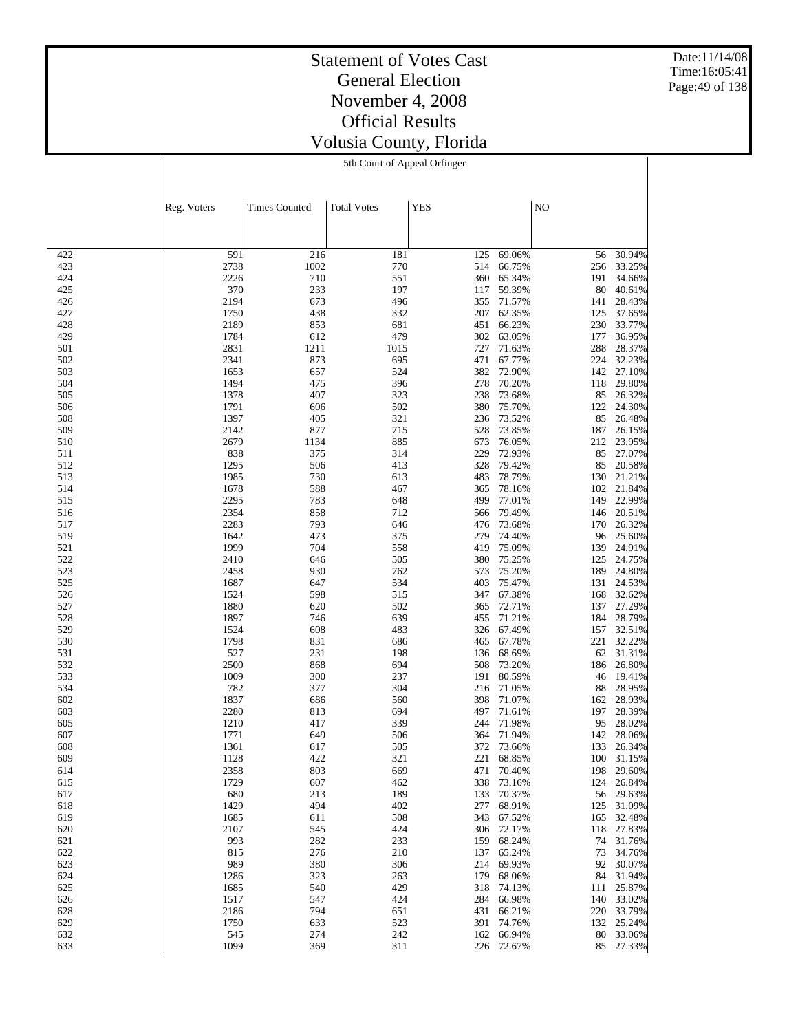# Statement of Votes Cast
## General Election
## November 4, 2008
## Official Results
## Volusia County, Florida

Date:11/14/08
Time:16:05:41

5th Court of Appeal Orfinger

| | Reg. Voters | Times Counted | Total Votes | YES | | NO | |
|---|---|---|---|---|---|---|---|
| 422 | 591 | 216 | 181 | 125 | 69.06% | 56 | 30.94% |
| 423 | 2738 | 1002 | 770 | 514 | 66.75% | 256 | 33.25% |
| 424 | 2226 | 710 | 551 | 360 | 65.34% | 191 | 34.66% |
| 425 | 370 | 233 | 197 | 117 | 59.39% | 80 | 40.61% |
| 426 | 2194 | 673 | 496 | 355 | 71.57% | 141 | 28.43% |
| 427 | 1750 | 438 | 332 | 207 | 62.35% | 125 | 37.65% |
| 428 | 2189 | 853 | 681 | 451 | 66.23% | 230 | 33.77% |
| 429 | 1784 | 612 | 479 | 302 | 63.05% | 177 | 36.95% |
| 501 | 2831 | 1211 | 1015 | 727 | 71.63% | 288 | 28.37% |
| 502 | 2341 | 873 | 695 | 471 | 67.77% | 224 | 32.23% |
| 503 | 1653 | 657 | 524 | 382 | 72.90% | 142 | 27.10% |
| 504 | 1494 | 475 | 396 | 278 | 70.20% | 118 | 29.80% |
| 505 | 1378 | 407 | 323 | 238 | 73.68% | 85 | 26.32% |
| 506 | 1791 | 606 | 502 | 380 | 75.70% | 122 | 24.30% |
| 508 | 1397 | 405 | 321 | 236 | 73.52% | 85 | 26.48% |
| 509 | 2142 | 877 | 715 | 528 | 73.85% | 187 | 26.15% |
| 510 | 2679 | 1134 | 885 | 673 | 76.05% | 212 | 23.95% |
| 511 | 838 | 375 | 314 | 229 | 72.93% | 85 | 27.07% |
| 512 | 1295 | 506 | 413 | 328 | 79.42% | 85 | 20.58% |
| 513 | 1985 | 730 | 613 | 483 | 78.79% | 130 | 21.21% |
| 514 | 1678 | 588 | 467 | 365 | 78.16% | 102 | 21.84% |
| 515 | 2295 | 783 | 648 | 499 | 77.01% | 149 | 22.99% |
| 516 | 2354 | 858 | 712 | 566 | 79.49% | 146 | 20.51% |
| 517 | 2283 | 793 | 646 | 476 | 73.68% | 170 | 26.32% |
| 519 | 1642 | 473 | 375 | 279 | 74.40% | 96 | 25.60% |
| 521 | 1999 | 704 | 558 | 419 | 75.09% | 139 | 24.91% |
| 522 | 2410 | 646 | 505 | 380 | 75.25% | 125 | 24.75% |
| 523 | 2458 | 930 | 762 | 573 | 75.20% | 189 | 24.80% |
| 525 | 1687 | 647 | 534 | 403 | 75.47% | 131 | 24.53% |
| 526 | 1524 | 598 | 515 | 347 | 67.38% | 168 | 32.62% |
| 527 | 1880 | 620 | 502 | 365 | 72.71% | 137 | 27.29% |
| 528 | 1897 | 746 | 639 | 455 | 71.21% | 184 | 28.79% |
| 529 | 1524 | 608 | 483 | 326 | 67.49% | 157 | 32.51% |
| 530 | 1798 | 831 | 686 | 465 | 67.78% | 221 | 32.22% |
| 531 | 527 | 231 | 198 | 136 | 68.69% | 62 | 31.31% |
| 532 | 2500 | 868 | 694 | 508 | 73.20% | 186 | 26.80% |
| 533 | 1009 | 300 | 237 | 191 | 80.59% | 46 | 19.41% |
| 534 | 782 | 377 | 304 | 216 | 71.05% | 88 | 28.95% |
| 602 | 1837 | 686 | 560 | 398 | 71.07% | 162 | 28.93% |
| 603 | 2280 | 813 | 694 | 497 | 71.61% | 197 | 28.39% |
| 605 | 1210 | 417 | 339 | 244 | 71.98% | 95 | 28.02% |
| 607 | 1771 | 649 | 506 | 364 | 71.94% | 142 | 28.06% |
| 608 | 1361 | 617 | 505 | 372 | 73.66% | 133 | 26.34% |
| 609 | 1128 | 422 | 321 | 221 | 68.85% | 100 | 31.15% |
| 614 | 2358 | 803 | 669 | 471 | 70.40% | 198 | 29.60% |
| 615 | 1729 | 607 | 462 | 338 | 73.16% | 124 | 26.84% |
| 617 | 680 | 213 | 189 | 133 | 70.37% | 56 | 29.63% |
| 618 | 1429 | 494 | 402 | 277 | 68.91% | 125 | 31.09% |
| 619 | 1685 | 611 | 508 | 343 | 67.52% | 165 | 32.48% |
| 620 | 2107 | 545 | 424 | 306 | 72.17% | 118 | 27.83% |
| 621 | 993 | 282 | 233 | 159 | 68.24% | 74 | 31.76% |
| 622 | 815 | 276 | 210 | 137 | 65.24% | 73 | 34.76% |
| 623 | 989 | 380 | 306 | 214 | 69.93% | 92 | 30.07% |
| 624 | 1286 | 323 | 263 | 179 | 68.06% | 84 | 31.94% |
| 625 | 1685 | 540 | 429 | 318 | 74.13% | 111 | 25.87% |
| 626 | 1517 | 547 | 424 | 284 | 66.98% | 140 | 33.02% |
| 628 | 2186 | 794 | 651 | 431 | 66.21% | 220 | 33.79% |
| 629 | 1750 | 633 | 523 | 391 | 74.76% | 132 | 25.24% |
| 632 | 545 | 274 | 242 | 162 | 66.94% | 80 | 33.06% |
| 633 | 1099 | 369 | 311 | 226 | 72.67% | 85 | 27.33% |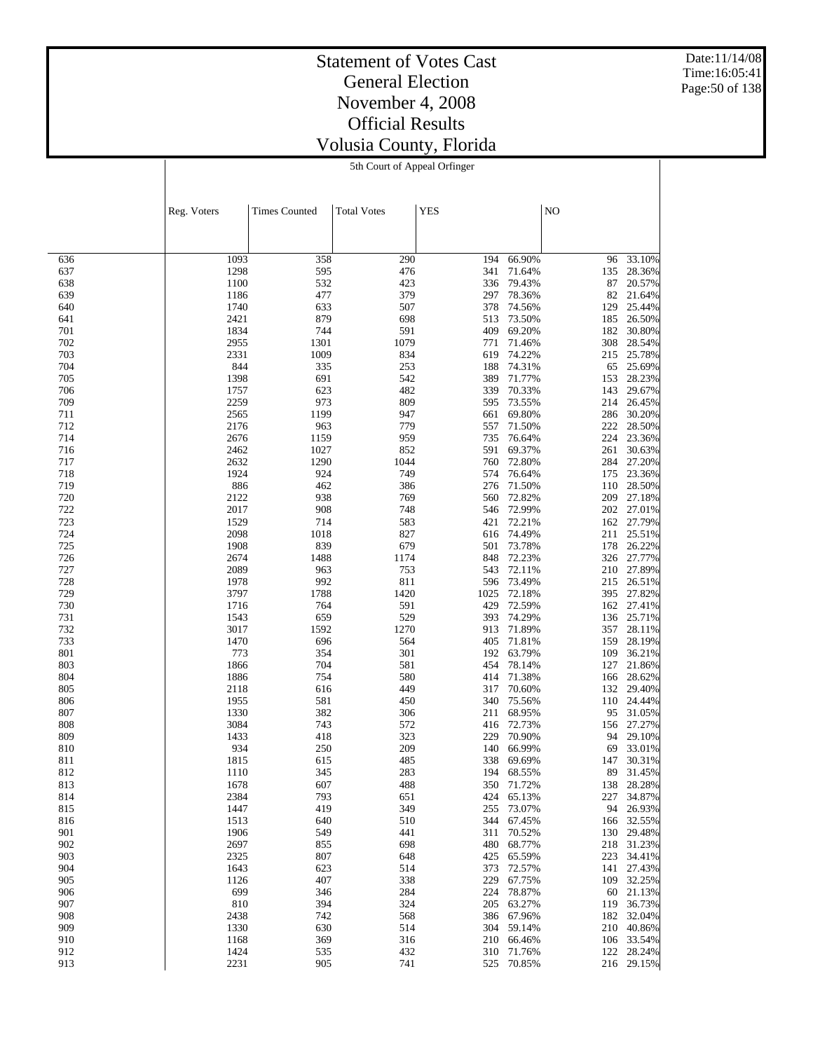# Statement of Votes Cast
## General Election
## November 4, 2008
## Official Results
## Volusia County, Florida

5th Court of Appeal Orfinger

| | Reg. Voters | Times Counted | Total Votes | YES | | NO | |
|---|---|---|---|---|---|---|---|
| 636 | 1093 | 358 | 290 | 194 | 66.90% | 96 | 33.10% |
| 637 | 1298 | 595 | 476 | 341 | 71.64% | 135 | 28.36% |
| 638 | 1100 | 532 | 423 | 336 | 79.43% | 87 | 20.57% |
| 639 | 1186 | 477 | 379 | 297 | 78.36% | 82 | 21.64% |
| 640 | 1740 | 633 | 507 | 378 | 74.56% | 129 | 25.44% |
| 641 | 2421 | 879 | 698 | 513 | 73.50% | 185 | 26.50% |
| 701 | 1834 | 744 | 591 | 409 | 69.20% | 182 | 30.80% |
| 702 | 2955 | 1301 | 1079 | 771 | 71.46% | 308 | 28.54% |
| 703 | 2331 | 1009 | 834 | 619 | 74.22% | 215 | 25.78% |
| 704 | 844 | 335 | 253 | 188 | 74.31% | 65 | 25.69% |
| 705 | 1398 | 691 | 542 | 389 | 71.77% | 153 | 28.23% |
| 706 | 1757 | 623 | 482 | 339 | 70.33% | 143 | 29.67% |
| 709 | 2259 | 973 | 809 | 595 | 73.55% | 214 | 26.45% |
| 711 | 2565 | 1199 | 947 | 661 | 69.80% | 286 | 30.20% |
| 712 | 2176 | 963 | 779 | 557 | 71.50% | 222 | 28.50% |
| 714 | 2676 | 1159 | 959 | 735 | 76.64% | 224 | 23.36% |
| 716 | 2462 | 1027 | 852 | 591 | 69.37% | 261 | 30.63% |
| 717 | 2632 | 1290 | 1044 | 760 | 72.80% | 284 | 27.20% |
| 718 | 1924 | 924 | 749 | 574 | 76.64% | 175 | 23.36% |
| 719 | 886 | 462 | 386 | 276 | 71.50% | 110 | 28.50% |
| 720 | 2122 | 938 | 769 | 560 | 72.82% | 209 | 27.18% |
| 722 | 2017 | 908 | 748 | 546 | 72.99% | 202 | 27.01% |
| 723 | 1529 | 714 | 583 | 421 | 72.21% | 162 | 27.79% |
| 724 | 2098 | 1018 | 827 | 616 | 74.49% | 211 | 25.51% |
| 725 | 1908 | 839 | 679 | 501 | 73.78% | 178 | 26.22% |
| 726 | 2674 | 1488 | 1174 | 848 | 72.23% | 326 | 27.77% |
| 727 | 2089 | 963 | 753 | 543 | 72.11% | 210 | 27.89% |
| 728 | 1978 | 992 | 811 | 596 | 73.49% | 215 | 26.51% |
| 729 | 3797 | 1788 | 1420 | 1025 | 72.18% | 395 | 27.82% |
| 730 | 1716 | 764 | 591 | 429 | 72.59% | 162 | 27.41% |
| 731 | 1543 | 659 | 529 | 393 | 74.29% | 136 | 25.71% |
| 732 | 3017 | 1592 | 1270 | 913 | 71.89% | 357 | 28.11% |
| 733 | 1470 | 696 | 564 | 405 | 71.81% | 159 | 28.19% |
| 801 | 773 | 354 | 301 | 192 | 63.79% | 109 | 36.21% |
| 803 | 1866 | 704 | 581 | 454 | 78.14% | 127 | 21.86% |
| 804 | 1886 | 754 | 580 | 414 | 71.38% | 166 | 28.62% |
| 805 | 2118 | 616 | 449 | 317 | 70.60% | 132 | 29.40% |
| 806 | 1955 | 581 | 450 | 340 | 75.56% | 110 | 24.44% |
| 807 | 1330 | 382 | 306 | 211 | 68.95% | 95 | 31.05% |
| 808 | 3084 | 743 | 572 | 416 | 72.73% | 156 | 27.27% |
| 809 | 1433 | 418 | 323 | 229 | 70.90% | 94 | 29.10% |
| 810 | 934 | 250 | 209 | 140 | 66.99% | 69 | 33.01% |
| 811 | 1815 | 615 | 485 | 338 | 69.69% | 147 | 30.31% |
| 812 | 1110 | 345 | 283 | 194 | 68.55% | 89 | 31.45% |
| 813 | 1678 | 607 | 488 | 350 | 71.72% | 138 | 28.28% |
| 814 | 2384 | 793 | 651 | 424 | 65.13% | 227 | 34.87% |
| 815 | 1447 | 419 | 349 | 255 | 73.07% | 94 | 26.93% |
| 816 | 1513 | 640 | 510 | 344 | 67.45% | 166 | 32.55% |
| 901 | 1906 | 549 | 441 | 311 | 70.52% | 130 | 29.48% |
| 902 | 2697 | 855 | 698 | 480 | 68.77% | 218 | 31.23% |
| 903 | 2325 | 807 | 648 | 425 | 65.59% | 223 | 34.41% |
| 904 | 1643 | 623 | 514 | 373 | 72.57% | 141 | 27.43% |
| 905 | 1126 | 407 | 338 | 229 | 67.75% | 109 | 32.25% |
| 906 | 699 | 346 | 284 | 224 | 78.87% | 60 | 21.13% |
| 907 | 810 | 394 | 324 | 205 | 63.27% | 119 | 36.73% |
| 908 | 2438 | 742 | 568 | 386 | 67.96% | 182 | 32.04% |
| 909 | 1330 | 630 | 514 | 304 | 59.14% | 210 | 40.86% |
| 910 | 1168 | 369 | 316 | 210 | 66.46% | 106 | 33.54% |
| 912 | 1424 | 535 | 432 | 310 | 71.76% | 122 | 28.24% |
| 913 | 2231 | 905 | 741 | 525 | 70.85% | 216 | 29.15% |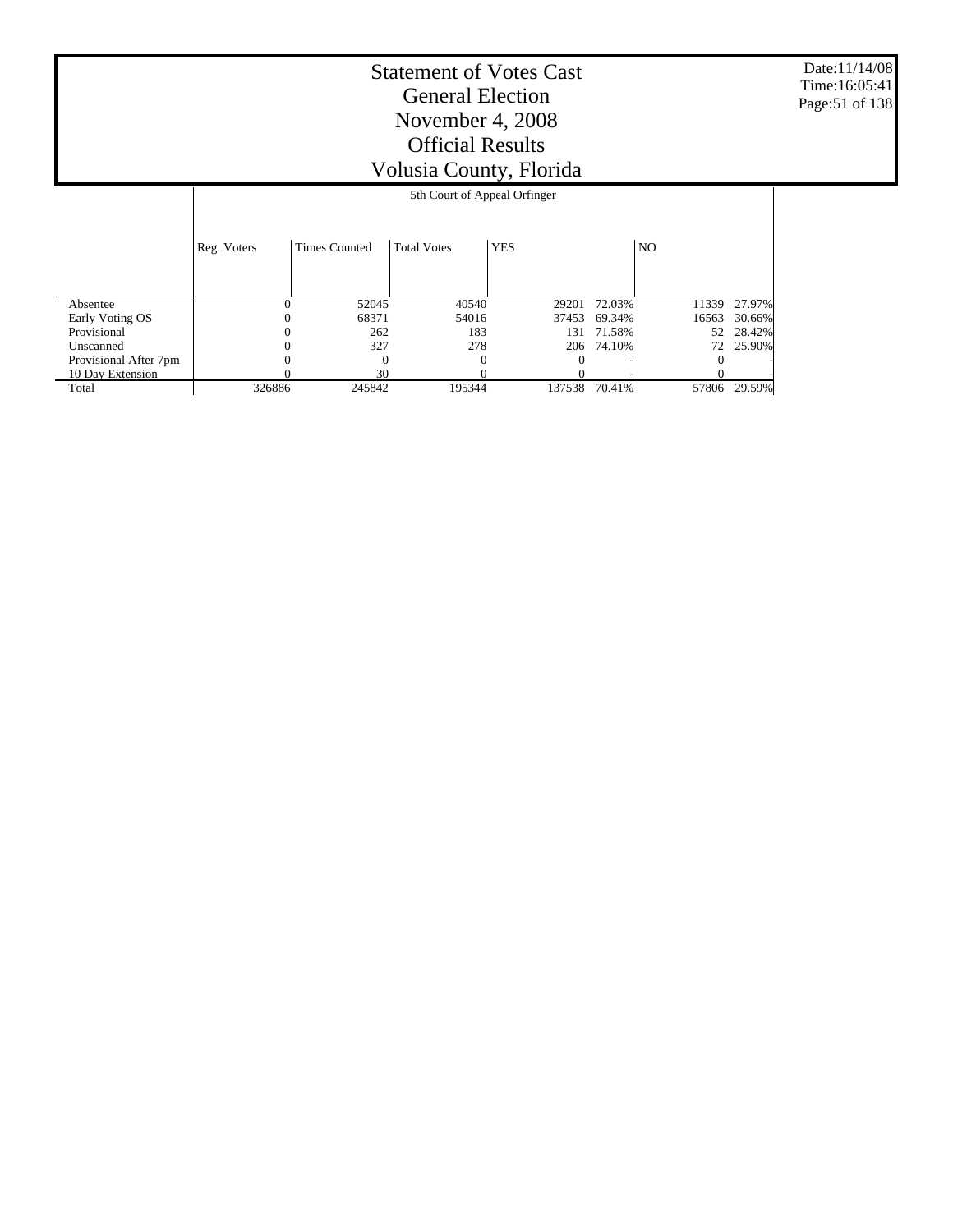# Statement of Votes Cast
# General Election
# November 4, 2008
# Official Results
# Volusia County, Florida

Date:11/14/08
Time:16:05:41

| | 5th Court of Appeal Orfinger | | | | | | |
|---|---|---|---|---|---|---|---|
| | Reg. Voters | Times Counted | Total Votes | YES | | NO | |
| Absentee | 0 | 52045 | 40540 | 29201 | 72.03% | 11339 | 27.97% |
| Early Voting OS | 0 | 68371 | 54016 | 37453 | 69.34% | 16563 | 30.66% |
| Provisional | 0 | 262 | 183 | 131 | 71.58% | 52 | 28.42% |
| Unscanned | 0 | 327 | 278 | 206 | 74.10% | 72 | 25.90% |
| Provisional After 7pm | 0 | 0 | 0 | 0 | - | 0 | - |
| 10 Day Extension | 0 | 30 | 0 | 0 | - | 0 | - |
| Total | 326886 | 245842 | 195344 | 137538 | 70.41% | 57806 | 29.59% |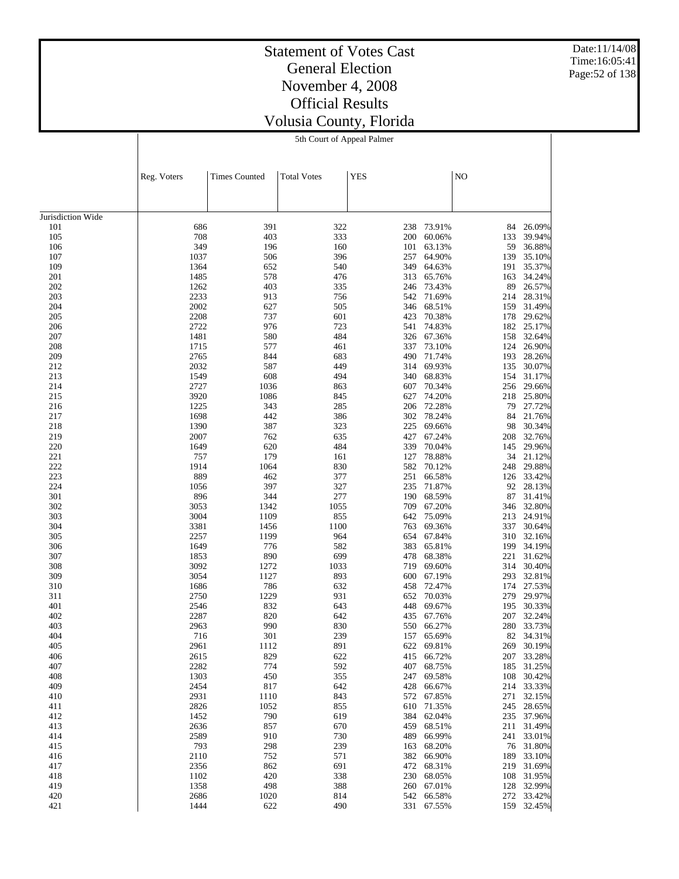# Statement of Votes Cast
# General Election
# November 4, 2008
# Official Results
# Volusia County, Florida

5th Court of Appeal Palmer

| | Reg. Voters | Times Counted | Total Votes | YES | | NO | |
|---|---|---|---|---|---|---|---|
| Jurisdiction Wide | | | | | | | |
| 101 | 686 | 391 | 322 | 238 | 73.91% | 84 | 26.09% |
| 105 | 708 | 403 | 333 | 200 | 60.06% | 133 | 39.94% |
| 106 | 349 | 196 | 160 | 101 | 63.13% | 59 | 36.88% |
| 107 | 1037 | 506 | 396 | 257 | 64.90% | 139 | 35.10% |
| 109 | 1364 | 652 | 540 | 349 | 64.63% | 191 | 35.37% |
| 201 | 1485 | 578 | 476 | 313 | 65.76% | 163 | 34.24% |
| 202 | 1262 | 403 | 335 | 246 | 73.43% | 89 | 26.57% |
| 203 | 2233 | 913 | 756 | 542 | 71.69% | 214 | 28.31% |
| 204 | 2002 | 627 | 505 | 346 | 68.51% | 159 | 31.49% |
| 205 | 2208 | 737 | 601 | 423 | 70.38% | 178 | 29.62% |
| 206 | 2722 | 976 | 723 | 541 | 74.83% | 182 | 25.17% |
| 207 | 1481 | 580 | 484 | 326 | 67.36% | 158 | 32.64% |
| 208 | 1715 | 577 | 461 | 337 | 73.10% | 124 | 26.90% |
| 209 | 2765 | 844 | 683 | 490 | 71.74% | 193 | 28.26% |
| 212 | 2032 | 587 | 449 | 314 | 69.93% | 135 | 30.07% |
| 213 | 1549 | 608 | 494 | 340 | 68.83% | 154 | 31.17% |
| 214 | 2727 | 1036 | 863 | 607 | 70.34% | 256 | 29.66% |
| 215 | 3920 | 1086 | 845 | 627 | 74.20% | 218 | 25.80% |
| 216 | 1225 | 343 | 285 | 206 | 72.28% | 79 | 27.72% |
| 217 | 1698 | 442 | 386 | 302 | 78.24% | 84 | 21.76% |
| 218 | 1390 | 387 | 323 | 225 | 69.66% | 98 | 30.34% |
| 219 | 2007 | 762 | 635 | 427 | 67.24% | 208 | 32.76% |
| 220 | 1649 | 620 | 484 | 339 | 70.04% | 145 | 29.96% |
| 221 | 757 | 179 | 161 | 127 | 78.88% | 34 | 21.12% |
| 222 | 1914 | 1064 | 830 | 582 | 70.12% | 248 | 29.88% |
| 223 | 889 | 462 | 377 | 251 | 66.58% | 126 | 33.42% |
| 224 | 1056 | 397 | 327 | 235 | 71.87% | 92 | 28.13% |
| 301 | 896 | 344 | 277 | 190 | 68.59% | 87 | 31.41% |
| 302 | 3053 | 1342 | 1055 | 709 | 67.20% | 346 | 32.80% |
| 303 | 3004 | 1109 | 855 | 642 | 75.09% | 213 | 24.91% |
| 304 | 3381 | 1456 | 1100 | 763 | 69.36% | 337 | 30.64% |
| 305 | 2257 | 1199 | 964 | 654 | 67.84% | 310 | 32.16% |
| 306 | 1649 | 776 | 582 | 383 | 65.81% | 199 | 34.19% |
| 307 | 1853 | 890 | 699 | 478 | 68.38% | 221 | 31.62% |
| 308 | 3092 | 1272 | 1033 | 719 | 69.60% | 314 | 30.40% |
| 309 | 3054 | 1127 | 893 | 600 | 67.19% | 293 | 32.81% |
| 310 | 1686 | 786 | 632 | 458 | 72.47% | 174 | 27.53% |
| 311 | 2750 | 1229 | 931 | 652 | 70.03% | 279 | 29.97% |
| 401 | 2546 | 832 | 643 | 448 | 69.67% | 195 | 30.33% |
| 402 | 2287 | 820 | 642 | 435 | 67.76% | 207 | 32.24% |
| 403 | 2963 | 990 | 830 | 550 | 66.27% | 280 | 33.73% |
| 404 | 716 | 301 | 239 | 157 | 65.69% | 82 | 34.31% |
| 405 | 2961 | 1112 | 891 | 622 | 69.81% | 269 | 30.19% |
| 406 | 2615 | 829 | 622 | 415 | 66.72% | 207 | 33.28% |
| 407 | 2282 | 774 | 592 | 407 | 68.75% | 185 | 31.25% |
| 408 | 1303 | 450 | 355 | 247 | 69.58% | 108 | 30.42% |
| 409 | 2454 | 817 | 642 | 428 | 66.67% | 214 | 33.33% |
| 410 | 2931 | 1110 | 843 | 572 | 67.85% | 271 | 32.15% |
| 411 | 2826 | 1052 | 855 | 610 | 71.35% | 245 | 28.65% |
| 412 | 1452 | 790 | 619 | 384 | 62.04% | 235 | 37.96% |
| 413 | 2636 | 857 | 670 | 459 | 68.51% | 211 | 31.49% |
| 414 | 2589 | 910 | 730 | 489 | 66.99% | 241 | 33.01% |
| 415 | 793 | 298 | 239 | 163 | 68.20% | 76 | 31.80% |
| 416 | 2110 | 752 | 571 | 382 | 66.90% | 189 | 33.10% |
| 417 | 2356 | 862 | 691 | 472 | 68.31% | 219 | 31.69% |
| 418 | 1102 | 420 | 338 | 230 | 68.05% | 108 | 31.95% |
| 419 | 1358 | 498 | 388 | 260 | 67.01% | 128 | 32.99% |
| 420 | 2686 | 1020 | 814 | 542 | 66.58% | 272 | 33.42% |
| 421 | 1444 | 622 | 490 | 331 | 67.55% | 159 | 32.45% |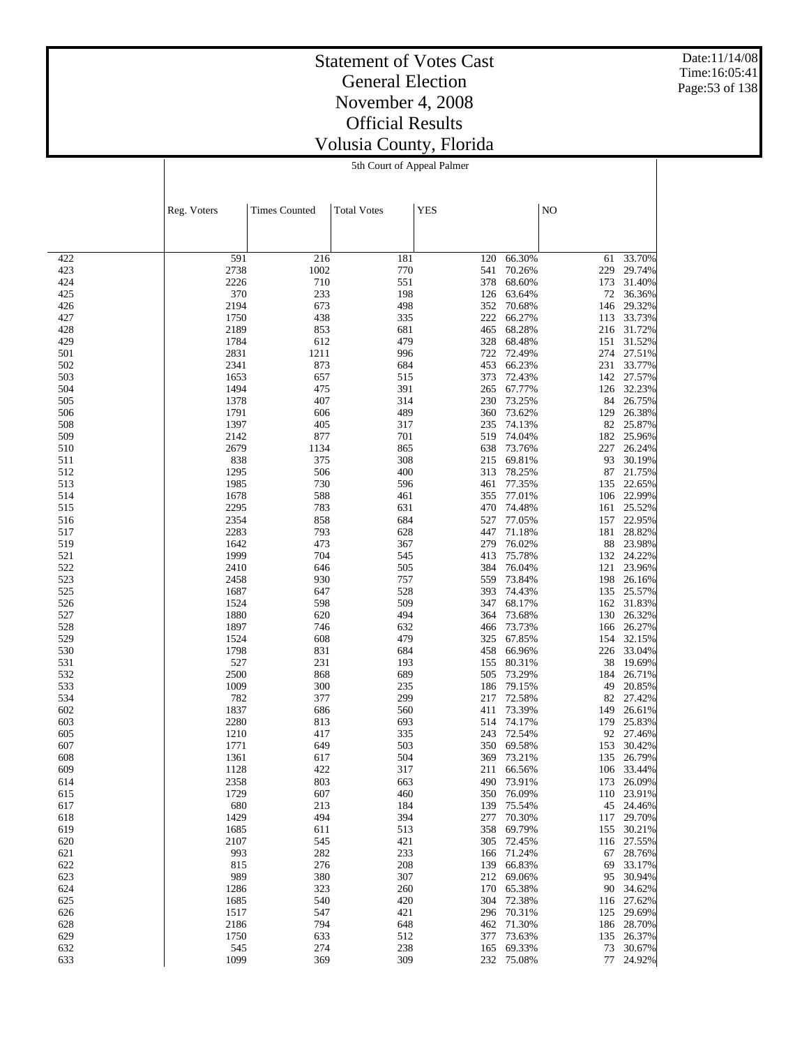# Statement of Votes Cast
## General Election
## November 4, 2008
## Official Results
## Volusia County, Florida

### 5th Court of Appeal Palmer

| | Reg. Voters | Times Counted | Total Votes | YES | | NO | |
|---|---|---|---|---|---|---|---|
| 422 | 591 | 216 | 181 | 120 | 66.30% | 61 | 33.70% |
| 423 | 2738 | 1002 | 770 | 541 | 70.26% | 229 | 29.74% |
| 424 | 2226 | 710 | 551 | 378 | 68.60% | 173 | 31.40% |
| 425 | 370 | 233 | 198 | 126 | 63.64% | 72 | 36.36% |
| 426 | 2194 | 673 | 498 | 352 | 70.68% | 146 | 29.32% |
| 427 | 1750 | 438 | 335 | 222 | 66.27% | 113 | 33.73% |
| 428 | 2189 | 853 | 681 | 465 | 68.28% | 216 | 31.72% |
| 429 | 1784 | 612 | 479 | 328 | 68.48% | 151 | 31.52% |
| 501 | 2831 | 1211 | 996 | 722 | 72.49% | 274 | 27.51% |
| 502 | 2341 | 873 | 684 | 453 | 66.23% | 231 | 33.77% |
| 503 | 1653 | 657 | 515 | 373 | 72.43% | 142 | 27.57% |
| 504 | 1494 | 475 | 391 | 265 | 67.77% | 126 | 32.23% |
| 505 | 1378 | 407 | 314 | 230 | 73.25% | 84 | 26.75% |
| 506 | 1791 | 606 | 489 | 360 | 73.62% | 129 | 26.38% |
| 508 | 1397 | 405 | 317 | 235 | 74.13% | 82 | 25.87% |
| 509 | 2142 | 877 | 701 | 519 | 74.04% | 182 | 25.96% |
| 510 | 2679 | 1134 | 865 | 638 | 73.76% | 227 | 26.24% |
| 511 | 838 | 375 | 308 | 215 | 69.81% | 93 | 30.19% |
| 512 | 1295 | 506 | 400 | 313 | 78.25% | 87 | 21.75% |
| 513 | 1985 | 730 | 596 | 461 | 77.35% | 135 | 22.65% |
| 514 | 1678 | 588 | 461 | 355 | 77.01% | 106 | 22.99% |
| 515 | 2295 | 783 | 631 | 470 | 74.48% | 161 | 25.52% |
| 516 | 2354 | 858 | 684 | 527 | 77.05% | 157 | 22.95% |
| 517 | 2283 | 793 | 628 | 447 | 71.18% | 181 | 28.82% |
| 519 | 1642 | 473 | 367 | 279 | 76.02% | 88 | 23.98% |
| 521 | 1999 | 704 | 545 | 413 | 75.78% | 132 | 24.22% |
| 522 | 2410 | 646 | 505 | 384 | 76.04% | 121 | 23.96% |
| 523 | 2458 | 930 | 757 | 559 | 73.84% | 198 | 26.16% |
| 525 | 1687 | 647 | 528 | 393 | 74.43% | 135 | 25.57% |
| 526 | 1524 | 598 | 509 | 347 | 68.17% | 162 | 31.83% |
| 527 | 1880 | 620 | 494 | 364 | 73.68% | 130 | 26.32% |
| 528 | 1897 | 746 | 632 | 466 | 73.73% | 166 | 26.27% |
| 529 | 1524 | 608 | 479 | 325 | 67.85% | 154 | 32.15% |
| 530 | 1798 | 831 | 684 | 458 | 66.96% | 226 | 33.04% |
| 531 | 527 | 231 | 193 | 155 | 80.31% | 38 | 19.69% |
| 532 | 2500 | 868 | 689 | 505 | 73.29% | 184 | 26.71% |
| 533 | 1009 | 300 | 235 | 186 | 79.15% | 49 | 20.85% |
| 534 | 782 | 377 | 299 | 217 | 72.58% | 82 | 27.42% |
| 602 | 1837 | 686 | 560 | 411 | 73.39% | 149 | 26.61% |
| 603 | 2280 | 813 | 693 | 514 | 74.17% | 179 | 25.83% |
| 605 | 1210 | 417 | 335 | 243 | 72.54% | 92 | 27.46% |
| 607 | 1771 | 649 | 503 | 350 | 69.58% | 153 | 30.42% |
| 608 | 1361 | 617 | 504 | 369 | 73.21% | 135 | 26.79% |
| 609 | 1128 | 422 | 317 | 211 | 66.56% | 106 | 33.44% |
| 614 | 2358 | 803 | 663 | 490 | 73.91% | 173 | 26.09% |
| 615 | 1729 | 607 | 460 | 350 | 76.09% | 110 | 23.91% |
| 617 | 680 | 213 | 184 | 139 | 75.54% | 45 | 24.46% |
| 618 | 1429 | 494 | 394 | 277 | 70.30% | 117 | 29.70% |
| 619 | 1685 | 611 | 513 | 358 | 69.79% | 155 | 30.21% |
| 620 | 2107 | 545 | 421 | 305 | 72.45% | 116 | 27.55% |
| 621 | 993 | 282 | 233 | 166 | 71.24% | 67 | 28.76% |
| 622 | 815 | 276 | 208 | 139 | 66.83% | 69 | 33.17% |
| 623 | 989 | 380 | 307 | 212 | 69.06% | 95 | 30.94% |
| 624 | 1286 | 323 | 260 | 170 | 65.38% | 90 | 34.62% |
| 625 | 1685 | 540 | 420 | 304 | 72.38% | 116 | 27.62% |
| 626 | 1517 | 547 | 421 | 296 | 70.31% | 125 | 29.69% |
| 628 | 2186 | 794 | 648 | 462 | 71.30% | 186 | 28.70% |
| 629 | 1750 | 633 | 512 | 377 | 73.63% | 135 | 26.37% |
| 632 | 545 | 274 | 238 | 165 | 69.33% | 73 | 30.67% |
| 633 | 1099 | 369 | 309 | 232 | 75.08% | 77 | 24.92% |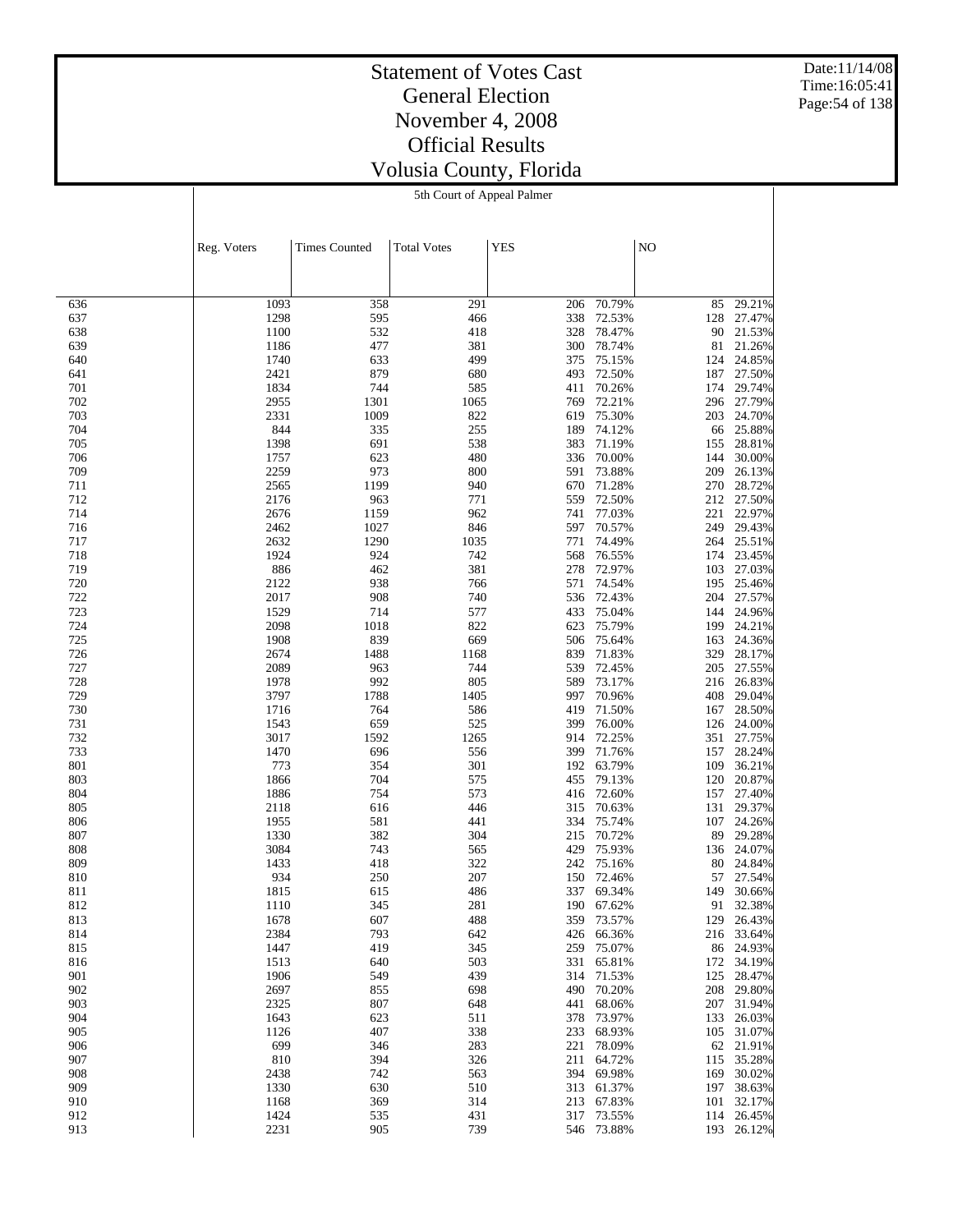# Statement of Votes Cast
## General Election
## November 4, 2008
## Official Results
## Volusia County, Florida

5th Court of Appeal Palmer

| | Reg. Voters | Times Counted | Total Votes | YES | | NO | |
|---|---|---|---|---|---|---|---|
| 636 | 1093 | 358 | 291 | 206 | 70.79% | 85 | 29.21% |
| 637 | 1298 | 595 | 466 | 338 | 72.53% | 128 | 27.47% |
| 638 | 1100 | 532 | 418 | 328 | 78.47% | 90 | 21.53% |
| 639 | 1186 | 477 | 381 | 300 | 78.74% | 81 | 21.26% |
| 640 | 1740 | 633 | 499 | 375 | 75.15% | 124 | 24.85% |
| 641 | 2421 | 879 | 680 | 493 | 72.50% | 187 | 27.50% |
| 701 | 1834 | 744 | 585 | 411 | 70.26% | 174 | 29.74% |
| 702 | 2955 | 1301 | 1065 | 769 | 72.21% | 296 | 27.79% |
| 703 | 2331 | 1009 | 822 | 619 | 75.30% | 203 | 24.70% |
| 704 | 844 | 335 | 255 | 189 | 74.12% | 66 | 25.88% |
| 705 | 1398 | 691 | 538 | 383 | 71.19% | 155 | 28.81% |
| 706 | 1757 | 623 | 480 | 336 | 70.00% | 144 | 30.00% |
| 709 | 2259 | 973 | 800 | 591 | 73.88% | 209 | 26.13% |
| 711 | 2565 | 1199 | 940 | 670 | 71.28% | 270 | 28.72% |
| 712 | 2176 | 963 | 771 | 559 | 72.50% | 212 | 27.50% |
| 714 | 2676 | 1159 | 962 | 741 | 77.03% | 221 | 22.97% |
| 716 | 2462 | 1027 | 846 | 597 | 70.57% | 249 | 29.43% |
| 717 | 2632 | 1290 | 1035 | 771 | 74.49% | 264 | 25.51% |
| 718 | 1924 | 924 | 742 | 568 | 76.55% | 174 | 23.45% |
| 719 | 886 | 462 | 381 | 278 | 72.97% | 103 | 27.03% |
| 720 | 2122 | 938 | 766 | 571 | 74.54% | 195 | 25.46% |
| 722 | 2017 | 908 | 740 | 536 | 72.43% | 204 | 27.57% |
| 723 | 1529 | 714 | 577 | 433 | 75.04% | 144 | 24.96% |
| 724 | 2098 | 1018 | 822 | 623 | 75.79% | 199 | 24.21% |
| 725 | 1908 | 839 | 669 | 506 | 75.64% | 163 | 24.36% |
| 726 | 2674 | 1488 | 1168 | 839 | 71.83% | 329 | 28.17% |
| 727 | 2089 | 963 | 744 | 539 | 72.45% | 205 | 27.55% |
| 728 | 1978 | 992 | 805 | 589 | 73.17% | 216 | 26.83% |
| 729 | 3797 | 1788 | 1405 | 997 | 70.96% | 408 | 29.04% |
| 730 | 1716 | 764 | 586 | 419 | 71.50% | 167 | 28.50% |
| 731 | 1543 | 659 | 525 | 399 | 76.00% | 126 | 24.00% |
| 732 | 3017 | 1592 | 1265 | 914 | 72.25% | 351 | 27.75% |
| 733 | 1470 | 696 | 556 | 399 | 71.76% | 157 | 28.24% |
| 801 | 773 | 354 | 301 | 192 | 63.79% | 109 | 36.21% |
| 803 | 1866 | 704 | 575 | 455 | 79.13% | 120 | 20.87% |
| 804 | 1886 | 754 | 573 | 416 | 72.60% | 157 | 27.40% |
| 805 | 2118 | 616 | 446 | 315 | 70.63% | 131 | 29.37% |
| 806 | 1955 | 581 | 441 | 334 | 75.74% | 107 | 24.26% |
| 807 | 1330 | 382 | 304 | 215 | 70.72% | 89 | 29.28% |
| 808 | 3084 | 743 | 565 | 429 | 75.93% | 136 | 24.07% |
| 809 | 1433 | 418 | 322 | 242 | 75.16% | 80 | 24.84% |
| 810 | 934 | 250 | 207 | 150 | 72.46% | 57 | 27.54% |
| 811 | 1815 | 615 | 486 | 337 | 69.34% | 149 | 30.66% |
| 812 | 1110 | 345 | 281 | 190 | 67.62% | 91 | 32.38% |
| 813 | 1678 | 607 | 488 | 359 | 73.57% | 129 | 26.43% |
| 814 | 2384 | 793 | 642 | 426 | 66.36% | 216 | 33.64% |
| 815 | 1447 | 419 | 345 | 259 | 75.07% | 86 | 24.93% |
| 816 | 1513 | 640 | 503 | 331 | 65.81% | 172 | 34.19% |
| 901 | 1906 | 549 | 439 | 314 | 71.53% | 125 | 28.47% |
| 902 | 2697 | 855 | 698 | 490 | 70.20% | 208 | 29.80% |
| 903 | 2325 | 807 | 648 | 441 | 68.06% | 207 | 31.94% |
| 904 | 1643 | 623 | 511 | 378 | 73.97% | 133 | 26.03% |
| 905 | 1126 | 407 | 338 | 233 | 68.93% | 105 | 31.07% |
| 906 | 699 | 346 | 283 | 221 | 78.09% | 62 | 21.91% |
| 907 | 810 | 394 | 326 | 211 | 64.72% | 115 | 35.28% |
| 908 | 2438 | 742 | 563 | 394 | 69.98% | 169 | 30.02% |
| 909 | 1330 | 630 | 510 | 313 | 61.37% | 197 | 38.63% |
| 910 | 1168 | 369 | 314 | 213 | 67.83% | 101 | 32.17% |
| 912 | 1424 | 535 | 431 | 317 | 73.55% | 114 | 26.45% |
| 913 | 2231 | 905 | 739 | 546 | 73.88% | 193 | 26.12% |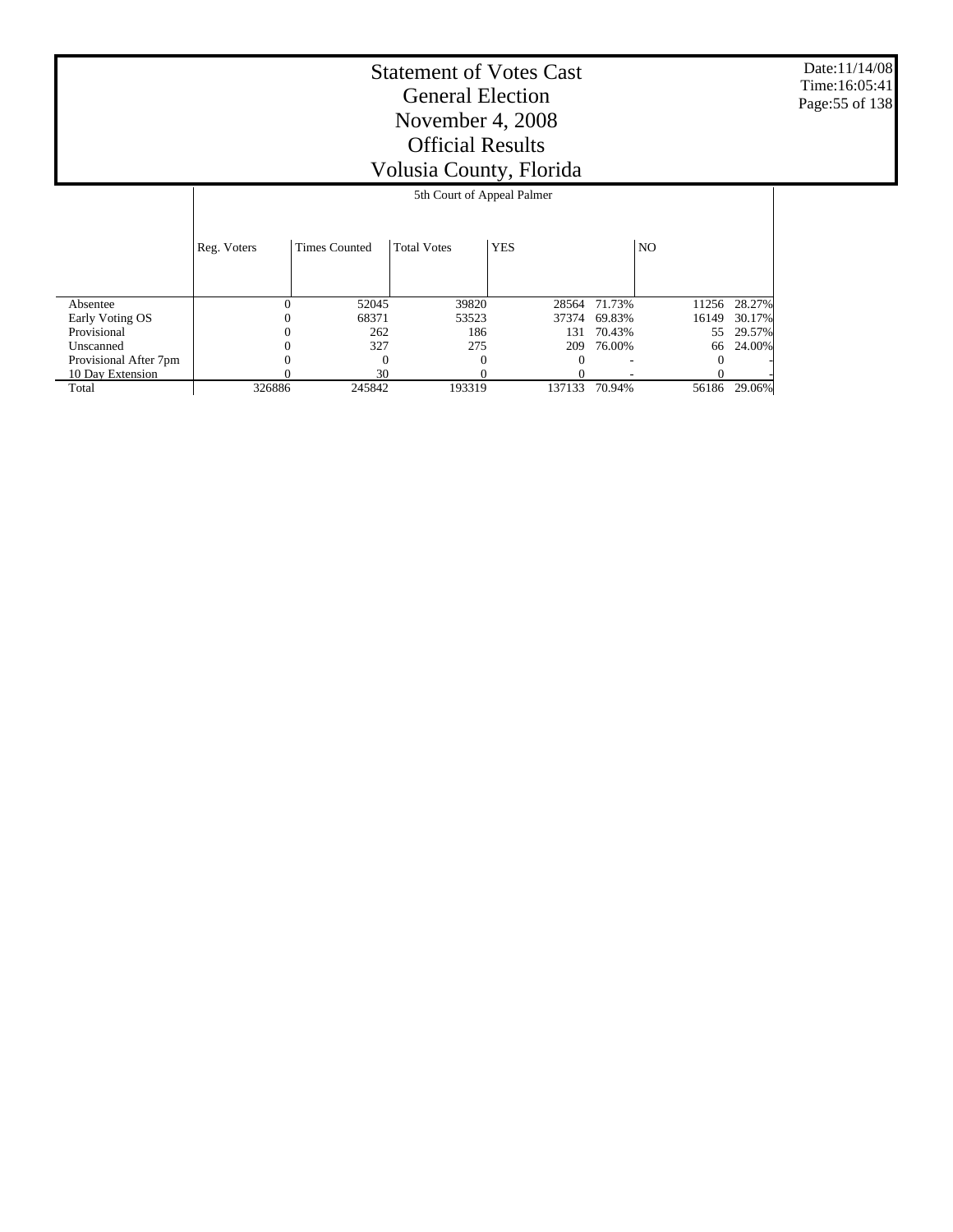# Statement of Votes Cast
# General Election
# November 4, 2008
# Official Results
# Volusia County, Florida

Date:11/14/08
Time:16:05:41

| | 5th Court of Appeal Palmer | | | | | | |
|---|---|---|---|---|---|---|---|
| | Reg. Voters | Times Counted | Total Votes | YES | | NO | |
| Absentee | 0 | 52045 | 39820 | 28564 | 71.73% | 11256 | 28.27% |
| Early Voting OS | 0 | 68371 | 53523 | 37374 | 69.83% | 16149 | 30.17% |
| Provisional | 0 | 262 | 186 | 131 | 70.43% | 55 | 29.57% |
| Unscanned | 0 | 327 | 275 | 209 | 76.00% | 66 | 24.00% |
| Provisional After 7pm | 0 | 0 | 0 | 0 | - | 0 | - |
| 10 Day Extension | 0 | 30 | 0 | 0 | - | 0 | - |
| Total | 326886 | 245842 | 193319 | 137133 | 70.94% | 56186 | 29.06% |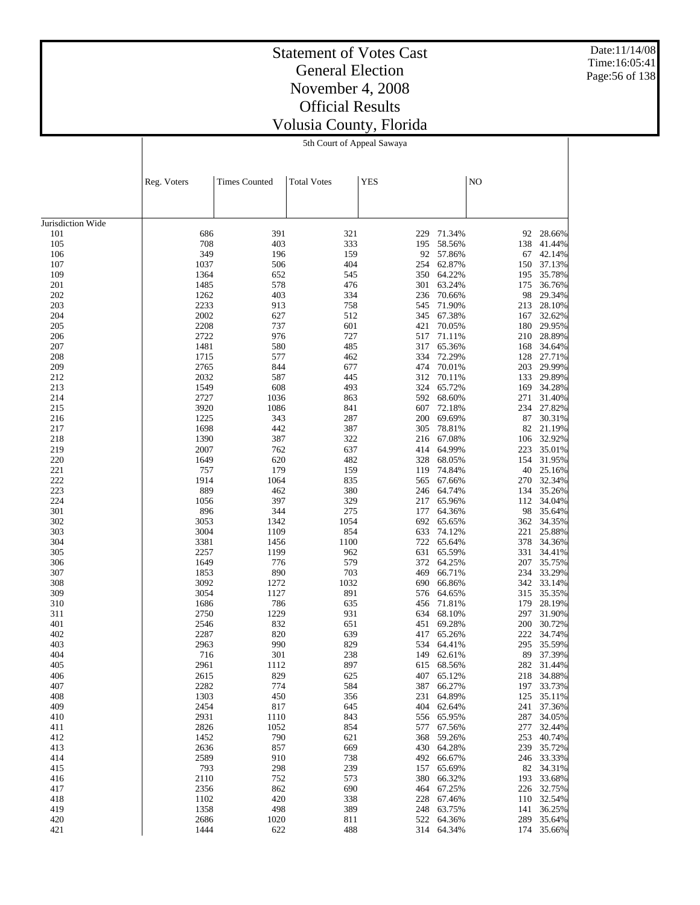# Statement of Votes Cast
## General Election
## November 4, 2008
## Official Results
## Volusia County, Florida

5th Court of Appeal Sawaya

| | Reg. Voters | Times Counted | Total Votes | YES | | NO | |
|---|---|---|---|---|---|---|---|
| Jurisdiction Wide | | | | | | | |
| 101 | 686 | 391 | 321 | 229 | 71.34% | 92 | 28.66% |
| 105 | 708 | 403 | 333 | 195 | 58.56% | 138 | 41.44% |
| 106 | 349 | 196 | 159 | 92 | 57.86% | 67 | 42.14% |
| 107 | 1037 | 506 | 404 | 254 | 62.87% | 150 | 37.13% |
| 109 | 1364 | 652 | 545 | 350 | 64.22% | 195 | 35.78% |
| 201 | 1485 | 578 | 476 | 301 | 63.24% | 175 | 36.76% |
| 202 | 1262 | 403 | 334 | 236 | 70.66% | 98 | 29.34% |
| 203 | 2233 | 913 | 758 | 545 | 71.90% | 213 | 28.10% |
| 204 | 2002 | 627 | 512 | 345 | 67.38% | 167 | 32.62% |
| 205 | 2208 | 737 | 601 | 421 | 70.05% | 180 | 29.95% |
| 206 | 2722 | 976 | 727 | 517 | 71.11% | 210 | 28.89% |
| 207 | 1481 | 580 | 485 | 317 | 65.36% | 168 | 34.64% |
| 208 | 1715 | 577 | 462 | 334 | 72.29% | 128 | 27.71% |
| 209 | 2765 | 844 | 677 | 474 | 70.01% | 203 | 29.99% |
| 212 | 2032 | 587 | 445 | 312 | 70.11% | 133 | 29.89% |
| 213 | 1549 | 608 | 493 | 324 | 65.72% | 169 | 34.28% |
| 214 | 2727 | 1036 | 863 | 592 | 68.60% | 271 | 31.40% |
| 215 | 3920 | 1086 | 841 | 607 | 72.18% | 234 | 27.82% |
| 216 | 1225 | 343 | 287 | 200 | 69.69% | 87 | 30.31% |
| 217 | 1698 | 442 | 387 | 305 | 78.81% | 82 | 21.19% |
| 218 | 1390 | 387 | 322 | 216 | 67.08% | 106 | 32.92% |
| 219 | 2007 | 762 | 637 | 414 | 64.99% | 223 | 35.01% |
| 220 | 1649 | 620 | 482 | 328 | 68.05% | 154 | 31.95% |
| 221 | 757 | 179 | 159 | 119 | 74.84% | 40 | 25.16% |
| 222 | 1914 | 1064 | 835 | 565 | 67.66% | 270 | 32.34% |
| 223 | 889 | 462 | 380 | 246 | 64.74% | 134 | 35.26% |
| 224 | 1056 | 397 | 329 | 217 | 65.96% | 112 | 34.04% |
| 301 | 896 | 344 | 275 | 177 | 64.36% | 98 | 35.64% |
| 302 | 3053 | 1342 | 1054 | 692 | 65.65% | 362 | 34.35% |
| 303 | 3004 | 1109 | 854 | 633 | 74.12% | 221 | 25.88% |
| 304 | 3381 | 1456 | 1100 | 722 | 65.64% | 378 | 34.36% |
| 305 | 2257 | 1199 | 962 | 631 | 65.59% | 331 | 34.41% |
| 306 | 1649 | 776 | 579 | 372 | 64.25% | 207 | 35.75% |
| 307 | 1853 | 890 | 703 | 469 | 66.71% | 234 | 33.29% |
| 308 | 3092 | 1272 | 1032 | 690 | 66.86% | 342 | 33.14% |
| 309 | 3054 | 1127 | 891 | 576 | 64.65% | 315 | 35.35% |
| 310 | 1686 | 786 | 635 | 456 | 71.81% | 179 | 28.19% |
| 311 | 2750 | 1229 | 931 | 634 | 68.10% | 297 | 31.90% |
| 401 | 2546 | 832 | 651 | 451 | 69.28% | 200 | 30.72% |
| 402 | 2287 | 820 | 639 | 417 | 65.26% | 222 | 34.74% |
| 403 | 2963 | 990 | 829 | 534 | 64.41% | 295 | 35.59% |
| 404 | 716 | 301 | 238 | 149 | 62.61% | 89 | 37.39% |
| 405 | 2961 | 1112 | 897 | 615 | 68.56% | 282 | 31.44% |
| 406 | 2615 | 829 | 625 | 407 | 65.12% | 218 | 34.88% |
| 407 | 2282 | 774 | 584 | 387 | 66.27% | 197 | 33.73% |
| 408 | 1303 | 450 | 356 | 231 | 64.89% | 125 | 35.11% |
| 409 | 2454 | 817 | 645 | 404 | 62.64% | 241 | 37.36% |
| 410 | 2931 | 1110 | 843 | 556 | 65.95% | 287 | 34.05% |
| 411 | 2826 | 1052 | 854 | 577 | 67.56% | 277 | 32.44% |
| 412 | 1452 | 790 | 621 | 368 | 59.26% | 253 | 40.74% |
| 413 | 2636 | 857 | 669 | 430 | 64.28% | 239 | 35.72% |
| 414 | 2589 | 910 | 738 | 492 | 66.67% | 246 | 33.33% |
| 415 | 793 | 298 | 239 | 157 | 65.69% | 82 | 34.31% |
| 416 | 2110 | 752 | 573 | 380 | 66.32% | 193 | 33.68% |
| 417 | 2356 | 862 | 690 | 464 | 67.25% | 226 | 32.75% |
| 418 | 1102 | 420 | 338 | 228 | 67.46% | 110 | 32.54% |
| 419 | 1358 | 498 | 389 | 248 | 63.75% | 141 | 36.25% |
| 420 | 2686 | 1020 | 811 | 522 | 64.36% | 289 | 35.64% |
| 421 | 1444 | 622 | 488 | 314 | 64.34% | 174 | 35.66% |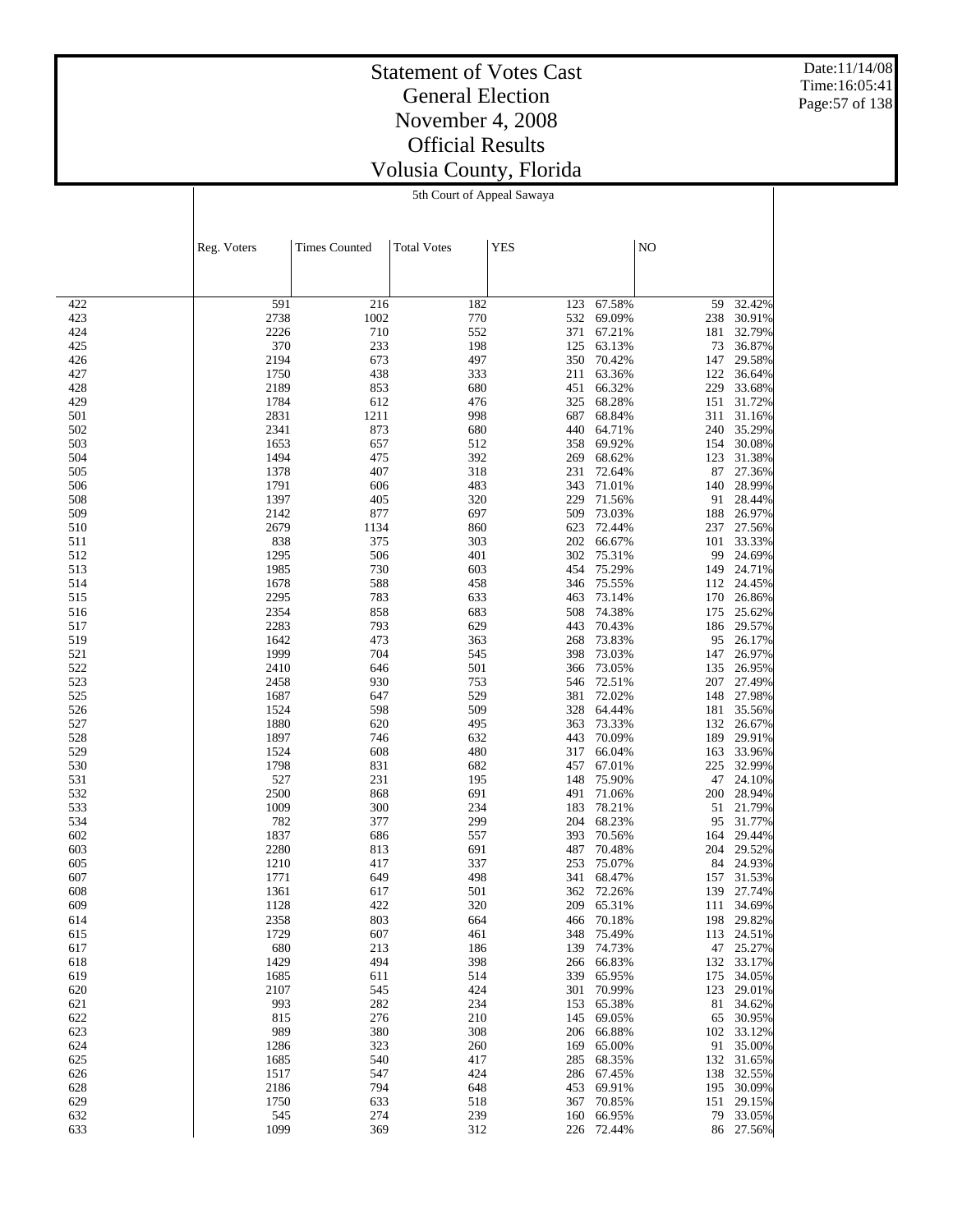# Statement of Votes Cast
## General Election
## November 4, 2008
## Official Results
## Volusia County, Florida

Date:11/14/08
Time:16:05:41

5th Court of Appeal Sawaya

| | Reg. Voters | Times Counted | Total Votes | YES | | NO | |
|---|---|---|---|---|---|---|---|
| 422 | 591 | 216 | 182 | 123 | 67.58% | 59 | 32.42% |
| 423 | 2738 | 1002 | 770 | 532 | 69.09% | 238 | 30.91% |
| 424 | 2226 | 710 | 552 | 371 | 67.21% | 181 | 32.79% |
| 425 | 370 | 233 | 198 | 125 | 63.13% | 73 | 36.87% |
| 426 | 2194 | 673 | 497 | 350 | 70.42% | 147 | 29.58% |
| 427 | 1750 | 438 | 333 | 211 | 63.36% | 122 | 36.64% |
| 428 | 2189 | 853 | 680 | 451 | 66.32% | 229 | 33.68% |
| 429 | 1784 | 612 | 476 | 325 | 68.28% | 151 | 31.72% |
| 501 | 2831 | 1211 | 998 | 687 | 68.84% | 311 | 31.16% |
| 502 | 2341 | 873 | 680 | 440 | 64.71% | 240 | 35.29% |
| 503 | 1653 | 657 | 512 | 358 | 69.92% | 154 | 30.08% |
| 504 | 1494 | 475 | 392 | 269 | 68.62% | 123 | 31.38% |
| 505 | 1378 | 407 | 318 | 231 | 72.64% | 87 | 27.36% |
| 506 | 1791 | 606 | 483 | 343 | 71.01% | 140 | 28.99% |
| 508 | 1397 | 405 | 320 | 229 | 71.56% | 91 | 28.44% |
| 509 | 2142 | 877 | 697 | 509 | 73.03% | 188 | 26.97% |
| 510 | 2679 | 1134 | 860 | 623 | 72.44% | 237 | 27.56% |
| 511 | 838 | 375 | 303 | 202 | 66.67% | 101 | 33.33% |
| 512 | 1295 | 506 | 401 | 302 | 75.31% | 99 | 24.69% |
| 513 | 1985 | 730 | 603 | 454 | 75.29% | 149 | 24.71% |
| 514 | 1678 | 588 | 458 | 346 | 75.55% | 112 | 24.45% |
| 515 | 2295 | 783 | 633 | 463 | 73.14% | 170 | 26.86% |
| 516 | 2354 | 858 | 683 | 508 | 74.38% | 175 | 25.62% |
| 517 | 2283 | 793 | 629 | 443 | 70.43% | 186 | 29.57% |
| 519 | 1642 | 473 | 363 | 268 | 73.83% | 95 | 26.17% |
| 521 | 1999 | 704 | 545 | 398 | 73.03% | 147 | 26.97% |
| 522 | 2410 | 646 | 501 | 366 | 73.05% | 135 | 26.95% |
| 523 | 2458 | 930 | 753 | 546 | 72.51% | 207 | 27.49% |
| 525 | 1687 | 647 | 529 | 381 | 72.02% | 148 | 27.98% |
| 526 | 1524 | 598 | 509 | 328 | 64.44% | 181 | 35.56% |
| 527 | 1880 | 620 | 495 | 363 | 73.33% | 132 | 26.67% |
| 528 | 1897 | 746 | 632 | 443 | 70.09% | 189 | 29.91% |
| 529 | 1524 | 608 | 480 | 317 | 66.04% | 163 | 33.96% |
| 530 | 1798 | 831 | 682 | 457 | 67.01% | 225 | 32.99% |
| 531 | 527 | 231 | 195 | 148 | 75.90% | 47 | 24.10% |
| 532 | 2500 | 868 | 691 | 491 | 71.06% | 200 | 28.94% |
| 533 | 1009 | 300 | 234 | 183 | 78.21% | 51 | 21.79% |
| 534 | 782 | 377 | 299 | 204 | 68.23% | 95 | 31.77% |
| 602 | 1837 | 686 | 557 | 393 | 70.56% | 164 | 29.44% |
| 603 | 2280 | 813 | 691 | 487 | 70.48% | 204 | 29.52% |
| 605 | 1210 | 417 | 337 | 253 | 75.07% | 84 | 24.93% |
| 607 | 1771 | 649 | 498 | 341 | 68.47% | 157 | 31.53% |
| 608 | 1361 | 617 | 501 | 362 | 72.26% | 139 | 27.74% |
| 609 | 1128 | 422 | 320 | 209 | 65.31% | 111 | 34.69% |
| 614 | 2358 | 803 | 664 | 466 | 70.18% | 198 | 29.82% |
| 615 | 1729 | 607 | 461 | 348 | 75.49% | 113 | 24.51% |
| 617 | 680 | 213 | 186 | 139 | 74.73% | 47 | 25.27% |
| 618 | 1429 | 494 | 398 | 266 | 66.83% | 132 | 33.17% |
| 619 | 1685 | 611 | 514 | 339 | 65.95% | 175 | 34.05% |
| 620 | 2107 | 545 | 424 | 301 | 70.99% | 123 | 29.01% |
| 621 | 993 | 282 | 234 | 153 | 65.38% | 81 | 34.62% |
| 622 | 815 | 276 | 210 | 145 | 69.05% | 65 | 30.95% |
| 623 | 989 | 380 | 308 | 206 | 66.88% | 102 | 33.12% |
| 624 | 1286 | 323 | 260 | 169 | 65.00% | 91 | 35.00% |
| 625 | 1685 | 540 | 417 | 285 | 68.35% | 132 | 31.65% |
| 626 | 1517 | 547 | 424 | 286 | 67.45% | 138 | 32.55% |
| 628 | 2186 | 794 | 648 | 453 | 69.91% | 195 | 30.09% |
| 629 | 1750 | 633 | 518 | 367 | 70.85% | 151 | 29.15% |
| 632 | 545 | 274 | 239 | 160 | 66.95% | 79 | 33.05% |
| 633 | 1099 | 369 | 312 | 226 | 72.44% | 86 | 27.56% |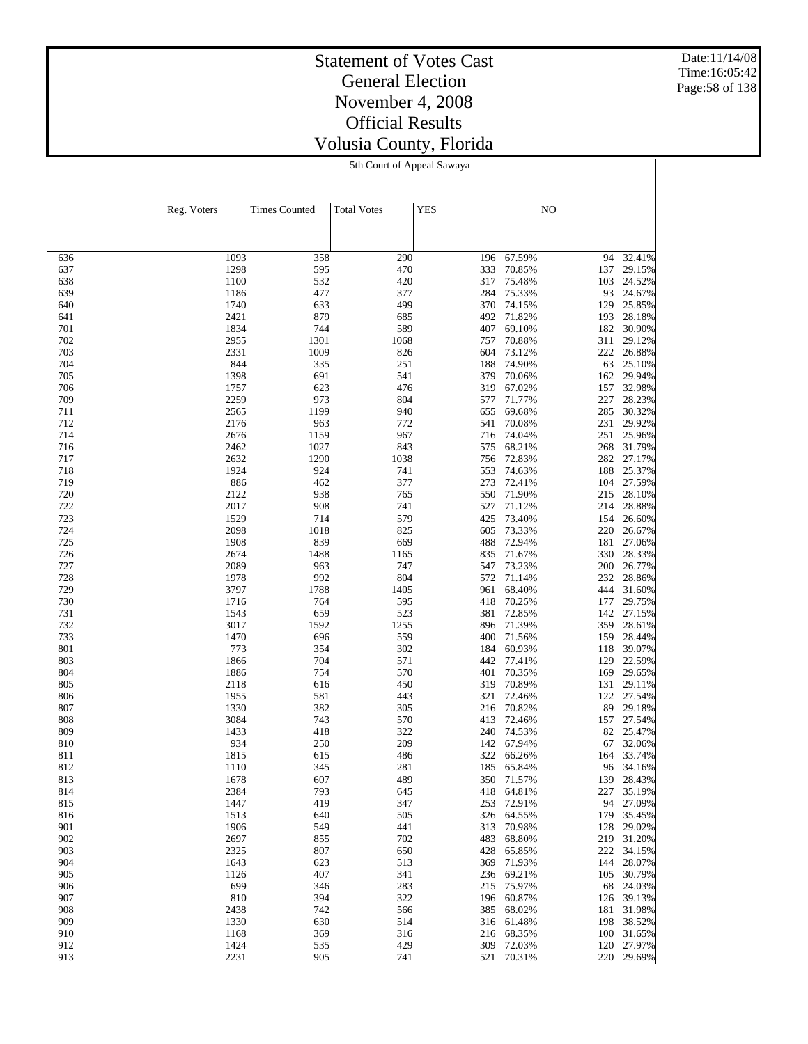# Statement of Votes Cast
## General Election
## November 4, 2008
## Official Results
## Volusia County, Florida

5th Court of Appeal Sawaya

| | Reg. Voters | Times Counted | Total Votes | YES | | NO | |
|---|---|---|---|---|---|---|---|
| 636 | 1093 | 358 | 290 | 196 | 67.59% | 94 | 32.41% |
| 637 | 1298 | 595 | 470 | 333 | 70.85% | 137 | 29.15% |
| 638 | 1100 | 532 | 420 | 317 | 75.48% | 103 | 24.52% |
| 639 | 1186 | 477 | 377 | 284 | 75.33% | 93 | 24.67% |
| 640 | 1740 | 633 | 499 | 370 | 74.15% | 129 | 25.85% |
| 641 | 2421 | 879 | 685 | 492 | 71.82% | 193 | 28.18% |
| 701 | 1834 | 744 | 589 | 407 | 69.10% | 182 | 30.90% |
| 702 | 2955 | 1301 | 1068 | 757 | 70.88% | 311 | 29.12% |
| 703 | 2331 | 1009 | 826 | 604 | 73.12% | 222 | 26.88% |
| 704 | 844 | 335 | 251 | 188 | 74.90% | 63 | 25.10% |
| 705 | 1398 | 691 | 541 | 379 | 70.06% | 162 | 29.94% |
| 706 | 1757 | 623 | 476 | 319 | 67.02% | 157 | 32.98% |
| 709 | 2259 | 973 | 804 | 577 | 71.77% | 227 | 28.23% |
| 711 | 2565 | 1199 | 940 | 655 | 69.68% | 285 | 30.32% |
| 712 | 2176 | 963 | 772 | 541 | 70.08% | 231 | 29.92% |
| 714 | 2676 | 1159 | 967 | 716 | 74.04% | 251 | 25.96% |
| 716 | 2462 | 1027 | 843 | 575 | 68.21% | 268 | 31.79% |
| 717 | 2632 | 1290 | 1038 | 756 | 72.83% | 282 | 27.17% |
| 718 | 1924 | 924 | 741 | 553 | 74.63% | 188 | 25.37% |
| 719 | 886 | 462 | 377 | 273 | 72.41% | 104 | 27.59% |
| 720 | 2122 | 938 | 765 | 550 | 71.90% | 215 | 28.10% |
| 722 | 2017 | 908 | 741 | 527 | 71.12% | 214 | 28.88% |
| 723 | 1529 | 714 | 579 | 425 | 73.40% | 154 | 26.60% |
| 724 | 2098 | 1018 | 825 | 605 | 73.33% | 220 | 26.67% |
| 725 | 1908 | 839 | 669 | 488 | 72.94% | 181 | 27.06% |
| 726 | 2674 | 1488 | 1165 | 835 | 71.67% | 330 | 28.33% |
| 727 | 2089 | 963 | 747 | 547 | 73.23% | 200 | 26.77% |
| 728 | 1978 | 992 | 804 | 572 | 71.14% | 232 | 28.86% |
| 729 | 3797 | 1788 | 1405 | 961 | 68.40% | 444 | 31.60% |
| 730 | 1716 | 764 | 595 | 418 | 70.25% | 177 | 29.75% |
| 731 | 1543 | 659 | 523 | 381 | 72.85% | 142 | 27.15% |
| 732 | 3017 | 1592 | 1255 | 896 | 71.39% | 359 | 28.61% |
| 733 | 1470 | 696 | 559 | 400 | 71.56% | 159 | 28.44% |
| 801 | 773 | 354 | 302 | 184 | 60.93% | 118 | 39.07% |
| 803 | 1866 | 704 | 571 | 442 | 77.41% | 129 | 22.59% |
| 804 | 1886 | 754 | 570 | 401 | 70.35% | 169 | 29.65% |
| 805 | 2118 | 616 | 450 | 319 | 70.89% | 131 | 29.11% |
| 806 | 1955 | 581 | 443 | 321 | 72.46% | 122 | 27.54% |
| 807 | 1330 | 382 | 305 | 216 | 70.82% | 89 | 29.18% |
| 808 | 3084 | 743 | 570 | 413 | 72.46% | 157 | 27.54% |
| 809 | 1433 | 418 | 322 | 240 | 74.53% | 82 | 25.47% |
| 810 | 934 | 250 | 209 | 142 | 67.94% | 67 | 32.06% |
| 811 | 1815 | 615 | 486 | 322 | 66.26% | 164 | 33.74% |
| 812 | 1110 | 345 | 281 | 185 | 65.84% | 96 | 34.16% |
| 813 | 1678 | 607 | 489 | 350 | 71.57% | 139 | 28.43% |
| 814 | 2384 | 793 | 645 | 418 | 64.81% | 227 | 35.19% |
| 815 | 1447 | 419 | 347 | 253 | 72.91% | 94 | 27.09% |
| 816 | 1513 | 640 | 505 | 326 | 64.55% | 179 | 35.45% |
| 901 | 1906 | 549 | 441 | 313 | 70.98% | 128 | 29.02% |
| 902 | 2697 | 855 | 702 | 483 | 68.80% | 219 | 31.20% |
| 903 | 2325 | 807 | 650 | 428 | 65.85% | 222 | 34.15% |
| 904 | 1643 | 623 | 513 | 369 | 71.93% | 144 | 28.07% |
| 905 | 1126 | 407 | 341 | 236 | 69.21% | 105 | 30.79% |
| 906 | 699 | 346 | 283 | 215 | 75.97% | 68 | 24.03% |
| 907 | 810 | 394 | 322 | 196 | 60.87% | 126 | 39.13% |
| 908 | 2438 | 742 | 566 | 385 | 68.02% | 181 | 31.98% |
| 909 | 1330 | 630 | 514 | 316 | 61.48% | 198 | 38.52% |
| 910 | 1168 | 369 | 316 | 216 | 68.35% | 100 | 31.65% |
| 912 | 1424 | 535 | 429 | 309 | 72.03% | 120 | 27.97% |
| 913 | 2231 | 905 | 741 | 521 | 70.31% | 220 | 29.69% |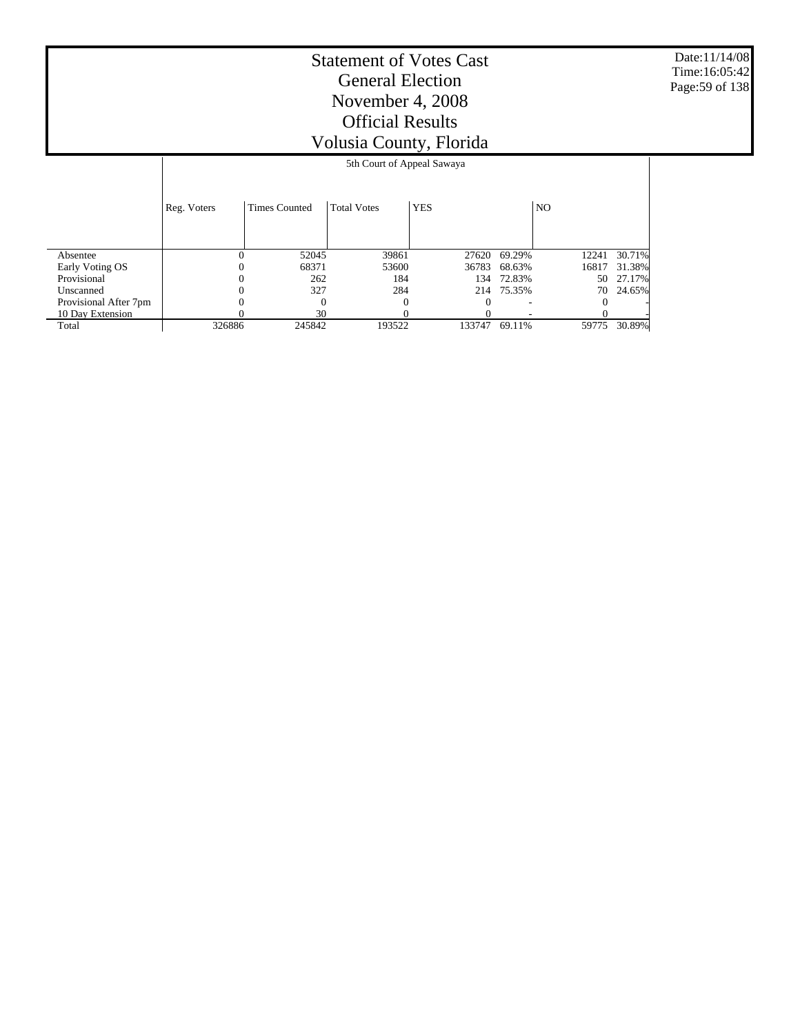# Statement of Votes Cast
## General Election
## November 4, 2008
## Official Results
## Volusia County, Florida

Date:11/14/08
Time:16:05:42

| | 5th Court of Appeal Sawaya | | | | | | |
|---|---|---|---|---|---|---|---|
| | Reg. Voters | Times Counted | Total Votes | YES | | NO | |
| Absentee | 0 | 52045 | 39861 | 27620 | 69.29% | 12241 | 30.71% |
| Early Voting OS | 0 | 68371 | 53600 | 36783 | 68.63% | 16817 | 31.38% |
| Provisional | 0 | 262 | 184 | 134 | 72.83% | 50 | 27.17% |
| Unscanned | 0 | 327 | 284 | 214 | 75.35% | 70 | 24.65% |
| Provisional After 7pm | 0 | 0 | 0 | 0 | - | 0 | - |
| 10 Day Extension | 0 | 30 | 0 | 0 | - | 0 | - |
| Total | 326886 | 245842 | 193522 | 133747 | 69.11% | 59775 | 30.89% |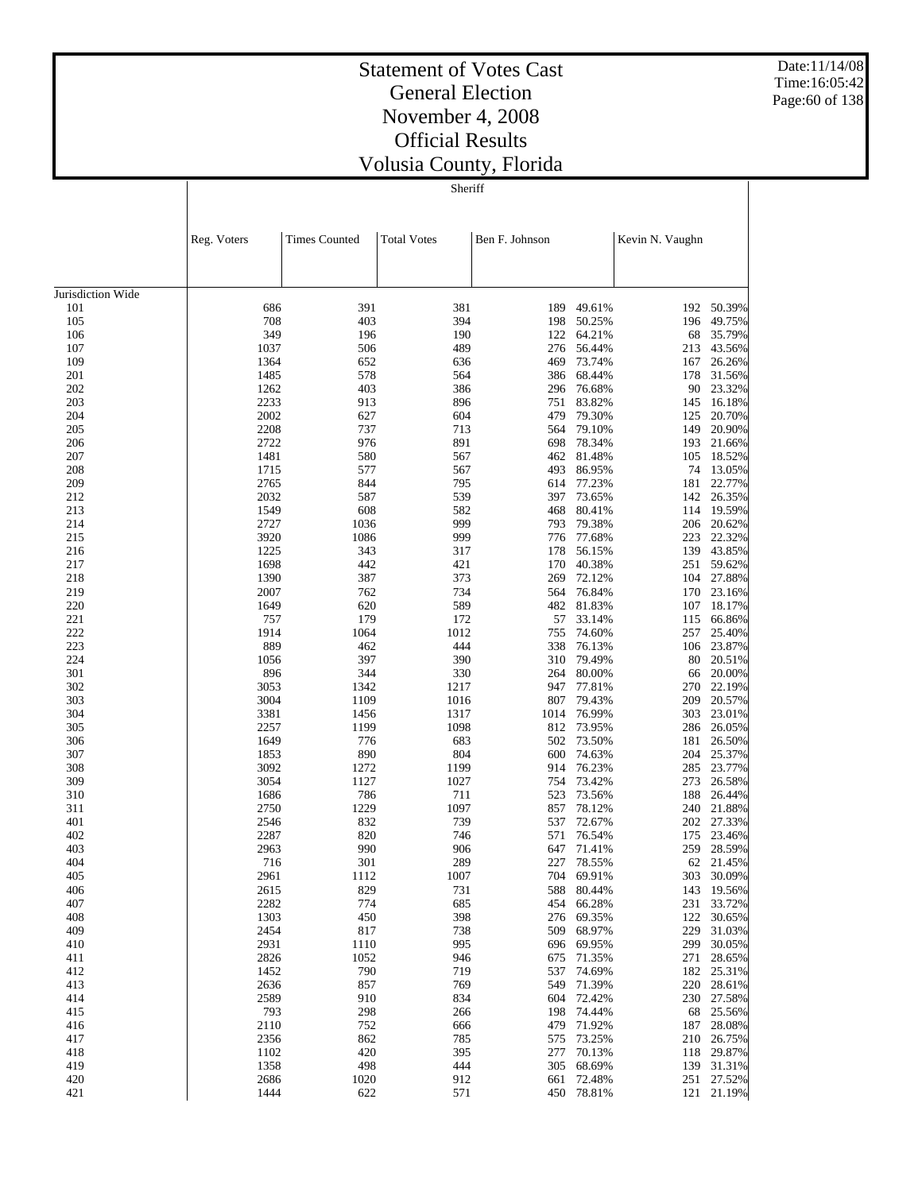# Statement of Votes Cast
## General Election
## November 4, 2008
## Official Results
## Volusia County, Florida

Sheriff

| | Reg. Voters | Times Counted | Total Votes | Ben F. Johnson | | Kevin N. Vaughn | |
|---|---|---|---|---|---|---|---|
| Jurisdiction Wide | | | | | | | |
| 101 | 686 | 391 | 381 | 189 | 49.61% | 192 | 50.39% |
| 105 | 708 | 403 | 394 | 198 | 50.25% | 196 | 49.75% |
| 106 | 349 | 196 | 190 | 122 | 64.21% | 68 | 35.79% |
| 107 | 1037 | 506 | 489 | 276 | 56.44% | 213 | 43.56% |
| 109 | 1364 | 652 | 636 | 469 | 73.74% | 167 | 26.26% |
| 201 | 1485 | 578 | 564 | 386 | 68.44% | 178 | 31.56% |
| 202 | 1262 | 403 | 386 | 296 | 76.68% | 90 | 23.32% |
| 203 | 2233 | 913 | 896 | 751 | 83.82% | 145 | 16.18% |
| 204 | 2002 | 627 | 604 | 479 | 79.30% | 125 | 20.70% |
| 205 | 2208 | 737 | 713 | 564 | 79.10% | 149 | 20.90% |
| 206 | 2722 | 976 | 891 | 698 | 78.34% | 193 | 21.66% |
| 207 | 1481 | 580 | 567 | 462 | 81.48% | 105 | 18.52% |
| 208 | 1715 | 577 | 567 | 493 | 86.95% | 74 | 13.05% |
| 209 | 2765 | 844 | 795 | 614 | 77.23% | 181 | 22.77% |
| 212 | 2032 | 587 | 539 | 397 | 73.65% | 142 | 26.35% |
| 213 | 1549 | 608 | 582 | 468 | 80.41% | 114 | 19.59% |
| 214 | 2727 | 1036 | 999 | 793 | 79.38% | 206 | 20.62% |
| 215 | 3920 | 1086 | 999 | 776 | 77.68% | 223 | 22.32% |
| 216 | 1225 | 343 | 317 | 178 | 56.15% | 139 | 43.85% |
| 217 | 1698 | 442 | 421 | 170 | 40.38% | 251 | 59.62% |
| 218 | 1390 | 387 | 373 | 269 | 72.12% | 104 | 27.88% |
| 219 | 2007 | 762 | 734 | 564 | 76.84% | 170 | 23.16% |
| 220 | 1649 | 620 | 589 | 482 | 81.83% | 107 | 18.17% |
| 221 | 757 | 179 | 172 | 57 | 33.14% | 115 | 66.86% |
| 222 | 1914 | 1064 | 1012 | 755 | 74.60% | 257 | 25.40% |
| 223 | 889 | 462 | 444 | 338 | 76.13% | 106 | 23.87% |
| 224 | 1056 | 397 | 390 | 310 | 79.49% | 80 | 20.51% |
| 301 | 896 | 344 | 330 | 264 | 80.00% | 66 | 20.00% |
| 302 | 3053 | 1342 | 1217 | 947 | 77.81% | 270 | 22.19% |
| 303 | 3004 | 1109 | 1016 | 807 | 79.43% | 209 | 20.57% |
| 304 | 3381 | 1456 | 1317 | 1014 | 76.99% | 303 | 23.01% |
| 305 | 2257 | 1199 | 1098 | 812 | 73.95% | 286 | 26.05% |
| 306 | 1649 | 776 | 683 | 502 | 73.50% | 181 | 26.50% |
| 307 | 1853 | 890 | 804 | 600 | 74.63% | 204 | 25.37% |
| 308 | 3092 | 1272 | 1199 | 914 | 76.23% | 285 | 23.77% |
| 309 | 3054 | 1127 | 1027 | 754 | 73.42% | 273 | 26.58% |
| 310 | 1686 | 786 | 711 | 523 | 73.56% | 188 | 26.44% |
| 311 | 2750 | 1229 | 1097 | 857 | 78.12% | 240 | 21.88% |
| 401 | 2546 | 832 | 739 | 537 | 72.67% | 202 | 27.33% |
| 402 | 2287 | 820 | 746 | 571 | 76.54% | 175 | 23.46% |
| 403 | 2963 | 990 | 906 | 647 | 71.41% | 259 | 28.59% |
| 404 | 716 | 301 | 289 | 227 | 78.55% | 62 | 21.45% |
| 405 | 2961 | 1112 | 1007 | 704 | 69.91% | 303 | 30.09% |
| 406 | 2615 | 829 | 731 | 588 | 80.44% | 143 | 19.56% |
| 407 | 2282 | 774 | 685 | 454 | 66.28% | 231 | 33.72% |
| 408 | 1303 | 450 | 398 | 276 | 69.35% | 122 | 30.65% |
| 409 | 2454 | 817 | 738 | 509 | 68.97% | 229 | 31.03% |
| 410 | 2931 | 1110 | 995 | 696 | 69.95% | 299 | 30.05% |
| 411 | 2826 | 1052 | 946 | 675 | 71.35% | 271 | 28.65% |
| 412 | 1452 | 790 | 719 | 537 | 74.69% | 182 | 25.31% |
| 413 | 2636 | 857 | 769 | 549 | 71.39% | 220 | 28.61% |
| 414 | 2589 | 910 | 834 | 604 | 72.42% | 230 | 27.58% |
| 415 | 793 | 298 | 266 | 198 | 74.44% | 68 | 25.56% |
| 416 | 2110 | 752 | 666 | 479 | 71.92% | 187 | 28.08% |
| 417 | 2356 | 862 | 785 | 575 | 73.25% | 210 | 26.75% |
| 418 | 1102 | 420 | 395 | 277 | 70.13% | 118 | 29.87% |
| 419 | 1358 | 498 | 444 | 305 | 68.69% | 139 | 31.31% |
| 420 | 2686 | 1020 | 912 | 661 | 72.48% | 251 | 27.52% |
| 421 | 1444 | 622 | 571 | 450 | 78.81% | 121 | 21.19% |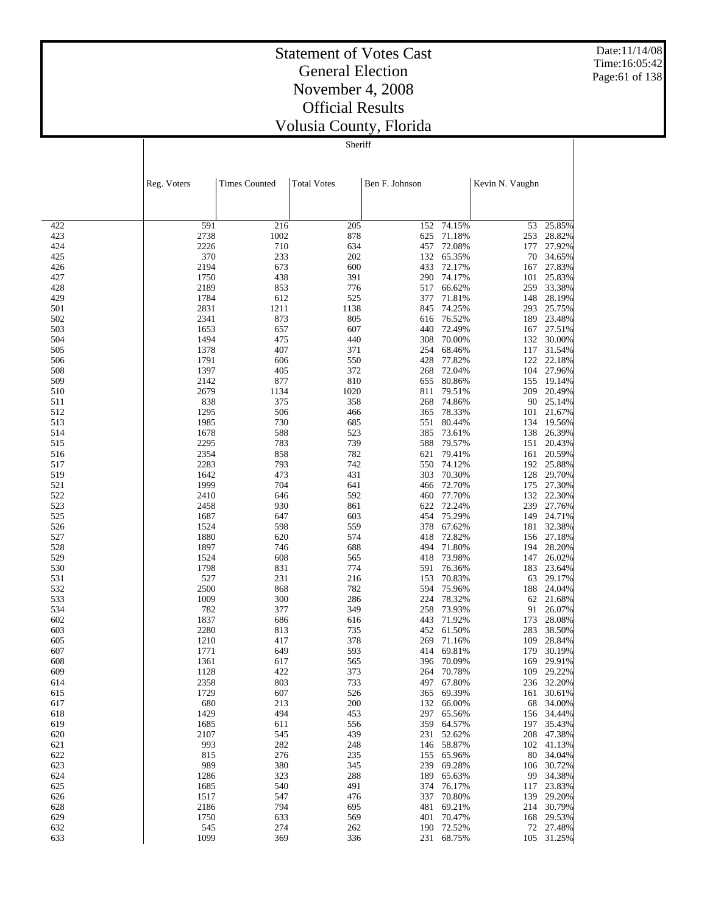# Statement of Votes Cast
## General Election
## November 4, 2008
## Official Results
## Volusia County, Florida

Sheriff

| | Reg. Voters | Times Counted | Total Votes | Ben F. Johnson | | Kevin N. Vaughn | |
|---|---|---|---|---|---|---|---|
| 422 | 591 | 216 | 205 | 152 | 74.15% | 53 | 25.85% |
| 423 | 2738 | 1002 | 878 | 625 | 71.18% | 253 | 28.82% |
| 424 | 2226 | 710 | 634 | 457 | 72.08% | 177 | 27.92% |
| 425 | 370 | 233 | 202 | 132 | 65.35% | 70 | 34.65% |
| 426 | 2194 | 673 | 600 | 433 | 72.17% | 167 | 27.83% |
| 427 | 1750 | 438 | 391 | 290 | 74.17% | 101 | 25.83% |
| 428 | 2189 | 853 | 776 | 517 | 66.62% | 259 | 33.38% |
| 429 | 1784 | 612 | 525 | 377 | 71.81% | 148 | 28.19% |
| 501 | 2831 | 1211 | 1138 | 845 | 74.25% | 293 | 25.75% |
| 502 | 2341 | 873 | 805 | 616 | 76.52% | 189 | 23.48% |
| 503 | 1653 | 657 | 607 | 440 | 72.49% | 167 | 27.51% |
| 504 | 1494 | 475 | 440 | 308 | 70.00% | 132 | 30.00% |
| 505 | 1378 | 407 | 371 | 254 | 68.46% | 117 | 31.54% |
| 506 | 1791 | 606 | 550 | 428 | 77.82% | 122 | 22.18% |
| 508 | 1397 | 405 | 372 | 268 | 72.04% | 104 | 27.96% |
| 509 | 2142 | 877 | 810 | 655 | 80.86% | 155 | 19.14% |
| 510 | 2679 | 1134 | 1020 | 811 | 79.51% | 209 | 20.49% |
| 511 | 838 | 375 | 358 | 268 | 74.86% | 90 | 25.14% |
| 512 | 1295 | 506 | 466 | 365 | 78.33% | 101 | 21.67% |
| 513 | 1985 | 730 | 685 | 551 | 80.44% | 134 | 19.56% |
| 514 | 1678 | 588 | 523 | 385 | 73.61% | 138 | 26.39% |
| 515 | 2295 | 783 | 739 | 588 | 79.57% | 151 | 20.43% |
| 516 | 2354 | 858 | 782 | 621 | 79.41% | 161 | 20.59% |
| 517 | 2283 | 793 | 742 | 550 | 74.12% | 192 | 25.88% |
| 519 | 1642 | 473 | 431 | 303 | 70.30% | 128 | 29.70% |
| 521 | 1999 | 704 | 641 | 466 | 72.70% | 175 | 27.30% |
| 522 | 2410 | 646 | 592 | 460 | 77.70% | 132 | 22.30% |
| 523 | 2458 | 930 | 861 | 622 | 72.24% | 239 | 27.76% |
| 525 | 1687 | 647 | 603 | 454 | 75.29% | 149 | 24.71% |
| 526 | 1524 | 598 | 559 | 378 | 67.62% | 181 | 32.38% |
| 527 | 1880 | 620 | 574 | 418 | 72.82% | 156 | 27.18% |
| 528 | 1897 | 746 | 688 | 494 | 71.80% | 194 | 28.20% |
| 529 | 1524 | 608 | 565 | 418 | 73.98% | 147 | 26.02% |
| 530 | 1798 | 831 | 774 | 591 | 76.36% | 183 | 23.64% |
| 531 | 527 | 231 | 216 | 153 | 70.83% | 63 | 29.17% |
| 532 | 2500 | 868 | 782 | 594 | 75.96% | 188 | 24.04% |
| 533 | 1009 | 300 | 286 | 224 | 78.32% | 62 | 21.68% |
| 534 | 782 | 377 | 349 | 258 | 73.93% | 91 | 26.07% |
| 602 | 1837 | 686 | 616 | 443 | 71.92% | 173 | 28.08% |
| 603 | 2280 | 813 | 735 | 452 | 61.50% | 283 | 38.50% |
| 605 | 1210 | 417 | 378 | 269 | 71.16% | 109 | 28.84% |
| 607 | 1771 | 649 | 593 | 414 | 69.81% | 179 | 30.19% |
| 608 | 1361 | 617 | 565 | 396 | 70.09% | 169 | 29.91% |
| 609 | 1128 | 422 | 373 | 264 | 70.78% | 109 | 29.22% |
| 614 | 2358 | 803 | 733 | 497 | 67.80% | 236 | 32.20% |
| 615 | 1729 | 607 | 526 | 365 | 69.39% | 161 | 30.61% |
| 617 | 680 | 213 | 200 | 132 | 66.00% | 68 | 34.00% |
| 618 | 1429 | 494 | 453 | 297 | 65.56% | 156 | 34.44% |
| 619 | 1685 | 611 | 556 | 359 | 64.57% | 197 | 35.43% |
| 620 | 2107 | 545 | 439 | 231 | 52.62% | 208 | 47.38% |
| 621 | 993 | 282 | 248 | 146 | 58.87% | 102 | 41.13% |
| 622 | 815 | 276 | 235 | 155 | 65.96% | 80 | 34.04% |
| 623 | 989 | 380 | 345 | 239 | 69.28% | 106 | 30.72% |
| 624 | 1286 | 323 | 288 | 189 | 65.63% | 99 | 34.38% |
| 625 | 1685 | 540 | 491 | 374 | 76.17% | 117 | 23.83% |
| 626 | 1517 | 547 | 476 | 337 | 70.80% | 139 | 29.20% |
| 628 | 2186 | 794 | 695 | 481 | 69.21% | 214 | 30.79% |
| 629 | 1750 | 633 | 569 | 401 | 70.47% | 168 | 29.53% |
| 632 | 545 | 274 | 262 | 190 | 72.52% | 72 | 27.48% |
| 633 | 1099 | 369 | 336 | 231 | 68.75% | 105 | 31.25% |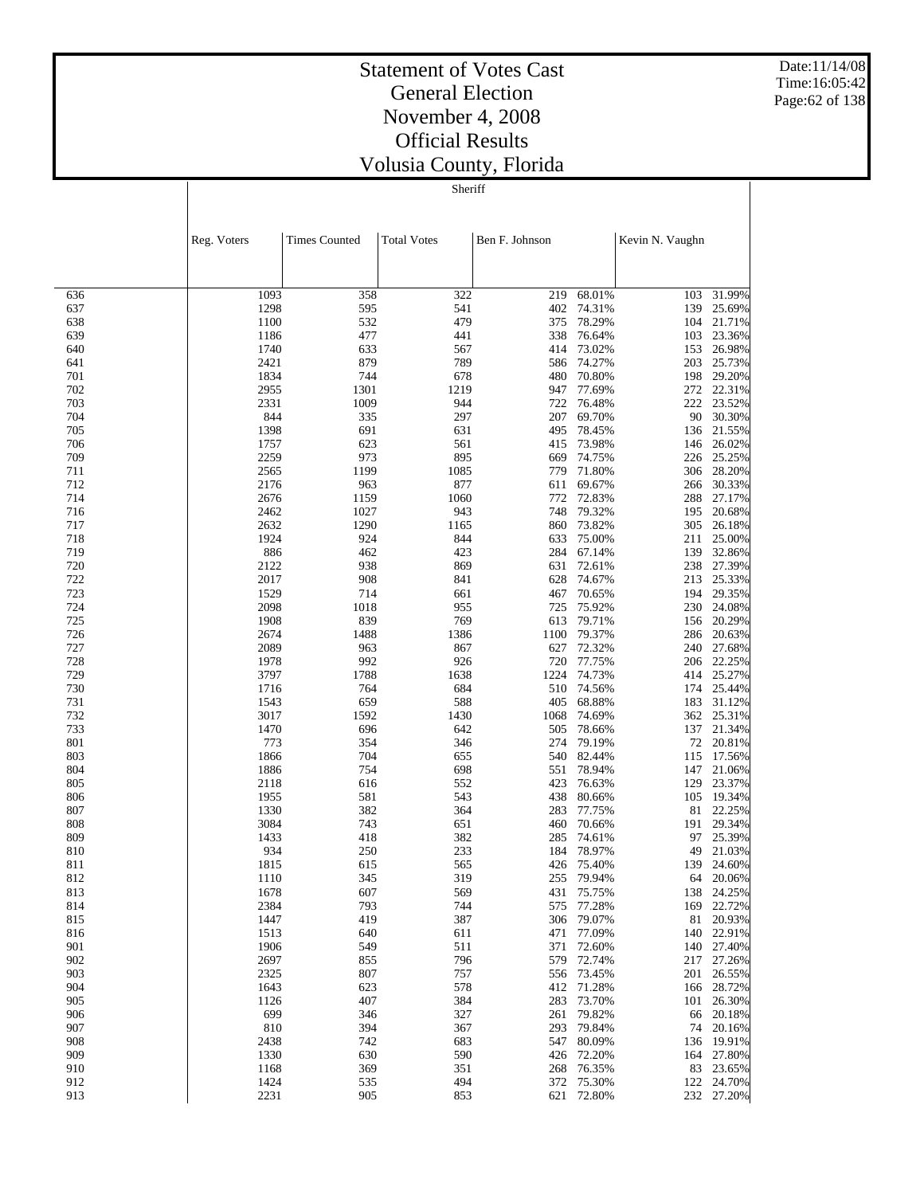# Statement of Votes Cast
## General Election
## November 4, 2008
## Official Results
## Volusia County, Florida

Date:11/14/08
Time:16:05:42

### Sheriff

| | Reg. Voters | Times Counted | Total Votes | Ben F. Johnson | | Kevin N. Vaughn | |
|---|---|---|---|---|---|---|---|
| 636 | 1093 | 358 | 322 | 219 | 68.01% | 103 | 31.99% |
| 637 | 1298 | 595 | 541 | 402 | 74.31% | 139 | 25.69% |
| 638 | 1100 | 532 | 479 | 375 | 78.29% | 104 | 21.71% |
| 639 | 1186 | 477 | 441 | 338 | 76.64% | 103 | 23.36% |
| 640 | 1740 | 633 | 567 | 414 | 73.02% | 153 | 26.98% |
| 641 | 2421 | 879 | 789 | 586 | 74.27% | 203 | 25.73% |
| 701 | 1834 | 744 | 678 | 480 | 70.80% | 198 | 29.20% |
| 702 | 2955 | 1301 | 1219 | 947 | 77.69% | 272 | 22.31% |
| 703 | 2331 | 1009 | 944 | 722 | 76.48% | 222 | 23.52% |
| 704 | 844 | 335 | 297 | 207 | 69.70% | 90 | 30.30% |
| 705 | 1398 | 691 | 631 | 495 | 78.45% | 136 | 21.55% |
| 706 | 1757 | 623 | 561 | 415 | 73.98% | 146 | 26.02% |
| 709 | 2259 | 973 | 895 | 669 | 74.75% | 226 | 25.25% |
| 711 | 2565 | 1199 | 1085 | 779 | 71.80% | 306 | 28.20% |
| 712 | 2176 | 963 | 877 | 611 | 69.67% | 266 | 30.33% |
| 714 | 2676 | 1159 | 1060 | 772 | 72.83% | 288 | 27.17% |
| 716 | 2462 | 1027 | 943 | 748 | 79.32% | 195 | 20.68% |
| 717 | 2632 | 1290 | 1165 | 860 | 73.82% | 305 | 26.18% |
| 718 | 1924 | 924 | 844 | 633 | 75.00% | 211 | 25.00% |
| 719 | 886 | 462 | 423 | 284 | 67.14% | 139 | 32.86% |
| 720 | 2122 | 938 | 869 | 631 | 72.61% | 238 | 27.39% |
| 722 | 2017 | 908 | 841 | 628 | 74.67% | 213 | 25.33% |
| 723 | 1529 | 714 | 661 | 467 | 70.65% | 194 | 29.35% |
| 724 | 2098 | 1018 | 955 | 725 | 75.92% | 230 | 24.08% |
| 725 | 1908 | 839 | 769 | 613 | 79.71% | 156 | 20.29% |
| 726 | 2674 | 1488 | 1386 | 1100 | 79.37% | 286 | 20.63% |
| 727 | 2089 | 963 | 867 | 627 | 72.32% | 240 | 27.68% |
| 728 | 1978 | 992 | 926 | 720 | 77.75% | 206 | 22.25% |
| 729 | 3797 | 1788 | 1638 | 1224 | 74.73% | 414 | 25.27% |
| 730 | 1716 | 764 | 684 | 510 | 74.56% | 174 | 25.44% |
| 731 | 1543 | 659 | 588 | 405 | 68.88% | 183 | 31.12% |
| 732 | 3017 | 1592 | 1430 | 1068 | 74.69% | 362 | 25.31% |
| 733 | 1470 | 696 | 642 | 505 | 78.66% | 137 | 21.34% |
| 801 | 773 | 354 | 346 | 274 | 79.19% | 72 | 20.81% |
| 803 | 1866 | 704 | 655 | 540 | 82.44% | 115 | 17.56% |
| 804 | 1886 | 754 | 698 | 551 | 78.94% | 147 | 21.06% |
| 805 | 2118 | 616 | 552 | 423 | 76.63% | 129 | 23.37% |
| 806 | 1955 | 581 | 543 | 438 | 80.66% | 105 | 19.34% |
| 807 | 1330 | 382 | 364 | 283 | 77.75% | 81 | 22.25% |
| 808 | 3084 | 743 | 651 | 460 | 70.66% | 191 | 29.34% |
| 809 | 1433 | 418 | 382 | 285 | 74.61% | 97 | 25.39% |
| 810 | 934 | 250 | 233 | 184 | 78.97% | 49 | 21.03% |
| 811 | 1815 | 615 | 565 | 426 | 75.40% | 139 | 24.60% |
| 812 | 1110 | 345 | 319 | 255 | 79.94% | 64 | 20.06% |
| 813 | 1678 | 607 | 569 | 431 | 75.75% | 138 | 24.25% |
| 814 | 2384 | 793 | 744 | 575 | 77.28% | 169 | 22.72% |
| 815 | 1447 | 419 | 387 | 306 | 79.07% | 81 | 20.93% |
| 816 | 1513 | 640 | 611 | 471 | 77.09% | 140 | 22.91% |
| 901 | 1906 | 549 | 511 | 371 | 72.60% | 140 | 27.40% |
| 902 | 2697 | 855 | 796 | 579 | 72.74% | 217 | 27.26% |
| 903 | 2325 | 807 | 757 | 556 | 73.45% | 201 | 26.55% |
| 904 | 1643 | 623 | 578 | 412 | 71.28% | 166 | 28.72% |
| 905 | 1126 | 407 | 384 | 283 | 73.70% | 101 | 26.30% |
| 906 | 699 | 346 | 327 | 261 | 79.82% | 66 | 20.18% |
| 907 | 810 | 394 | 367 | 293 | 79.84% | 74 | 20.16% |
| 908 | 2438 | 742 | 683 | 547 | 80.09% | 136 | 19.91% |
| 909 | 1330 | 630 | 590 | 426 | 72.20% | 164 | 27.80% |
| 910 | 1168 | 369 | 351 | 268 | 76.35% | 83 | 23.65% |
| 912 | 1424 | 535 | 494 | 372 | 75.30% | 122 | 24.70% |
| 913 | 2231 | 905 | 853 | 621 | 72.80% | 232 | 27.20% |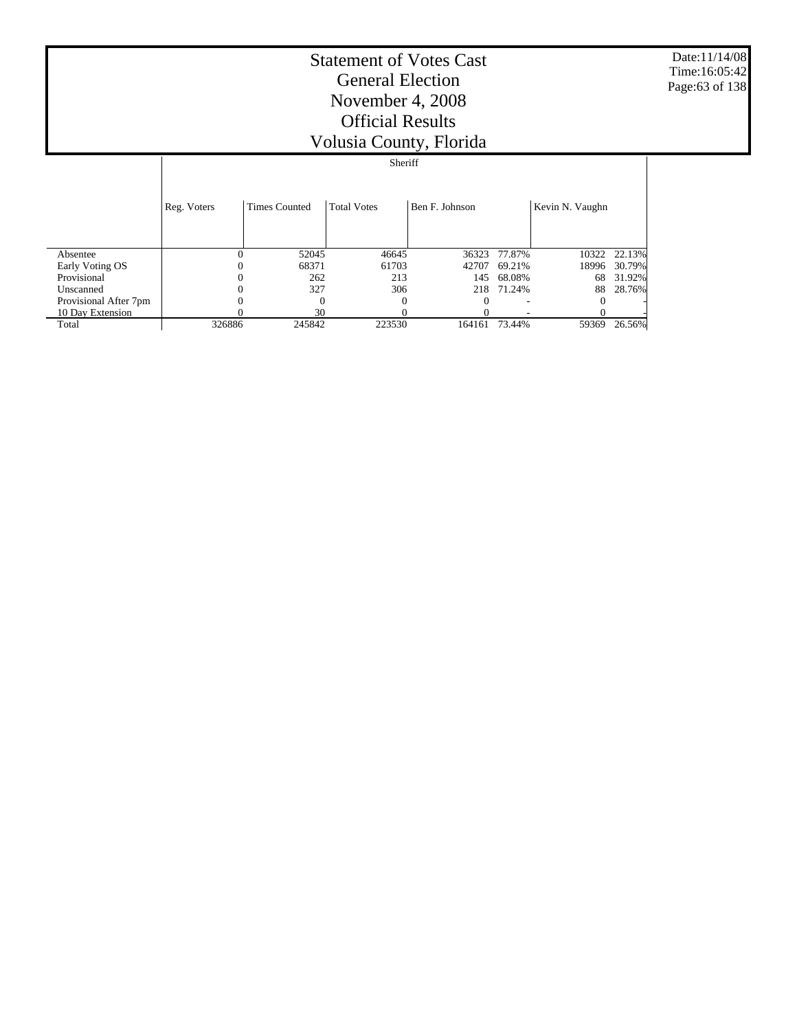# Statement of Votes Cast
# General Election
# November 4, 2008
# Official Results
# Volusia County, Florida

Date:11/14/08
Time:16:05:42

| | Sheriff | | | | | | |
|---|---|---|---|---|---|---|---|
| | Reg. Voters | Times Counted | Total Votes | Ben F. Johnson | | Kevin N. Vaughn | |
| Absentee | 0 | 52045 | 46645 | 36323 | 77.87% | 10322 | 22.13% |
| Early Voting OS | 0 | 68371 | 61703 | 42707 | 69.21% | 18996 | 30.79% |
| Provisional | 0 | 262 | 213 | 145 | 68.08% | 68 | 31.92% |
| Unscanned | 0 | 327 | 306 | 218 | 71.24% | 88 | 28.76% |
| Provisional After 7pm | 0 | 0 | 0 | 0 | - | 0 | - |
| 10 Day Extension | 0 | 30 | 0 | 0 | - | 0 | - |
| Total | 326886 | 245842 | 223530 | 164161 | 73.44% | 59369 | 26.56% |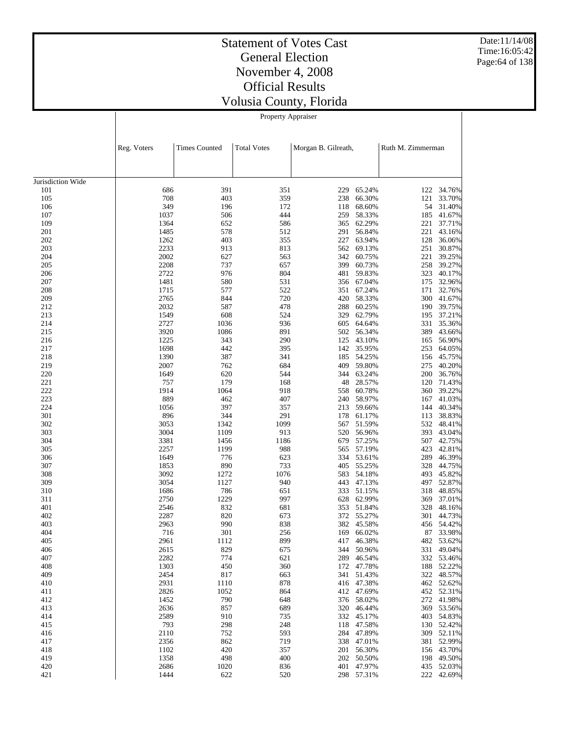# Statement of Votes Cast
# General Election
# November 4, 2008
# Official Results
# Volusia County, Florida

Property Appraiser

| | Reg. Voters | Times Counted | Total Votes | Morgan B. Gilreath, | | Ruth M. Zimmerman | |
|---|---|---|---|---|---|---|---|
| Jurisdiction Wide | | | | | | | |
| 101 | 686 | 391 | 351 | 229 | 65.24% | 122 | 34.76% |
| 105 | 708 | 403 | 359 | 238 | 66.30% | 121 | 33.70% |
| 106 | 349 | 196 | 172 | 118 | 68.60% | 54 | 31.40% |
| 107 | 1037 | 506 | 444 | 259 | 58.33% | 185 | 41.67% |
| 109 | 1364 | 652 | 586 | 365 | 62.29% | 221 | 37.71% |
| 201 | 1485 | 578 | 512 | 291 | 56.84% | 221 | 43.16% |
| 202 | 1262 | 403 | 355 | 227 | 63.94% | 128 | 36.06% |
| 203 | 2233 | 913 | 813 | 562 | 69.13% | 251 | 30.87% |
| 204 | 2002 | 627 | 563 | 342 | 60.75% | 221 | 39.25% |
| 205 | 2208 | 737 | 657 | 399 | 60.73% | 258 | 39.27% |
| 206 | 2722 | 976 | 804 | 481 | 59.83% | 323 | 40.17% |
| 207 | 1481 | 580 | 531 | 356 | 67.04% | 175 | 32.96% |
| 208 | 1715 | 577 | 522 | 351 | 67.24% | 171 | 32.76% |
| 209 | 2765 | 844 | 720 | 420 | 58.33% | 300 | 41.67% |
| 212 | 2032 | 587 | 478 | 288 | 60.25% | 190 | 39.75% |
| 213 | 1549 | 608 | 524 | 329 | 62.79% | 195 | 37.21% |
| 214 | 2727 | 1036 | 936 | 605 | 64.64% | 331 | 35.36% |
| 215 | 3920 | 1086 | 891 | 502 | 56.34% | 389 | 43.66% |
| 216 | 1225 | 343 | 290 | 125 | 43.10% | 165 | 56.90% |
| 217 | 1698 | 442 | 395 | 142 | 35.95% | 253 | 64.05% |
| 218 | 1390 | 387 | 341 | 185 | 54.25% | 156 | 45.75% |
| 219 | 2007 | 762 | 684 | 409 | 59.80% | 275 | 40.20% |
| 220 | 1649 | 620 | 544 | 344 | 63.24% | 200 | 36.76% |
| 221 | 757 | 179 | 168 | 48 | 28.57% | 120 | 71.43% |
| 222 | 1914 | 1064 | 918 | 558 | 60.78% | 360 | 39.22% |
| 223 | 889 | 462 | 407 | 240 | 58.97% | 167 | 41.03% |
| 224 | 1056 | 397 | 357 | 213 | 59.66% | 144 | 40.34% |
| 301 | 896 | 344 | 291 | 178 | 61.17% | 113 | 38.83% |
| 302 | 3053 | 1342 | 1099 | 567 | 51.59% | 532 | 48.41% |
| 303 | 3004 | 1109 | 913 | 520 | 56.96% | 393 | 43.04% |
| 304 | 3381 | 1456 | 1186 | 679 | 57.25% | 507 | 42.75% |
| 305 | 2257 | 1199 | 988 | 565 | 57.19% | 423 | 42.81% |
| 306 | 1649 | 776 | 623 | 334 | 53.61% | 289 | 46.39% |
| 307 | 1853 | 890 | 733 | 405 | 55.25% | 328 | 44.75% |
| 308 | 3092 | 1272 | 1076 | 583 | 54.18% | 493 | 45.82% |
| 309 | 3054 | 1127 | 940 | 443 | 47.13% | 497 | 52.87% |
| 310 | 1686 | 786 | 651 | 333 | 51.15% | 318 | 48.85% |
| 311 | 2750 | 1229 | 997 | 628 | 62.99% | 369 | 37.01% |
| 401 | 2546 | 832 | 681 | 353 | 51.84% | 328 | 48.16% |
| 402 | 2287 | 820 | 673 | 372 | 55.27% | 301 | 44.73% |
| 403 | 2963 | 990 | 838 | 382 | 45.58% | 456 | 54.42% |
| 404 | 716 | 301 | 256 | 169 | 66.02% | 87 | 33.98% |
| 405 | 2961 | 1112 | 899 | 417 | 46.38% | 482 | 53.62% |
| 406 | 2615 | 829 | 675 | 344 | 50.96% | 331 | 49.04% |
| 407 | 2282 | 774 | 621 | 289 | 46.54% | 332 | 53.46% |
| 408 | 1303 | 450 | 360 | 172 | 47.78% | 188 | 52.22% |
| 409 | 2454 | 817 | 663 | 341 | 51.43% | 322 | 48.57% |
| 410 | 2931 | 1110 | 878 | 416 | 47.38% | 462 | 52.62% |
| 411 | 2826 | 1052 | 864 | 412 | 47.69% | 452 | 52.31% |
| 412 | 1452 | 790 | 648 | 376 | 58.02% | 272 | 41.98% |
| 413 | 2636 | 857 | 689 | 320 | 46.44% | 369 | 53.56% |
| 414 | 2589 | 910 | 735 | 332 | 45.17% | 403 | 54.83% |
| 415 | 793 | 298 | 248 | 118 | 47.58% | 130 | 52.42% |
| 416 | 2110 | 752 | 593 | 284 | 47.89% | 309 | 52.11% |
| 417 | 2356 | 862 | 719 | 338 | 47.01% | 381 | 52.99% |
| 418 | 1102 | 420 | 357 | 201 | 56.30% | 156 | 43.70% |
| 419 | 1358 | 498 | 400 | 202 | 50.50% | 198 | 49.50% |
| 420 | 2686 | 1020 | 836 | 401 | 47.97% | 435 | 52.03% |
| 421 | 1444 | 622 | 520 | 298 | 57.31% | 222 | 42.69% |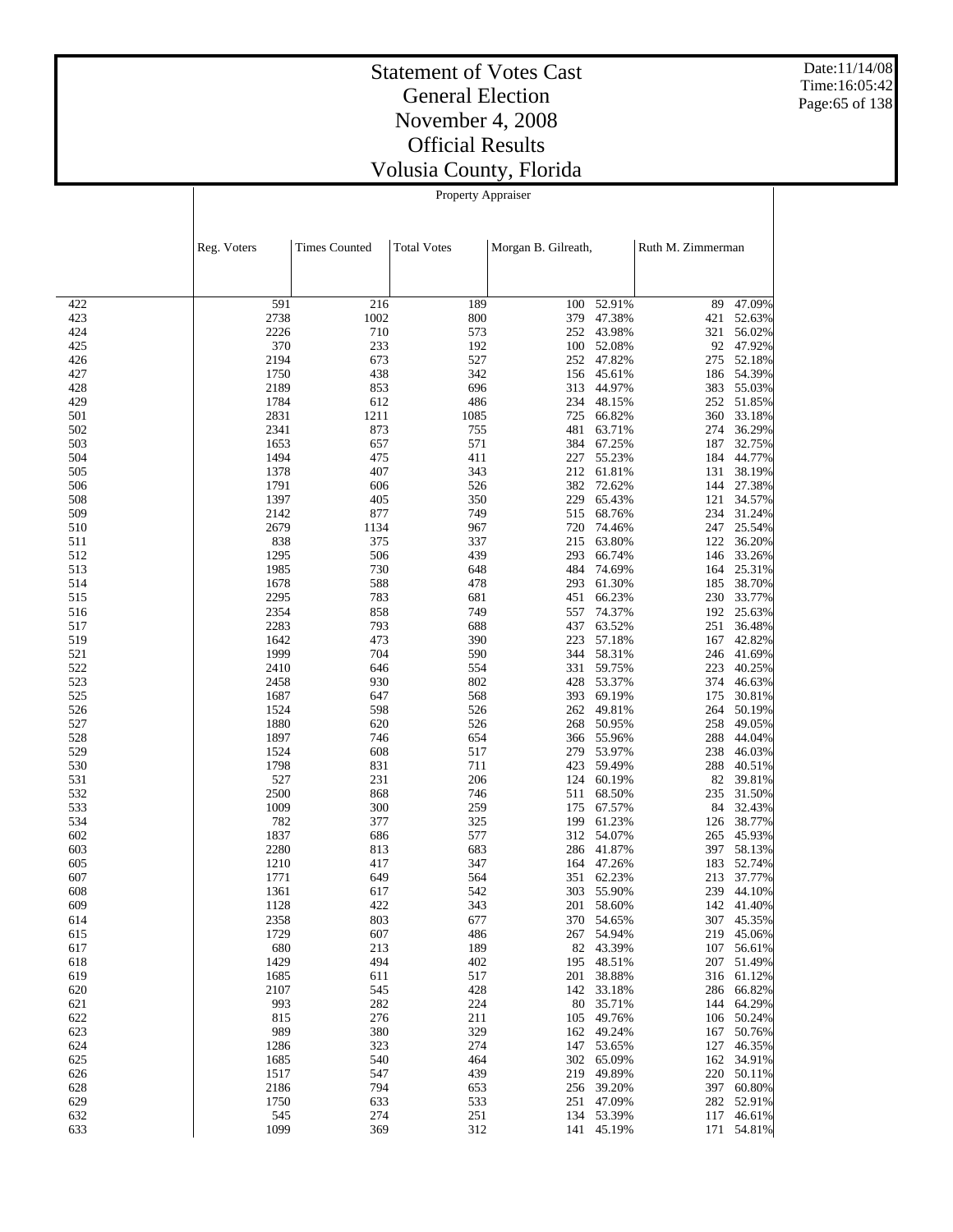# Statement of Votes Cast
## General Election
## November 4, 2008
## Official Results
## Volusia County, Florida

Date:11/14/08
Time:16:05:42

Property Appraiser

| | Reg. Voters | Times Counted | Total Votes | Morgan B. Gilreath, | | Ruth M. Zimmerman | |
|---|---|---|---|---|---|---|---|
| 422 | 591 | 216 | 189 | 100 | 52.91% | 89 | 47.09% |
| 423 | 2738 | 1002 | 800 | 379 | 47.38% | 421 | 52.63% |
| 424 | 2226 | 710 | 573 | 252 | 43.98% | 321 | 56.02% |
| 425 | 370 | 233 | 192 | 100 | 52.08% | 92 | 47.92% |
| 426 | 2194 | 673 | 527 | 252 | 47.82% | 275 | 52.18% |
| 427 | 1750 | 438 | 342 | 156 | 45.61% | 186 | 54.39% |
| 428 | 2189 | 853 | 696 | 313 | 44.97% | 383 | 55.03% |
| 429 | 1784 | 612 | 486 | 234 | 48.15% | 252 | 51.85% |
| 501 | 2831 | 1211 | 1085 | 725 | 66.82% | 360 | 33.18% |
| 502 | 2341 | 873 | 755 | 481 | 63.71% | 274 | 36.29% |
| 503 | 1653 | 657 | 571 | 384 | 67.25% | 187 | 32.75% |
| 504 | 1494 | 475 | 411 | 227 | 55.23% | 184 | 44.77% |
| 505 | 1378 | 407 | 343 | 212 | 61.81% | 131 | 38.19% |
| 506 | 1791 | 606 | 526 | 382 | 72.62% | 144 | 27.38% |
| 508 | 1397 | 405 | 350 | 229 | 65.43% | 121 | 34.57% |
| 509 | 2142 | 877 | 749 | 515 | 68.76% | 234 | 31.24% |
| 510 | 2679 | 1134 | 967 | 720 | 74.46% | 247 | 25.54% |
| 511 | 838 | 375 | 337 | 215 | 63.80% | 122 | 36.20% |
| 512 | 1295 | 506 | 439 | 293 | 66.74% | 146 | 33.26% |
| 513 | 1985 | 730 | 648 | 484 | 74.69% | 164 | 25.31% |
| 514 | 1678 | 588 | 478 | 293 | 61.30% | 185 | 38.70% |
| 515 | 2295 | 783 | 681 | 451 | 66.23% | 230 | 33.77% |
| 516 | 2354 | 858 | 749 | 557 | 74.37% | 192 | 25.63% |
| 517 | 2283 | 793 | 688 | 437 | 63.52% | 251 | 36.48% |
| 519 | 1642 | 473 | 390 | 223 | 57.18% | 167 | 42.82% |
| 521 | 1999 | 704 | 590 | 344 | 58.31% | 246 | 41.69% |
| 522 | 2410 | 646 | 554 | 331 | 59.75% | 223 | 40.25% |
| 523 | 2458 | 930 | 802 | 428 | 53.37% | 374 | 46.63% |
| 525 | 1687 | 647 | 568 | 393 | 69.19% | 175 | 30.81% |
| 526 | 1524 | 598 | 526 | 262 | 49.81% | 264 | 50.19% |
| 527 | 1880 | 620 | 526 | 268 | 50.95% | 258 | 49.05% |
| 528 | 1897 | 746 | 654 | 366 | 55.96% | 288 | 44.04% |
| 529 | 1524 | 608 | 517 | 279 | 53.97% | 238 | 46.03% |
| 530 | 1798 | 831 | 711 | 423 | 59.49% | 288 | 40.51% |
| 531 | 527 | 231 | 206 | 124 | 60.19% | 82 | 39.81% |
| 532 | 2500 | 868 | 746 | 511 | 68.50% | 235 | 31.50% |
| 533 | 1009 | 300 | 259 | 175 | 67.57% | 84 | 32.43% |
| 534 | 782 | 377 | 325 | 199 | 61.23% | 126 | 38.77% |
| 602 | 1837 | 686 | 577 | 312 | 54.07% | 265 | 45.93% |
| 603 | 2280 | 813 | 683 | 286 | 41.87% | 397 | 58.13% |
| 605 | 1210 | 417 | 347 | 164 | 47.26% | 183 | 52.74% |
| 607 | 1771 | 649 | 564 | 351 | 62.23% | 213 | 37.77% |
| 608 | 1361 | 617 | 542 | 303 | 55.90% | 239 | 44.10% |
| 609 | 1128 | 422 | 343 | 201 | 58.60% | 142 | 41.40% |
| 614 | 2358 | 803 | 677 | 370 | 54.65% | 307 | 45.35% |
| 615 | 1729 | 607 | 486 | 267 | 54.94% | 219 | 45.06% |
| 617 | 680 | 213 | 189 | 82 | 43.39% | 107 | 56.61% |
| 618 | 1429 | 494 | 402 | 195 | 48.51% | 207 | 51.49% |
| 619 | 1685 | 611 | 517 | 201 | 38.88% | 316 | 61.12% |
| 620 | 2107 | 545 | 428 | 142 | 33.18% | 286 | 66.82% |
| 621 | 993 | 282 | 224 | 80 | 35.71% | 144 | 64.29% |
| 622 | 815 | 276 | 211 | 105 | 49.76% | 106 | 50.24% |
| 623 | 989 | 380 | 329 | 162 | 49.24% | 167 | 50.76% |
| 624 | 1286 | 323 | 274 | 147 | 53.65% | 127 | 46.35% |
| 625 | 1685 | 540 | 464 | 302 | 65.09% | 162 | 34.91% |
| 626 | 1517 | 547 | 439 | 219 | 49.89% | 220 | 50.11% |
| 628 | 2186 | 794 | 653 | 256 | 39.20% | 397 | 60.80% |
| 629 | 1750 | 633 | 533 | 251 | 47.09% | 282 | 52.91% |
| 632 | 545 | 274 | 251 | 134 | 53.39% | 117 | 46.61% |
| 633 | 1099 | 369 | 312 | 141 | 45.19% | 171 | 54.81% |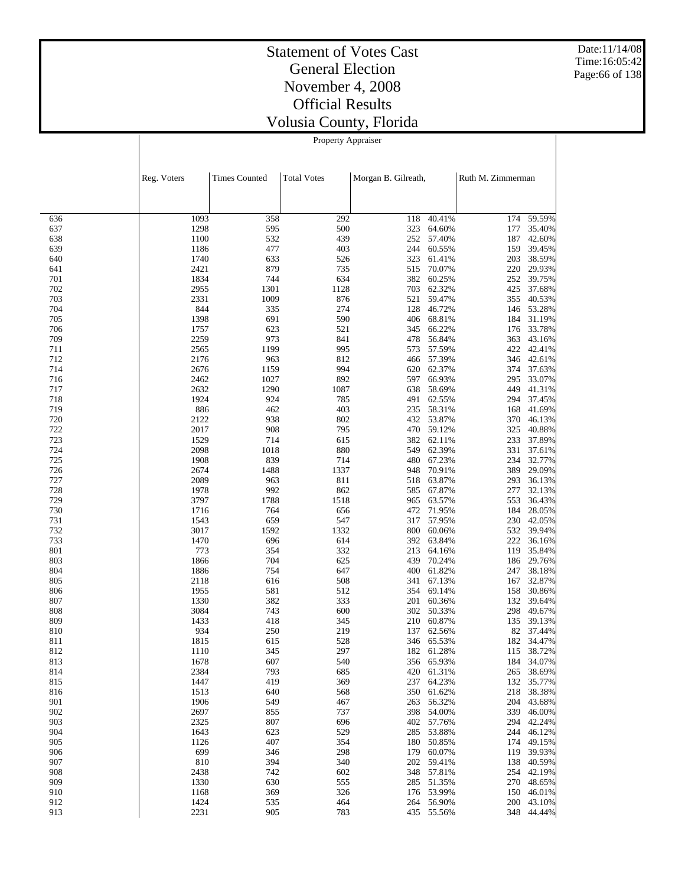# Statement of Votes Cast
## General Election
## November 4, 2008
## Official Results
## Volusia County, Florida

Date:11/14/08
Time:16:05:42

Property Appraiser

| | Reg. Voters | Times Counted | Total Votes | Morgan B. Gilreath, | | Ruth M. Zimmerman | |
|---|---|---|---|---|---|---|---|
| 636 | 1093 | 358 | 292 | 118 | 40.41% | 174 | 59.59% |
| 637 | 1298 | 595 | 500 | 323 | 64.60% | 177 | 35.40% |
| 638 | 1100 | 532 | 439 | 252 | 57.40% | 187 | 42.60% |
| 639 | 1186 | 477 | 403 | 244 | 60.55% | 159 | 39.45% |
| 640 | 1740 | 633 | 526 | 323 | 61.41% | 203 | 38.59% |
| 641 | 2421 | 879 | 735 | 515 | 70.07% | 220 | 29.93% |
| 701 | 1834 | 744 | 634 | 382 | 60.25% | 252 | 39.75% |
| 702 | 2955 | 1301 | 1128 | 703 | 62.32% | 425 | 37.68% |
| 703 | 2331 | 1009 | 876 | 521 | 59.47% | 355 | 40.53% |
| 704 | 844 | 335 | 274 | 128 | 46.72% | 146 | 53.28% |
| 705 | 1398 | 691 | 590 | 406 | 68.81% | 184 | 31.19% |
| 706 | 1757 | 623 | 521 | 345 | 66.22% | 176 | 33.78% |
| 709 | 2259 | 973 | 841 | 478 | 56.84% | 363 | 43.16% |
| 711 | 2565 | 1199 | 995 | 573 | 57.59% | 422 | 42.41% |
| 712 | 2176 | 963 | 812 | 466 | 57.39% | 346 | 42.61% |
| 714 | 2676 | 1159 | 994 | 620 | 62.37% | 374 | 37.63% |
| 716 | 2462 | 1027 | 892 | 597 | 66.93% | 295 | 33.07% |
| 717 | 2632 | 1290 | 1087 | 638 | 58.69% | 449 | 41.31% |
| 718 | 1924 | 924 | 785 | 491 | 62.55% | 294 | 37.45% |
| 719 | 886 | 462 | 403 | 235 | 58.31% | 168 | 41.69% |
| 720 | 2122 | 938 | 802 | 432 | 53.87% | 370 | 46.13% |
| 722 | 2017 | 908 | 795 | 470 | 59.12% | 325 | 40.88% |
| 723 | 1529 | 714 | 615 | 382 | 62.11% | 233 | 37.89% |
| 724 | 2098 | 1018 | 880 | 549 | 62.39% | 331 | 37.61% |
| 725 | 1908 | 839 | 714 | 480 | 67.23% | 234 | 32.77% |
| 726 | 2674 | 1488 | 1337 | 948 | 70.91% | 389 | 29.09% |
| 727 | 2089 | 963 | 811 | 518 | 63.87% | 293 | 36.13% |
| 728 | 1978 | 992 | 862 | 585 | 67.87% | 277 | 32.13% |
| 729 | 3797 | 1788 | 1518 | 965 | 63.57% | 553 | 36.43% |
| 730 | 1716 | 764 | 656 | 472 | 71.95% | 184 | 28.05% |
| 731 | 1543 | 659 | 547 | 317 | 57.95% | 230 | 42.05% |
| 732 | 3017 | 1592 | 1332 | 800 | 60.06% | 532 | 39.94% |
| 733 | 1470 | 696 | 614 | 392 | 63.84% | 222 | 36.16% |
| 801 | 773 | 354 | 332 | 213 | 64.16% | 119 | 35.84% |
| 803 | 1866 | 704 | 625 | 439 | 70.24% | 186 | 29.76% |
| 804 | 1886 | 754 | 647 | 400 | 61.82% | 247 | 38.18% |
| 805 | 2118 | 616 | 508 | 341 | 67.13% | 167 | 32.87% |
| 806 | 1955 | 581 | 512 | 354 | 69.14% | 158 | 30.86% |
| 807 | 1330 | 382 | 333 | 201 | 60.36% | 132 | 39.64% |
| 808 | 3084 | 743 | 600 | 302 | 50.33% | 298 | 49.67% |
| 809 | 1433 | 418 | 345 | 210 | 60.87% | 135 | 39.13% |
| 810 | 934 | 250 | 219 | 137 | 62.56% | 82 | 37.44% |
| 811 | 1815 | 615 | 528 | 346 | 65.53% | 182 | 34.47% |
| 812 | 1110 | 345 | 297 | 182 | 61.28% | 115 | 38.72% |
| 813 | 1678 | 607 | 540 | 356 | 65.93% | 184 | 34.07% |
| 814 | 2384 | 793 | 685 | 420 | 61.31% | 265 | 38.69% |
| 815 | 1447 | 419 | 369 | 237 | 64.23% | 132 | 35.77% |
| 816 | 1513 | 640 | 568 | 350 | 61.62% | 218 | 38.38% |
| 901 | 1906 | 549 | 467 | 263 | 56.32% | 204 | 43.68% |
| 902 | 2697 | 855 | 737 | 398 | 54.00% | 339 | 46.00% |
| 903 | 2325 | 807 | 696 | 402 | 57.76% | 294 | 42.24% |
| 904 | 1643 | 623 | 529 | 285 | 53.88% | 244 | 46.12% |
| 905 | 1126 | 407 | 354 | 180 | 50.85% | 174 | 49.15% |
| 906 | 699 | 346 | 298 | 179 | 60.07% | 119 | 39.93% |
| 907 | 810 | 394 | 340 | 202 | 59.41% | 138 | 40.59% |
| 908 | 2438 | 742 | 602 | 348 | 57.81% | 254 | 42.19% |
| 909 | 1330 | 630 | 555 | 285 | 51.35% | 270 | 48.65% |
| 910 | 1168 | 369 | 326 | 176 | 53.99% | 150 | 46.01% |
| 912 | 1424 | 535 | 464 | 264 | 56.90% | 200 | 43.10% |
| 913 | 2231 | 905 | 783 | 435 | 55.56% | 348 | 44.44% |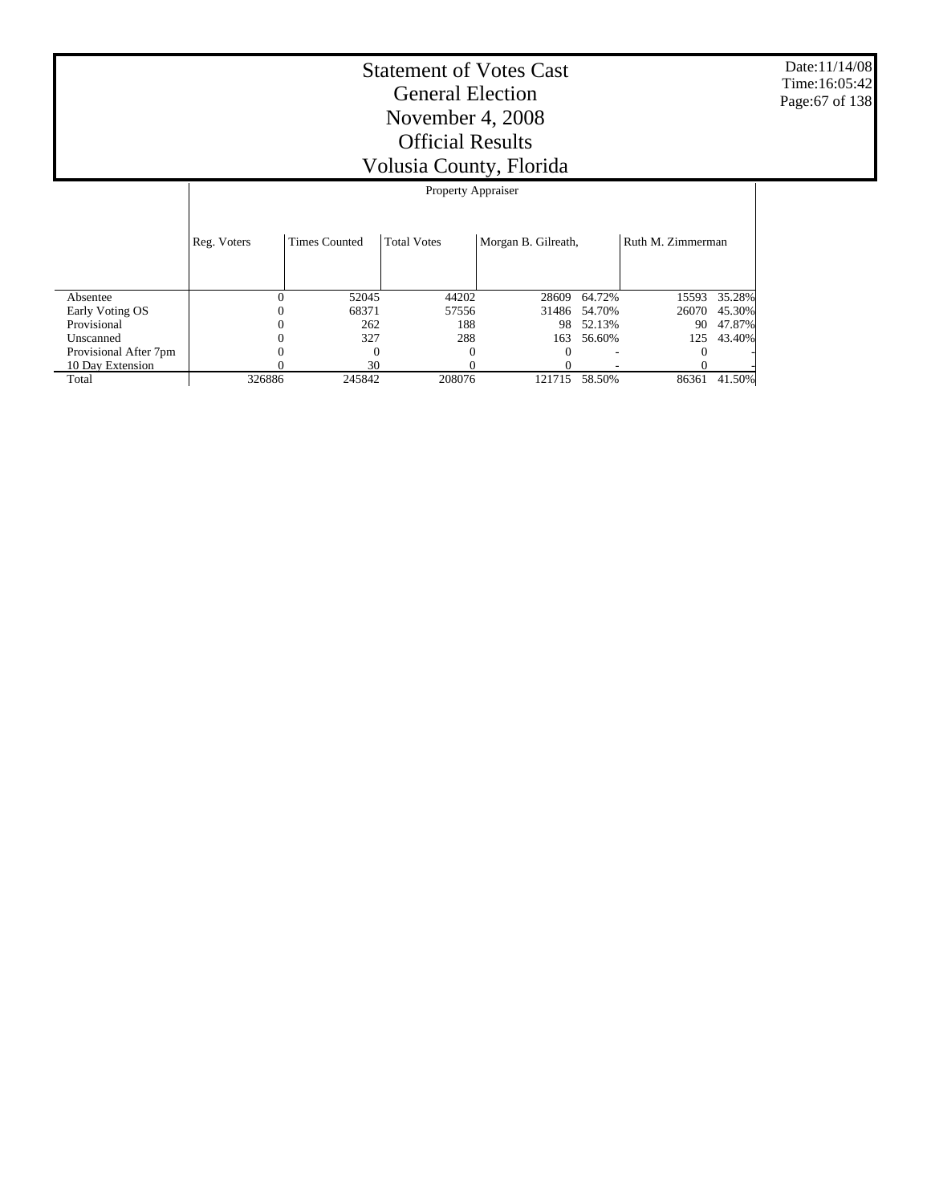# Statement of Votes Cast
## General Election
## November 4, 2008
## Official Results
## Volusia County, Florida

Date:11/14/08
Time:16:05:42

| | Property Appraiser | | | | | | |
|---|---|---|---|---|---|---|---|
| | Reg. Voters | Times Counted | Total Votes | Morgan B. Gilreath, | | Ruth M. Zimmerman | |
| Absentee | 0 | 52045 | 44202 | 28609 | 64.72% | 15593 | 35.28% |
| Early Voting OS | 0 | 68371 | 57556 | 31486 | 54.70% | 26070 | 45.30% |
| Provisional | 0 | 262 | 188 | 98 | 52.13% | 90 | 47.87% |
| Unscanned | 0 | 327 | 288 | 163 | 56.60% | 125 | 43.40% |
| Provisional After 7pm | 0 | 0 | 0 | 0 | - | 0 | - |
| 10 Day Extension | 0 | 30 | 0 | 0 | - | 0 | - |
| Total | 326886 | 245842 | 208076 | 121715 | 58.50% | 86361 | 41.50% |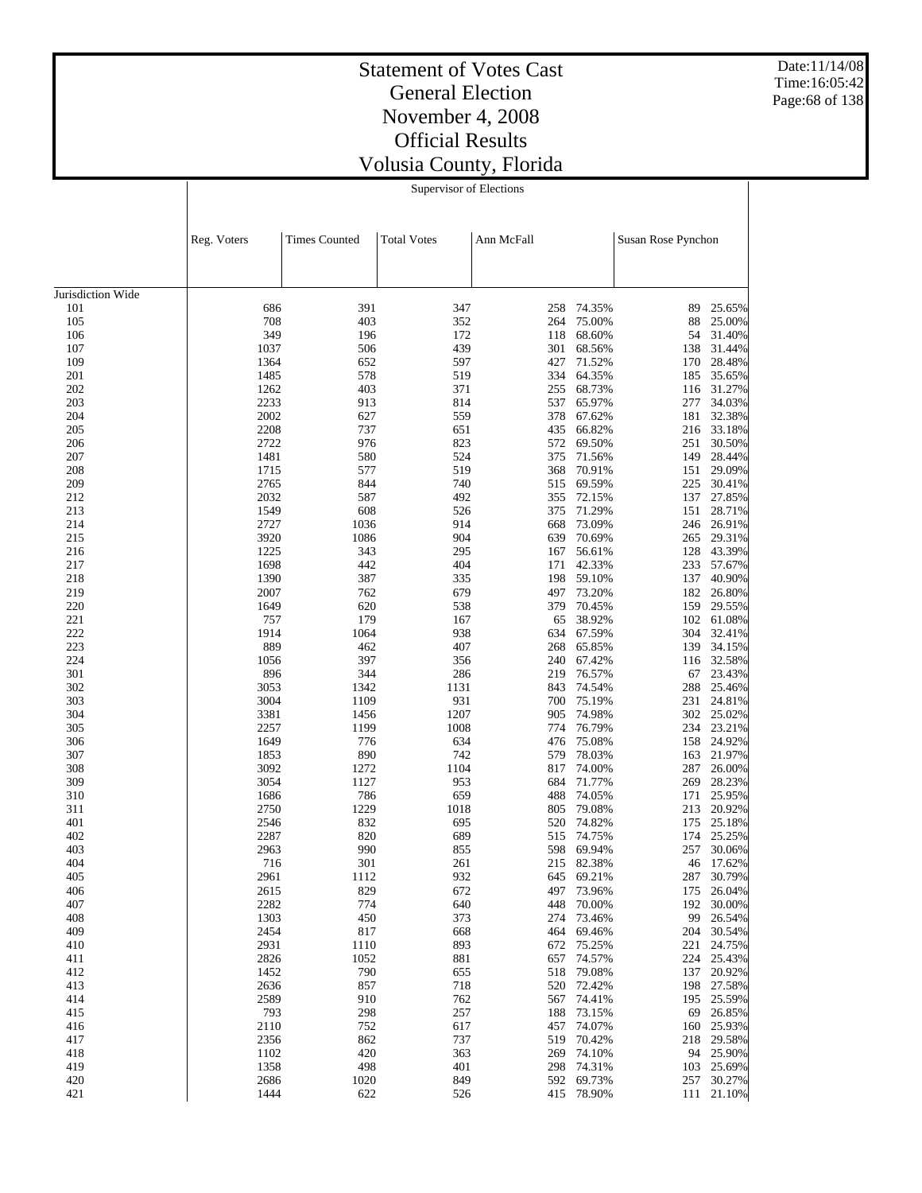# Statement of Votes Cast
## General Election
## November 4, 2008
## Official Results
## Volusia County, Florida

Supervisor of Elections

| | Reg. Voters | Times Counted | Total Votes | Ann McFall | | Susan Rose Pynchon | |
|---|---|---|---|---|---|---|---|
| Jurisdiction Wide | | | | | | | |
| 101 | 686 | 391 | 347 | 258 | 74.35% | 89 | 25.65% |
| 105 | 708 | 403 | 352 | 264 | 75.00% | 88 | 25.00% |
| 106 | 349 | 196 | 172 | 118 | 68.60% | 54 | 31.40% |
| 107 | 1037 | 506 | 439 | 301 | 68.56% | 138 | 31.44% |
| 109 | 1364 | 652 | 597 | 427 | 71.52% | 170 | 28.48% |
| 201 | 1485 | 578 | 519 | 334 | 64.35% | 185 | 35.65% |
| 202 | 1262 | 403 | 371 | 255 | 68.73% | 116 | 31.27% |
| 203 | 2233 | 913 | 814 | 537 | 65.97% | 277 | 34.03% |
| 204 | 2002 | 627 | 559 | 378 | 67.62% | 181 | 32.38% |
| 205 | 2208 | 737 | 651 | 435 | 66.82% | 216 | 33.18% |
| 206 | 2722 | 976 | 823 | 572 | 69.50% | 251 | 30.50% |
| 207 | 1481 | 580 | 524 | 375 | 71.56% | 149 | 28.44% |
| 208 | 1715 | 577 | 519 | 368 | 70.91% | 151 | 29.09% |
| 209 | 2765 | 844 | 740 | 515 | 69.59% | 225 | 30.41% |
| 212 | 2032 | 587 | 492 | 355 | 72.15% | 137 | 27.85% |
| 213 | 1549 | 608 | 526 | 375 | 71.29% | 151 | 28.71% |
| 214 | 2727 | 1036 | 914 | 668 | 73.09% | 246 | 26.91% |
| 215 | 3920 | 1086 | 904 | 639 | 70.69% | 265 | 29.31% |
| 216 | 1225 | 343 | 295 | 167 | 56.61% | 128 | 43.39% |
| 217 | 1698 | 442 | 404 | 171 | 42.33% | 233 | 57.67% |
| 218 | 1390 | 387 | 335 | 198 | 59.10% | 137 | 40.90% |
| 219 | 2007 | 762 | 679 | 497 | 73.20% | 182 | 26.80% |
| 220 | 1649 | 620 | 538 | 379 | 70.45% | 159 | 29.55% |
| 221 | 757 | 179 | 167 | 65 | 38.92% | 102 | 61.08% |
| 222 | 1914 | 1064 | 938 | 634 | 67.59% | 304 | 32.41% |
| 223 | 889 | 462 | 407 | 268 | 65.85% | 139 | 34.15% |
| 224 | 1056 | 397 | 356 | 240 | 67.42% | 116 | 32.58% |
| 301 | 896 | 344 | 286 | 219 | 76.57% | 67 | 23.43% |
| 302 | 3053 | 1342 | 1131 | 843 | 74.54% | 288 | 25.46% |
| 303 | 3004 | 1109 | 931 | 700 | 75.19% | 231 | 24.81% |
| 304 | 3381 | 1456 | 1207 | 905 | 74.98% | 302 | 25.02% |
| 305 | 2257 | 1199 | 1008 | 774 | 76.79% | 234 | 23.21% |
| 306 | 1649 | 776 | 634 | 476 | 75.08% | 158 | 24.92% |
| 307 | 1853 | 890 | 742 | 579 | 78.03% | 163 | 21.97% |
| 308 | 3092 | 1272 | 1104 | 817 | 74.00% | 287 | 26.00% |
| 309 | 3054 | 1127 | 953 | 684 | 71.77% | 269 | 28.23% |
| 310 | 1686 | 786 | 659 | 488 | 74.05% | 171 | 25.95% |
| 311 | 2750 | 1229 | 1018 | 805 | 79.08% | 213 | 20.92% |
| 401 | 2546 | 832 | 695 | 520 | 74.82% | 175 | 25.18% |
| 402 | 2287 | 820 | 689 | 515 | 74.75% | 174 | 25.25% |
| 403 | 2963 | 990 | 855 | 598 | 69.94% | 257 | 30.06% |
| 404 | 716 | 301 | 261 | 215 | 82.38% | 46 | 17.62% |
| 405 | 2961 | 1112 | 932 | 645 | 69.21% | 287 | 30.79% |
| 406 | 2615 | 829 | 672 | 497 | 73.96% | 175 | 26.04% |
| 407 | 2282 | 774 | 640 | 448 | 70.00% | 192 | 30.00% |
| 408 | 1303 | 450 | 373 | 274 | 73.46% | 99 | 26.54% |
| 409 | 2454 | 817 | 668 | 464 | 69.46% | 204 | 30.54% |
| 410 | 2931 | 1110 | 893 | 672 | 75.25% | 221 | 24.75% |
| 411 | 2826 | 1052 | 881 | 657 | 74.57% | 224 | 25.43% |
| 412 | 1452 | 790 | 655 | 518 | 79.08% | 137 | 20.92% |
| 413 | 2636 | 857 | 718 | 520 | 72.42% | 198 | 27.58% |
| 414 | 2589 | 910 | 762 | 567 | 74.41% | 195 | 25.59% |
| 415 | 793 | 298 | 257 | 188 | 73.15% | 69 | 26.85% |
| 416 | 2110 | 752 | 617 | 457 | 74.07% | 160 | 25.93% |
| 417 | 2356 | 862 | 737 | 519 | 70.42% | 218 | 29.58% |
| 418 | 1102 | 420 | 363 | 269 | 74.10% | 94 | 25.90% |
| 419 | 1358 | 498 | 401 | 298 | 74.31% | 103 | 25.69% |
| 420 | 2686 | 1020 | 849 | 592 | 69.73% | 257 | 30.27% |
| 421 | 1444 | 622 | 526 | 415 | 78.90% | 111 | 21.10% |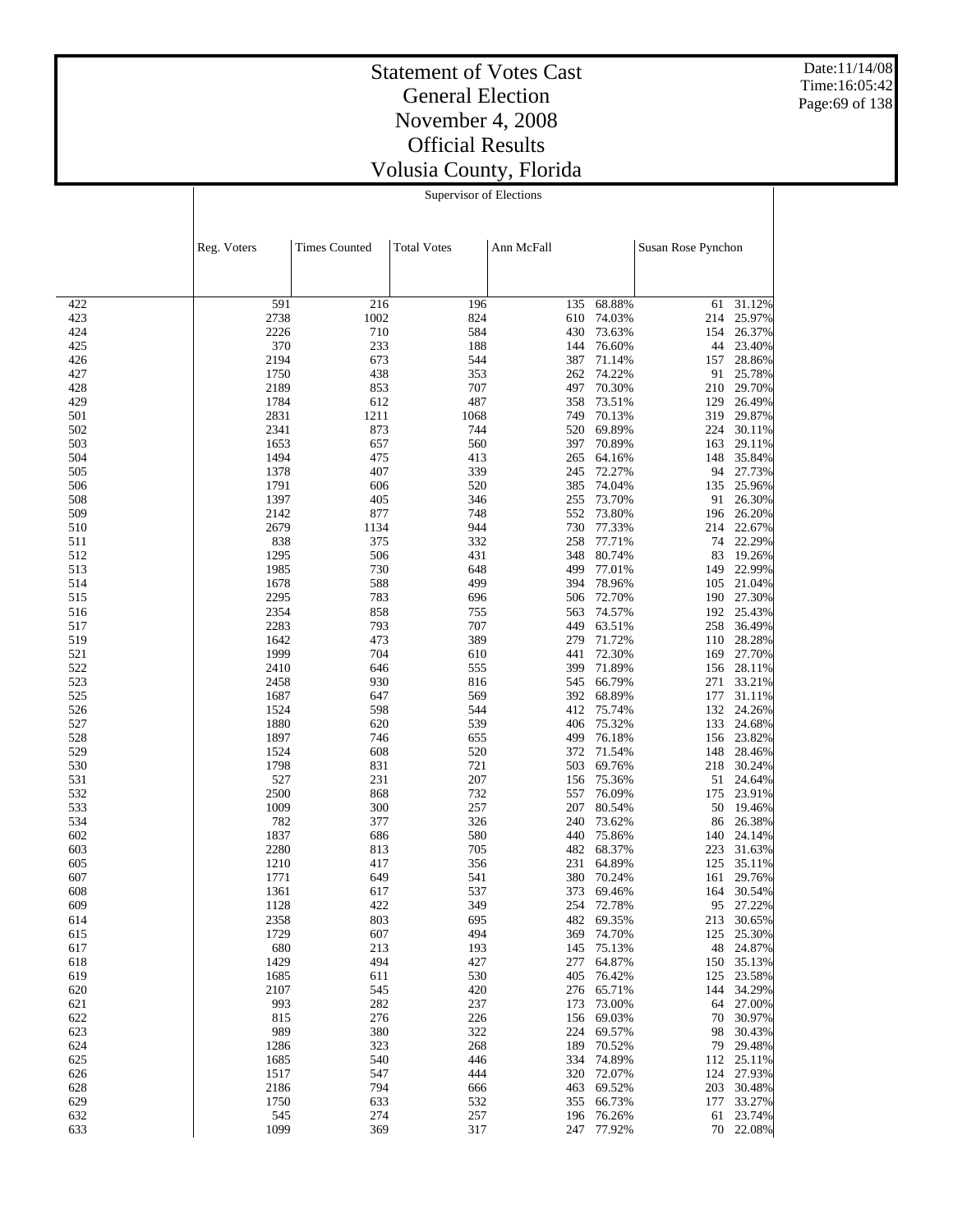# Statement of Votes Cast
## General Election
## November 4, 2008
## Official Results
## Volusia County, Florida

Supervisor of Elections

| | Reg. Voters | Times Counted | Total Votes | Ann McFall | | Susan Rose Pynchon | |
|---|---|---|---|---|---|---|---|
| 422 | 591 | 216 | 196 | 135 | 68.88% | 61 | 31.12% |
| 423 | 2738 | 1002 | 824 | 610 | 74.03% | 214 | 25.97% |
| 424 | 2226 | 710 | 584 | 430 | 73.63% | 154 | 26.37% |
| 425 | 370 | 233 | 188 | 144 | 76.60% | 44 | 23.40% |
| 426 | 2194 | 673 | 544 | 387 | 71.14% | 157 | 28.86% |
| 427 | 1750 | 438 | 353 | 262 | 74.22% | 91 | 25.78% |
| 428 | 2189 | 853 | 707 | 497 | 70.30% | 210 | 29.70% |
| 429 | 1784 | 612 | 487 | 358 | 73.51% | 129 | 26.49% |
| 501 | 2831 | 1211 | 1068 | 749 | 70.13% | 319 | 29.87% |
| 502 | 2341 | 873 | 744 | 520 | 69.89% | 224 | 30.11% |
| 503 | 1653 | 657 | 560 | 397 | 70.89% | 163 | 29.11% |
| 504 | 1494 | 475 | 413 | 265 | 64.16% | 148 | 35.84% |
| 505 | 1378 | 407 | 339 | 245 | 72.27% | 94 | 27.73% |
| 506 | 1791 | 606 | 520 | 385 | 74.04% | 135 | 25.96% |
| 508 | 1397 | 405 | 346 | 255 | 73.70% | 91 | 26.30% |
| 509 | 2142 | 877 | 748 | 552 | 73.80% | 196 | 26.20% |
| 510 | 2679 | 1134 | 944 | 730 | 77.33% | 214 | 22.67% |
| 511 | 838 | 375 | 332 | 258 | 77.71% | 74 | 22.29% |
| 512 | 1295 | 506 | 431 | 348 | 80.74% | 83 | 19.26% |
| 513 | 1985 | 730 | 648 | 499 | 77.01% | 149 | 22.99% |
| 514 | 1678 | 588 | 499 | 394 | 78.96% | 105 | 21.04% |
| 515 | 2295 | 783 | 696 | 506 | 72.70% | 190 | 27.30% |
| 516 | 2354 | 858 | 755 | 563 | 74.57% | 192 | 25.43% |
| 517 | 2283 | 793 | 707 | 449 | 63.51% | 258 | 36.49% |
| 519 | 1642 | 473 | 389 | 279 | 71.72% | 110 | 28.28% |
| 521 | 1999 | 704 | 610 | 441 | 72.30% | 169 | 27.70% |
| 522 | 2410 | 646 | 555 | 399 | 71.89% | 156 | 28.11% |
| 523 | 2458 | 930 | 816 | 545 | 66.79% | 271 | 33.21% |
| 525 | 1687 | 647 | 569 | 392 | 68.89% | 177 | 31.11% |
| 526 | 1524 | 598 | 544 | 412 | 75.74% | 132 | 24.26% |
| 527 | 1880 | 620 | 539 | 406 | 75.32% | 133 | 24.68% |
| 528 | 1897 | 746 | 655 | 499 | 76.18% | 156 | 23.82% |
| 529 | 1524 | 608 | 520 | 372 | 71.54% | 148 | 28.46% |
| 530 | 1798 | 831 | 721 | 503 | 69.76% | 218 | 30.24% |
| 531 | 527 | 231 | 207 | 156 | 75.36% | 51 | 24.64% |
| 532 | 2500 | 868 | 732 | 557 | 76.09% | 175 | 23.91% |
| 533 | 1009 | 300 | 257 | 207 | 80.54% | 50 | 19.46% |
| 534 | 782 | 377 | 326 | 240 | 73.62% | 86 | 26.38% |
| 602 | 1837 | 686 | 580 | 440 | 75.86% | 140 | 24.14% |
| 603 | 2280 | 813 | 705 | 482 | 68.37% | 223 | 31.63% |
| 605 | 1210 | 417 | 356 | 231 | 64.89% | 125 | 35.11% |
| 607 | 1771 | 649 | 541 | 380 | 70.24% | 161 | 29.76% |
| 608 | 1361 | 617 | 537 | 373 | 69.46% | 164 | 30.54% |
| 609 | 1128 | 422 | 349 | 254 | 72.78% | 95 | 27.22% |
| 614 | 2358 | 803 | 695 | 482 | 69.35% | 213 | 30.65% |
| 615 | 1729 | 607 | 494 | 369 | 74.70% | 125 | 25.30% |
| 617 | 680 | 213 | 193 | 145 | 75.13% | 48 | 24.87% |
| 618 | 1429 | 494 | 427 | 277 | 64.87% | 150 | 35.13% |
| 619 | 1685 | 611 | 530 | 405 | 76.42% | 125 | 23.58% |
| 620 | 2107 | 545 | 420 | 276 | 65.71% | 144 | 34.29% |
| 621 | 993 | 282 | 237 | 173 | 73.00% | 64 | 27.00% |
| 622 | 815 | 276 | 226 | 156 | 69.03% | 70 | 30.97% |
| 623 | 989 | 380 | 322 | 224 | 69.57% | 98 | 30.43% |
| 624 | 1286 | 323 | 268 | 189 | 70.52% | 79 | 29.48% |
| 625 | 1685 | 540 | 446 | 334 | 74.89% | 112 | 25.11% |
| 626 | 1517 | 547 | 444 | 320 | 72.07% | 124 | 27.93% |
| 628 | 2186 | 794 | 666 | 463 | 69.52% | 203 | 30.48% |
| 629 | 1750 | 633 | 532 | 355 | 66.73% | 177 | 33.27% |
| 632 | 545 | 274 | 257 | 196 | 76.26% | 61 | 23.74% |
| 633 | 1099 | 369 | 317 | 247 | 77.92% | 70 | 22.08% |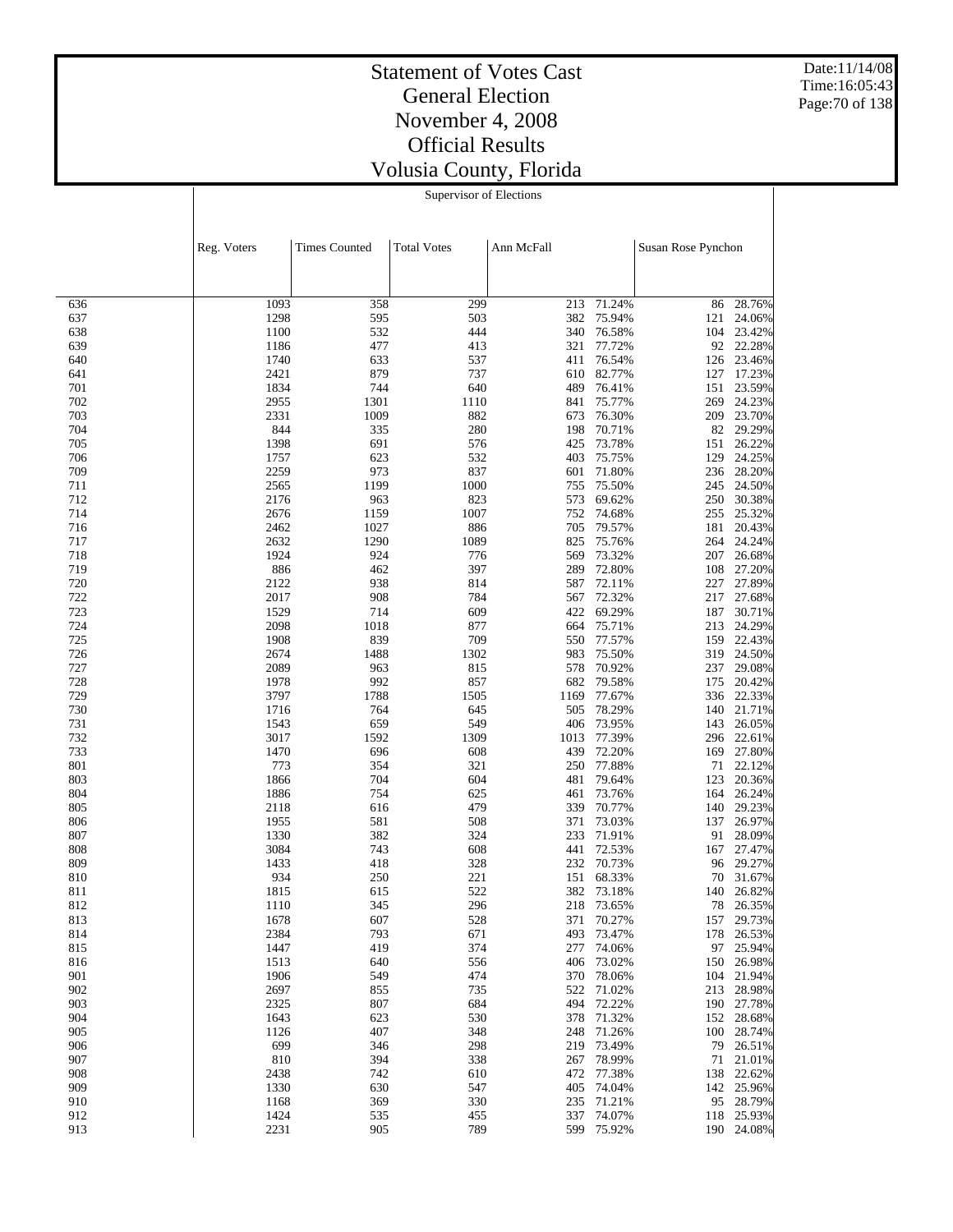# Statement of Votes Cast
## General Election
## November 4, 2008
## Official Results
## Volusia County, Florida

Supervisor of Elections

| | Reg. Voters | Times Counted | Total Votes | Ann McFall | | Susan Rose Pynchon | |
|---|---|---|---|---|---|---|---|
| 636 | 1093 | 358 | 299 | 213 | 71.24% | 86 | 28.76% |
| 637 | 1298 | 595 | 503 | 382 | 75.94% | 121 | 24.06% |
| 638 | 1100 | 532 | 444 | 340 | 76.58% | 104 | 23.42% |
| 639 | 1186 | 477 | 413 | 321 | 77.72% | 92 | 22.28% |
| 640 | 1740 | 633 | 537 | 411 | 76.54% | 126 | 23.46% |
| 641 | 2421 | 879 | 737 | 610 | 82.77% | 127 | 17.23% |
| 701 | 1834 | 744 | 640 | 489 | 76.41% | 151 | 23.59% |
| 702 | 2955 | 1301 | 1110 | 841 | 75.77% | 269 | 24.23% |
| 703 | 2331 | 1009 | 882 | 673 | 76.30% | 209 | 23.70% |
| 704 | 844 | 335 | 280 | 198 | 70.71% | 82 | 29.29% |
| 705 | 1398 | 691 | 576 | 425 | 73.78% | 151 | 26.22% |
| 706 | 1757 | 623 | 532 | 403 | 75.75% | 129 | 24.25% |
| 709 | 2259 | 973 | 837 | 601 | 71.80% | 236 | 28.20% |
| 711 | 2565 | 1199 | 1000 | 755 | 75.50% | 245 | 24.50% |
| 712 | 2176 | 963 | 823 | 573 | 69.62% | 250 | 30.38% |
| 714 | 2676 | 1159 | 1007 | 752 | 74.68% | 255 | 25.32% |
| 716 | 2462 | 1027 | 886 | 705 | 79.57% | 181 | 20.43% |
| 717 | 2632 | 1290 | 1089 | 825 | 75.76% | 264 | 24.24% |
| 718 | 1924 | 924 | 776 | 569 | 73.32% | 207 | 26.68% |
| 719 | 886 | 462 | 397 | 289 | 72.80% | 108 | 27.20% |
| 720 | 2122 | 938 | 814 | 587 | 72.11% | 227 | 27.89% |
| 722 | 2017 | 908 | 784 | 567 | 72.32% | 217 | 27.68% |
| 723 | 1529 | 714 | 609 | 422 | 69.29% | 187 | 30.71% |
| 724 | 2098 | 1018 | 877 | 664 | 75.71% | 213 | 24.29% |
| 725 | 1908 | 839 | 709 | 550 | 77.57% | 159 | 22.43% |
| 726 | 2674 | 1488 | 1302 | 983 | 75.50% | 319 | 24.50% |
| 727 | 2089 | 963 | 815 | 578 | 70.92% | 237 | 29.08% |
| 728 | 1978 | 992 | 857 | 682 | 79.58% | 175 | 20.42% |
| 729 | 3797 | 1788 | 1505 | 1169 | 77.67% | 336 | 22.33% |
| 730 | 1716 | 764 | 645 | 505 | 78.29% | 140 | 21.71% |
| 731 | 1543 | 659 | 549 | 406 | 73.95% | 143 | 26.05% |
| 732 | 3017 | 1592 | 1309 | 1013 | 77.39% | 296 | 22.61% |
| 733 | 1470 | 696 | 608 | 439 | 72.20% | 169 | 27.80% |
| 801 | 773 | 354 | 321 | 250 | 77.88% | 71 | 22.12% |
| 803 | 1866 | 704 | 604 | 481 | 79.64% | 123 | 20.36% |
| 804 | 1886 | 754 | 625 | 461 | 73.76% | 164 | 26.24% |
| 805 | 2118 | 616 | 479 | 339 | 70.77% | 140 | 29.23% |
| 806 | 1955 | 581 | 508 | 371 | 73.03% | 137 | 26.97% |
| 807 | 1330 | 382 | 324 | 233 | 71.91% | 91 | 28.09% |
| 808 | 3084 | 743 | 608 | 441 | 72.53% | 167 | 27.47% |
| 809 | 1433 | 418 | 328 | 232 | 70.73% | 96 | 29.27% |
| 810 | 934 | 250 | 221 | 151 | 68.33% | 70 | 31.67% |
| 811 | 1815 | 615 | 522 | 382 | 73.18% | 140 | 26.82% |
| 812 | 1110 | 345 | 296 | 218 | 73.65% | 78 | 26.35% |
| 813 | 1678 | 607 | 528 | 371 | 70.27% | 157 | 29.73% |
| 814 | 2384 | 793 | 671 | 493 | 73.47% | 178 | 26.53% |
| 815 | 1447 | 419 | 374 | 277 | 74.06% | 97 | 25.94% |
| 816 | 1513 | 640 | 556 | 406 | 73.02% | 150 | 26.98% |
| 901 | 1906 | 549 | 474 | 370 | 78.06% | 104 | 21.94% |
| 902 | 2697 | 855 | 735 | 522 | 71.02% | 213 | 28.98% |
| 903 | 2325 | 807 | 684 | 494 | 72.22% | 190 | 27.78% |
| 904 | 1643 | 623 | 530 | 378 | 71.32% | 152 | 28.68% |
| 905 | 1126 | 407 | 348 | 248 | 71.26% | 100 | 28.74% |
| 906 | 699 | 346 | 298 | 219 | 73.49% | 79 | 26.51% |
| 907 | 810 | 394 | 338 | 267 | 78.99% | 71 | 21.01% |
| 908 | 2438 | 742 | 610 | 472 | 77.38% | 138 | 22.62% |
| 909 | 1330 | 630 | 547 | 405 | 74.04% | 142 | 25.96% |
| 910 | 1168 | 369 | 330 | 235 | 71.21% | 95 | 28.79% |
| 912 | 1424 | 535 | 455 | 337 | 74.07% | 118 | 25.93% |
| 913 | 2231 | 905 | 789 | 599 | 75.92% | 190 | 24.08% |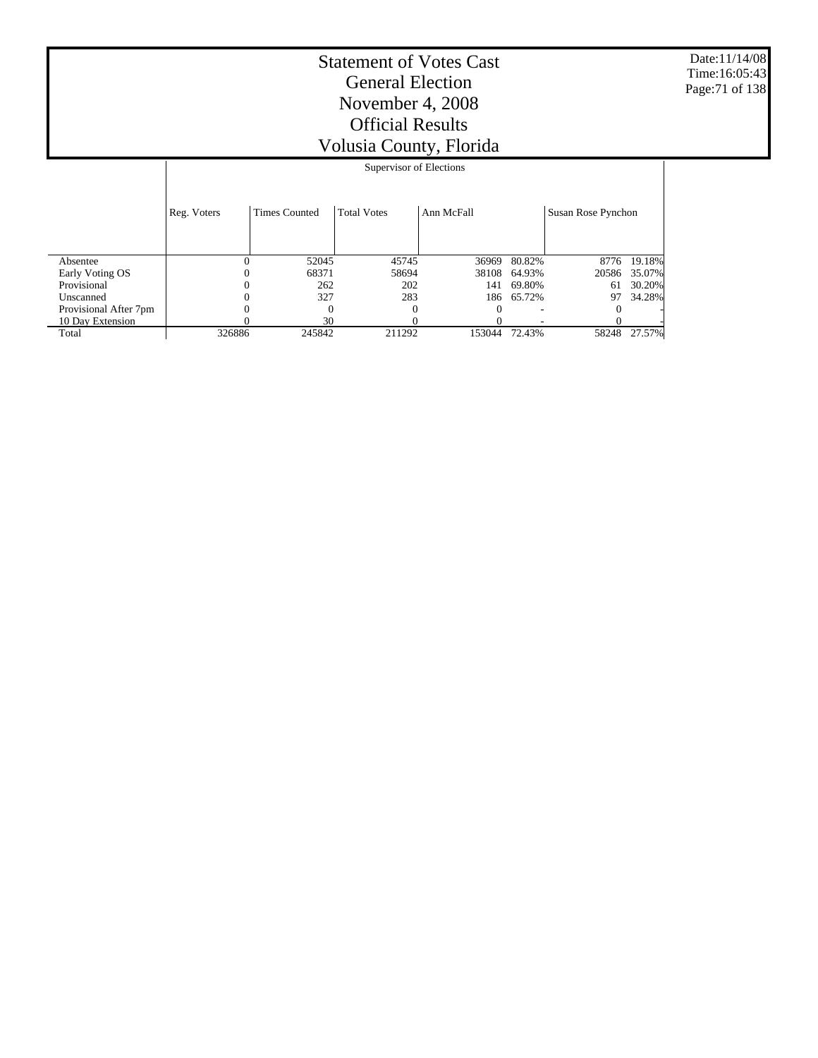# Statement of Votes Cast
## General Election
## November 4, 2008
## Official Results
## Volusia County, Florida

Date:11/14/08
Time:16:05:43

| | Supervisor of Elections | | | | | | |
|---|---|---|---|---|---|---|---|
| | Reg. Voters | Times Counted | Total Votes | Ann McFall | | Susan Rose Pynchon | |
| Absentee | 0 | 52045 | 45745 | 36969 | 80.82% | 8776 | 19.18% |
| Early Voting OS | 0 | 68371 | 58694 | 38108 | 64.93% | 20586 | 35.07% |
| Provisional | 0 | 262 | 202 | 141 | 69.80% | 61 | 30.20% |
| Unscanned | 0 | 327 | 283 | 186 | 65.72% | 97 | 34.28% |
| Provisional After 7pm | 0 | 0 | 0 | 0 | - | 0 | - |
| 10 Day Extension | 0 | 30 | 0 | 0 | - | 0 | - |
| Total | 326886 | 245842 | 211292 | 153044 | 72.43% | 58248 | 27.57% |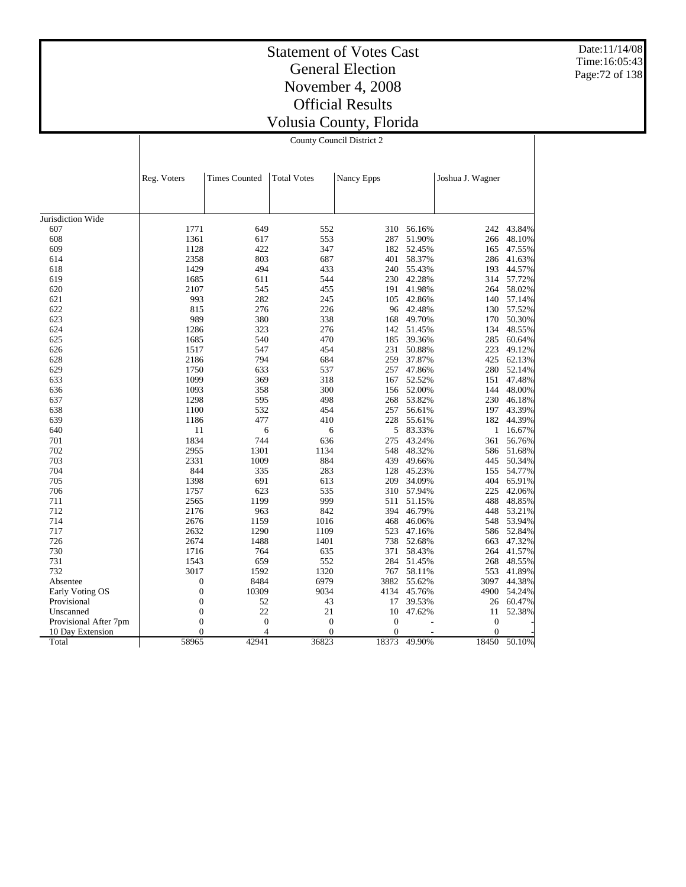# Statement of Votes Cast
# General Election
# November 4, 2008
# Official Results
# Volusia County, Florida

## County Council District 2

| | Reg. Voters | Times Counted | Total Votes | Nancy Epps | | Joshua J. Wagner | |
|---|---|---|---|---|---|---|---|
| Jurisdiction Wide | | | | | | | |
| 607 | 1771 | 649 | 552 | 310 | 56.16% | 242 | 43.84% |
| 608 | 1361 | 617 | 553 | 287 | 51.90% | 266 | 48.10% |
| 609 | 1128 | 422 | 347 | 182 | 52.45% | 165 | 47.55% |
| 614 | 2358 | 803 | 687 | 401 | 58.37% | 286 | 41.63% |
| 618 | 1429 | 494 | 433 | 240 | 55.43% | 193 | 44.57% |
| 619 | 1685 | 611 | 544 | 230 | 42.28% | 314 | 57.72% |
| 620 | 2107 | 545 | 455 | 191 | 41.98% | 264 | 58.02% |
| 621 | 993 | 282 | 245 | 105 | 42.86% | 140 | 57.14% |
| 622 | 815 | 276 | 226 | 96 | 42.48% | 130 | 57.52% |
| 623 | 989 | 380 | 338 | 168 | 49.70% | 170 | 50.30% |
| 624 | 1286 | 323 | 276 | 142 | 51.45% | 134 | 48.55% |
| 625 | 1685 | 540 | 470 | 185 | 39.36% | 285 | 60.64% |
| 626 | 1517 | 547 | 454 | 231 | 50.88% | 223 | 49.12% |
| 628 | 2186 | 794 | 684 | 259 | 37.87% | 425 | 62.13% |
| 629 | 1750 | 633 | 537 | 257 | 47.86% | 280 | 52.14% |
| 633 | 1099 | 369 | 318 | 167 | 52.52% | 151 | 47.48% |
| 636 | 1093 | 358 | 300 | 156 | 52.00% | 144 | 48.00% |
| 637 | 1298 | 595 | 498 | 268 | 53.82% | 230 | 46.18% |
| 638 | 1100 | 532 | 454 | 257 | 56.61% | 197 | 43.39% |
| 639 | 1186 | 477 | 410 | 228 | 55.61% | 182 | 44.39% |
| 640 | 11 | 6 | 6 | 5 | 83.33% | 1 | 16.67% |
| 701 | 1834 | 744 | 636 | 275 | 43.24% | 361 | 56.76% |
| 702 | 2955 | 1301 | 1134 | 548 | 48.32% | 586 | 51.68% |
| 703 | 2331 | 1009 | 884 | 439 | 49.66% | 445 | 50.34% |
| 704 | 844 | 335 | 283 | 128 | 45.23% | 155 | 54.77% |
| 705 | 1398 | 691 | 613 | 209 | 34.09% | 404 | 65.91% |
| 706 | 1757 | 623 | 535 | 310 | 57.94% | 225 | 42.06% |
| 711 | 2565 | 1199 | 999 | 511 | 51.15% | 488 | 48.85% |
| 712 | 2176 | 963 | 842 | 394 | 46.79% | 448 | 53.21% |
| 714 | 2676 | 1159 | 1016 | 468 | 46.06% | 548 | 53.94% |
| 717 | 2632 | 1290 | 1109 | 523 | 47.16% | 586 | 52.84% |
| 726 | 2674 | 1488 | 1401 | 738 | 52.68% | 663 | 47.32% |
| 730 | 1716 | 764 | 635 | 371 | 58.43% | 264 | 41.57% |
| 731 | 1543 | 659 | 552 | 284 | 51.45% | 268 | 48.55% |
| 732 | 3017 | 1592 | 1320 | 767 | 58.11% | 553 | 41.89% |
| Absentee | 0 | 8484 | 6979 | 3882 | 55.62% | 3097 | 44.38% |
| Early Voting OS | 0 | 10309 | 9034 | 4134 | 45.76% | 4900 | 54.24% |
| Provisional | 0 | 52 | 43 | 17 | 39.53% | 26 | 60.47% |
| Unscanned | 0 | 22 | 21 | 10 | 47.62% | 11 | 52.38% |
| Provisional After 7pm | 0 | 0 | 0 | 0 | - | 0 | - |
| 10 Day Extension | 0 | 4 | 0 | 0 | - | 0 | - |
| Total | 58965 | 42941 | 36823 | 18373 | 49.90% | 18450 | 50.10% |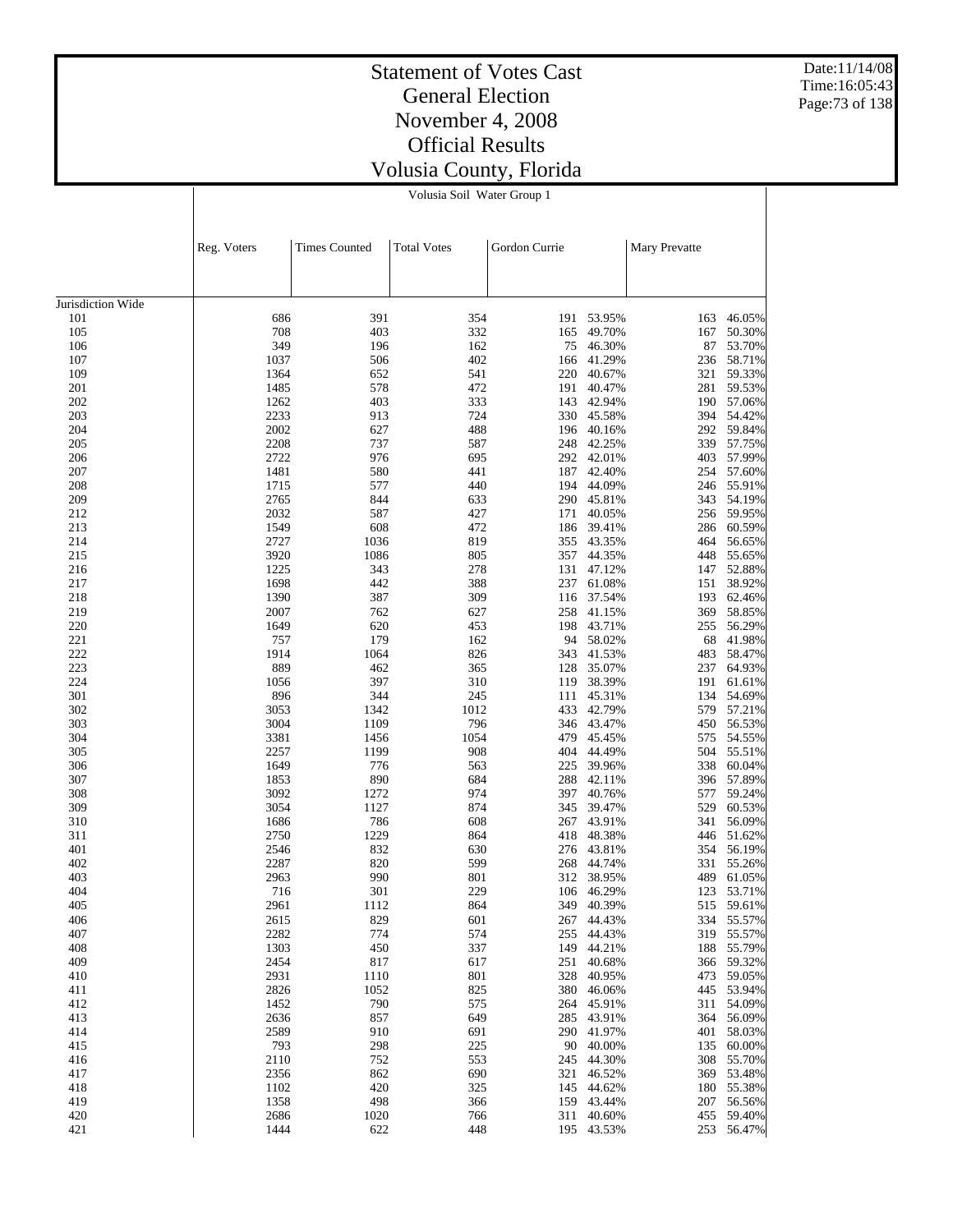# Statement of Votes Cast
## General Election
## November 4, 2008
## Official Results
## Volusia County, Florida

Date:11/14/08
Time:16:05:43

Volusia Soil Water Group 1

| | Reg. Voters | Times Counted | Total Votes | Gordon Currie | | Mary Prevatte | |
|---|---|---|---|---|---|---|---|
| Jurisdiction Wide | | | | | | | |
| 101 | 686 | 391 | 354 | 191 | 53.95% | 163 | 46.05% |
| 105 | 708 | 403 | 332 | 165 | 49.70% | 167 | 50.30% |
| 106 | 349 | 196 | 162 | 75 | 46.30% | 87 | 53.70% |
| 107 | 1037 | 506 | 402 | 166 | 41.29% | 236 | 58.71% |
| 109 | 1364 | 652 | 541 | 220 | 40.67% | 321 | 59.33% |
| 201 | 1485 | 578 | 472 | 191 | 40.47% | 281 | 59.53% |
| 202 | 1262 | 403 | 333 | 143 | 42.94% | 190 | 57.06% |
| 203 | 2233 | 913 | 724 | 330 | 45.58% | 394 | 54.42% |
| 204 | 2002 | 627 | 488 | 196 | 40.16% | 292 | 59.84% |
| 205 | 2208 | 737 | 587 | 248 | 42.25% | 339 | 57.75% |
| 206 | 2722 | 976 | 695 | 292 | 42.01% | 403 | 57.99% |
| 207 | 1481 | 580 | 441 | 187 | 42.40% | 254 | 57.60% |
| 208 | 1715 | 577 | 440 | 194 | 44.09% | 246 | 55.91% |
| 209 | 2765 | 844 | 633 | 290 | 45.81% | 343 | 54.19% |
| 212 | 2032 | 587 | 427 | 171 | 40.05% | 256 | 59.95% |
| 213 | 1549 | 608 | 472 | 186 | 39.41% | 286 | 60.59% |
| 214 | 2727 | 1036 | 819 | 355 | 43.35% | 464 | 56.65% |
| 215 | 3920 | 1086 | 805 | 357 | 44.35% | 448 | 55.65% |
| 216 | 1225 | 343 | 278 | 131 | 47.12% | 147 | 52.88% |
| 217 | 1698 | 442 | 388 | 237 | 61.08% | 151 | 38.92% |
| 218 | 1390 | 387 | 309 | 116 | 37.54% | 193 | 62.46% |
| 219 | 2007 | 762 | 627 | 258 | 41.15% | 369 | 58.85% |
| 220 | 1649 | 620 | 453 | 198 | 43.71% | 255 | 56.29% |
| 221 | 757 | 179 | 162 | 94 | 58.02% | 68 | 41.98% |
| 222 | 1914 | 1064 | 826 | 343 | 41.53% | 483 | 58.47% |
| 223 | 889 | 462 | 365 | 128 | 35.07% | 237 | 64.93% |
| 224 | 1056 | 397 | 310 | 119 | 38.39% | 191 | 61.61% |
| 301 | 896 | 344 | 245 | 111 | 45.31% | 134 | 54.69% |
| 302 | 3053 | 1342 | 1012 | 433 | 42.79% | 579 | 57.21% |
| 303 | 3004 | 1109 | 796 | 346 | 43.47% | 450 | 56.53% |
| 304 | 3381 | 1456 | 1054 | 479 | 45.45% | 575 | 54.55% |
| 305 | 2257 | 1199 | 908 | 404 | 44.49% | 504 | 55.51% |
| 306 | 1649 | 776 | 563 | 225 | 39.96% | 338 | 60.04% |
| 307 | 1853 | 890 | 684 | 288 | 42.11% | 396 | 57.89% |
| 308 | 3092 | 1272 | 974 | 397 | 40.76% | 577 | 59.24% |
| 309 | 3054 | 1127 | 874 | 345 | 39.47% | 529 | 60.53% |
| 310 | 1686 | 786 | 608 | 267 | 43.91% | 341 | 56.09% |
| 311 | 2750 | 1229 | 864 | 418 | 48.38% | 446 | 51.62% |
| 401 | 2546 | 832 | 630 | 276 | 43.81% | 354 | 56.19% |
| 402 | 2287 | 820 | 599 | 268 | 44.74% | 331 | 55.26% |
| 403 | 2963 | 990 | 801 | 312 | 38.95% | 489 | 61.05% |
| 404 | 716 | 301 | 229 | 106 | 46.29% | 123 | 53.71% |
| 405 | 2961 | 1112 | 864 | 349 | 40.39% | 515 | 59.61% |
| 406 | 2615 | 829 | 601 | 267 | 44.43% | 334 | 55.57% |
| 407 | 2282 | 774 | 574 | 255 | 44.43% | 319 | 55.57% |
| 408 | 1303 | 450 | 337 | 149 | 44.21% | 188 | 55.79% |
| 409 | 2454 | 817 | 617 | 251 | 40.68% | 366 | 59.32% |
| 410 | 2931 | 1110 | 801 | 328 | 40.95% | 473 | 59.05% |
| 411 | 2826 | 1052 | 825 | 380 | 46.06% | 445 | 53.94% |
| 412 | 1452 | 790 | 575 | 264 | 45.91% | 311 | 54.09% |
| 413 | 2636 | 857 | 649 | 285 | 43.91% | 364 | 56.09% |
| 414 | 2589 | 910 | 691 | 290 | 41.97% | 401 | 58.03% |
| 415 | 793 | 298 | 225 | 90 | 40.00% | 135 | 60.00% |
| 416 | 2110 | 752 | 553 | 245 | 44.30% | 308 | 55.70% |
| 417 | 2356 | 862 | 690 | 321 | 46.52% | 369 | 53.48% |
| 418 | 1102 | 420 | 325 | 145 | 44.62% | 180 | 55.38% |
| 419 | 1358 | 498 | 366 | 159 | 43.44% | 207 | 56.56% |
| 420 | 2686 | 1020 | 766 | 311 | 40.60% | 455 | 59.40% |
| 421 | 1444 | 622 | 448 | 195 | 43.53% | 253 | 56.47% |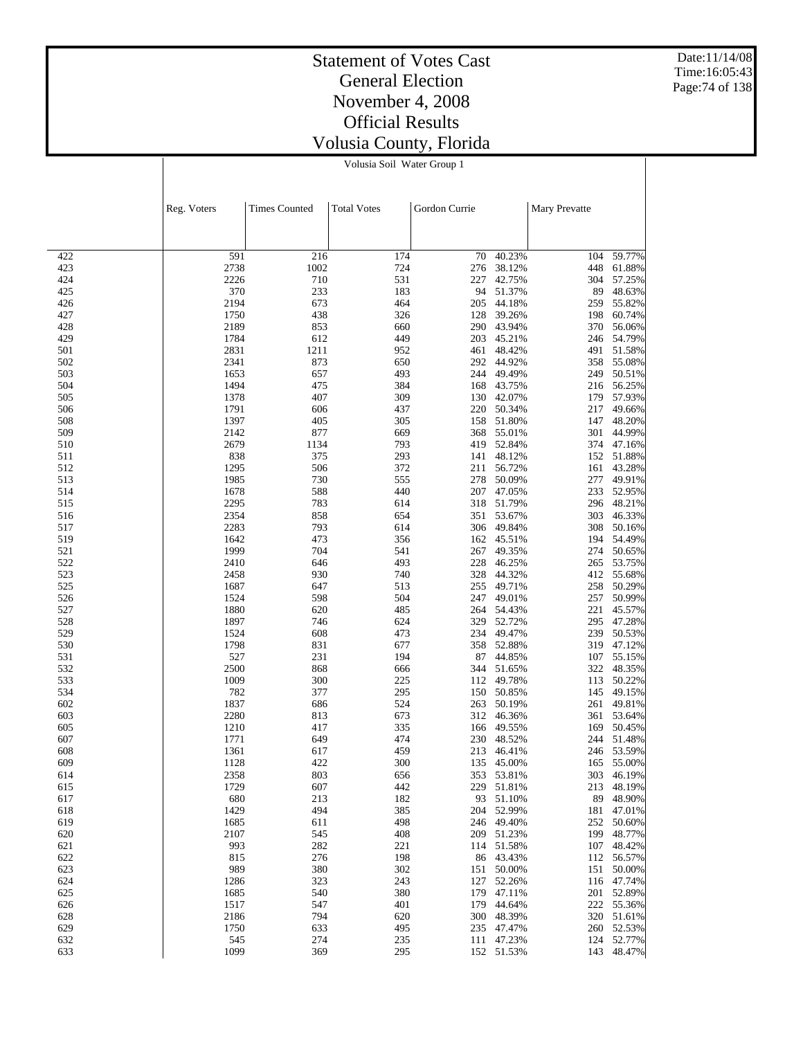# Statement of Votes Cast
## General Election
## November 4, 2008
## Official Results
## Volusia County, Florida

Volusia Soil Water Group 1

| | Reg. Voters | Times Counted | Total Votes | Gordon Currie | | Mary Prevatte | |
|---|---|---|---|---|---|---|---|
| 422 | 591 | 216 | 174 | 70 | 40.23% | 104 | 59.77% |
| 423 | 2738 | 1002 | 724 | 276 | 38.12% | 448 | 61.88% |
| 424 | 2226 | 710 | 531 | 227 | 42.75% | 304 | 57.25% |
| 425 | 370 | 233 | 183 | 94 | 51.37% | 89 | 48.63% |
| 426 | 2194 | 673 | 464 | 205 | 44.18% | 259 | 55.82% |
| 427 | 1750 | 438 | 326 | 128 | 39.26% | 198 | 60.74% |
| 428 | 2189 | 853 | 660 | 290 | 43.94% | 370 | 56.06% |
| 429 | 1784 | 612 | 449 | 203 | 45.21% | 246 | 54.79% |
| 501 | 2831 | 1211 | 952 | 461 | 48.42% | 491 | 51.58% |
| 502 | 2341 | 873 | 650 | 292 | 44.92% | 358 | 55.08% |
| 503 | 1653 | 657 | 493 | 244 | 49.49% | 249 | 50.51% |
| 504 | 1494 | 475 | 384 | 168 | 43.75% | 216 | 56.25% |
| 505 | 1378 | 407 | 309 | 130 | 42.07% | 179 | 57.93% |
| 506 | 1791 | 606 | 437 | 220 | 50.34% | 217 | 49.66% |
| 508 | 1397 | 405 | 305 | 158 | 51.80% | 147 | 48.20% |
| 509 | 2142 | 877 | 669 | 368 | 55.01% | 301 | 44.99% |
| 510 | 2679 | 1134 | 793 | 419 | 52.84% | 374 | 47.16% |
| 511 | 838 | 375 | 293 | 141 | 48.12% | 152 | 51.88% |
| 512 | 1295 | 506 | 372 | 211 | 56.72% | 161 | 43.28% |
| 513 | 1985 | 730 | 555 | 278 | 50.09% | 277 | 49.91% |
| 514 | 1678 | 588 | 440 | 207 | 47.05% | 233 | 52.95% |
| 515 | 2295 | 783 | 614 | 318 | 51.79% | 296 | 48.21% |
| 516 | 2354 | 858 | 654 | 351 | 53.67% | 303 | 46.33% |
| 517 | 2283 | 793 | 614 | 306 | 49.84% | 308 | 50.16% |
| 519 | 1642 | 473 | 356 | 162 | 45.51% | 194 | 54.49% |
| 521 | 1999 | 704 | 541 | 267 | 49.35% | 274 | 50.65% |
| 522 | 2410 | 646 | 493 | 228 | 46.25% | 265 | 53.75% |
| 523 | 2458 | 930 | 740 | 328 | 44.32% | 412 | 55.68% |
| 525 | 1687 | 647 | 513 | 255 | 49.71% | 258 | 50.29% |
| 526 | 1524 | 598 | 504 | 247 | 49.01% | 257 | 50.99% |
| 527 | 1880 | 620 | 485 | 264 | 54.43% | 221 | 45.57% |
| 528 | 1897 | 746 | 624 | 329 | 52.72% | 295 | 47.28% |
| 529 | 1524 | 608 | 473 | 234 | 49.47% | 239 | 50.53% |
| 530 | 1798 | 831 | 677 | 358 | 52.88% | 319 | 47.12% |
| 531 | 527 | 231 | 194 | 87 | 44.85% | 107 | 55.15% |
| 532 | 2500 | 868 | 666 | 344 | 51.65% | 322 | 48.35% |
| 533 | 1009 | 300 | 225 | 112 | 49.78% | 113 | 50.22% |
| 534 | 782 | 377 | 295 | 150 | 50.85% | 145 | 49.15% |
| 602 | 1837 | 686 | 524 | 263 | 50.19% | 261 | 49.81% |
| 603 | 2280 | 813 | 673 | 312 | 46.36% | 361 | 53.64% |
| 605 | 1210 | 417 | 335 | 166 | 49.55% | 169 | 50.45% |
| 607 | 1771 | 649 | 474 | 230 | 48.52% | 244 | 51.48% |
| 608 | 1361 | 617 | 459 | 213 | 46.41% | 246 | 53.59% |
| 609 | 1128 | 422 | 300 | 135 | 45.00% | 165 | 55.00% |
| 614 | 2358 | 803 | 656 | 353 | 53.81% | 303 | 46.19% |
| 615 | 1729 | 607 | 442 | 229 | 51.81% | 213 | 48.19% |
| 617 | 680 | 213 | 182 | 93 | 51.10% | 89 | 48.90% |
| 618 | 1429 | 494 | 385 | 204 | 52.99% | 181 | 47.01% |
| 619 | 1685 | 611 | 498 | 246 | 49.40% | 252 | 50.60% |
| 620 | 2107 | 545 | 408 | 209 | 51.23% | 199 | 48.77% |
| 621 | 993 | 282 | 221 | 114 | 51.58% | 107 | 48.42% |
| 622 | 815 | 276 | 198 | 86 | 43.43% | 112 | 56.57% |
| 623 | 989 | 380 | 302 | 151 | 50.00% | 151 | 50.00% |
| 624 | 1286 | 323 | 243 | 127 | 52.26% | 116 | 47.74% |
| 625 | 1685 | 540 | 380 | 179 | 47.11% | 201 | 52.89% |
| 626 | 1517 | 547 | 401 | 179 | 44.64% | 222 | 55.36% |
| 628 | 2186 | 794 | 620 | 300 | 48.39% | 320 | 51.61% |
| 629 | 1750 | 633 | 495 | 235 | 47.47% | 260 | 52.53% |
| 632 | 545 | 274 | 235 | 111 | 47.23% | 124 | 52.77% |
| 633 | 1099 | 369 | 295 | 152 | 51.53% | 143 | 48.47% |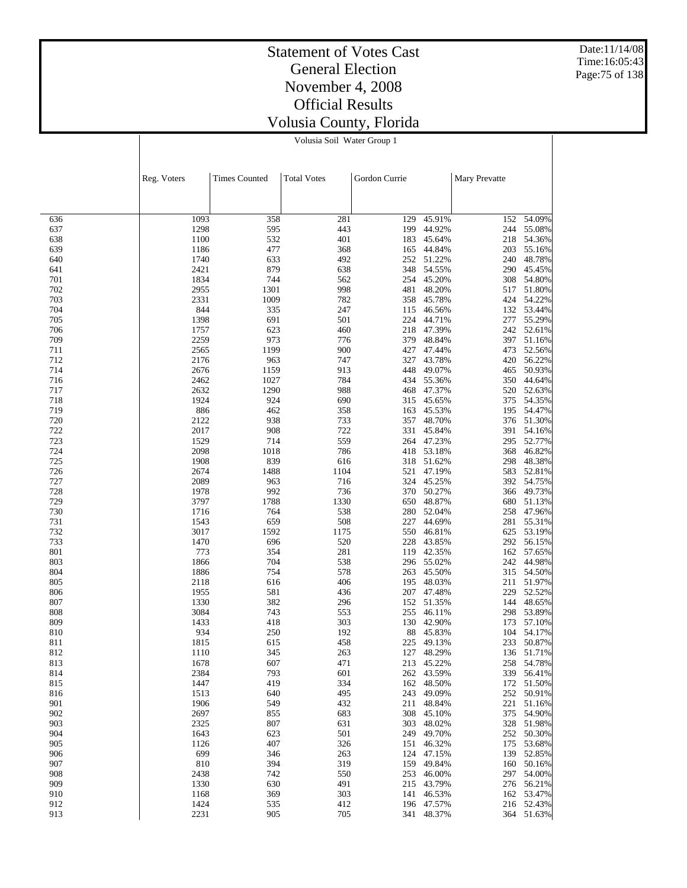# Statement of Votes Cast
## General Election
## November 4, 2008
## Official Results
## Volusia County, Florida

Date:11/14/08
Time:16:05:43

Volusia Soil Water Group 1

| | Reg. Voters | Times Counted | Total Votes | Gordon Currie | | Mary Prevatte | |
|---|---|---|---|---|---|---|---|
| 636 | 1093 | 358 | 281 | 129 | 45.91% | 152 | 54.09% |
| 637 | 1298 | 595 | 443 | 199 | 44.92% | 244 | 55.08% |
| 638 | 1100 | 532 | 401 | 183 | 45.64% | 218 | 54.36% |
| 639 | 1186 | 477 | 368 | 165 | 44.84% | 203 | 55.16% |
| 640 | 1740 | 633 | 492 | 252 | 51.22% | 240 | 48.78% |
| 641 | 2421 | 879 | 638 | 348 | 54.55% | 290 | 45.45% |
| 701 | 1834 | 744 | 562 | 254 | 45.20% | 308 | 54.80% |
| 702 | 2955 | 1301 | 998 | 481 | 48.20% | 517 | 51.80% |
| 703 | 2331 | 1009 | 782 | 358 | 45.78% | 424 | 54.22% |
| 704 | 844 | 335 | 247 | 115 | 46.56% | 132 | 53.44% |
| 705 | 1398 | 691 | 501 | 224 | 44.71% | 277 | 55.29% |
| 706 | 1757 | 623 | 460 | 218 | 47.39% | 242 | 52.61% |
| 709 | 2259 | 973 | 776 | 379 | 48.84% | 397 | 51.16% |
| 711 | 2565 | 1199 | 900 | 427 | 47.44% | 473 | 52.56% |
| 712 | 2176 | 963 | 747 | 327 | 43.78% | 420 | 56.22% |
| 714 | 2676 | 1159 | 913 | 448 | 49.07% | 465 | 50.93% |
| 716 | 2462 | 1027 | 784 | 434 | 55.36% | 350 | 44.64% |
| 717 | 2632 | 1290 | 988 | 468 | 47.37% | 520 | 52.63% |
| 718 | 1924 | 924 | 690 | 315 | 45.65% | 375 | 54.35% |
| 719 | 886 | 462 | 358 | 163 | 45.53% | 195 | 54.47% |
| 720 | 2122 | 938 | 733 | 357 | 48.70% | 376 | 51.30% |
| 722 | 2017 | 908 | 722 | 331 | 45.84% | 391 | 54.16% |
| 723 | 1529 | 714 | 559 | 264 | 47.23% | 295 | 52.77% |
| 724 | 2098 | 1018 | 786 | 418 | 53.18% | 368 | 46.82% |
| 725 | 1908 | 839 | 616 | 318 | 51.62% | 298 | 48.38% |
| 726 | 2674 | 1488 | 1104 | 521 | 47.19% | 583 | 52.81% |
| 727 | 2089 | 963 | 716 | 324 | 45.25% | 392 | 54.75% |
| 728 | 1978 | 992 | 736 | 370 | 50.27% | 366 | 49.73% |
| 729 | 3797 | 1788 | 1330 | 650 | 48.87% | 680 | 51.13% |
| 730 | 1716 | 764 | 538 | 280 | 52.04% | 258 | 47.96% |
| 731 | 1543 | 659 | 508 | 227 | 44.69% | 281 | 55.31% |
| 732 | 3017 | 1592 | 1175 | 550 | 46.81% | 625 | 53.19% |
| 733 | 1470 | 696 | 520 | 228 | 43.85% | 292 | 56.15% |
| 801 | 773 | 354 | 281 | 119 | 42.35% | 162 | 57.65% |
| 803 | 1866 | 704 | 538 | 296 | 55.02% | 242 | 44.98% |
| 804 | 1886 | 754 | 578 | 263 | 45.50% | 315 | 54.50% |
| 805 | 2118 | 616 | 406 | 195 | 48.03% | 211 | 51.97% |
| 806 | 1955 | 581 | 436 | 207 | 47.48% | 229 | 52.52% |
| 807 | 1330 | 382 | 296 | 152 | 51.35% | 144 | 48.65% |
| 808 | 3084 | 743 | 553 | 255 | 46.11% | 298 | 53.89% |
| 809 | 1433 | 418 | 303 | 130 | 42.90% | 173 | 57.10% |
| 810 | 934 | 250 | 192 | 88 | 45.83% | 104 | 54.17% |
| 811 | 1815 | 615 | 458 | 225 | 49.13% | 233 | 50.87% |
| 812 | 1110 | 345 | 263 | 127 | 48.29% | 136 | 51.71% |
| 813 | 1678 | 607 | 471 | 213 | 45.22% | 258 | 54.78% |
| 814 | 2384 | 793 | 601 | 262 | 43.59% | 339 | 56.41% |
| 815 | 1447 | 419 | 334 | 162 | 48.50% | 172 | 51.50% |
| 816 | 1513 | 640 | 495 | 243 | 49.09% | 252 | 50.91% |
| 901 | 1906 | 549 | 432 | 211 | 48.84% | 221 | 51.16% |
| 902 | 2697 | 855 | 683 | 308 | 45.10% | 375 | 54.90% |
| 903 | 2325 | 807 | 631 | 303 | 48.02% | 328 | 51.98% |
| 904 | 1643 | 623 | 501 | 249 | 49.70% | 252 | 50.30% |
| 905 | 1126 | 407 | 326 | 151 | 46.32% | 175 | 53.68% |
| 906 | 699 | 346 | 263 | 124 | 47.15% | 139 | 52.85% |
| 907 | 810 | 394 | 319 | 159 | 49.84% | 160 | 50.16% |
| 908 | 2438 | 742 | 550 | 253 | 46.00% | 297 | 54.00% |
| 909 | 1330 | 630 | 491 | 215 | 43.79% | 276 | 56.21% |
| 910 | 1168 | 369 | 303 | 141 | 46.53% | 162 | 53.47% |
| 912 | 1424 | 535 | 412 | 196 | 47.57% | 216 | 52.43% |
| 913 | 2231 | 905 | 705 | 341 | 48.37% | 364 | 51.63% |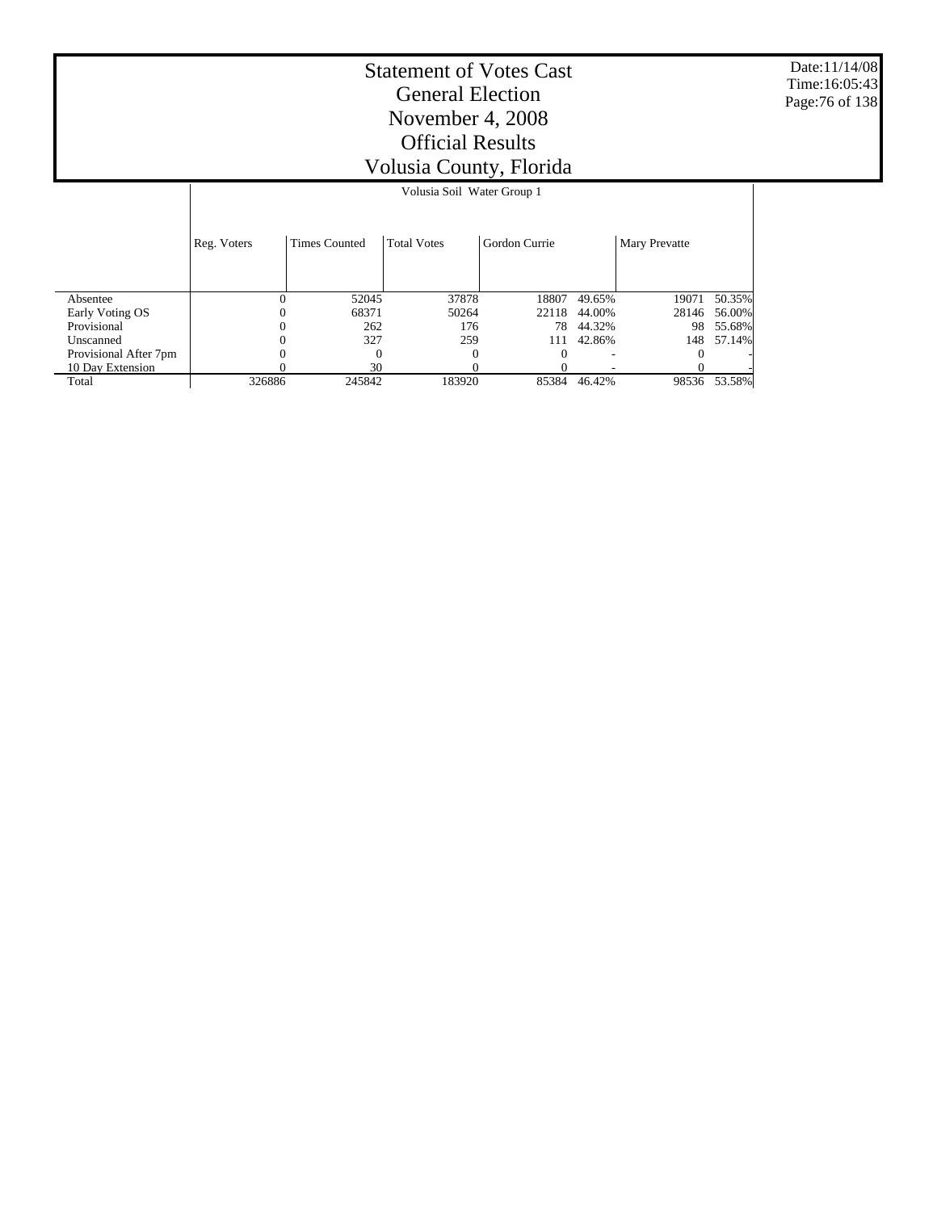# Statement of Votes Cast
# General Election
# November 4, 2008
# Official Results
# Volusia County, Florida

Date:11/14/08
Time:16:05:43

| | Volusia Soil Water Group 1 | | | | | | |
|---|---|---|---|---|---|---|---|
| | Reg. Voters | Times Counted | Total Votes | Gordon Currie | | Mary Prevatte | |
| Absentee | 0 | 52045 | 37878 | 18807 | 49.65% | 19071 | 50.35% |
| Early Voting OS | 0 | 68371 | 50264 | 22118 | 44.00% | 28146 | 56.00% |
| Provisional | 0 | 262 | 176 | 78 | 44.32% | 98 | 55.68% |
| Unscanned | 0 | 327 | 259 | 111 | 42.86% | 148 | 57.14% |
| Provisional After 7pm | 0 | 0 | 0 | 0 | - | 0 | - |
| 10 Day Extension | 0 | 30 | 0 | 0 | - | 0 | - |
| Total | 326886 | 245842 | 183920 | 85384 | 46.42% | 98536 | 53.58% |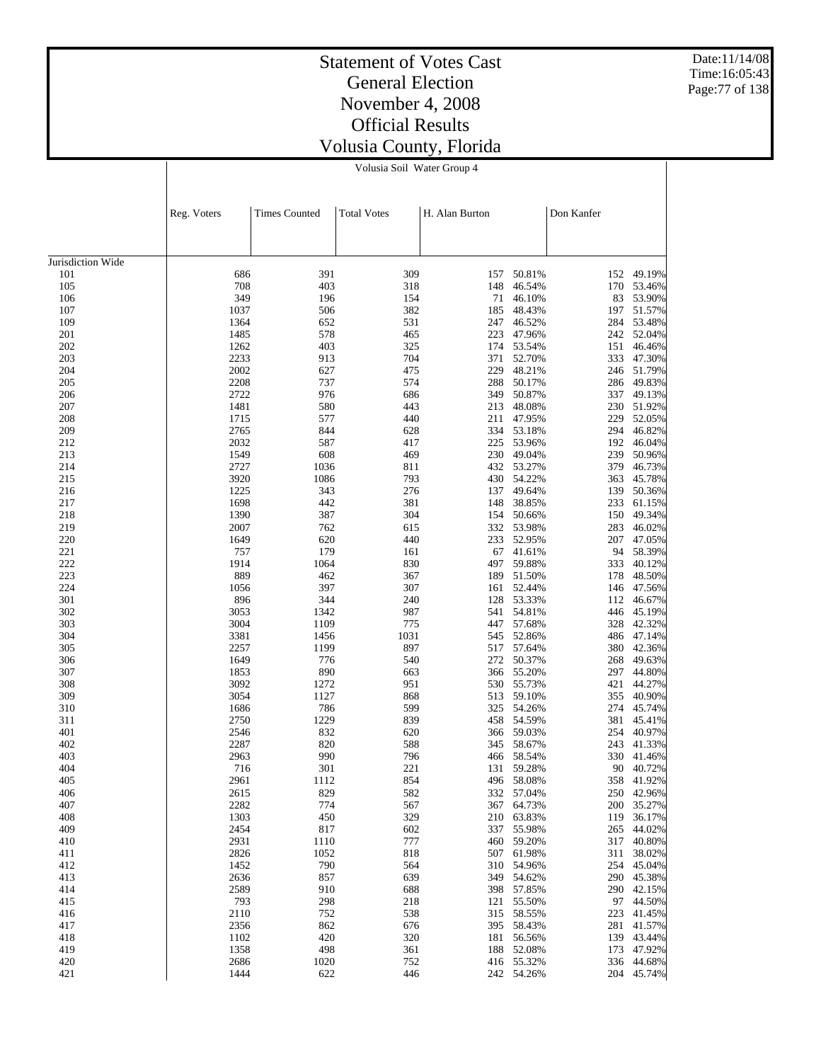# Statement of Votes Cast
# General Election
# November 4, 2008
# Official Results
# Volusia County, Florida

Date:11/14/08
Time:16:05:43

Volusia Soil Water Group 4

| | Reg. Voters | Times Counted | Total Votes | H. Alan Burton | | Don Kanfer | |
|---|---|---|---|---|---|---|---|
| Jurisdiction Wide | | | | | | | |
| 101 | 686 | 391 | 309 | 157 | 50.81% | 152 | 49.19% |
| 105 | 708 | 403 | 318 | 148 | 46.54% | 170 | 53.46% |
| 106 | 349 | 196 | 154 | 71 | 46.10% | 83 | 53.90% |
| 107 | 1037 | 506 | 382 | 185 | 48.43% | 197 | 51.57% |
| 109 | 1364 | 652 | 531 | 247 | 46.52% | 284 | 53.48% |
| 201 | 1485 | 578 | 465 | 223 | 47.96% | 242 | 52.04% |
| 202 | 1262 | 403 | 325 | 174 | 53.54% | 151 | 46.46% |
| 203 | 2233 | 913 | 704 | 371 | 52.70% | 333 | 47.30% |
| 204 | 2002 | 627 | 475 | 229 | 48.21% | 246 | 51.79% |
| 205 | 2208 | 737 | 574 | 288 | 50.17% | 286 | 49.83% |
| 206 | 2722 | 976 | 686 | 349 | 50.87% | 337 | 49.13% |
| 207 | 1481 | 580 | 443 | 213 | 48.08% | 230 | 51.92% |
| 208 | 1715 | 577 | 440 | 211 | 47.95% | 229 | 52.05% |
| 209 | 2765 | 844 | 628 | 334 | 53.18% | 294 | 46.82% |
| 212 | 2032 | 587 | 417 | 225 | 53.96% | 192 | 46.04% |
| 213 | 1549 | 608 | 469 | 230 | 49.04% | 239 | 50.96% |
| 214 | 2727 | 1036 | 811 | 432 | 53.27% | 379 | 46.73% |
| 215 | 3920 | 1086 | 793 | 430 | 54.22% | 363 | 45.78% |
| 216 | 1225 | 343 | 276 | 137 | 49.64% | 139 | 50.36% |
| 217 | 1698 | 442 | 381 | 148 | 38.85% | 233 | 61.15% |
| 218 | 1390 | 387 | 304 | 154 | 50.66% | 150 | 49.34% |
| 219 | 2007 | 762 | 615 | 332 | 53.98% | 283 | 46.02% |
| 220 | 1649 | 620 | 440 | 233 | 52.95% | 207 | 47.05% |
| 221 | 757 | 179 | 161 | 67 | 41.61% | 94 | 58.39% |
| 222 | 1914 | 1064 | 830 | 497 | 59.88% | 333 | 40.12% |
| 223 | 889 | 462 | 367 | 189 | 51.50% | 178 | 48.50% |
| 224 | 1056 | 397 | 307 | 161 | 52.44% | 146 | 47.56% |
| 301 | 896 | 344 | 240 | 128 | 53.33% | 112 | 46.67% |
| 302 | 3053 | 1342 | 987 | 541 | 54.81% | 446 | 45.19% |
| 303 | 3004 | 1109 | 775 | 447 | 57.68% | 328 | 42.32% |
| 304 | 3381 | 1456 | 1031 | 545 | 52.86% | 486 | 47.14% |
| 305 | 2257 | 1199 | 897 | 517 | 57.64% | 380 | 42.36% |
| 306 | 1649 | 776 | 540 | 272 | 50.37% | 268 | 49.63% |
| 307 | 1853 | 890 | 663 | 366 | 55.20% | 297 | 44.80% |
| 308 | 3092 | 1272 | 951 | 530 | 55.73% | 421 | 44.27% |
| 309 | 3054 | 1127 | 868 | 513 | 59.10% | 355 | 40.90% |
| 310 | 1686 | 786 | 599 | 325 | 54.26% | 274 | 45.74% |
| 311 | 2750 | 1229 | 839 | 458 | 54.59% | 381 | 45.41% |
| 401 | 2546 | 832 | 620 | 366 | 59.03% | 254 | 40.97% |
| 402 | 2287 | 820 | 588 | 345 | 58.67% | 243 | 41.33% |
| 403 | 2963 | 990 | 796 | 466 | 58.54% | 330 | 41.46% |
| 404 | 716 | 301 | 221 | 131 | 59.28% | 90 | 40.72% |
| 405 | 2961 | 1112 | 854 | 496 | 58.08% | 358 | 41.92% |
| 406 | 2615 | 829 | 582 | 332 | 57.04% | 250 | 42.96% |
| 407 | 2282 | 774 | 567 | 367 | 64.73% | 200 | 35.27% |
| 408 | 1303 | 450 | 329 | 210 | 63.83% | 119 | 36.17% |
| 409 | 2454 | 817 | 602 | 337 | 55.98% | 265 | 44.02% |
| 410 | 2931 | 1110 | 777 | 460 | 59.20% | 317 | 40.80% |
| 411 | 2826 | 1052 | 818 | 507 | 61.98% | 311 | 38.02% |
| 412 | 1452 | 790 | 564 | 310 | 54.96% | 254 | 45.04% |
| 413 | 2636 | 857 | 639 | 349 | 54.62% | 290 | 45.38% |
| 414 | 2589 | 910 | 688 | 398 | 57.85% | 290 | 42.15% |
| 415 | 793 | 298 | 218 | 121 | 55.50% | 97 | 44.50% |
| 416 | 2110 | 752 | 538 | 315 | 58.55% | 223 | 41.45% |
| 417 | 2356 | 862 | 676 | 395 | 58.43% | 281 | 41.57% |
| 418 | 1102 | 420 | 320 | 181 | 56.56% | 139 | 43.44% |
| 419 | 1358 | 498 | 361 | 188 | 52.08% | 173 | 47.92% |
| 420 | 2686 | 1020 | 752 | 416 | 55.32% | 336 | 44.68% |
| 421 | 1444 | 622 | 446 | 242 | 54.26% | 204 | 45.74% |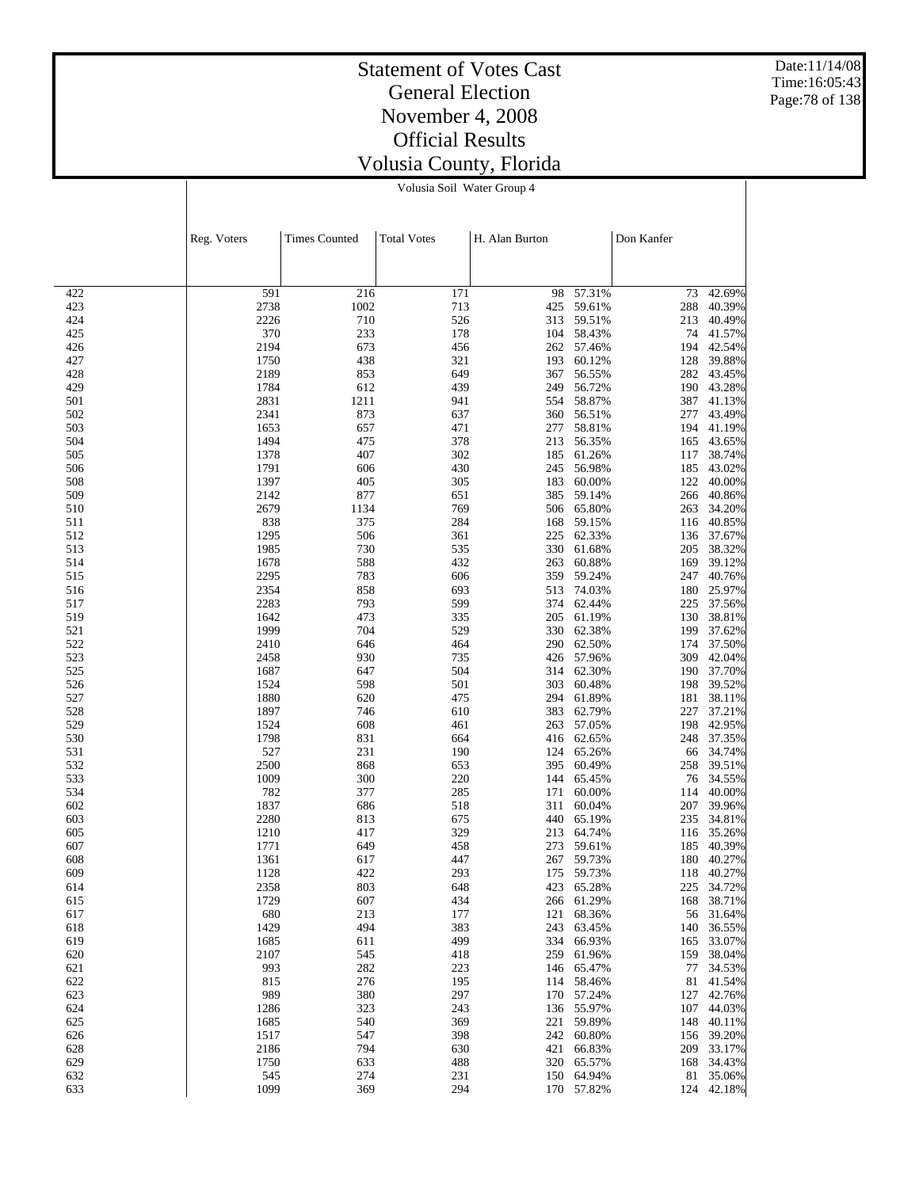# Statement of Votes Cast
# General Election
# November 4, 2008
# Official Results
# Volusia County, Florida

Date:11/14/08
Time:16:05:43

## Volusia Soil Water Group 4

| | Reg. Voters | Times Counted | Total Votes | H. Alan Burton | | Don Kanfer | |
|---|---|---|---|---|---|---|---|
| 422 | 591 | 216 | 171 | 98 | 57.31% | 73 | 42.69% |
| 423 | 2738 | 1002 | 713 | 425 | 59.61% | 288 | 40.39% |
| 424 | 2226 | 710 | 526 | 313 | 59.51% | 213 | 40.49% |
| 425 | 370 | 233 | 178 | 104 | 58.43% | 74 | 41.57% |
| 426 | 2194 | 673 | 456 | 262 | 57.46% | 194 | 42.54% |
| 427 | 1750 | 438 | 321 | 193 | 60.12% | 128 | 39.88% |
| 428 | 2189 | 853 | 649 | 367 | 56.55% | 282 | 43.45% |
| 429 | 1784 | 612 | 439 | 249 | 56.72% | 190 | 43.28% |
| 501 | 2831 | 1211 | 941 | 554 | 58.87% | 387 | 41.13% |
| 502 | 2341 | 873 | 637 | 360 | 56.51% | 277 | 43.49% |
| 503 | 1653 | 657 | 471 | 277 | 58.81% | 194 | 41.19% |
| 504 | 1494 | 475 | 378 | 213 | 56.35% | 165 | 43.65% |
| 505 | 1378 | 407 | 302 | 185 | 61.26% | 117 | 38.74% |
| 506 | 1791 | 606 | 430 | 245 | 56.98% | 185 | 43.02% |
| 508 | 1397 | 405 | 305 | 183 | 60.00% | 122 | 40.00% |
| 509 | 2142 | 877 | 651 | 385 | 59.14% | 266 | 40.86% |
| 510 | 2679 | 1134 | 769 | 506 | 65.80% | 263 | 34.20% |
| 511 | 838 | 375 | 284 | 168 | 59.15% | 116 | 40.85% |
| 512 | 1295 | 506 | 361 | 225 | 62.33% | 136 | 37.67% |
| 513 | 1985 | 730 | 535 | 330 | 61.68% | 205 | 38.32% |
| 514 | 1678 | 588 | 432 | 263 | 60.88% | 169 | 39.12% |
| 515 | 2295 | 783 | 606 | 359 | 59.24% | 247 | 40.76% |
| 516 | 2354 | 858 | 693 | 513 | 74.03% | 180 | 25.97% |
| 517 | 2283 | 793 | 599 | 374 | 62.44% | 225 | 37.56% |
| 519 | 1642 | 473 | 335 | 205 | 61.19% | 130 | 38.81% |
| 521 | 1999 | 704 | 529 | 330 | 62.38% | 199 | 37.62% |
| 522 | 2410 | 646 | 464 | 290 | 62.50% | 174 | 37.50% |
| 523 | 2458 | 930 | 735 | 426 | 57.96% | 309 | 42.04% |
| 525 | 1687 | 647 | 504 | 314 | 62.30% | 190 | 37.70% |
| 526 | 1524 | 598 | 501 | 303 | 60.48% | 198 | 39.52% |
| 527 | 1880 | 620 | 475 | 294 | 61.89% | 181 | 38.11% |
| 528 | 1897 | 746 | 610 | 383 | 62.79% | 227 | 37.21% |
| 529 | 1524 | 608 | 461 | 263 | 57.05% | 198 | 42.95% |
| 530 | 1798 | 831 | 664 | 416 | 62.65% | 248 | 37.35% |
| 531 | 527 | 231 | 190 | 124 | 65.26% | 66 | 34.74% |
| 532 | 2500 | 868 | 653 | 395 | 60.49% | 258 | 39.51% |
| 533 | 1009 | 300 | 220 | 144 | 65.45% | 76 | 34.55% |
| 534 | 782 | 377 | 285 | 171 | 60.00% | 114 | 40.00% |
| 602 | 1837 | 686 | 518 | 311 | 60.04% | 207 | 39.96% |
| 603 | 2280 | 813 | 675 | 440 | 65.19% | 235 | 34.81% |
| 605 | 1210 | 417 | 329 | 213 | 64.74% | 116 | 35.26% |
| 607 | 1771 | 649 | 458 | 273 | 59.61% | 185 | 40.39% |
| 608 | 1361 | 617 | 447 | 267 | 59.73% | 180 | 40.27% |
| 609 | 1128 | 422 | 293 | 175 | 59.73% | 118 | 40.27% |
| 614 | 2358 | 803 | 648 | 423 | 65.28% | 225 | 34.72% |
| 615 | 1729 | 607 | 434 | 266 | 61.29% | 168 | 38.71% |
| 617 | 680 | 213 | 177 | 121 | 68.36% | 56 | 31.64% |
| 618 | 1429 | 494 | 383 | 243 | 63.45% | 140 | 36.55% |
| 619 | 1685 | 611 | 499 | 334 | 66.93% | 165 | 33.07% |
| 620 | 2107 | 545 | 418 | 259 | 61.96% | 159 | 38.04% |
| 621 | 993 | 282 | 223 | 146 | 65.47% | 77 | 34.53% |
| 622 | 815 | 276 | 195 | 114 | 58.46% | 81 | 41.54% |
| 623 | 989 | 380 | 297 | 170 | 57.24% | 127 | 42.76% |
| 624 | 1286 | 323 | 243 | 136 | 55.97% | 107 | 44.03% |
| 625 | 1685 | 540 | 369 | 221 | 59.89% | 148 | 40.11% |
| 626 | 1517 | 547 | 398 | 242 | 60.80% | 156 | 39.20% |
| 628 | 2186 | 794 | 630 | 421 | 66.83% | 209 | 33.17% |
| 629 | 1750 | 633 | 488 | 320 | 65.57% | 168 | 34.43% |
| 632 | 545 | 274 | 231 | 150 | 64.94% | 81 | 35.06% |
| 633 | 1099 | 369 | 294 | 170 | 57.82% | 124 | 42.18% |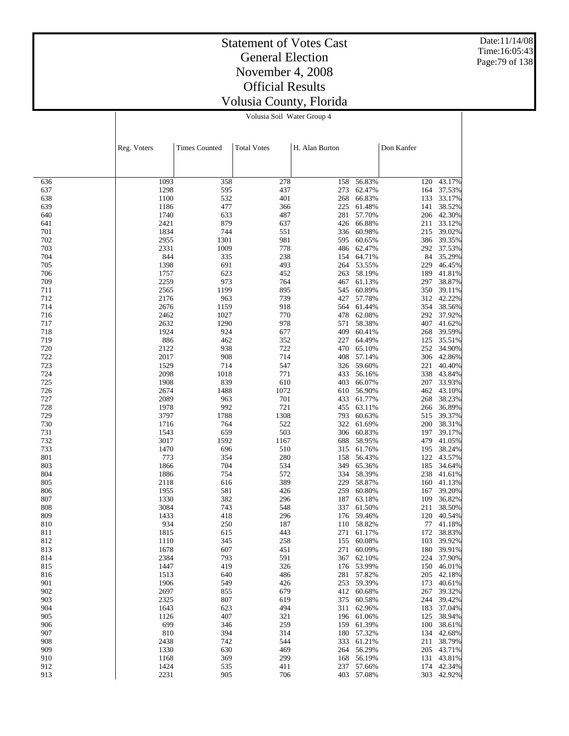# Statement of Votes Cast
## General Election
## November 4, 2008
## Official Results
## Volusia County, Florida

Volusia Soil Water Group 4

| | Reg. Voters | Times Counted | Total Votes | H. Alan Burton | | Don Kanfer | |
|---|---|---|---|---|---|---|---|
| 636 | 1093 | 358 | 278 | 158 | 56.83% | 120 | 43.17% |
| 637 | 1298 | 595 | 437 | 273 | 62.47% | 164 | 37.53% |
| 638 | 1100 | 532 | 401 | 268 | 66.83% | 133 | 33.17% |
| 639 | 1186 | 477 | 366 | 225 | 61.48% | 141 | 38.52% |
| 640 | 1740 | 633 | 487 | 281 | 57.70% | 206 | 42.30% |
| 641 | 2421 | 879 | 637 | 426 | 66.88% | 211 | 33.12% |
| 701 | 1834 | 744 | 551 | 336 | 60.98% | 215 | 39.02% |
| 702 | 2955 | 1301 | 981 | 595 | 60.65% | 386 | 39.35% |
| 703 | 2331 | 1009 | 778 | 486 | 62.47% | 292 | 37.53% |
| 704 | 844 | 335 | 238 | 154 | 64.71% | 84 | 35.29% |
| 705 | 1398 | 691 | 493 | 264 | 53.55% | 229 | 46.45% |
| 706 | 1757 | 623 | 452 | 263 | 58.19% | 189 | 41.81% |
| 709 | 2259 | 973 | 764 | 467 | 61.13% | 297 | 38.87% |
| 711 | 2565 | 1199 | 895 | 545 | 60.89% | 350 | 39.11% |
| 712 | 2176 | 963 | 739 | 427 | 57.78% | 312 | 42.22% |
| 714 | 2676 | 1159 | 918 | 564 | 61.44% | 354 | 38.56% |
| 716 | 2462 | 1027 | 770 | 478 | 62.08% | 292 | 37.92% |
| 717 | 2632 | 1290 | 978 | 571 | 58.38% | 407 | 41.62% |
| 718 | 1924 | 924 | 677 | 409 | 60.41% | 268 | 39.59% |
| 719 | 886 | 462 | 352 | 227 | 64.49% | 125 | 35.51% |
| 720 | 2122 | 938 | 722 | 470 | 65.10% | 252 | 34.90% |
| 722 | 2017 | 908 | 714 | 408 | 57.14% | 306 | 42.86% |
| 723 | 1529 | 714 | 547 | 326 | 59.60% | 221 | 40.40% |
| 724 | 2098 | 1018 | 771 | 433 | 56.16% | 338 | 43.84% |
| 725 | 1908 | 839 | 610 | 403 | 66.07% | 207 | 33.93% |
| 726 | 2674 | 1488 | 1072 | 610 | 56.90% | 462 | 43.10% |
| 727 | 2089 | 963 | 701 | 433 | 61.77% | 268 | 38.23% |
| 728 | 1978 | 992 | 721 | 455 | 63.11% | 266 | 36.89% |
| 729 | 3797 | 1788 | 1308 | 793 | 60.63% | 515 | 39.37% |
| 730 | 1716 | 764 | 522 | 322 | 61.69% | 200 | 38.31% |
| 731 | 1543 | 659 | 503 | 306 | 60.83% | 197 | 39.17% |
| 732 | 3017 | 1592 | 1167 | 688 | 58.95% | 479 | 41.05% |
| 733 | 1470 | 696 | 510 | 315 | 61.76% | 195 | 38.24% |
| 801 | 773 | 354 | 280 | 158 | 56.43% | 122 | 43.57% |
| 803 | 1866 | 704 | 534 | 349 | 65.36% | 185 | 34.64% |
| 804 | 1886 | 754 | 572 | 334 | 58.39% | 238 | 41.61% |
| 805 | 2118 | 616 | 389 | 229 | 58.87% | 160 | 41.13% |
| 806 | 1955 | 581 | 426 | 259 | 60.80% | 167 | 39.20% |
| 807 | 1330 | 382 | 296 | 187 | 63.18% | 109 | 36.82% |
| 808 | 3084 | 743 | 548 | 337 | 61.50% | 211 | 38.50% |
| 809 | 1433 | 418 | 296 | 176 | 59.46% | 120 | 40.54% |
| 810 | 934 | 250 | 187 | 110 | 58.82% | 77 | 41.18% |
| 811 | 1815 | 615 | 443 | 271 | 61.17% | 172 | 38.83% |
| 812 | 1110 | 345 | 258 | 155 | 60.08% | 103 | 39.92% |
| 813 | 1678 | 607 | 451 | 271 | 60.09% | 180 | 39.91% |
| 814 | 2384 | 793 | 591 | 367 | 62.10% | 224 | 37.90% |
| 815 | 1447 | 419 | 326 | 176 | 53.99% | 150 | 46.01% |
| 816 | 1513 | 640 | 486 | 281 | 57.82% | 205 | 42.18% |
| 901 | 1906 | 549 | 426 | 253 | 59.39% | 173 | 40.61% |
| 902 | 2697 | 855 | 679 | 412 | 60.68% | 267 | 39.32% |
| 903 | 2325 | 807 | 619 | 375 | 60.58% | 244 | 39.42% |
| 904 | 1643 | 623 | 494 | 311 | 62.96% | 183 | 37.04% |
| 905 | 1126 | 407 | 321 | 196 | 61.06% | 125 | 38.94% |
| 906 | 699 | 346 | 259 | 159 | 61.39% | 100 | 38.61% |
| 907 | 810 | 394 | 314 | 180 | 57.32% | 134 | 42.68% |
| 908 | 2438 | 742 | 544 | 333 | 61.21% | 211 | 38.79% |
| 909 | 1330 | 630 | 469 | 264 | 56.29% | 205 | 43.71% |
| 910 | 1168 | 369 | 299 | 168 | 56.19% | 131 | 43.81% |
| 912 | 1424 | 535 | 411 | 237 | 57.66% | 174 | 42.34% |
| 913 | 2231 | 905 | 706 | 403 | 57.08% | 303 | 42.92% |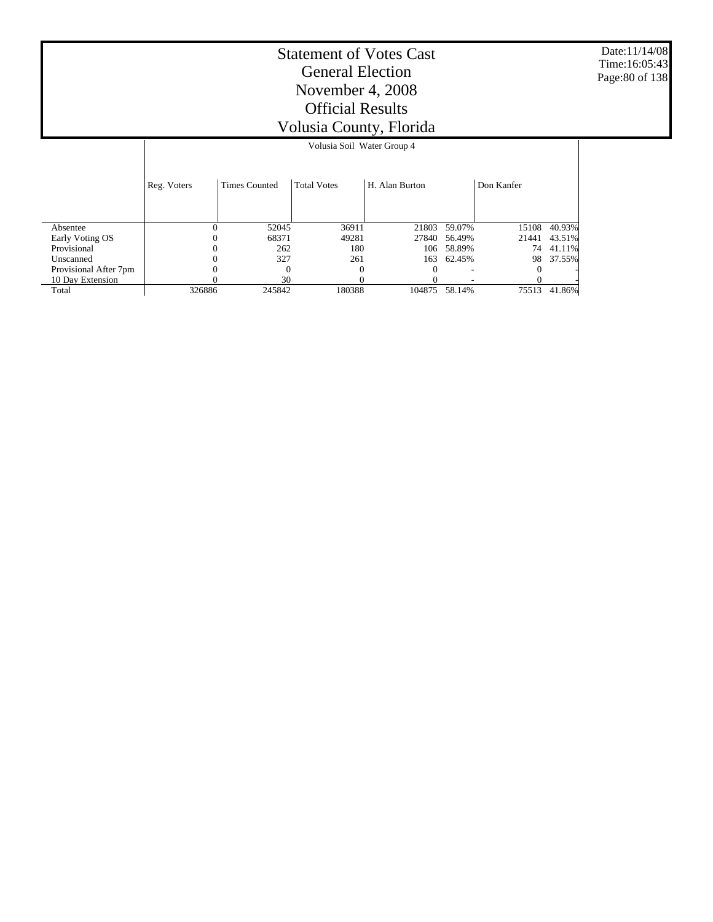# Statement of Votes Cast
## General Election
## November 4, 2008
## Official Results
## Volusia County, Florida

Date:11/14/08
Time:16:05:43

| | Volusia Soil Water Group 4 | | | | | | |
|---|---|---|---|---|---|---|---|
| | Reg. Voters | Times Counted | Total Votes | H. Alan Burton | | Don Kanfer | |
| Absentee | 0 | 52045 | 36911 | 21803 | 59.07% | 15108 | 40.93% |
| Early Voting OS | 0 | 68371 | 49281 | 27840 | 56.49% | 21441 | 43.51% |
| Provisional | 0 | 262 | 180 | 106 | 58.89% | 74 | 41.11% |
| Unscanned | 0 | 327 | 261 | 163 | 62.45% | 98 | 37.55% |
| Provisional After 7pm | 0 | 0 | 0 | 0 | - | 0 | - |
| 10 Day Extension | 0 | 30 | 0 | 0 | - | 0 | - |
| Total | 326886 | 245842 | 180388 | 104875 | 58.14% | 75513 | 41.86% |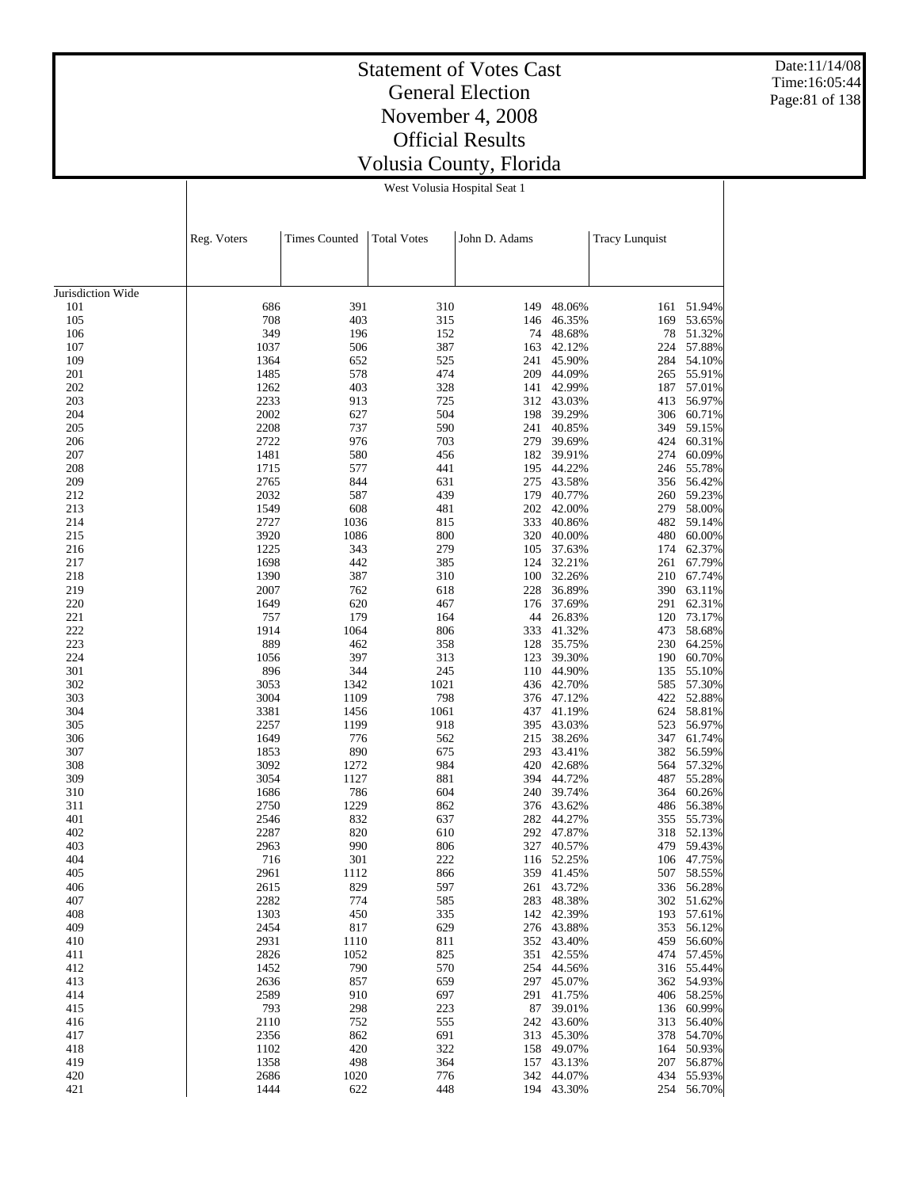# Statement of Votes Cast
## General Election
## November 4, 2008
## Official Results
## Volusia County, Florida

West Volusia Hospital Seat 1

| | Reg. Voters | Times Counted | Total Votes | John D. Adams | | Tracy Lunquist | |
|---|---|---|---|---|---|---|---|
| Jurisdiction Wide | | | | | | | |
| 101 | 686 | 391 | 310 | 149 | 48.06% | 161 | 51.94% |
| 105 | 708 | 403 | 315 | 146 | 46.35% | 169 | 53.65% |
| 106 | 349 | 196 | 152 | 74 | 48.68% | 78 | 51.32% |
| 107 | 1037 | 506 | 387 | 163 | 42.12% | 224 | 57.88% |
| 109 | 1364 | 652 | 525 | 241 | 45.90% | 284 | 54.10% |
| 201 | 1485 | 578 | 474 | 209 | 44.09% | 265 | 55.91% |
| 202 | 1262 | 403 | 328 | 141 | 42.99% | 187 | 57.01% |
| 203 | 2233 | 913 | 725 | 312 | 43.03% | 413 | 56.97% |
| 204 | 2002 | 627 | 504 | 198 | 39.29% | 306 | 60.71% |
| 205 | 2208 | 737 | 590 | 241 | 40.85% | 349 | 59.15% |
| 206 | 2722 | 976 | 703 | 279 | 39.69% | 424 | 60.31% |
| 207 | 1481 | 580 | 456 | 182 | 39.91% | 274 | 60.09% |
| 208 | 1715 | 577 | 441 | 195 | 44.22% | 246 | 55.78% |
| 209 | 2765 | 844 | 631 | 275 | 43.58% | 356 | 56.42% |
| 212 | 2032 | 587 | 439 | 179 | 40.77% | 260 | 59.23% |
| 213 | 1549 | 608 | 481 | 202 | 42.00% | 279 | 58.00% |
| 214 | 2727 | 1036 | 815 | 333 | 40.86% | 482 | 59.14% |
| 215 | 3920 | 1086 | 800 | 320 | 40.00% | 480 | 60.00% |
| 216 | 1225 | 343 | 279 | 105 | 37.63% | 174 | 62.37% |
| 217 | 1698 | 442 | 385 | 124 | 32.21% | 261 | 67.79% |
| 218 | 1390 | 387 | 310 | 100 | 32.26% | 210 | 67.74% |
| 219 | 2007 | 762 | 618 | 228 | 36.89% | 390 | 63.11% |
| 220 | 1649 | 620 | 467 | 176 | 37.69% | 291 | 62.31% |
| 221 | 757 | 179 | 164 | 44 | 26.83% | 120 | 73.17% |
| 222 | 1914 | 1064 | 806 | 333 | 41.32% | 473 | 58.68% |
| 223 | 889 | 462 | 358 | 128 | 35.75% | 230 | 64.25% |
| 224 | 1056 | 397 | 313 | 123 | 39.30% | 190 | 60.70% |
| 301 | 896 | 344 | 245 | 110 | 44.90% | 135 | 55.10% |
| 302 | 3053 | 1342 | 1021 | 436 | 42.70% | 585 | 57.30% |
| 303 | 3004 | 1109 | 798 | 376 | 47.12% | 422 | 52.88% |
| 304 | 3381 | 1456 | 1061 | 437 | 41.19% | 624 | 58.81% |
| 305 | 2257 | 1199 | 918 | 395 | 43.03% | 523 | 56.97% |
| 306 | 1649 | 776 | 562 | 215 | 38.26% | 347 | 61.74% |
| 307 | 1853 | 890 | 675 | 293 | 43.41% | 382 | 56.59% |
| 308 | 3092 | 1272 | 984 | 420 | 42.68% | 564 | 57.32% |
| 309 | 3054 | 1127 | 881 | 394 | 44.72% | 487 | 55.28% |
| 310 | 1686 | 786 | 604 | 240 | 39.74% | 364 | 60.26% |
| 311 | 2750 | 1229 | 862 | 376 | 43.62% | 486 | 56.38% |
| 401 | 2546 | 832 | 637 | 282 | 44.27% | 355 | 55.73% |
| 402 | 2287 | 820 | 610 | 292 | 47.87% | 318 | 52.13% |
| 403 | 2963 | 990 | 806 | 327 | 40.57% | 479 | 59.43% |
| 404 | 716 | 301 | 222 | 116 | 52.25% | 106 | 47.75% |
| 405 | 2961 | 1112 | 866 | 359 | 41.45% | 507 | 58.55% |
| 406 | 2615 | 829 | 597 | 261 | 43.72% | 336 | 56.28% |
| 407 | 2282 | 774 | 585 | 283 | 48.38% | 302 | 51.62% |
| 408 | 1303 | 450 | 335 | 142 | 42.39% | 193 | 57.61% |
| 409 | 2454 | 817 | 629 | 276 | 43.88% | 353 | 56.12% |
| 410 | 2931 | 1110 | 811 | 352 | 43.40% | 459 | 56.60% |
| 411 | 2826 | 1052 | 825 | 351 | 42.55% | 474 | 57.45% |
| 412 | 1452 | 790 | 570 | 254 | 44.56% | 316 | 55.44% |
| 413 | 2636 | 857 | 659 | 297 | 45.07% | 362 | 54.93% |
| 414 | 2589 | 910 | 697 | 291 | 41.75% | 406 | 58.25% |
| 415 | 793 | 298 | 223 | 87 | 39.01% | 136 | 60.99% |
| 416 | 2110 | 752 | 555 | 242 | 43.60% | 313 | 56.40% |
| 417 | 2356 | 862 | 691 | 313 | 45.30% | 378 | 54.70% |
| 418 | 1102 | 420 | 322 | 158 | 49.07% | 164 | 50.93% |
| 419 | 1358 | 498 | 364 | 157 | 43.13% | 207 | 56.87% |
| 420 | 2686 | 1020 | 776 | 342 | 44.07% | 434 | 55.93% |
| 421 | 1444 | 622 | 448 | 194 | 43.30% | 254 | 56.70% |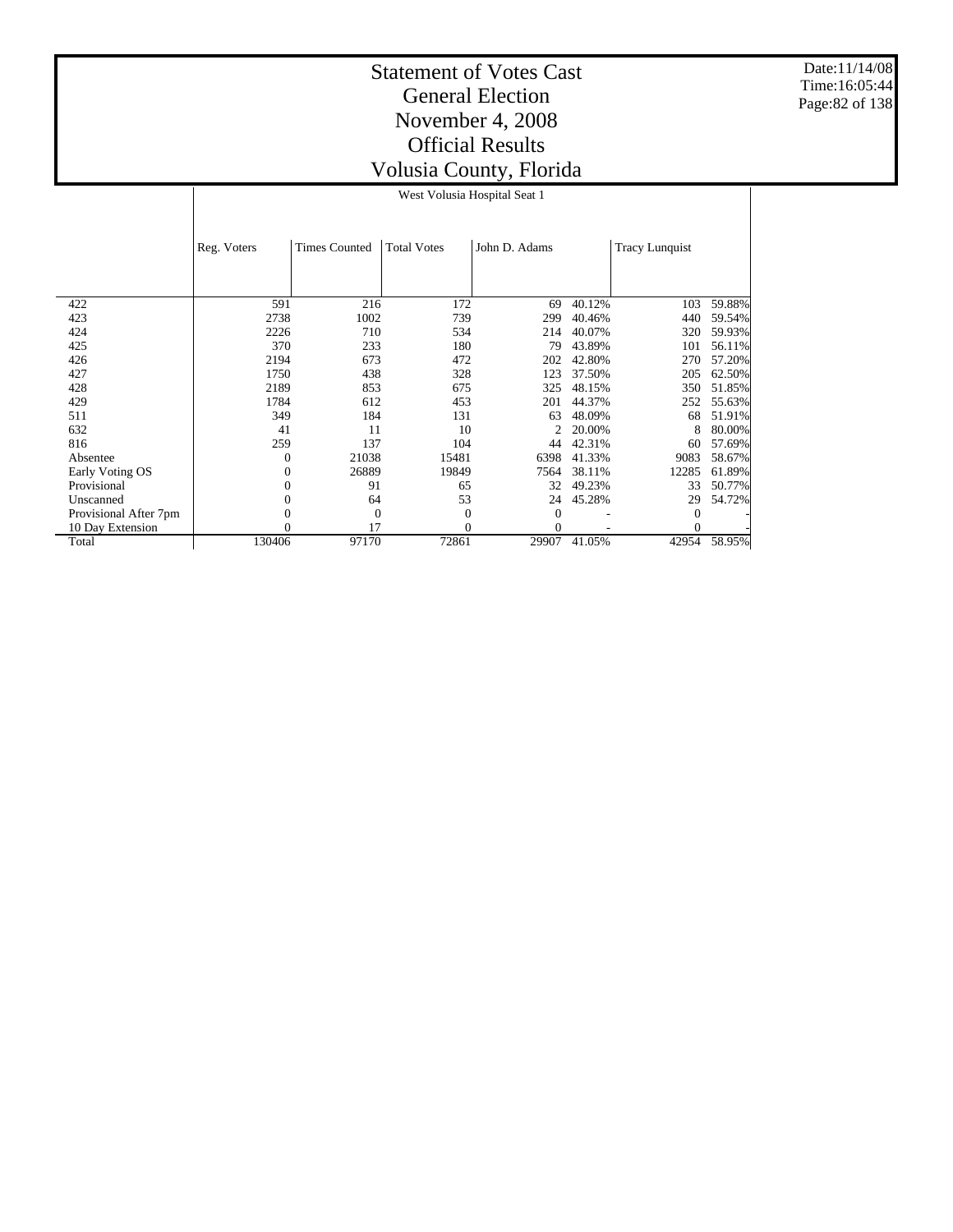# Statement of Votes Cast
# General Election
# November 4, 2008
# Official Results
# Volusia County, Florida

Date:11/14/08
Time:16:05:44

| | West Volusia Hospital Seat 1 | | | | | | |
|---|---|---|---|---|---|---|---|
| | Reg. Voters | Times Counted | Total Votes | John D. Adams | | Tracy Lunquist | |
| 422 | 591 | 216 | 172 | 69 | 40.12% | 103 | 59.88% |
| 423 | 2738 | 1002 | 739 | 299 | 40.46% | 440 | 59.54% |
| 424 | 2226 | 710 | 534 | 214 | 40.07% | 320 | 59.93% |
| 425 | 370 | 233 | 180 | 79 | 43.89% | 101 | 56.11% |
| 426 | 2194 | 673 | 472 | 202 | 42.80% | 270 | 57.20% |
| 427 | 1750 | 438 | 328 | 123 | 37.50% | 205 | 62.50% |
| 428 | 2189 | 853 | 675 | 325 | 48.15% | 350 | 51.85% |
| 429 | 1784 | 612 | 453 | 201 | 44.37% | 252 | 55.63% |
| 511 | 349 | 184 | 131 | 63 | 48.09% | 68 | 51.91% |
| 632 | 41 | 11 | 10 | 2 | 20.00% | 8 | 80.00% |
| 816 | 259 | 137 | 104 | 44 | 42.31% | 60 | 57.69% |
| Absentee | 0 | 21038 | 15481 | 6398 | 41.33% | 9083 | 58.67% |
| Early Voting OS | 0 | 26889 | 19849 | 7564 | 38.11% | 12285 | 61.89% |
| Provisional | 0 | 91 | 65 | 32 | 49.23% | 33 | 50.77% |
| Unscanned | 0 | 64 | 53 | 24 | 45.28% | 29 | 54.72% |
| Provisional After 7pm | 0 | 0 | 0 | 0 | - | 0 | - |
| 10 Day Extension | 0 | 17 | 0 | 0 | - | 0 | - |
| Total | 130406 | 97170 | 72861 | 29907 | 41.05% | 42954 | 58.95% |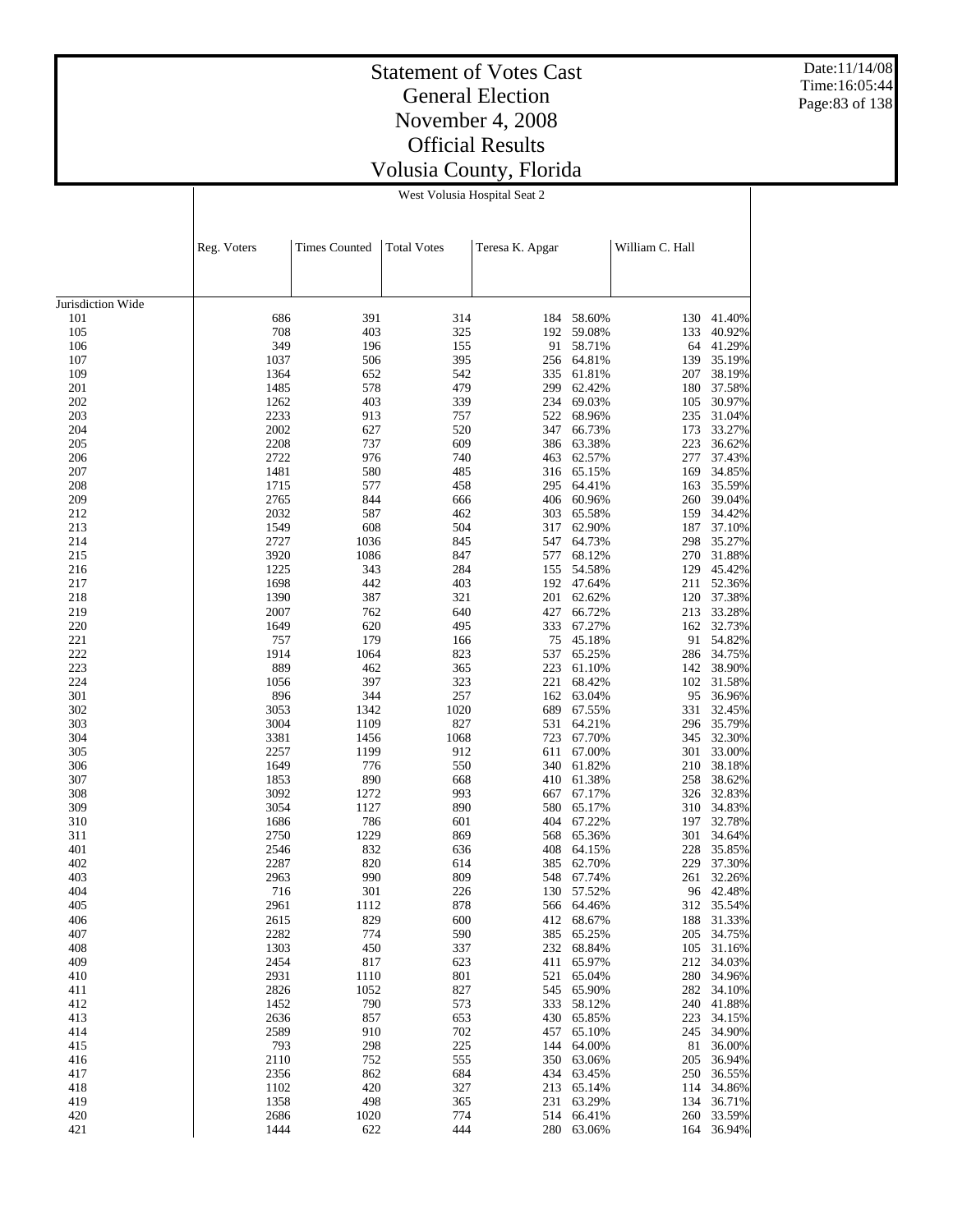# Statement of Votes Cast
## General Election
## November 4, 2008
## Official Results
## Volusia County, Florida

West Volusia Hospital Seat 2

| | Reg. Voters | Times Counted | Total Votes | Teresa K. Apgar | | William C. Hall | |
|---|---|---|---|---|---|---|---|
| Jurisdiction Wide | | | | | | | |
| 101 | 686 | 391 | 314 | 184 | 58.60% | 130 | 41.40% |
| 105 | 708 | 403 | 325 | 192 | 59.08% | 133 | 40.92% |
| 106 | 349 | 196 | 155 | 91 | 58.71% | 64 | 41.29% |
| 107 | 1037 | 506 | 395 | 256 | 64.81% | 139 | 35.19% |
| 109 | 1364 | 652 | 542 | 335 | 61.81% | 207 | 38.19% |
| 201 | 1485 | 578 | 479 | 299 | 62.42% | 180 | 37.58% |
| 202 | 1262 | 403 | 339 | 234 | 69.03% | 105 | 30.97% |
| 203 | 2233 | 913 | 757 | 522 | 68.96% | 235 | 31.04% |
| 204 | 2002 | 627 | 520 | 347 | 66.73% | 173 | 33.27% |
| 205 | 2208 | 737 | 609 | 386 | 63.38% | 223 | 36.62% |
| 206 | 2722 | 976 | 740 | 463 | 62.57% | 277 | 37.43% |
| 207 | 1481 | 580 | 485 | 316 | 65.15% | 169 | 34.85% |
| 208 | 1715 | 577 | 458 | 295 | 64.41% | 163 | 35.59% |
| 209 | 2765 | 844 | 666 | 406 | 60.96% | 260 | 39.04% |
| 212 | 2032 | 587 | 462 | 303 | 65.58% | 159 | 34.42% |
| 213 | 1549 | 608 | 504 | 317 | 62.90% | 187 | 37.10% |
| 214 | 2727 | 1036 | 845 | 547 | 64.73% | 298 | 35.27% |
| 215 | 3920 | 1086 | 847 | 577 | 68.12% | 270 | 31.88% |
| 216 | 1225 | 343 | 284 | 155 | 54.58% | 129 | 45.42% |
| 217 | 1698 | 442 | 403 | 192 | 47.64% | 211 | 52.36% |
| 218 | 1390 | 387 | 321 | 201 | 62.62% | 120 | 37.38% |
| 219 | 2007 | 762 | 640 | 427 | 66.72% | 213 | 33.28% |
| 220 | 1649 | 620 | 495 | 333 | 67.27% | 162 | 32.73% |
| 221 | 757 | 179 | 166 | 75 | 45.18% | 91 | 54.82% |
| 222 | 1914 | 1064 | 823 | 537 | 65.25% | 286 | 34.75% |
| 223 | 889 | 462 | 365 | 223 | 61.10% | 142 | 38.90% |
| 224 | 1056 | 397 | 323 | 221 | 68.42% | 102 | 31.58% |
| 301 | 896 | 344 | 257 | 162 | 63.04% | 95 | 36.96% |
| 302 | 3053 | 1342 | 1020 | 689 | 67.55% | 331 | 32.45% |
| 303 | 3004 | 1109 | 827 | 531 | 64.21% | 296 | 35.79% |
| 304 | 3381 | 1456 | 1068 | 723 | 67.70% | 345 | 32.30% |
| 305 | 2257 | 1199 | 912 | 611 | 67.00% | 301 | 33.00% |
| 306 | 1649 | 776 | 550 | 340 | 61.82% | 210 | 38.18% |
| 307 | 1853 | 890 | 668 | 410 | 61.38% | 258 | 38.62% |
| 308 | 3092 | 1272 | 993 | 667 | 67.17% | 326 | 32.83% |
| 309 | 3054 | 1127 | 890 | 580 | 65.17% | 310 | 34.83% |
| 310 | 1686 | 786 | 601 | 404 | 67.22% | 197 | 32.78% |
| 311 | 2750 | 1229 | 869 | 568 | 65.36% | 301 | 34.64% |
| 401 | 2546 | 832 | 636 | 408 | 64.15% | 228 | 35.85% |
| 402 | 2287 | 820 | 614 | 385 | 62.70% | 229 | 37.30% |
| 403 | 2963 | 990 | 809 | 548 | 67.74% | 261 | 32.26% |
| 404 | 716 | 301 | 226 | 130 | 57.52% | 96 | 42.48% |
| 405 | 2961 | 1112 | 878 | 566 | 64.46% | 312 | 35.54% |
| 406 | 2615 | 829 | 600 | 412 | 68.67% | 188 | 31.33% |
| 407 | 2282 | 774 | 590 | 385 | 65.25% | 205 | 34.75% |
| 408 | 1303 | 450 | 337 | 232 | 68.84% | 105 | 31.16% |
| 409 | 2454 | 817 | 623 | 411 | 65.97% | 212 | 34.03% |
| 410 | 2931 | 1110 | 801 | 521 | 65.04% | 280 | 34.96% |
| 411 | 2826 | 1052 | 827 | 545 | 65.90% | 282 | 34.10% |
| 412 | 1452 | 790 | 573 | 333 | 58.12% | 240 | 41.88% |
| 413 | 2636 | 857 | 653 | 430 | 65.85% | 223 | 34.15% |
| 414 | 2589 | 910 | 702 | 457 | 65.10% | 245 | 34.90% |
| 415 | 793 | 298 | 225 | 144 | 64.00% | 81 | 36.00% |
| 416 | 2110 | 752 | 555 | 350 | 63.06% | 205 | 36.94% |
| 417 | 2356 | 862 | 684 | 434 | 63.45% | 250 | 36.55% |
| 418 | 1102 | 420 | 327 | 213 | 65.14% | 114 | 34.86% |
| 419 | 1358 | 498 | 365 | 231 | 63.29% | 134 | 36.71% |
| 420 | 2686 | 1020 | 774 | 514 | 66.41% | 260 | 33.59% |
| 421 | 1444 | 622 | 444 | 280 | 63.06% | 164 | 36.94% |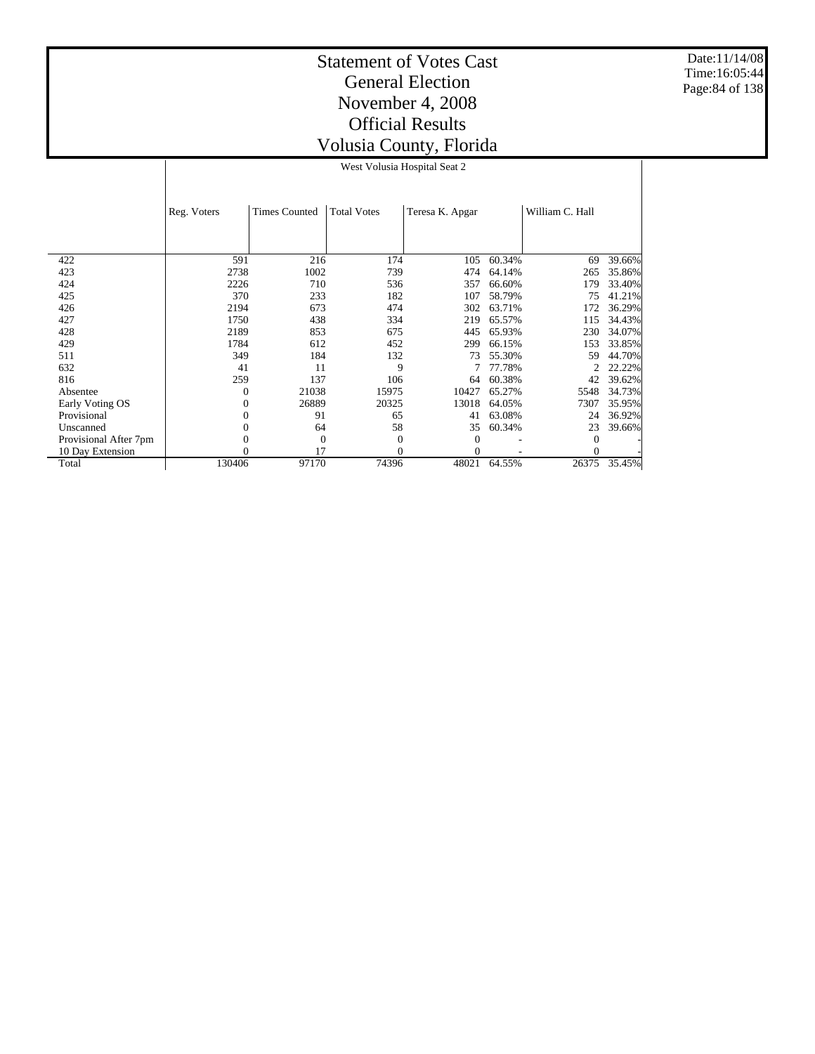# Statement of Votes Cast
## General Election
## November 4, 2008
## Official Results
## Volusia County, Florida

Date:11/14/08
Time:16:05:44

West Volusia Hospital Seat 2

| | Reg. Voters | Times Counted | Total Votes | Teresa K. Apgar | | William C. Hall | |
|---|---|---|---|---|---|---|---|
| 422 | 591 | 216 | 174 | 105 | 60.34% | 69 | 39.66% |
| 423 | 2738 | 1002 | 739 | 474 | 64.14% | 265 | 35.86% |
| 424 | 2226 | 710 | 536 | 357 | 66.60% | 179 | 33.40% |
| 425 | 370 | 233 | 182 | 107 | 58.79% | 75 | 41.21% |
| 426 | 2194 | 673 | 474 | 302 | 63.71% | 172 | 36.29% |
| 427 | 1750 | 438 | 334 | 219 | 65.57% | 115 | 34.43% |
| 428 | 2189 | 853 | 675 | 445 | 65.93% | 230 | 34.07% |
| 429 | 1784 | 612 | 452 | 299 | 66.15% | 153 | 33.85% |
| 511 | 349 | 184 | 132 | 73 | 55.30% | 59 | 44.70% |
| 632 | 41 | 11 | 9 | 7 | 77.78% | 2 | 22.22% |
| 816 | 259 | 137 | 106 | 64 | 60.38% | 42 | 39.62% |
| Absentee | 0 | 21038 | 15975 | 10427 | 65.27% | 5548 | 34.73% |
| Early Voting OS | 0 | 26889 | 20325 | 13018 | 64.05% | 7307 | 35.95% |
| Provisional | 0 | 91 | 65 | 41 | 63.08% | 24 | 36.92% |
| Unscanned | 0 | 64 | 58 | 35 | 60.34% | 23 | 39.66% |
| Provisional After 7pm | 0 | 0 | 0 | 0 | - | 0 | - |
| 10 Day Extension | 0 | 17 | 0 | 0 | - | 0 | - |
| Total | 130406 | 97170 | 74396 | 48021 | 64.55% | 26375 | 35.45% |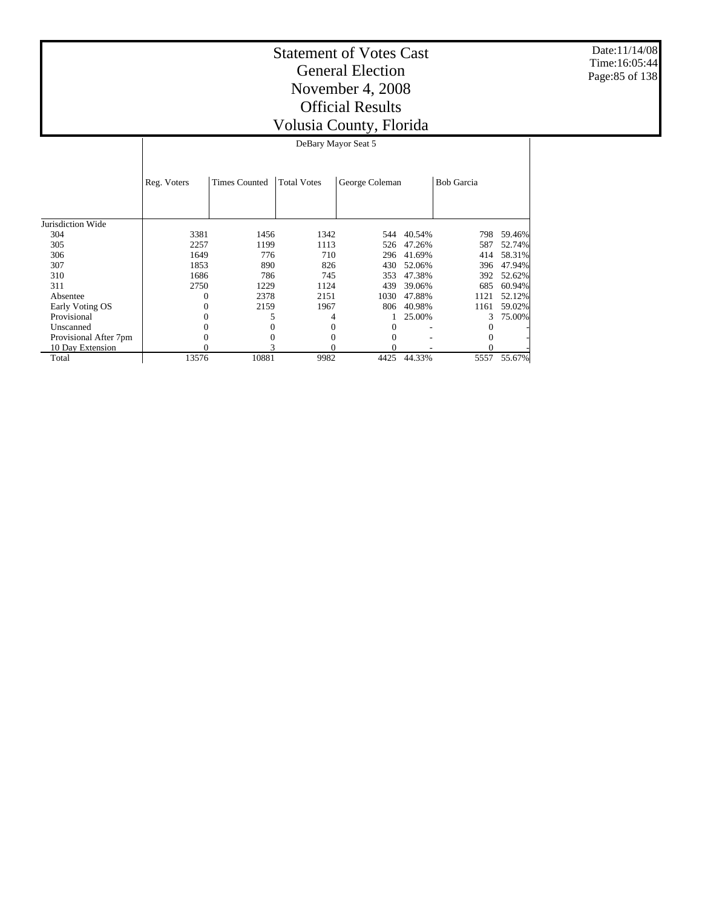# Statement of Votes Cast
# General Election
# November 4, 2008
# Official Results
# Volusia County, Florida

Date:11/14/08
Time:16:05:44

DeBary Mayor Seat 5

| | Reg. Voters | Times Counted | Total Votes | George Coleman | | Bob Garcia | |
|---|---|---|---|---|---|---|---|
| Jurisdiction Wide | | | | | | | |
| 304 | 3381 | 1456 | 1342 | 544 | 40.54% | 798 | 59.46% |
| 305 | 2257 | 1199 | 1113 | 526 | 47.26% | 587 | 52.74% |
| 306 | 1649 | 776 | 710 | 296 | 41.69% | 414 | 58.31% |
| 307 | 1853 | 890 | 826 | 430 | 52.06% | 396 | 47.94% |
| 310 | 1686 | 786 | 745 | 353 | 47.38% | 392 | 52.62% |
| 311 | 2750 | 1229 | 1124 | 439 | 39.06% | 685 | 60.94% |
| Absentee | 0 | 2378 | 2151 | 1030 | 47.88% | 1121 | 52.12% |
| Early Voting OS | 0 | 2159 | 1967 | 806 | 40.98% | 1161 | 59.02% |
| Provisional | 0 | 5 | 4 | 1 | 25.00% | 3 | 75.00% |
| Unscanned | 0 | 0 | 0 | 0 | - | 0 | - |
| Provisional After 7pm | 0 | 0 | 0 | 0 | - | 0 | - |
| 10 Day Extension | 0 | 3 | 0 | 0 | - | 0 | - |
| Total | 13576 | 10881 | 9982 | 4425 | 44.33% | 5557 | 55.67% |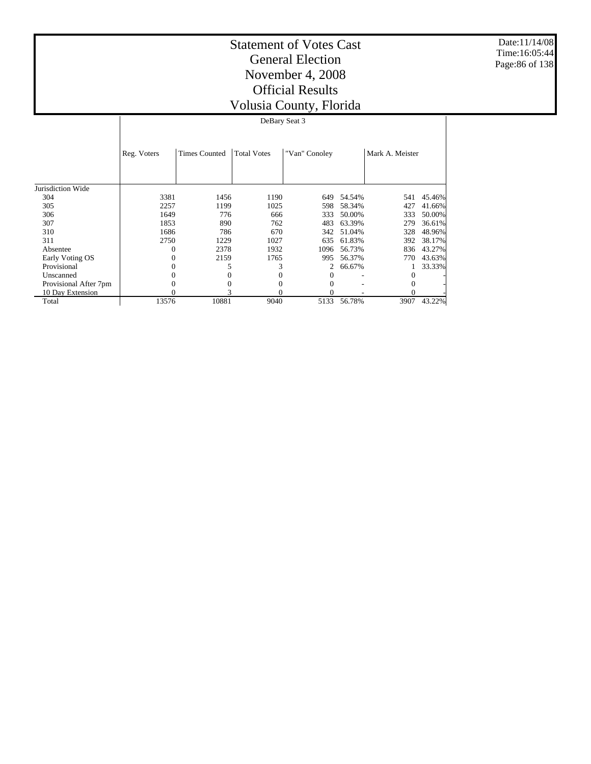# Statement of Votes Cast
## General Election
## November 4, 2008
## Official Results
## Volusia County, Florida

Date:11/14/08
Time:16:05:44

| | DeBary Seat 3 | | | | | | |
|---|---|---|---|---|---|---|---|
| | Reg. Voters | Times Counted | Total Votes | "Van" Conoley | | Mark A. Meister | |
| Jurisdiction Wide | | | | | | | |
| 304 | 3381 | 1456 | 1190 | 649 | 54.54% | 541 | 45.46% |
| 305 | 2257 | 1199 | 1025 | 598 | 58.34% | 427 | 41.66% |
| 306 | 1649 | 776 | 666 | 333 | 50.00% | 333 | 50.00% |
| 307 | 1853 | 890 | 762 | 483 | 63.39% | 279 | 36.61% |
| 310 | 1686 | 786 | 670 | 342 | 51.04% | 328 | 48.96% |
| 311 | 2750 | 1229 | 1027 | 635 | 61.83% | 392 | 38.17% |
| Absentee | 0 | 2378 | 1932 | 1096 | 56.73% | 836 | 43.27% |
| Early Voting OS | 0 | 2159 | 1765 | 995 | 56.37% | 770 | 43.63% |
| Provisional | 0 | 5 | 3 | 2 | 66.67% | 1 | 33.33% |
| Unscanned | 0 | 0 | 0 | 0 | - | 0 | - |
| Provisional After 7pm | 0 | 0 | 0 | 0 | - | 0 | - |
| 10 Day Extension | 0 | 3 | 0 | 0 | - | 0 | - |
| Total | 13576 | 10881 | 9040 | 5133 | 56.78% | 3907 | 43.22% |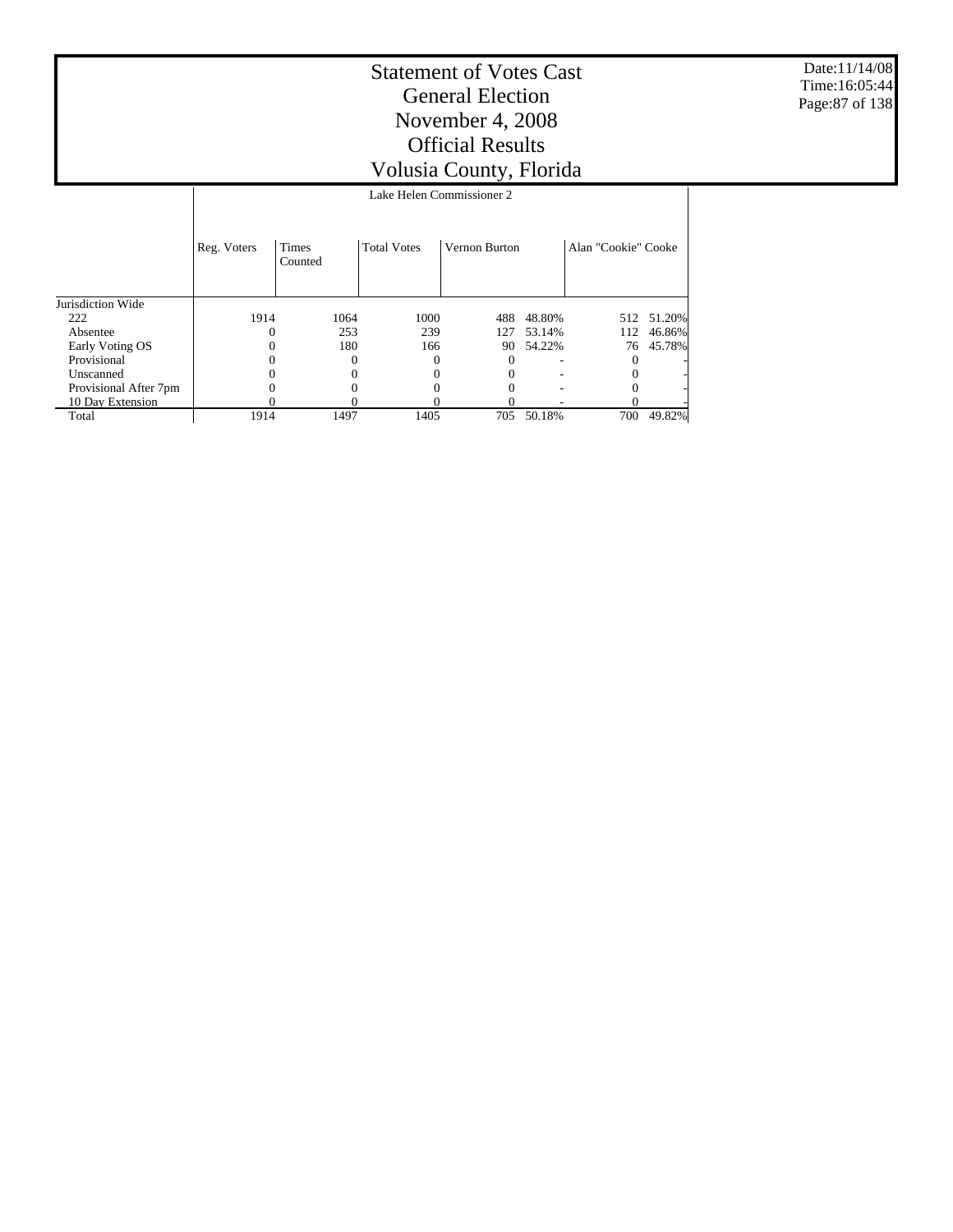# Statement of Votes Cast
## General Election
## November 4, 2008
## Official Results
## Volusia County, Florida

Date:11/14/08
Time:16:05:44

**Lake Helen Commissioner 2**

| | Reg. Voters | Times Counted | Total Votes | Vernon Burton | | Alan "Cookie" Cooke | |
|---|---|---|---|---|---|---|---|
| Jurisdiction Wide | | | | | | | |
| 222 | 1914 | 1064 | 1000 | 488 | 48.80% | 512 | 51.20% |
| Absentee | 0 | 253 | 239 | 127 | 53.14% | 112 | 46.86% |
| Early Voting OS | 0 | 180 | 166 | 90 | 54.22% | 76 | 45.78% |
| Provisional | 0 | 0 | 0 | 0 | - | 0 | - |
| Unscanned | 0 | 0 | 0 | 0 | - | 0 | - |
| Provisional After 7pm | 0 | 0 | 0 | 0 | - | 0 | - |
| 10 Day Extension | 0 | 0 | 0 | 0 | - | 0 | - |
| Total | 1914 | 1497 | 1405 | 705 | 50.18% | 700 | 49.82% |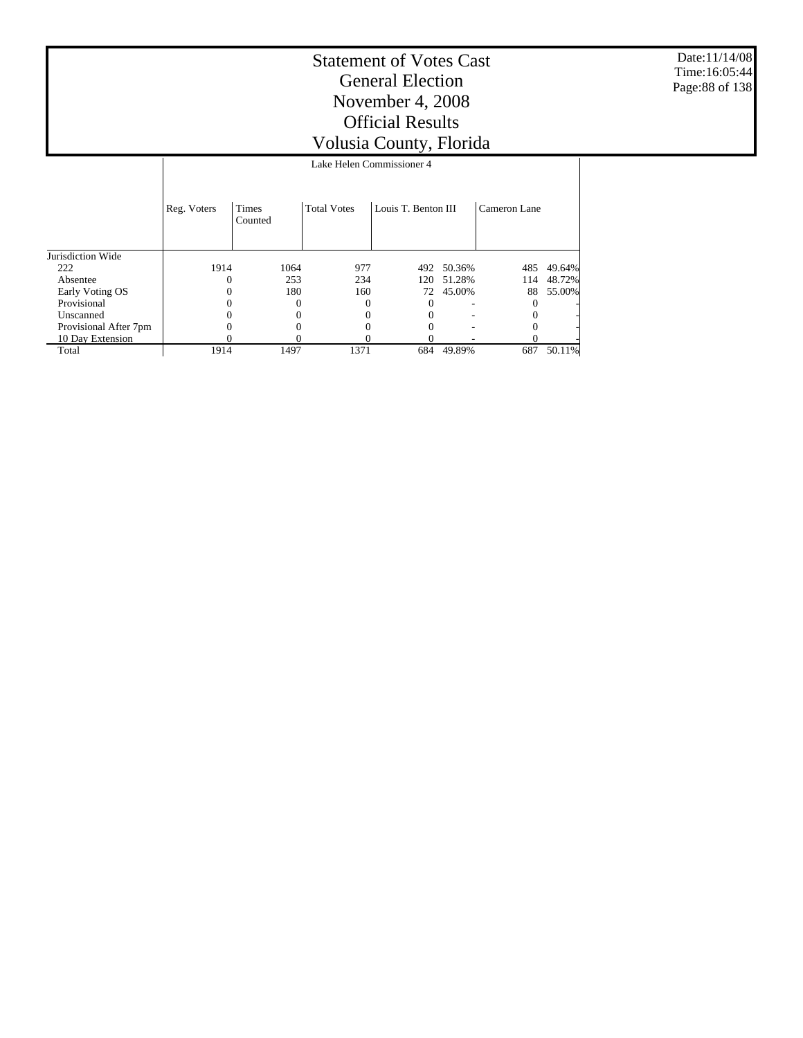# Statement of Votes Cast
## General Election
## November 4, 2008
## Official Results
## Volusia County, Florida

| | Lake Helen Commissioner 4 | | | | | | |
|---|---|---|---|---|---|---|---|
| | Reg. Voters | Times Counted | Total Votes | Louis T. Benton III | | Cameron Lane | |
| Jurisdiction Wide | | | | | | | |
| 222 | 1914 | 1064 | 977 | 492 | 50.36% | 485 | 49.64% |
| Absentee | 0 | 253 | 234 | 120 | 51.28% | 114 | 48.72% |
| Early Voting OS | 0 | 180 | 160 | 72 | 45.00% | 88 | 55.00% |
| Provisional | 0 | 0 | 0 | 0 | - | 0 | - |
| Unscanned | 0 | 0 | 0 | 0 | - | 0 | - |
| Provisional After 7pm | 0 | 0 | 0 | 0 | - | 0 | - |
| 10 Day Extension | 0 | 0 | 0 | 0 | - | 0 | - |
| Total | 1914 | 1497 | 1371 | 684 | 49.89% | 687 | 50.11% |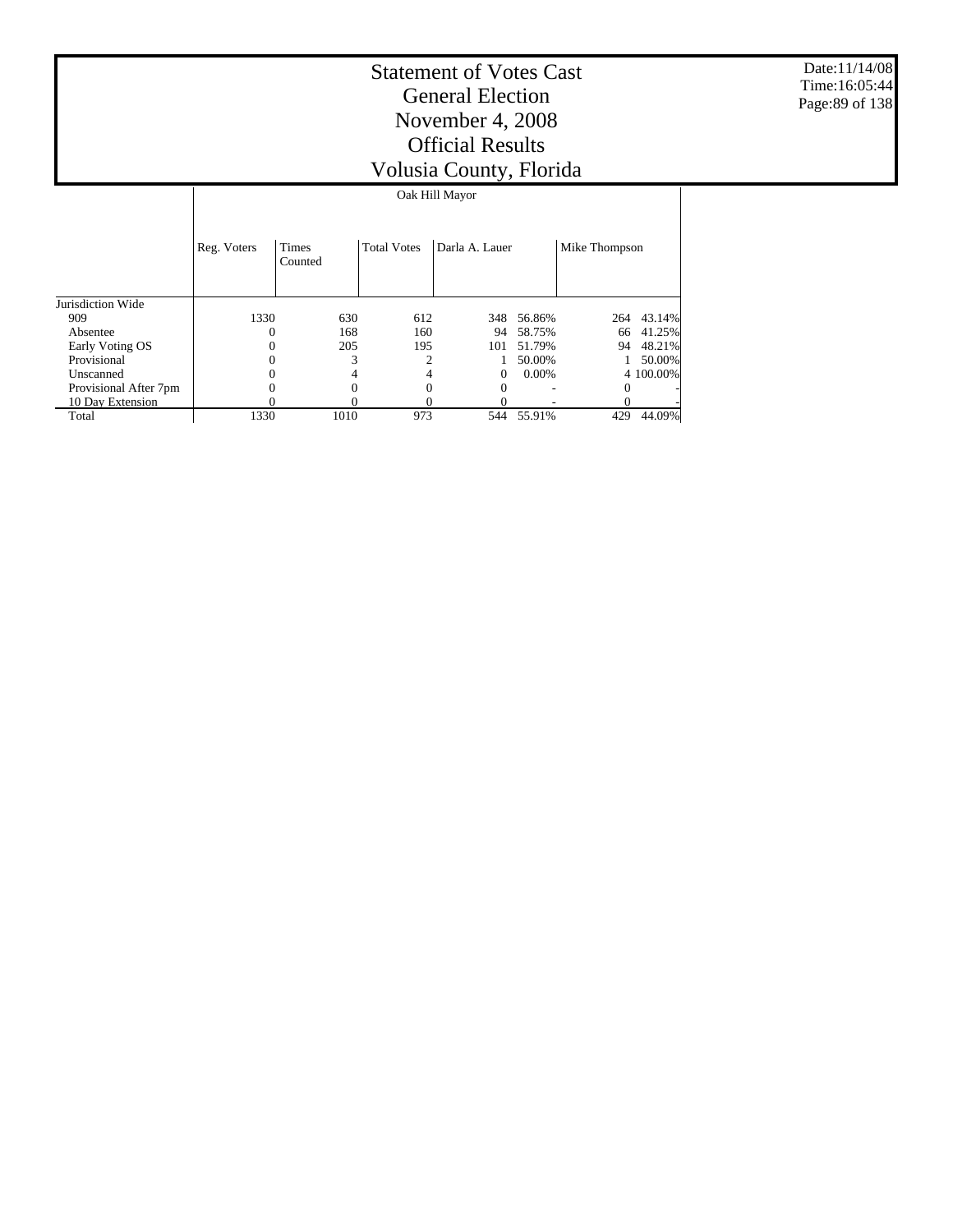# Statement of Votes Cast
## General Election
## November 4, 2008
## Official Results
## Volusia County, Florida

Date:11/14/08
Time:16:05:44

| | Oak Hill Mayor | | | | | | |
|---|---|---|---|---|---|---|---|
| | Reg. Voters | Times Counted | Total Votes | Darla A. Lauer | | Mike Thompson | |
| Jurisdiction Wide | | | | | | | |
| 909 | 1330 | 630 | 612 | 348 | 56.86% | 264 | 43.14% |
| Absentee | 0 | 168 | 160 | 94 | 58.75% | 66 | 41.25% |
| Early Voting OS | 0 | 205 | 195 | 101 | 51.79% | 94 | 48.21% |
| Provisional | 0 | 3 | 2 | 1 | 50.00% | 1 | 50.00% |
| Unscanned | 0 | 4 | 4 | 0 | 0.00% | 4 | 100.00% |
| Provisional After 7pm | 0 | 0 | 0 | 0 | - | 0 | - |
| 10 Day Extension | 0 | 0 | 0 | 0 | - | 0 | - |
| Total | 1330 | 1010 | 973 | 544 | 55.91% | 429 | 44.09% |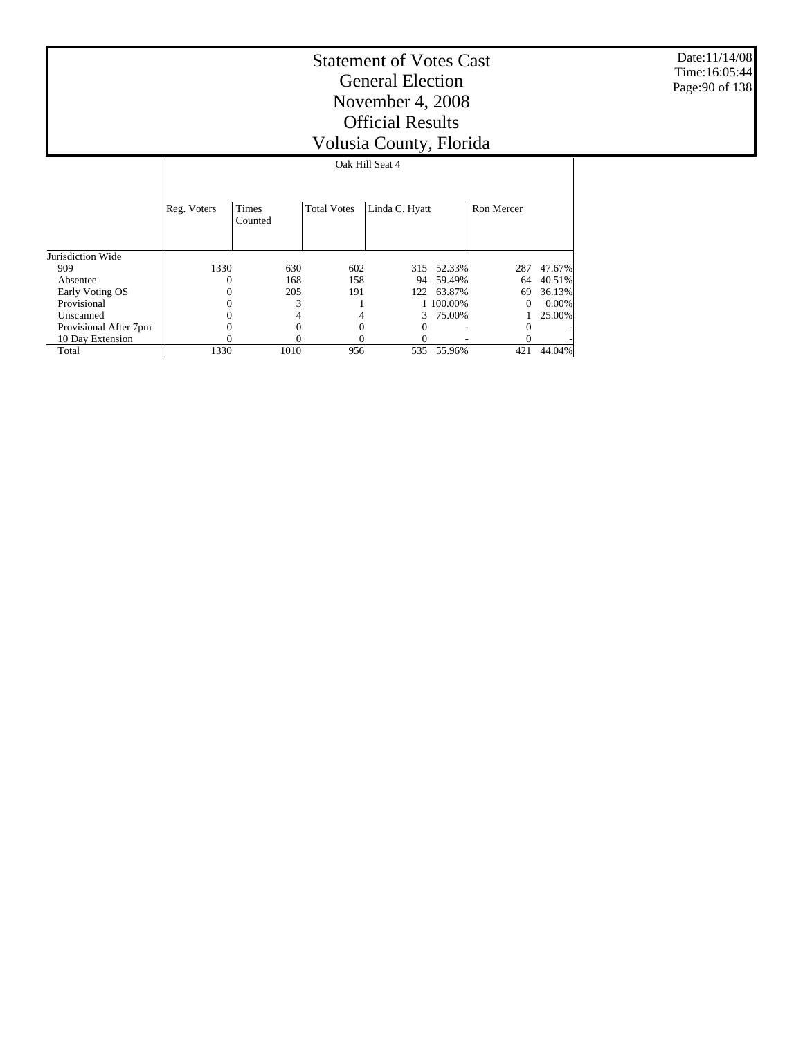# Statement of Votes Cast
## General Election
## November 4, 2008
## Official Results
## Volusia County, Florida

Oak Hill Seat 4

| | Reg. Voters | Times Counted | Total Votes | Linda C. Hyatt | | Ron Mercer | |
|---|---|---|---|---|---|---|---|
| Jurisdiction Wide | | | | | | | |
| 909 | 1330 | 630 | 602 | 315 | 52.33% | 287 | 47.67% |
| Absentee | 0 | 168 | 158 | 94 | 59.49% | 64 | 40.51% |
| Early Voting OS | 0 | 205 | 191 | 122 | 63.87% | 69 | 36.13% |
| Provisional | 0 | 3 | 1 | 1 | 100.00% | 0 | 0.00% |
| Unscanned | 0 | 4 | 4 | 3 | 75.00% | 1 | 25.00% |
| Provisional After 7pm | 0 | 0 | 0 | 0 | - | 0 | - |
| 10 Day Extension | 0 | 0 | 0 | 0 | - | 0 | - |
| Total | 1330 | 1010 | 956 | 535 | 55.96% | 421 | 44.04% |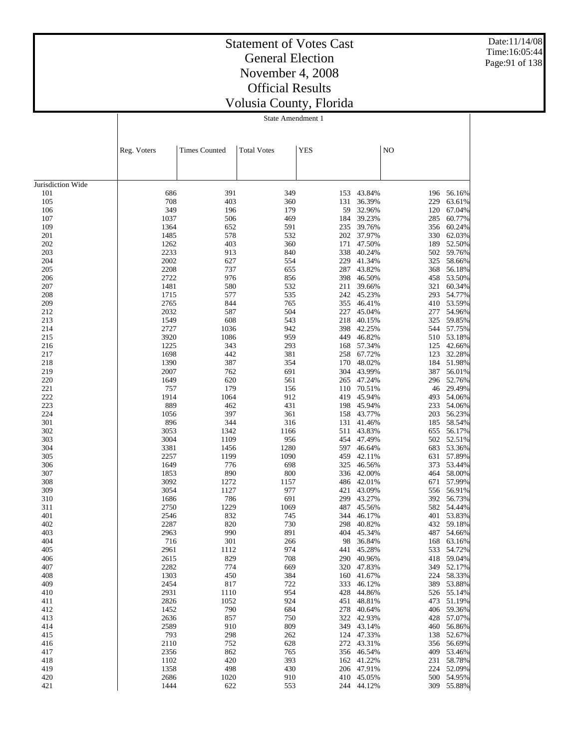# Statement of Votes Cast
## General Election
## November 4, 2008
## Official Results
## Volusia County, Florida

Date:11/14/08
Time:16:05:44

State Amendment 1

| | Reg. Voters | Times Counted | Total Votes | YES | | NO | |
|---|---|---|---|---|---|---|---|
| Jurisdiction Wide | | | | | | | |
| 101 | 686 | 391 | 349 | 153 | 43.84% | 196 | 56.16% |
| 105 | 708 | 403 | 360 | 131 | 36.39% | 229 | 63.61% |
| 106 | 349 | 196 | 179 | 59 | 32.96% | 120 | 67.04% |
| 107 | 1037 | 506 | 469 | 184 | 39.23% | 285 | 60.77% |
| 109 | 1364 | 652 | 591 | 235 | 39.76% | 356 | 60.24% |
| 201 | 1485 | 578 | 532 | 202 | 37.97% | 330 | 62.03% |
| 202 | 1262 | 403 | 360 | 171 | 47.50% | 189 | 52.50% |
| 203 | 2233 | 913 | 840 | 338 | 40.24% | 502 | 59.76% |
| 204 | 2002 | 627 | 554 | 229 | 41.34% | 325 | 58.66% |
| 205 | 2208 | 737 | 655 | 287 | 43.82% | 368 | 56.18% |
| 206 | 2722 | 976 | 856 | 398 | 46.50% | 458 | 53.50% |
| 207 | 1481 | 580 | 532 | 211 | 39.66% | 321 | 60.34% |
| 208 | 1715 | 577 | 535 | 242 | 45.23% | 293 | 54.77% |
| 209 | 2765 | 844 | 765 | 355 | 46.41% | 410 | 53.59% |
| 212 | 2032 | 587 | 504 | 227 | 45.04% | 277 | 54.96% |
| 213 | 1549 | 608 | 543 | 218 | 40.15% | 325 | 59.85% |
| 214 | 2727 | 1036 | 942 | 398 | 42.25% | 544 | 57.75% |
| 215 | 3920 | 1086 | 959 | 449 | 46.82% | 510 | 53.18% |
| 216 | 1225 | 343 | 293 | 168 | 57.34% | 125 | 42.66% |
| 217 | 1698 | 442 | 381 | 258 | 67.72% | 123 | 32.28% |
| 218 | 1390 | 387 | 354 | 170 | 48.02% | 184 | 51.98% |
| 219 | 2007 | 762 | 691 | 304 | 43.99% | 387 | 56.01% |
| 220 | 1649 | 620 | 561 | 265 | 47.24% | 296 | 52.76% |
| 221 | 757 | 179 | 156 | 110 | 70.51% | 46 | 29.49% |
| 222 | 1914 | 1064 | 912 | 419 | 45.94% | 493 | 54.06% |
| 223 | 889 | 462 | 431 | 198 | 45.94% | 233 | 54.06% |
| 224 | 1056 | 397 | 361 | 158 | 43.77% | 203 | 56.23% |
| 301 | 896 | 344 | 316 | 131 | 41.46% | 185 | 58.54% |
| 302 | 3053 | 1342 | 1166 | 511 | 43.83% | 655 | 56.17% |
| 303 | 3004 | 1109 | 956 | 454 | 47.49% | 502 | 52.51% |
| 304 | 3381 | 1456 | 1280 | 597 | 46.64% | 683 | 53.36% |
| 305 | 2257 | 1199 | 1090 | 459 | 42.11% | 631 | 57.89% |
| 306 | 1649 | 776 | 698 | 325 | 46.56% | 373 | 53.44% |
| 307 | 1853 | 890 | 800 | 336 | 42.00% | 464 | 58.00% |
| 308 | 3092 | 1272 | 1157 | 486 | 42.01% | 671 | 57.99% |
| 309 | 3054 | 1127 | 977 | 421 | 43.09% | 556 | 56.91% |
| 310 | 1686 | 786 | 691 | 299 | 43.27% | 392 | 56.73% |
| 311 | 2750 | 1229 | 1069 | 487 | 45.56% | 582 | 54.44% |
| 401 | 2546 | 832 | 745 | 344 | 46.17% | 401 | 53.83% |
| 402 | 2287 | 820 | 730 | 298 | 40.82% | 432 | 59.18% |
| 403 | 2963 | 990 | 891 | 404 | 45.34% | 487 | 54.66% |
| 404 | 716 | 301 | 266 | 98 | 36.84% | 168 | 63.16% |
| 405 | 2961 | 1112 | 974 | 441 | 45.28% | 533 | 54.72% |
| 406 | 2615 | 829 | 708 | 290 | 40.96% | 418 | 59.04% |
| 407 | 2282 | 774 | 669 | 320 | 47.83% | 349 | 52.17% |
| 408 | 1303 | 450 | 384 | 160 | 41.67% | 224 | 58.33% |
| 409 | 2454 | 817 | 722 | 333 | 46.12% | 389 | 53.88% |
| 410 | 2931 | 1110 | 954 | 428 | 44.86% | 526 | 55.14% |
| 411 | 2826 | 1052 | 924 | 451 | 48.81% | 473 | 51.19% |
| 412 | 1452 | 790 | 684 | 278 | 40.64% | 406 | 59.36% |
| 413 | 2636 | 857 | 750 | 322 | 42.93% | 428 | 57.07% |
| 414 | 2589 | 910 | 809 | 349 | 43.14% | 460 | 56.86% |
| 415 | 793 | 298 | 262 | 124 | 47.33% | 138 | 52.67% |
| 416 | 2110 | 752 | 628 | 272 | 43.31% | 356 | 56.69% |
| 417 | 2356 | 862 | 765 | 356 | 46.54% | 409 | 53.46% |
| 418 | 1102 | 420 | 393 | 162 | 41.22% | 231 | 58.78% |
| 419 | 1358 | 498 | 430 | 206 | 47.91% | 224 | 52.09% |
| 420 | 2686 | 1020 | 910 | 410 | 45.05% | 500 | 54.95% |
| 421 | 1444 | 622 | 553 | 244 | 44.12% | 309 | 55.88% |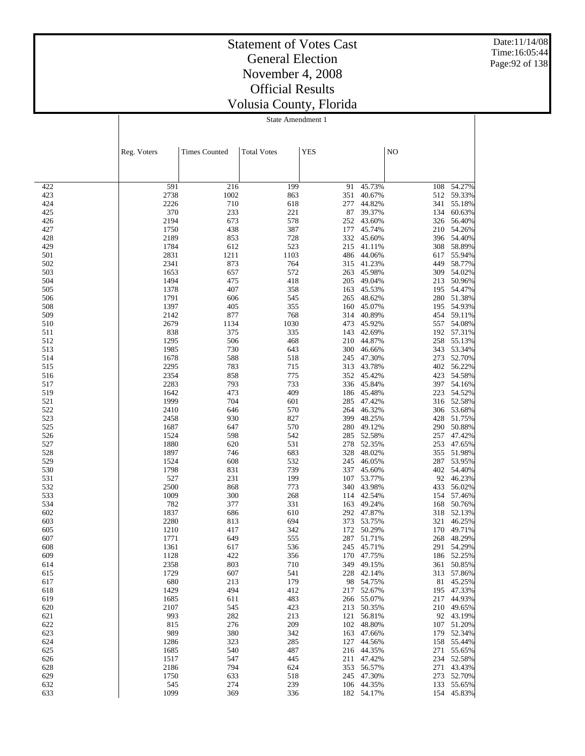# Statement of Votes Cast
# General Election
# November 4, 2008
# Official Results
# Volusia County, Florida

State Amendment 1

| | Reg. Voters | Times Counted | Total Votes | YES | | NO | |
|---|---|---|---|---|---|---|---|
| 422 | 591 | 216 | 199 | 91 | 45.73% | 108 | 54.27% |
| 423 | 2738 | 1002 | 863 | 351 | 40.67% | 512 | 59.33% |
| 424 | 2226 | 710 | 618 | 277 | 44.82% | 341 | 55.18% |
| 425 | 370 | 233 | 221 | 87 | 39.37% | 134 | 60.63% |
| 426 | 2194 | 673 | 578 | 252 | 43.60% | 326 | 56.40% |
| 427 | 1750 | 438 | 387 | 177 | 45.74% | 210 | 54.26% |
| 428 | 2189 | 853 | 728 | 332 | 45.60% | 396 | 54.40% |
| 429 | 1784 | 612 | 523 | 215 | 41.11% | 308 | 58.89% |
| 501 | 2831 | 1211 | 1103 | 486 | 44.06% | 617 | 55.94% |
| 502 | 2341 | 873 | 764 | 315 | 41.23% | 449 | 58.77% |
| 503 | 1653 | 657 | 572 | 263 | 45.98% | 309 | 54.02% |
| 504 | 1494 | 475 | 418 | 205 | 49.04% | 213 | 50.96% |
| 505 | 1378 | 407 | 358 | 163 | 45.53% | 195 | 54.47% |
| 506 | 1791 | 606 | 545 | 265 | 48.62% | 280 | 51.38% |
| 508 | 1397 | 405 | 355 | 160 | 45.07% | 195 | 54.93% |
| 509 | 2142 | 877 | 768 | 314 | 40.89% | 454 | 59.11% |
| 510 | 2679 | 1134 | 1030 | 473 | 45.92% | 557 | 54.08% |
| 511 | 838 | 375 | 335 | 143 | 42.69% | 192 | 57.31% |
| 512 | 1295 | 506 | 468 | 210 | 44.87% | 258 | 55.13% |
| 513 | 1985 | 730 | 643 | 300 | 46.66% | 343 | 53.34% |
| 514 | 1678 | 588 | 518 | 245 | 47.30% | 273 | 52.70% |
| 515 | 2295 | 783 | 715 | 313 | 43.78% | 402 | 56.22% |
| 516 | 2354 | 858 | 775 | 352 | 45.42% | 423 | 54.58% |
| 517 | 2283 | 793 | 733 | 336 | 45.84% | 397 | 54.16% |
| 519 | 1642 | 473 | 409 | 186 | 45.48% | 223 | 54.52% |
| 521 | 1999 | 704 | 601 | 285 | 47.42% | 316 | 52.58% |
| 522 | 2410 | 646 | 570 | 264 | 46.32% | 306 | 53.68% |
| 523 | 2458 | 930 | 827 | 399 | 48.25% | 428 | 51.75% |
| 525 | 1687 | 647 | 570 | 280 | 49.12% | 290 | 50.88% |
| 526 | 1524 | 598 | 542 | 285 | 52.58% | 257 | 47.42% |
| 527 | 1880 | 620 | 531 | 278 | 52.35% | 253 | 47.65% |
| 528 | 1897 | 746 | 683 | 328 | 48.02% | 355 | 51.98% |
| 529 | 1524 | 608 | 532 | 245 | 46.05% | 287 | 53.95% |
| 530 | 1798 | 831 | 739 | 337 | 45.60% | 402 | 54.40% |
| 531 | 527 | 231 | 199 | 107 | 53.77% | 92 | 46.23% |
| 532 | 2500 | 868 | 773 | 340 | 43.98% | 433 | 56.02% |
| 533 | 1009 | 300 | 268 | 114 | 42.54% | 154 | 57.46% |
| 534 | 782 | 377 | 331 | 163 | 49.24% | 168 | 50.76% |
| 602 | 1837 | 686 | 610 | 292 | 47.87% | 318 | 52.13% |
| 603 | 2280 | 813 | 694 | 373 | 53.75% | 321 | 46.25% |
| 605 | 1210 | 417 | 342 | 172 | 50.29% | 170 | 49.71% |
| 607 | 1771 | 649 | 555 | 287 | 51.71% | 268 | 48.29% |
| 608 | 1361 | 617 | 536 | 245 | 45.71% | 291 | 54.29% |
| 609 | 1128 | 422 | 356 | 170 | 47.75% | 186 | 52.25% |
| 614 | 2358 | 803 | 710 | 349 | 49.15% | 361 | 50.85% |
| 615 | 1729 | 607 | 541 | 228 | 42.14% | 313 | 57.86% |
| 617 | 680 | 213 | 179 | 98 | 54.75% | 81 | 45.25% |
| 618 | 1429 | 494 | 412 | 217 | 52.67% | 195 | 47.33% |
| 619 | 1685 | 611 | 483 | 266 | 55.07% | 217 | 44.93% |
| 620 | 2107 | 545 | 423 | 213 | 50.35% | 210 | 49.65% |
| 621 | 993 | 282 | 213 | 121 | 56.81% | 92 | 43.19% |
| 622 | 815 | 276 | 209 | 102 | 48.80% | 107 | 51.20% |
| 623 | 989 | 380 | 342 | 163 | 47.66% | 179 | 52.34% |
| 624 | 1286 | 323 | 285 | 127 | 44.56% | 158 | 55.44% |
| 625 | 1685 | 540 | 487 | 216 | 44.35% | 271 | 55.65% |
| 626 | 1517 | 547 | 445 | 211 | 47.42% | 234 | 52.58% |
| 628 | 2186 | 794 | 624 | 353 | 56.57% | 271 | 43.43% |
| 629 | 1750 | 633 | 518 | 245 | 47.30% | 273 | 52.70% |
| 632 | 545 | 274 | 239 | 106 | 44.35% | 133 | 55.65% |
| 633 | 1099 | 369 | 336 | 182 | 54.17% | 154 | 45.83% |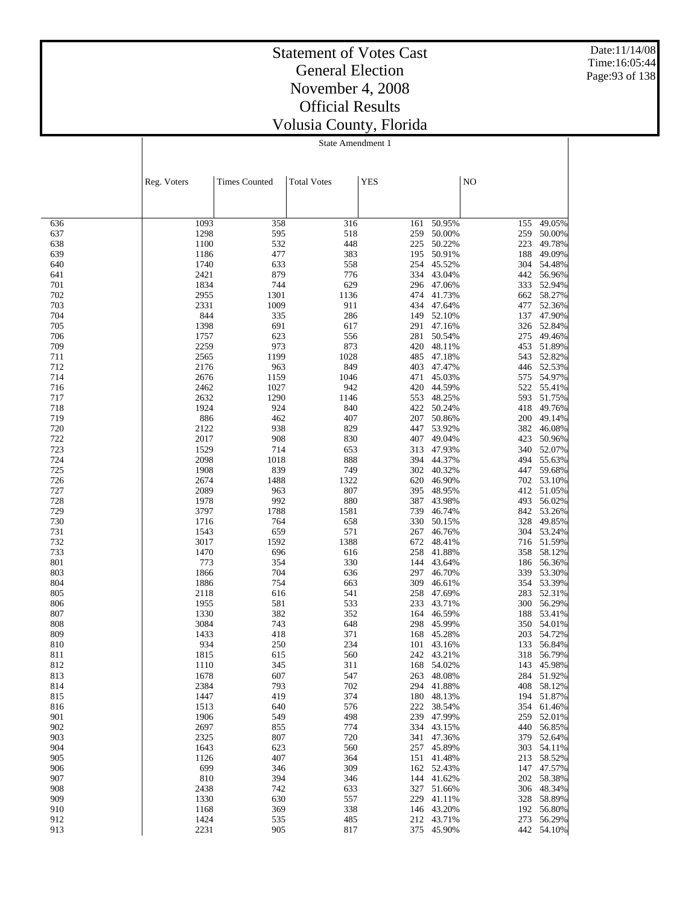# Statement of Votes Cast
# General Election
# November 4, 2008
# Official Results
# Volusia County, Florida

State Amendment 1

| | Reg. Voters | Times Counted | Total Votes | YES | | NO | |
|---|---|---|---|---|---|---|---|
| 636 | 1093 | 358 | 316 | 161 | 50.95% | 155 | 49.05% |
| 637 | 1298 | 595 | 518 | 259 | 50.00% | 259 | 50.00% |
| 638 | 1100 | 532 | 448 | 225 | 50.22% | 223 | 49.78% |
| 639 | 1186 | 477 | 383 | 195 | 50.91% | 188 | 49.09% |
| 640 | 1740 | 633 | 558 | 254 | 45.52% | 304 | 54.48% |
| 641 | 2421 | 879 | 776 | 334 | 43.04% | 442 | 56.96% |
| 701 | 1834 | 744 | 629 | 296 | 47.06% | 333 | 52.94% |
| 702 | 2955 | 1301 | 1136 | 474 | 41.73% | 662 | 58.27% |
| 703 | 2331 | 1009 | 911 | 434 | 47.64% | 477 | 52.36% |
| 704 | 844 | 335 | 286 | 149 | 52.10% | 137 | 47.90% |
| 705 | 1398 | 691 | 617 | 291 | 47.16% | 326 | 52.84% |
| 706 | 1757 | 623 | 556 | 281 | 50.54% | 275 | 49.46% |
| 709 | 2259 | 973 | 873 | 420 | 48.11% | 453 | 51.89% |
| 711 | 2565 | 1199 | 1028 | 485 | 47.18% | 543 | 52.82% |
| 712 | 2176 | 963 | 849 | 403 | 47.47% | 446 | 52.53% |
| 714 | 2676 | 1159 | 1046 | 471 | 45.03% | 575 | 54.97% |
| 716 | 2462 | 1027 | 942 | 420 | 44.59% | 522 | 55.41% |
| 717 | 2632 | 1290 | 1146 | 553 | 48.25% | 593 | 51.75% |
| 718 | 1924 | 924 | 840 | 422 | 50.24% | 418 | 49.76% |
| 719 | 886 | 462 | 407 | 207 | 50.86% | 200 | 49.14% |
| 720 | 2122 | 938 | 829 | 447 | 53.92% | 382 | 46.08% |
| 722 | 2017 | 908 | 830 | 407 | 49.04% | 423 | 50.96% |
| 723 | 1529 | 714 | 653 | 313 | 47.93% | 340 | 52.07% |
| 724 | 2098 | 1018 | 888 | 394 | 44.37% | 494 | 55.63% |
| 725 | 1908 | 839 | 749 | 302 | 40.32% | 447 | 59.68% |
| 726 | 2674 | 1488 | 1322 | 620 | 46.90% | 702 | 53.10% |
| 727 | 2089 | 963 | 807 | 395 | 48.95% | 412 | 51.05% |
| 728 | 1978 | 992 | 880 | 387 | 43.98% | 493 | 56.02% |
| 729 | 3797 | 1788 | 1581 | 739 | 46.74% | 842 | 53.26% |
| 730 | 1716 | 764 | 658 | 330 | 50.15% | 328 | 49.85% |
| 731 | 1543 | 659 | 571 | 267 | 46.76% | 304 | 53.24% |
| 732 | 3017 | 1592 | 1388 | 672 | 48.41% | 716 | 51.59% |
| 733 | 1470 | 696 | 616 | 258 | 41.88% | 358 | 58.12% |
| 801 | 773 | 354 | 330 | 144 | 43.64% | 186 | 56.36% |
| 803 | 1866 | 704 | 636 | 297 | 46.70% | 339 | 53.30% |
| 804 | 1886 | 754 | 663 | 309 | 46.61% | 354 | 53.39% |
| 805 | 2118 | 616 | 541 | 258 | 47.69% | 283 | 52.31% |
| 806 | 1955 | 581 | 533 | 233 | 43.71% | 300 | 56.29% |
| 807 | 1330 | 382 | 352 | 164 | 46.59% | 188 | 53.41% |
| 808 | 3084 | 743 | 648 | 298 | 45.99% | 350 | 54.01% |
| 809 | 1433 | 418 | 371 | 168 | 45.28% | 203 | 54.72% |
| 810 | 934 | 250 | 234 | 101 | 43.16% | 133 | 56.84% |
| 811 | 1815 | 615 | 560 | 242 | 43.21% | 318 | 56.79% |
| 812 | 1110 | 345 | 311 | 168 | 54.02% | 143 | 45.98% |
| 813 | 1678 | 607 | 547 | 263 | 48.08% | 284 | 51.92% |
| 814 | 2384 | 793 | 702 | 294 | 41.88% | 408 | 58.12% |
| 815 | 1447 | 419 | 374 | 180 | 48.13% | 194 | 51.87% |
| 816 | 1513 | 640 | 576 | 222 | 38.54% | 354 | 61.46% |
| 901 | 1906 | 549 | 498 | 239 | 47.99% | 259 | 52.01% |
| 902 | 2697 | 855 | 774 | 334 | 43.15% | 440 | 56.85% |
| 903 | 2325 | 807 | 720 | 341 | 47.36% | 379 | 52.64% |
| 904 | 1643 | 623 | 560 | 257 | 45.89% | 303 | 54.11% |
| 905 | 1126 | 407 | 364 | 151 | 41.48% | 213 | 58.52% |
| 906 | 699 | 346 | 309 | 162 | 52.43% | 147 | 47.57% |
| 907 | 810 | 394 | 346 | 144 | 41.62% | 202 | 58.38% |
| 908 | 2438 | 742 | 633 | 327 | 51.66% | 306 | 48.34% |
| 909 | 1330 | 630 | 557 | 229 | 41.11% | 328 | 58.89% |
| 910 | 1168 | 369 | 338 | 146 | 43.20% | 192 | 56.80% |
| 912 | 1424 | 535 | 485 | 212 | 43.71% | 273 | 56.29% |
| 913 | 2231 | 905 | 817 | 375 | 45.90% | 442 | 54.10% |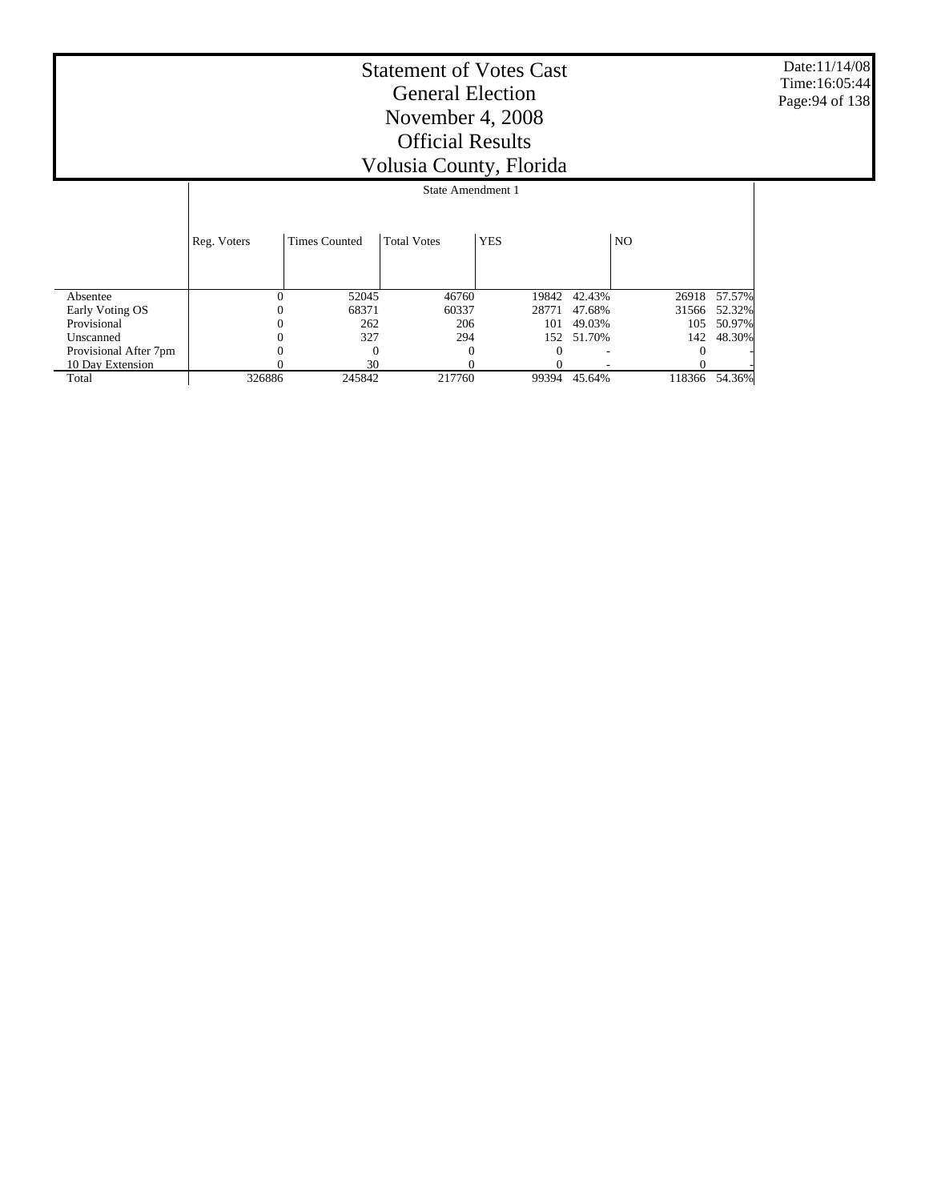# Statement of Votes Cast
# General Election
# November 4, 2008
# Official Results
# Volusia County, Florida

Date:11/14/08
Time:16:05:44

## State Amendment 1

| | Reg. Voters | Times Counted | Total Votes | YES | | NO | |
|---|---|---|---|---|---|---|---|
| Absentee | 0 | 52045 | 46760 | 19842 | 42.43% | 26918 | 57.57% |
| Early Voting OS | 0 | 68371 | 60337 | 28771 | 47.68% | 31566 | 52.32% |
| Provisional | 0 | 262 | 206 | 101 | 49.03% | 105 | 50.97% |
| Unscanned | 0 | 327 | 294 | 152 | 51.70% | 142 | 48.30% |
| Provisional After 7pm | 0 | 0 | 0 | 0 | - | 0 | - |
| 10 Day Extension | 0 | 30 | 0 | 0 | - | 0 | - |
| Total | 326886 | 245842 | 217760 | 99394 | 45.64% | 118366 | 54.36% |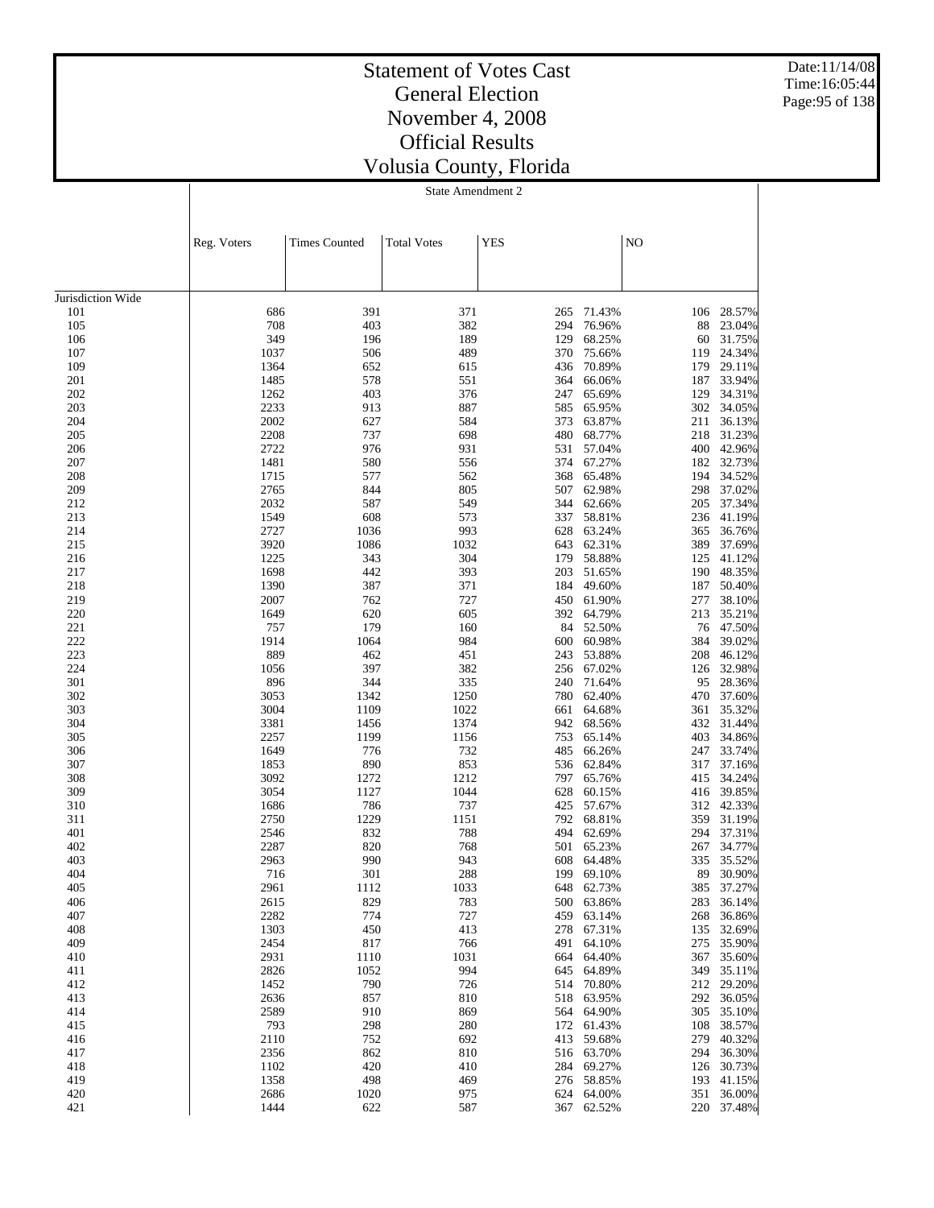# Statement of Votes Cast
## General Election
## November 4, 2008
## Official Results
## Volusia County, Florida

Date:11/14/08
Time:16:05:44

State Amendment 2

| | Reg. Voters | Times Counted | Total Votes | YES | | NO | |
|---|---|---|---|---|---|---|---|
| Jurisdiction Wide | | | | | | | |
| 101 | 686 | 391 | 371 | 265 | 71.43% | 106 | 28.57% |
| 105 | 708 | 403 | 382 | 294 | 76.96% | 88 | 23.04% |
| 106 | 349 | 196 | 189 | 129 | 68.25% | 60 | 31.75% |
| 107 | 1037 | 506 | 489 | 370 | 75.66% | 119 | 24.34% |
| 109 | 1364 | 652 | 615 | 436 | 70.89% | 179 | 29.11% |
| 201 | 1485 | 578 | 551 | 364 | 66.06% | 187 | 33.94% |
| 202 | 1262 | 403 | 376 | 247 | 65.69% | 129 | 34.31% |
| 203 | 2233 | 913 | 887 | 585 | 65.95% | 302 | 34.05% |
| 204 | 2002 | 627 | 584 | 373 | 63.87% | 211 | 36.13% |
| 205 | 2208 | 737 | 698 | 480 | 68.77% | 218 | 31.23% |
| 206 | 2722 | 976 | 931 | 531 | 57.04% | 400 | 42.96% |
| 207 | 1481 | 580 | 556 | 374 | 67.27% | 182 | 32.73% |
| 208 | 1715 | 577 | 562 | 368 | 65.48% | 194 | 34.52% |
| 209 | 2765 | 844 | 805 | 507 | 62.98% | 298 | 37.02% |
| 212 | 2032 | 587 | 549 | 344 | 62.66% | 205 | 37.34% |
| 213 | 1549 | 608 | 573 | 337 | 58.81% | 236 | 41.19% |
| 214 | 2727 | 1036 | 993 | 628 | 63.24% | 365 | 36.76% |
| 215 | 3920 | 1086 | 1032 | 643 | 62.31% | 389 | 37.69% |
| 216 | 1225 | 343 | 304 | 179 | 58.88% | 125 | 41.12% |
| 217 | 1698 | 442 | 393 | 203 | 51.65% | 190 | 48.35% |
| 218 | 1390 | 387 | 371 | 184 | 49.60% | 187 | 50.40% |
| 219 | 2007 | 762 | 727 | 450 | 61.90% | 277 | 38.10% |
| 220 | 1649 | 620 | 605 | 392 | 64.79% | 213 | 35.21% |
| 221 | 757 | 179 | 160 | 84 | 52.50% | 76 | 47.50% |
| 222 | 1914 | 1064 | 984 | 600 | 60.98% | 384 | 39.02% |
| 223 | 889 | 462 | 451 | 243 | 53.88% | 208 | 46.12% |
| 224 | 1056 | 397 | 382 | 256 | 67.02% | 126 | 32.98% |
| 301 | 896 | 344 | 335 | 240 | 71.64% | 95 | 28.36% |
| 302 | 3053 | 1342 | 1250 | 780 | 62.40% | 470 | 37.60% |
| 303 | 3004 | 1109 | 1022 | 661 | 64.68% | 361 | 35.32% |
| 304 | 3381 | 1456 | 1374 | 942 | 68.56% | 432 | 31.44% |
| 305 | 2257 | 1199 | 1156 | 753 | 65.14% | 403 | 34.86% |
| 306 | 1649 | 776 | 732 | 485 | 66.26% | 247 | 33.74% |
| 307 | 1853 | 890 | 853 | 536 | 62.84% | 317 | 37.16% |
| 308 | 3092 | 1272 | 1212 | 797 | 65.76% | 415 | 34.24% |
| 309 | 3054 | 1127 | 1044 | 628 | 60.15% | 416 | 39.85% |
| 310 | 1686 | 786 | 737 | 425 | 57.67% | 312 | 42.33% |
| 311 | 2750 | 1229 | 1151 | 792 | 68.81% | 359 | 31.19% |
| 401 | 2546 | 832 | 788 | 494 | 62.69% | 294 | 37.31% |
| 402 | 2287 | 820 | 768 | 501 | 65.23% | 267 | 34.77% |
| 403 | 2963 | 990 | 943 | 608 | 64.48% | 335 | 35.52% |
| 404 | 716 | 301 | 288 | 199 | 69.10% | 89 | 30.90% |
| 405 | 2961 | 1112 | 1033 | 648 | 62.73% | 385 | 37.27% |
| 406 | 2615 | 829 | 783 | 500 | 63.86% | 283 | 36.14% |
| 407 | 2282 | 774 | 727 | 459 | 63.14% | 268 | 36.86% |
| 408 | 1303 | 450 | 413 | 278 | 67.31% | 135 | 32.69% |
| 409 | 2454 | 817 | 766 | 491 | 64.10% | 275 | 35.90% |
| 410 | 2931 | 1110 | 1031 | 664 | 64.40% | 367 | 35.60% |
| 411 | 2826 | 1052 | 994 | 645 | 64.89% | 349 | 35.11% |
| 412 | 1452 | 790 | 726 | 514 | 70.80% | 212 | 29.20% |
| 413 | 2636 | 857 | 810 | 518 | 63.95% | 292 | 36.05% |
| 414 | 2589 | 910 | 869 | 564 | 64.90% | 305 | 35.10% |
| 415 | 793 | 298 | 280 | 172 | 61.43% | 108 | 38.57% |
| 416 | 2110 | 752 | 692 | 413 | 59.68% | 279 | 40.32% |
| 417 | 2356 | 862 | 810 | 516 | 63.70% | 294 | 36.30% |
| 418 | 1102 | 420 | 410 | 284 | 69.27% | 126 | 30.73% |
| 419 | 1358 | 498 | 469 | 276 | 58.85% | 193 | 41.15% |
| 420 | 2686 | 1020 | 975 | 624 | 64.00% | 351 | 36.00% |
| 421 | 1444 | 622 | 587 | 367 | 62.52% | 220 | 37.48% |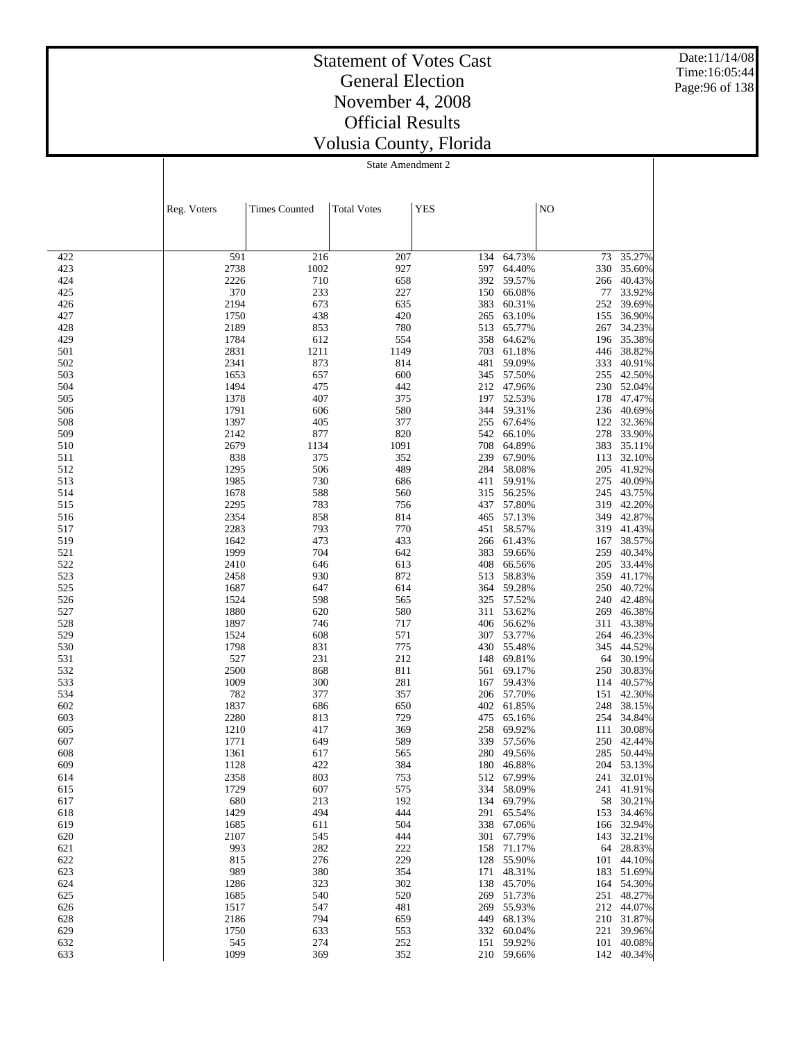# Statement of Votes Cast
## General Election
## November 4, 2008
## Official Results
## Volusia County, Florida

State Amendment 2

| | Reg. Voters | Times Counted | Total Votes | YES | | NO | |
|---|---|---|---|---|---|---|---|
| 422 | 591 | 216 | 207 | 134 | 64.73% | 73 | 35.27% |
| 423 | 2738 | 1002 | 927 | 597 | 64.40% | 330 | 35.60% |
| 424 | 2226 | 710 | 658 | 392 | 59.57% | 266 | 40.43% |
| 425 | 370 | 233 | 227 | 150 | 66.08% | 77 | 33.92% |
| 426 | 2194 | 673 | 635 | 383 | 60.31% | 252 | 39.69% |
| 427 | 1750 | 438 | 420 | 265 | 63.10% | 155 | 36.90% |
| 428 | 2189 | 853 | 780 | 513 | 65.77% | 267 | 34.23% |
| 429 | 1784 | 612 | 554 | 358 | 64.62% | 196 | 35.38% |
| 501 | 2831 | 1211 | 1149 | 703 | 61.18% | 446 | 38.82% |
| 502 | 2341 | 873 | 814 | 481 | 59.09% | 333 | 40.91% |
| 503 | 1653 | 657 | 600 | 345 | 57.50% | 255 | 42.50% |
| 504 | 1494 | 475 | 442 | 212 | 47.96% | 230 | 52.04% |
| 505 | 1378 | 407 | 375 | 197 | 52.53% | 178 | 47.47% |
| 506 | 1791 | 606 | 580 | 344 | 59.31% | 236 | 40.69% |
| 508 | 1397 | 405 | 377 | 255 | 67.64% | 122 | 32.36% |
| 509 | 2142 | 877 | 820 | 542 | 66.10% | 278 | 33.90% |
| 510 | 2679 | 1134 | 1091 | 708 | 64.89% | 383 | 35.11% |
| 511 | 838 | 375 | 352 | 239 | 67.90% | 113 | 32.10% |
| 512 | 1295 | 506 | 489 | 284 | 58.08% | 205 | 41.92% |
| 513 | 1985 | 730 | 686 | 411 | 59.91% | 275 | 40.09% |
| 514 | 1678 | 588 | 560 | 315 | 56.25% | 245 | 43.75% |
| 515 | 2295 | 783 | 756 | 437 | 57.80% | 319 | 42.20% |
| 516 | 2354 | 858 | 814 | 465 | 57.13% | 349 | 42.87% |
| 517 | 2283 | 793 | 770 | 451 | 58.57% | 319 | 41.43% |
| 519 | 1642 | 473 | 433 | 266 | 61.43% | 167 | 38.57% |
| 521 | 1999 | 704 | 642 | 383 | 59.66% | 259 | 40.34% |
| 522 | 2410 | 646 | 613 | 408 | 66.56% | 205 | 33.44% |
| 523 | 2458 | 930 | 872 | 513 | 58.83% | 359 | 41.17% |
| 525 | 1687 | 647 | 614 | 364 | 59.28% | 250 | 40.72% |
| 526 | 1524 | 598 | 565 | 325 | 57.52% | 240 | 42.48% |
| 527 | 1880 | 620 | 580 | 311 | 53.62% | 269 | 46.38% |
| 528 | 1897 | 746 | 717 | 406 | 56.62% | 311 | 43.38% |
| 529 | 1524 | 608 | 571 | 307 | 53.77% | 264 | 46.23% |
| 530 | 1798 | 831 | 775 | 430 | 55.48% | 345 | 44.52% |
| 531 | 527 | 231 | 212 | 148 | 69.81% | 64 | 30.19% |
| 532 | 2500 | 868 | 811 | 561 | 69.17% | 250 | 30.83% |
| 533 | 1009 | 300 | 281 | 167 | 59.43% | 114 | 40.57% |
| 534 | 782 | 377 | 357 | 206 | 57.70% | 151 | 42.30% |
| 602 | 1837 | 686 | 650 | 402 | 61.85% | 248 | 38.15% |
| 603 | 2280 | 813 | 729 | 475 | 65.16% | 254 | 34.84% |
| 605 | 1210 | 417 | 369 | 258 | 69.92% | 111 | 30.08% |
| 607 | 1771 | 649 | 589 | 339 | 57.56% | 250 | 42.44% |
| 608 | 1361 | 617 | 565 | 280 | 49.56% | 285 | 50.44% |
| 609 | 1128 | 422 | 384 | 180 | 46.88% | 204 | 53.13% |
| 614 | 2358 | 803 | 753 | 512 | 67.99% | 241 | 32.01% |
| 615 | 1729 | 607 | 575 | 334 | 58.09% | 241 | 41.91% |
| 617 | 680 | 213 | 192 | 134 | 69.79% | 58 | 30.21% |
| 618 | 1429 | 494 | 444 | 291 | 65.54% | 153 | 34.46% |
| 619 | 1685 | 611 | 504 | 338 | 67.06% | 166 | 32.94% |
| 620 | 2107 | 545 | 444 | 301 | 67.79% | 143 | 32.21% |
| 621 | 993 | 282 | 222 | 158 | 71.17% | 64 | 28.83% |
| 622 | 815 | 276 | 229 | 128 | 55.90% | 101 | 44.10% |
| 623 | 989 | 380 | 354 | 171 | 48.31% | 183 | 51.69% |
| 624 | 1286 | 323 | 302 | 138 | 45.70% | 164 | 54.30% |
| 625 | 1685 | 540 | 520 | 269 | 51.73% | 251 | 48.27% |
| 626 | 1517 | 547 | 481 | 269 | 55.93% | 212 | 44.07% |
| 628 | 2186 | 794 | 659 | 449 | 68.13% | 210 | 31.87% |
| 629 | 1750 | 633 | 553 | 332 | 60.04% | 221 | 39.96% |
| 632 | 545 | 274 | 252 | 151 | 59.92% | 101 | 40.08% |
| 633 | 1099 | 369 | 352 | 210 | 59.66% | 142 | 40.34% |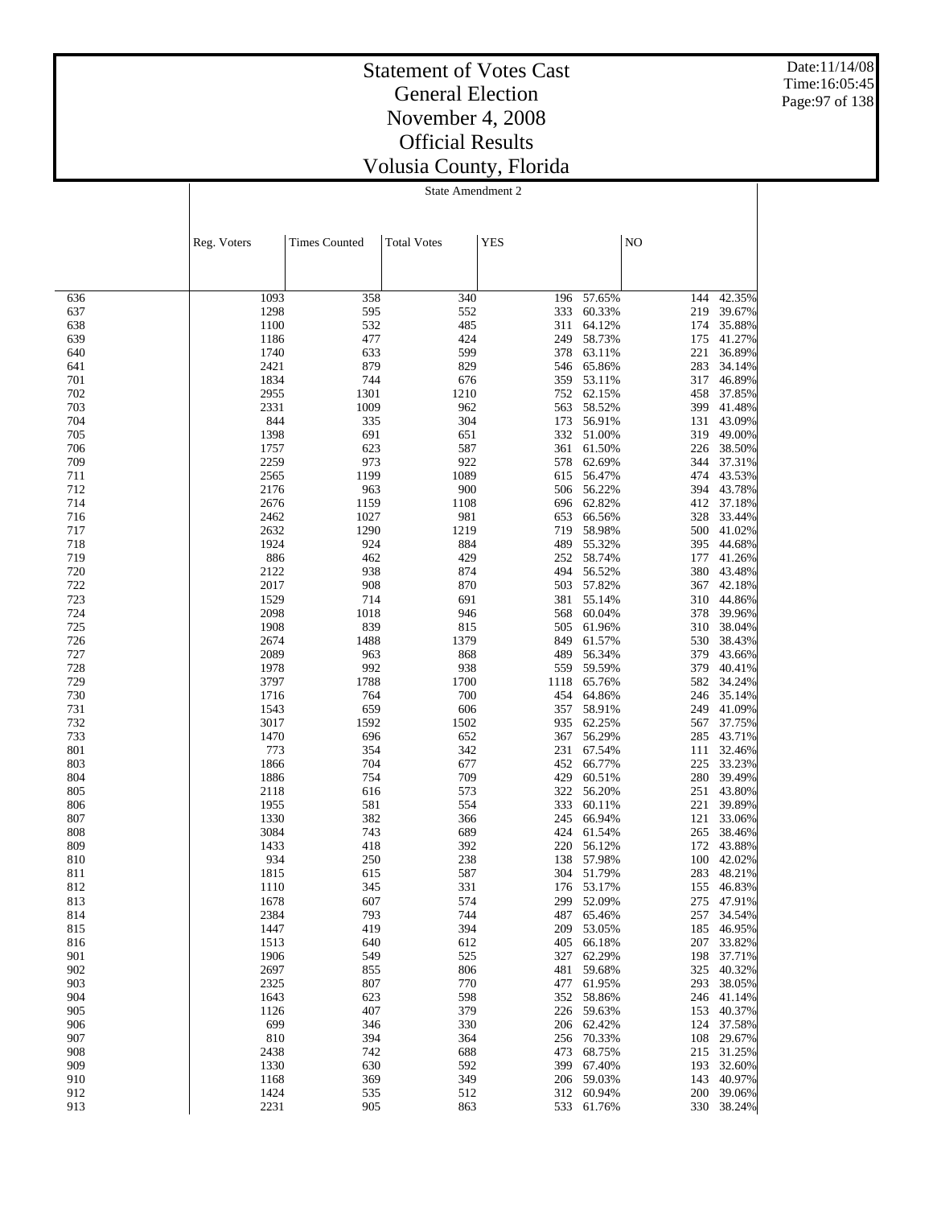# Statement of Votes Cast
# General Election
# November 4, 2008
# Official Results
# Volusia County, Florida

Date:11/14/08
Time:16:05:45

State Amendment 2

| | Reg. Voters | Times Counted | Total Votes | YES | | NO | |
|---|---|---|---|---|---|---|---|
| 636 | 1093 | 358 | 340 | 196 | 57.65% | 144 | 42.35% |
| 637 | 1298 | 595 | 552 | 333 | 60.33% | 219 | 39.67% |
| 638 | 1100 | 532 | 485 | 311 | 64.12% | 174 | 35.88% |
| 639 | 1186 | 477 | 424 | 249 | 58.73% | 175 | 41.27% |
| 640 | 1740 | 633 | 599 | 378 | 63.11% | 221 | 36.89% |
| 641 | 2421 | 879 | 829 | 546 | 65.86% | 283 | 34.14% |
| 701 | 1834 | 744 | 676 | 359 | 53.11% | 317 | 46.89% |
| 702 | 2955 | 1301 | 1210 | 752 | 62.15% | 458 | 37.85% |
| 703 | 2331 | 1009 | 962 | 563 | 58.52% | 399 | 41.48% |
| 704 | 844 | 335 | 304 | 173 | 56.91% | 131 | 43.09% |
| 705 | 1398 | 691 | 651 | 332 | 51.00% | 319 | 49.00% |
| 706 | 1757 | 623 | 587 | 361 | 61.50% | 226 | 38.50% |
| 709 | 2259 | 973 | 922 | 578 | 62.69% | 344 | 37.31% |
| 711 | 2565 | 1199 | 1089 | 615 | 56.47% | 474 | 43.53% |
| 712 | 2176 | 963 | 900 | 506 | 56.22% | 394 | 43.78% |
| 714 | 2676 | 1159 | 1108 | 696 | 62.82% | 412 | 37.18% |
| 716 | 2462 | 1027 | 981 | 653 | 66.56% | 328 | 33.44% |
| 717 | 2632 | 1290 | 1219 | 719 | 58.98% | 500 | 41.02% |
| 718 | 1924 | 924 | 884 | 489 | 55.32% | 395 | 44.68% |
| 719 | 886 | 462 | 429 | 252 | 58.74% | 177 | 41.26% |
| 720 | 2122 | 938 | 874 | 494 | 56.52% | 380 | 43.48% |
| 722 | 2017 | 908 | 870 | 503 | 57.82% | 367 | 42.18% |
| 723 | 1529 | 714 | 691 | 381 | 55.14% | 310 | 44.86% |
| 724 | 2098 | 1018 | 946 | 568 | 60.04% | 378 | 39.96% |
| 725 | 1908 | 839 | 815 | 505 | 61.96% | 310 | 38.04% |
| 726 | 2674 | 1488 | 1379 | 849 | 61.57% | 530 | 38.43% |
| 727 | 2089 | 963 | 868 | 489 | 56.34% | 379 | 43.66% |
| 728 | 1978 | 992 | 938 | 559 | 59.59% | 379 | 40.41% |
| 729 | 3797 | 1788 | 1700 | 1118 | 65.76% | 582 | 34.24% |
| 730 | 1716 | 764 | 700 | 454 | 64.86% | 246 | 35.14% |
| 731 | 1543 | 659 | 606 | 357 | 58.91% | 249 | 41.09% |
| 732 | 3017 | 1592 | 1502 | 935 | 62.25% | 567 | 37.75% |
| 733 | 1470 | 696 | 652 | 367 | 56.29% | 285 | 43.71% |
| 801 | 773 | 354 | 342 | 231 | 67.54% | 111 | 32.46% |
| 803 | 1866 | 704 | 677 | 452 | 66.77% | 225 | 33.23% |
| 804 | 1886 | 754 | 709 | 429 | 60.51% | 280 | 39.49% |
| 805 | 2118 | 616 | 573 | 322 | 56.20% | 251 | 43.80% |
| 806 | 1955 | 581 | 554 | 333 | 60.11% | 221 | 39.89% |
| 807 | 1330 | 382 | 366 | 245 | 66.94% | 121 | 33.06% |
| 808 | 3084 | 743 | 689 | 424 | 61.54% | 265 | 38.46% |
| 809 | 1433 | 418 | 392 | 220 | 56.12% | 172 | 43.88% |
| 810 | 934 | 250 | 238 | 138 | 57.98% | 100 | 42.02% |
| 811 | 1815 | 615 | 587 | 304 | 51.79% | 283 | 48.21% |
| 812 | 1110 | 345 | 331 | 176 | 53.17% | 155 | 46.83% |
| 813 | 1678 | 607 | 574 | 299 | 52.09% | 275 | 47.91% |
| 814 | 2384 | 793 | 744 | 487 | 65.46% | 257 | 34.54% |
| 815 | 1447 | 419 | 394 | 209 | 53.05% | 185 | 46.95% |
| 816 | 1513 | 640 | 612 | 405 | 66.18% | 207 | 33.82% |
| 901 | 1906 | 549 | 525 | 327 | 62.29% | 198 | 37.71% |
| 902 | 2697 | 855 | 806 | 481 | 59.68% | 325 | 40.32% |
| 903 | 2325 | 807 | 770 | 477 | 61.95% | 293 | 38.05% |
| 904 | 1643 | 623 | 598 | 352 | 58.86% | 246 | 41.14% |
| 905 | 1126 | 407 | 379 | 226 | 59.63% | 153 | 40.37% |
| 906 | 699 | 346 | 330 | 206 | 62.42% | 124 | 37.58% |
| 907 | 810 | 394 | 364 | 256 | 70.33% | 108 | 29.67% |
| 908 | 2438 | 742 | 688 | 473 | 68.75% | 215 | 31.25% |
| 909 | 1330 | 630 | 592 | 399 | 67.40% | 193 | 32.60% |
| 910 | 1168 | 369 | 349 | 206 | 59.03% | 143 | 40.97% |
| 912 | 1424 | 535 | 512 | 312 | 60.94% | 200 | 39.06% |
| 913 | 2231 | 905 | 863 | 533 | 61.76% | 330 | 38.24% |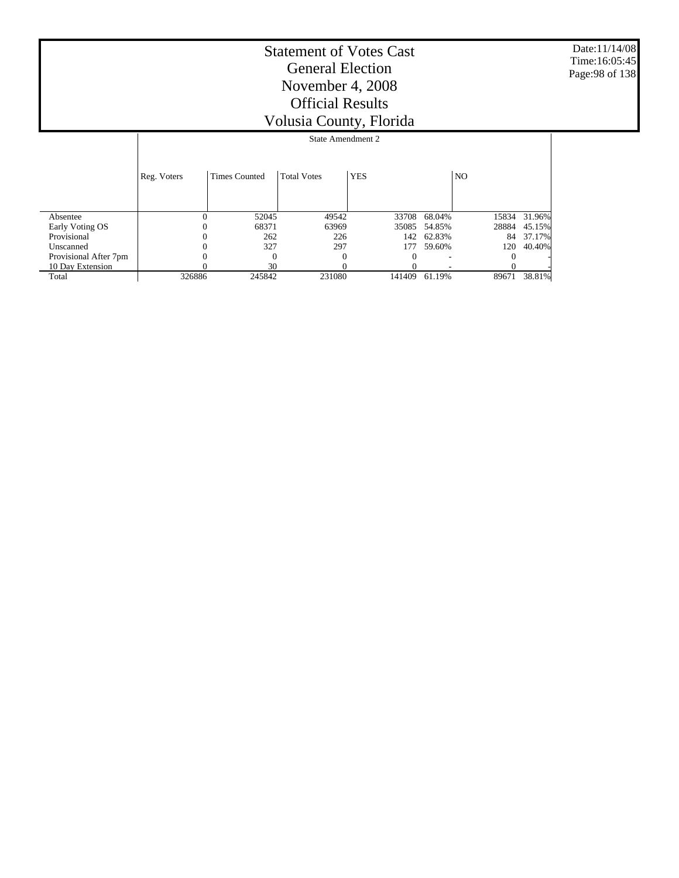# Statement of Votes Cast
## General Election
## November 4, 2008
## Official Results
## Volusia County, Florida

Date:11/14/08
Time:16:05:45

State Amendment 2

| | Reg. Voters | Times Counted | Total Votes | YES | | NO | |
|---|---|---|---|---|---|---|---|
| Absentee | 0 | 52045 | 49542 | 33708 | 68.04% | 15834 | 31.96% |
| Early Voting OS | 0 | 68371 | 63969 | 35085 | 54.85% | 28884 | 45.15% |
| Provisional | 0 | 262 | 226 | 142 | 62.83% | 84 | 37.17% |
| Unscanned | 0 | 327 | 297 | 177 | 59.60% | 120 | 40.40% |
| Provisional After 7pm | 0 | 0 | 0 | 0 | - | 0 | - |
| 10 Day Extension | 0 | 30 | 0 | 0 | - | 0 | - |
| Total | 326886 | 245842 | 231080 | 141409 | 61.19% | 89671 | 38.81% |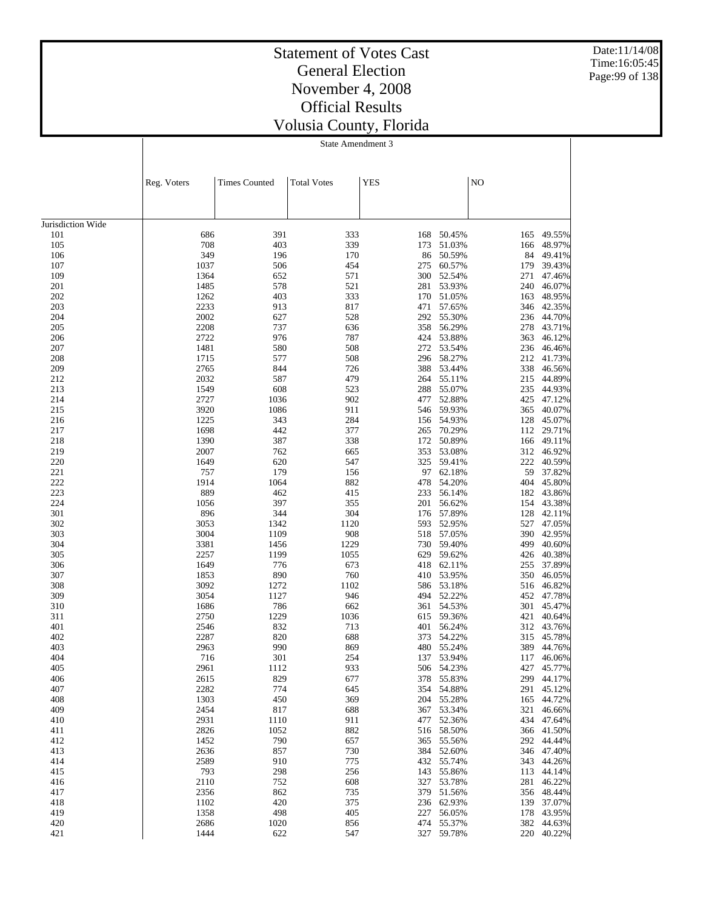# Statement of Votes Cast
# General Election
# November 4, 2008
# Official Results
# Volusia County, Florida

State Amendment 3

| | Reg. Voters | Times Counted | Total Votes | YES | | NO | |
|---|---|---|---|---|---|---|---|
| Jurisdiction Wide | | | | | | | |
| 101 | 686 | 391 | 333 | 168 | 50.45% | 165 | 49.55% |
| 105 | 708 | 403 | 339 | 173 | 51.03% | 166 | 48.97% |
| 106 | 349 | 196 | 170 | 86 | 50.59% | 84 | 49.41% |
| 107 | 1037 | 506 | 454 | 275 | 60.57% | 179 | 39.43% |
| 109 | 1364 | 652 | 571 | 300 | 52.54% | 271 | 47.46% |
| 201 | 1485 | 578 | 521 | 281 | 53.93% | 240 | 46.07% |
| 202 | 1262 | 403 | 333 | 170 | 51.05% | 163 | 48.95% |
| 203 | 2233 | 913 | 817 | 471 | 57.65% | 346 | 42.35% |
| 204 | 2002 | 627 | 528 | 292 | 55.30% | 236 | 44.70% |
| 205 | 2208 | 737 | 636 | 358 | 56.29% | 278 | 43.71% |
| 206 | 2722 | 976 | 787 | 424 | 53.88% | 363 | 46.12% |
| 207 | 1481 | 580 | 508 | 272 | 53.54% | 236 | 46.46% |
| 208 | 1715 | 577 | 508 | 296 | 58.27% | 212 | 41.73% |
| 209 | 2765 | 844 | 726 | 388 | 53.44% | 338 | 46.56% |
| 212 | 2032 | 587 | 479 | 264 | 55.11% | 215 | 44.89% |
| 213 | 1549 | 608 | 523 | 288 | 55.07% | 235 | 44.93% |
| 214 | 2727 | 1036 | 902 | 477 | 52.88% | 425 | 47.12% |
| 215 | 3920 | 1086 | 911 | 546 | 59.93% | 365 | 40.07% |
| 216 | 1225 | 343 | 284 | 156 | 54.93% | 128 | 45.07% |
| 217 | 1698 | 442 | 377 | 265 | 70.29% | 112 | 29.71% |
| 218 | 1390 | 387 | 338 | 172 | 50.89% | 166 | 49.11% |
| 219 | 2007 | 762 | 665 | 353 | 53.08% | 312 | 46.92% |
| 220 | 1649 | 620 | 547 | 325 | 59.41% | 222 | 40.59% |
| 221 | 757 | 179 | 156 | 97 | 62.18% | 59 | 37.82% |
| 222 | 1914 | 1064 | 882 | 478 | 54.20% | 404 | 45.80% |
| 223 | 889 | 462 | 415 | 233 | 56.14% | 182 | 43.86% |
| 224 | 1056 | 397 | 355 | 201 | 56.62% | 154 | 43.38% |
| 301 | 896 | 344 | 304 | 176 | 57.89% | 128 | 42.11% |
| 302 | 3053 | 1342 | 1120 | 593 | 52.95% | 527 | 47.05% |
| 303 | 3004 | 1109 | 908 | 518 | 57.05% | 390 | 42.95% |
| 304 | 3381 | 1456 | 1229 | 730 | 59.40% | 499 | 40.60% |
| 305 | 2257 | 1199 | 1055 | 629 | 59.62% | 426 | 40.38% |
| 306 | 1649 | 776 | 673 | 418 | 62.11% | 255 | 37.89% |
| 307 | 1853 | 890 | 760 | 410 | 53.95% | 350 | 46.05% |
| 308 | 3092 | 1272 | 1102 | 586 | 53.18% | 516 | 46.82% |
| 309 | 3054 | 1127 | 946 | 494 | 52.22% | 452 | 47.78% |
| 310 | 1686 | 786 | 662 | 361 | 54.53% | 301 | 45.47% |
| 311 | 2750 | 1229 | 1036 | 615 | 59.36% | 421 | 40.64% |
| 401 | 2546 | 832 | 713 | 401 | 56.24% | 312 | 43.76% |
| 402 | 2287 | 820 | 688 | 373 | 54.22% | 315 | 45.78% |
| 403 | 2963 | 990 | 869 | 480 | 55.24% | 389 | 44.76% |
| 404 | 716 | 301 | 254 | 137 | 53.94% | 117 | 46.06% |
| 405 | 2961 | 1112 | 933 | 506 | 54.23% | 427 | 45.77% |
| 406 | 2615 | 829 | 677 | 378 | 55.83% | 299 | 44.17% |
| 407 | 2282 | 774 | 645 | 354 | 54.88% | 291 | 45.12% |
| 408 | 1303 | 450 | 369 | 204 | 55.28% | 165 | 44.72% |
| 409 | 2454 | 817 | 688 | 367 | 53.34% | 321 | 46.66% |
| 410 | 2931 | 1110 | 911 | 477 | 52.36% | 434 | 47.64% |
| 411 | 2826 | 1052 | 882 | 516 | 58.50% | 366 | 41.50% |
| 412 | 1452 | 790 | 657 | 365 | 55.56% | 292 | 44.44% |
| 413 | 2636 | 857 | 730 | 384 | 52.60% | 346 | 47.40% |
| 414 | 2589 | 910 | 775 | 432 | 55.74% | 343 | 44.26% |
| 415 | 793 | 298 | 256 | 143 | 55.86% | 113 | 44.14% |
| 416 | 2110 | 752 | 608 | 327 | 53.78% | 281 | 46.22% |
| 417 | 2356 | 862 | 735 | 379 | 51.56% | 356 | 48.44% |
| 418 | 1102 | 420 | 375 | 236 | 62.93% | 139 | 37.07% |
| 419 | 1358 | 498 | 405 | 227 | 56.05% | 178 | 43.95% |
| 420 | 2686 | 1020 | 856 | 474 | 55.37% | 382 | 44.63% |
| 421 | 1444 | 622 | 547 | 327 | 59.78% | 220 | 40.22% |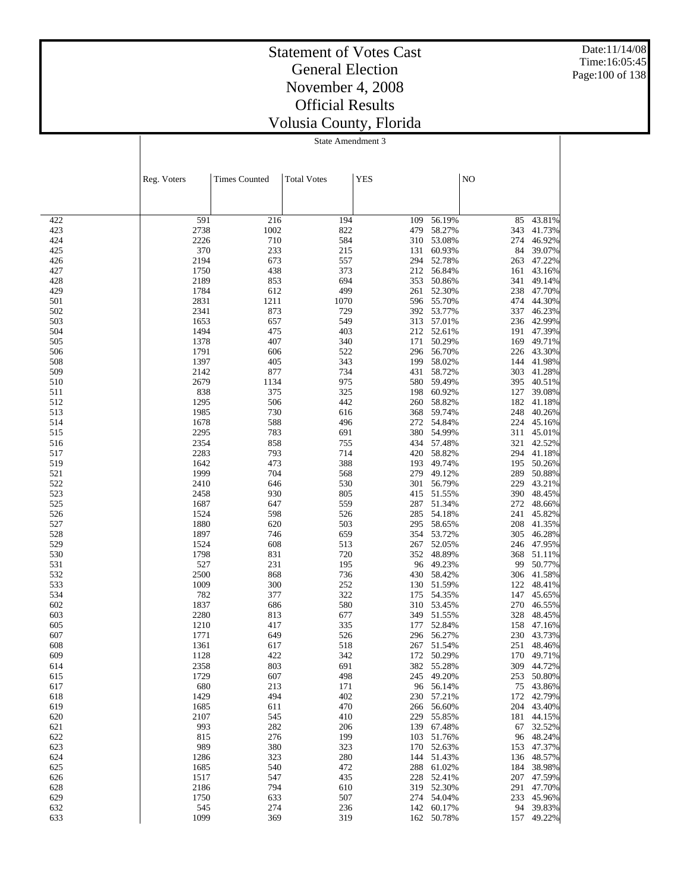# Statement of Votes Cast
## General Election
## November 4, 2008
## Official Results
## Volusia County, Florida

State Amendment 3

| | Reg. Voters | Times Counted | Total Votes | YES | | NO | |
|---|---|---|---|---|---|---|---|
| 422 | 591 | 216 | 194 | 109 | 56.19% | 85 | 43.81% |
| 423 | 2738 | 1002 | 822 | 479 | 58.27% | 343 | 41.73% |
| 424 | 2226 | 710 | 584 | 310 | 53.08% | 274 | 46.92% |
| 425 | 370 | 233 | 215 | 131 | 60.93% | 84 | 39.07% |
| 426 | 2194 | 673 | 557 | 294 | 52.78% | 263 | 47.22% |
| 427 | 1750 | 438 | 373 | 212 | 56.84% | 161 | 43.16% |
| 428 | 2189 | 853 | 694 | 353 | 50.86% | 341 | 49.14% |
| 429 | 1784 | 612 | 499 | 261 | 52.30% | 238 | 47.70% |
| 501 | 2831 | 1211 | 1070 | 596 | 55.70% | 474 | 44.30% |
| 502 | 2341 | 873 | 729 | 392 | 53.77% | 337 | 46.23% |
| 503 | 1653 | 657 | 549 | 313 | 57.01% | 236 | 42.99% |
| 504 | 1494 | 475 | 403 | 212 | 52.61% | 191 | 47.39% |
| 505 | 1378 | 407 | 340 | 171 | 50.29% | 169 | 49.71% |
| 506 | 1791 | 606 | 522 | 296 | 56.70% | 226 | 43.30% |
| 508 | 1397 | 405 | 343 | 199 | 58.02% | 144 | 41.98% |
| 509 | 2142 | 877 | 734 | 431 | 58.72% | 303 | 41.28% |
| 510 | 2679 | 1134 | 975 | 580 | 59.49% | 395 | 40.51% |
| 511 | 838 | 375 | 325 | 198 | 60.92% | 127 | 39.08% |
| 512 | 1295 | 506 | 442 | 260 | 58.82% | 182 | 41.18% |
| 513 | 1985 | 730 | 616 | 368 | 59.74% | 248 | 40.26% |
| 514 | 1678 | 588 | 496 | 272 | 54.84% | 224 | 45.16% |
| 515 | 2295 | 783 | 691 | 380 | 54.99% | 311 | 45.01% |
| 516 | 2354 | 858 | 755 | 434 | 57.48% | 321 | 42.52% |
| 517 | 2283 | 793 | 714 | 420 | 58.82% | 294 | 41.18% |
| 519 | 1642 | 473 | 388 | 193 | 49.74% | 195 | 50.26% |
| 521 | 1999 | 704 | 568 | 279 | 49.12% | 289 | 50.88% |
| 522 | 2410 | 646 | 530 | 301 | 56.79% | 229 | 43.21% |
| 523 | 2458 | 930 | 805 | 415 | 51.55% | 390 | 48.45% |
| 525 | 1687 | 647 | 559 | 287 | 51.34% | 272 | 48.66% |
| 526 | 1524 | 598 | 526 | 285 | 54.18% | 241 | 45.82% |
| 527 | 1880 | 620 | 503 | 295 | 58.65% | 208 | 41.35% |
| 528 | 1897 | 746 | 659 | 354 | 53.72% | 305 | 46.28% |
| 529 | 1524 | 608 | 513 | 267 | 52.05% | 246 | 47.95% |
| 530 | 1798 | 831 | 720 | 352 | 48.89% | 368 | 51.11% |
| 531 | 527 | 231 | 195 | 96 | 49.23% | 99 | 50.77% |
| 532 | 2500 | 868 | 736 | 430 | 58.42% | 306 | 41.58% |
| 533 | 1009 | 300 | 252 | 130 | 51.59% | 122 | 48.41% |
| 534 | 782 | 377 | 322 | 175 | 54.35% | 147 | 45.65% |
| 602 | 1837 | 686 | 580 | 310 | 53.45% | 270 | 46.55% |
| 603 | 2280 | 813 | 677 | 349 | 51.55% | 328 | 48.45% |
| 605 | 1210 | 417 | 335 | 177 | 52.84% | 158 | 47.16% |
| 607 | 1771 | 649 | 526 | 296 | 56.27% | 230 | 43.73% |
| 608 | 1361 | 617 | 518 | 267 | 51.54% | 251 | 48.46% |
| 609 | 1128 | 422 | 342 | 172 | 50.29% | 170 | 49.71% |
| 614 | 2358 | 803 | 691 | 382 | 55.28% | 309 | 44.72% |
| 615 | 1729 | 607 | 498 | 245 | 49.20% | 253 | 50.80% |
| 617 | 680 | 213 | 171 | 96 | 56.14% | 75 | 43.86% |
| 618 | 1429 | 494 | 402 | 230 | 57.21% | 172 | 42.79% |
| 619 | 1685 | 611 | 470 | 266 | 56.60% | 204 | 43.40% |
| 620 | 2107 | 545 | 410 | 229 | 55.85% | 181 | 44.15% |
| 621 | 993 | 282 | 206 | 139 | 67.48% | 67 | 32.52% |
| 622 | 815 | 276 | 199 | 103 | 51.76% | 96 | 48.24% |
| 623 | 989 | 380 | 323 | 170 | 52.63% | 153 | 47.37% |
| 624 | 1286 | 323 | 280 | 144 | 51.43% | 136 | 48.57% |
| 625 | 1685 | 540 | 472 | 288 | 61.02% | 184 | 38.98% |
| 626 | 1517 | 547 | 435 | 228 | 52.41% | 207 | 47.59% |
| 628 | 2186 | 794 | 610 | 319 | 52.30% | 291 | 47.70% |
| 629 | 1750 | 633 | 507 | 274 | 54.04% | 233 | 45.96% |
| 632 | 545 | 274 | 236 | 142 | 60.17% | 94 | 39.83% |
| 633 | 1099 | 369 | 319 | 162 | 50.78% | 157 | 49.22% |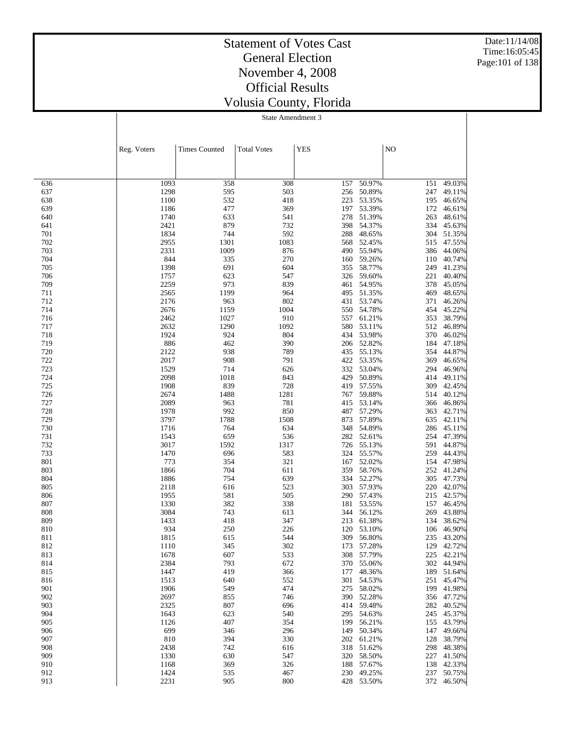# Statement of Votes Cast
# General Election
# November 4, 2008
# Official Results
# Volusia County, Florida

State Amendment 3

| | Reg. Voters | Times Counted | Total Votes | YES | | NO | |
|---|---|---|---|---|---|---|---|
| 636 | 1093 | 358 | 308 | 157 | 50.97% | 151 | 49.03% |
| 637 | 1298 | 595 | 503 | 256 | 50.89% | 247 | 49.11% |
| 638 | 1100 | 532 | 418 | 223 | 53.35% | 195 | 46.65% |
| 639 | 1186 | 477 | 369 | 197 | 53.39% | 172 | 46.61% |
| 640 | 1740 | 633 | 541 | 278 | 51.39% | 263 | 48.61% |
| 641 | 2421 | 879 | 732 | 398 | 54.37% | 334 | 45.63% |
| 701 | 1834 | 744 | 592 | 288 | 48.65% | 304 | 51.35% |
| 702 | 2955 | 1301 | 1083 | 568 | 52.45% | 515 | 47.55% |
| 703 | 2331 | 1009 | 876 | 490 | 55.94% | 386 | 44.06% |
| 704 | 844 | 335 | 270 | 160 | 59.26% | 110 | 40.74% |
| 705 | 1398 | 691 | 604 | 355 | 58.77% | 249 | 41.23% |
| 706 | 1757 | 623 | 547 | 326 | 59.60% | 221 | 40.40% |
| 709 | 2259 | 973 | 839 | 461 | 54.95% | 378 | 45.05% |
| 711 | 2565 | 1199 | 964 | 495 | 51.35% | 469 | 48.65% |
| 712 | 2176 | 963 | 802 | 431 | 53.74% | 371 | 46.26% |
| 714 | 2676 | 1159 | 1004 | 550 | 54.78% | 454 | 45.22% |
| 716 | 2462 | 1027 | 910 | 557 | 61.21% | 353 | 38.79% |
| 717 | 2632 | 1290 | 1092 | 580 | 53.11% | 512 | 46.89% |
| 718 | 1924 | 924 | 804 | 434 | 53.98% | 370 | 46.02% |
| 719 | 886 | 462 | 390 | 206 | 52.82% | 184 | 47.18% |
| 720 | 2122 | 938 | 789 | 435 | 55.13% | 354 | 44.87% |
| 722 | 2017 | 908 | 791 | 422 | 53.35% | 369 | 46.65% |
| 723 | 1529 | 714 | 626 | 332 | 53.04% | 294 | 46.96% |
| 724 | 2098 | 1018 | 843 | 429 | 50.89% | 414 | 49.11% |
| 725 | 1908 | 839 | 728 | 419 | 57.55% | 309 | 42.45% |
| 726 | 2674 | 1488 | 1281 | 767 | 59.88% | 514 | 40.12% |
| 727 | 2089 | 963 | 781 | 415 | 53.14% | 366 | 46.86% |
| 728 | 1978 | 992 | 850 | 487 | 57.29% | 363 | 42.71% |
| 729 | 3797 | 1788 | 1508 | 873 | 57.89% | 635 | 42.11% |
| 730 | 1716 | 764 | 634 | 348 | 54.89% | 286 | 45.11% |
| 731 | 1543 | 659 | 536 | 282 | 52.61% | 254 | 47.39% |
| 732 | 3017 | 1592 | 1317 | 726 | 55.13% | 591 | 44.87% |
| 733 | 1470 | 696 | 583 | 324 | 55.57% | 259 | 44.43% |
| 801 | 773 | 354 | 321 | 167 | 52.02% | 154 | 47.98% |
| 803 | 1866 | 704 | 611 | 359 | 58.76% | 252 | 41.24% |
| 804 | 1886 | 754 | 639 | 334 | 52.27% | 305 | 47.73% |
| 805 | 2118 | 616 | 523 | 303 | 57.93% | 220 | 42.07% |
| 806 | 1955 | 581 | 505 | 290 | 57.43% | 215 | 42.57% |
| 807 | 1330 | 382 | 338 | 181 | 53.55% | 157 | 46.45% |
| 808 | 3084 | 743 | 613 | 344 | 56.12% | 269 | 43.88% |
| 809 | 1433 | 418 | 347 | 213 | 61.38% | 134 | 38.62% |
| 810 | 934 | 250 | 226 | 120 | 53.10% | 106 | 46.90% |
| 811 | 1815 | 615 | 544 | 309 | 56.80% | 235 | 43.20% |
| 812 | 1110 | 345 | 302 | 173 | 57.28% | 129 | 42.72% |
| 813 | 1678 | 607 | 533 | 308 | 57.79% | 225 | 42.21% |
| 814 | 2384 | 793 | 672 | 370 | 55.06% | 302 | 44.94% |
| 815 | 1447 | 419 | 366 | 177 | 48.36% | 189 | 51.64% |
| 816 | 1513 | 640 | 552 | 301 | 54.53% | 251 | 45.47% |
| 901 | 1906 | 549 | 474 | 275 | 58.02% | 199 | 41.98% |
| 902 | 2697 | 855 | 746 | 390 | 52.28% | 356 | 47.72% |
| 903 | 2325 | 807 | 696 | 414 | 59.48% | 282 | 40.52% |
| 904 | 1643 | 623 | 540 | 295 | 54.63% | 245 | 45.37% |
| 905 | 1126 | 407 | 354 | 199 | 56.21% | 155 | 43.79% |
| 906 | 699 | 346 | 296 | 149 | 50.34% | 147 | 49.66% |
| 907 | 810 | 394 | 330 | 202 | 61.21% | 128 | 38.79% |
| 908 | 2438 | 742 | 616 | 318 | 51.62% | 298 | 48.38% |
| 909 | 1330 | 630 | 547 | 320 | 58.50% | 227 | 41.50% |
| 910 | 1168 | 369 | 326 | 188 | 57.67% | 138 | 42.33% |
| 912 | 1424 | 535 | 467 | 230 | 49.25% | 237 | 50.75% |
| 913 | 2231 | 905 | 800 | 428 | 53.50% | 372 | 46.50% |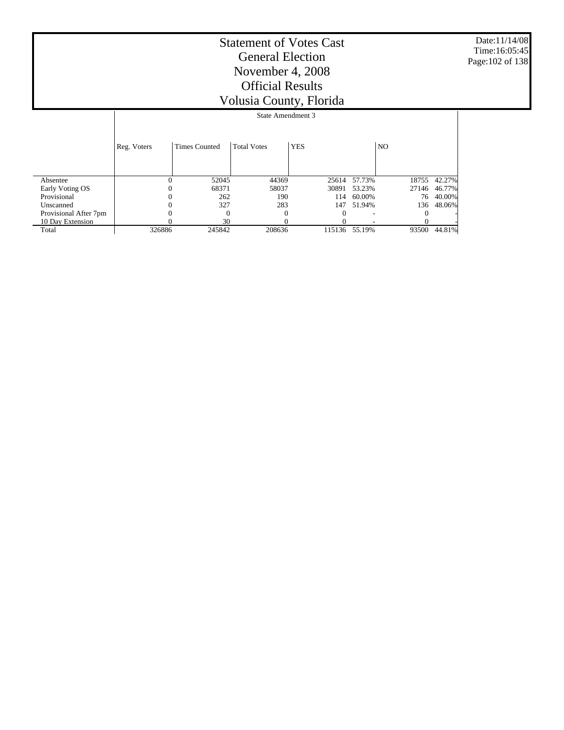# Statement of Votes Cast
# General Election
# November 4, 2008
# Official Results
# Volusia County, Florida

Date:11/14/08
Time:16:05:45

State Amendment 3

| | Reg. Voters | Times Counted | Total Votes | YES | | NO | |
|---|---|---|---|---|---|---|---|
| Absentee | 0 | 52045 | 44369 | 25614 | 57.73% | 18755 | 42.27% |
| Early Voting OS | 0 | 68371 | 58037 | 30891 | 53.23% | 27146 | 46.77% |
| Provisional | 0 | 262 | 190 | 114 | 60.00% | 76 | 40.00% |
| Unscanned | 0 | 327 | 283 | 147 | 51.94% | 136 | 48.06% |
| Provisional After 7pm | 0 | 0 | 0 | 0 | - | 0 | - |
| 10 Day Extension | 0 | 30 | 0 | 0 | - | 0 | - |
| Total | 326886 | 245842 | 208636 | 115136 | 55.19% | 93500 | 44.81% |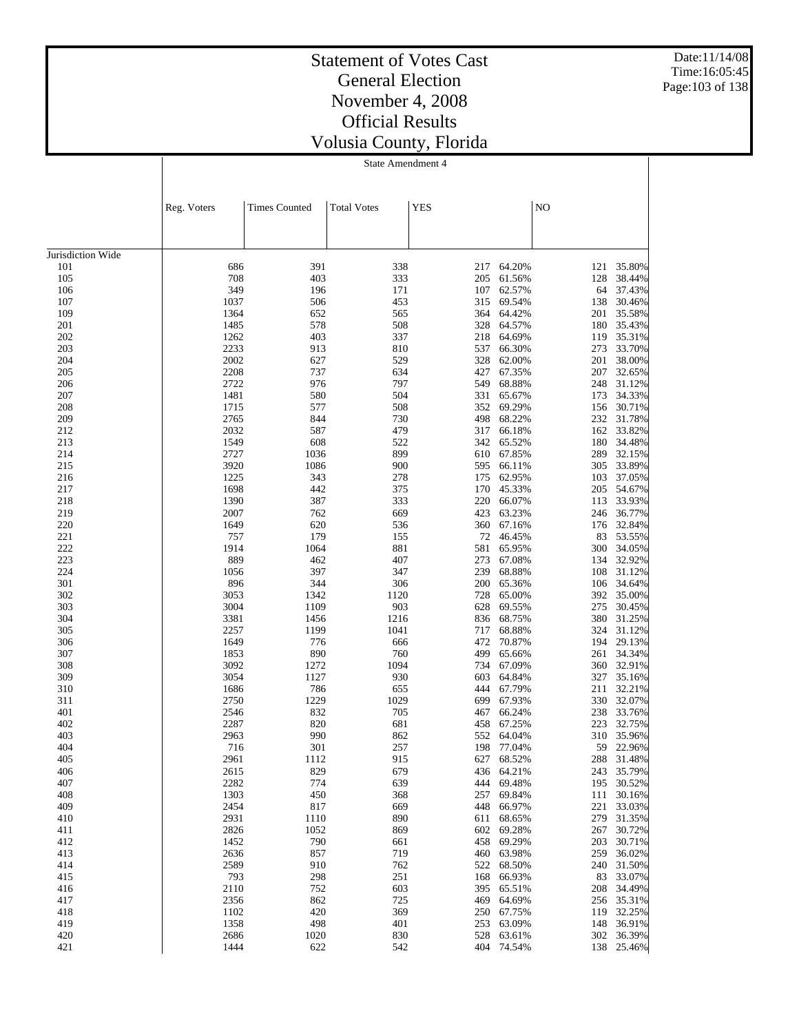# Statement of Votes Cast
# General Election
# November 4, 2008
# Official Results
# Volusia County, Florida

Date:11/14/08
Time:16:05:45

State Amendment 4

| | Reg. Voters | Times Counted | Total Votes | YES | | NO | |
|---|---|---|---|---|---|---|---|
| Jurisdiction Wide | | | | | | | |
| 101 | 686 | 391 | 338 | 217 | 64.20% | 121 | 35.80% |
| 105 | 708 | 403 | 333 | 205 | 61.56% | 128 | 38.44% |
| 106 | 349 | 196 | 171 | 107 | 62.57% | 64 | 37.43% |
| 107 | 1037 | 506 | 453 | 315 | 69.54% | 138 | 30.46% |
| 109 | 1364 | 652 | 565 | 364 | 64.42% | 201 | 35.58% |
| 201 | 1485 | 578 | 508 | 328 | 64.57% | 180 | 35.43% |
| 202 | 1262 | 403 | 337 | 218 | 64.69% | 119 | 35.31% |
| 203 | 2233 | 913 | 810 | 537 | 66.30% | 273 | 33.70% |
| 204 | 2002 | 627 | 529 | 328 | 62.00% | 201 | 38.00% |
| 205 | 2208 | 737 | 634 | 427 | 67.35% | 207 | 32.65% |
| 206 | 2722 | 976 | 797 | 549 | 68.88% | 248 | 31.12% |
| 207 | 1481 | 580 | 504 | 331 | 65.67% | 173 | 34.33% |
| 208 | 1715 | 577 | 508 | 352 | 69.29% | 156 | 30.71% |
| 209 | 2765 | 844 | 730 | 498 | 68.22% | 232 | 31.78% |
| 212 | 2032 | 587 | 479 | 317 | 66.18% | 162 | 33.82% |
| 213 | 1549 | 608 | 522 | 342 | 65.52% | 180 | 34.48% |
| 214 | 2727 | 1036 | 899 | 610 | 67.85% | 289 | 32.15% |
| 215 | 3920 | 1086 | 900 | 595 | 66.11% | 305 | 33.89% |
| 216 | 1225 | 343 | 278 | 175 | 62.95% | 103 | 37.05% |
| 217 | 1698 | 442 | 375 | 170 | 45.33% | 205 | 54.67% |
| 218 | 1390 | 387 | 333 | 220 | 66.07% | 113 | 33.93% |
| 219 | 2007 | 762 | 669 | 423 | 63.23% | 246 | 36.77% |
| 220 | 1649 | 620 | 536 | 360 | 67.16% | 176 | 32.84% |
| 221 | 757 | 179 | 155 | 72 | 46.45% | 83 | 53.55% |
| 222 | 1914 | 1064 | 881 | 581 | 65.95% | 300 | 34.05% |
| 223 | 889 | 462 | 407 | 273 | 67.08% | 134 | 32.92% |
| 224 | 1056 | 397 | 347 | 239 | 68.88% | 108 | 31.12% |
| 301 | 896 | 344 | 306 | 200 | 65.36% | 106 | 34.64% |
| 302 | 3053 | 1342 | 1120 | 728 | 65.00% | 392 | 35.00% |
| 303 | 3004 | 1109 | 903 | 628 | 69.55% | 275 | 30.45% |
| 304 | 3381 | 1456 | 1216 | 836 | 68.75% | 380 | 31.25% |
| 305 | 2257 | 1199 | 1041 | 717 | 68.88% | 324 | 31.12% |
| 306 | 1649 | 776 | 666 | 472 | 70.87% | 194 | 29.13% |
| 307 | 1853 | 890 | 760 | 499 | 65.66% | 261 | 34.34% |
| 308 | 3092 | 1272 | 1094 | 734 | 67.09% | 360 | 32.91% |
| 309 | 3054 | 1127 | 930 | 603 | 64.84% | 327 | 35.16% |
| 310 | 1686 | 786 | 655 | 444 | 67.79% | 211 | 32.21% |
| 311 | 2750 | 1229 | 1029 | 699 | 67.93% | 330 | 32.07% |
| 401 | 2546 | 832 | 705 | 467 | 66.24% | 238 | 33.76% |
| 402 | 2287 | 820 | 681 | 458 | 67.25% | 223 | 32.75% |
| 403 | 2963 | 990 | 862 | 552 | 64.04% | 310 | 35.96% |
| 404 | 716 | 301 | 257 | 198 | 77.04% | 59 | 22.96% |
| 405 | 2961 | 1112 | 915 | 627 | 68.52% | 288 | 31.48% |
| 406 | 2615 | 829 | 679 | 436 | 64.21% | 243 | 35.79% |
| 407 | 2282 | 774 | 639 | 444 | 69.48% | 195 | 30.52% |
| 408 | 1303 | 450 | 368 | 257 | 69.84% | 111 | 30.16% |
| 409 | 2454 | 817 | 669 | 448 | 66.97% | 221 | 33.03% |
| 410 | 2931 | 1110 | 890 | 611 | 68.65% | 279 | 31.35% |
| 411 | 2826 | 1052 | 869 | 602 | 69.28% | 267 | 30.72% |
| 412 | 1452 | 790 | 661 | 458 | 69.29% | 203 | 30.71% |
| 413 | 2636 | 857 | 719 | 460 | 63.98% | 259 | 36.02% |
| 414 | 2589 | 910 | 762 | 522 | 68.50% | 240 | 31.50% |
| 415 | 793 | 298 | 251 | 168 | 66.93% | 83 | 33.07% |
| 416 | 2110 | 752 | 603 | 395 | 65.51% | 208 | 34.49% |
| 417 | 2356 | 862 | 725 | 469 | 64.69% | 256 | 35.31% |
| 418 | 1102 | 420 | 369 | 250 | 67.75% | 119 | 32.25% |
| 419 | 1358 | 498 | 401 | 253 | 63.09% | 148 | 36.91% |
| 420 | 2686 | 1020 | 830 | 528 | 63.61% | 302 | 36.39% |
| 421 | 1444 | 622 | 542 | 404 | 74.54% | 138 | 25.46% |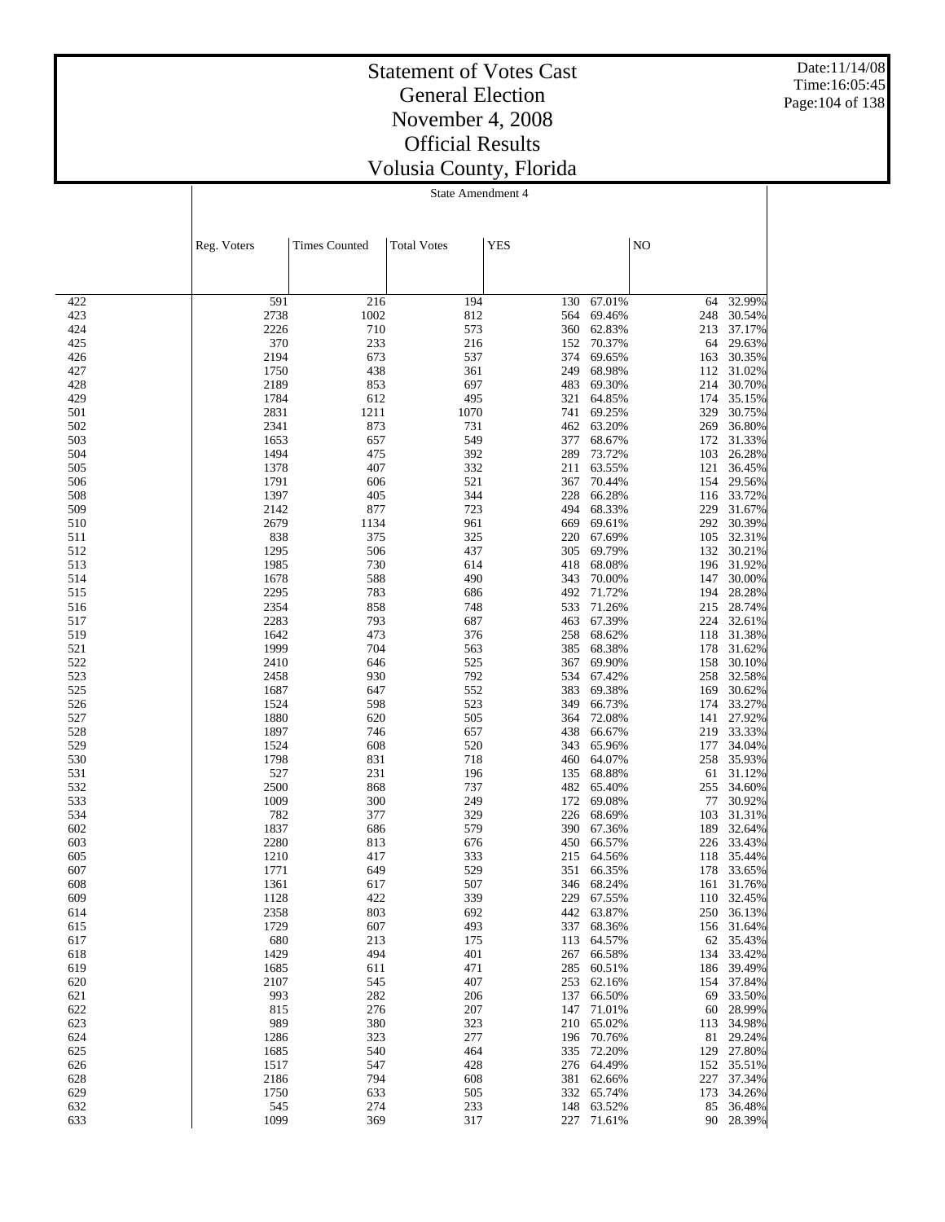# Statement of Votes Cast
## General Election
## November 4, 2008
## Official Results
## Volusia County, Florida

State Amendment 4

| | Reg. Voters | Times Counted | Total Votes | YES | | NO | |
|---|---|---|---|---|---|---|---|
| 422 | 591 | 216 | 194 | 130 | 67.01% | 64 | 32.99% |
| 423 | 2738 | 1002 | 812 | 564 | 69.46% | 248 | 30.54% |
| 424 | 2226 | 710 | 573 | 360 | 62.83% | 213 | 37.17% |
| 425 | 370 | 233 | 216 | 152 | 70.37% | 64 | 29.63% |
| 426 | 2194 | 673 | 537 | 374 | 69.65% | 163 | 30.35% |
| 427 | 1750 | 438 | 361 | 249 | 68.98% | 112 | 31.02% |
| 428 | 2189 | 853 | 697 | 483 | 69.30% | 214 | 30.70% |
| 429 | 1784 | 612 | 495 | 321 | 64.85% | 174 | 35.15% |
| 501 | 2831 | 1211 | 1070 | 741 | 69.25% | 329 | 30.75% |
| 502 | 2341 | 873 | 731 | 462 | 63.20% | 269 | 36.80% |
| 503 | 1653 | 657 | 549 | 377 | 68.67% | 172 | 31.33% |
| 504 | 1494 | 475 | 392 | 289 | 73.72% | 103 | 26.28% |
| 505 | 1378 | 407 | 332 | 211 | 63.55% | 121 | 36.45% |
| 506 | 1791 | 606 | 521 | 367 | 70.44% | 154 | 29.56% |
| 508 | 1397 | 405 | 344 | 228 | 66.28% | 116 | 33.72% |
| 509 | 2142 | 877 | 723 | 494 | 68.33% | 229 | 31.67% |
| 510 | 2679 | 1134 | 961 | 669 | 69.61% | 292 | 30.39% |
| 511 | 838 | 375 | 325 | 220 | 67.69% | 105 | 32.31% |
| 512 | 1295 | 506 | 437 | 305 | 69.79% | 132 | 30.21% |
| 513 | 1985 | 730 | 614 | 418 | 68.08% | 196 | 31.92% |
| 514 | 1678 | 588 | 490 | 343 | 70.00% | 147 | 30.00% |
| 515 | 2295 | 783 | 686 | 492 | 71.72% | 194 | 28.28% |
| 516 | 2354 | 858 | 748 | 533 | 71.26% | 215 | 28.74% |
| 517 | 2283 | 793 | 687 | 463 | 67.39% | 224 | 32.61% |
| 519 | 1642 | 473 | 376 | 258 | 68.62% | 118 | 31.38% |
| 521 | 1999 | 704 | 563 | 385 | 68.38% | 178 | 31.62% |
| 522 | 2410 | 646 | 525 | 367 | 69.90% | 158 | 30.10% |
| 523 | 2458 | 930 | 792 | 534 | 67.42% | 258 | 32.58% |
| 525 | 1687 | 647 | 552 | 383 | 69.38% | 169 | 30.62% |
| 526 | 1524 | 598 | 523 | 349 | 66.73% | 174 | 33.27% |
| 527 | 1880 | 620 | 505 | 364 | 72.08% | 141 | 27.92% |
| 528 | 1897 | 746 | 657 | 438 | 66.67% | 219 | 33.33% |
| 529 | 1524 | 608 | 520 | 343 | 65.96% | 177 | 34.04% |
| 530 | 1798 | 831 | 718 | 460 | 64.07% | 258 | 35.93% |
| 531 | 527 | 231 | 196 | 135 | 68.88% | 61 | 31.12% |
| 532 | 2500 | 868 | 737 | 482 | 65.40% | 255 | 34.60% |
| 533 | 1009 | 300 | 249 | 172 | 69.08% | 77 | 30.92% |
| 534 | 782 | 377 | 329 | 226 | 68.69% | 103 | 31.31% |
| 602 | 1837 | 686 | 579 | 390 | 67.36% | 189 | 32.64% |
| 603 | 2280 | 813 | 676 | 450 | 66.57% | 226 | 33.43% |
| 605 | 1210 | 417 | 333 | 215 | 64.56% | 118 | 35.44% |
| 607 | 1771 | 649 | 529 | 351 | 66.35% | 178 | 33.65% |
| 608 | 1361 | 617 | 507 | 346 | 68.24% | 161 | 31.76% |
| 609 | 1128 | 422 | 339 | 229 | 67.55% | 110 | 32.45% |
| 614 | 2358 | 803 | 692 | 442 | 63.87% | 250 | 36.13% |
| 615 | 1729 | 607 | 493 | 337 | 68.36% | 156 | 31.64% |
| 617 | 680 | 213 | 175 | 113 | 64.57% | 62 | 35.43% |
| 618 | 1429 | 494 | 401 | 267 | 66.58% | 134 | 33.42% |
| 619 | 1685 | 611 | 471 | 285 | 60.51% | 186 | 39.49% |
| 620 | 2107 | 545 | 407 | 253 | 62.16% | 154 | 37.84% |
| 621 | 993 | 282 | 206 | 137 | 66.50% | 69 | 33.50% |
| 622 | 815 | 276 | 207 | 147 | 71.01% | 60 | 28.99% |
| 623 | 989 | 380 | 323 | 210 | 65.02% | 113 | 34.98% |
| 624 | 1286 | 323 | 277 | 196 | 70.76% | 81 | 29.24% |
| 625 | 1685 | 540 | 464 | 335 | 72.20% | 129 | 27.80% |
| 626 | 1517 | 547 | 428 | 276 | 64.49% | 152 | 35.51% |
| 628 | 2186 | 794 | 608 | 381 | 62.66% | 227 | 37.34% |
| 629 | 1750 | 633 | 505 | 332 | 65.74% | 173 | 34.26% |
| 632 | 545 | 274 | 233 | 148 | 63.52% | 85 | 36.48% |
| 633 | 1099 | 369 | 317 | 227 | 71.61% | 90 | 28.39% |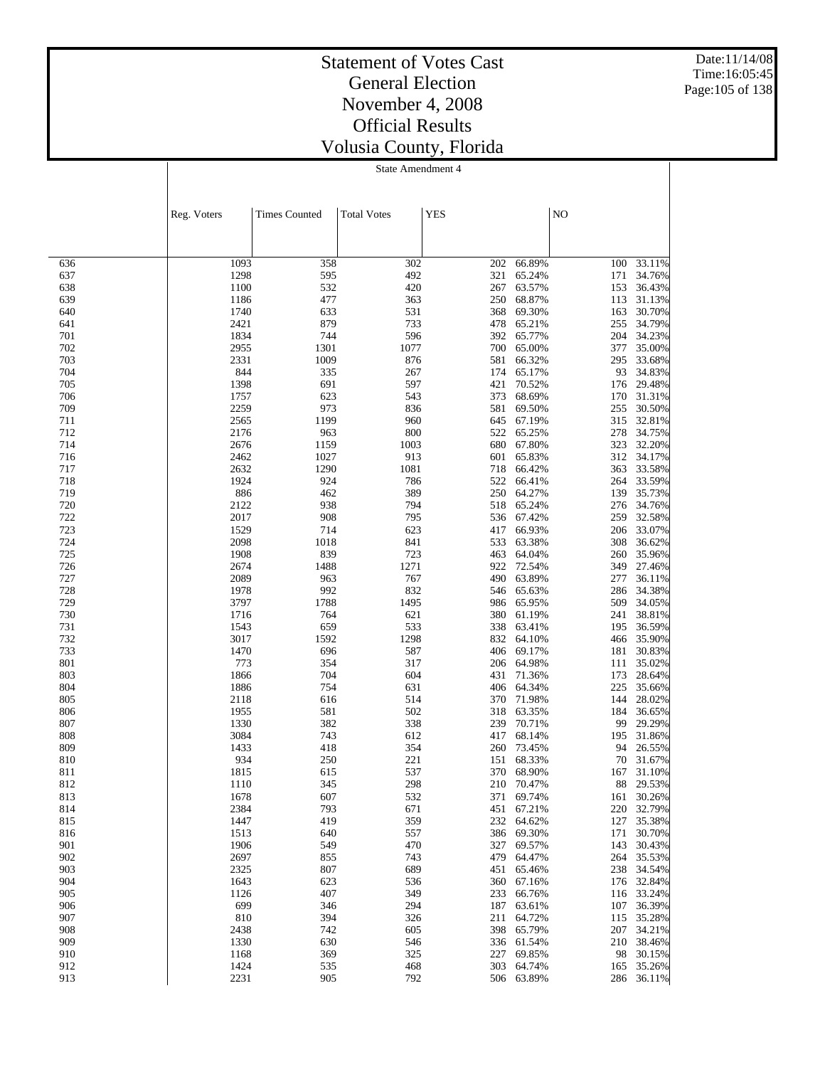# Statement of Votes Cast
## General Election
## November 4, 2008
## Official Results
## Volusia County, Florida

State Amendment 4

| | Reg. Voters | Times Counted | Total Votes | YES | | NO | |
|---|---|---|---|---|---|---|---|
| 636 | 1093 | 358 | 302 | 202 | 66.89% | 100 | 33.11% |
| 637 | 1298 | 595 | 492 | 321 | 65.24% | 171 | 34.76% |
| 638 | 1100 | 532 | 420 | 267 | 63.57% | 153 | 36.43% |
| 639 | 1186 | 477 | 363 | 250 | 68.87% | 113 | 31.13% |
| 640 | 1740 | 633 | 531 | 368 | 69.30% | 163 | 30.70% |
| 641 | 2421 | 879 | 733 | 478 | 65.21% | 255 | 34.79% |
| 701 | 1834 | 744 | 596 | 392 | 65.77% | 204 | 34.23% |
| 702 | 2955 | 1301 | 1077 | 700 | 65.00% | 377 | 35.00% |
| 703 | 2331 | 1009 | 876 | 581 | 66.32% | 295 | 33.68% |
| 704 | 844 | 335 | 267 | 174 | 65.17% | 93 | 34.83% |
| 705 | 1398 | 691 | 597 | 421 | 70.52% | 176 | 29.48% |
| 706 | 1757 | 623 | 543 | 373 | 68.69% | 170 | 31.31% |
| 709 | 2259 | 973 | 836 | 581 | 69.50% | 255 | 30.50% |
| 711 | 2565 | 1199 | 960 | 645 | 67.19% | 315 | 32.81% |
| 712 | 2176 | 963 | 800 | 522 | 65.25% | 278 | 34.75% |
| 714 | 2676 | 1159 | 1003 | 680 | 67.80% | 323 | 32.20% |
| 716 | 2462 | 1027 | 913 | 601 | 65.83% | 312 | 34.17% |
| 717 | 2632 | 1290 | 1081 | 718 | 66.42% | 363 | 33.58% |
| 718 | 1924 | 924 | 786 | 522 | 66.41% | 264 | 33.59% |
| 719 | 886 | 462 | 389 | 250 | 64.27% | 139 | 35.73% |
| 720 | 2122 | 938 | 794 | 518 | 65.24% | 276 | 34.76% |
| 722 | 2017 | 908 | 795 | 536 | 67.42% | 259 | 32.58% |
| 723 | 1529 | 714 | 623 | 417 | 66.93% | 206 | 33.07% |
| 724 | 2098 | 1018 | 841 | 533 | 63.38% | 308 | 36.62% |
| 725 | 1908 | 839 | 723 | 463 | 64.04% | 260 | 35.96% |
| 726 | 2674 | 1488 | 1271 | 922 | 72.54% | 349 | 27.46% |
| 727 | 2089 | 963 | 767 | 490 | 63.89% | 277 | 36.11% |
| 728 | 1978 | 992 | 832 | 546 | 65.63% | 286 | 34.38% |
| 729 | 3797 | 1788 | 1495 | 986 | 65.95% | 509 | 34.05% |
| 730 | 1716 | 764 | 621 | 380 | 61.19% | 241 | 38.81% |
| 731 | 1543 | 659 | 533 | 338 | 63.41% | 195 | 36.59% |
| 732 | 3017 | 1592 | 1298 | 832 | 64.10% | 466 | 35.90% |
| 733 | 1470 | 696 | 587 | 406 | 69.17% | 181 | 30.83% |
| 801 | 773 | 354 | 317 | 206 | 64.98% | 111 | 35.02% |
| 803 | 1866 | 704 | 604 | 431 | 71.36% | 173 | 28.64% |
| 804 | 1886 | 754 | 631 | 406 | 64.34% | 225 | 35.66% |
| 805 | 2118 | 616 | 514 | 370 | 71.98% | 144 | 28.02% |
| 806 | 1955 | 581 | 502 | 318 | 63.35% | 184 | 36.65% |
| 807 | 1330 | 382 | 338 | 239 | 70.71% | 99 | 29.29% |
| 808 | 3084 | 743 | 612 | 417 | 68.14% | 195 | 31.86% |
| 809 | 1433 | 418 | 354 | 260 | 73.45% | 94 | 26.55% |
| 810 | 934 | 250 | 221 | 151 | 68.33% | 70 | 31.67% |
| 811 | 1815 | 615 | 537 | 370 | 68.90% | 167 | 31.10% |
| 812 | 1110 | 345 | 298 | 210 | 70.47% | 88 | 29.53% |
| 813 | 1678 | 607 | 532 | 371 | 69.74% | 161 | 30.26% |
| 814 | 2384 | 793 | 671 | 451 | 67.21% | 220 | 32.79% |
| 815 | 1447 | 419 | 359 | 232 | 64.62% | 127 | 35.38% |
| 816 | 1513 | 640 | 557 | 386 | 69.30% | 171 | 30.70% |
| 901 | 1906 | 549 | 470 | 327 | 69.57% | 143 | 30.43% |
| 902 | 2697 | 855 | 743 | 479 | 64.47% | 264 | 35.53% |
| 903 | 2325 | 807 | 689 | 451 | 65.46% | 238 | 34.54% |
| 904 | 1643 | 623 | 536 | 360 | 67.16% | 176 | 32.84% |
| 905 | 1126 | 407 | 349 | 233 | 66.76% | 116 | 33.24% |
| 906 | 699 | 346 | 294 | 187 | 63.61% | 107 | 36.39% |
| 907 | 810 | 394 | 326 | 211 | 64.72% | 115 | 35.28% |
| 908 | 2438 | 742 | 605 | 398 | 65.79% | 207 | 34.21% |
| 909 | 1330 | 630 | 546 | 336 | 61.54% | 210 | 38.46% |
| 910 | 1168 | 369 | 325 | 227 | 69.85% | 98 | 30.15% |
| 912 | 1424 | 535 | 468 | 303 | 64.74% | 165 | 35.26% |
| 913 | 2231 | 905 | 792 | 506 | 63.89% | 286 | 36.11% |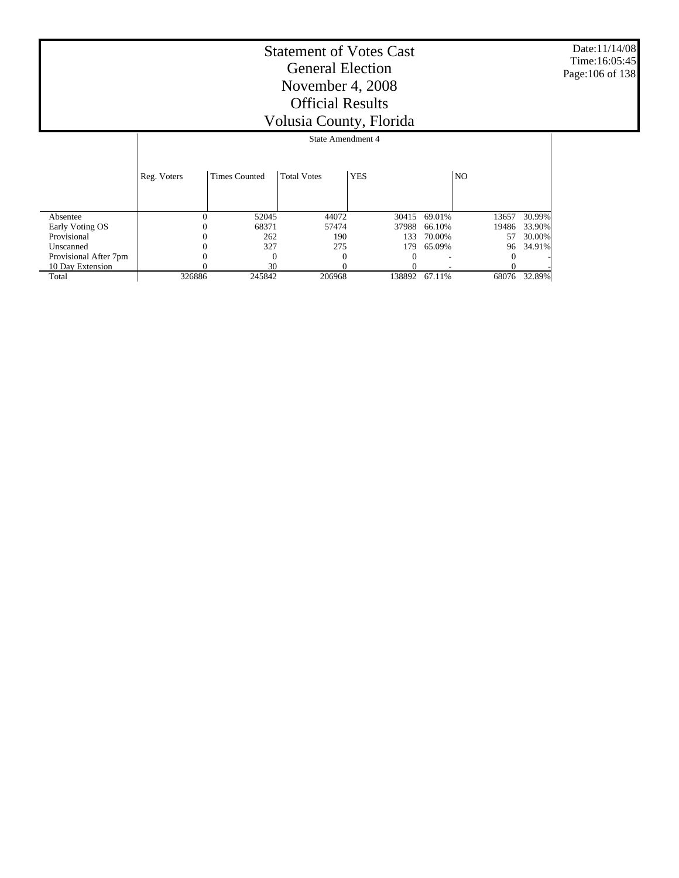# Statement of Votes Cast
# General Election
# November 4, 2008
# Official Results
# Volusia County, Florida

Date:11/14/08
Time:16:05:45

| | State Amendment 4 | | | | | | |
|---|---|---|---|---|---|---|---|
| | Reg. Voters | Times Counted | Total Votes | YES | | NO | |
| Absentee | 0 | 52045 | 44072 | 30415 | 69.01% | 13657 | 30.99% |
| Early Voting OS | 0 | 68371 | 57474 | 37988 | 66.10% | 19486 | 33.90% |
| Provisional | 0 | 262 | 190 | 133 | 70.00% | 57 | 30.00% |
| Unscanned | 0 | 327 | 275 | 179 | 65.09% | 96 | 34.91% |
| Provisional After 7pm | 0 | 0 | 0 | 0 | - | 0 | - |
| 10 Day Extension | 0 | 30 | 0 | 0 | - | 0 | - |
| Total | 326886 | 245842 | 206968 | 138892 | 67.11% | 68076 | 32.89% |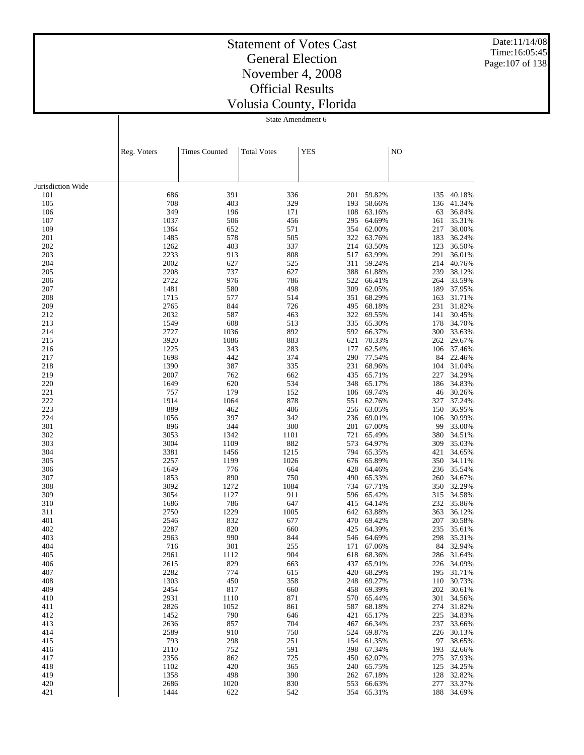# Statement of Votes Cast
# General Election
# November 4, 2008
# Official Results
# Volusia County, Florida

State Amendment 6

| | Reg. Voters | Times Counted | Total Votes | YES | | NO | |
|---|---|---|---|---|---|---|---|
| Jurisdiction Wide | | | | | | | |
| 101 | 686 | 391 | 336 | 201 | 59.82% | 135 | 40.18% |
| 105 | 708 | 403 | 329 | 193 | 58.66% | 136 | 41.34% |
| 106 | 349 | 196 | 171 | 108 | 63.16% | 63 | 36.84% |
| 107 | 1037 | 506 | 456 | 295 | 64.69% | 161 | 35.31% |
| 109 | 1364 | 652 | 571 | 354 | 62.00% | 217 | 38.00% |
| 201 | 1485 | 578 | 505 | 322 | 63.76% | 183 | 36.24% |
| 202 | 1262 | 403 | 337 | 214 | 63.50% | 123 | 36.50% |
| 203 | 2233 | 913 | 808 | 517 | 63.99% | 291 | 36.01% |
| 204 | 2002 | 627 | 525 | 311 | 59.24% | 214 | 40.76% |
| 205 | 2208 | 737 | 627 | 388 | 61.88% | 239 | 38.12% |
| 206 | 2722 | 976 | 786 | 522 | 66.41% | 264 | 33.59% |
| 207 | 1481 | 580 | 498 | 309 | 62.05% | 189 | 37.95% |
| 208 | 1715 | 577 | 514 | 351 | 68.29% | 163 | 31.71% |
| 209 | 2765 | 844 | 726 | 495 | 68.18% | 231 | 31.82% |
| 212 | 2032 | 587 | 463 | 322 | 69.55% | 141 | 30.45% |
| 213 | 1549 | 608 | 513 | 335 | 65.30% | 178 | 34.70% |
| 214 | 2727 | 1036 | 892 | 592 | 66.37% | 300 | 33.63% |
| 215 | 3920 | 1086 | 883 | 621 | 70.33% | 262 | 29.67% |
| 216 | 1225 | 343 | 283 | 177 | 62.54% | 106 | 37.46% |
| 217 | 1698 | 442 | 374 | 290 | 77.54% | 84 | 22.46% |
| 218 | 1390 | 387 | 335 | 231 | 68.96% | 104 | 31.04% |
| 219 | 2007 | 762 | 662 | 435 | 65.71% | 227 | 34.29% |
| 220 | 1649 | 620 | 534 | 348 | 65.17% | 186 | 34.83% |
| 221 | 757 | 179 | 152 | 106 | 69.74% | 46 | 30.26% |
| 222 | 1914 | 1064 | 878 | 551 | 62.76% | 327 | 37.24% |
| 223 | 889 | 462 | 406 | 256 | 63.05% | 150 | 36.95% |
| 224 | 1056 | 397 | 342 | 236 | 69.01% | 106 | 30.99% |
| 301 | 896 | 344 | 300 | 201 | 67.00% | 99 | 33.00% |
| 302 | 3053 | 1342 | 1101 | 721 | 65.49% | 380 | 34.51% |
| 303 | 3004 | 1109 | 882 | 573 | 64.97% | 309 | 35.03% |
| 304 | 3381 | 1456 | 1215 | 794 | 65.35% | 421 | 34.65% |
| 305 | 2257 | 1199 | 1026 | 676 | 65.89% | 350 | 34.11% |
| 306 | 1649 | 776 | 664 | 428 | 64.46% | 236 | 35.54% |
| 307 | 1853 | 890 | 750 | 490 | 65.33% | 260 | 34.67% |
| 308 | 3092 | 1272 | 1084 | 734 | 67.71% | 350 | 32.29% |
| 309 | 3054 | 1127 | 911 | 596 | 65.42% | 315 | 34.58% |
| 310 | 1686 | 786 | 647 | 415 | 64.14% | 232 | 35.86% |
| 311 | 2750 | 1229 | 1005 | 642 | 63.88% | 363 | 36.12% |
| 401 | 2546 | 832 | 677 | 470 | 69.42% | 207 | 30.58% |
| 402 | 2287 | 820 | 660 | 425 | 64.39% | 235 | 35.61% |
| 403 | 2963 | 990 | 844 | 546 | 64.69% | 298 | 35.31% |
| 404 | 716 | 301 | 255 | 171 | 67.06% | 84 | 32.94% |
| 405 | 2961 | 1112 | 904 | 618 | 68.36% | 286 | 31.64% |
| 406 | 2615 | 829 | 663 | 437 | 65.91% | 226 | 34.09% |
| 407 | 2282 | 774 | 615 | 420 | 68.29% | 195 | 31.71% |
| 408 | 1303 | 450 | 358 | 248 | 69.27% | 110 | 30.73% |
| 409 | 2454 | 817 | 660 | 458 | 69.39% | 202 | 30.61% |
| 410 | 2931 | 1110 | 871 | 570 | 65.44% | 301 | 34.56% |
| 411 | 2826 | 1052 | 861 | 587 | 68.18% | 274 | 31.82% |
| 412 | 1452 | 790 | 646 | 421 | 65.17% | 225 | 34.83% |
| 413 | 2636 | 857 | 704 | 467 | 66.34% | 237 | 33.66% |
| 414 | 2589 | 910 | 750 | 524 | 69.87% | 226 | 30.13% |
| 415 | 793 | 298 | 251 | 154 | 61.35% | 97 | 38.65% |
| 416 | 2110 | 752 | 591 | 398 | 67.34% | 193 | 32.66% |
| 417 | 2356 | 862 | 725 | 450 | 62.07% | 275 | 37.93% |
| 418 | 1102 | 420 | 365 | 240 | 65.75% | 125 | 34.25% |
| 419 | 1358 | 498 | 390 | 262 | 67.18% | 128 | 32.82% |
| 420 | 2686 | 1020 | 830 | 553 | 66.63% | 277 | 33.37% |
| 421 | 1444 | 622 | 542 | 354 | 65.31% | 188 | 34.69% |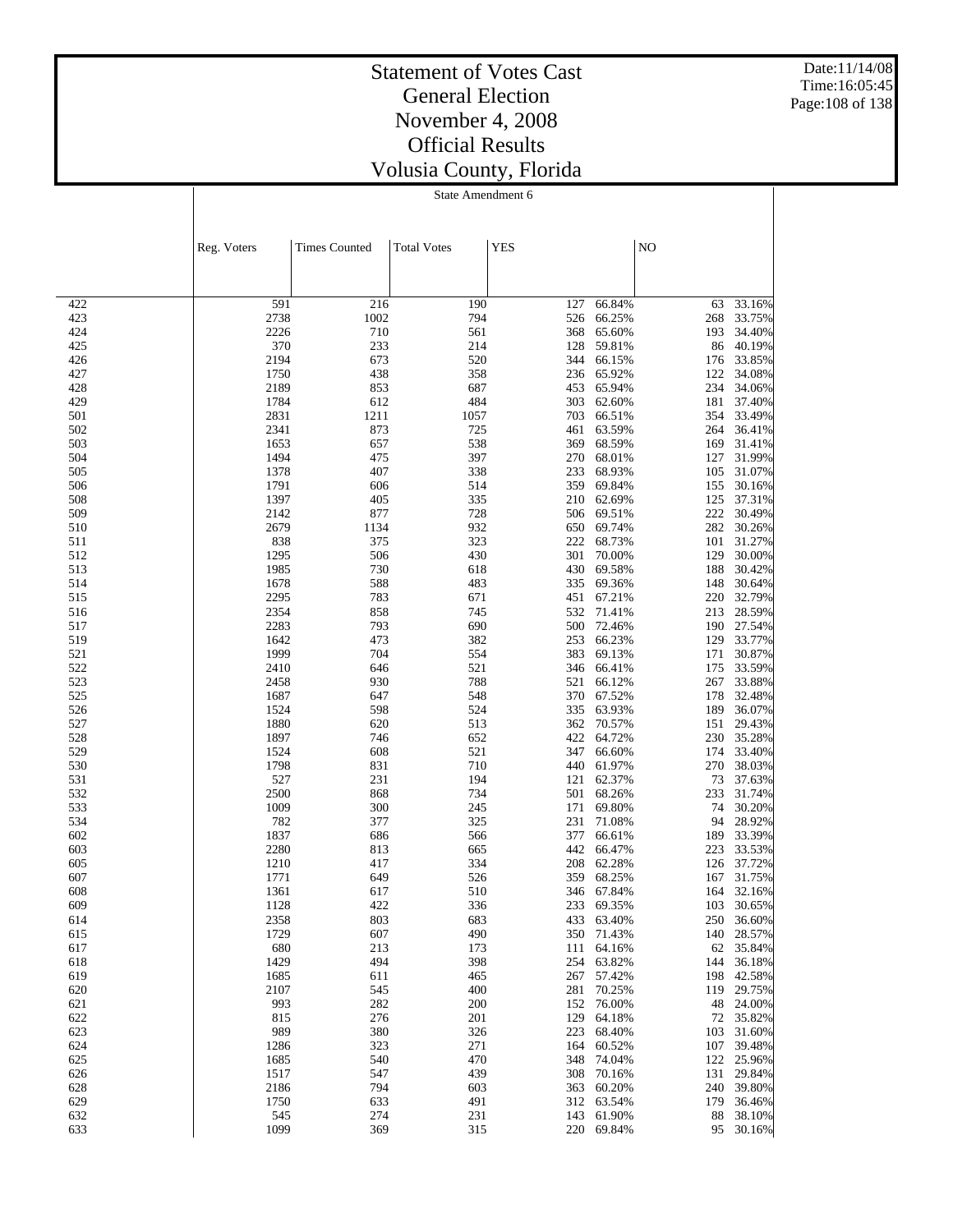# Statement of Votes Cast
## General Election
## November 4, 2008
## Official Results
## Volusia County, Florida

Date:11/14/08
Time:16:05:45

State Amendment 6

| | Reg. Voters | Times Counted | Total Votes | YES | | NO | |
|---|---|---|---|---|---|---|---|
| 422 | 591 | 216 | 190 | 127 | 66.84% | 63 | 33.16% |
| 423 | 2738 | 1002 | 794 | 526 | 66.25% | 268 | 33.75% |
| 424 | 2226 | 710 | 561 | 368 | 65.60% | 193 | 34.40% |
| 425 | 370 | 233 | 214 | 128 | 59.81% | 86 | 40.19% |
| 426 | 2194 | 673 | 520 | 344 | 66.15% | 176 | 33.85% |
| 427 | 1750 | 438 | 358 | 236 | 65.92% | 122 | 34.08% |
| 428 | 2189 | 853 | 687 | 453 | 65.94% | 234 | 34.06% |
| 429 | 1784 | 612 | 484 | 303 | 62.60% | 181 | 37.40% |
| 501 | 2831 | 1211 | 1057 | 703 | 66.51% | 354 | 33.49% |
| 502 | 2341 | 873 | 725 | 461 | 63.59% | 264 | 36.41% |
| 503 | 1653 | 657 | 538 | 369 | 68.59% | 169 | 31.41% |
| 504 | 1494 | 475 | 397 | 270 | 68.01% | 127 | 31.99% |
| 505 | 1378 | 407 | 338 | 233 | 68.93% | 105 | 31.07% |
| 506 | 1791 | 606 | 514 | 359 | 69.84% | 155 | 30.16% |
| 508 | 1397 | 405 | 335 | 210 | 62.69% | 125 | 37.31% |
| 509 | 2142 | 877 | 728 | 506 | 69.51% | 222 | 30.49% |
| 510 | 2679 | 1134 | 932 | 650 | 69.74% | 282 | 30.26% |
| 511 | 838 | 375 | 323 | 222 | 68.73% | 101 | 31.27% |
| 512 | 1295 | 506 | 430 | 301 | 70.00% | 129 | 30.00% |
| 513 | 1985 | 730 | 618 | 430 | 69.58% | 188 | 30.42% |
| 514 | 1678 | 588 | 483 | 335 | 69.36% | 148 | 30.64% |
| 515 | 2295 | 783 | 671 | 451 | 67.21% | 220 | 32.79% |
| 516 | 2354 | 858 | 745 | 532 | 71.41% | 213 | 28.59% |
| 517 | 2283 | 793 | 690 | 500 | 72.46% | 190 | 27.54% |
| 519 | 1642 | 473 | 382 | 253 | 66.23% | 129 | 33.77% |
| 521 | 1999 | 704 | 554 | 383 | 69.13% | 171 | 30.87% |
| 522 | 2410 | 646 | 521 | 346 | 66.41% | 175 | 33.59% |
| 523 | 2458 | 930 | 788 | 521 | 66.12% | 267 | 33.88% |
| 525 | 1687 | 647 | 548 | 370 | 67.52% | 178 | 32.48% |
| 526 | 1524 | 598 | 524 | 335 | 63.93% | 189 | 36.07% |
| 527 | 1880 | 620 | 513 | 362 | 70.57% | 151 | 29.43% |
| 528 | 1897 | 746 | 652 | 422 | 64.72% | 230 | 35.28% |
| 529 | 1524 | 608 | 521 | 347 | 66.60% | 174 | 33.40% |
| 530 | 1798 | 831 | 710 | 440 | 61.97% | 270 | 38.03% |
| 531 | 527 | 231 | 194 | 121 | 62.37% | 73 | 37.63% |
| 532 | 2500 | 868 | 734 | 501 | 68.26% | 233 | 31.74% |
| 533 | 1009 | 300 | 245 | 171 | 69.80% | 74 | 30.20% |
| 534 | 782 | 377 | 325 | 231 | 71.08% | 94 | 28.92% |
| 602 | 1837 | 686 | 566 | 377 | 66.61% | 189 | 33.39% |
| 603 | 2280 | 813 | 665 | 442 | 66.47% | 223 | 33.53% |
| 605 | 1210 | 417 | 334 | 208 | 62.28% | 126 | 37.72% |
| 607 | 1771 | 649 | 526 | 359 | 68.25% | 167 | 31.75% |
| 608 | 1361 | 617 | 510 | 346 | 67.84% | 164 | 32.16% |
| 609 | 1128 | 422 | 336 | 233 | 69.35% | 103 | 30.65% |
| 614 | 2358 | 803 | 683 | 433 | 63.40% | 250 | 36.60% |
| 615 | 1729 | 607 | 490 | 350 | 71.43% | 140 | 28.57% |
| 617 | 680 | 213 | 173 | 111 | 64.16% | 62 | 35.84% |
| 618 | 1429 | 494 | 398 | 254 | 63.82% | 144 | 36.18% |
| 619 | 1685 | 611 | 465 | 267 | 57.42% | 198 | 42.58% |
| 620 | 2107 | 545 | 400 | 281 | 70.25% | 119 | 29.75% |
| 621 | 993 | 282 | 200 | 152 | 76.00% | 48 | 24.00% |
| 622 | 815 | 276 | 201 | 129 | 64.18% | 72 | 35.82% |
| 623 | 989 | 380 | 326 | 223 | 68.40% | 103 | 31.60% |
| 624 | 1286 | 323 | 271 | 164 | 60.52% | 107 | 39.48% |
| 625 | 1685 | 540 | 470 | 348 | 74.04% | 122 | 25.96% |
| 626 | 1517 | 547 | 439 | 308 | 70.16% | 131 | 29.84% |
| 628 | 2186 | 794 | 603 | 363 | 60.20% | 240 | 39.80% |
| 629 | 1750 | 633 | 491 | 312 | 63.54% | 179 | 36.46% |
| 632 | 545 | 274 | 231 | 143 | 61.90% | 88 | 38.10% |
| 633 | 1099 | 369 | 315 | 220 | 69.84% | 95 | 30.16% |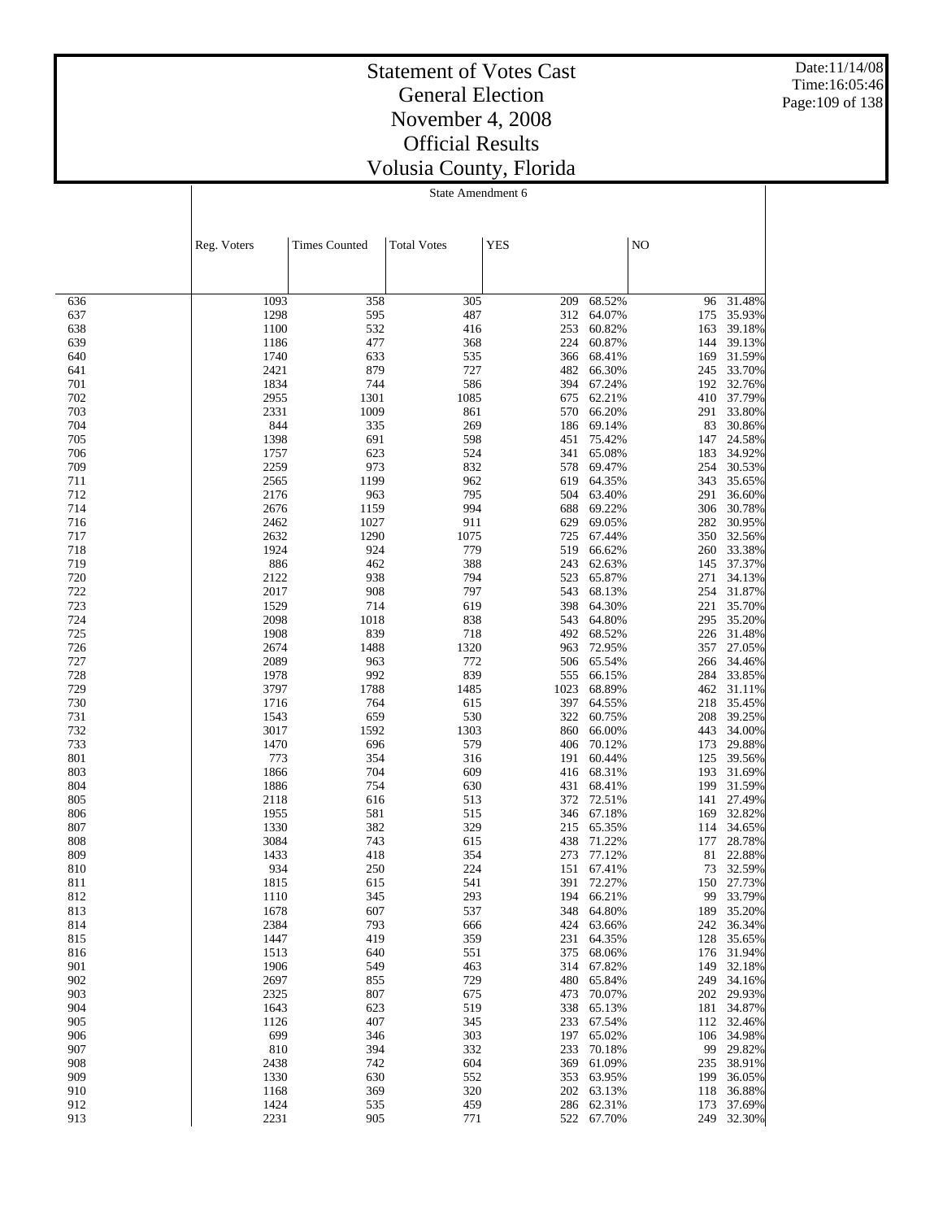# Statement of Votes Cast
## General Election
## November 4, 2008
## Official Results
## Volusia County, Florida

State Amendment 6

| | Reg. Voters | Times Counted | Total Votes | YES | | NO | |
|---|---|---|---|---|---|---|---|
| 636 | 1093 | 358 | 305 | 209 | 68.52% | 96 | 31.48% |
| 637 | 1298 | 595 | 487 | 312 | 64.07% | 175 | 35.93% |
| 638 | 1100 | 532 | 416 | 253 | 60.82% | 163 | 39.18% |
| 639 | 1186 | 477 | 368 | 224 | 60.87% | 144 | 39.13% |
| 640 | 1740 | 633 | 535 | 366 | 68.41% | 169 | 31.59% |
| 641 | 2421 | 879 | 727 | 482 | 66.30% | 245 | 33.70% |
| 701 | 1834 | 744 | 586 | 394 | 67.24% | 192 | 32.76% |
| 702 | 2955 | 1301 | 1085 | 675 | 62.21% | 410 | 37.79% |
| 703 | 2331 | 1009 | 861 | 570 | 66.20% | 291 | 33.80% |
| 704 | 844 | 335 | 269 | 186 | 69.14% | 83 | 30.86% |
| 705 | 1398 | 691 | 598 | 451 | 75.42% | 147 | 24.58% |
| 706 | 1757 | 623 | 524 | 341 | 65.08% | 183 | 34.92% |
| 709 | 2259 | 973 | 832 | 578 | 69.47% | 254 | 30.53% |
| 711 | 2565 | 1199 | 962 | 619 | 64.35% | 343 | 35.65% |
| 712 | 2176 | 963 | 795 | 504 | 63.40% | 291 | 36.60% |
| 714 | 2676 | 1159 | 994 | 688 | 69.22% | 306 | 30.78% |
| 716 | 2462 | 1027 | 911 | 629 | 69.05% | 282 | 30.95% |
| 717 | 2632 | 1290 | 1075 | 725 | 67.44% | 350 | 32.56% |
| 718 | 1924 | 924 | 779 | 519 | 66.62% | 260 | 33.38% |
| 719 | 886 | 462 | 388 | 243 | 62.63% | 145 | 37.37% |
| 720 | 2122 | 938 | 794 | 523 | 65.87% | 271 | 34.13% |
| 722 | 2017 | 908 | 797 | 543 | 68.13% | 254 | 31.87% |
| 723 | 1529 | 714 | 619 | 398 | 64.30% | 221 | 35.70% |
| 724 | 2098 | 1018 | 838 | 543 | 64.80% | 295 | 35.20% |
| 725 | 1908 | 839 | 718 | 492 | 68.52% | 226 | 31.48% |
| 726 | 2674 | 1488 | 1320 | 963 | 72.95% | 357 | 27.05% |
| 727 | 2089 | 963 | 772 | 506 | 65.54% | 266 | 34.46% |
| 728 | 1978 | 992 | 839 | 555 | 66.15% | 284 | 33.85% |
| 729 | 3797 | 1788 | 1485 | 1023 | 68.89% | 462 | 31.11% |
| 730 | 1716 | 764 | 615 | 397 | 64.55% | 218 | 35.45% |
| 731 | 1543 | 659 | 530 | 322 | 60.75% | 208 | 39.25% |
| 732 | 3017 | 1592 | 1303 | 860 | 66.00% | 443 | 34.00% |
| 733 | 1470 | 696 | 579 | 406 | 70.12% | 173 | 29.88% |
| 801 | 773 | 354 | 316 | 191 | 60.44% | 125 | 39.56% |
| 803 | 1866 | 704 | 609 | 416 | 68.31% | 193 | 31.69% |
| 804 | 1886 | 754 | 630 | 431 | 68.41% | 199 | 31.59% |
| 805 | 2118 | 616 | 513 | 372 | 72.51% | 141 | 27.49% |
| 806 | 1955 | 581 | 515 | 346 | 67.18% | 169 | 32.82% |
| 807 | 1330 | 382 | 329 | 215 | 65.35% | 114 | 34.65% |
| 808 | 3084 | 743 | 615 | 438 | 71.22% | 177 | 28.78% |
| 809 | 1433 | 418 | 354 | 273 | 77.12% | 81 | 22.88% |
| 810 | 934 | 250 | 224 | 151 | 67.41% | 73 | 32.59% |
| 811 | 1815 | 615 | 541 | 391 | 72.27% | 150 | 27.73% |
| 812 | 1110 | 345 | 293 | 194 | 66.21% | 99 | 33.79% |
| 813 | 1678 | 607 | 537 | 348 | 64.80% | 189 | 35.20% |
| 814 | 2384 | 793 | 666 | 424 | 63.66% | 242 | 36.34% |
| 815 | 1447 | 419 | 359 | 231 | 64.35% | 128 | 35.65% |
| 816 | 1513 | 640 | 551 | 375 | 68.06% | 176 | 31.94% |
| 901 | 1906 | 549 | 463 | 314 | 67.82% | 149 | 32.18% |
| 902 | 2697 | 855 | 729 | 480 | 65.84% | 249 | 34.16% |
| 903 | 2325 | 807 | 675 | 473 | 70.07% | 202 | 29.93% |
| 904 | 1643 | 623 | 519 | 338 | 65.13% | 181 | 34.87% |
| 905 | 1126 | 407 | 345 | 233 | 67.54% | 112 | 32.46% |
| 906 | 699 | 346 | 303 | 197 | 65.02% | 106 | 34.98% |
| 907 | 810 | 394 | 332 | 233 | 70.18% | 99 | 29.82% |
| 908 | 2438 | 742 | 604 | 369 | 61.09% | 235 | 38.91% |
| 909 | 1330 | 630 | 552 | 353 | 63.95% | 199 | 36.05% |
| 910 | 1168 | 369 | 320 | 202 | 63.13% | 118 | 36.88% |
| 912 | 1424 | 535 | 459 | 286 | 62.31% | 173 | 37.69% |
| 913 | 2231 | 905 | 771 | 522 | 67.70% | 249 | 32.30% |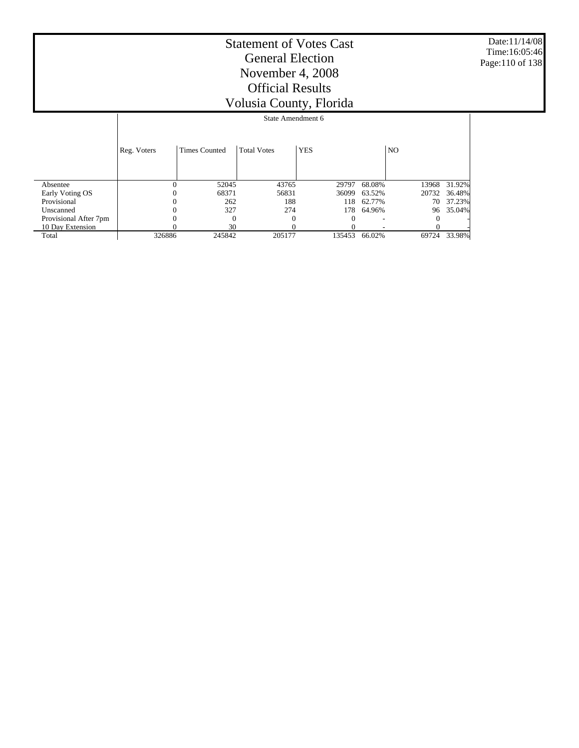# Statement of Votes Cast
## General Election
## November 4, 2008
## Official Results
## Volusia County, Florida

Date:11/14/08
Time:16:05:46

State Amendment 6

| | Reg. Voters | Times Counted | Total Votes | YES | | NO | |
|---|---|---|---|---|---|---|---|
| Absentee | 0 | 52045 | 43765 | 29797 | 68.08% | 13968 | 31.92% |
| Early Voting OS | 0 | 68371 | 56831 | 36099 | 63.52% | 20732 | 36.48% |
| Provisional | 0 | 262 | 188 | 118 | 62.77% | 70 | 37.23% |
| Unscanned | 0 | 327 | 274 | 178 | 64.96% | 96 | 35.04% |
| Provisional After 7pm | 0 | 0 | 0 | 0 | - | 0 | - |
| 10 Day Extension | 0 | 30 | 0 | 0 | - | 0 | - |
| Total | 326886 | 245842 | 205177 | 135453 | 66.02% | 69724 | 33.98% |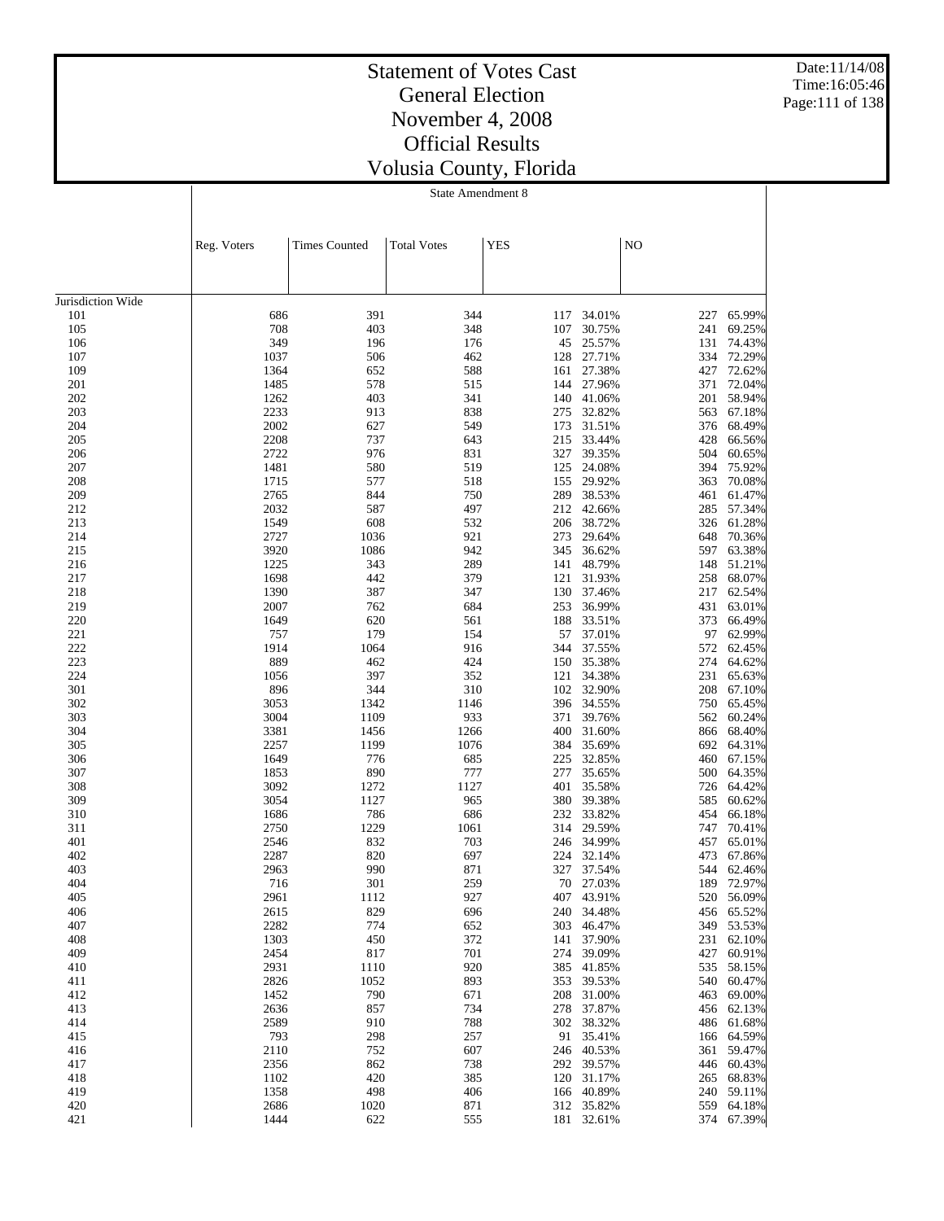# Statement of Votes Cast
# General Election
# November 4, 2008
# Official Results
# Volusia County, Florida

State Amendment 8

| | Reg. Voters | Times Counted | Total Votes | YES | | NO | |
|---|---|---|---|---|---|---|---|
| Jurisdiction Wide | | | | | | | |
| 101 | 686 | 391 | 344 | 117 | 34.01% | 227 | 65.99% |
| 105 | 708 | 403 | 348 | 107 | 30.75% | 241 | 69.25% |
| 106 | 349 | 196 | 176 | 45 | 25.57% | 131 | 74.43% |
| 107 | 1037 | 506 | 462 | 128 | 27.71% | 334 | 72.29% |
| 109 | 1364 | 652 | 588 | 161 | 27.38% | 427 | 72.62% |
| 201 | 1485 | 578 | 515 | 144 | 27.96% | 371 | 72.04% |
| 202 | 1262 | 403 | 341 | 140 | 41.06% | 201 | 58.94% |
| 203 | 2233 | 913 | 838 | 275 | 32.82% | 563 | 67.18% |
| 204 | 2002 | 627 | 549 | 173 | 31.51% | 376 | 68.49% |
| 205 | 2208 | 737 | 643 | 215 | 33.44% | 428 | 66.56% |
| 206 | 2722 | 976 | 831 | 327 | 39.35% | 504 | 60.65% |
| 207 | 1481 | 580 | 519 | 125 | 24.08% | 394 | 75.92% |
| 208 | 1715 | 577 | 518 | 155 | 29.92% | 363 | 70.08% |
| 209 | 2765 | 844 | 750 | 289 | 38.53% | 461 | 61.47% |
| 212 | 2032 | 587 | 497 | 212 | 42.66% | 285 | 57.34% |
| 213 | 1549 | 608 | 532 | 206 | 38.72% | 326 | 61.28% |
| 214 | 2727 | 1036 | 921 | 273 | 29.64% | 648 | 70.36% |
| 215 | 3920 | 1086 | 942 | 345 | 36.62% | 597 | 63.38% |
| 216 | 1225 | 343 | 289 | 141 | 48.79% | 148 | 51.21% |
| 217 | 1698 | 442 | 379 | 121 | 31.93% | 258 | 68.07% |
| 218 | 1390 | 387 | 347 | 130 | 37.46% | 217 | 62.54% |
| 219 | 2007 | 762 | 684 | 253 | 36.99% | 431 | 63.01% |
| 220 | 1649 | 620 | 561 | 188 | 33.51% | 373 | 66.49% |
| 221 | 757 | 179 | 154 | 57 | 37.01% | 97 | 62.99% |
| 222 | 1914 | 1064 | 916 | 344 | 37.55% | 572 | 62.45% |
| 223 | 889 | 462 | 424 | 150 | 35.38% | 274 | 64.62% |
| 224 | 1056 | 397 | 352 | 121 | 34.38% | 231 | 65.63% |
| 301 | 896 | 344 | 310 | 102 | 32.90% | 208 | 67.10% |
| 302 | 3053 | 1342 | 1146 | 396 | 34.55% | 750 | 65.45% |
| 303 | 3004 | 1109 | 933 | 371 | 39.76% | 562 | 60.24% |
| 304 | 3381 | 1456 | 1266 | 400 | 31.60% | 866 | 68.40% |
| 305 | 2257 | 1199 | 1076 | 384 | 35.69% | 692 | 64.31% |
| 306 | 1649 | 776 | 685 | 225 | 32.85% | 460 | 67.15% |
| 307 | 1853 | 890 | 777 | 277 | 35.65% | 500 | 64.35% |
| 308 | 3092 | 1272 | 1127 | 401 | 35.58% | 726 | 64.42% |
| 309 | 3054 | 1127 | 965 | 380 | 39.38% | 585 | 60.62% |
| 310 | 1686 | 786 | 686 | 232 | 33.82% | 454 | 66.18% |
| 311 | 2750 | 1229 | 1061 | 314 | 29.59% | 747 | 70.41% |
| 401 | 2546 | 832 | 703 | 246 | 34.99% | 457 | 65.01% |
| 402 | 2287 | 820 | 697 | 224 | 32.14% | 473 | 67.86% |
| 403 | 2963 | 990 | 871 | 327 | 37.54% | 544 | 62.46% |
| 404 | 716 | 301 | 259 | 70 | 27.03% | 189 | 72.97% |
| 405 | 2961 | 1112 | 927 | 407 | 43.91% | 520 | 56.09% |
| 406 | 2615 | 829 | 696 | 240 | 34.48% | 456 | 65.52% |
| 407 | 2282 | 774 | 652 | 303 | 46.47% | 349 | 53.53% |
| 408 | 1303 | 450 | 372 | 141 | 37.90% | 231 | 62.10% |
| 409 | 2454 | 817 | 701 | 274 | 39.09% | 427 | 60.91% |
| 410 | 2931 | 1110 | 920 | 385 | 41.85% | 535 | 58.15% |
| 411 | 2826 | 1052 | 893 | 353 | 39.53% | 540 | 60.47% |
| 412 | 1452 | 790 | 671 | 208 | 31.00% | 463 | 69.00% |
| 413 | 2636 | 857 | 734 | 278 | 37.87% | 456 | 62.13% |
| 414 | 2589 | 910 | 788 | 302 | 38.32% | 486 | 61.68% |
| 415 | 793 | 298 | 257 | 91 | 35.41% | 166 | 64.59% |
| 416 | 2110 | 752 | 607 | 246 | 40.53% | 361 | 59.47% |
| 417 | 2356 | 862 | 738 | 292 | 39.57% | 446 | 60.43% |
| 418 | 1102 | 420 | 385 | 120 | 31.17% | 265 | 68.83% |
| 419 | 1358 | 498 | 406 | 166 | 40.89% | 240 | 59.11% |
| 420 | 2686 | 1020 | 871 | 312 | 35.82% | 559 | 64.18% |
| 421 | 1444 | 622 | 555 | 181 | 32.61% | 374 | 67.39% |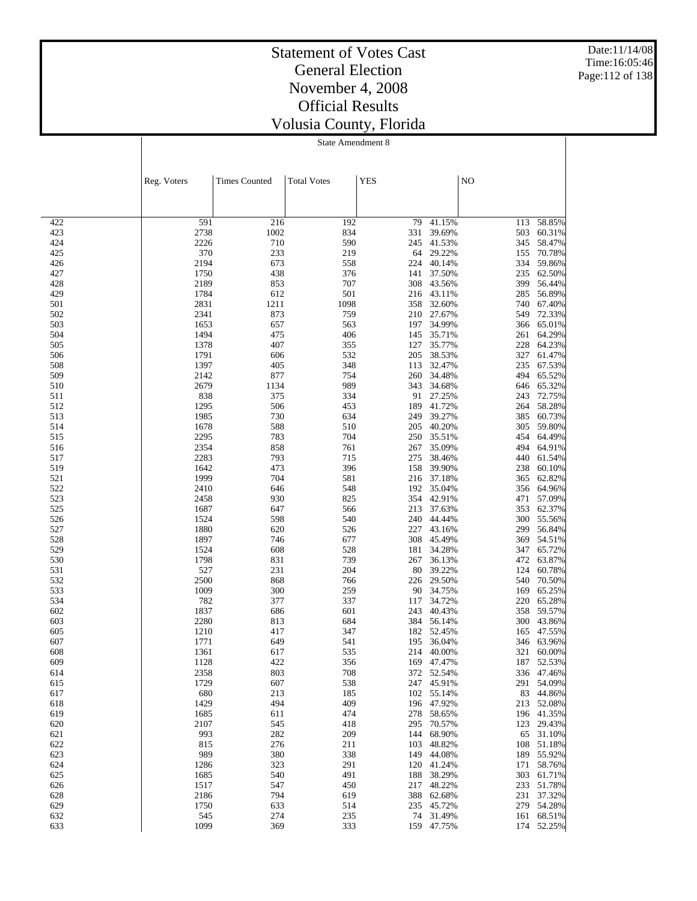# Statement of Votes Cast
## General Election
## November 4, 2008
## Official Results
## Volusia County, Florida

Date:11/14/08
Time:16:05:46

State Amendment 8

| | Reg. Voters | Times Counted | Total Votes | YES | | NO | |
|---|---|---|---|---|---|---|---|
| 422 | 591 | 216 | 192 | 79 | 41.15% | 113 | 58.85% |
| 423 | 2738 | 1002 | 834 | 331 | 39.69% | 503 | 60.31% |
| 424 | 2226 | 710 | 590 | 245 | 41.53% | 345 | 58.47% |
| 425 | 370 | 233 | 219 | 64 | 29.22% | 155 | 70.78% |
| 426 | 2194 | 673 | 558 | 224 | 40.14% | 334 | 59.86% |
| 427 | 1750 | 438 | 376 | 141 | 37.50% | 235 | 62.50% |
| 428 | 2189 | 853 | 707 | 308 | 43.56% | 399 | 56.44% |
| 429 | 1784 | 612 | 501 | 216 | 43.11% | 285 | 56.89% |
| 501 | 2831 | 1211 | 1098 | 358 | 32.60% | 740 | 67.40% |
| 502 | 2341 | 873 | 759 | 210 | 27.67% | 549 | 72.33% |
| 503 | 1653 | 657 | 563 | 197 | 34.99% | 366 | 65.01% |
| 504 | 1494 | 475 | 406 | 145 | 35.71% | 261 | 64.29% |
| 505 | 1378 | 407 | 355 | 127 | 35.77% | 228 | 64.23% |
| 506 | 1791 | 606 | 532 | 205 | 38.53% | 327 | 61.47% |
| 508 | 1397 | 405 | 348 | 113 | 32.47% | 235 | 67.53% |
| 509 | 2142 | 877 | 754 | 260 | 34.48% | 494 | 65.52% |
| 510 | 2679 | 1134 | 989 | 343 | 34.68% | 646 | 65.32% |
| 511 | 838 | 375 | 334 | 91 | 27.25% | 243 | 72.75% |
| 512 | 1295 | 506 | 453 | 189 | 41.72% | 264 | 58.28% |
| 513 | 1985 | 730 | 634 | 249 | 39.27% | 385 | 60.73% |
| 514 | 1678 | 588 | 510 | 205 | 40.20% | 305 | 59.80% |
| 515 | 2295 | 783 | 704 | 250 | 35.51% | 454 | 64.49% |
| 516 | 2354 | 858 | 761 | 267 | 35.09% | 494 | 64.91% |
| 517 | 2283 | 793 | 715 | 275 | 38.46% | 440 | 61.54% |
| 519 | 1642 | 473 | 396 | 158 | 39.90% | 238 | 60.10% |
| 521 | 1999 | 704 | 581 | 216 | 37.18% | 365 | 62.82% |
| 522 | 2410 | 646 | 548 | 192 | 35.04% | 356 | 64.96% |
| 523 | 2458 | 930 | 825 | 354 | 42.91% | 471 | 57.09% |
| 525 | 1687 | 647 | 566 | 213 | 37.63% | 353 | 62.37% |
| 526 | 1524 | 598 | 540 | 240 | 44.44% | 300 | 55.56% |
| 527 | 1880 | 620 | 526 | 227 | 43.16% | 299 | 56.84% |
| 528 | 1897 | 746 | 677 | 308 | 45.49% | 369 | 54.51% |
| 529 | 1524 | 608 | 528 | 181 | 34.28% | 347 | 65.72% |
| 530 | 1798 | 831 | 739 | 267 | 36.13% | 472 | 63.87% |
| 531 | 527 | 231 | 204 | 80 | 39.22% | 124 | 60.78% |
| 532 | 2500 | 868 | 766 | 226 | 29.50% | 540 | 70.50% |
| 533 | 1009 | 300 | 259 | 90 | 34.75% | 169 | 65.25% |
| 534 | 782 | 377 | 337 | 117 | 34.72% | 220 | 65.28% |
| 602 | 1837 | 686 | 601 | 243 | 40.43% | 358 | 59.57% |
| 603 | 2280 | 813 | 684 | 384 | 56.14% | 300 | 43.86% |
| 605 | 1210 | 417 | 347 | 182 | 52.45% | 165 | 47.55% |
| 607 | 1771 | 649 | 541 | 195 | 36.04% | 346 | 63.96% |
| 608 | 1361 | 617 | 535 | 214 | 40.00% | 321 | 60.00% |
| 609 | 1128 | 422 | 356 | 169 | 47.47% | 187 | 52.53% |
| 614 | 2358 | 803 | 708 | 372 | 52.54% | 336 | 47.46% |
| 615 | 1729 | 607 | 538 | 247 | 45.91% | 291 | 54.09% |
| 617 | 680 | 213 | 185 | 102 | 55.14% | 83 | 44.86% |
| 618 | 1429 | 494 | 409 | 196 | 47.92% | 213 | 52.08% |
| 619 | 1685 | 611 | 474 | 278 | 58.65% | 196 | 41.35% |
| 620 | 2107 | 545 | 418 | 295 | 70.57% | 123 | 29.43% |
| 621 | 993 | 282 | 209 | 144 | 68.90% | 65 | 31.10% |
| 622 | 815 | 276 | 211 | 103 | 48.82% | 108 | 51.18% |
| 623 | 989 | 380 | 338 | 149 | 44.08% | 189 | 55.92% |
| 624 | 1286 | 323 | 291 | 120 | 41.24% | 171 | 58.76% |
| 625 | 1685 | 540 | 491 | 188 | 38.29% | 303 | 61.71% |
| 626 | 1517 | 547 | 450 | 217 | 48.22% | 233 | 51.78% |
| 628 | 2186 | 794 | 619 | 388 | 62.68% | 231 | 37.32% |
| 629 | 1750 | 633 | 514 | 235 | 45.72% | 279 | 54.28% |
| 632 | 545 | 274 | 235 | 74 | 31.49% | 161 | 68.51% |
| 633 | 1099 | 369 | 333 | 159 | 47.75% | 174 | 52.25% |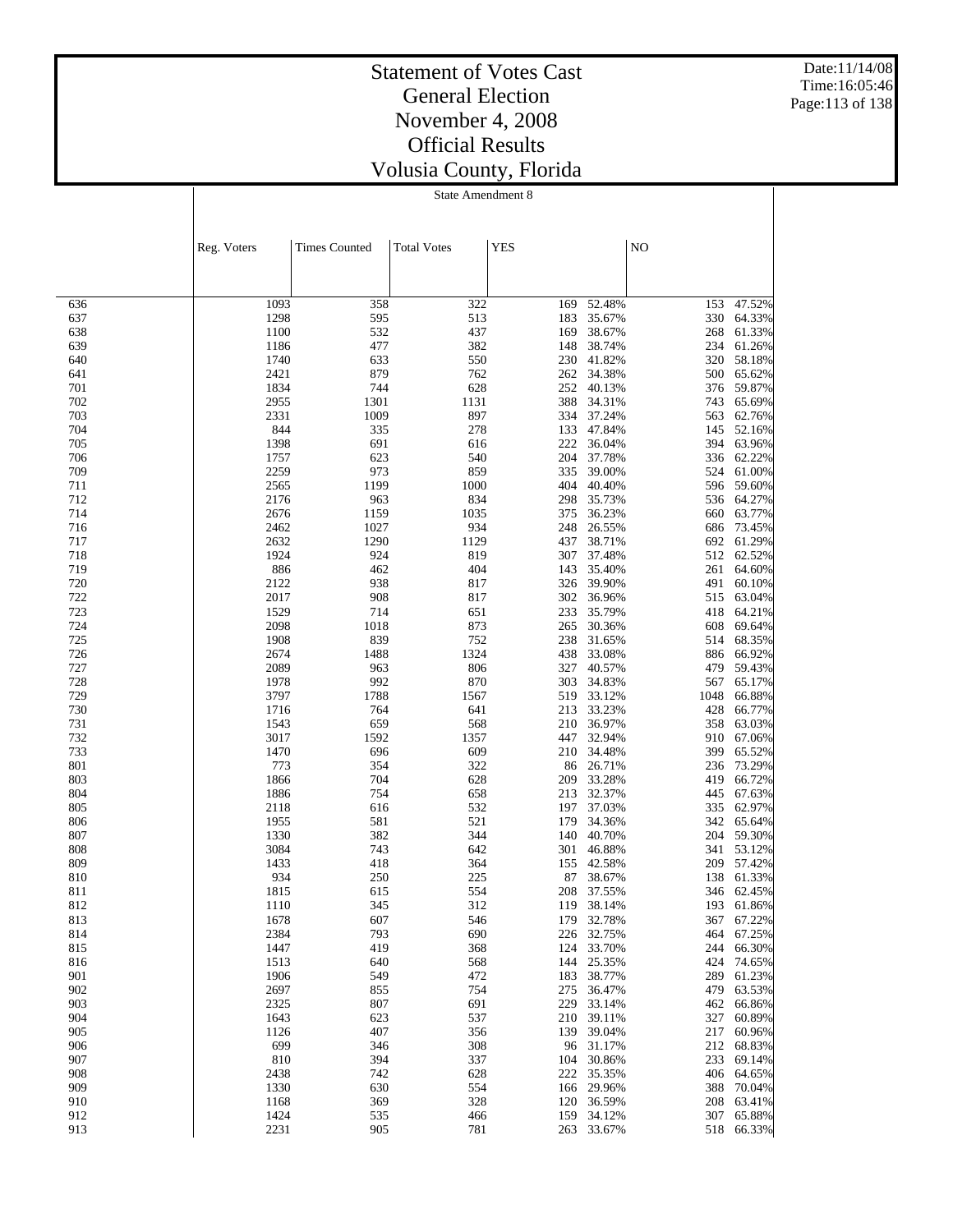# Statement of Votes Cast
## General Election
## November 4, 2008
## Official Results
## Volusia County, Florida

State Amendment 8

| | Reg. Voters | Times Counted | Total Votes | YES | | NO | |
|---|---|---|---|---|---|---|---|
| 636 | 1093 | 358 | 322 | 169 | 52.48% | 153 | 47.52% |
| 637 | 1298 | 595 | 513 | 183 | 35.67% | 330 | 64.33% |
| 638 | 1100 | 532 | 437 | 169 | 38.67% | 268 | 61.33% |
| 639 | 1186 | 477 | 382 | 148 | 38.74% | 234 | 61.26% |
| 640 | 1740 | 633 | 550 | 230 | 41.82% | 320 | 58.18% |
| 641 | 2421 | 879 | 762 | 262 | 34.38% | 500 | 65.62% |
| 701 | 1834 | 744 | 628 | 252 | 40.13% | 376 | 59.87% |
| 702 | 2955 | 1301 | 1131 | 388 | 34.31% | 743 | 65.69% |
| 703 | 2331 | 1009 | 897 | 334 | 37.24% | 563 | 62.76% |
| 704 | 844 | 335 | 278 | 133 | 47.84% | 145 | 52.16% |
| 705 | 1398 | 691 | 616 | 222 | 36.04% | 394 | 63.96% |
| 706 | 1757 | 623 | 540 | 204 | 37.78% | 336 | 62.22% |
| 709 | 2259 | 973 | 859 | 335 | 39.00% | 524 | 61.00% |
| 711 | 2565 | 1199 | 1000 | 404 | 40.40% | 596 | 59.60% |
| 712 | 2176 | 963 | 834 | 298 | 35.73% | 536 | 64.27% |
| 714 | 2676 | 1159 | 1035 | 375 | 36.23% | 660 | 63.77% |
| 716 | 2462 | 1027 | 934 | 248 | 26.55% | 686 | 73.45% |
| 717 | 2632 | 1290 | 1129 | 437 | 38.71% | 692 | 61.29% |
| 718 | 1924 | 924 | 819 | 307 | 37.48% | 512 | 62.52% |
| 719 | 886 | 462 | 404 | 143 | 35.40% | 261 | 64.60% |
| 720 | 2122 | 938 | 817 | 326 | 39.90% | 491 | 60.10% |
| 722 | 2017 | 908 | 817 | 302 | 36.96% | 515 | 63.04% |
| 723 | 1529 | 714 | 651 | 233 | 35.79% | 418 | 64.21% |
| 724 | 2098 | 1018 | 873 | 265 | 30.36% | 608 | 69.64% |
| 725 | 1908 | 839 | 752 | 238 | 31.65% | 514 | 68.35% |
| 726 | 2674 | 1488 | 1324 | 438 | 33.08% | 886 | 66.92% |
| 727 | 2089 | 963 | 806 | 327 | 40.57% | 479 | 59.43% |
| 728 | 1978 | 992 | 870 | 303 | 34.83% | 567 | 65.17% |
| 729 | 3797 | 1788 | 1567 | 519 | 33.12% | 1048 | 66.88% |
| 730 | 1716 | 764 | 641 | 213 | 33.23% | 428 | 66.77% |
| 731 | 1543 | 659 | 568 | 210 | 36.97% | 358 | 63.03% |
| 732 | 3017 | 1592 | 1357 | 447 | 32.94% | 910 | 67.06% |
| 733 | 1470 | 696 | 609 | 210 | 34.48% | 399 | 65.52% |
| 801 | 773 | 354 | 322 | 86 | 26.71% | 236 | 73.29% |
| 803 | 1866 | 704 | 628 | 209 | 33.28% | 419 | 66.72% |
| 804 | 1886 | 754 | 658 | 213 | 32.37% | 445 | 67.63% |
| 805 | 2118 | 616 | 532 | 197 | 37.03% | 335 | 62.97% |
| 806 | 1955 | 581 | 521 | 179 | 34.36% | 342 | 65.64% |
| 807 | 1330 | 382 | 344 | 140 | 40.70% | 204 | 59.30% |
| 808 | 3084 | 743 | 642 | 301 | 46.88% | 341 | 53.12% |
| 809 | 1433 | 418 | 364 | 155 | 42.58% | 209 | 57.42% |
| 810 | 934 | 250 | 225 | 87 | 38.67% | 138 | 61.33% |
| 811 | 1815 | 615 | 554 | 208 | 37.55% | 346 | 62.45% |
| 812 | 1110 | 345 | 312 | 119 | 38.14% | 193 | 61.86% |
| 813 | 1678 | 607 | 546 | 179 | 32.78% | 367 | 67.22% |
| 814 | 2384 | 793 | 690 | 226 | 32.75% | 464 | 67.25% |
| 815 | 1447 | 419 | 368 | 124 | 33.70% | 244 | 66.30% |
| 816 | 1513 | 640 | 568 | 144 | 25.35% | 424 | 74.65% |
| 901 | 1906 | 549 | 472 | 183 | 38.77% | 289 | 61.23% |
| 902 | 2697 | 855 | 754 | 275 | 36.47% | 479 | 63.53% |
| 903 | 2325 | 807 | 691 | 229 | 33.14% | 462 | 66.86% |
| 904 | 1643 | 623 | 537 | 210 | 39.11% | 327 | 60.89% |
| 905 | 1126 | 407 | 356 | 139 | 39.04% | 217 | 60.96% |
| 906 | 699 | 346 | 308 | 96 | 31.17% | 212 | 68.83% |
| 907 | 810 | 394 | 337 | 104 | 30.86% | 233 | 69.14% |
| 908 | 2438 | 742 | 628 | 222 | 35.35% | 406 | 64.65% |
| 909 | 1330 | 630 | 554 | 166 | 29.96% | 388 | 70.04% |
| 910 | 1168 | 369 | 328 | 120 | 36.59% | 208 | 63.41% |
| 912 | 1424 | 535 | 466 | 159 | 34.12% | 307 | 65.88% |
| 913 | 2231 | 905 | 781 | 263 | 33.67% | 518 | 66.33% |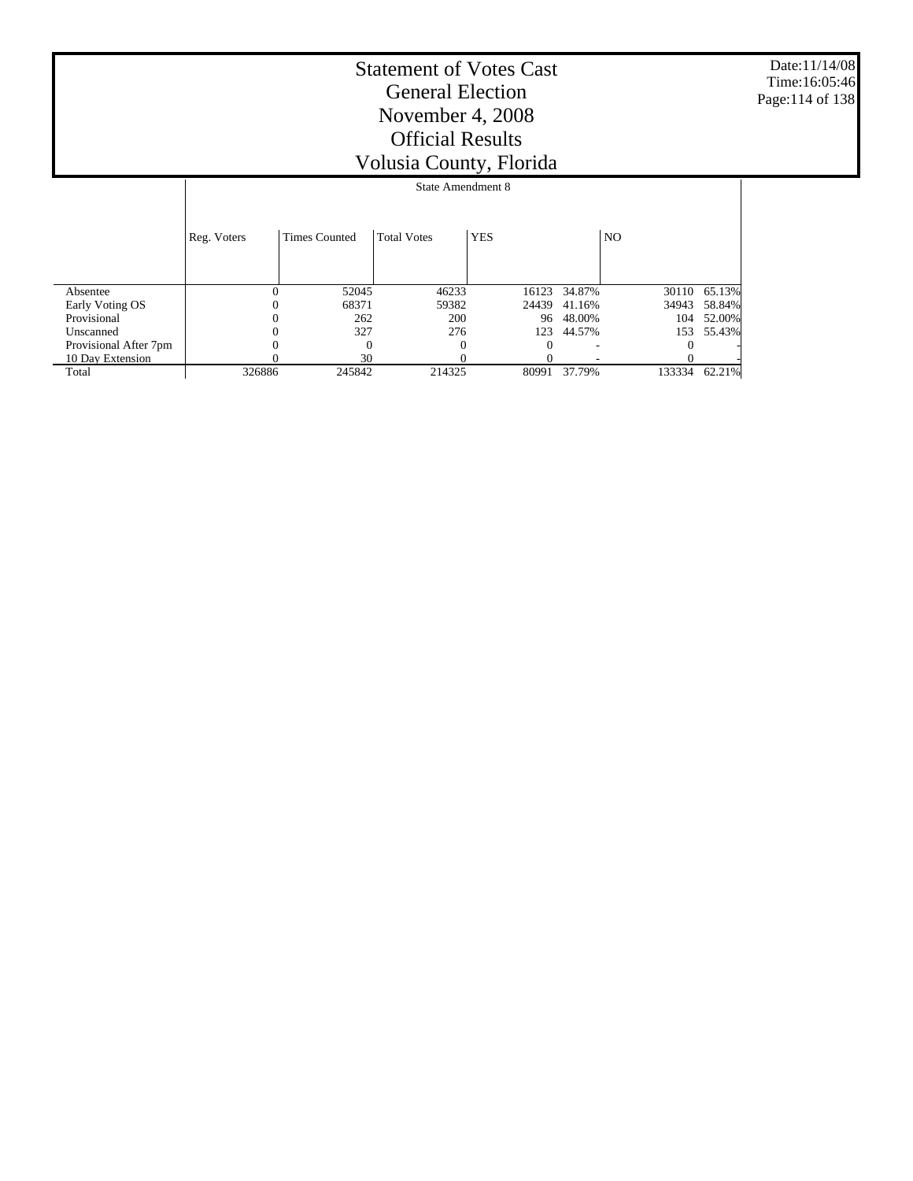# Statement of Votes Cast
## General Election
## November 4, 2008
## Official Results
## Volusia County, Florida

| | State Amendment 8 | | | | | | |
|---|---|---|---|---|---|---|---|
| | Reg. Voters | Times Counted | Total Votes | YES | | NO | |
| Absentee | 0 | 52045 | 46233 | 16123 | 34.87% | 30110 | 65.13% |
| Early Voting OS | 0 | 68371 | 59382 | 24439 | 41.16% | 34943 | 58.84% |
| Provisional | 0 | 262 | 200 | 96 | 48.00% | 104 | 52.00% |
| Unscanned | 0 | 327 | 276 | 123 | 44.57% | 153 | 55.43% |
| Provisional After 7pm | 0 | 0 | 0 | 0 | - | 0 | - |
| 10 Day Extension | 0 | 30 | 0 | 0 | - | 0 | - |
| Total | 326886 | 245842 | 214325 | 80991 | 37.79% | 133334 | 62.21% |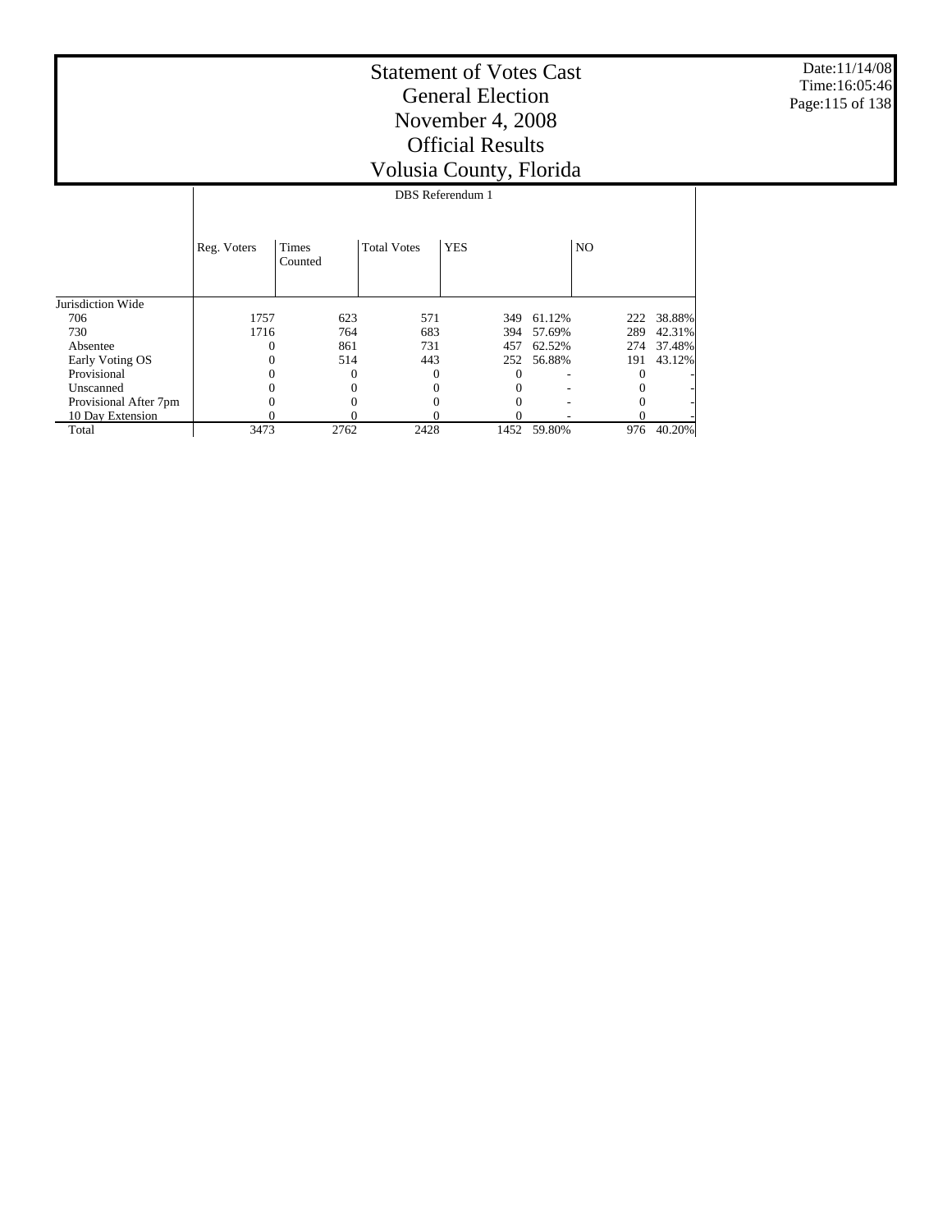# Statement of Votes Cast
# General Election
# November 4, 2008
# Official Results
# Volusia County, Florida

Date:11/14/08
Time:16:05:46

| | DBS Referendum 1 | | | | | | |
|---|---|---|---|---|---|---|---|
| | Reg. Voters | Times Counted | Total Votes | YES | | NO | |
| Jurisdiction Wide | | | | | | | |
| 706 | 1757 | 623 | 571 | 349 | 61.12% | 222 | 38.88% |
| 730 | 1716 | 764 | 683 | 394 | 57.69% | 289 | 42.31% |
| Absentee | 0 | 861 | 731 | 457 | 62.52% | 274 | 37.48% |
| Early Voting OS | 0 | 514 | 443 | 252 | 56.88% | 191 | 43.12% |
| Provisional | 0 | 0 | 0 | 0 | - | 0 | - |
| Unscanned | 0 | 0 | 0 | 0 | - | 0 | - |
| Provisional After 7pm | 0 | 0 | 0 | 0 | - | 0 | - |
| 10 Day Extension | 0 | 0 | 0 | 0 | - | 0 | - |
| Total | 3473 | 2762 | 2428 | 1452 | 59.80% | 976 | 40.20% |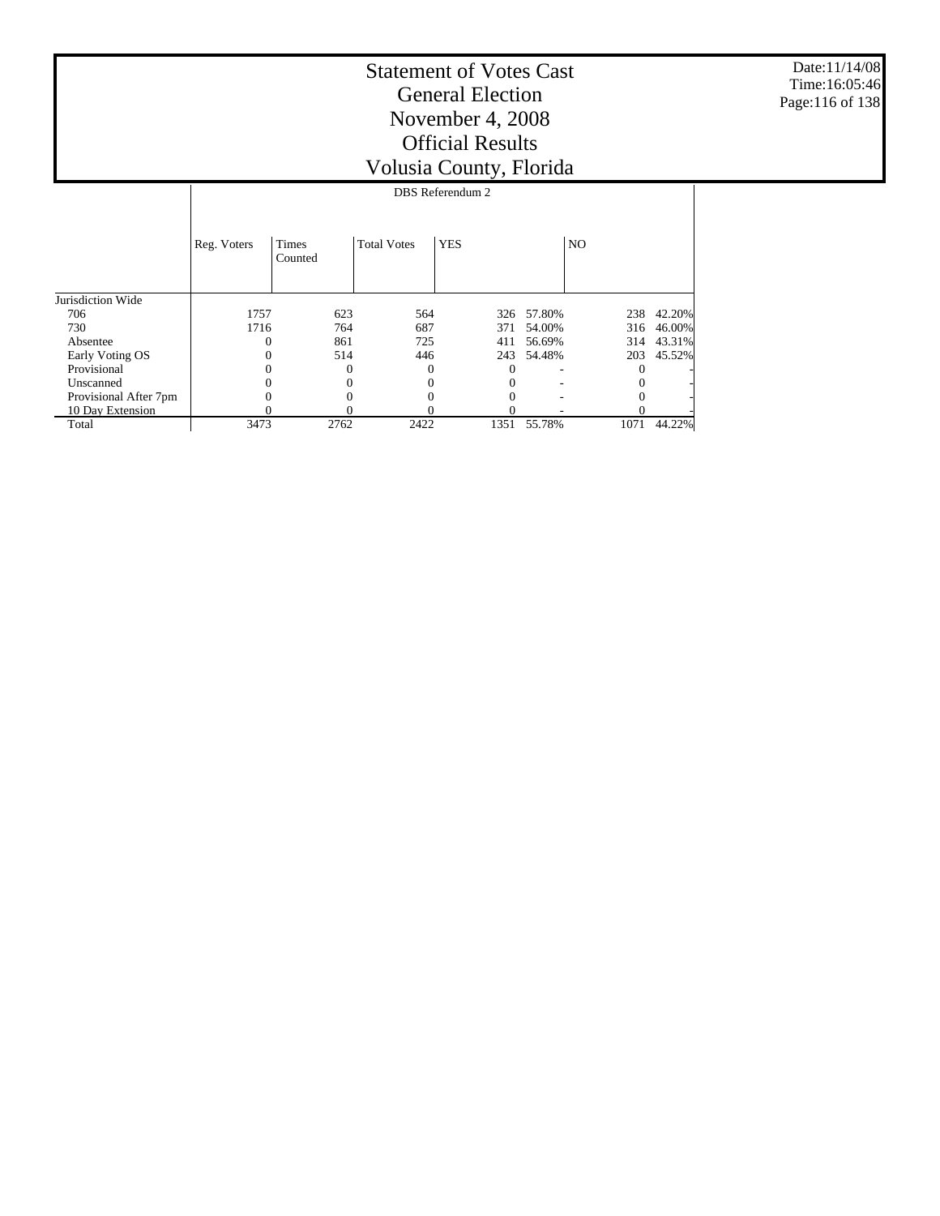# Statement of Votes Cast
# General Election
# November 4, 2008
# Official Results
# Volusia County, Florida

Date:11/14/08
Time:16:05:46

| | DBS Referendum 2 | | | | | | |
|---|---|---|---|---|---|---|---|
| | Reg. Voters | Times Counted | Total Votes | YES | | NO | |
| Jurisdiction Wide | | | | | | | |
| 706 | 1757 | 623 | 564 | 326 | 57.80% | 238 | 42.20% |
| 730 | 1716 | 764 | 687 | 371 | 54.00% | 316 | 46.00% |
| Absentee | 0 | 861 | 725 | 411 | 56.69% | 314 | 43.31% |
| Early Voting OS | 0 | 514 | 446 | 243 | 54.48% | 203 | 45.52% |
| Provisional | 0 | 0 | 0 | 0 | - | 0 | - |
| Unscanned | 0 | 0 | 0 | 0 | - | 0 | - |
| Provisional After 7pm | 0 | 0 | 0 | 0 | - | 0 | - |
| 10 Day Extension | 0 | 0 | 0 | 0 | - | 0 | - |
| Total | 3473 | 2762 | 2422 | 1351 | 55.78% | 1071 | 44.22% |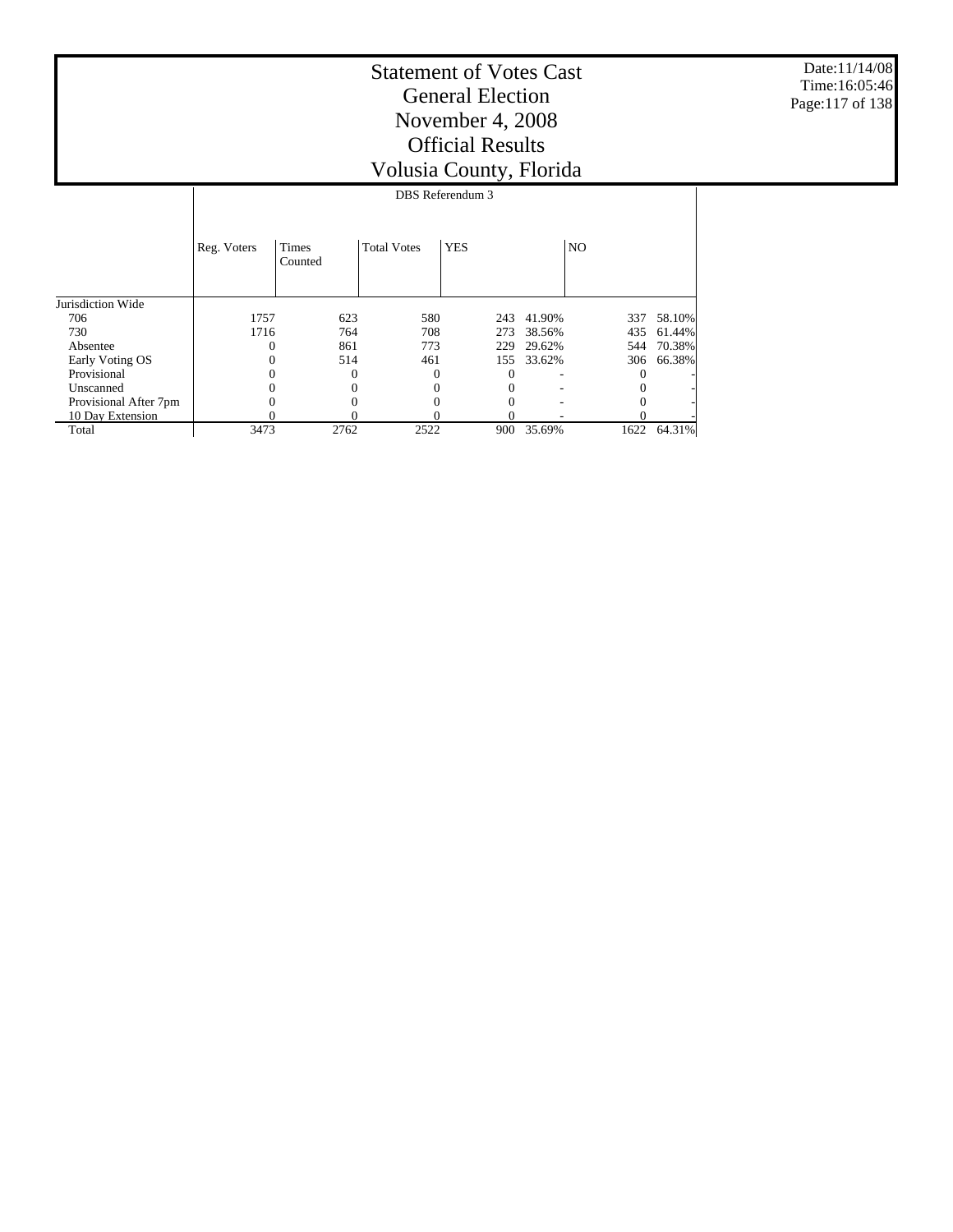# Statement of Votes Cast
# General Election
# November 4, 2008
# Official Results
# Volusia County, Florida

Date:11/14/08
Time:16:05:46

| | DBS Referendum 3 | | | | | | |
|---|---|---|---|---|---|---|---|
| | Reg. Voters | Times Counted | Total Votes | YES | | NO | |
| Jurisdiction Wide | | | | | | | |
| 706 | 1757 | 623 | 580 | 243 | 41.90% | 337 | 58.10% |
| 730 | 1716 | 764 | 708 | 273 | 38.56% | 435 | 61.44% |
| Absentee | 0 | 861 | 773 | 229 | 29.62% | 544 | 70.38% |
| Early Voting OS | 0 | 514 | 461 | 155 | 33.62% | 306 | 66.38% |
| Provisional | 0 | 0 | 0 | 0 | - | 0 | - |
| Unscanned | 0 | 0 | 0 | 0 | - | 0 | - |
| Provisional After 7pm | 0 | 0 | 0 | 0 | - | 0 | - |
| 10 Day Extension | 0 | 0 | 0 | 0 | - | 0 | - |
| Total | 3473 | 2762 | 2522 | 900 | 35.69% | 1622 | 64.31% |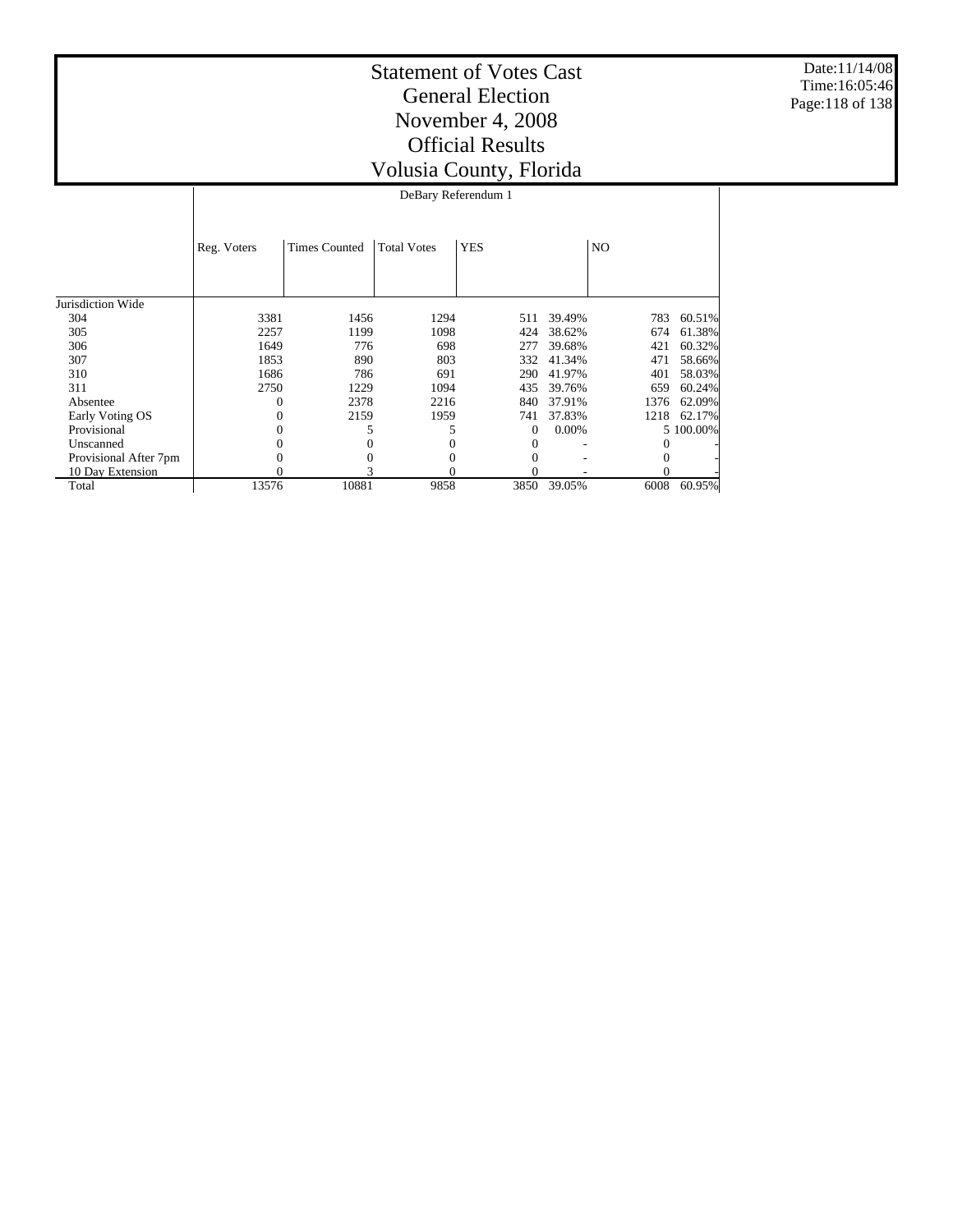# Statement of Votes Cast
# General Election
# November 4, 2008
# Official Results
# Volusia County, Florida

Date:11/14/08
Time:16:05:46

| | DeBary Referendum 1 | | | | | | |
|---|---|---|---|---|---|---|---|
| | Reg. Voters | Times Counted | Total Votes | YES | | NO | |
| Jurisdiction Wide | | | | | | | |
| 304 | 3381 | 1456 | 1294 | 511 | 39.49% | 783 | 60.51% |
| 305 | 2257 | 1199 | 1098 | 424 | 38.62% | 674 | 61.38% |
| 306 | 1649 | 776 | 698 | 277 | 39.68% | 421 | 60.32% |
| 307 | 1853 | 890 | 803 | 332 | 41.34% | 471 | 58.66% |
| 310 | 1686 | 786 | 691 | 290 | 41.97% | 401 | 58.03% |
| 311 | 2750 | 1229 | 1094 | 435 | 39.76% | 659 | 60.24% |
| Absentee | 0 | 2378 | 2216 | 840 | 37.91% | 1376 | 62.09% |
| Early Voting OS | 0 | 2159 | 1959 | 741 | 37.83% | 1218 | 62.17% |
| Provisional | 0 | 5 | 5 | 0 | 0.00% | 5 | 100.00% |
| Unscanned | 0 | 0 | 0 | 0 | - | 0 | - |
| Provisional After 7pm | 0 | 0 | 0 | 0 | - | 0 | - |
| 10 Day Extension | 0 | 3 | 0 | 0 | - | 0 | - |
| Total | 13576 | 10881 | 9858 | 3850 | 39.05% | 6008 | 60.95% |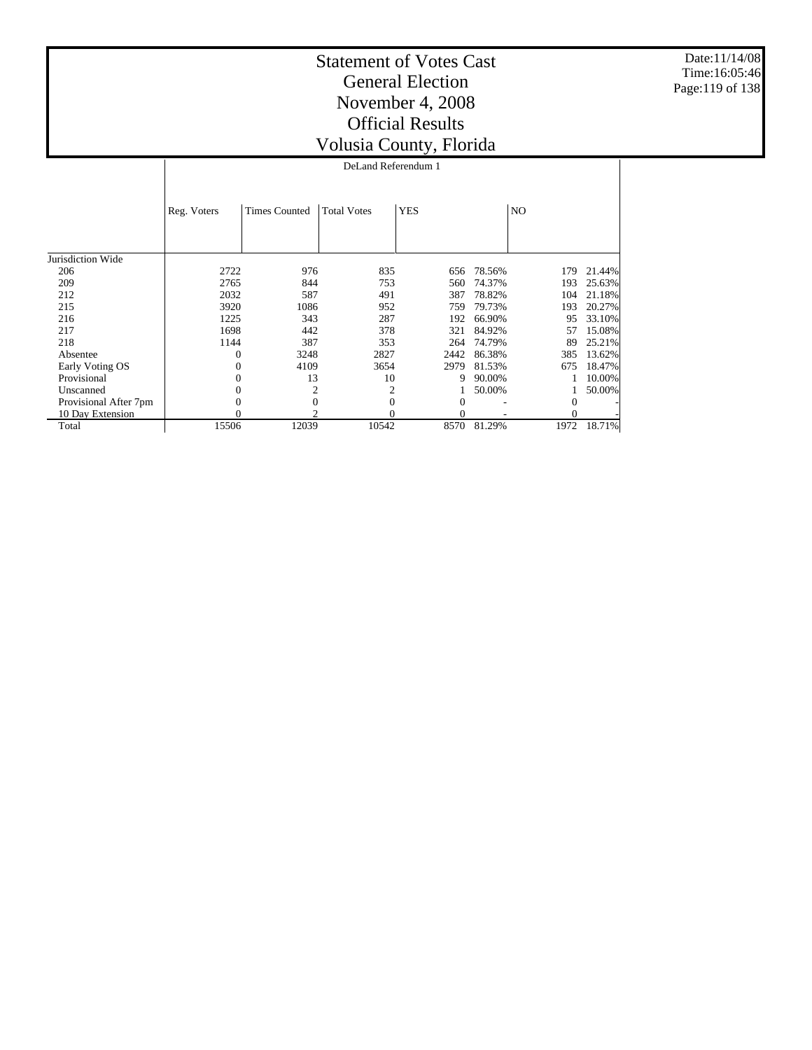# Statement of Votes Cast
# General Election
# November 4, 2008
# Official Results
# Volusia County, Florida

Date:11/14/08
Time:16:05:46

DeLand Referendum 1

| | Reg. Voters | Times Counted | Total Votes | YES | | NO | |
|---|---|---|---|---|---|---|---|
| Jurisdiction Wide | | | | | | | |
| 206 | 2722 | 976 | 835 | 656 | 78.56% | 179 | 21.44% |
| 209 | 2765 | 844 | 753 | 560 | 74.37% | 193 | 25.63% |
| 212 | 2032 | 587 | 491 | 387 | 78.82% | 104 | 21.18% |
| 215 | 3920 | 1086 | 952 | 759 | 79.73% | 193 | 20.27% |
| 216 | 1225 | 343 | 287 | 192 | 66.90% | 95 | 33.10% |
| 217 | 1698 | 442 | 378 | 321 | 84.92% | 57 | 15.08% |
| 218 | 1144 | 387 | 353 | 264 | 74.79% | 89 | 25.21% |
| Absentee | 0 | 3248 | 2827 | 2442 | 86.38% | 385 | 13.62% |
| Early Voting OS | 0 | 4109 | 3654 | 2979 | 81.53% | 675 | 18.47% |
| Provisional | 0 | 13 | 10 | 9 | 90.00% | 1 | 10.00% |
| Unscanned | 0 | 2 | 2 | 1 | 50.00% | 1 | 50.00% |
| Provisional After 7pm | 0 | 0 | 0 | 0 | - | 0 | - |
| 10 Day Extension | 0 | 2 | 0 | 0 | - | 0 | - |
| Total | 15506 | 12039 | 10542 | 8570 | 81.29% | 1972 | 18.71% |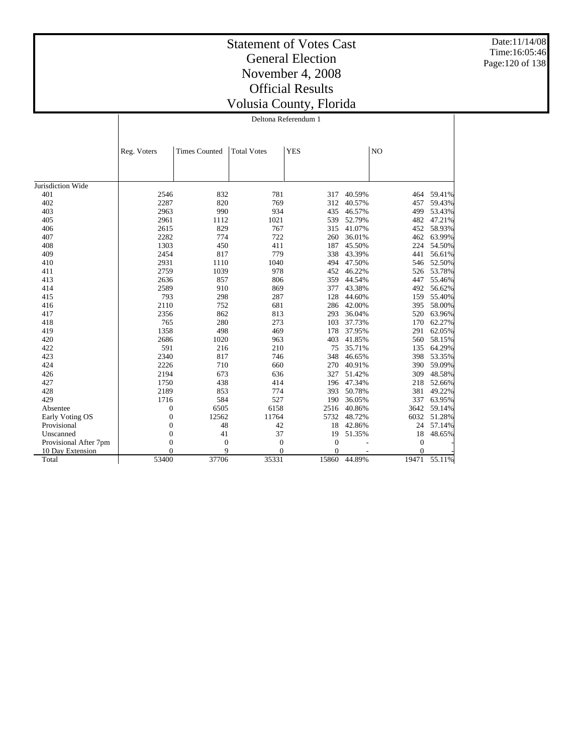# Statement of Votes Cast
# General Election
# November 4, 2008
# Official Results
# Volusia County, Florida

Date:11/14/08
Time:16:05:46

Deltona Referendum 1

| | Reg. Voters | Times Counted | Total Votes | YES | | NO | |
|---|---|---|---|---|---|---|---|
| Jurisdiction Wide | | | | | | | |
| 401 | 2546 | 832 | 781 | 317 | 40.59% | 464 | 59.41% |
| 402 | 2287 | 820 | 769 | 312 | 40.57% | 457 | 59.43% |
| 403 | 2963 | 990 | 934 | 435 | 46.57% | 499 | 53.43% |
| 405 | 2961 | 1112 | 1021 | 539 | 52.79% | 482 | 47.21% |
| 406 | 2615 | 829 | 767 | 315 | 41.07% | 452 | 58.93% |
| 407 | 2282 | 774 | 722 | 260 | 36.01% | 462 | 63.99% |
| 408 | 1303 | 450 | 411 | 187 | 45.50% | 224 | 54.50% |
| 409 | 2454 | 817 | 779 | 338 | 43.39% | 441 | 56.61% |
| 410 | 2931 | 1110 | 1040 | 494 | 47.50% | 546 | 52.50% |
| 411 | 2759 | 1039 | 978 | 452 | 46.22% | 526 | 53.78% |
| 413 | 2636 | 857 | 806 | 359 | 44.54% | 447 | 55.46% |
| 414 | 2589 | 910 | 869 | 377 | 43.38% | 492 | 56.62% |
| 415 | 793 | 298 | 287 | 128 | 44.60% | 159 | 55.40% |
| 416 | 2110 | 752 | 681 | 286 | 42.00% | 395 | 58.00% |
| 417 | 2356 | 862 | 813 | 293 | 36.04% | 520 | 63.96% |
| 418 | 765 | 280 | 273 | 103 | 37.73% | 170 | 62.27% |
| 419 | 1358 | 498 | 469 | 178 | 37.95% | 291 | 62.05% |
| 420 | 2686 | 1020 | 963 | 403 | 41.85% | 560 | 58.15% |
| 422 | 591 | 216 | 210 | 75 | 35.71% | 135 | 64.29% |
| 423 | 2340 | 817 | 746 | 348 | 46.65% | 398 | 53.35% |
| 424 | 2226 | 710 | 660 | 270 | 40.91% | 390 | 59.09% |
| 426 | 2194 | 673 | 636 | 327 | 51.42% | 309 | 48.58% |
| 427 | 1750 | 438 | 414 | 196 | 47.34% | 218 | 52.66% |
| 428 | 2189 | 853 | 774 | 393 | 50.78% | 381 | 49.22% |
| 429 | 1716 | 584 | 527 | 190 | 36.05% | 337 | 63.95% |
| Absentee | 0 | 6505 | 6158 | 2516 | 40.86% | 3642 | 59.14% |
| Early Voting OS | 0 | 12562 | 11764 | 5732 | 48.72% | 6032 | 51.28% |
| Provisional | 0 | 48 | 42 | 18 | 42.86% | 24 | 57.14% |
| Unscanned | 0 | 41 | 37 | 19 | 51.35% | 18 | 48.65% |
| Provisional After 7pm | 0 | 0 | 0 | 0 | - | 0 | - |
| 10 Day Extension | 0 | 9 | 0 | 0 | - | 0 | - |
| Total | 53400 | 37706 | 35331 | 15860 | 44.89% | 19471 | 55.11% |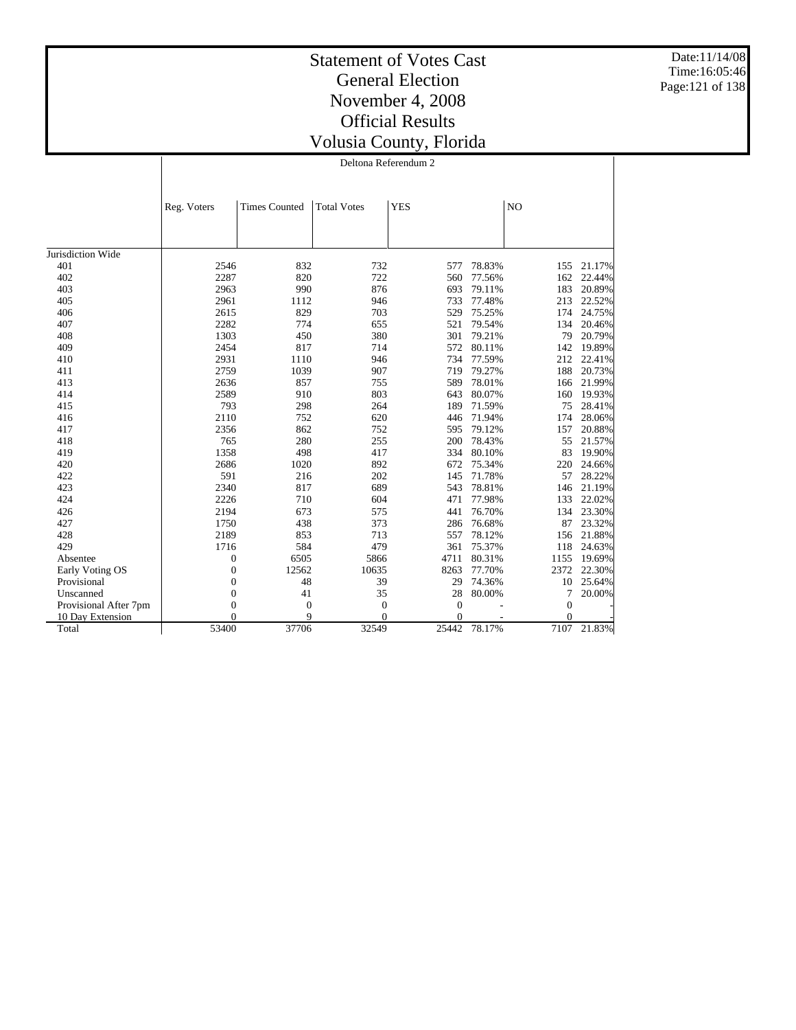# Statement of Votes Cast
## General Election
## November 4, 2008
## Official Results
## Volusia County, Florida

Date:11/14/08
Time:16:05:46

### Deltona Referendum 2

| | Reg. Voters | Times Counted | Total Votes | YES | | NO | |
|---|---|---|---|---|---|---|---|
| Jurisdiction Wide | | | | | | | |
| 401 | 2546 | 832 | 732 | 577 | 78.83% | 155 | 21.17% |
| 402 | 2287 | 820 | 722 | 560 | 77.56% | 162 | 22.44% |
| 403 | 2963 | 990 | 876 | 693 | 79.11% | 183 | 20.89% |
| 405 | 2961 | 1112 | 946 | 733 | 77.48% | 213 | 22.52% |
| 406 | 2615 | 829 | 703 | 529 | 75.25% | 174 | 24.75% |
| 407 | 2282 | 774 | 655 | 521 | 79.54% | 134 | 20.46% |
| 408 | 1303 | 450 | 380 | 301 | 79.21% | 79 | 20.79% |
| 409 | 2454 | 817 | 714 | 572 | 80.11% | 142 | 19.89% |
| 410 | 2931 | 1110 | 946 | 734 | 77.59% | 212 | 22.41% |
| 411 | 2759 | 1039 | 907 | 719 | 79.27% | 188 | 20.73% |
| 413 | 2636 | 857 | 755 | 589 | 78.01% | 166 | 21.99% |
| 414 | 2589 | 910 | 803 | 643 | 80.07% | 160 | 19.93% |
| 415 | 793 | 298 | 264 | 189 | 71.59% | 75 | 28.41% |
| 416 | 2110 | 752 | 620 | 446 | 71.94% | 174 | 28.06% |
| 417 | 2356 | 862 | 752 | 595 | 79.12% | 157 | 20.88% |
| 418 | 765 | 280 | 255 | 200 | 78.43% | 55 | 21.57% |
| 419 | 1358 | 498 | 417 | 334 | 80.10% | 83 | 19.90% |
| 420 | 2686 | 1020 | 892 | 672 | 75.34% | 220 | 24.66% |
| 422 | 591 | 216 | 202 | 145 | 71.78% | 57 | 28.22% |
| 423 | 2340 | 817 | 689 | 543 | 78.81% | 146 | 21.19% |
| 424 | 2226 | 710 | 604 | 471 | 77.98% | 133 | 22.02% |
| 426 | 2194 | 673 | 575 | 441 | 76.70% | 134 | 23.30% |
| 427 | 1750 | 438 | 373 | 286 | 76.68% | 87 | 23.32% |
| 428 | 2189 | 853 | 713 | 557 | 78.12% | 156 | 21.88% |
| 429 | 1716 | 584 | 479 | 361 | 75.37% | 118 | 24.63% |
| Absentee | 0 | 6505 | 5866 | 4711 | 80.31% | 1155 | 19.69% |
| Early Voting OS | 0 | 12562 | 10635 | 8263 | 77.70% | 2372 | 22.30% |
| Provisional | 0 | 48 | 39 | 29 | 74.36% | 10 | 25.64% |
| Unscanned | 0 | 41 | 35 | 28 | 80.00% | 7 | 20.00% |
| Provisional After 7pm | 0 | 0 | 0 | 0 | - | 0 | - |
| 10 Day Extension | 0 | 9 | 0 | 0 | - | 0 | - |
| Total | 53400 | 37706 | 32549 | 25442 | 78.17% | 7107 | 21.83% |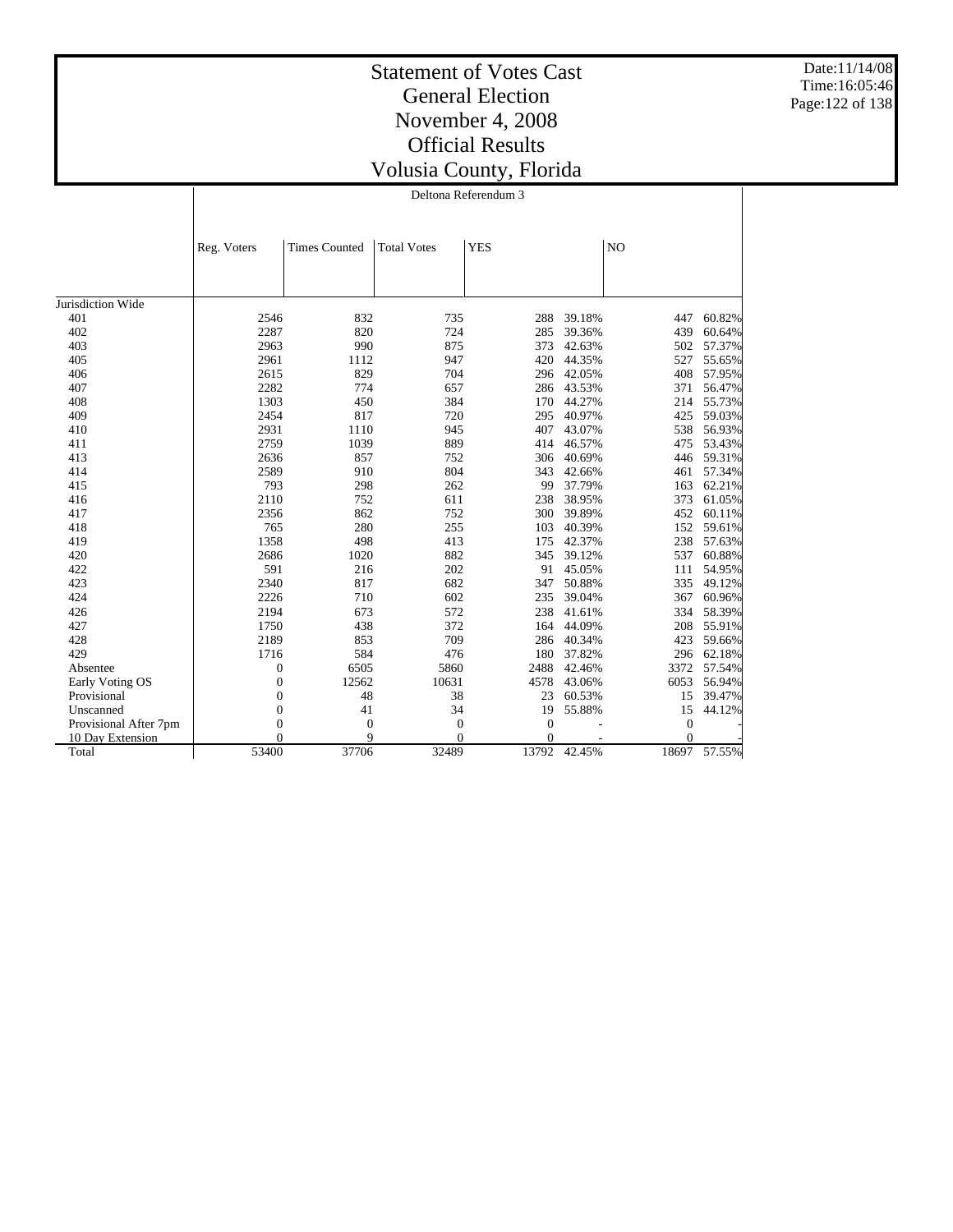# Statement of Votes Cast
## General Election
## November 4, 2008
## Official Results
## Volusia County, Florida

Date:11/14/08
Time:16:05:46

### Deltona Referendum 3

| | Reg. Voters | Times Counted | Total Votes | YES | | NO | |
|---|---|---|---|---|---|---|---|
| Jurisdiction Wide | | | | | | | |
| 401 | 2546 | 832 | 735 | 288 | 39.18% | 447 | 60.82% |
| 402 | 2287 | 820 | 724 | 285 | 39.36% | 439 | 60.64% |
| 403 | 2963 | 990 | 875 | 373 | 42.63% | 502 | 57.37% |
| 405 | 2961 | 1112 | 947 | 420 | 44.35% | 527 | 55.65% |
| 406 | 2615 | 829 | 704 | 296 | 42.05% | 408 | 57.95% |
| 407 | 2282 | 774 | 657 | 286 | 43.53% | 371 | 56.47% |
| 408 | 1303 | 450 | 384 | 170 | 44.27% | 214 | 55.73% |
| 409 | 2454 | 817 | 720 | 295 | 40.97% | 425 | 59.03% |
| 410 | 2931 | 1110 | 945 | 407 | 43.07% | 538 | 56.93% |
| 411 | 2759 | 1039 | 889 | 414 | 46.57% | 475 | 53.43% |
| 413 | 2636 | 857 | 752 | 306 | 40.69% | 446 | 59.31% |
| 414 | 2589 | 910 | 804 | 343 | 42.66% | 461 | 57.34% |
| 415 | 793 | 298 | 262 | 99 | 37.79% | 163 | 62.21% |
| 416 | 2110 | 752 | 611 | 238 | 38.95% | 373 | 61.05% |
| 417 | 2356 | 862 | 752 | 300 | 39.89% | 452 | 60.11% |
| 418 | 765 | 280 | 255 | 103 | 40.39% | 152 | 59.61% |
| 419 | 1358 | 498 | 413 | 175 | 42.37% | 238 | 57.63% |
| 420 | 2686 | 1020 | 882 | 345 | 39.12% | 537 | 60.88% |
| 422 | 591 | 216 | 202 | 91 | 45.05% | 111 | 54.95% |
| 423 | 2340 | 817 | 682 | 347 | 50.88% | 335 | 49.12% |
| 424 | 2226 | 710 | 602 | 235 | 39.04% | 367 | 60.96% |
| 426 | 2194 | 673 | 572 | 238 | 41.61% | 334 | 58.39% |
| 427 | 1750 | 438 | 372 | 164 | 44.09% | 208 | 55.91% |
| 428 | 2189 | 853 | 709 | 286 | 40.34% | 423 | 59.66% |
| 429 | 1716 | 584 | 476 | 180 | 37.82% | 296 | 62.18% |
| Absentee | 0 | 6505 | 5860 | 2488 | 42.46% | 3372 | 57.54% |
| Early Voting OS | 0 | 12562 | 10631 | 4578 | 43.06% | 6053 | 56.94% |
| Provisional | 0 | 48 | 38 | 23 | 60.53% | 15 | 39.47% |
| Unscanned | 0 | 41 | 34 | 19 | 55.88% | 15 | 44.12% |
| Provisional After 7pm | 0 | 0 | 0 | 0 | - | 0 | - |
| 10 Day Extension | 0 | 9 | 0 | 0 | - | 0 | - |
| Total | 53400 | 37706 | 32489 | 13792 | 42.45% | 18697 | 57.55% |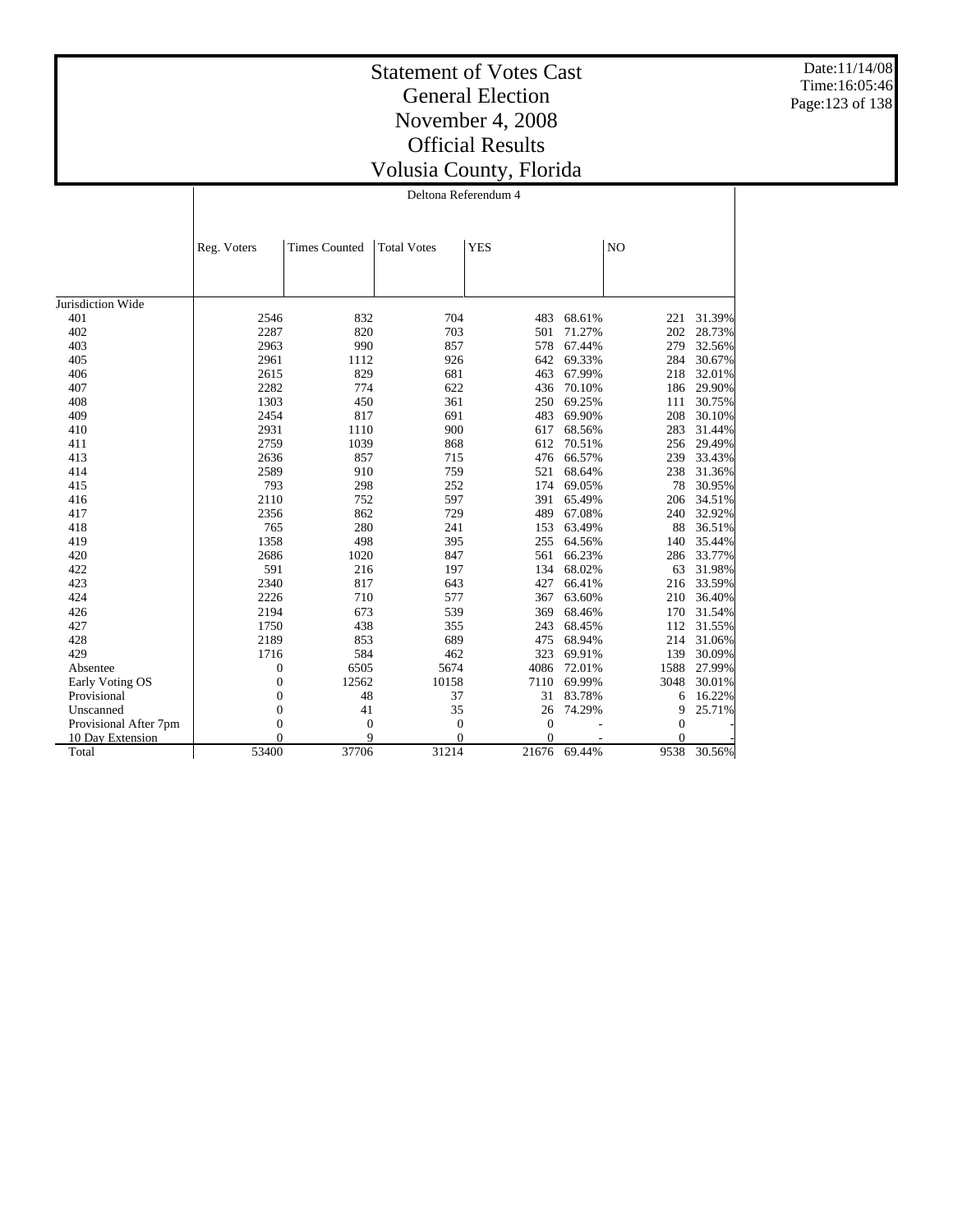# Statement of Votes Cast
## General Election
## November 4, 2008
## Official Results
## Volusia County, Florida

Date:11/14/08
Time:16:05:46

### Deltona Referendum 4

| | Reg. Voters | Times Counted | Total Votes | YES | | NO | |
|---|---|---|---|---|---|---|---|
| Jurisdiction Wide | | | | | | | |
| 401 | 2546 | 832 | 704 | 483 | 68.61% | 221 | 31.39% |
| 402 | 2287 | 820 | 703 | 501 | 71.27% | 202 | 28.73% |
| 403 | 2963 | 990 | 857 | 578 | 67.44% | 279 | 32.56% |
| 405 | 2961 | 1112 | 926 | 642 | 69.33% | 284 | 30.67% |
| 406 | 2615 | 829 | 681 | 463 | 67.99% | 218 | 32.01% |
| 407 | 2282 | 774 | 622 | 436 | 70.10% | 186 | 29.90% |
| 408 | 1303 | 450 | 361 | 250 | 69.25% | 111 | 30.75% |
| 409 | 2454 | 817 | 691 | 483 | 69.90% | 208 | 30.10% |
| 410 | 2931 | 1110 | 900 | 617 | 68.56% | 283 | 31.44% |
| 411 | 2759 | 1039 | 868 | 612 | 70.51% | 256 | 29.49% |
| 413 | 2636 | 857 | 715 | 476 | 66.57% | 239 | 33.43% |
| 414 | 2589 | 910 | 759 | 521 | 68.64% | 238 | 31.36% |
| 415 | 793 | 298 | 252 | 174 | 69.05% | 78 | 30.95% |
| 416 | 2110 | 752 | 597 | 391 | 65.49% | 206 | 34.51% |
| 417 | 2356 | 862 | 729 | 489 | 67.08% | 240 | 32.92% |
| 418 | 765 | 280 | 241 | 153 | 63.49% | 88 | 36.51% |
| 419 | 1358 | 498 | 395 | 255 | 64.56% | 140 | 35.44% |
| 420 | 2686 | 1020 | 847 | 561 | 66.23% | 286 | 33.77% |
| 422 | 591 | 216 | 197 | 134 | 68.02% | 63 | 31.98% |
| 423 | 2340 | 817 | 643 | 427 | 66.41% | 216 | 33.59% |
| 424 | 2226 | 710 | 577 | 367 | 63.60% | 210 | 36.40% |
| 426 | 2194 | 673 | 539 | 369 | 68.46% | 170 | 31.54% |
| 427 | 1750 | 438 | 355 | 243 | 68.45% | 112 | 31.55% |
| 428 | 2189 | 853 | 689 | 475 | 68.94% | 214 | 31.06% |
| 429 | 1716 | 584 | 462 | 323 | 69.91% | 139 | 30.09% |
| Absentee | 0 | 6505 | 5674 | 4086 | 72.01% | 1588 | 27.99% |
| Early Voting OS | 0 | 12562 | 10158 | 7110 | 69.99% | 3048 | 30.01% |
| Provisional | 0 | 48 | 37 | 31 | 83.78% | 6 | 16.22% |
| Unscanned | 0 | 41 | 35 | 26 | 74.29% | 9 | 25.71% |
| Provisional After 7pm | 0 | 0 | 0 | 0 | - | 0 | - |
| 10 Day Extension | 0 | 9 | 0 | 0 | - | 0 | - |
| Total | 53400 | 37706 | 31214 | 21676 | 69.44% | 9538 | 30.56% |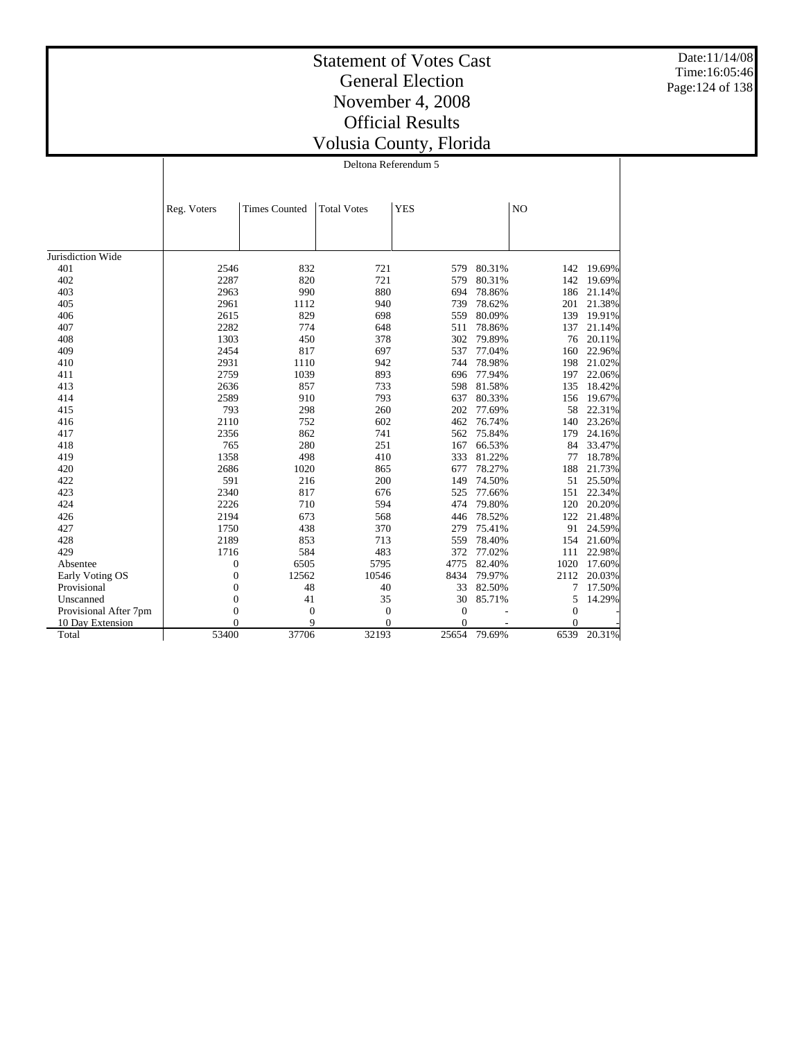# Statement of Votes Cast
## General Election
## November 4, 2008
## Official Results
## Volusia County, Florida

Date:11/14/08
Time:16:05:46

### Deltona Referendum 5

| | Reg. Voters | Times Counted | Total Votes | YES | | NO | |
|---|---|---|---|---|---|---|---|
| Jurisdiction Wide | | | | | | | |
| 401 | 2546 | 832 | 721 | 579 | 80.31% | 142 | 19.69% |
| 402 | 2287 | 820 | 721 | 579 | 80.31% | 142 | 19.69% |
| 403 | 2963 | 990 | 880 | 694 | 78.86% | 186 | 21.14% |
| 405 | 2961 | 1112 | 940 | 739 | 78.62% | 201 | 21.38% |
| 406 | 2615 | 829 | 698 | 559 | 80.09% | 139 | 19.91% |
| 407 | 2282 | 774 | 648 | 511 | 78.86% | 137 | 21.14% |
| 408 | 1303 | 450 | 378 | 302 | 79.89% | 76 | 20.11% |
| 409 | 2454 | 817 | 697 | 537 | 77.04% | 160 | 22.96% |
| 410 | 2931 | 1110 | 942 | 744 | 78.98% | 198 | 21.02% |
| 411 | 2759 | 1039 | 893 | 696 | 77.94% | 197 | 22.06% |
| 413 | 2636 | 857 | 733 | 598 | 81.58% | 135 | 18.42% |
| 414 | 2589 | 910 | 793 | 637 | 80.33% | 156 | 19.67% |
| 415 | 793 | 298 | 260 | 202 | 77.69% | 58 | 22.31% |
| 416 | 2110 | 752 | 602 | 462 | 76.74% | 140 | 23.26% |
| 417 | 2356 | 862 | 741 | 562 | 75.84% | 179 | 24.16% |
| 418 | 765 | 280 | 251 | 167 | 66.53% | 84 | 33.47% |
| 419 | 1358 | 498 | 410 | 333 | 81.22% | 77 | 18.78% |
| 420 | 2686 | 1020 | 865 | 677 | 78.27% | 188 | 21.73% |
| 422 | 591 | 216 | 200 | 149 | 74.50% | 51 | 25.50% |
| 423 | 2340 | 817 | 676 | 525 | 77.66% | 151 | 22.34% |
| 424 | 2226 | 710 | 594 | 474 | 79.80% | 120 | 20.20% |
| 426 | 2194 | 673 | 568 | 446 | 78.52% | 122 | 21.48% |
| 427 | 1750 | 438 | 370 | 279 | 75.41% | 91 | 24.59% |
| 428 | 2189 | 853 | 713 | 559 | 78.40% | 154 | 21.60% |
| 429 | 1716 | 584 | 483 | 372 | 77.02% | 111 | 22.98% |
| Absentee | 0 | 6505 | 5795 | 4775 | 82.40% | 1020 | 17.60% |
| Early Voting OS | 0 | 12562 | 10546 | 8434 | 79.97% | 2112 | 20.03% |
| Provisional | 0 | 48 | 40 | 33 | 82.50% | 7 | 17.50% |
| Unscanned | 0 | 41 | 35 | 30 | 85.71% | 5 | 14.29% |
| Provisional After 7pm | 0 | 0 | 0 | 0 | - | 0 | - |
| 10 Day Extension | 0 | 9 | 0 | 0 | - | 0 | - |
| Total | 53400 | 37706 | 32193 | 25654 | 79.69% | 6539 | 20.31% |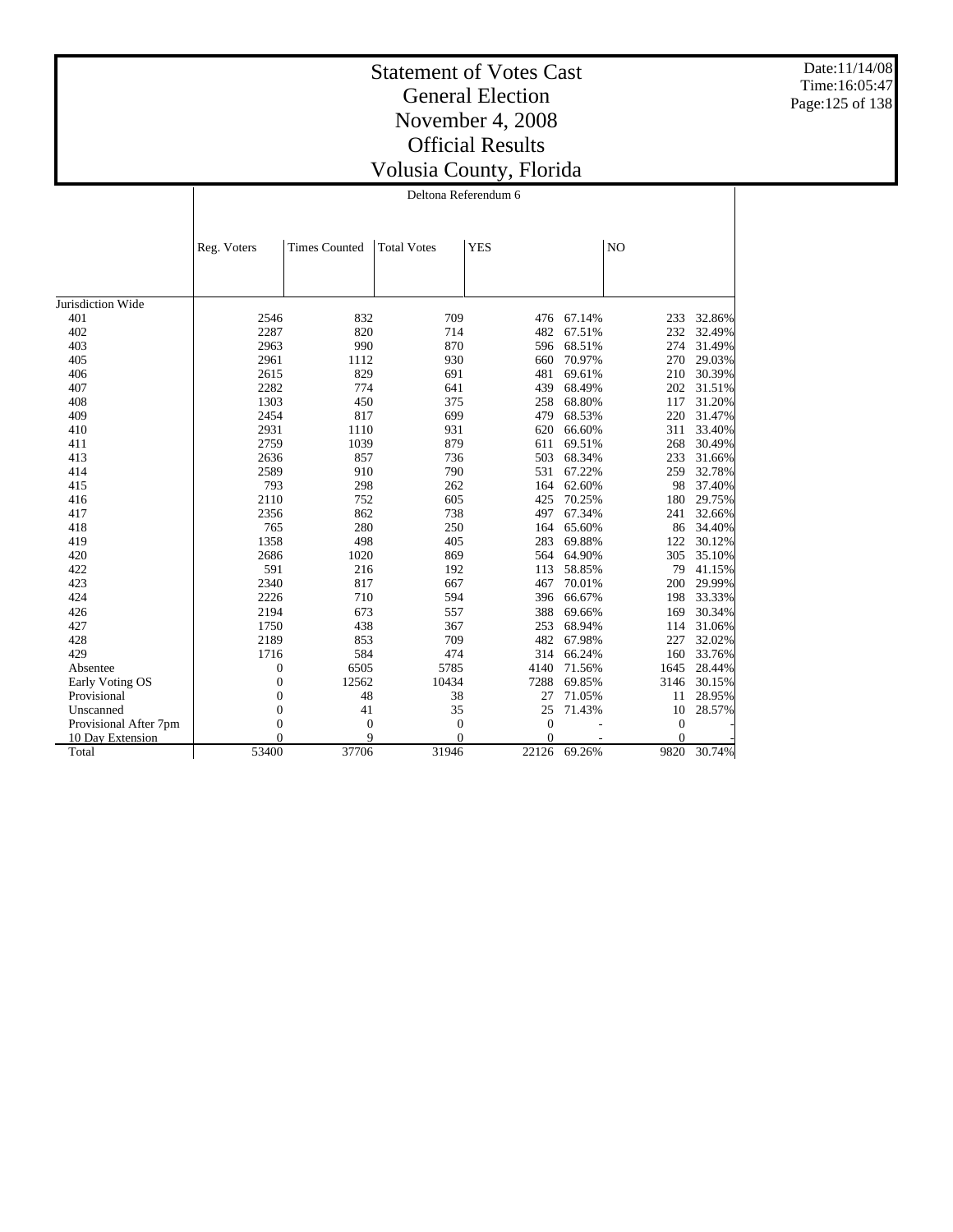# Statement of Votes Cast
## General Election
## November 4, 2008
## Official Results
## Volusia County, Florida

Date:11/14/08
Time:16:05:47

Deltona Referendum 6

| | Reg. Voters | Times Counted | Total Votes | YES | | NO | |
|---|---|---|---|---|---|---|---|
| Jurisdiction Wide | | | | | | | |
| 401 | 2546 | 832 | 709 | 476 | 67.14% | 233 | 32.86% |
| 402 | 2287 | 820 | 714 | 482 | 67.51% | 232 | 32.49% |
| 403 | 2963 | 990 | 870 | 596 | 68.51% | 274 | 31.49% |
| 405 | 2961 | 1112 | 930 | 660 | 70.97% | 270 | 29.03% |
| 406 | 2615 | 829 | 691 | 481 | 69.61% | 210 | 30.39% |
| 407 | 2282 | 774 | 641 | 439 | 68.49% | 202 | 31.51% |
| 408 | 1303 | 450 | 375 | 258 | 68.80% | 117 | 31.20% |
| 409 | 2454 | 817 | 699 | 479 | 68.53% | 220 | 31.47% |
| 410 | 2931 | 1110 | 931 | 620 | 66.60% | 311 | 33.40% |
| 411 | 2759 | 1039 | 879 | 611 | 69.51% | 268 | 30.49% |
| 413 | 2636 | 857 | 736 | 503 | 68.34% | 233 | 31.66% |
| 414 | 2589 | 910 | 790 | 531 | 67.22% | 259 | 32.78% |
| 415 | 793 | 298 | 262 | 164 | 62.60% | 98 | 37.40% |
| 416 | 2110 | 752 | 605 | 425 | 70.25% | 180 | 29.75% |
| 417 | 2356 | 862 | 738 | 497 | 67.34% | 241 | 32.66% |
| 418 | 765 | 280 | 250 | 164 | 65.60% | 86 | 34.40% |
| 419 | 1358 | 498 | 405 | 283 | 69.88% | 122 | 30.12% |
| 420 | 2686 | 1020 | 869 | 564 | 64.90% | 305 | 35.10% |
| 422 | 591 | 216 | 192 | 113 | 58.85% | 79 | 41.15% |
| 423 | 2340 | 817 | 667 | 467 | 70.01% | 200 | 29.99% |
| 424 | 2226 | 710 | 594 | 396 | 66.67% | 198 | 33.33% |
| 426 | 2194 | 673 | 557 | 388 | 69.66% | 169 | 30.34% |
| 427 | 1750 | 438 | 367 | 253 | 68.94% | 114 | 31.06% |
| 428 | 2189 | 853 | 709 | 482 | 67.98% | 227 | 32.02% |
| 429 | 1716 | 584 | 474 | 314 | 66.24% | 160 | 33.76% |
| Absentee | 0 | 6505 | 5785 | 4140 | 71.56% | 1645 | 28.44% |
| Early Voting OS | 0 | 12562 | 10434 | 7288 | 69.85% | 3146 | 30.15% |
| Provisional | 0 | 48 | 38 | 27 | 71.05% | 11 | 28.95% |
| Unscanned | 0 | 41 | 35 | 25 | 71.43% | 10 | 28.57% |
| Provisional After 7pm | 0 | 0 | 0 | 0 | - | 0 | - |
| 10 Day Extension | 0 | 9 | 0 | 0 | - | 0 | - |
| Total | 53400 | 37706 | 31946 | 22126 | 69.26% | 9820 | 30.74% |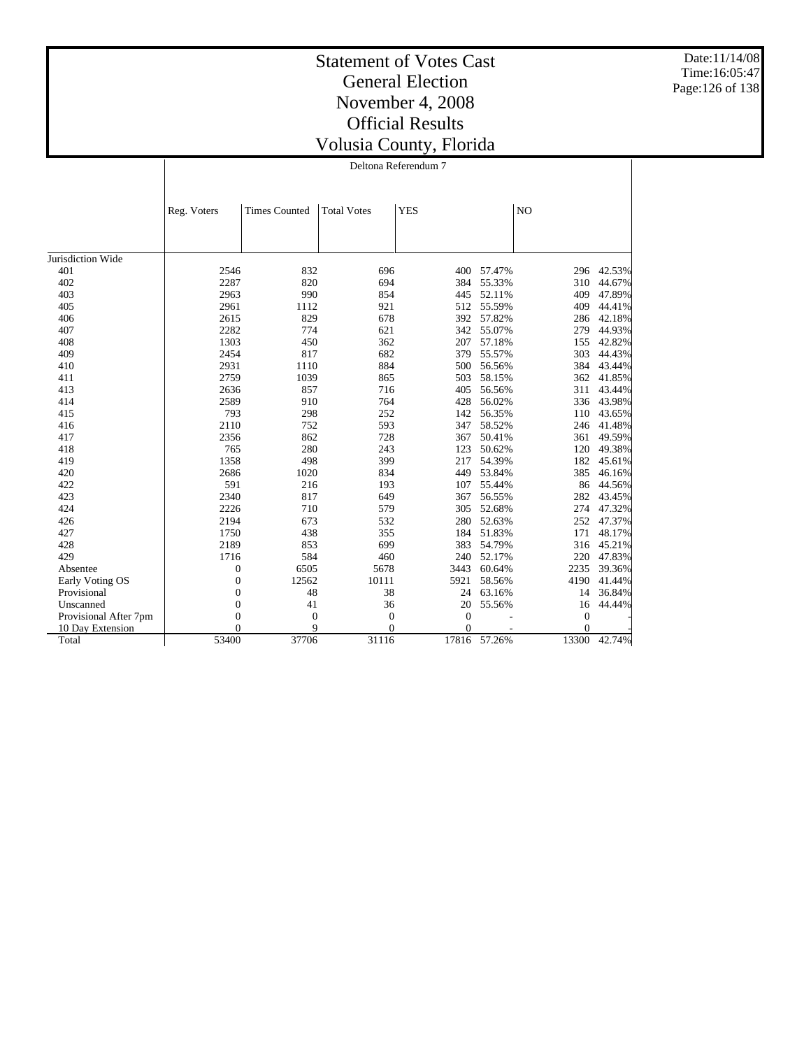# Statement of Votes Cast
## General Election
## November 4, 2008
## Official Results
## Volusia County, Florida

Date:11/14/08
Time:16:05:47

Deltona Referendum 7

| | Reg. Voters | Times Counted | Total Votes | YES | | NO | |
|---|---|---|---|---|---|---|---|
| Jurisdiction Wide | | | | | | | |
| 401 | 2546 | 832 | 696 | 400 | 57.47% | 296 | 42.53% |
| 402 | 2287 | 820 | 694 | 384 | 55.33% | 310 | 44.67% |
| 403 | 2963 | 990 | 854 | 445 | 52.11% | 409 | 47.89% |
| 405 | 2961 | 1112 | 921 | 512 | 55.59% | 409 | 44.41% |
| 406 | 2615 | 829 | 678 | 392 | 57.82% | 286 | 42.18% |
| 407 | 2282 | 774 | 621 | 342 | 55.07% | 279 | 44.93% |
| 408 | 1303 | 450 | 362 | 207 | 57.18% | 155 | 42.82% |
| 409 | 2454 | 817 | 682 | 379 | 55.57% | 303 | 44.43% |
| 410 | 2931 | 1110 | 884 | 500 | 56.56% | 384 | 43.44% |
| 411 | 2759 | 1039 | 865 | 503 | 58.15% | 362 | 41.85% |
| 413 | 2636 | 857 | 716 | 405 | 56.56% | 311 | 43.44% |
| 414 | 2589 | 910 | 764 | 428 | 56.02% | 336 | 43.98% |
| 415 | 793 | 298 | 252 | 142 | 56.35% | 110 | 43.65% |
| 416 | 2110 | 752 | 593 | 347 | 58.52% | 246 | 41.48% |
| 417 | 2356 | 862 | 728 | 367 | 50.41% | 361 | 49.59% |
| 418 | 765 | 280 | 243 | 123 | 50.62% | 120 | 49.38% |
| 419 | 1358 | 498 | 399 | 217 | 54.39% | 182 | 45.61% |
| 420 | 2686 | 1020 | 834 | 449 | 53.84% | 385 | 46.16% |
| 422 | 591 | 216 | 193 | 107 | 55.44% | 86 | 44.56% |
| 423 | 2340 | 817 | 649 | 367 | 56.55% | 282 | 43.45% |
| 424 | 2226 | 710 | 579 | 305 | 52.68% | 274 | 47.32% |
| 426 | 2194 | 673 | 532 | 280 | 52.63% | 252 | 47.37% |
| 427 | 1750 | 438 | 355 | 184 | 51.83% | 171 | 48.17% |
| 428 | 2189 | 853 | 699 | 383 | 54.79% | 316 | 45.21% |
| 429 | 1716 | 584 | 460 | 240 | 52.17% | 220 | 47.83% |
| Absentee | 0 | 6505 | 5678 | 3443 | 60.64% | 2235 | 39.36% |
| Early Voting OS | 0 | 12562 | 10111 | 5921 | 58.56% | 4190 | 41.44% |
| Provisional | 0 | 48 | 38 | 24 | 63.16% | 14 | 36.84% |
| Unscanned | 0 | 41 | 36 | 20 | 55.56% | 16 | 44.44% |
| Provisional After 7pm | 0 | 0 | 0 | 0 | - | 0 | - |
| 10 Day Extension | 0 | 9 | 0 | 0 | - | 0 | - |
| Total | 53400 | 37706 | 31116 | 17816 | 57.26% | 13300 | 42.74% |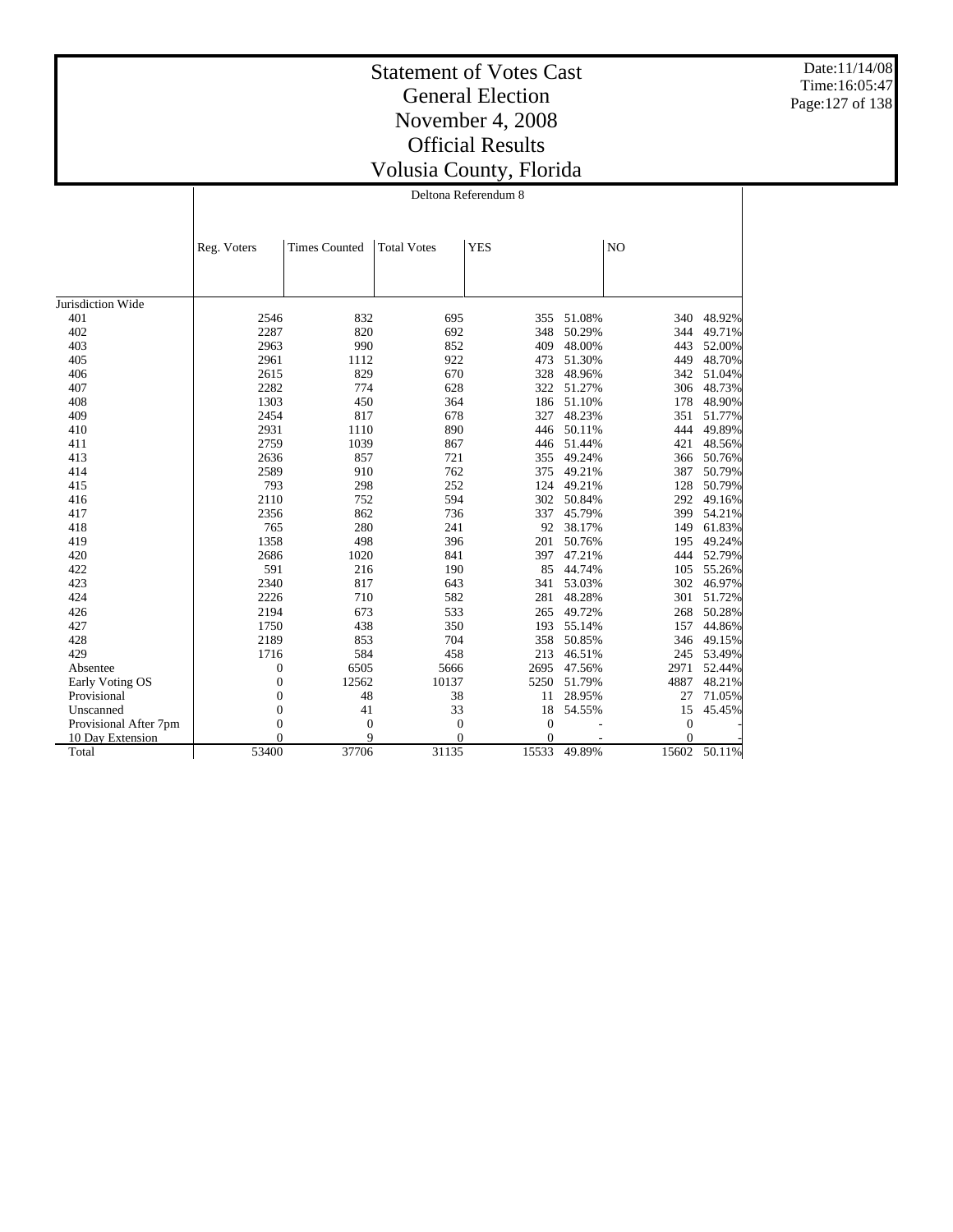# Statement of Votes Cast
## General Election
## November 4, 2008
## Official Results
## Volusia County, Florida

Date:11/14/08
Time:16:05:47

Deltona Referendum 8

| | Reg. Voters | Times Counted | Total Votes | YES | | NO | |
|---|---|---|---|---|---|---|---|
| Jurisdiction Wide | | | | | | | |
| 401 | 2546 | 832 | 695 | 355 | 51.08% | 340 | 48.92% |
| 402 | 2287 | 820 | 692 | 348 | 50.29% | 344 | 49.71% |
| 403 | 2963 | 990 | 852 | 409 | 48.00% | 443 | 52.00% |
| 405 | 2961 | 1112 | 922 | 473 | 51.30% | 449 | 48.70% |
| 406 | 2615 | 829 | 670 | 328 | 48.96% | 342 | 51.04% |
| 407 | 2282 | 774 | 628 | 322 | 51.27% | 306 | 48.73% |
| 408 | 1303 | 450 | 364 | 186 | 51.10% | 178 | 48.90% |
| 409 | 2454 | 817 | 678 | 327 | 48.23% | 351 | 51.77% |
| 410 | 2931 | 1110 | 890 | 446 | 50.11% | 444 | 49.89% |
| 411 | 2759 | 1039 | 867 | 446 | 51.44% | 421 | 48.56% |
| 413 | 2636 | 857 | 721 | 355 | 49.24% | 366 | 50.76% |
| 414 | 2589 | 910 | 762 | 375 | 49.21% | 387 | 50.79% |
| 415 | 793 | 298 | 252 | 124 | 49.21% | 128 | 50.79% |
| 416 | 2110 | 752 | 594 | 302 | 50.84% | 292 | 49.16% |
| 417 | 2356 | 862 | 736 | 337 | 45.79% | 399 | 54.21% |
| 418 | 765 | 280 | 241 | 92 | 38.17% | 149 | 61.83% |
| 419 | 1358 | 498 | 396 | 201 | 50.76% | 195 | 49.24% |
| 420 | 2686 | 1020 | 841 | 397 | 47.21% | 444 | 52.79% |
| 422 | 591 | 216 | 190 | 85 | 44.74% | 105 | 55.26% |
| 423 | 2340 | 817 | 643 | 341 | 53.03% | 302 | 46.97% |
| 424 | 2226 | 710 | 582 | 281 | 48.28% | 301 | 51.72% |
| 426 | 2194 | 673 | 533 | 265 | 49.72% | 268 | 50.28% |
| 427 | 1750 | 438 | 350 | 193 | 55.14% | 157 | 44.86% |
| 428 | 2189 | 853 | 704 | 358 | 50.85% | 346 | 49.15% |
| 429 | 1716 | 584 | 458 | 213 | 46.51% | 245 | 53.49% |
| Absentee | 0 | 6505 | 5666 | 2695 | 47.56% | 2971 | 52.44% |
| Early Voting OS | 0 | 12562 | 10137 | 5250 | 51.79% | 4887 | 48.21% |
| Provisional | 0 | 48 | 38 | 11 | 28.95% | 27 | 71.05% |
| Unscanned | 0 | 41 | 33 | 18 | 54.55% | 15 | 45.45% |
| Provisional After 7pm | 0 | 0 | 0 | 0 | - | 0 | - |
| 10 Day Extension | 0 | 9 | 0 | 0 | - | 0 | - |
| Total | 53400 | 37706 | 31135 | 15533 | 49.89% | 15602 | 50.11% |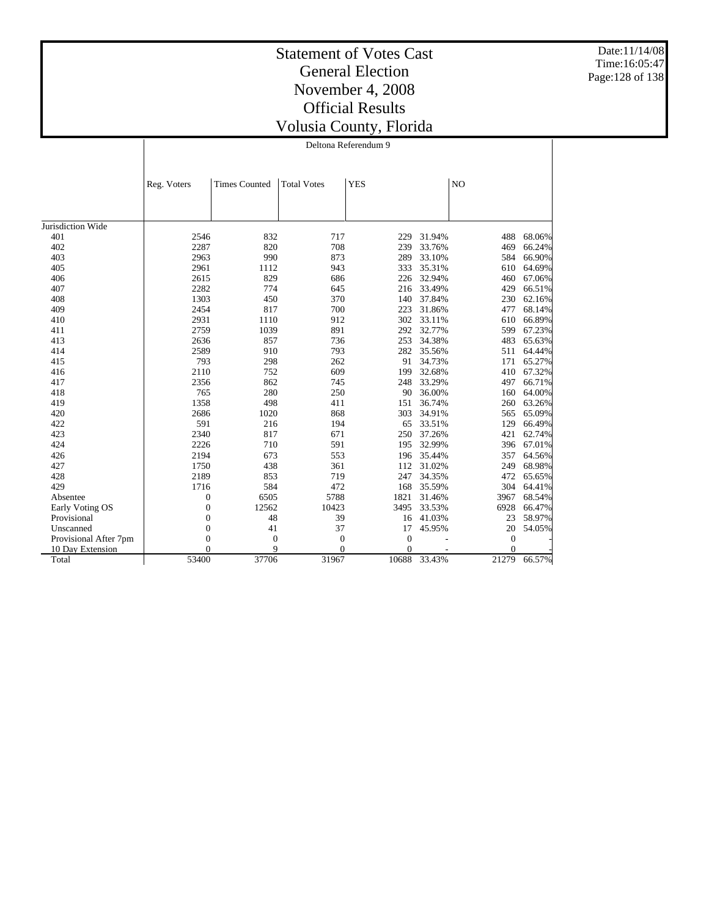# Statement of Votes Cast
# General Election
# November 4, 2008
# Official Results
# Volusia County, Florida

Date:11/14/08
Time:16:05:47

## Deltona Referendum 9

| | Reg. Voters | Times Counted | Total Votes | YES | | NO | |
|---|---|---|---|---|---|---|---|
| Jurisdiction Wide | | | | | | | |
| 401 | 2546 | 832 | 717 | 229 | 31.94% | 488 | 68.06% |
| 402 | 2287 | 820 | 708 | 239 | 33.76% | 469 | 66.24% |
| 403 | 2963 | 990 | 873 | 289 | 33.10% | 584 | 66.90% |
| 405 | 2961 | 1112 | 943 | 333 | 35.31% | 610 | 64.69% |
| 406 | 2615 | 829 | 686 | 226 | 32.94% | 460 | 67.06% |
| 407 | 2282 | 774 | 645 | 216 | 33.49% | 429 | 66.51% |
| 408 | 1303 | 450 | 370 | 140 | 37.84% | 230 | 62.16% |
| 409 | 2454 | 817 | 700 | 223 | 31.86% | 477 | 68.14% |
| 410 | 2931 | 1110 | 912 | 302 | 33.11% | 610 | 66.89% |
| 411 | 2759 | 1039 | 891 | 292 | 32.77% | 599 | 67.23% |
| 413 | 2636 | 857 | 736 | 253 | 34.38% | 483 | 65.63% |
| 414 | 2589 | 910 | 793 | 282 | 35.56% | 511 | 64.44% |
| 415 | 793 | 298 | 262 | 91 | 34.73% | 171 | 65.27% |
| 416 | 2110 | 752 | 609 | 199 | 32.68% | 410 | 67.32% |
| 417 | 2356 | 862 | 745 | 248 | 33.29% | 497 | 66.71% |
| 418 | 765 | 280 | 250 | 90 | 36.00% | 160 | 64.00% |
| 419 | 1358 | 498 | 411 | 151 | 36.74% | 260 | 63.26% |
| 420 | 2686 | 1020 | 868 | 303 | 34.91% | 565 | 65.09% |
| 422 | 591 | 216 | 194 | 65 | 33.51% | 129 | 66.49% |
| 423 | 2340 | 817 | 671 | 250 | 37.26% | 421 | 62.74% |
| 424 | 2226 | 710 | 591 | 195 | 32.99% | 396 | 67.01% |
| 426 | 2194 | 673 | 553 | 196 | 35.44% | 357 | 64.56% |
| 427 | 1750 | 438 | 361 | 112 | 31.02% | 249 | 68.98% |
| 428 | 2189 | 853 | 719 | 247 | 34.35% | 472 | 65.65% |
| 429 | 1716 | 584 | 472 | 168 | 35.59% | 304 | 64.41% |
| Absentee | 0 | 6505 | 5788 | 1821 | 31.46% | 3967 | 68.54% |
| Early Voting OS | 0 | 12562 | 10423 | 3495 | 33.53% | 6928 | 66.47% |
| Provisional | 0 | 48 | 39 | 16 | 41.03% | 23 | 58.97% |
| Unscanned | 0 | 41 | 37 | 17 | 45.95% | 20 | 54.05% |
| Provisional After 7pm | 0 | 0 | 0 | 0 | - | 0 | - |
| 10 Day Extension | 0 | 9 | 0 | 0 | - | 0 | - |
| Total | 53400 | 37706 | 31967 | 10688 | 33.43% | 21279 | 66.57% |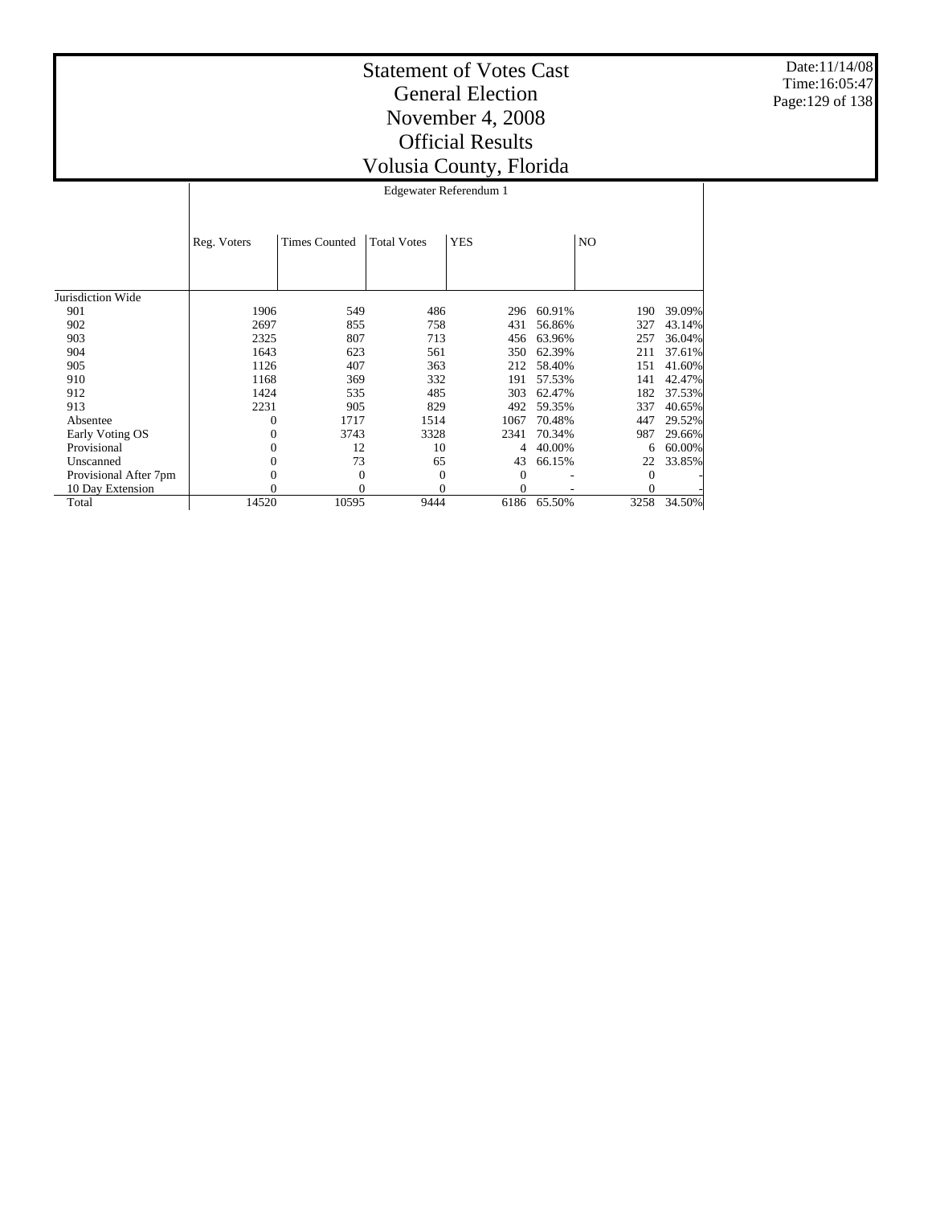# Statement of Votes Cast
## General Election
## November 4, 2008
## Official Results
## Volusia County, Florida

Date:11/14/08
Time:16:05:47

| | Edgewater Referendum 1 | | | | | | |
|---|---|---|---|---|---|---|---|
| | Reg. Voters | Times Counted | Total Votes | YES | | NO | |
| Jurisdiction Wide | | | | | | | |
| 901 | 1906 | 549 | 486 | 296 | 60.91% | 190 | 39.09% |
| 902 | 2697 | 855 | 758 | 431 | 56.86% | 327 | 43.14% |
| 903 | 2325 | 807 | 713 | 456 | 63.96% | 257 | 36.04% |
| 904 | 1643 | 623 | 561 | 350 | 62.39% | 211 | 37.61% |
| 905 | 1126 | 407 | 363 | 212 | 58.40% | 151 | 41.60% |
| 910 | 1168 | 369 | 332 | 191 | 57.53% | 141 | 42.47% |
| 912 | 1424 | 535 | 485 | 303 | 62.47% | 182 | 37.53% |
| 913 | 2231 | 905 | 829 | 492 | 59.35% | 337 | 40.65% |
| Absentee | 0 | 1717 | 1514 | 1067 | 70.48% | 447 | 29.52% |
| Early Voting OS | 0 | 3743 | 3328 | 2341 | 70.34% | 987 | 29.66% |
| Provisional | 0 | 12 | 10 | 4 | 40.00% | 6 | 60.00% |
| Unscanned | 0 | 73 | 65 | 43 | 66.15% | 22 | 33.85% |
| Provisional After 7pm | 0 | 0 | 0 | 0 | - | 0 | - |
| 10 Day Extension | 0 | 0 | 0 | 0 | - | 0 | - |
| Total | 14520 | 10595 | 9444 | 6186 | 65.50% | 3258 | 34.50% |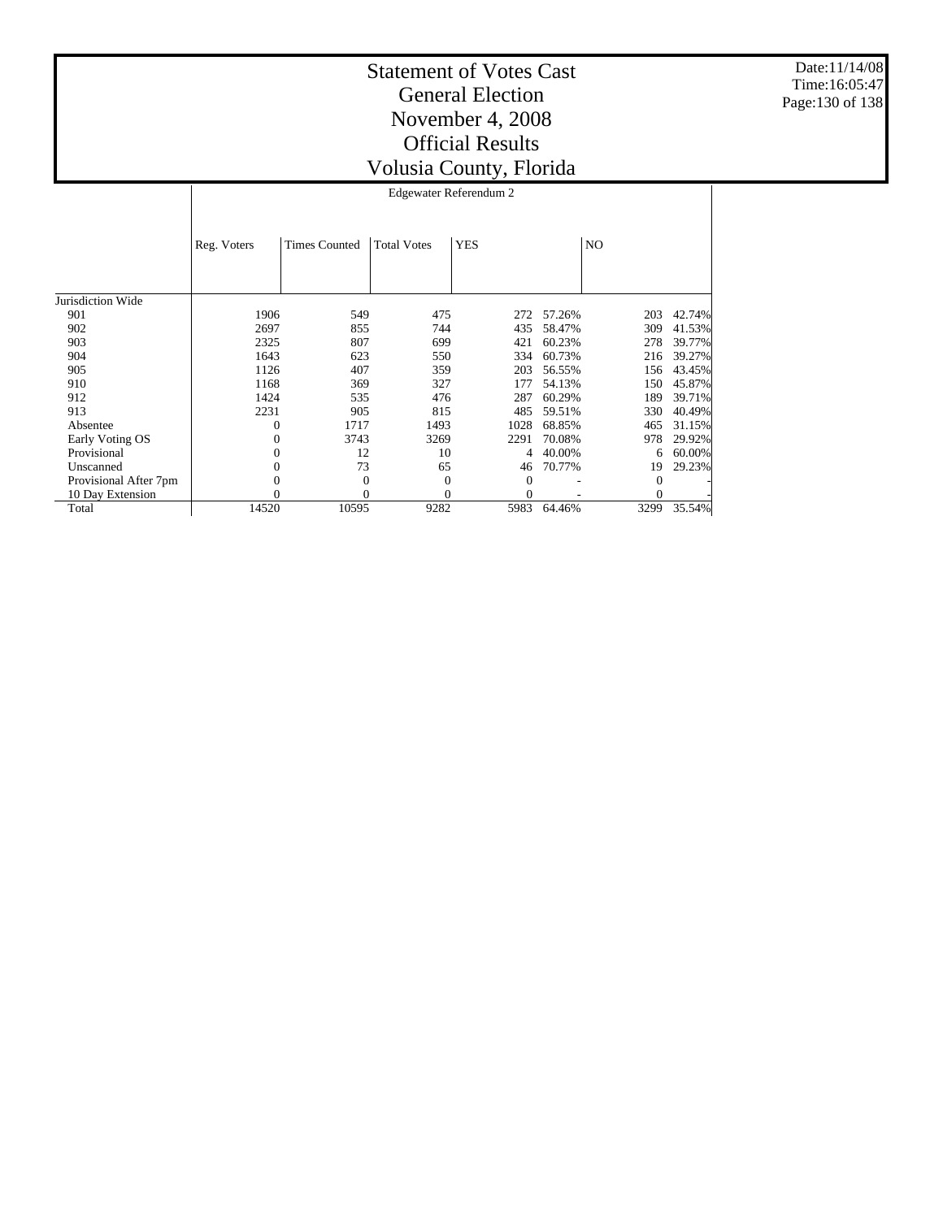# Statement of Votes Cast
## General Election
## November 4, 2008
## Official Results
## Volusia County, Florida

Date:11/14/08
Time:16:05:47

| | Edgewater Referendum 2 | | | | | | |
|---|---|---|---|---|---|---|---|
| | Reg. Voters | Times Counted | Total Votes | YES | | NO | |
| Jurisdiction Wide | | | | | | | |
| 901 | 1906 | 549 | 475 | 272 | 57.26% | 203 | 42.74% |
| 902 | 2697 | 855 | 744 | 435 | 58.47% | 309 | 41.53% |
| 903 | 2325 | 807 | 699 | 421 | 60.23% | 278 | 39.77% |
| 904 | 1643 | 623 | 550 | 334 | 60.73% | 216 | 39.27% |
| 905 | 1126 | 407 | 359 | 203 | 56.55% | 156 | 43.45% |
| 910 | 1168 | 369 | 327 | 177 | 54.13% | 150 | 45.87% |
| 912 | 1424 | 535 | 476 | 287 | 60.29% | 189 | 39.71% |
| 913 | 2231 | 905 | 815 | 485 | 59.51% | 330 | 40.49% |
| Absentee | 0 | 1717 | 1493 | 1028 | 68.85% | 465 | 31.15% |
| Early Voting OS | 0 | 3743 | 3269 | 2291 | 70.08% | 978 | 29.92% |
| Provisional | 0 | 12 | 10 | 4 | 40.00% | 6 | 60.00% |
| Unscanned | 0 | 73 | 65 | 46 | 70.77% | 19 | 29.23% |
| Provisional After 7pm | 0 | 0 | 0 | 0 | - | 0 | - |
| 10 Day Extension | 0 | 0 | 0 | 0 | - | 0 | - |
| Total | 14520 | 10595 | 9282 | 5983 | 64.46% | 3299 | 35.54% |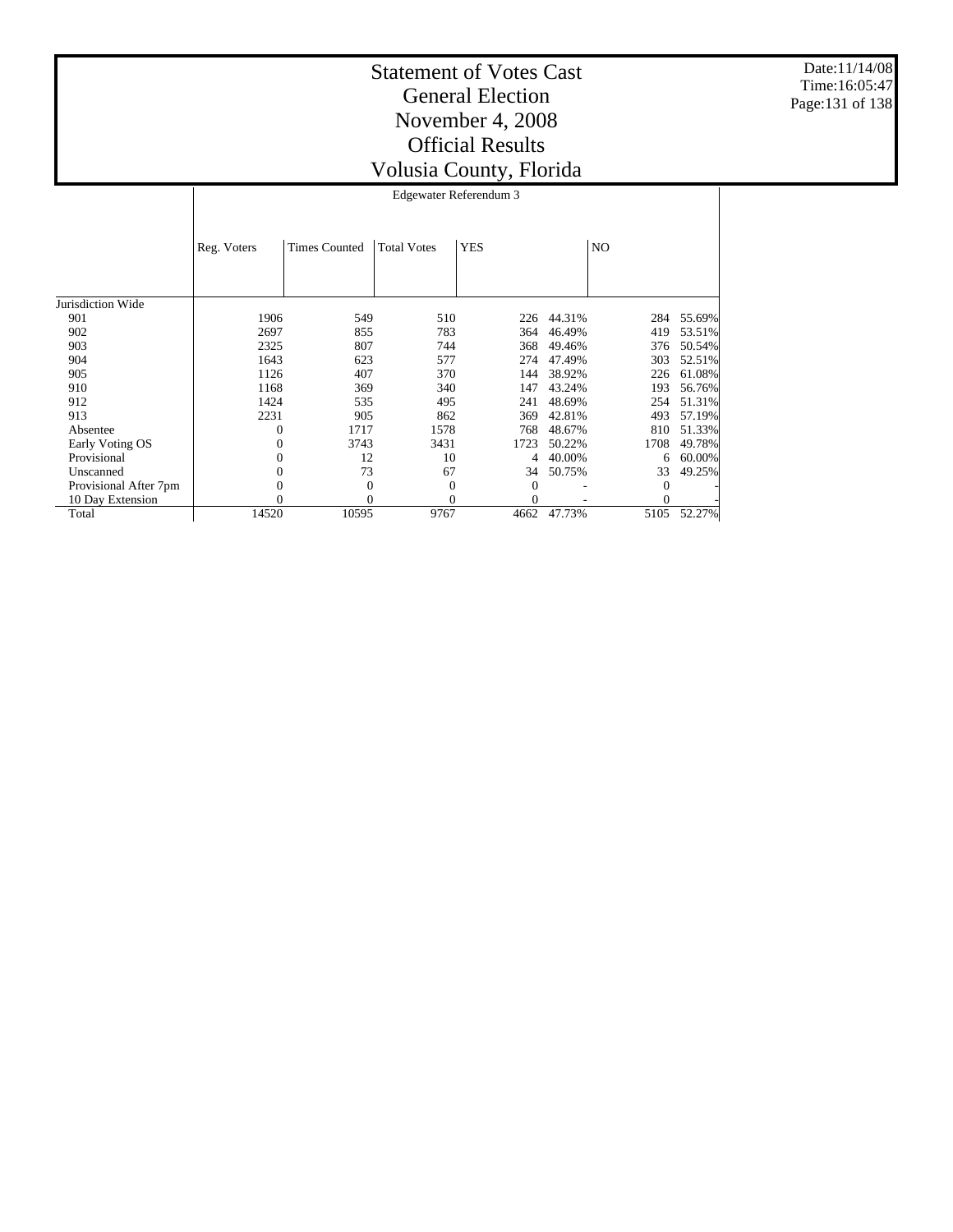# Statement of Votes Cast
## General Election
## November 4, 2008
## Official Results
## Volusia County, Florida

Date:11/14/08
Time:16:05:47

### Edgewater Referendum 3

| | Reg. Voters | Times Counted | Total Votes | YES | | NO | |
|---|---|---|---|---|---|---|---|
| Jurisdiction Wide | | | | | | | |
| 901 | 1906 | 549 | 510 | 226 | 44.31% | 284 | 55.69% |
| 902 | 2697 | 855 | 783 | 364 | 46.49% | 419 | 53.51% |
| 903 | 2325 | 807 | 744 | 368 | 49.46% | 376 | 50.54% |
| 904 | 1643 | 623 | 577 | 274 | 47.49% | 303 | 52.51% |
| 905 | 1126 | 407 | 370 | 144 | 38.92% | 226 | 61.08% |
| 910 | 1168 | 369 | 340 | 147 | 43.24% | 193 | 56.76% |
| 912 | 1424 | 535 | 495 | 241 | 48.69% | 254 | 51.31% |
| 913 | 2231 | 905 | 862 | 369 | 42.81% | 493 | 57.19% |
| Absentee | 0 | 1717 | 1578 | 768 | 48.67% | 810 | 51.33% |
| Early Voting OS | 0 | 3743 | 3431 | 1723 | 50.22% | 1708 | 49.78% |
| Provisional | 0 | 12 | 10 | 4 | 40.00% | 6 | 60.00% |
| Unscanned | 0 | 73 | 67 | 34 | 50.75% | 33 | 49.25% |
| Provisional After 7pm | 0 | 0 | 0 | 0 | - | 0 | - |
| 10 Day Extension | 0 | 0 | 0 | 0 | - | 0 | - |
| Total | 14520 | 10595 | 9767 | 4662 | 47.73% | 5105 | 52.27% |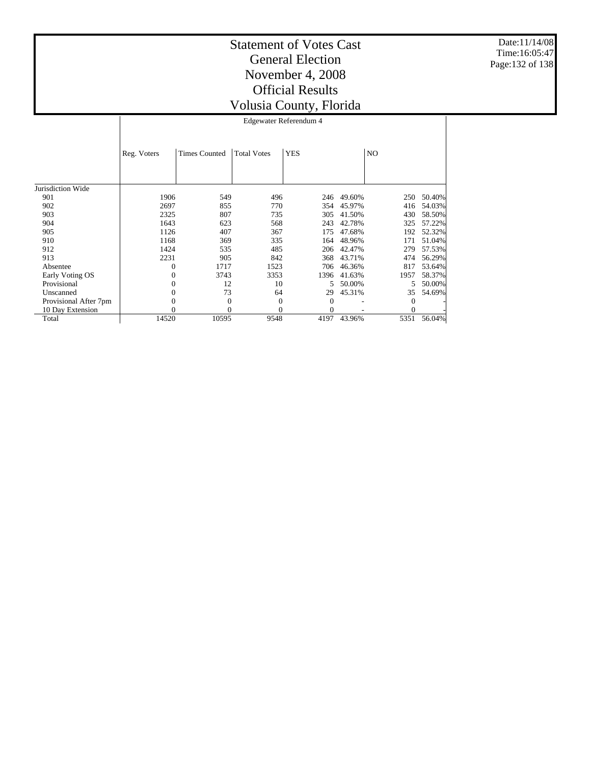# Statement of Votes Cast
# General Election
# November 4, 2008
# Official Results
# Volusia County, Florida

Date:11/14/08
Time:16:05:47

## Edgewater Referendum 4

| | Reg. Voters | Times Counted | Total Votes | YES | | NO | |
|---|---|---|---|---|---|---|---|
| Jurisdiction Wide | | | | | | | |
| 901 | 1906 | 549 | 496 | 246 | 49.60% | 250 | 50.40% |
| 902 | 2697 | 855 | 770 | 354 | 45.97% | 416 | 54.03% |
| 903 | 2325 | 807 | 735 | 305 | 41.50% | 430 | 58.50% |
| 904 | 1643 | 623 | 568 | 243 | 42.78% | 325 | 57.22% |
| 905 | 1126 | 407 | 367 | 175 | 47.68% | 192 | 52.32% |
| 910 | 1168 | 369 | 335 | 164 | 48.96% | 171 | 51.04% |
| 912 | 1424 | 535 | 485 | 206 | 42.47% | 279 | 57.53% |
| 913 | 2231 | 905 | 842 | 368 | 43.71% | 474 | 56.29% |
| Absentee | 0 | 1717 | 1523 | 706 | 46.36% | 817 | 53.64% |
| Early Voting OS | 0 | 3743 | 3353 | 1396 | 41.63% | 1957 | 58.37% |
| Provisional | 0 | 12 | 10 | 5 | 50.00% | 5 | 50.00% |
| Unscanned | 0 | 73 | 64 | 29 | 45.31% | 35 | 54.69% |
| Provisional After 7pm | 0 | 0 | 0 | 0 | - | 0 | - |
| 10 Day Extension | 0 | 0 | 0 | 0 | - | 0 | - |
| Total | 14520 | 10595 | 9548 | 4197 | 43.96% | 5351 | 56.04% |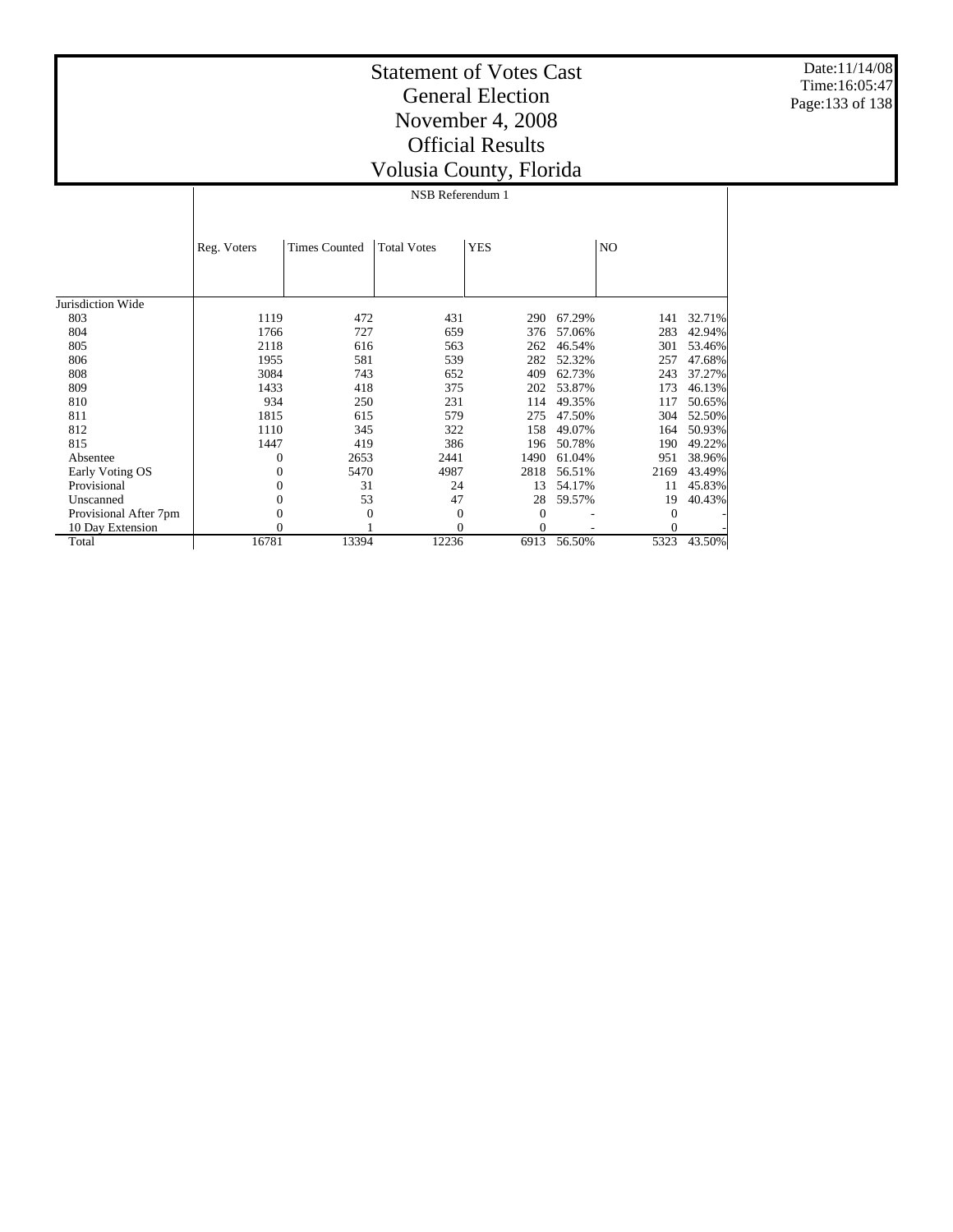# Statement of Votes Cast
# General Election
# November 4, 2008
# Official Results
# Volusia County, Florida

Date:11/14/08
Time:16:05:47

| | NSB Referendum 1 | | | | | | |
|---|---|---|---|---|---|---|---|
| | Reg. Voters | Times Counted | Total Votes | YES | | NO | |
| Jurisdiction Wide | | | | | | | |
| 803 | 1119 | 472 | 431 | 290 | 67.29% | 141 | 32.71% |
| 804 | 1766 | 727 | 659 | 376 | 57.06% | 283 | 42.94% |
| 805 | 2118 | 616 | 563 | 262 | 46.54% | 301 | 53.46% |
| 806 | 1955 | 581 | 539 | 282 | 52.32% | 257 | 47.68% |
| 808 | 3084 | 743 | 652 | 409 | 62.73% | 243 | 37.27% |
| 809 | 1433 | 418 | 375 | 202 | 53.87% | 173 | 46.13% |
| 810 | 934 | 250 | 231 | 114 | 49.35% | 117 | 50.65% |
| 811 | 1815 | 615 | 579 | 275 | 47.50% | 304 | 52.50% |
| 812 | 1110 | 345 | 322 | 158 | 49.07% | 164 | 50.93% |
| 815 | 1447 | 419 | 386 | 196 | 50.78% | 190 | 49.22% |
| Absentee | 0 | 2653 | 2441 | 1490 | 61.04% | 951 | 38.96% |
| Early Voting OS | 0 | 5470 | 4987 | 2818 | 56.51% | 2169 | 43.49% |
| Provisional | 0 | 31 | 24 | 13 | 54.17% | 11 | 45.83% |
| Unscanned | 0 | 53 | 47 | 28 | 59.57% | 19 | 40.43% |
| Provisional After 7pm | 0 | 0 | 0 | 0 | - | 0 | - |
| 10 Day Extension | 0 | 1 | 0 | 0 | - | 0 | - |
| Total | 16781 | 13394 | 12236 | 6913 | 56.50% | 5323 | 43.50% |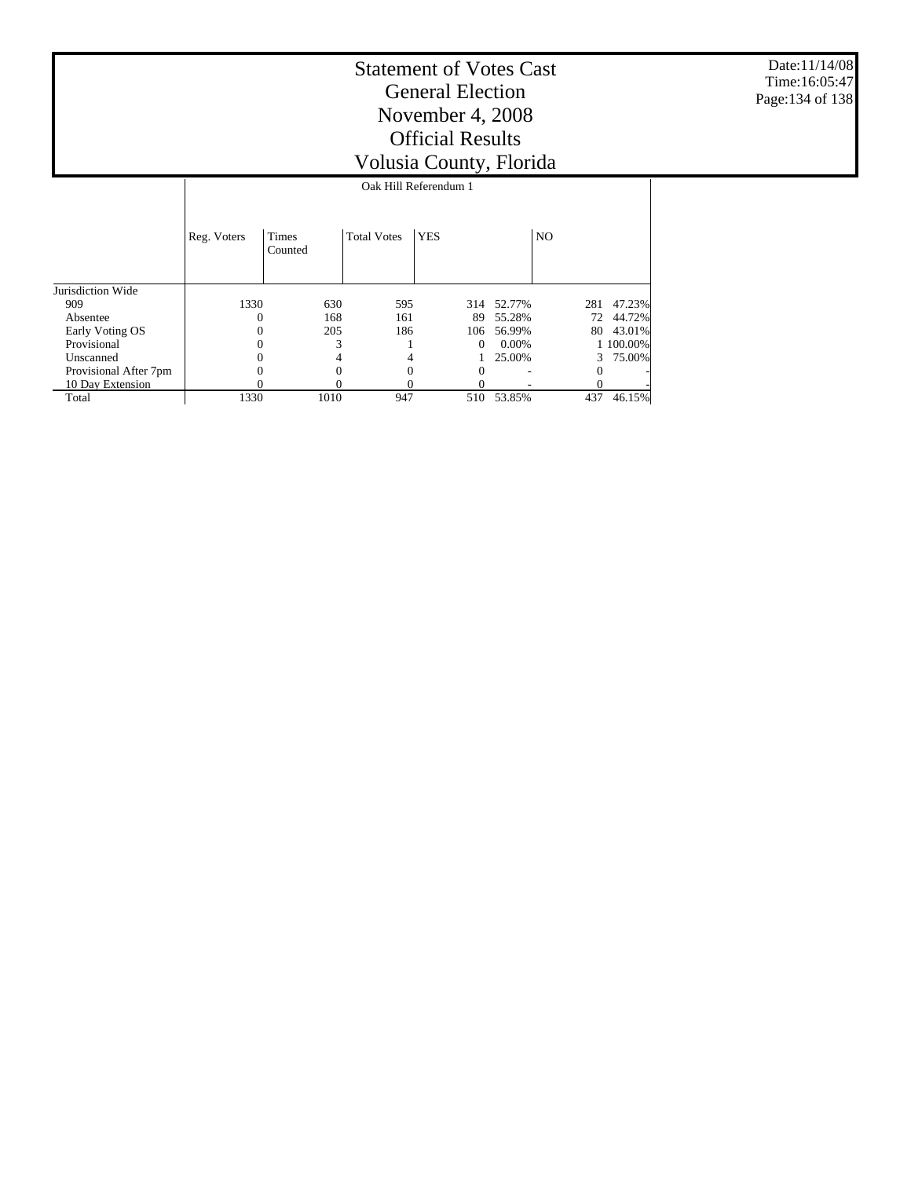# Statement of Votes Cast
# General Election
# November 4, 2008
# Official Results
# Volusia County, Florida

Date:11/14/08
Time:16:05:47

| | Oak Hill Referendum 1 | | | | | | |
|---|---|---|---|---|---|---|---|
| | Reg. Voters | Times Counted | Total Votes | YES | | NO | |
| Jurisdiction Wide | | | | | | | |
| 909 | 1330 | 630 | 595 | 314 | 52.77% | 281 | 47.23% |
| Absentee | 0 | 168 | 161 | 89 | 55.28% | 72 | 44.72% |
| Early Voting OS | 0 | 205 | 186 | 106 | 56.99% | 80 | 43.01% |
| Provisional | 0 | 3 | 1 | 0 | 0.00% | 1 | 100.00% |
| Unscanned | 0 | 4 | 4 | 1 | 25.00% | 3 | 75.00% |
| Provisional After 7pm | 0 | 0 | 0 | 0 | - | 0 | - |
| 10 Day Extension | 0 | 0 | 0 | 0 | - | 0 | - |
| Total | 1330 | 1010 | 947 | 510 | 53.85% | 437 | 46.15% |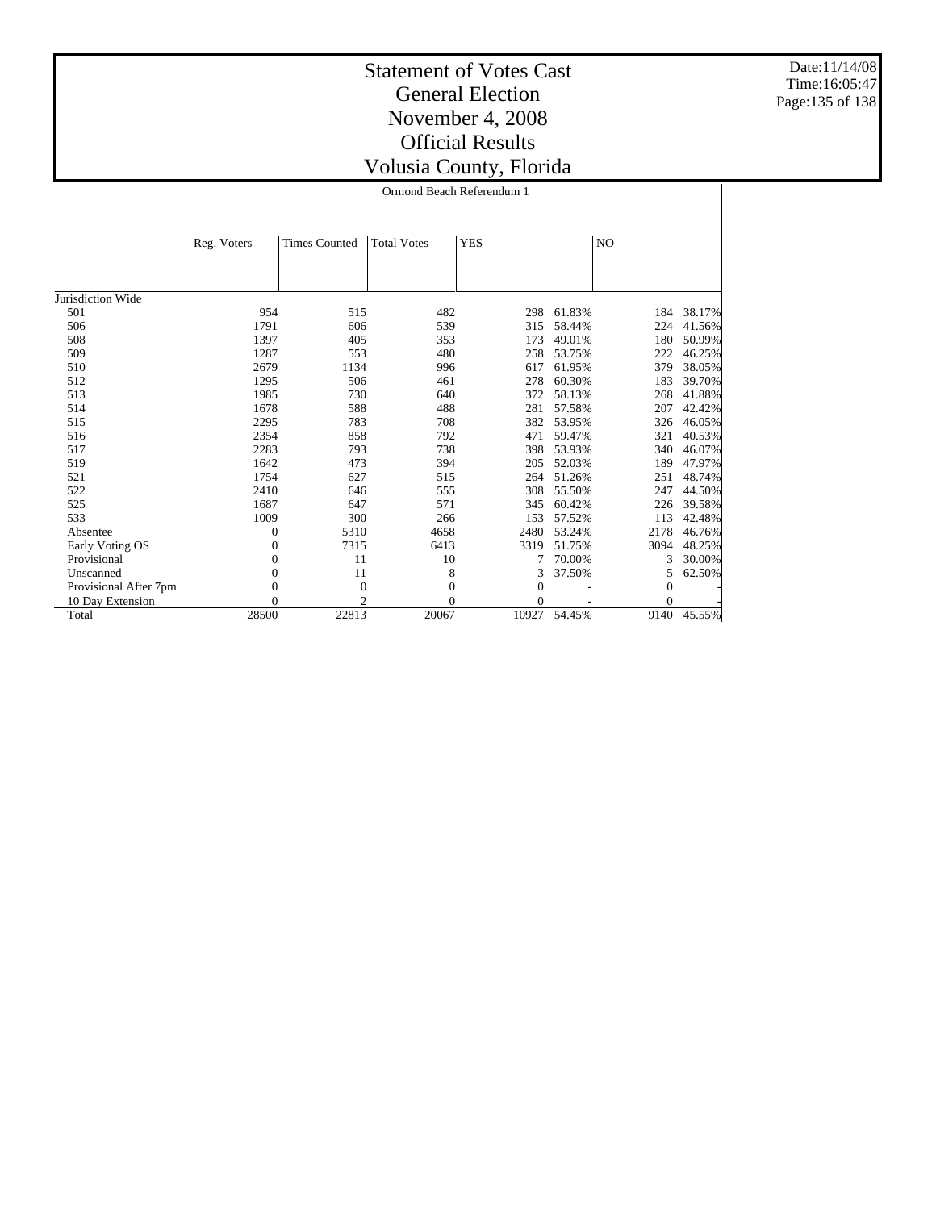# Statement of Votes Cast
# General Election
# November 4, 2008
# Official Results
# Volusia County, Florida

Date:11/14/08
Time:16:05:47

| | Ormond Beach Referendum 1 | | | | | | |
|---|---|---|---|---|---|---|---|
| | Reg. Voters | Times Counted | Total Votes | YES | | NO | |
| Jurisdiction Wide | | | | | | | |
| 501 | 954 | 515 | 482 | 298 | 61.83% | 184 | 38.17% |
| 506 | 1791 | 606 | 539 | 315 | 58.44% | 224 | 41.56% |
| 508 | 1397 | 405 | 353 | 173 | 49.01% | 180 | 50.99% |
| 509 | 1287 | 553 | 480 | 258 | 53.75% | 222 | 46.25% |
| 510 | 2679 | 1134 | 996 | 617 | 61.95% | 379 | 38.05% |
| 512 | 1295 | 506 | 461 | 278 | 60.30% | 183 | 39.70% |
| 513 | 1985 | 730 | 640 | 372 | 58.13% | 268 | 41.88% |
| 514 | 1678 | 588 | 488 | 281 | 57.58% | 207 | 42.42% |
| 515 | 2295 | 783 | 708 | 382 | 53.95% | 326 | 46.05% |
| 516 | 2354 | 858 | 792 | 471 | 59.47% | 321 | 40.53% |
| 517 | 2283 | 793 | 738 | 398 | 53.93% | 340 | 46.07% |
| 519 | 1642 | 473 | 394 | 205 | 52.03% | 189 | 47.97% |
| 521 | 1754 | 627 | 515 | 264 | 51.26% | 251 | 48.74% |
| 522 | 2410 | 646 | 555 | 308 | 55.50% | 247 | 44.50% |
| 525 | 1687 | 647 | 571 | 345 | 60.42% | 226 | 39.58% |
| 533 | 1009 | 300 | 266 | 153 | 57.52% | 113 | 42.48% |
| Absentee | 0 | 5310 | 4658 | 2480 | 53.24% | 2178 | 46.76% |
| Early Voting OS | 0 | 7315 | 6413 | 3319 | 51.75% | 3094 | 48.25% |
| Provisional | 0 | 11 | 10 | 7 | 70.00% | 3 | 30.00% |
| Unscanned | 0 | 11 | 8 | 3 | 37.50% | 5 | 62.50% |
| Provisional After 7pm | 0 | 0 | 0 | 0 | - | 0 | - |
| 10 Day Extension | 0 | 2 | 0 | 0 | - | 0 | - |
| Total | 28500 | 22813 | 20067 | 10927 | 54.45% | 9140 | 45.55% |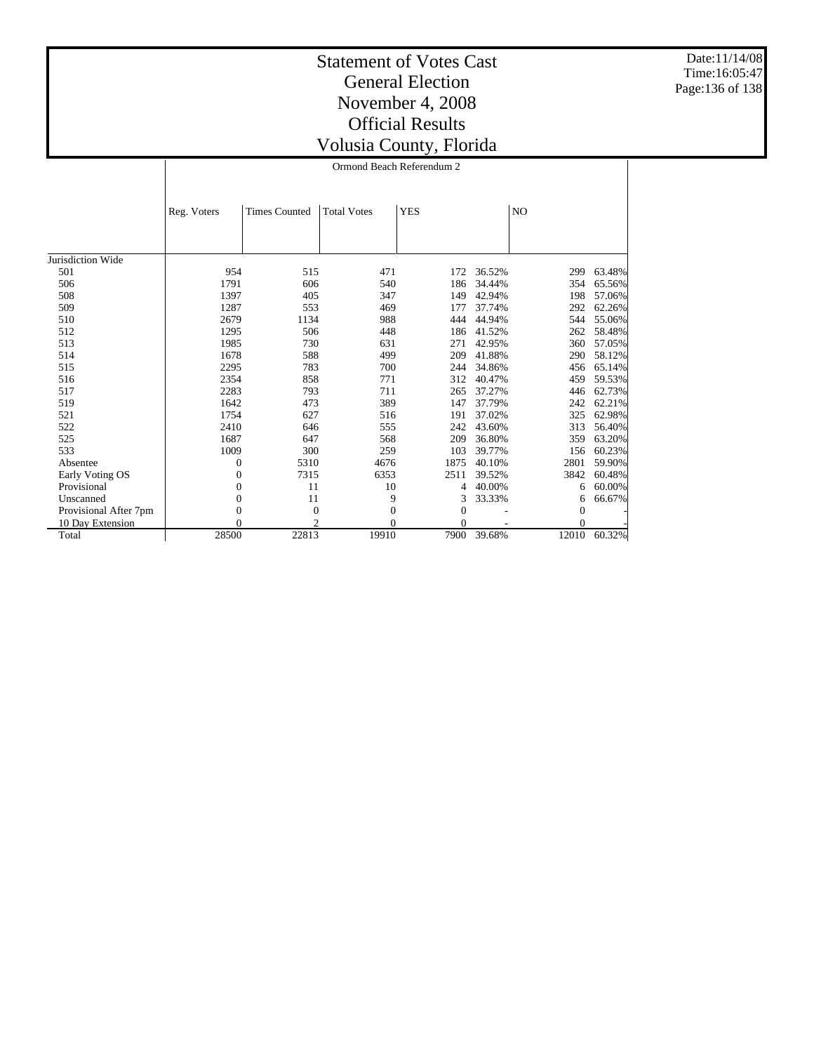# Statement of Votes Cast
## General Election
## November 4, 2008
## Official Results
## Volusia County, Florida

Date:11/14/08
Time:16:05:47

Ormond Beach Referendum 2

| | Reg. Voters | Times Counted | Total Votes | YES | | NO | |
|---|---|---|---|---|---|---|---|
| Jurisdiction Wide | | | | | | | |
| 501 | 954 | 515 | 471 | 172 | 36.52% | 299 | 63.48% |
| 506 | 1791 | 606 | 540 | 186 | 34.44% | 354 | 65.56% |
| 508 | 1397 | 405 | 347 | 149 | 42.94% | 198 | 57.06% |
| 509 | 1287 | 553 | 469 | 177 | 37.74% | 292 | 62.26% |
| 510 | 2679 | 1134 | 988 | 444 | 44.94% | 544 | 55.06% |
| 512 | 1295 | 506 | 448 | 186 | 41.52% | 262 | 58.48% |
| 513 | 1985 | 730 | 631 | 271 | 42.95% | 360 | 57.05% |
| 514 | 1678 | 588 | 499 | 209 | 41.88% | 290 | 58.12% |
| 515 | 2295 | 783 | 700 | 244 | 34.86% | 456 | 65.14% |
| 516 | 2354 | 858 | 771 | 312 | 40.47% | 459 | 59.53% |
| 517 | 2283 | 793 | 711 | 265 | 37.27% | 446 | 62.73% |
| 519 | 1642 | 473 | 389 | 147 | 37.79% | 242 | 62.21% |
| 521 | 1754 | 627 | 516 | 191 | 37.02% | 325 | 62.98% |
| 522 | 2410 | 646 | 555 | 242 | 43.60% | 313 | 56.40% |
| 525 | 1687 | 647 | 568 | 209 | 36.80% | 359 | 63.20% |
| 533 | 1009 | 300 | 259 | 103 | 39.77% | 156 | 60.23% |
| Absentee | 0 | 5310 | 4676 | 1875 | 40.10% | 2801 | 59.90% |
| Early Voting OS | 0 | 7315 | 6353 | 2511 | 39.52% | 3842 | 60.48% |
| Provisional | 0 | 11 | 10 | 4 | 40.00% | 6 | 60.00% |
| Unscanned | 0 | 11 | 9 | 3 | 33.33% | 6 | 66.67% |
| Provisional After 7pm | 0 | 0 | 0 | 0 | - | 0 | - |
| 10 Day Extension | 0 | 2 | 0 | 0 | - | 0 | - |
| Total | 28500 | 22813 | 19910 | 7900 | 39.68% | 12010 | 60.32% |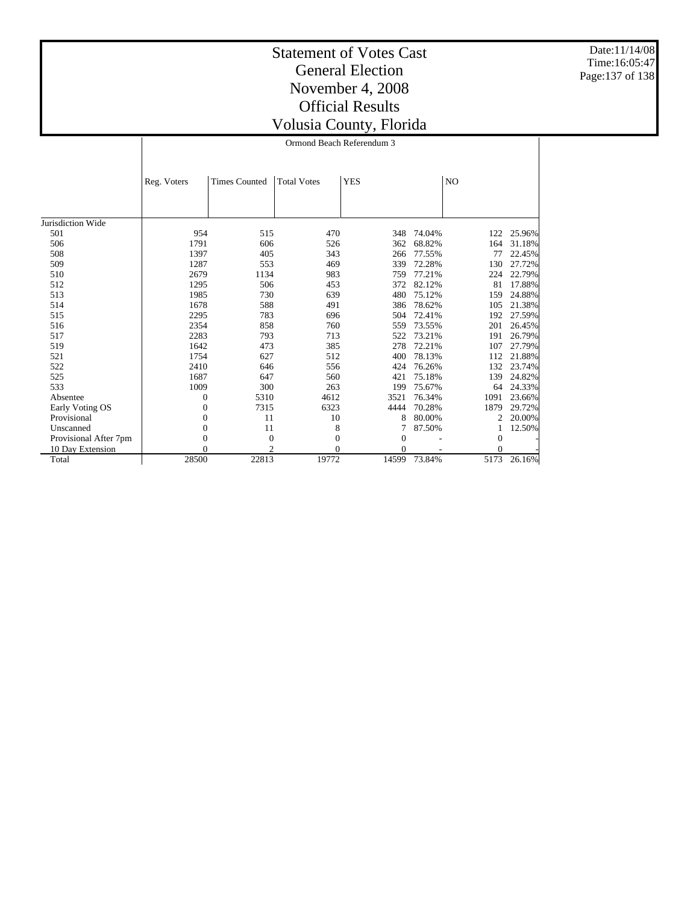# Statement of Votes Cast
## General Election
## November 4, 2008
## Official Results
## Volusia County, Florida

Date:11/14/08
Time:16:05:47

### Ormond Beach Referendum 3

| | Reg. Voters | Times Counted | Total Votes | YES | | NO | |
|---|---|---|---|---|---|---|---|
| Jurisdiction Wide | | | | | | | |
| 501 | 954 | 515 | 470 | 348 | 74.04% | 122 | 25.96% |
| 506 | 1791 | 606 | 526 | 362 | 68.82% | 164 | 31.18% |
| 508 | 1397 | 405 | 343 | 266 | 77.55% | 77 | 22.45% |
| 509 | 1287 | 553 | 469 | 339 | 72.28% | 130 | 27.72% |
| 510 | 2679 | 1134 | 983 | 759 | 77.21% | 224 | 22.79% |
| 512 | 1295 | 506 | 453 | 372 | 82.12% | 81 | 17.88% |
| 513 | 1985 | 730 | 639 | 480 | 75.12% | 159 | 24.88% |
| 514 | 1678 | 588 | 491 | 386 | 78.62% | 105 | 21.38% |
| 515 | 2295 | 783 | 696 | 504 | 72.41% | 192 | 27.59% |
| 516 | 2354 | 858 | 760 | 559 | 73.55% | 201 | 26.45% |
| 517 | 2283 | 793 | 713 | 522 | 73.21% | 191 | 26.79% |
| 519 | 1642 | 473 | 385 | 278 | 72.21% | 107 | 27.79% |
| 521 | 1754 | 627 | 512 | 400 | 78.13% | 112 | 21.88% |
| 522 | 2410 | 646 | 556 | 424 | 76.26% | 132 | 23.74% |
| 525 | 1687 | 647 | 560 | 421 | 75.18% | 139 | 24.82% |
| 533 | 1009 | 300 | 263 | 199 | 75.67% | 64 | 24.33% |
| Absentee | 0 | 5310 | 4612 | 3521 | 76.34% | 1091 | 23.66% |
| Early Voting OS | 0 | 7315 | 6323 | 4444 | 70.28% | 1879 | 29.72% |
| Provisional | 0 | 11 | 10 | 8 | 80.00% | 2 | 20.00% |
| Unscanned | 0 | 11 | 8 | 7 | 87.50% | 1 | 12.50% |
| Provisional After 7pm | 0 | 0 | 0 | 0 | - | 0 | - |
| 10 Day Extension | 0 | 2 | 0 | 0 | - | 0 | - |
| Total | 28500 | 22813 | 19772 | 14599 | 73.84% | 5173 | 26.16% |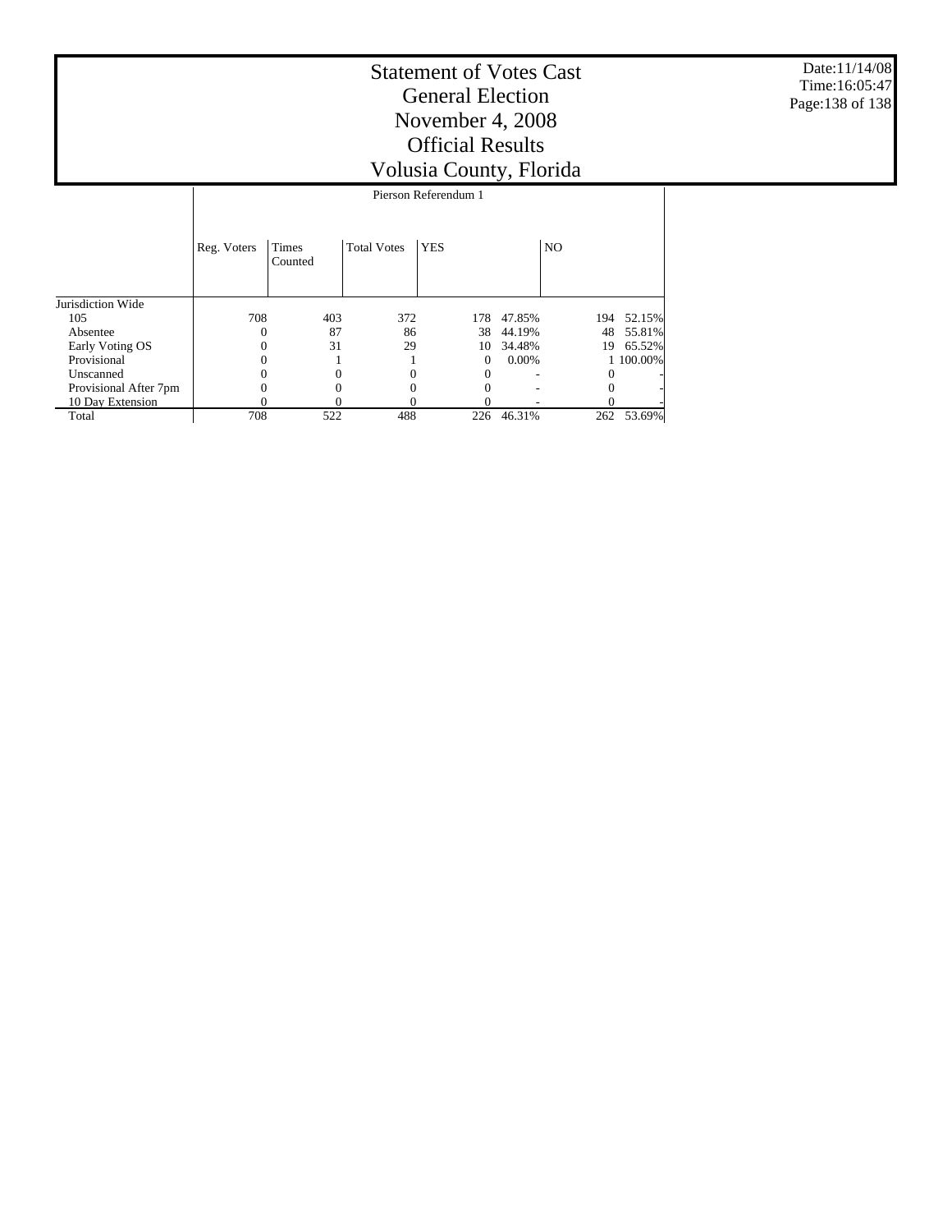# Statement of Votes Cast
# General Election
# November 4, 2008
# Official Results
# Volusia County, Florida

Date:11/14/08
Time:16:05:47

| | Pierson Referendum 1 | | | | | | |
|---|---|---|---|---|---|---|---|
| | Reg. Voters | Times Counted | Total Votes | YES | | NO | |
| Jurisdiction Wide | | | | | | | |
| 105 | 708 | 403 | 372 | 178 | 47.85% | 194 | 52.15% |
| Absentee | 0 | 87 | 86 | 38 | 44.19% | 48 | 55.81% |
| Early Voting OS | 0 | 31 | 29 | 10 | 34.48% | 19 | 65.52% |
| Provisional | 0 | 1 | 1 | 0 | 0.00% | 1 | 100.00% |
| Unscanned | 0 | 0 | 0 | 0 | - | 0 | - |
| Provisional After 7pm | 0 | 0 | 0 | 0 | - | 0 | - |
| 10 Day Extension | 0 | 0 | 0 | 0 | - | 0 | - |
| Total | 708 | 522 | 488 | 226 | 46.31% | 262 | 53.69% |